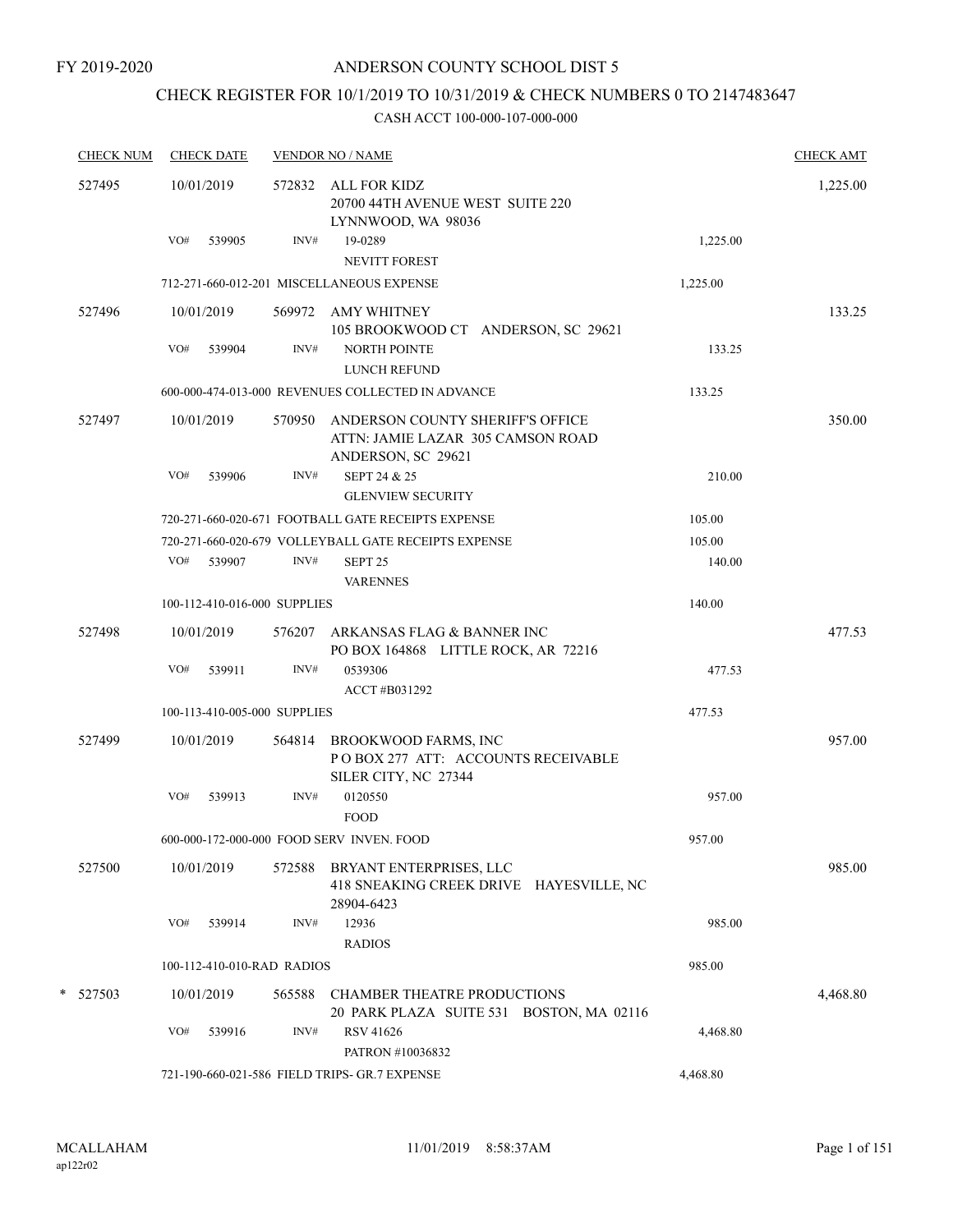FY 2019-2020

# ANDERSON COUNTY SCHOOL DIST 5

## CHECK REGISTER FOR 10/1/2019 TO 10/31/2019 & CHECK NUMBERS 0 TO 2147483647

### CASH ACCT 100-000-107-000-000

| CHECK NUM | CHECK DATE | VENDOR NO / NAME | | CHECK AMT |
|---|---|---|---|---|
| 527495 | 10/01/2019 | 572832 ALL FOR KIDZ<br>20700 44TH AVENUE WEST SUITE 220<br>LYNNWOOD, WA 98036 | | 1,225.00 |
| | VO# 539905 | INV# 19-0289<br>NEVITT FOREST | 1,225.00 | |
| | 712-271-660-012-201 MISCELLANEOUS EXPENSE | | 1,225.00 | |
| 527496 | 10/01/2019 | 569972 AMY WHITNEY<br>105 BROOKWOOD CT ANDERSON, SC 29621 | | 133.25 |
| | VO# 539904 | INV# NORTH POINTE<br>LUNCH REFUND | 133.25 | |
| | 600-000-474-013-000 REVENUES COLLECTED IN ADVANCE | | 133.25 | |
| 527497 | 10/01/2019 | 570950 ANDERSON COUNTY SHERIFF'S OFFICE<br>ATTN: JAMIE LAZAR 305 CAMSON ROAD<br>ANDERSON, SC 29621 | | 350.00 |
| | VO# 539906 | INV# SEPT 24 & 25<br>GLENVIEW SECURITY | 210.00 | |
| | 720-271-660-020-671 FOOTBALL GATE RECEIPTS EXPENSE | | 105.00 | |
| | 720-271-660-020-679 VOLLEYBALL GATE RECEIPTS EXPENSE | | 105.00 | |
| | VO# 539907 | INV# SEPT 25<br>VARENNES | 140.00 | |
| | 100-112-410-016-000 SUPPLIES | | 140.00 | |
| 527498 | 10/01/2019 | 576207 ARKANSAS FLAG & BANNER INC<br>PO BOX 164868 LITTLE ROCK, AR 72216 | | 477.53 |
| | VO# 539911 | INV# 0539306<br>ACCT #B031292 | 477.53 | |
| | 100-113-410-005-000 SUPPLIES | | 477.53 | |
| 527499 | 10/01/2019 | 564814 BROOKWOOD FARMS, INC<br>P O BOX 277 ATT: ACCOUNTS RECEIVABLE<br>SILER CITY, NC 27344 | | 957.00 |
| | VO# 539913 | INV# 0120550<br>FOOD | 957.00 | |
| | 600-000-172-000-000 FOOD SERV INVEN. FOOD | | 957.00 | |
| 527500 | 10/01/2019 | 572588 BRYANT ENTERPRISES, LLC<br>418 SNEAKING CREEK DRIVE HAYESVILLE, NC<br>28904-6423 | | 985.00 |
| | VO# 539914 | INV# 12936<br>RADIOS | 985.00 | |
| | 100-112-410-010-RAD RADIOS | | 985.00 | |
| * 527503 | 10/01/2019 | 565588 CHAMBER THEATRE PRODUCTIONS<br>20 PARK PLAZA SUITE 531 BOSTON, MA 02116 | | 4,468.80 |
| | VO# 539916 | INV# RSV 41626<br>PATRON #10036832 | 4,468.80 | |
| | 721-190-660-021-586 FIELD TRIPS- GR.7 EXPENSE | | 4,468.80 | |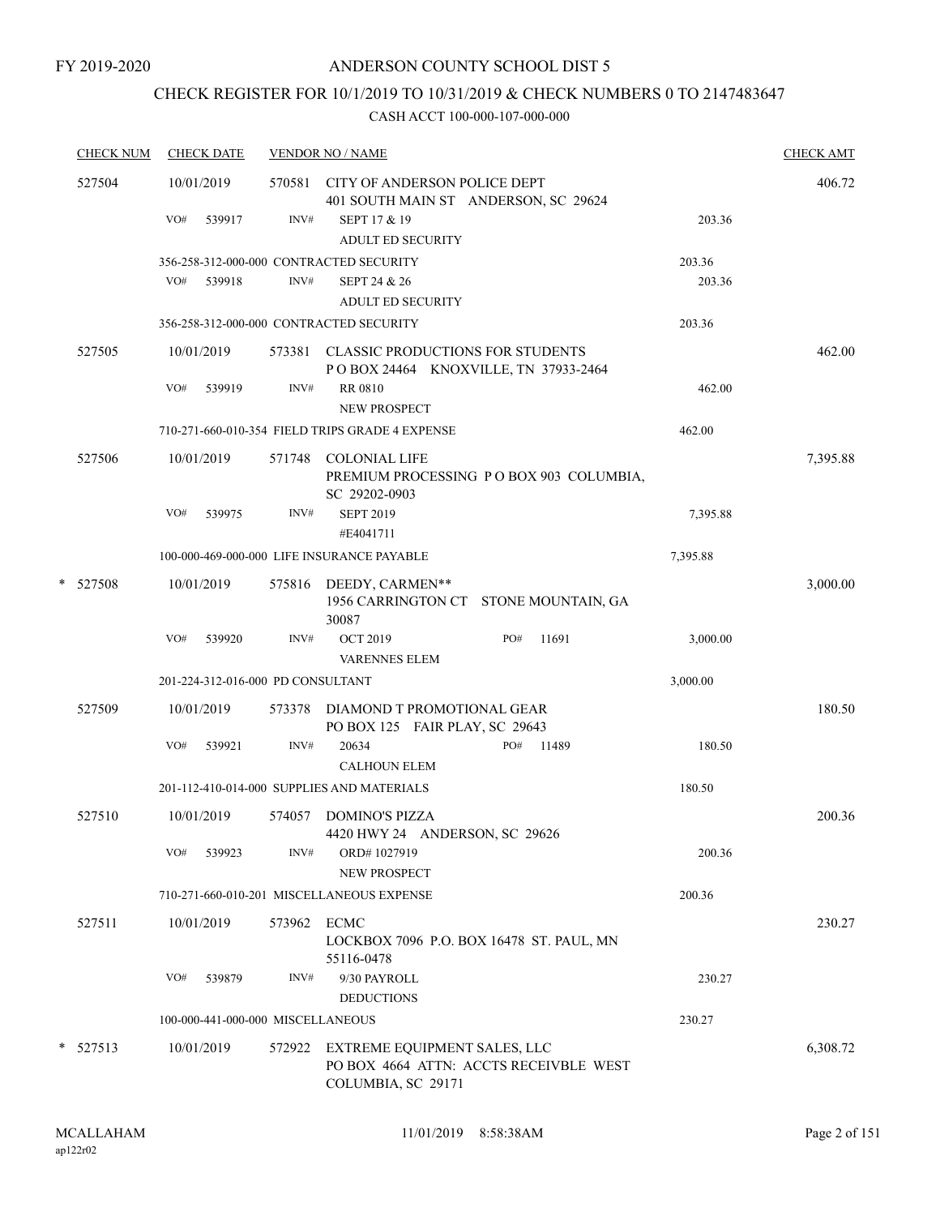FY 2019-2020

# ANDERSON COUNTY SCHOOL DIST 5

## CHECK REGISTER FOR 10/1/2019 TO 10/31/2019 & CHECK NUMBERS 0 TO 2147483647

### CASH ACCT 100-000-107-000-000

| CHECK NUM | CHECK DATE | VENDOR NO / NAME | | CHECK AMT |
|---|---|---|---|---|
| 527504 | 10/01/2019 | 570581 CITY OF ANDERSON POLICE DEPT<br>401 SOUTH MAIN ST ANDERSON, SC 29624 | | 406.72 |
| | VO# 539917 | INV# SEPT 17 & 19<br>ADULT ED SECURITY | 203.36 | |
| | | 356-258-312-000-000 CONTRACTED SECURITY | 203.36 | |
| | VO# 539918 | INV# SEPT 24 & 26<br>ADULT ED SECURITY | 203.36 | |
| | | 356-258-312-000-000 CONTRACTED SECURITY | 203.36 | |
| 527505 | 10/01/2019 | 573381 CLASSIC PRODUCTIONS FOR STUDENTS<br>P O BOX 24464 KNOXVILLE, TN 37933-2464 | | 462.00 |
| | VO# 539919 | INV# RR 0810<br>NEW PROSPECT | 462.00 | |
| | | 710-271-660-010-354 FIELD TRIPS GRADE 4 EXPENSE | 462.00 | |
| 527506 | 10/01/2019 | 571748 COLONIAL LIFE<br>PREMIUM PROCESSING P O BOX 903 COLUMBIA, SC 29202-0903 | | 7,395.88 |
| | VO# 539975 | INV# SEPT 2019<br>#E4041711 | 7,395.88 | |
| | | 100-000-469-000-000 LIFE INSURANCE PAYABLE | 7,395.88 | |
| * 527508 | 10/01/2019 | 575816 DEEDY, CARMEN**<br>1956 CARRINGTON CT STONE MOUNTAIN, GA 30087 | | 3,000.00 |
| | VO# 539920 | INV# OCT 2019 PO# 11691<br>VARENNES ELEM | 3,000.00 | |
| | | 201-224-312-016-000 PD CONSULTANT | 3,000.00 | |
| 527509 | 10/01/2019 | 573378 DIAMOND T PROMOTIONAL GEAR<br>PO BOX 125 FAIR PLAY, SC 29643 | | 180.50 |
| | VO# 539921 | INV# 20634 PO# 11489<br>CALHOUN ELEM | 180.50 | |
| | | 201-112-410-014-000 SUPPLIES AND MATERIALS | 180.50 | |
| 527510 | 10/01/2019 | 574057 DOMINO'S PIZZA<br>4420 HWY 24 ANDERSON, SC 29626 | | 200.36 |
| | VO# 539923 | INV# ORD# 1027919<br>NEW PROSPECT | 200.36 | |
| | | 710-271-660-010-201 MISCELLANEOUS EXPENSE | 200.36 | |
| 527511 | 10/01/2019 | 573962 ECMC<br>LOCKBOX 7096 P.O. BOX 16478 ST. PAUL, MN 55116-0478 | | 230.27 |
| | VO# 539879 | INV# 9/30 PAYROLL<br>DEDUCTIONS | 230.27 | |
| | | 100-000-441-000-000 MISCELLANEOUS | 230.27 | |
| * 527513 | 10/01/2019 | 572922 EXTREME EQUIPMENT SALES, LLC<br>PO BOX 4664 ATTN: ACCTS RECEIVBLE WEST COLUMBIA, SC 29171 | | 6,308.72 |

MCALLAHAM
ap122r02
11/01/2019 8:58:38AM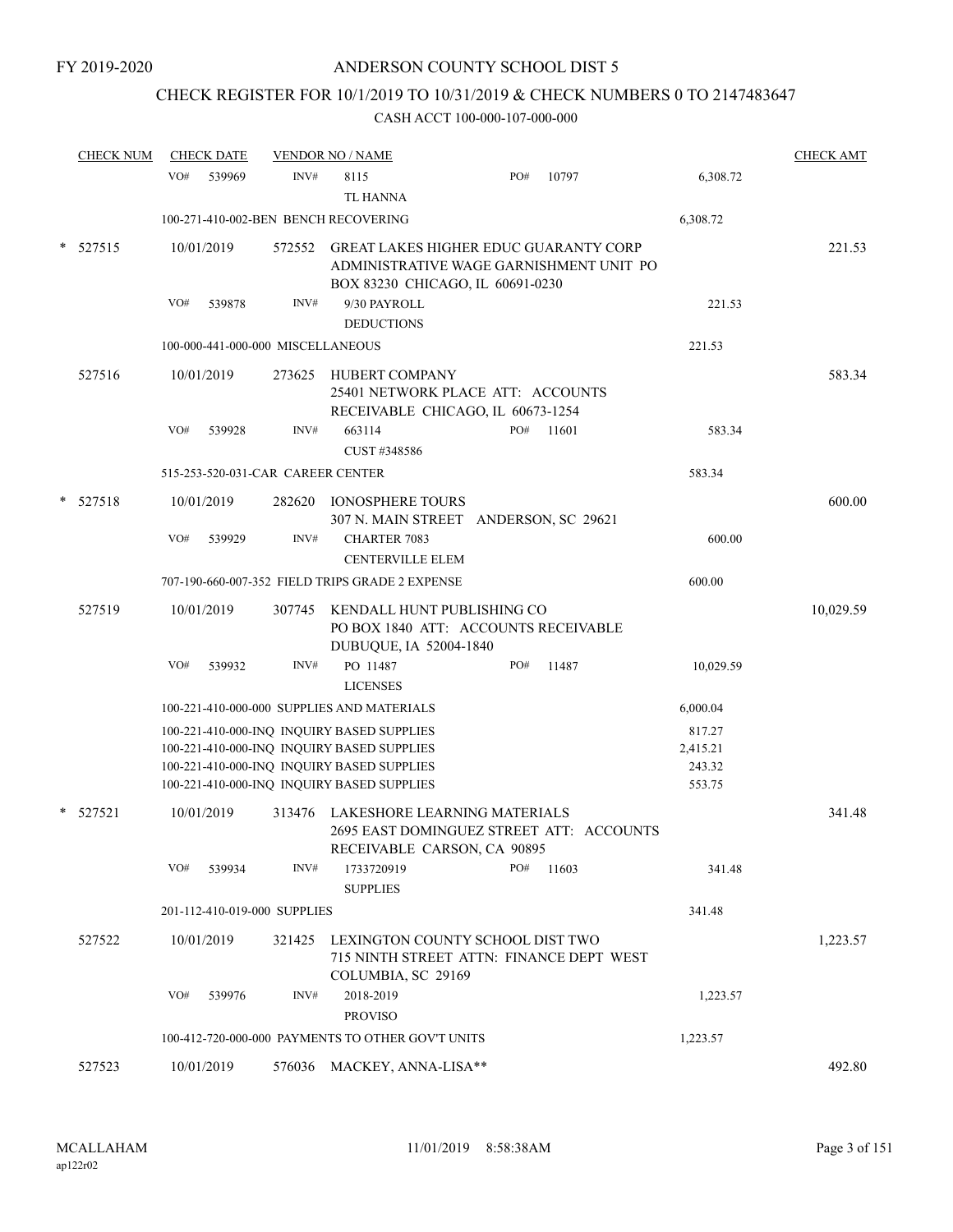FY 2019-2020

# ANDERSON COUNTY SCHOOL DIST 5

## CHECK REGISTER FOR 10/1/2019 TO 10/31/2019 & CHECK NUMBERS 0 TO 2147483647

### CASH ACCT 100-000-107-000-000

| CHECK NUM | CHECK DATE | VENDOR NO / NAME | | | CHECK AMT |
|---|---|---|---|---|---|
| | VO# 539969 | INV# 8115<br>TL HANNA | PO# 10797 | 6,308.72 | |
| | 100-271-410-002-BEN BENCH RECOVERING | | | 6,308.72 | |
| * 527515 | 10/01/2019 | 572552 GREAT LAKES HIGHER EDUC GUARANTY CORP<br>ADMINISTRATIVE WAGE GARNISHMENT UNIT PO BOX 83230 CHICAGO, IL 60691-0230 | | | 221.53 |
| | VO# 539878 | INV# 9/30 PAYROLL<br>DEDUCTIONS | | 221.53 | |
| | 100-000-441-000-000 MISCELLANEOUS | | | 221.53 | |
| 527516 | 10/01/2019 | 273625 HUBERT COMPANY<br>25401 NETWORK PLACE ATT: ACCOUNTS RECEIVABLE CHICAGO, IL 60673-1254 | | | 583.34 |
| | VO# 539928 | INV# 663114<br>CUST #348586 | PO# 11601 | 583.34 | |
| | 515-253-520-031-CAR CAREER CENTER | | | 583.34 | |
| * 527518 | 10/01/2019 | 282620 IONOSPHERE TOURS<br>307 N. MAIN STREET ANDERSON, SC 29621 | | | 600.00 |
| | VO# 539929 | INV# CHARTER 7083<br>CENTERVILLE ELEM | | 600.00 | |
| | 707-190-660-007-352 FIELD TRIPS GRADE 2 EXPENSE | | | 600.00 | |
| 527519 | 10/01/2019 | 307745 KENDALL HUNT PUBLISHING CO<br>PO BOX 1840 ATT: ACCOUNTS RECEIVABLE DUBUQUE, IA 52004-1840 | | | 10,029.59 |
| | VO# 539932 | INV# PO 11487<br>LICENSES | PO# 11487 | 10,029.59 | |
| | 100-221-410-000-000 SUPPLIES AND MATERIALS | | | 6,000.04 | |
| | 100-221-410-000-INQ INQUIRY BASED SUPPLIES | | | 817.27 | |
| | 100-221-410-000-INQ INQUIRY BASED SUPPLIES | | | 2,415.21 | |
| | 100-221-410-000-INQ INQUIRY BASED SUPPLIES | | | 243.32 | |
| | 100-221-410-000-INQ INQUIRY BASED SUPPLIES | | | 553.75 | |
| * 527521 | 10/01/2019 | 313476 LAKESHORE LEARNING MATERIALS<br>2695 EAST DOMINGUEZ STREET ATT: ACCOUNTS RECEIVABLE CARSON, CA 90895 | | | 341.48 |
| | VO# 539934 | INV# 1733720919<br>SUPPLIES | PO# 11603 | 341.48 | |
| | 201-112-410-019-000 SUPPLIES | | | 341.48 | |
| 527522 | 10/01/2019 | 321425 LEXINGTON COUNTY SCHOOL DIST TWO<br>715 NINTH STREET ATTN: FINANCE DEPT WEST COLUMBIA, SC 29169 | | | 1,223.57 |
| | VO# 539976 | INV# 2018-2019<br>PROVISO | | 1,223.57 | |
| | 100-412-720-000-000 PAYMENTS TO OTHER GOV'T UNITS | | | 1,223.57 | |
| 527523 | 10/01/2019 | 576036 MACKEY, ANNA-LISA** | | | 492.80 |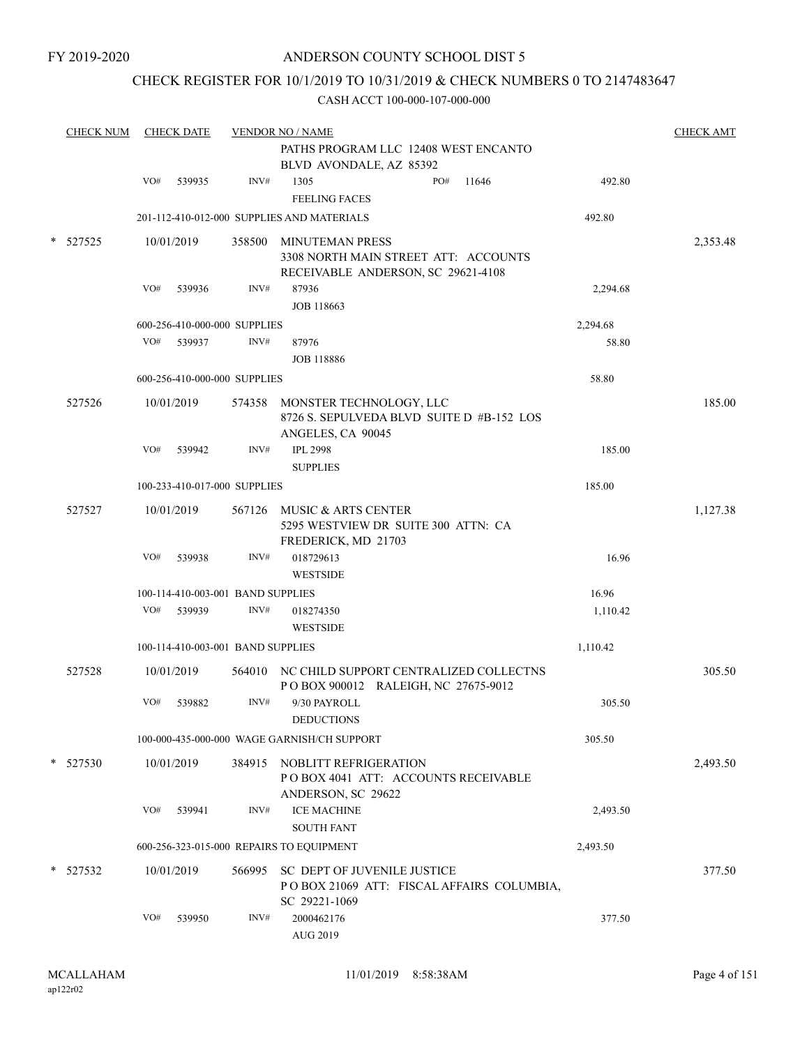FY 2019-2020

# ANDERSON COUNTY SCHOOL DIST 5

## CHECK REGISTER FOR 10/1/2019 TO 10/31/2019 & CHECK NUMBERS 0 TO 2147483647

### CASH ACCT 100-000-107-000-000

| CHECK NUM | CHECK DATE | VENDOR NO / NAME | | | CHECK AMT |
|---|---|---|---|---|---|
| | | | PATHS PROGRAM LLC 12408 WEST ENCANTO BLVD AVONDALE, AZ 85392 | | |
| | VO# 539935 | INV# | 1305 PO# 11646<br>FEELING FACES | 492.80 | |
| | 201-112-410-012-000 SUPPLIES AND MATERIALS | | | 492.80 | |
| * 527525 | 10/01/2019 | 358500 | MINUTEMAN PRESS<br>3308 NORTH MAIN STREET ATT: ACCOUNTS RECEIVABLE ANDERSON, SC 29621-4108 | | 2,353.48 |
| | VO# 539936 | INV# | 87936<br>JOB 118663 | 2,294.68 | |
| | 600-256-410-000-000 SUPPLIES | | | 2,294.68 | |
| | VO# 539937 | INV# | 87976<br>JOB 118886 | 58.80 | |
| | 600-256-410-000-000 SUPPLIES | | | 58.80 | |
| 527526 | 10/01/2019 | 574358 | MONSTER TECHNOLOGY, LLC<br>8726 S. SEPULVEDA BLVD SUITE D #B-152 LOS ANGELES, CA 90045 | | 185.00 |
| | VO# 539942 | INV# | IPL 2998<br>SUPPLIES | 185.00 | |
| | 100-233-410-017-000 SUPPLIES | | | 185.00 | |
| 527527 | 10/01/2019 | 567126 | MUSIC & ARTS CENTER<br>5295 WESTVIEW DR SUITE 300 ATTN: CA FREDERICK, MD 21703 | | 1,127.38 |
| | VO# 539938 | INV# | 018729613<br>WESTSIDE | 16.96 | |
| | 100-114-410-003-001 BAND SUPPLIES | | | 16.96 | |
| | VO# 539939 | INV# | 018274350<br>WESTSIDE | 1,110.42 | |
| | 100-114-410-003-001 BAND SUPPLIES | | | 1,110.42 | |
| 527528 | 10/01/2019 | 564010 | NC CHILD SUPPORT CENTRALIZED COLLECTNS<br>P O BOX 900012 RALEIGH, NC 27675-9012 | | 305.50 |
| | VO# 539882 | INV# | 9/30 PAYROLL<br>DEDUCTIONS | 305.50 | |
| | 100-000-435-000-000 WAGE GARNISH/CH SUPPORT | | | 305.50 | |
| * 527530 | 10/01/2019 | 384915 | NOBLITT REFRIGERATION<br>P O BOX 4041 ATT: ACCOUNTS RECEIVABLE ANDERSON, SC 29622 | | 2,493.50 |
| | VO# 539941 | INV# | ICE MACHINE<br>SOUTH FANT | 2,493.50 | |
| | 600-256-323-015-000 REPAIRS TO EQUIPMENT | | | 2,493.50 | |
| * 527532 | 10/01/2019 | 566995 | SC DEPT OF JUVENILE JUSTICE<br>P O BOX 21069 ATT: FISCAL AFFAIRS COLUMBIA, SC 29221-1069 | | 377.50 |
| | VO# 539950 | INV# | 2000462176<br>AUG 2019 | 377.50 | |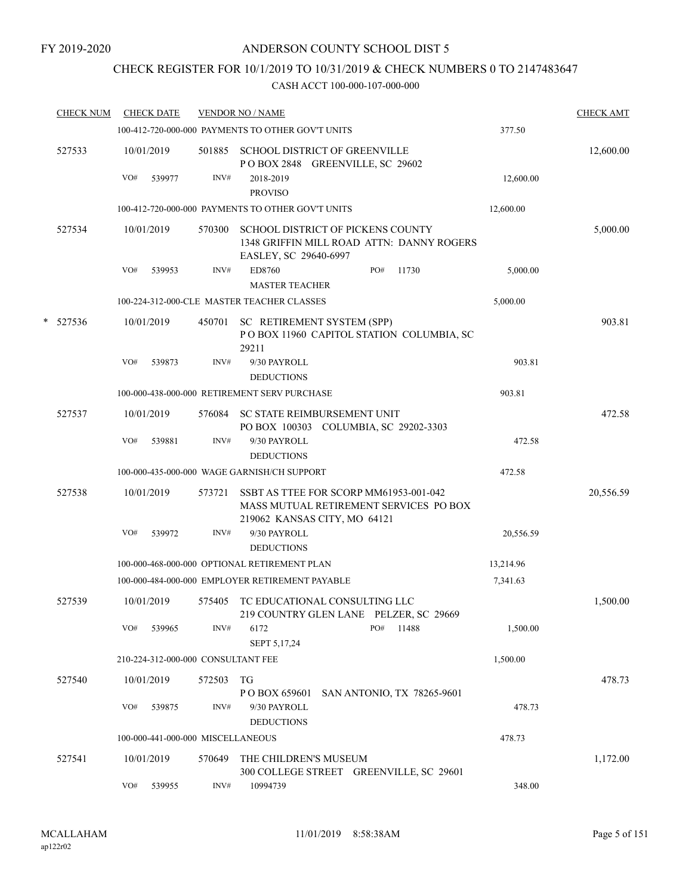FY 2019-2020

# ANDERSON COUNTY SCHOOL DIST 5

## CHECK REGISTER FOR 10/1/2019 TO 10/31/2019 & CHECK NUMBERS 0 TO 2147483647

### CASH ACCT 100-000-107-000-000

| CHECK NUM | CHECK DATE | VENDOR NO / NAME | | CHECK AMT |
|---|---|---|---|---|
| | 100-412-720-000-000 PAYMENTS TO OTHER GOV'T UNITS | | 377.50 | |
| 527533 | 10/01/2019 | 501885 SCHOOL DISTRICT OF GREENVILLE<br>P O BOX 2848 GREENVILLE, SC 29602 | | 12,600.00 |
| | VO# 539977 | INV# 2018-2019<br>PROVISO | 12,600.00 | |
| | 100-412-720-000-000 PAYMENTS TO OTHER GOV'T UNITS | | 12,600.00 | |
| 527534 | 10/01/2019 | 570300 SCHOOL DISTRICT OF PICKENS COUNTY<br>1348 GRIFFIN MILL ROAD ATTN: DANNY ROGERS<br>EASLEY, SC 29640-6997 | | 5,000.00 |
| | VO# 539953 | INV# ED8760 PO# 11730<br>MASTER TEACHER | 5,000.00 | |
| | 100-224-312-000-CLE MASTER TEACHER CLASSES | | 5,000.00 | |
| * 527536 | 10/01/2019 | 450701 SC RETIREMENT SYSTEM (SPP)<br>P O BOX 11960 CAPITOL STATION COLUMBIA, SC 29211 | | 903.81 |
| | VO# 539873 | INV# 9/30 PAYROLL<br>DEDUCTIONS | 903.81 | |
| | 100-000-438-000-000 RETIREMENT SERV PURCHASE | | 903.81 | |
| 527537 | 10/01/2019 | 576084 SC STATE REIMBURSEMENT UNIT<br>PO BOX 100303 COLUMBIA, SC 29202-3303 | | 472.58 |
| | VO# 539881 | INV# 9/30 PAYROLL<br>DEDUCTIONS | 472.58 | |
| | 100-000-435-000-000 WAGE GARNISH/CH SUPPORT | | 472.58 | |
| 527538 | 10/01/2019 | 573721 SSBT AS TTEE FOR SCORP MM61953-001-042<br>MASS MUTUAL RETIREMENT SERVICES PO BOX<br>219062 KANSAS CITY, MO 64121 | | 20,556.59 |
| | VO# 539972 | INV# 9/30 PAYROLL<br>DEDUCTIONS | 20,556.59 | |
| | 100-000-468-000-000 OPTIONAL RETIREMENT PLAN | | 13,214.96 | |
| | 100-000-484-000-000 EMPLOYER RETIREMENT PAYABLE | | 7,341.63 | |
| 527539 | 10/01/2019 | 575405 TC EDUCATIONAL CONSULTING LLC<br>219 COUNTRY GLEN LANE PELZER, SC 29669 | | 1,500.00 |
| | VO# 539965 | INV# 6172 PO# 11488<br>SEPT 5,17,24 | 1,500.00 | |
| | 210-224-312-000-000 CONSULTANT FEE | | 1,500.00 | |
| 527540 | 10/01/2019 | 572503 TG<br>P O BOX 659601 SAN ANTONIO, TX 78265-9601 | | 478.73 |
| | VO# 539875 | INV# 9/30 PAYROLL<br>DEDUCTIONS | 478.73 | |
| | 100-000-441-000-000 MISCELLANEOUS | | 478.73 | |
| 527541 | 10/01/2019 | 570649 THE CHILDREN'S MUSEUM<br>300 COLLEGE STREET GREENVILLE, SC 29601 | | 1,172.00 |
| | VO# 539955 | INV# 10994739 | 348.00 | |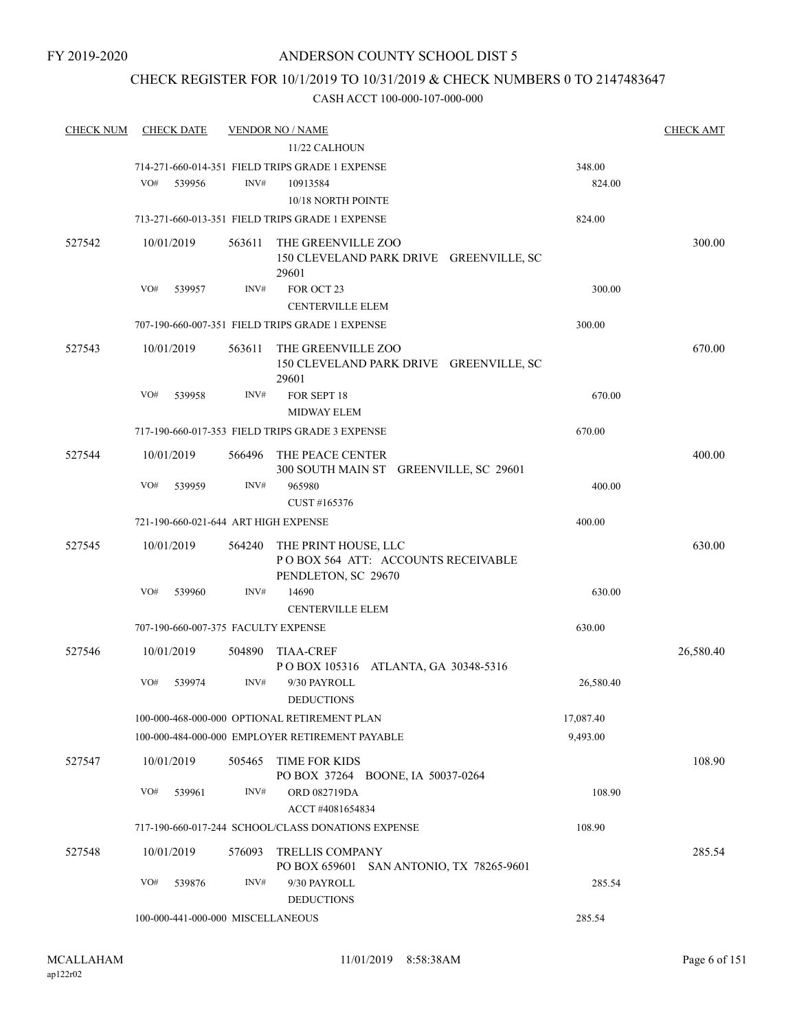FY 2019-2020

# ANDERSON COUNTY SCHOOL DIST 5

## CHECK REGISTER FOR 10/1/2019 TO 10/31/2019 & CHECK NUMBERS 0 TO 2147483647

### CASH ACCT 100-000-107-000-000

| CHECK NUM | CHECK DATE | VENDOR NO / NAME | | CHECK AMT |
|---|---|---|---|---|
| | | 11/22 CALHOUN | | |
| | | 714-271-660-014-351 FIELD TRIPS GRADE 1 EXPENSE | 348.00 | |
| | VO# 539956 | INV# 10913584 | 824.00 | |
| | | 10/18 NORTH POINTE | | |
| | | 713-271-660-013-351 FIELD TRIPS GRADE 1 EXPENSE | 824.00 | |
| 527542 | 10/01/2019 | 563611 THE GREENVILLE ZOO<br>150 CLEVELAND PARK DRIVE GREENVILLE, SC 29601 | | 300.00 |
| | VO# 539957 | INV# FOR OCT 23 | 300.00 | |
| | | CENTERVILLE ELEM | | |
| | | 707-190-660-007-351 FIELD TRIPS GRADE 1 EXPENSE | 300.00 | |
| 527543 | 10/01/2019 | 563611 THE GREENVILLE ZOO<br>150 CLEVELAND PARK DRIVE GREENVILLE, SC 29601 | | 670.00 |
| | VO# 539958 | INV# FOR SEPT 18 | 670.00 | |
| | | MIDWAY ELEM | | |
| | | 717-190-660-017-353 FIELD TRIPS GRADE 3 EXPENSE | 670.00 | |
| 527544 | 10/01/2019 | 566496 THE PEACE CENTER<br>300 SOUTH MAIN ST GREENVILLE, SC 29601 | | 400.00 |
| | VO# 539959 | INV# 965980 | 400.00 | |
| | | CUST #165376 | | |
| | | 721-190-660-021-644 ART HIGH EXPENSE | 400.00 | |
| 527545 | 10/01/2019 | 564240 THE PRINT HOUSE, LLC<br>P O BOX 564 ATT: ACCOUNTS RECEIVABLE<br>PENDLETON, SC 29670 | | 630.00 |
| | VO# 539960 | INV# 14690 | 630.00 | |
| | | CENTERVILLE ELEM | | |
| | | 707-190-660-007-375 FACULTY EXPENSE | 630.00 | |
| 527546 | 10/01/2019 | 504890 TIAA-CREF<br>P O BOX 105316 ATLANTA, GA 30348-5316 | | 26,580.40 |
| | VO# 539974 | INV# 9/30 PAYROLL | 26,580.40 | |
| | | DEDUCTIONS | | |
| | | 100-000-468-000-000 OPTIONAL RETIREMENT PLAN | 17,087.40 | |
| | | 100-000-484-000-000 EMPLOYER RETIREMENT PAYABLE | 9,493.00 | |
| 527547 | 10/01/2019 | 505465 TIME FOR KIDS<br>PO BOX 37264 BOONE, IA 50037-0264 | | 108.90 |
| | VO# 539961 | INV# ORD 082719DA | 108.90 | |
| | | ACCT #4081654834 | | |
| | | 717-190-660-017-244 SCHOOL/CLASS DONATIONS EXPENSE | 108.90 | |
| 527548 | 10/01/2019 | 576093 TRELLIS COMPANY<br>PO BOX 659601 SAN ANTONIO, TX 78265-9601 | | 285.54 |
| | VO# 539876 | INV# 9/30 PAYROLL | 285.54 | |
| | | DEDUCTIONS | | |
| | | 100-000-441-000-000 MISCELLANEOUS | 285.54 | |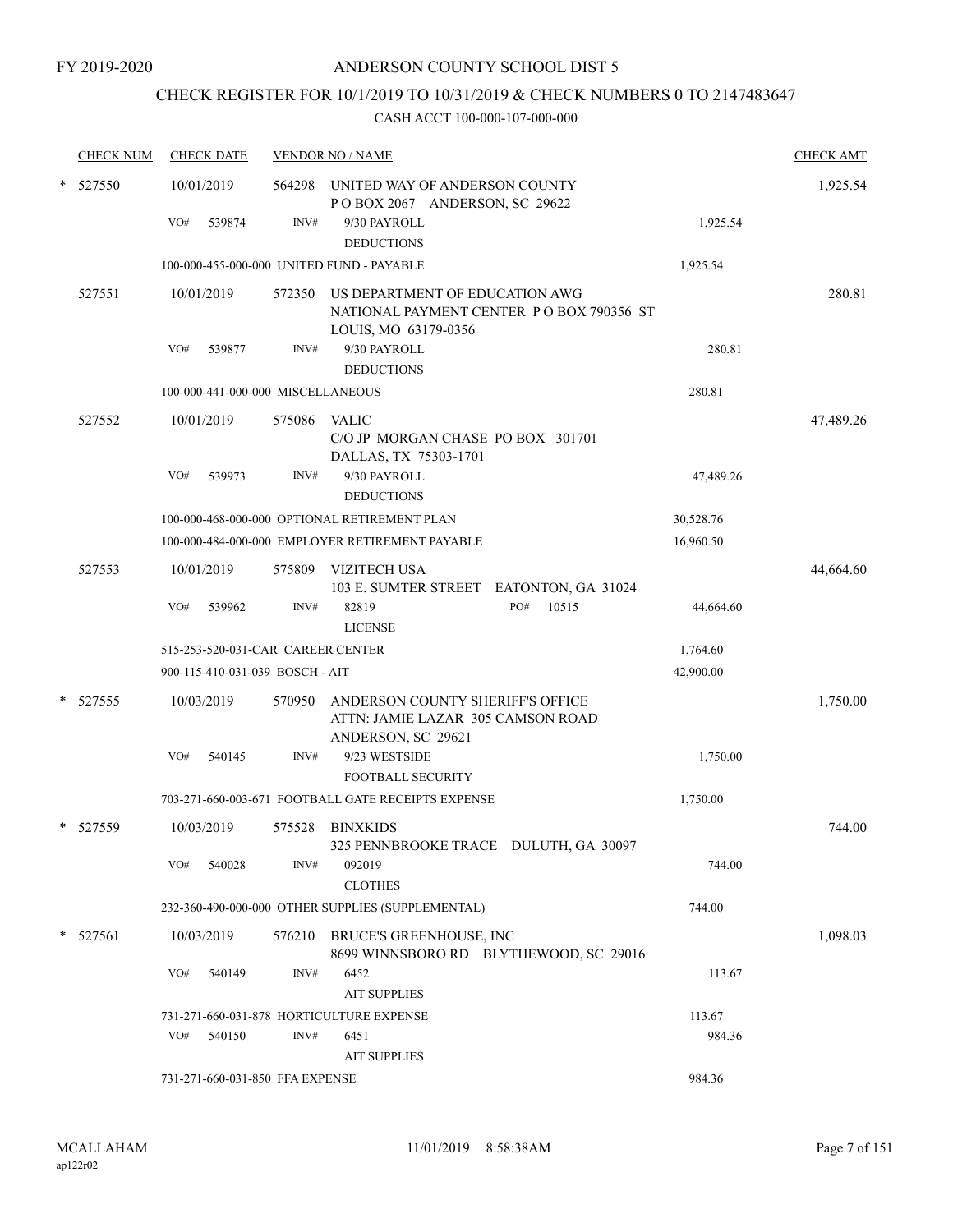FY 2019-2020

# ANDERSON COUNTY SCHOOL DIST 5

## CHECK REGISTER FOR 10/1/2019 TO 10/31/2019 & CHECK NUMBERS 0 TO 2147483647

CASH ACCT 100-000-107-000-000

| CHECK NUM | CHECK DATE | VENDOR NO / NAME | | CHECK AMT |
|---|---|---|---|---|
| * 527550 | 10/01/2019 | 564298 UNITED WAY OF ANDERSON COUNTY<br>P O BOX 2067 ANDERSON, SC 29622 | | 1,925.54 |
| | VO# 539874 | INV# 9/30 PAYROLL<br>DEDUCTIONS | 1,925.54 | |
| | | 100-000-455-000-000 UNITED FUND - PAYABLE | 1,925.54 | |
| 527551 | 10/01/2019 | 572350 US DEPARTMENT OF EDUCATION AWG<br>NATIONAL PAYMENT CENTER P O BOX 790356 ST LOUIS, MO 63179-0356 | | 280.81 |
| | VO# 539877 | INV# 9/30 PAYROLL<br>DEDUCTIONS | 280.81 | |
| | | 100-000-441-000-000 MISCELLANEOUS | 280.81 | |
| 527552 | 10/01/2019 | 575086 VALIC<br>C/O JP MORGAN CHASE PO BOX 301701<br>DALLAS, TX 75303-1701 | | 47,489.26 |
| | VO# 539973 | INV# 9/30 PAYROLL<br>DEDUCTIONS | 47,489.26 | |
| | | 100-000-468-000-000 OPTIONAL RETIREMENT PLAN | 30,528.76 | |
| | | 100-000-484-000-000 EMPLOYER RETIREMENT PAYABLE | 16,960.50 | |
| 527553 | 10/01/2019 | 575809 VIZITECH USA<br>103 E. SUMTER STREET EATONTON, GA 31024 | | 44,664.60 |
| | VO# 539962 | INV# 82819 PO# 10515<br>LICENSE | 44,664.60 | |
| | | 515-253-520-031-CAR CAREER CENTER | 1,764.60 | |
| | | 900-115-410-031-039 BOSCH - AIT | 42,900.00 | |
| * 527555 | 10/03/2019 | 570950 ANDERSON COUNTY SHERIFF'S OFFICE<br>ATTN: JAMIE LAZAR 305 CAMSON ROAD<br>ANDERSON, SC 29621 | | 1,750.00 |
| | VO# 540145 | INV# 9/23 WESTSIDE<br>FOOTBALL SECURITY | 1,750.00 | |
| | | 703-271-660-003-671 FOOTBALL GATE RECEIPTS EXPENSE | 1,750.00 | |
| * 527559 | 10/03/2019 | 575528 BINXKIDS<br>325 PENNBROOKE TRACE DULUTH, GA 30097 | | 744.00 |
| | VO# 540028 | INV# 092019<br>CLOTHES | 744.00 | |
| | | 232-360-490-000-000 OTHER SUPPLIES (SUPPLEMENTAL) | 744.00 | |
| * 527561 | 10/03/2019 | 576210 BRUCE'S GREENHOUSE, INC<br>8699 WINNSBORO RD BLYTHEWOOD, SC 29016 | | 1,098.03 |
| | VO# 540149 | INV# 6452<br>AIT SUPPLIES | 113.67 | |
| | | 731-271-660-031-878 HORTICULTURE EXPENSE | 113.67 | |
| | VO# 540150 | INV# 6451<br>AIT SUPPLIES | 984.36 | |
| | | 731-271-660-031-850 FFA EXPENSE | 984.36 | |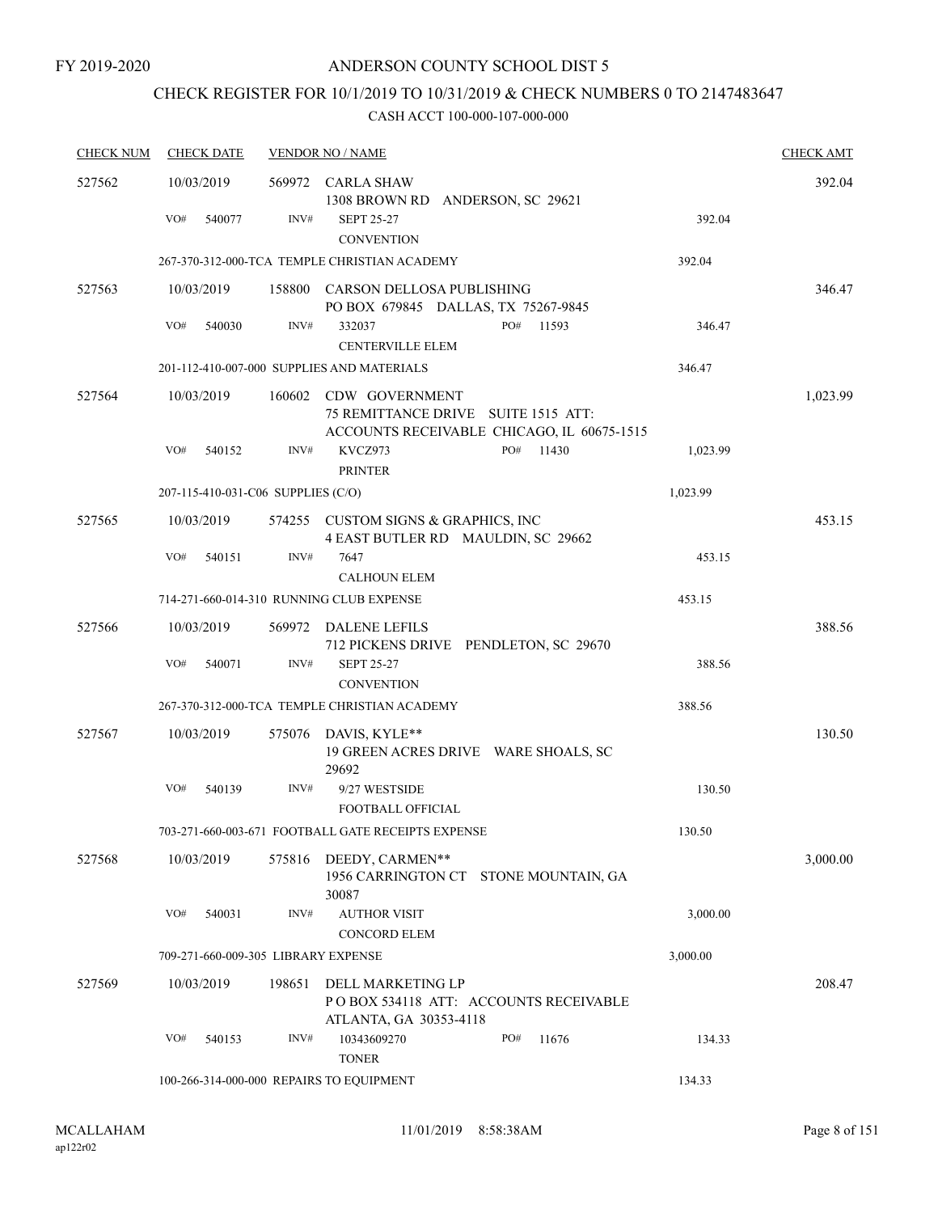FY 2019-2020

# ANDERSON COUNTY SCHOOL DIST 5

## CHECK REGISTER FOR 10/1/2019 TO 10/31/2019 & CHECK NUMBERS 0 TO 2147483647

### CASH ACCT 100-000-107-000-000

| CHECK NUM | CHECK DATE | VENDOR NO / NAME | | CHECK AMT |
|---|---|---|---|---|
| 527562 | 10/03/2019 | 569972 CARLA SHAW<br>1308 BROWN RD ANDERSON, SC 29621 | | 392.04 |
| | VO# 540077 | INV# SEPT 25-27<br>CONVENTION | 392.04 | |
| | | 267-370-312-000-TCA TEMPLE CHRISTIAN ACADEMY | 392.04 | |
| 527563 | 10/03/2019 | 158800 CARSON DELLOSA PUBLISHING<br>PO BOX 679845 DALLAS, TX 75267-9845 | | 346.47 |
| | VO# 540030 | INV# 332037 PO# 11593<br>CENTERVILLE ELEM | 346.47 | |
| | | 201-112-410-007-000 SUPPLIES AND MATERIALS | 346.47 | |
| 527564 | 10/03/2019 | 160602 CDW GOVERNMENT<br>75 REMITTANCE DRIVE SUITE 1515 ATT:<br>ACCOUNTS RECEIVABLE CHICAGO, IL 60675-1515 | | 1,023.99 |
| | VO# 540152 | INV# KVCZ973 PO# 11430<br>PRINTER | 1,023.99 | |
| | | 207-115-410-031-C06 SUPPLIES (C/O) | 1,023.99 | |
| 527565 | 10/03/2019 | 574255 CUSTOM SIGNS & GRAPHICS, INC<br>4 EAST BUTLER RD MAULDIN, SC 29662 | | 453.15 |
| | VO# 540151 | INV# 7647<br>CALHOUN ELEM | 453.15 | |
| | | 714-271-660-014-310 RUNNING CLUB EXPENSE | 453.15 | |
| 527566 | 10/03/2019 | 569972 DALENE LEFILS<br>712 PICKENS DRIVE PENDLETON, SC 29670 | | 388.56 |
| | VO# 540071 | INV# SEPT 25-27<br>CONVENTION | 388.56 | |
| | | 267-370-312-000-TCA TEMPLE CHRISTIAN ACADEMY | 388.56 | |
| 527567 | 10/03/2019 | 575076 DAVIS, KYLE**<br>19 GREEN ACRES DRIVE WARE SHOALS, SC 29692 | | 130.50 |
| | VO# 540139 | INV# 9/27 WESTSIDE<br>FOOTBALL OFFICIAL | 130.50 | |
| | | 703-271-660-003-671 FOOTBALL GATE RECEIPTS EXPENSE | 130.50 | |
| 527568 | 10/03/2019 | 575816 DEEDY, CARMEN**<br>1956 CARRINGTON CT STONE MOUNTAIN, GA 30087 | | 3,000.00 |
| | VO# 540031 | INV# AUTHOR VISIT<br>CONCORD ELEM | 3,000.00 | |
| | | 709-271-660-009-305 LIBRARY EXPENSE | 3,000.00 | |
| 527569 | 10/03/2019 | 198651 DELL MARKETING LP<br>P O BOX 534118 ATT: ACCOUNTS RECEIVABLE<br>ATLANTA, GA 30353-4118 | | 208.47 |
| | VO# 540153 | INV# 10343609270 PO# 11676<br>TONER | 134.33 | |
| | | 100-266-314-000-000 REPAIRS TO EQUIPMENT | 134.33 | |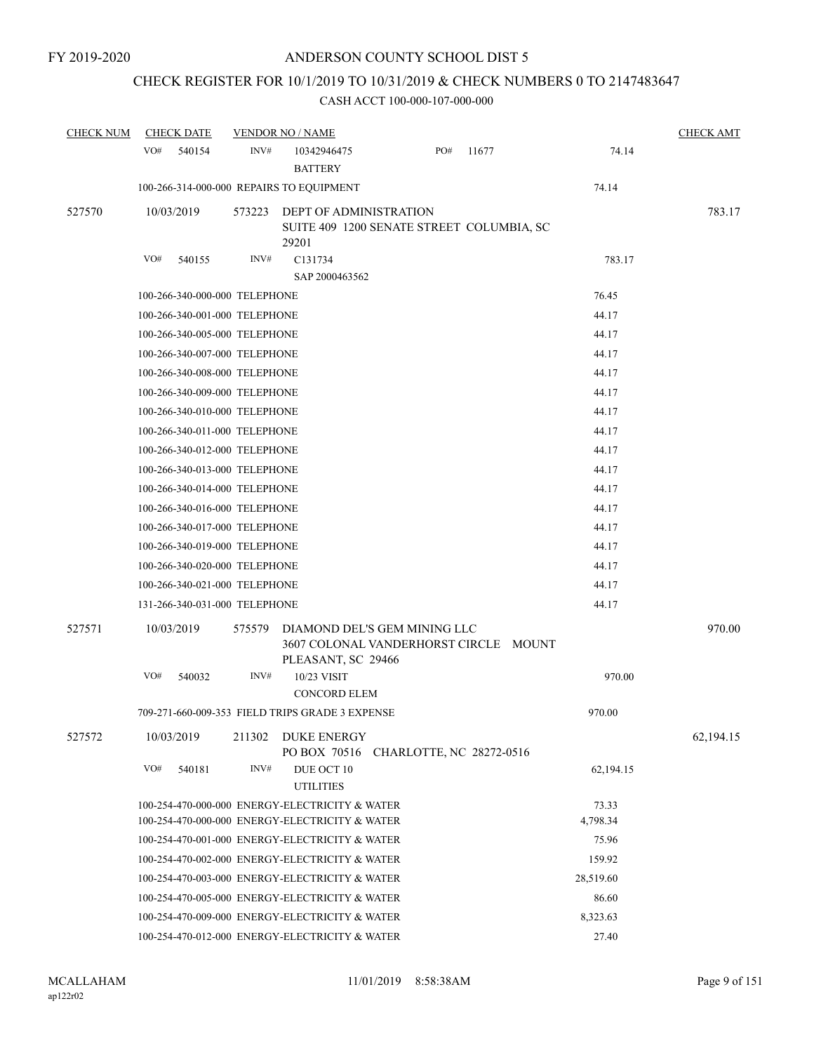FY 2019-2020

# ANDERSON COUNTY SCHOOL DIST 5

## CHECK REGISTER FOR 10/1/2019 TO 10/31/2019 & CHECK NUMBERS 0 TO 2147483647

CASH ACCT 100-000-107-000-000

| CHECK NUM | CHECK DATE | VENDOR NO / NAME | | CHECK AMT |
|---|---|---|---|---|
| | VO# 540154 | INV# 10342946475 BATTERY PO# 11677 | 74.14 | |
| | | 100-266-314-000-000 REPAIRS TO EQUIPMENT | 74.14 | |
| 527570 | 10/03/2019 | 573223 DEPT OF ADMINISTRATION SUITE 409 1200 SENATE STREET COLUMBIA, SC 29201 | | 783.17 |
| | VO# 540155 | INV# C131734 SAP 2000463562 | 783.17 | |
| | | 100-266-340-000-000 TELEPHONE | 76.45 | |
| | | 100-266-340-001-000 TELEPHONE | 44.17 | |
| | | 100-266-340-005-000 TELEPHONE | 44.17 | |
| | | 100-266-340-007-000 TELEPHONE | 44.17 | |
| | | 100-266-340-008-000 TELEPHONE | 44.17 | |
| | | 100-266-340-009-000 TELEPHONE | 44.17 | |
| | | 100-266-340-010-000 TELEPHONE | 44.17 | |
| | | 100-266-340-011-000 TELEPHONE | 44.17 | |
| | | 100-266-340-012-000 TELEPHONE | 44.17 | |
| | | 100-266-340-013-000 TELEPHONE | 44.17 | |
| | | 100-266-340-014-000 TELEPHONE | 44.17 | |
| | | 100-266-340-016-000 TELEPHONE | 44.17 | |
| | | 100-266-340-017-000 TELEPHONE | 44.17 | |
| | | 100-266-340-019-000 TELEPHONE | 44.17 | |
| | | 100-266-340-020-000 TELEPHONE | 44.17 | |
| | | 100-266-340-021-000 TELEPHONE | 44.17 | |
| | | 131-266-340-031-000 TELEPHONE | 44.17 | |
| 527571 | 10/03/2019 | 575579 DIAMOND DEL'S GEM MINING LLC 3607 COLONAL VANDERHORST CIRCLE MOUNT PLEASANT, SC 29466 | | 970.00 |
| | VO# 540032 | INV# 10/23 VISIT CONCORD ELEM | 970.00 | |
| | | 709-271-660-009-353 FIELD TRIPS GRADE 3 EXPENSE | 970.00 | |
| 527572 | 10/03/2019 | 211302 DUKE ENERGY PO BOX 70516 CHARLOTTE, NC 28272-0516 | | 62,194.15 |
| | VO# 540181 | INV# DUE OCT 10 UTILITIES | 62,194.15 | |
| | | 100-254-470-000-000 ENERGY-ELECTRICITY & WATER | 73.33 | |
| | | 100-254-470-000-000 ENERGY-ELECTRICITY & WATER | 4,798.34 | |
| | | 100-254-470-001-000 ENERGY-ELECTRICITY & WATER | 75.96 | |
| | | 100-254-470-002-000 ENERGY-ELECTRICITY & WATER | 159.92 | |
| | | 100-254-470-003-000 ENERGY-ELECTRICITY & WATER | 28,519.60 | |
| | | 100-254-470-005-000 ENERGY-ELECTRICITY & WATER | 86.60 | |
| | | 100-254-470-009-000 ENERGY-ELECTRICITY & WATER | 8,323.63 | |
| | | 100-254-470-012-000 ENERGY-ELECTRICITY & WATER | 27.40 | |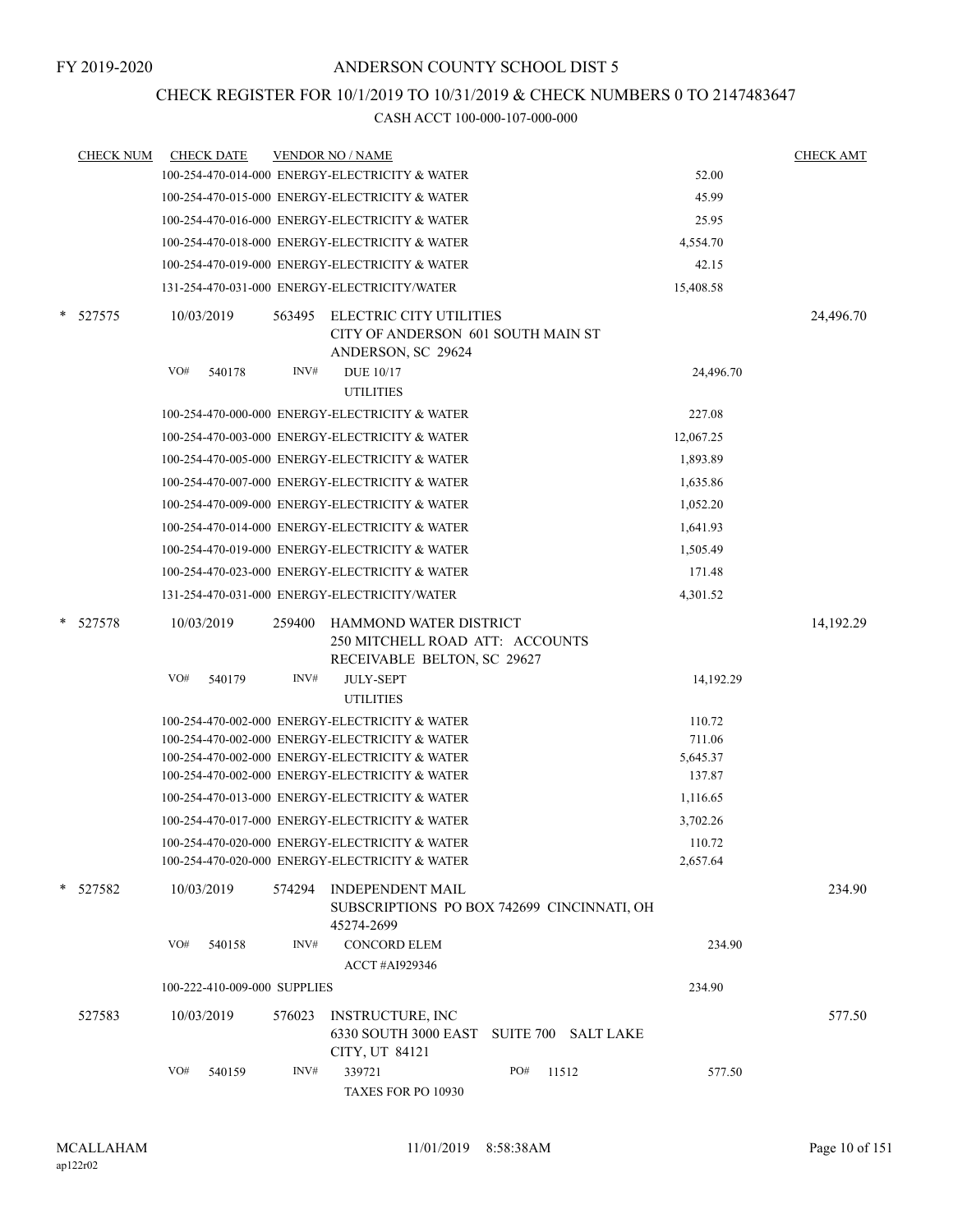FY 2019-2020

# ANDERSON COUNTY SCHOOL DIST 5

## CHECK REGISTER FOR 10/1/2019 TO 10/31/2019 & CHECK NUMBERS 0 TO 2147483647

### CASH ACCT 100-000-107-000-000

| CHECK NUM | CHECK DATE | VENDOR NO / NAME | | CHECK AMT |
|---|---|---|---|---|
| | | 100-254-470-014-000 ENERGY-ELECTRICITY & WATER | 52.00 | |
| | | 100-254-470-015-000 ENERGY-ELECTRICITY & WATER | 45.99 | |
| | | 100-254-470-016-000 ENERGY-ELECTRICITY & WATER | 25.95 | |
| | | 100-254-470-018-000 ENERGY-ELECTRICITY & WATER | 4,554.70 | |
| | | 100-254-470-019-000 ENERGY-ELECTRICITY & WATER | 42.15 | |
| | | 131-254-470-031-000 ENERGY-ELECTRICITY/WATER | 15,408.58 | |
| * 527575 | 10/03/2019 | 563495 ELECTRIC CITY UTILITIES CITY OF ANDERSON 601 SOUTH MAIN ST ANDERSON, SC 29624 | | 24,496.70 |
| | VO# 540178 | INV# DUE 10/17 UTILITIES | 24,496.70 | |
| | | 100-254-470-000-000 ENERGY-ELECTRICITY & WATER | 227.08 | |
| | | 100-254-470-003-000 ENERGY-ELECTRICITY & WATER | 12,067.25 | |
| | | 100-254-470-005-000 ENERGY-ELECTRICITY & WATER | 1,893.89 | |
| | | 100-254-470-007-000 ENERGY-ELECTRICITY & WATER | 1,635.86 | |
| | | 100-254-470-009-000 ENERGY-ELECTRICITY & WATER | 1,052.20 | |
| | | 100-254-470-014-000 ENERGY-ELECTRICITY & WATER | 1,641.93 | |
| | | 100-254-470-019-000 ENERGY-ELECTRICITY & WATER | 1,505.49 | |
| | | 100-254-470-023-000 ENERGY-ELECTRICITY & WATER | 171.48 | |
| | | 131-254-470-031-000 ENERGY-ELECTRICITY/WATER | 4,301.52 | |
| * 527578 | 10/03/2019 | 259400 HAMMOND WATER DISTRICT 250 MITCHELL ROAD ATT: ACCOUNTS RECEIVABLE BELTON, SC 29627 | | 14,192.29 |
| | VO# 540179 | INV# JULY-SEPT UTILITIES | 14,192.29 | |
| | | 100-254-470-002-000 ENERGY-ELECTRICITY & WATER | 110.72 | |
| | | 100-254-470-002-000 ENERGY-ELECTRICITY & WATER | 711.06 | |
| | | 100-254-470-002-000 ENERGY-ELECTRICITY & WATER | 5,645.37 | |
| | | 100-254-470-002-000 ENERGY-ELECTRICITY & WATER | 137.87 | |
| | | 100-254-470-013-000 ENERGY-ELECTRICITY & WATER | 1,116.65 | |
| | | 100-254-470-017-000 ENERGY-ELECTRICITY & WATER | 3,702.26 | |
| | | 100-254-470-020-000 ENERGY-ELECTRICITY & WATER | 110.72 | |
| | | 100-254-470-020-000 ENERGY-ELECTRICITY & WATER | 2,657.64 | |
| * 527582 | 10/03/2019 | 574294 INDEPENDENT MAIL SUBSCRIPTIONS PO BOX 742699 CINCINNATI, OH 45274-2699 | | 234.90 |
| | VO# 540158 | INV# CONCORD ELEM ACCT #AI929346 | 234.90 | |
| | | 100-222-410-009-000 SUPPLIES | 234.90 | |
| 527583 | 10/03/2019 | 576023 INSTRUCTURE, INC 6330 SOUTH 3000 EAST SUITE 700 SALT LAKE CITY, UT 84121 | | 577.50 |
| | VO# 540159 | INV# 339721 PO# 11512 TAXES FOR PO 10930 | 577.50 | |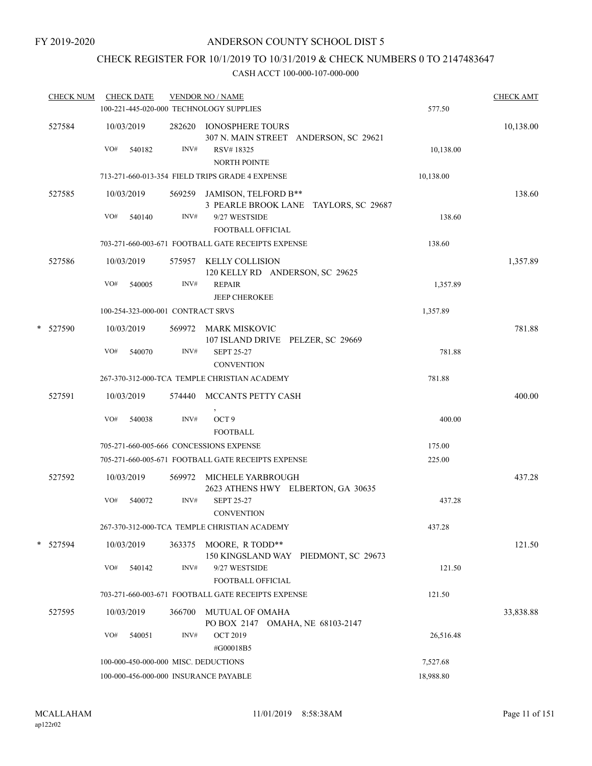FY 2019-2020

# ANDERSON COUNTY SCHOOL DIST 5

## CHECK REGISTER FOR 10/1/2019 TO 10/31/2019 & CHECK NUMBERS 0 TO 2147483647

### CASH ACCT 100-000-107-000-000

| CHECK NUM | CHECK DATE | VENDOR NO / NAME | | CHECK AMT |
|---|---|---|---|---|
| | | 100-221-445-020-000 TECHNOLOGY SUPPLIES | 577.50 | |
| 527584 | 10/03/2019 | 282620 IONOSPHERE TOURS<br>307 N. MAIN STREET ANDERSON, SC 29621 | | 10,138.00 |
| | VO# 540182 | INV# RSV# 18325<br>NORTH POINTE | 10,138.00 | |
| | | 713-271-660-013-354 FIELD TRIPS GRADE 4 EXPENSE | 10,138.00 | |
| 527585 | 10/03/2019 | 569259 JAMISON, TELFORD B**<br>3 PEARLE BROOK LANE TAYLORS, SC 29687 | | 138.60 |
| | VO# 540140 | INV# 9/27 WESTSIDE<br>FOOTBALL OFFICIAL | 138.60 | |
| | | 703-271-660-003-671 FOOTBALL GATE RECEIPTS EXPENSE | 138.60 | |
| 527586 | 10/03/2019 | 575957 KELLY COLLISION<br>120 KELLY RD ANDERSON, SC 29625 | | 1,357.89 |
| | VO# 540005 | INV# REPAIR<br>JEEP CHEROKEE | 1,357.89 | |
| | | 100-254-323-000-001 CONTRACT SRVS | 1,357.89 | |
| * 527590 | 10/03/2019 | 569972 MARK MISKOVIC<br>107 ISLAND DRIVE PELZER, SC 29669 | | 781.88 |
| | VO# 540070 | INV# SEPT 25-27<br>CONVENTION | 781.88 | |
| | | 267-370-312-000-TCA TEMPLE CHRISTIAN ACADEMY | 781.88 | |
| 527591 | 10/03/2019 | 574440 MCCANTS PETTY CASH<br>, | | 400.00 |
| | VO# 540038 | INV# OCT 9<br>FOOTBALL | 400.00 | |
| | | 705-271-660-005-666 CONCESSIONS EXPENSE | 175.00 | |
| | | 705-271-660-005-671 FOOTBALL GATE RECEIPTS EXPENSE | 225.00 | |
| 527592 | 10/03/2019 | 569972 MICHELE YARBROUGH<br>2623 ATHENS HWY ELBERTON, GA 30635 | | 437.28 |
| | VO# 540072 | INV# SEPT 25-27<br>CONVENTION | 437.28 | |
| | | 267-370-312-000-TCA TEMPLE CHRISTIAN ACADEMY | 437.28 | |
| * 527594 | 10/03/2019 | 363375 MOORE, R TODD**<br>150 KINGSLAND WAY PIEDMONT, SC 29673 | | 121.50 |
| | VO# 540142 | INV# 9/27 WESTSIDE<br>FOOTBALL OFFICIAL | 121.50 | |
| | | 703-271-660-003-671 FOOTBALL GATE RECEIPTS EXPENSE | 121.50 | |
| 527595 | 10/03/2019 | 366700 MUTUAL OF OMAHA<br>PO BOX 2147 OMAHA, NE 68103-2147 | | 33,838.88 |
| | VO# 540051 | INV# OCT 2019<br>#G00018B5 | 26,516.48 | |
| | | 100-000-450-000-000 MISC. DEDUCTIONS | 7,527.68 | |
| | | 100-000-456-000-000 INSURANCE PAYABLE | 18,988.80 | |

MCALLAHAM
ap122r02

11/01/2019 8:58:38AM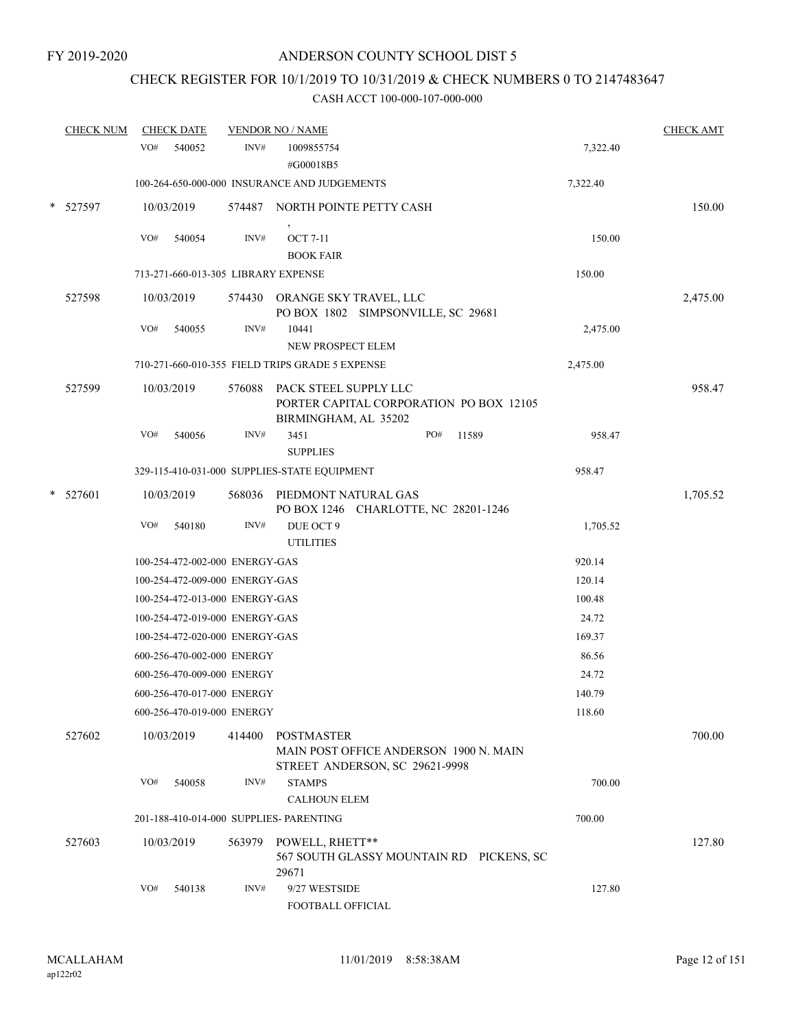FY 2019-2020

# ANDERSON COUNTY SCHOOL DIST 5

## CHECK REGISTER FOR 10/1/2019 TO 10/31/2019 & CHECK NUMBERS 0 TO 2147483647

### CASH ACCT 100-000-107-000-000

| CHECK NUM | CHECK DATE | VENDOR NO / NAME | | CHECK AMT |
|---|---|---|---|---|
| | VO# 540052 | INV# 1009855754 #G00018B5 | 7,322.40 | |
| | 100-264-650-000-000 INSURANCE AND JUDGEMENTS | | 7,322.40 | |
| * 527597 | 10/03/2019 | 574487 NORTH POINTE PETTY CASH , | | 150.00 |
| | VO# 540054 | INV# OCT 7-11 BOOK FAIR | 150.00 | |
| | 713-271-660-013-305 LIBRARY EXPENSE | | 150.00 | |
| 527598 | 10/03/2019 | 574430 ORANGE SKY TRAVEL, LLC PO BOX 1802 SIMPSONVILLE, SC 29681 | | 2,475.00 |
| | VO# 540055 | INV# 10441 NEW PROSPECT ELEM | 2,475.00 | |
| | 710-271-660-010-355 FIELD TRIPS GRADE 5 EXPENSE | | 2,475.00 | |
| 527599 | 10/03/2019 | 576088 PACK STEEL SUPPLY LLC PORTER CAPITAL CORPORATION PO BOX 12105 BIRMINGHAM, AL 35202 | | 958.47 |
| | VO# 540056 | INV# 3451 PO# 11589 SUPPLIES | 958.47 | |
| | 329-115-410-031-000 SUPPLIES-STATE EQUIPMENT | | 958.47 | |
| * 527601 | 10/03/2019 | 568036 PIEDMONT NATURAL GAS PO BOX 1246 CHARLOTTE, NC 28201-1246 | | 1,705.52 |
| | VO# 540180 | INV# DUE OCT 9 UTILITIES | 1,705.52 | |
| | 100-254-472-002-000 ENERGY-GAS | | 920.14 | |
| | 100-254-472-009-000 ENERGY-GAS | | 120.14 | |
| | 100-254-472-013-000 ENERGY-GAS | | 100.48 | |
| | 100-254-472-019-000 ENERGY-GAS | | 24.72 | |
| | 100-254-472-020-000 ENERGY-GAS | | 169.37 | |
| | 600-256-470-002-000 ENERGY | | 86.56 | |
| | 600-256-470-009-000 ENERGY | | 24.72 | |
| | 600-256-470-017-000 ENERGY | | 140.79 | |
| | 600-256-470-019-000 ENERGY | | 118.60 | |
| 527602 | 10/03/2019 | 414400 POSTMASTER MAIN POST OFFICE ANDERSON 1900 N. MAIN STREET ANDERSON, SC 29621-9998 | | 700.00 |
| | VO# 540058 | INV# STAMPS CALHOUN ELEM | 700.00 | |
| | 201-188-410-014-000 SUPPLIES- PARENTING | | 700.00 | |
| 527603 | 10/03/2019 | 563979 POWELL, RHETT** 567 SOUTH GLASSY MOUNTAIN RD PICKENS, SC 29671 | | 127.80 |
| | VO# 540138 | INV# 9/27 WESTSIDE FOOTBALL OFFICIAL | 127.80 | |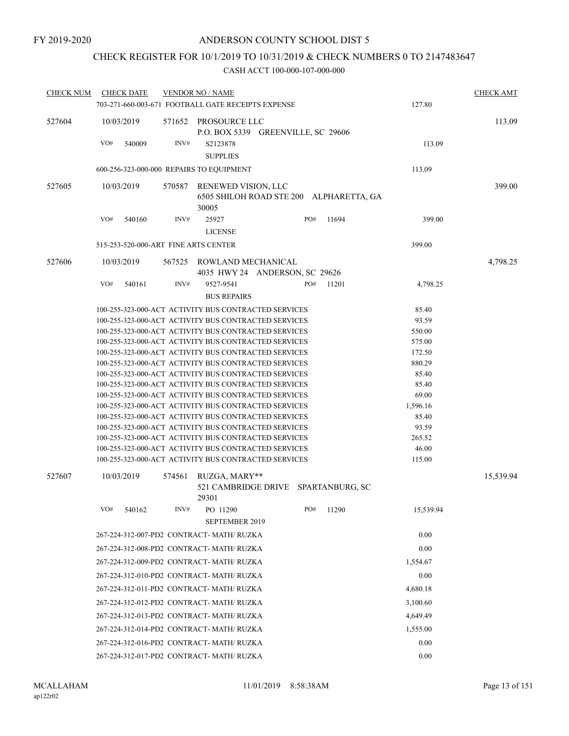FY 2019-2020

# ANDERSON COUNTY SCHOOL DIST 5

## CHECK REGISTER FOR 10/1/2019 TO 10/31/2019 & CHECK NUMBERS 0 TO 2147483647

CASH ACCT 100-000-107-000-000

| CHECK NUM | CHECK DATE | VENDOR NO / NAME | | CHECK AMT |
|---|---|---|---|---|
| | | 703-271-660-003-671 FOOTBALL GATE RECEIPTS EXPENSE | 127.80 | |
| 527604 | 10/03/2019 | 571652 PROSOURCE LLC<br>P.O. BOX 5339 GREENVILLE, SC 29606 | | 113.09 |
| | VO# 540009 | INV# S2123878<br>SUPPLIES | 113.09 | |
| | | 600-256-323-000-000 REPAIRS TO EQUIPMENT | 113.09 | |
| 527605 | 10/03/2019 | 570587 RENEWED VISION, LLC<br>6505 SHILOH ROAD STE 200 ALPHARETTA, GA 30005 | | 399.00 |
| | VO# 540160 | INV# 25927 PO# 11694<br>LICENSE | 399.00 | |
| | | 515-253-520-000-ART FINE ARTS CENTER | 399.00 | |
| 527606 | 10/03/2019 | 567525 ROWLAND MECHANICAL<br>4035 HWY 24 ANDERSON, SC 29626 | | 4,798.25 |
| | VO# 540161 | INV# 9527-9541 PO# 11201<br>BUS REPAIRS | 4,798.25 | |
| | | 100-255-323-000-ACT ACTIVITY BUS CONTRACTED SERVICES | 85.40 | |
| | | 100-255-323-000-ACT ACTIVITY BUS CONTRACTED SERVICES | 93.59 | |
| | | 100-255-323-000-ACT ACTIVITY BUS CONTRACTED SERVICES | 550.00 | |
| | | 100-255-323-000-ACT ACTIVITY BUS CONTRACTED SERVICES | 575.00 | |
| | | 100-255-323-000-ACT ACTIVITY BUS CONTRACTED SERVICES | 172.50 | |
| | | 100-255-323-000-ACT ACTIVITY BUS CONTRACTED SERVICES | 880.29 | |
| | | 100-255-323-000-ACT ACTIVITY BUS CONTRACTED SERVICES | 85.40 | |
| | | 100-255-323-000-ACT ACTIVITY BUS CONTRACTED SERVICES | 85.40 | |
| | | 100-255-323-000-ACT ACTIVITY BUS CONTRACTED SERVICES | 69.00 | |
| | | 100-255-323-000-ACT ACTIVITY BUS CONTRACTED SERVICES | 1,596.16 | |
| | | 100-255-323-000-ACT ACTIVITY BUS CONTRACTED SERVICES | 85.40 | |
| | | 100-255-323-000-ACT ACTIVITY BUS CONTRACTED SERVICES | 93.59 | |
| | | 100-255-323-000-ACT ACTIVITY BUS CONTRACTED SERVICES | 265.52 | |
| | | 100-255-323-000-ACT ACTIVITY BUS CONTRACTED SERVICES | 46.00 | |
| | | 100-255-323-000-ACT ACTIVITY BUS CONTRACTED SERVICES | 115.00 | |
| 527607 | 10/03/2019 | 574561 RUZGA, MARY**<br>521 CAMBRIDGE DRIVE SPARTANBURG, SC 29301 | | 15,539.94 |
| | VO# 540162 | INV# PO 11290 PO# 11290<br>SEPTEMBER 2019 | 15,539.94 | |
| | | 267-224-312-007-PD2 CONTRACT- MATH/ RUZKA | 0.00 | |
| | | 267-224-312-008-PD2 CONTRACT- MATH/ RUZKA | 0.00 | |
| | | 267-224-312-009-PD2 CONTRACT- MATH/ RUZKA | 1,554.67 | |
| | | 267-224-312-010-PD2 CONTRACT- MATH/ RUZKA | 0.00 | |
| | | 267-224-312-011-PD2 CONTRACT- MATH/ RUZKA | 4,680.18 | |
| | | 267-224-312-012-PD2 CONTRACT- MATH/ RUZKA | 3,100.60 | |
| | | 267-224-312-013-PD2 CONTRACT- MATH/ RUZKA | 4,649.49 | |
| | | 267-224-312-014-PD2 CONTRACT- MATH/ RUZKA | 1,555.00 | |
| | | 267-224-312-016-PD2 CONTRACT- MATH/ RUZKA | 0.00 | |
| | | 267-224-312-017-PD2 CONTRACT- MATH/ RUZKA | 0.00 | |

MCALLAHAM
ap122r02

11/01/2019 8:58:38AM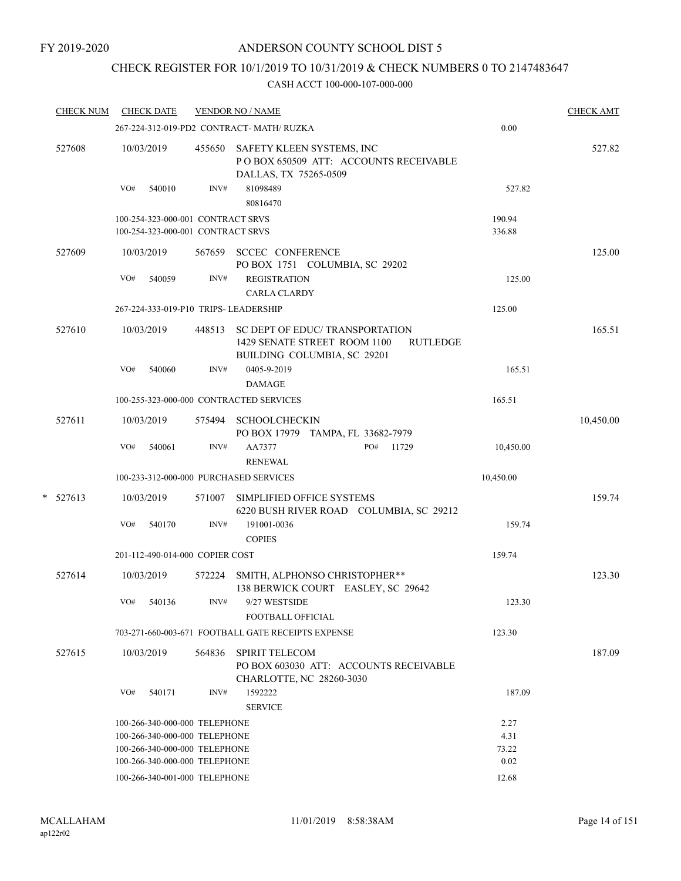FY 2019-2020

# ANDERSON COUNTY SCHOOL DIST 5

## CHECK REGISTER FOR 10/1/2019 TO 10/31/2019 & CHECK NUMBERS 0 TO 2147483647

### CASH ACCT 100-000-107-000-000

| CHECK NUM | CHECK DATE | VENDOR NO / NAME | | CHECK AMT |
|---|---|---|---|---|
| | 267-224-312-019-PD2 CONTRACT- MATH/ RUZKA | | 0.00 | |
| 527608 | 10/03/2019 | 455650 SAFETY KLEEN SYSTEMS, INC<br>P O BOX 650509 ATT: ACCOUNTS RECEIVABLE<br>DALLAS, TX 75265-0509 | | 527.82 |
| | VO# 540010 | INV# 81098489<br>80816470 | 527.82 | |
| | 100-254-323-000-001 CONTRACT SRVS | | 190.94 | |
| | 100-254-323-000-001 CONTRACT SRVS | | 336.88 | |
| 527609 | 10/03/2019 | 567659 SCCEC CONFERENCE<br>PO BOX 1751 COLUMBIA, SC 29202 | | 125.00 |
| | VO# 540059 | INV# REGISTRATION<br>CARLA CLARDY | 125.00 | |
| | 267-224-333-019-P10 TRIPS- LEADERSHIP | | 125.00 | |
| 527610 | 10/03/2019 | 448513 SC DEPT OF EDUC/ TRANSPORTATION<br>1429 SENATE STREET ROOM 1100 RUTLEDGE<br>BUILDING COLUMBIA, SC 29201 | | 165.51 |
| | VO# 540060 | INV# 0405-9-2019<br>DAMAGE | 165.51 | |
| | 100-255-323-000-000 CONTRACTED SERVICES | | 165.51 | |
| 527611 | 10/03/2019 | 575494 SCHOOLCHECKIN<br>PO BOX 17979 TAMPA, FL 33682-7979 | | 10,450.00 |
| | VO# 540061 | INV# AA7377 PO# 11729<br>RENEWAL | 10,450.00 | |
| | 100-233-312-000-000 PURCHASED SERVICES | | 10,450.00 | |
| * 527613 | 10/03/2019 | 571007 SIMPLIFIED OFFICE SYSTEMS<br>6220 BUSH RIVER ROAD COLUMBIA, SC 29212 | | 159.74 |
| | VO# 540170 | INV# 191001-0036<br>COPIES | 159.74 | |
| | 201-112-490-014-000 COPIER COST | | 159.74 | |
| 527614 | 10/03/2019 | 572224 SMITH, ALPHONSO CHRISTOPHER**<br>138 BERWICK COURT EASLEY, SC 29642 | | 123.30 |
| | VO# 540136 | INV# 9/27 WESTSIDE<br>FOOTBALL OFFICIAL | 123.30 | |
| | 703-271-660-003-671 FOOTBALL GATE RECEIPTS EXPENSE | | 123.30 | |
| 527615 | 10/03/2019 | 564836 SPIRIT TELECOM<br>PO BOX 603030 ATT: ACCOUNTS RECEIVABLE<br>CHARLOTTE, NC 28260-3030 | | 187.09 |
| | VO# 540171 | INV# 1592222<br>SERVICE | 187.09 | |
| | 100-266-340-000-000 TELEPHONE | | 2.27 | |
| | 100-266-340-000-000 TELEPHONE | | 4.31 | |
| | 100-266-340-000-000 TELEPHONE | | 73.22 | |
| | 100-266-340-000-000 TELEPHONE | | 0.02 | |
| | 100-266-340-001-000 TELEPHONE | | 12.68 | |

MCALLAHAM
ap122r02

11/01/2019 8:58:38AM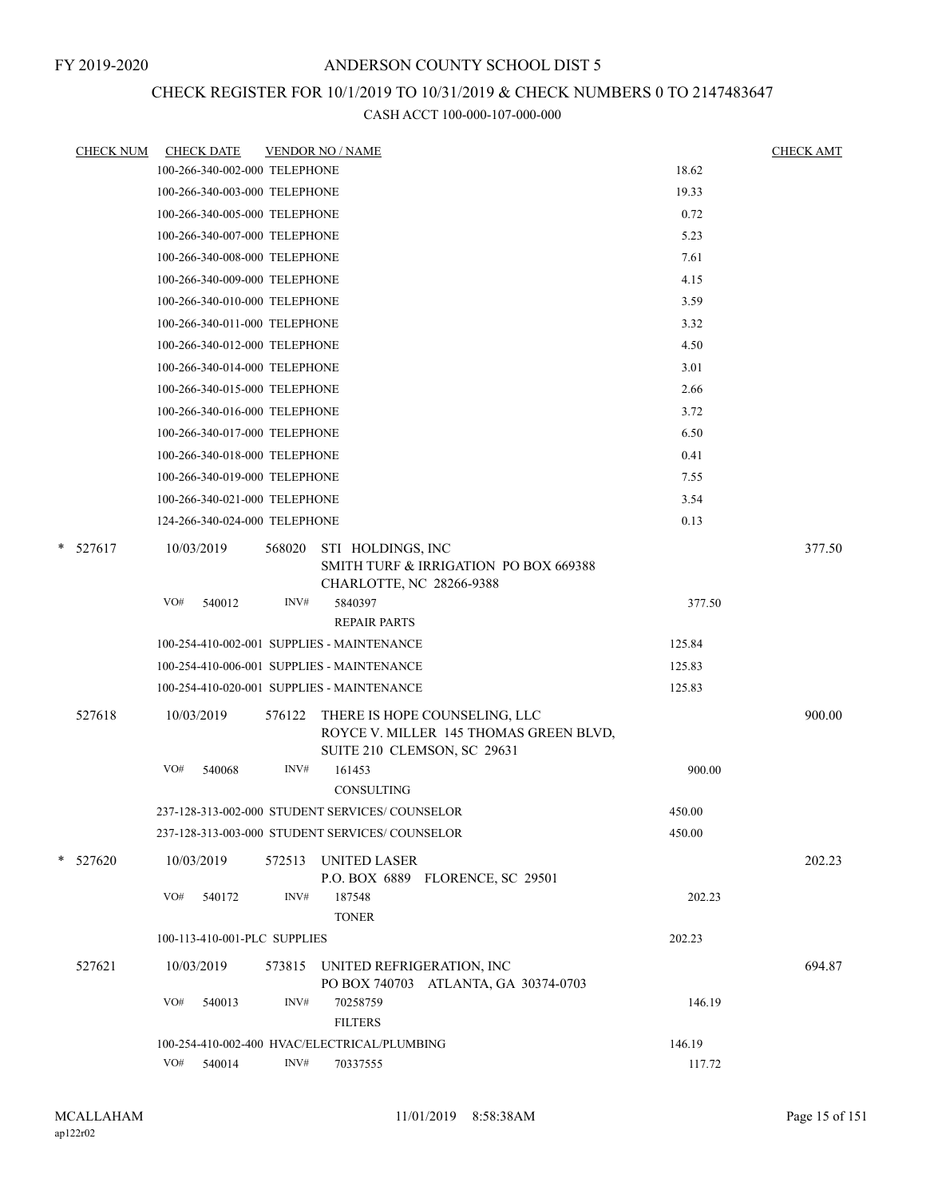# ANDERSON COUNTY SCHOOL DIST 5

## CHECK REGISTER FOR 10/1/2019 TO 10/31/2019 & CHECK NUMBERS 0 TO 2147483647

CASH ACCT 100-000-107-000-000

| CHECK NUM | CHECK DATE | VENDOR NO / NAME | | CHECK AMT |
|---|---|---|---|---|
| | 100-266-340-002-000 TELEPHONE | | 18.62 | |
| | 100-266-340-003-000 TELEPHONE | | 19.33 | |
| | 100-266-340-005-000 TELEPHONE | | 0.72 | |
| | 100-266-340-007-000 TELEPHONE | | 5.23 | |
| | 100-266-340-008-000 TELEPHONE | | 7.61 | |
| | 100-266-340-009-000 TELEPHONE | | 4.15 | |
| | 100-266-340-010-000 TELEPHONE | | 3.59 | |
| | 100-266-340-011-000 TELEPHONE | | 3.32 | |
| | 100-266-340-012-000 TELEPHONE | | 4.50 | |
| | 100-266-340-014-000 TELEPHONE | | 3.01 | |
| | 100-266-340-015-000 TELEPHONE | | 2.66 | |
| | 100-266-340-016-000 TELEPHONE | | 3.72 | |
| | 100-266-340-017-000 TELEPHONE | | 6.50 | |
| | 100-266-340-018-000 TELEPHONE | | 0.41 | |
| | 100-266-340-019-000 TELEPHONE | | 7.55 | |
| | 100-266-340-021-000 TELEPHONE | | 3.54 | |
| | 124-266-340-024-000 TELEPHONE | | 0.13 | |
| * 527617 | 10/03/2019 | 568020 STI HOLDINGS, INC<br>SMITH TURF & IRRIGATION PO BOX 669388<br>CHARLOTTE, NC 28266-9388 | | 377.50 |
| | VO# 540012 | INV# 5840397<br>REPAIR PARTS | 377.50 | |
| | 100-254-410-002-001 SUPPLIES - MAINTENANCE | | 125.84 | |
| | 100-254-410-006-001 SUPPLIES - MAINTENANCE | | 125.83 | |
| | 100-254-410-020-001 SUPPLIES - MAINTENANCE | | 125.83 | |
| 527618 | 10/03/2019 | 576122 THERE IS HOPE COUNSELING, LLC<br>ROYCE V. MILLER 145 THOMAS GREEN BLVD,<br>SUITE 210 CLEMSON, SC 29631 | | 900.00 |
| | VO# 540068 | INV# 161453<br>CONSULTING | 900.00 | |
| | 237-128-313-002-000 STUDENT SERVICES/ COUNSELOR | | 450.00 | |
| | 237-128-313-003-000 STUDENT SERVICES/ COUNSELOR | | 450.00 | |
| * 527620 | 10/03/2019 | 572513 UNITED LASER<br>P.O. BOX 6889 FLORENCE, SC 29501 | | 202.23 |
| | VO# 540172 | INV# 187548<br>TONER | 202.23 | |
| | 100-113-410-001-PLC SUPPLIES | | 202.23 | |
| 527621 | 10/03/2019 | 573815 UNITED REFRIGERATION, INC<br>PO BOX 740703 ATLANTA, GA 30374-0703 | | 694.87 |
| | VO# 540013 | INV# 70258759<br>FILTERS | 146.19 | |
| | 100-254-410-002-400 HVAC/ELECTRICAL/PLUMBING | | 146.19 | |
| | VO# 540014 | INV# 70337555 | 117.72 | |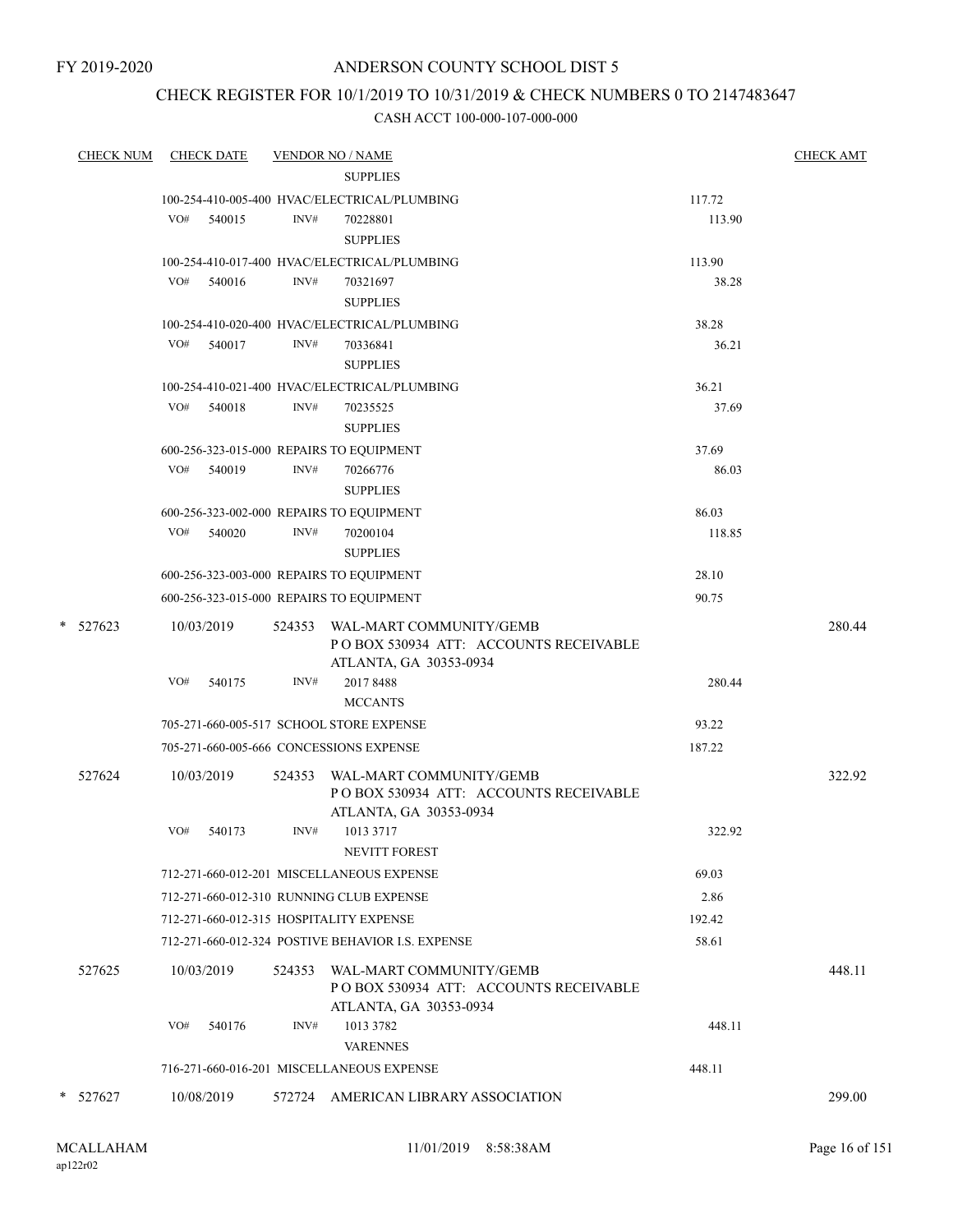FY 2019-2020

# ANDERSON COUNTY SCHOOL DIST 5

## CHECK REGISTER FOR 10/1/2019 TO 10/31/2019 & CHECK NUMBERS 0 TO 2147483647

### CASH ACCT 100-000-107-000-000

| CHECK NUM | CHECK DATE | VENDOR NO / NAME | | CHECK AMT |
|---|---|---|---|---|
| | | SUPPLIES | | |
| | 100-254-410-005-400 HVAC/ELECTRICAL/PLUMBING | | 117.72 | |
| | VO# 540015 | INV# 70228801 | 113.90 | |
| | | SUPPLIES | | |
| | 100-254-410-017-400 HVAC/ELECTRICAL/PLUMBING | | 113.90 | |
| | VO# 540016 | INV# 70321697 | 38.28 | |
| | | SUPPLIES | | |
| | 100-254-410-020-400 HVAC/ELECTRICAL/PLUMBING | | 38.28 | |
| | VO# 540017 | INV# 70336841 | 36.21 | |
| | | SUPPLIES | | |
| | 100-254-410-021-400 HVAC/ELECTRICAL/PLUMBING | | 36.21 | |
| | VO# 540018 | INV# 70235525 | 37.69 | |
| | | SUPPLIES | | |
| | 600-256-323-015-000 REPAIRS TO EQUIPMENT | | 37.69 | |
| | VO# 540019 | INV# 70266776 | 86.03 | |
| | | SUPPLIES | | |
| | 600-256-323-002-000 REPAIRS TO EQUIPMENT | | 86.03 | |
| | VO# 540020 | INV# 70200104 | 118.85 | |
| | | SUPPLIES | | |
| | 600-256-323-003-000 REPAIRS TO EQUIPMENT | | 28.10 | |
| | 600-256-323-015-000 REPAIRS TO EQUIPMENT | | 90.75 | |
| * 527623 | 10/03/2019 | 524353 WAL-MART COMMUNITY/GEMB<br>P O BOX 530934 ATT: ACCOUNTS RECEIVABLE<br>ATLANTA, GA 30353-0934 | | 280.44 |
| | VO# 540175 | INV# 2017 8488 | 280.44 | |
| | | MCCANTS | | |
| | 705-271-660-005-517 SCHOOL STORE EXPENSE | | 93.22 | |
| | 705-271-660-005-666 CONCESSIONS EXPENSE | | 187.22 | |
| 527624 | 10/03/2019 | 524353 WAL-MART COMMUNITY/GEMB<br>P O BOX 530934 ATT: ACCOUNTS RECEIVABLE<br>ATLANTA, GA 30353-0934 | | 322.92 |
| | VO# 540173 | INV# 1013 3717 | 322.92 | |
| | | NEVITT FOREST | | |
| | 712-271-660-012-201 MISCELLANEOUS EXPENSE | | 69.03 | |
| | 712-271-660-012-310 RUNNING CLUB EXPENSE | | 2.86 | |
| | 712-271-660-012-315 HOSPITALITY EXPENSE | | 192.42 | |
| | 712-271-660-012-324 POSTIVE BEHAVIOR I.S. EXPENSE | | 58.61 | |
| 527625 | 10/03/2019 | 524353 WAL-MART COMMUNITY/GEMB<br>P O BOX 530934 ATT: ACCOUNTS RECEIVABLE<br>ATLANTA, GA 30353-0934 | | 448.11 |
| | VO# 540176 | INV# 1013 3782 | 448.11 | |
| | | VARENNES | | |
| | 716-271-660-016-201 MISCELLANEOUS EXPENSE | | 448.11 | |
| * 527627 | 10/08/2019 | 572724 AMERICAN LIBRARY ASSOCIATION | | 299.00 |

MCALLAHAM ap122r02 11/01/2019 8:58:38AM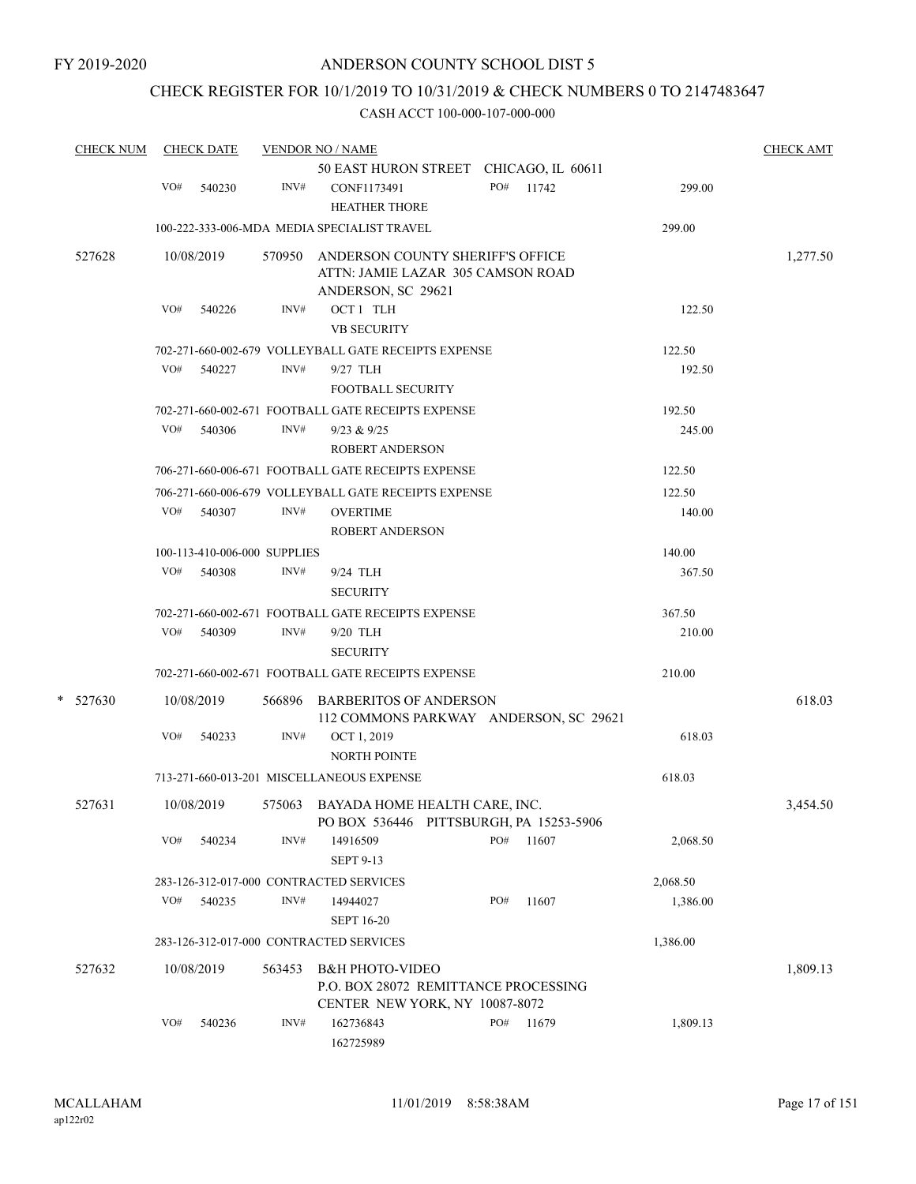FY 2019-2020

# ANDERSON COUNTY SCHOOL DIST 5

## CHECK REGISTER FOR 10/1/2019 TO 10/31/2019 & CHECK NUMBERS 0 TO 2147483647

CASH ACCT 100-000-107-000-000

| CHECK NUM | CHECK DATE | VENDOR NO / NAME | | | CHECK AMT |
|---|---|---|---|---|---|
| | | | 50 EAST HURON STREET CHICAGO, IL 60611 | | |
| | VO# 540230 | INV# | CONF1173491 PO# 11742 HEATHER THORE | 299.00 | |
| | | | 100-222-333-006-MDA MEDIA SPECIALIST TRAVEL | 299.00 | |
| 527628 | 10/08/2019 | 570950 | ANDERSON COUNTY SHERIFF'S OFFICE ATTN: JAMIE LAZAR 305 CAMSON ROAD ANDERSON, SC 29621 | | 1,277.50 |
| | VO# 540226 | INV# | OCT 1 TLH VB SECURITY | 122.50 | |
| | | | 702-271-660-002-679 VOLLEYBALL GATE RECEIPTS EXPENSE | 122.50 | |
| | VO# 540227 | INV# | 9/27 TLH FOOTBALL SECURITY | 192.50 | |
| | | | 702-271-660-002-671 FOOTBALL GATE RECEIPTS EXPENSE | 192.50 | |
| | VO# 540306 | INV# | 9/23 & 9/25 ROBERT ANDERSON | 245.00 | |
| | | | 706-271-660-006-671 FOOTBALL GATE RECEIPTS EXPENSE | 122.50 | |
| | | | 706-271-660-006-679 VOLLEYBALL GATE RECEIPTS EXPENSE | 122.50 | |
| | VO# 540307 | INV# | OVERTIME ROBERT ANDERSON | 140.00 | |
| | | | 100-113-410-006-000 SUPPLIES | 140.00 | |
| | VO# 540308 | INV# | 9/24 TLH SECURITY | 367.50 | |
| | | | 702-271-660-002-671 FOOTBALL GATE RECEIPTS EXPENSE | 367.50 | |
| | VO# 540309 | INV# | 9/20 TLH SECURITY | 210.00 | |
| | | | 702-271-660-002-671 FOOTBALL GATE RECEIPTS EXPENSE | 210.00 | |
| * 527630 | 10/08/2019 | 566896 | BARBERITOS OF ANDERSON 112 COMMONS PARKWAY ANDERSON, SC 29621 | | 618.03 |
| | VO# 540233 | INV# | OCT 1, 2019 NORTH POINTE | 618.03 | |
| | | | 713-271-660-013-201 MISCELLANEOUS EXPENSE | 618.03 | |
| 527631 | 10/08/2019 | 575063 | BAYADA HOME HEALTH CARE, INC. PO BOX 536446 PITTSBURGH, PA 15253-5906 | | 3,454.50 |
| | VO# 540234 | INV# | 14916509 PO# 11607 SEPT 9-13 | 2,068.50 | |
| | | | 283-126-312-017-000 CONTRACTED SERVICES | 2,068.50 | |
| | VO# 540235 | INV# | 14944027 PO# 11607 SEPT 16-20 | 1,386.00 | |
| | | | 283-126-312-017-000 CONTRACTED SERVICES | 1,386.00 | |
| 527632 | 10/08/2019 | 563453 | B&H PHOTO-VIDEO P.O. BOX 28072 REMITTANCE PROCESSING CENTER NEW YORK, NY 10087-8072 | | 1,809.13 |
| | VO# 540236 | INV# | 162736843 PO# 11679 162725989 | 1,809.13 | |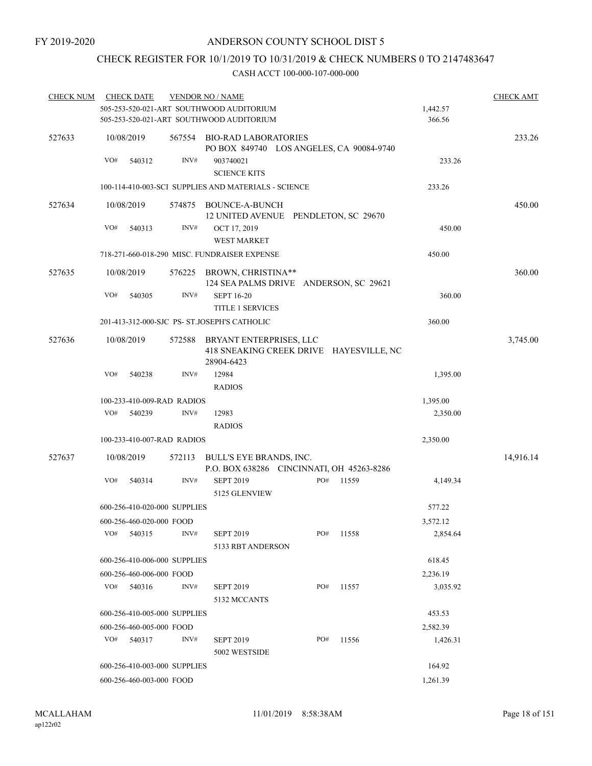FY 2019-2020

# ANDERSON COUNTY SCHOOL DIST 5

## CHECK REGISTER FOR 10/1/2019 TO 10/31/2019 & CHECK NUMBERS 0 TO 2147483647

CASH ACCT 100-000-107-000-000

| CHECK NUM | CHECK DATE | VENDOR NO / NAME | | CHECK AMT |
|---|---|---|---|---|
| | 505-253-520-021-ART SOUTHWOOD AUDITORIUM | | 1,442.57 | |
| | 505-253-520-021-ART SOUTHWOOD AUDITORIUM | | 366.56 | |
| 527633 | 10/08/2019 | 567554 BIO-RAD LABORATORIES<br>PO BOX 849740 LOS ANGELES, CA 90084-9740 | | 233.26 |
| | VO# 540312 INV# | 903740021<br>SCIENCE KITS | 233.26 | |
| | 100-114-410-003-SCI SUPPLIES AND MATERIALS - SCIENCE | | 233.26 | |
| 527634 | 10/08/2019 | 574875 BOUNCE-A-BUNCH<br>12 UNITED AVENUE PENDLETON, SC 29670 | | 450.00 |
| | VO# 540313 INV# | OCT 17, 2019<br>WEST MARKET | 450.00 | |
| | 718-271-660-018-290 MISC. FUNDRAISER EXPENSE | | 450.00 | |
| 527635 | 10/08/2019 | 576225 BROWN, CHRISTINA**<br>124 SEA PALMS DRIVE ANDERSON, SC 29621 | | 360.00 |
| | VO# 540305 INV# | SEPT 16-20<br>TITLE 1 SERVICES | 360.00 | |
| | 201-413-312-000-SJC PS- ST.JOSEPH'S CATHOLIC | | 360.00 | |
| 527636 | 10/08/2019 | 572588 BRYANT ENTERPRISES, LLC<br>418 SNEAKING CREEK DRIVE HAYESVILLE, NC 28904-6423 | | 3,745.00 |
| | VO# 540238 INV# | 12984<br>RADIOS | 1,395.00 | |
| | 100-233-410-009-RAD RADIOS | | 1,395.00 | |
| | VO# 540239 INV# | 12983<br>RADIOS | 2,350.00 | |
| | 100-233-410-007-RAD RADIOS | | 2,350.00 | |
| 527637 | 10/08/2019 | 572113 BULL'S EYE BRANDS, INC.<br>P.O. BOX 638286 CINCINNATI, OH 45263-8286 | | 14,916.14 |
| | VO# 540314 INV# | SEPT 2019 PO# 11559<br>5125 GLENVIEW | 4,149.34 | |
| | 600-256-410-020-000 SUPPLIES | | 577.22 | |
| | 600-256-460-020-000 FOOD | | 3,572.12 | |
| | VO# 540315 INV# | SEPT 2019 PO# 11558<br>5133 RBT ANDERSON | 2,854.64 | |
| | 600-256-410-006-000 SUPPLIES | | 618.45 | |
| | 600-256-460-006-000 FOOD | | 2,236.19 | |
| | VO# 540316 INV# | SEPT 2019 PO# 11557<br>5132 MCCANTS | 3,035.92 | |
| | 600-256-410-005-000 SUPPLIES | | 453.53 | |
| | 600-256-460-005-000 FOOD | | 2,582.39 | |
| | VO# 540317 INV# | SEPT 2019 PO# 11556<br>5002 WESTSIDE | 1,426.31 | |
| | 600-256-410-003-000 SUPPLIES | | 164.92 | |
| | 600-256-460-003-000 FOOD | | 1,261.39 | |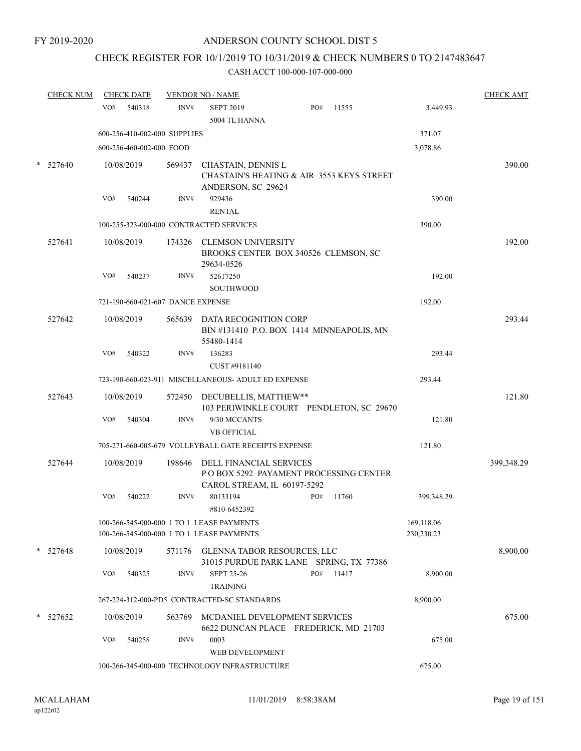FY 2019-2020

ANDERSON COUNTY SCHOOL DIST 5

CHECK REGISTER FOR 10/1/2019 TO 10/31/2019 & CHECK NUMBERS 0 TO 2147483647

CASH ACCT 100-000-107-000-000

| CHECK NUM | CHECK DATE | VENDOR NO / NAME | | | CHECK AMT |
|---|---|---|---|---|---|
| | VO# 540318 | INV# SEPT 2019 5004 TL HANNA | PO# 11555 | 3,449.93 | |
| | 600-256-410-002-000 SUPPLIES | | | 371.07 | |
| | 600-256-460-002-000 FOOD | | | 3,078.86 | |
| * 527640 | 10/08/2019 | 569437 CHASTAIN, DENNIS L CHASTAIN'S HEATING & AIR 3553 KEYS STREET ANDERSON, SC 29624 | | | 390.00 |
| | VO# 540244 | INV# 929436 RENTAL | | 390.00 | |
| | 100-255-323-000-000 CONTRACTED SERVICES | | | 390.00 | |
| 527641 | 10/08/2019 | 174326 CLEMSON UNIVERSITY BROOKS CENTER BOX 340526 CLEMSON, SC 29634-0526 | | | 192.00 |
| | VO# 540237 | INV# 52617250 SOUTHWOOD | | 192.00 | |
| | 721-190-660-021-607 DANCE EXPENSE | | | 192.00 | |
| 527642 | 10/08/2019 | 565639 DATA RECOGNITION CORP BIN #131410 P.O. BOX 1414 MINNEAPOLIS, MN 55480-1414 | | | 293.44 |
| | VO# 540322 | INV# 136283 CUST #9181140 | | 293.44 | |
| | 723-190-660-023-911 MISCELLANEOUS- ADULT ED EXPENSE | | | 293.44 | |
| 527643 | 10/08/2019 | 572450 DECUBELLIS, MATTHEW** 103 PERIWINKLE COURT PENDLETON, SC 29670 | | | 121.80 |
| | VO# 540304 | INV# 9/30 MCCANTS VB OFFICIAL | | 121.80 | |
| | 705-271-660-005-679 VOLLEYBALL GATE RECEIPTS EXPENSE | | | 121.80 | |
| 527644 | 10/08/2019 | 198646 DELL FINANCIAL SERVICES P O BOX 5292 PAYAMENT PROCESSING CENTER CAROL STREAM, IL 60197-5292 | | | 399,348.29 |
| | VO# 540222 | INV# 80133194 #810-6452392 | PO# 11760 | 399,348.29 | |
| | 100-266-545-000-000 1 TO 1 LEASE PAYMENTS | | | 169,118.06 | |
| | 100-266-545-000-000 1 TO 1 LEASE PAYMENTS | | | 230,230.23 | |
| * 527648 | 10/08/2019 | 571176 GLENNA TABOR RESOURCES, LLC 31015 PURDUE PARK LANE SPRING, TX 77386 | | | 8,900.00 |
| | VO# 540325 | INV# SEPT 25-26 TRAINING | PO# 11417 | 8,900.00 | |
| | 267-224-312-000-PD5 CONTRACTED-SC STANDARDS | | | 8,900.00 | |
| * 527652 | 10/08/2019 | 563769 MCDANIEL DEVELOPMENT SERVICES 6622 DUNCAN PLACE FREDERICK, MD 21703 | | | 675.00 |
| | VO# 540258 | INV# 0003 WEB DEVELOPMENT | | 675.00 | |
| | 100-266-345-000-000 TECHNOLOGY INFRASTRUCTURE | | | 675.00 | |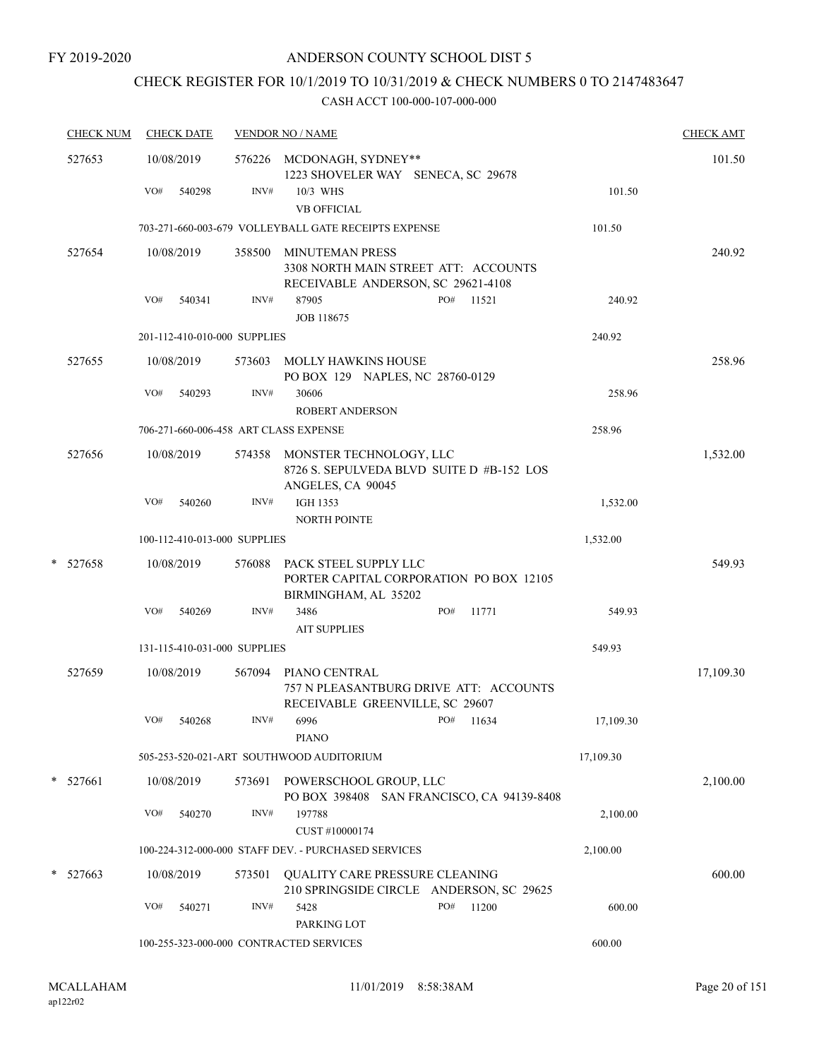FY 2019-2020

# ANDERSON COUNTY SCHOOL DIST 5

## CHECK REGISTER FOR 10/1/2019 TO 10/31/2019 & CHECK NUMBERS 0 TO 2147483647

CASH ACCT 100-000-107-000-000

| CHECK NUM | CHECK DATE | VENDOR NO / NAME | | CHECK AMT |
|---|---|---|---|---|
| 527653 | 10/08/2019 | 576226 MCDONAGH, SYDNEY**<br>1223 SHOVELER WAY SENECA, SC 29678 | | 101.50 |
| | VO# 540298 | INV# 10/3 WHS<br>VB OFFICIAL | 101.50 | |
| | 703-271-660-003-679 VOLLEYBALL GATE RECEIPTS EXPENSE | | 101.50 | |
| 527654 | 10/08/2019 | 358500 MINUTEMAN PRESS<br>3308 NORTH MAIN STREET ATT: ACCOUNTS RECEIVABLE ANDERSON, SC 29621-4108 | | 240.92 |
| | VO# 540341 | INV# 87905 PO# 11521<br>JOB 118675 | 240.92 | |
| | 201-112-410-010-000 SUPPLIES | | 240.92 | |
| 527655 | 10/08/2019 | 573603 MOLLY HAWKINS HOUSE<br>PO BOX 129 NAPLES, NC 28760-0129 | | 258.96 |
| | VO# 540293 | INV# 30606<br>ROBERT ANDERSON | 258.96 | |
| | 706-271-660-006-458 ART CLASS EXPENSE | | 258.96 | |
| 527656 | 10/08/2019 | 574358 MONSTER TECHNOLOGY, LLC<br>8726 S. SEPULVEDA BLVD SUITE D #B-152 LOS ANGELES, CA 90045 | | 1,532.00 |
| | VO# 540260 | INV# IGH 1353<br>NORTH POINTE | 1,532.00 | |
| | 100-112-410-013-000 SUPPLIES | | 1,532.00 | |
| * 527658 | 10/08/2019 | 576088 PACK STEEL SUPPLY LLC<br>PORTER CAPITAL CORPORATION PO BOX 12105 BIRMINGHAM, AL 35202 | | 549.93 |
| | VO# 540269 | INV# 3486 PO# 11771<br>AIT SUPPLIES | 549.93 | |
| | 131-115-410-031-000 SUPPLIES | | 549.93 | |
| 527659 | 10/08/2019 | 567094 PIANO CENTRAL<br>757 N PLEASANTBURG DRIVE ATT: ACCOUNTS RECEIVABLE GREENVILLE, SC 29607 | | 17,109.30 |
| | VO# 540268 | INV# 6996 PO# 11634<br>PIANO | 17,109.30 | |
| | 505-253-520-021-ART SOUTHWOOD AUDITORIUM | | 17,109.30 | |
| * 527661 | 10/08/2019 | 573691 POWERSCHOOL GROUP, LLC<br>PO BOX 398408 SAN FRANCISCO, CA 94139-8408 | | 2,100.00 |
| | VO# 540270 | INV# 197788<br>CUST #10000174 | 2,100.00 | |
| | 100-224-312-000-000 STAFF DEV. - PURCHASED SERVICES | | 2,100.00 | |
| * 527663 | 10/08/2019 | 573501 QUALITY CARE PRESSURE CLEANING<br>210 SPRINGSIDE CIRCLE ANDERSON, SC 29625 | | 600.00 |
| | VO# 540271 | INV# 5428 PO# 11200<br>PARKING LOT | 600.00 | |
| | 100-255-323-000-000 CONTRACTED SERVICES | | 600.00 | |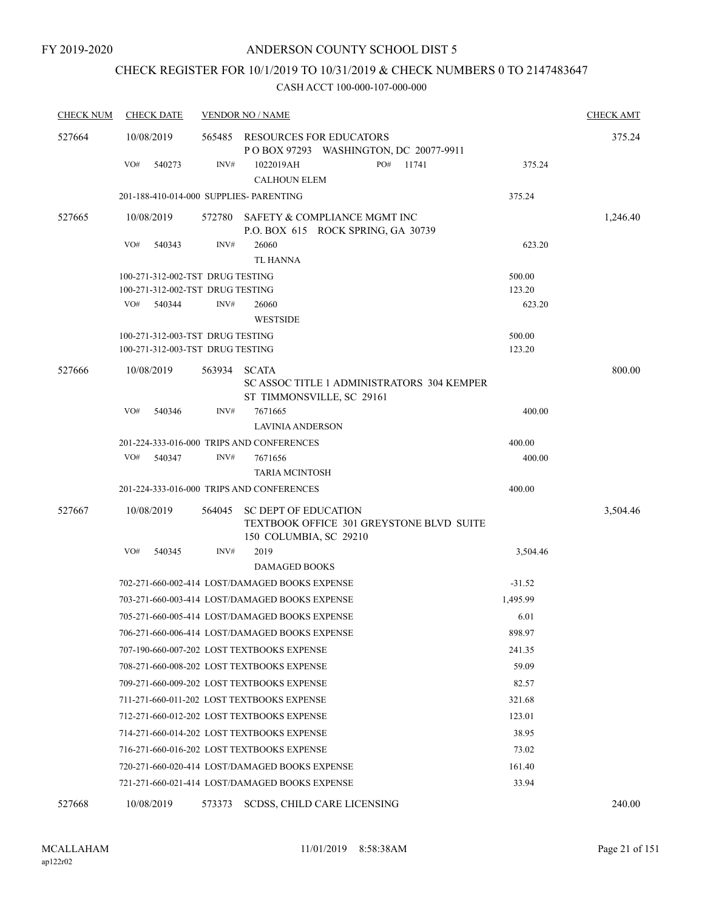FY 2019-2020

# ANDERSON COUNTY SCHOOL DIST 5

## CHECK REGISTER FOR 10/1/2019 TO 10/31/2019 & CHECK NUMBERS 0 TO 2147483647

### CASH ACCT 100-000-107-000-000

| CHECK NUM | CHECK DATE | VENDOR NO / NAME | | CHECK AMT |
|---|---|---|---|---|
| 527664 | 10/08/2019 | 565485 RESOURCES FOR EDUCATORS<br>P O BOX 97293 WASHINGTON, DC 20077-9911 | | 375.24 |
| | VO# 540273 | INV# 1022019AH PO# 11741<br>CALHOUN ELEM | 375.24 | |
| | | 201-188-410-014-000 SUPPLIES- PARENTING | 375.24 | |
| 527665 | 10/08/2019 | 572780 SAFETY & COMPLIANCE MGMT INC<br>P.O. BOX 615 ROCK SPRING, GA 30739 | | 1,246.40 |
| | VO# 540343 | INV# 26060<br>TL HANNA | 623.20 | |
| | | 100-271-312-002-TST DRUG TESTING | 500.00 | |
| | | 100-271-312-002-TST DRUG TESTING | 123.20 | |
| | VO# 540344 | INV# 26060<br>WESTSIDE | 623.20 | |
| | | 100-271-312-003-TST DRUG TESTING | 500.00 | |
| | | 100-271-312-003-TST DRUG TESTING | 123.20 | |
| 527666 | 10/08/2019 | 563934 SCATA<br>SC ASSOC TITLE 1 ADMINISTRATORS 304 KEMPER ST TIMMONSVILLE, SC 29161 | | 800.00 |
| | VO# 540346 | INV# 7671665<br>LAVINIA ANDERSON | 400.00 | |
| | | 201-224-333-016-000 TRIPS AND CONFERENCES | 400.00 | |
| | VO# 540347 | INV# 7671656<br>TARIA MCINTOSH | 400.00 | |
| | | 201-224-333-016-000 TRIPS AND CONFERENCES | 400.00 | |
| 527667 | 10/08/2019 | 564045 SC DEPT OF EDUCATION<br>TEXTBOOK OFFICE 301 GREYSTONE BLVD SUITE 150 COLUMBIA, SC 29210 | | 3,504.46 |
| | VO# 540345 | INV# 2019<br>DAMAGED BOOKS | 3,504.46 | |
| | | 702-271-660-002-414 LOST/DAMAGED BOOKS EXPENSE | -31.52 | |
| | | 703-271-660-003-414 LOST/DAMAGED BOOKS EXPENSE | 1,495.99 | |
| | | 705-271-660-005-414 LOST/DAMAGED BOOKS EXPENSE | 6.01 | |
| | | 706-271-660-006-414 LOST/DAMAGED BOOKS EXPENSE | 898.97 | |
| | | 707-190-660-007-202 LOST TEXTBOOKS EXPENSE | 241.35 | |
| | | 708-271-660-008-202 LOST TEXTBOOKS EXPENSE | 59.09 | |
| | | 709-271-660-009-202 LOST TEXTBOOKS EXPENSE | 82.57 | |
| | | 711-271-660-011-202 LOST TEXTBOOKS EXPENSE | 321.68 | |
| | | 712-271-660-012-202 LOST TEXTBOOKS EXPENSE | 123.01 | |
| | | 714-271-660-014-202 LOST TEXTBOOKS EXPENSE | 38.95 | |
| | | 716-271-660-016-202 LOST TEXTBOOKS EXPENSE | 73.02 | |
| | | 720-271-660-020-414 LOST/DAMAGED BOOKS EXPENSE | 161.40 | |
| | | 721-271-660-021-414 LOST/DAMAGED BOOKS EXPENSE | 33.94 | |
| 527668 | 10/08/2019 | 573373 SCDSS, CHILD CARE LICENSING | | 240.00 |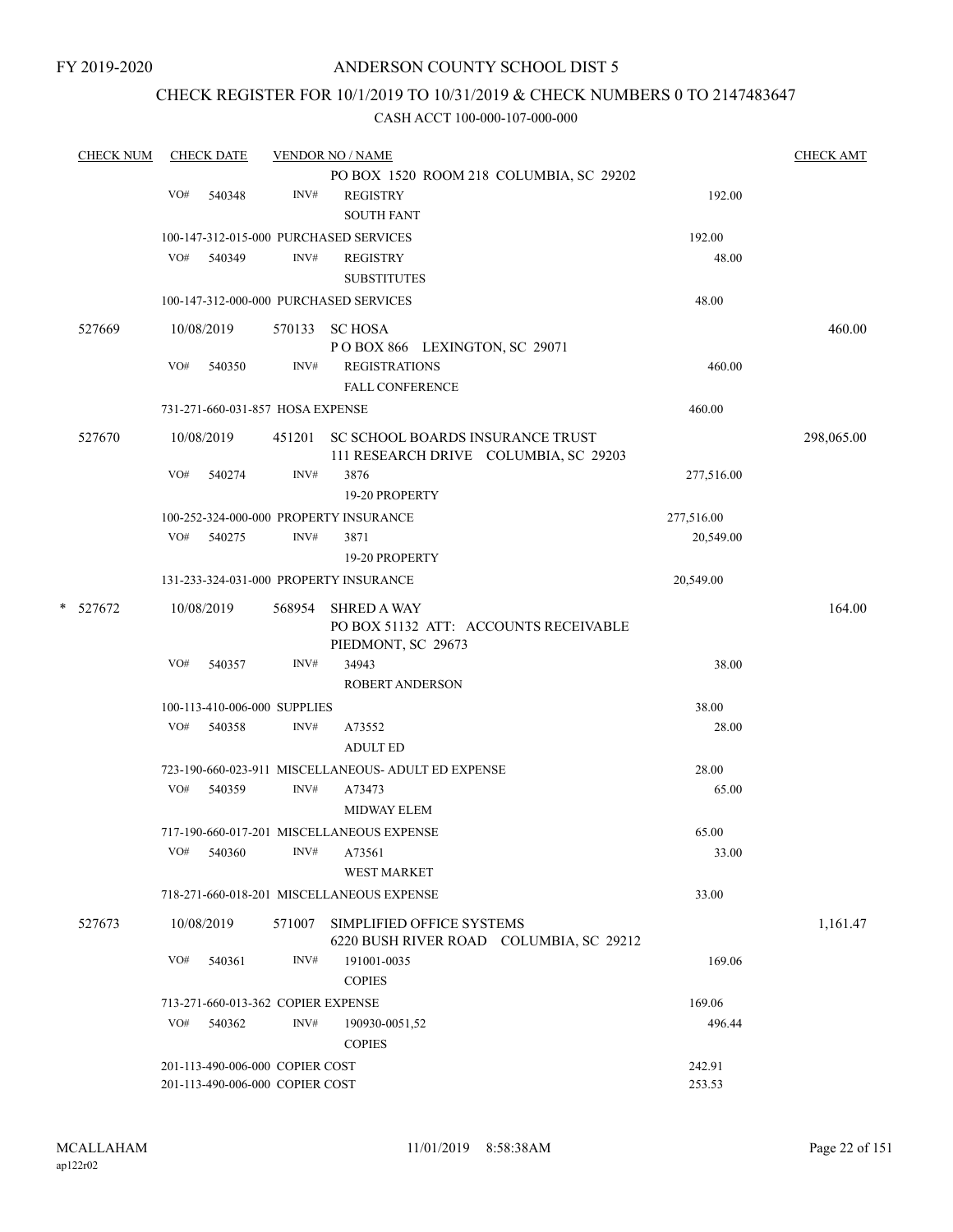FY 2019-2020

# ANDERSON COUNTY SCHOOL DIST 5

## CHECK REGISTER FOR 10/1/2019 TO 10/31/2019 & CHECK NUMBERS 0 TO 2147483647

### CASH ACCT 100-000-107-000-000

| CHECK NUM | CHECK DATE | VENDOR NO / NAME | | CHECK AMT |
|---|---|---|---|---|
| | | PO BOX 1520 ROOM 218 COLUMBIA, SC 29202 | | |
| | VO# 540348 | INV# REGISTRY<br>SOUTH FANT | 192.00 | |
| | | 100-147-312-015-000 PURCHASED SERVICES | 192.00 | |
| | VO# 540349 | INV# REGISTRY<br>SUBSTITUTES | 48.00 | |
| | | 100-147-312-000-000 PURCHASED SERVICES | 48.00 | |
| 527669 | 10/08/2019 | 570133 SC HOSA<br>P O BOX 866 LEXINGTON, SC 29071 | | 460.00 |
| | VO# 540350 | INV# REGISTRATIONS<br>FALL CONFERENCE | 460.00 | |
| | | 731-271-660-031-857 HOSA EXPENSE | 460.00 | |
| 527670 | 10/08/2019 | 451201 SC SCHOOL BOARDS INSURANCE TRUST<br>111 RESEARCH DRIVE COLUMBIA, SC 29203 | | 298,065.00 |
| | VO# 540274 | INV# 3876<br>19-20 PROPERTY | 277,516.00 | |
| | | 100-252-324-000-000 PROPERTY INSURANCE | 277,516.00 | |
| | VO# 540275 | INV# 3871<br>19-20 PROPERTY | 20,549.00 | |
| | | 131-233-324-031-000 PROPERTY INSURANCE | 20,549.00 | |
| * 527672 | 10/08/2019 | 568954 SHRED A WAY<br>PO BOX 51132 ATT: ACCOUNTS RECEIVABLE<br>PIEDMONT, SC 29673 | | 164.00 |
| | VO# 540357 | INV# 34943<br>ROBERT ANDERSON | 38.00 | |
| | | 100-113-410-006-000 SUPPLIES | 38.00 | |
| | VO# 540358 | INV# A73552<br>ADULT ED | 28.00 | |
| | | 723-190-660-023-911 MISCELLANEOUS- ADULT ED EXPENSE | 28.00 | |
| | VO# 540359 | INV# A73473<br>MIDWAY ELEM | 65.00 | |
| | | 717-190-660-017-201 MISCELLANEOUS EXPENSE | 65.00 | |
| | VO# 540360 | INV# A73561<br>WEST MARKET | 33.00 | |
| | | 718-271-660-018-201 MISCELLANEOUS EXPENSE | 33.00 | |
| 527673 | 10/08/2019 | 571007 SIMPLIFIED OFFICE SYSTEMS<br>6220 BUSH RIVER ROAD COLUMBIA, SC 29212 | | 1,161.47 |
| | VO# 540361 | INV# 191001-0035<br>COPIES | 169.06 | |
| | | 713-271-660-013-362 COPIER EXPENSE | 169.06 | |
| | VO# 540362 | INV# 190930-0051,52<br>COPIES | 496.44 | |
| | | 201-113-490-006-000 COPIER COST | 242.91 | |
| | | 201-113-490-006-000 COPIER COST | 253.53 | |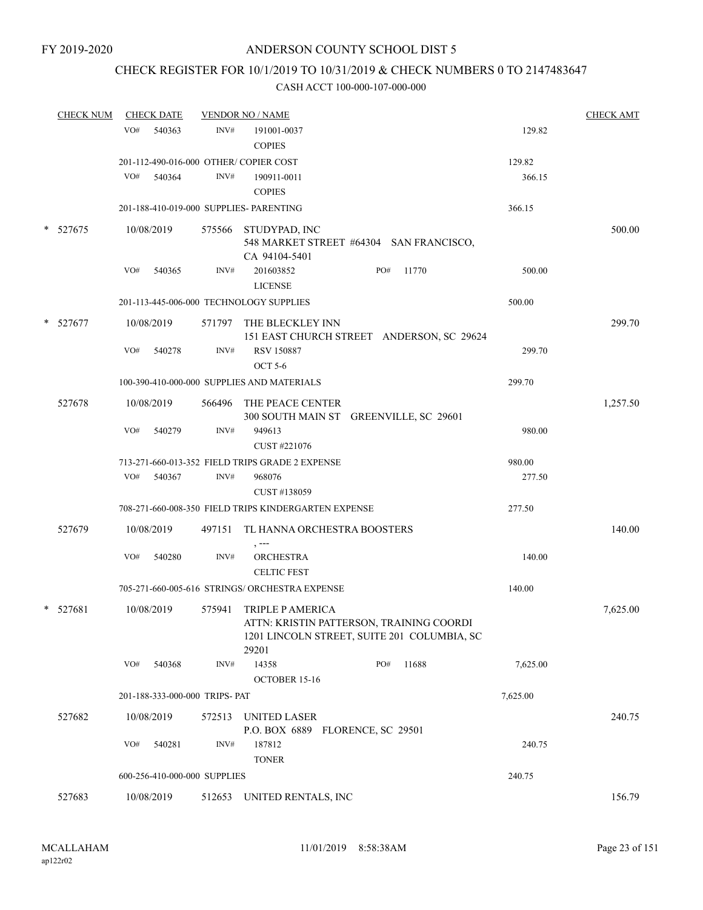FY 2019-2020

# ANDERSON COUNTY SCHOOL DIST 5

## CHECK REGISTER FOR 10/1/2019 TO 10/31/2019 & CHECK NUMBERS 0 TO 2147483647

### CASH ACCT 100-000-107-000-000

| CHECK NUM | CHECK DATE | VENDOR NO / NAME | | | CHECK AMT |
|---|---|---|---|---|---|
| | VO# 540363 | INV# | 191001-0037<br>COPIES | 129.82 | |
| | 201-112-490-016-000 OTHER/ COPIER COST | | | 129.82 | |
| | VO# 540364 | INV# | 190911-0011<br>COPIES | 366.15 | |
| | 201-188-410-019-000 SUPPLIES- PARENTING | | | 366.15 | |
| * 527675 | 10/08/2019 | 575566 | STUDYPAD, INC<br>548 MARKET STREET #64304 SAN FRANCISCO, CA 94104-5401 | | 500.00 |
| | VO# 540365 | INV# | 201603852 PO# 11770<br>LICENSE | 500.00 | |
| | 201-113-445-006-000 TECHNOLOGY SUPPLIES | | | 500.00 | |
| * 527677 | 10/08/2019 | 571797 | THE BLECKLEY INN<br>151 EAST CHURCH STREET ANDERSON, SC 29624 | | 299.70 |
| | VO# 540278 | INV# | RSV 150887<br>OCT 5-6 | 299.70 | |
| | 100-390-410-000-000 SUPPLIES AND MATERIALS | | | 299.70 | |
| 527678 | 10/08/2019 | 566496 | THE PEACE CENTER<br>300 SOUTH MAIN ST GREENVILLE, SC 29601 | | 1,257.50 |
| | VO# 540279 | INV# | 949613<br>CUST #221076 | 980.00 | |
| | 713-271-660-013-352 FIELD TRIPS GRADE 2 EXPENSE | | | 980.00 | |
| | VO# 540367 | INV# | 968076<br>CUST #138059 | 277.50 | |
| | 708-271-660-008-350 FIELD TRIPS KINDERGARTEN EXPENSE | | | 277.50 | |
| 527679 | 10/08/2019 | 497151 | TL HANNA ORCHESTRA BOOSTERS<br>, --- | | 140.00 |
| | VO# 540280 | INV# | ORCHESTRA<br>CELTIC FEST | 140.00 | |
| | 705-271-660-005-616 STRINGS/ ORCHESTRA EXPENSE | | | 140.00 | |
| * 527681 | 10/08/2019 | 575941 | TRIPLE P AMERICA<br>ATTN: KRISTIN PATTERSON, TRAINING COORDI<br>1201 LINCOLN STREET, SUITE 201 COLUMBIA, SC 29201 | | 7,625.00 |
| | VO# 540368 | INV# | 14358 PO# 11688<br>OCTOBER 15-16 | 7,625.00 | |
| | 201-188-333-000-000 TRIPS- PAT | | | 7,625.00 | |
| 527682 | 10/08/2019 | 572513 | UNITED LASER<br>P.O. BOX 6889 FLORENCE, SC 29501 | | 240.75 |
| | VO# 540281 | INV# | 187812<br>TONER | 240.75 | |
| | 600-256-410-000-000 SUPPLIES | | | 240.75 | |
| 527683 | 10/08/2019 | 512653 | UNITED RENTALS, INC | | 156.79 |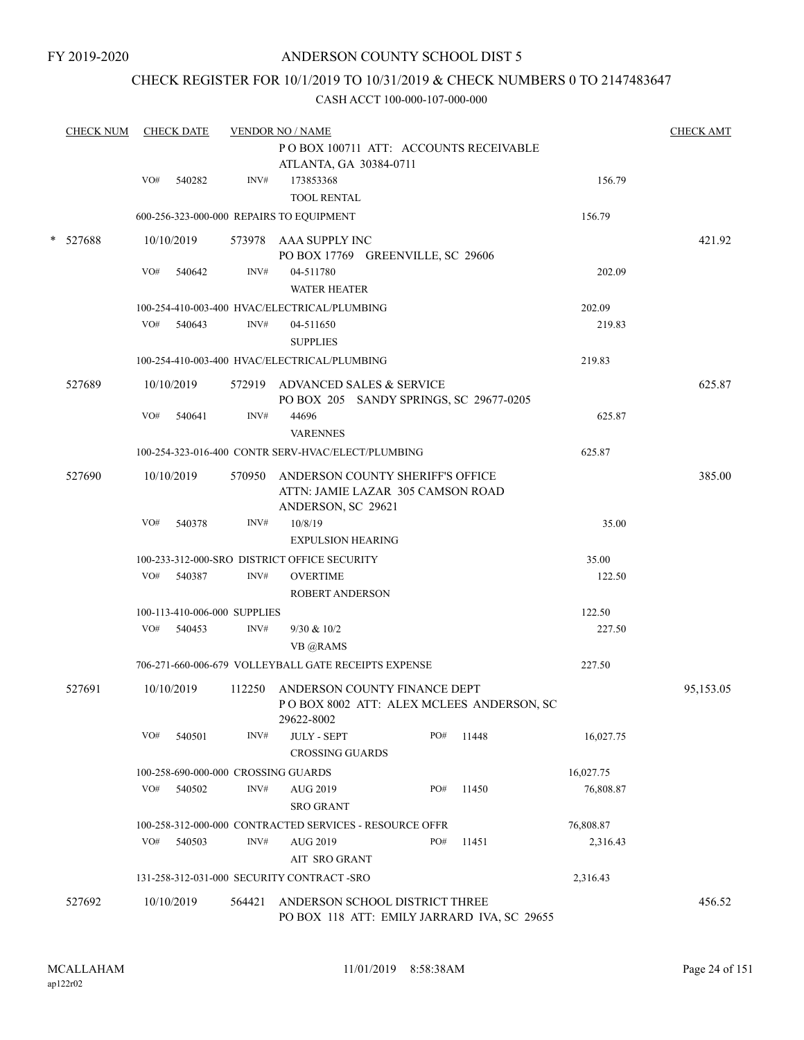FY 2019-2020

# ANDERSON COUNTY SCHOOL DIST 5

## CHECK REGISTER FOR 10/1/2019 TO 10/31/2019 & CHECK NUMBERS 0 TO 2147483647

### CASH ACCT 100-000-107-000-000

| CHECK NUM | CHECK DATE | VENDOR NO / NAME | | | CHECK AMT |
|---|---|---|---|---|---|
| | | | P O BOX 100711 ATT: ACCOUNTS RECEIVABLE ATLANTA, GA 30384-0711 | | |
| | VO# 540282 | INV# | 173853368 TOOL RENTAL | 156.79 | |
| | | 600-256-323-000-000 REPAIRS TO EQUIPMENT | | 156.79 | |
| * 527688 | 10/10/2019 | 573978 | AAA SUPPLY INC PO BOX 17769 GREENVILLE, SC 29606 | | 421.92 |
| | VO# 540642 | INV# | 04-511780 WATER HEATER | 202.09 | |
| | | 100-254-410-003-400 HVAC/ELECTRICAL/PLUMBING | | 202.09 | |
| | VO# 540643 | INV# | 04-511650 SUPPLIES | 219.83 | |
| | | 100-254-410-003-400 HVAC/ELECTRICAL/PLUMBING | | 219.83 | |
| 527689 | 10/10/2019 | 572919 | ADVANCED SALES & SERVICE PO BOX 205 SANDY SPRINGS, SC 29677-0205 | | 625.87 |
| | VO# 540641 | INV# | 44696 VARENNES | 625.87 | |
| | | 100-254-323-016-400 CONTR SERV-HVAC/ELECT/PLUMBING | | 625.87 | |
| 527690 | 10/10/2019 | 570950 | ANDERSON COUNTY SHERIFF'S OFFICE ATTN: JAMIE LAZAR 305 CAMSON ROAD ANDERSON, SC 29621 | | 385.00 |
| | VO# 540378 | INV# | 10/8/19 EXPULSION HEARING | 35.00 | |
| | | 100-233-312-000-SRO DISTRICT OFFICE SECURITY | | 35.00 | |
| | VO# 540387 | INV# | OVERTIME ROBERT ANDERSON | 122.50 | |
| | | 100-113-410-006-000 SUPPLIES | | 122.50 | |
| | VO# 540453 | INV# | 9/30 & 10/2 VB @RAMS | 227.50 | |
| | | 706-271-660-006-679 VOLLEYBALL GATE RECEIPTS EXPENSE | | 227.50 | |
| 527691 | 10/10/2019 | 112250 | ANDERSON COUNTY FINANCE DEPT P O BOX 8002 ATT: ALEX MCLEES ANDERSON, SC 29622-8002 | | 95,153.05 |
| | VO# 540501 | INV# | JULY - SEPT CROSSING GUARDS PO# 11448 | 16,027.75 | |
| | | 100-258-690-000-000 CROSSING GUARDS | | 16,027.75 | |
| | VO# 540502 | INV# | AUG 2019 SRO GRANT PO# 11450 | 76,808.87 | |
| | | 100-258-312-000-000 CONTRACTED SERVICES - RESOURCE OFFR | | 76,808.87 | |
| | VO# 540503 | INV# | AUG 2019 AIT SRO GRANT PO# 11451 | 2,316.43 | |
| | | 131-258-312-031-000 SECURITY CONTRACT -SRO | | 2,316.43 | |
| 527692 | 10/10/2019 | 564421 | ANDERSON SCHOOL DISTRICT THREE PO BOX 118 ATT: EMILY JARRARD IVA, SC 29655 | | 456.52 |

MCALLAHAM ap122r02 11/01/2019 8:58:38AM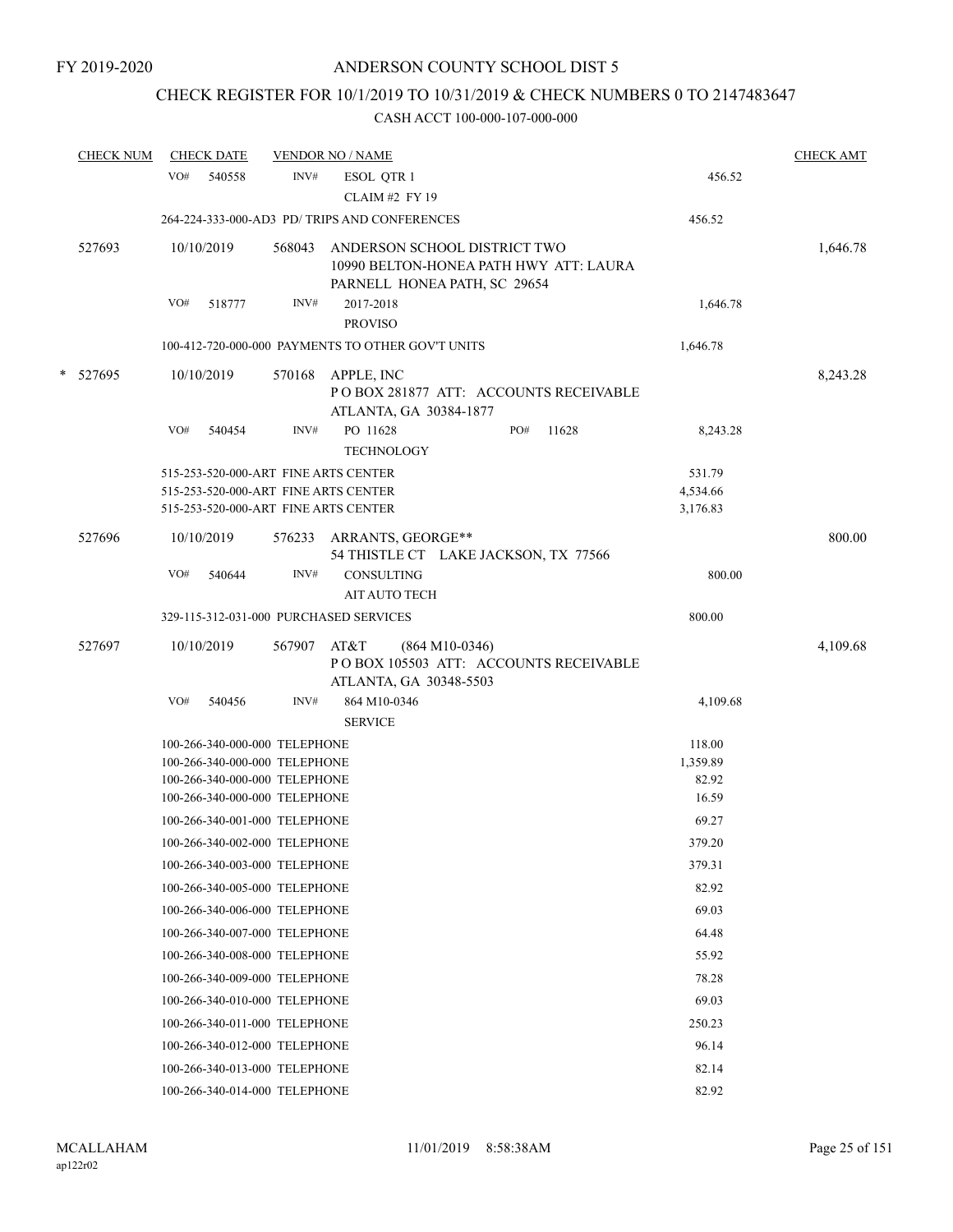FY 2019-2020

# ANDERSON COUNTY SCHOOL DIST 5

## CHECK REGISTER FOR 10/1/2019 TO 10/31/2019 & CHECK NUMBERS 0 TO 2147483647

### CASH ACCT 100-000-107-000-000

| CHECK NUM | CHECK DATE | VENDOR NO / NAME | | CHECK AMT |
|---|---|---|---|---|
| | VO# 540558 | INV# ESOL QTR 1 CLAIM #2 FY 19 | 456.52 | |
| | 264-224-333-000-AD3 PD/ TRIPS AND CONFERENCES | | 456.52 | |
| 527693 | 10/10/2019 | 568043 ANDERSON SCHOOL DISTRICT TWO 10990 BELTON-HONEA PATH HWY ATT: LAURA PARNELL HONEA PATH, SC 29654 | | 1,646.78 |
| | VO# 518777 | INV# 2017-2018 PROVISO | 1,646.78 | |
| | 100-412-720-000-000 PAYMENTS TO OTHER GOV'T UNITS | | 1,646.78 | |
| * 527695 | 10/10/2019 | 570168 APPLE, INC P O BOX 281877 ATT: ACCOUNTS RECEIVABLE ATLANTA, GA 30384-1877 | | 8,243.28 |
| | VO# 540454 | INV# PO 11628 PO# 11628 TECHNOLOGY | 8,243.28 | |
| | 515-253-520-000-ART FINE ARTS CENTER | | 531.79 | |
| | 515-253-520-000-ART FINE ARTS CENTER | | 4,534.66 | |
| | 515-253-520-000-ART FINE ARTS CENTER | | 3,176.83 | |
| 527696 | 10/10/2019 | 576233 ARRANTS, GEORGE** 54 THISTLE CT LAKE JACKSON, TX 77566 | | 800.00 |
| | VO# 540644 | INV# CONSULTING AIT AUTO TECH | 800.00 | |
| | 329-115-312-031-000 PURCHASED SERVICES | | 800.00 | |
| 527697 | 10/10/2019 | 567907 AT&T (864 M10-0346) P O BOX 105503 ATT: ACCOUNTS RECEIVABLE ATLANTA, GA 30348-5503 | | 4,109.68 |
| | VO# 540456 | INV# 864 M10-0346 SERVICE | 4,109.68 | |
| | 100-266-340-000-000 TELEPHONE | | 118.00 | |
| | 100-266-340-000-000 TELEPHONE | | 1,359.89 | |
| | 100-266-340-000-000 TELEPHONE | | 82.92 | |
| | 100-266-340-000-000 TELEPHONE | | 16.59 | |
| | 100-266-340-001-000 TELEPHONE | | 69.27 | |
| | 100-266-340-002-000 TELEPHONE | | 379.20 | |
| | 100-266-340-003-000 TELEPHONE | | 379.31 | |
| | 100-266-340-005-000 TELEPHONE | | 82.92 | |
| | 100-266-340-006-000 TELEPHONE | | 69.03 | |
| | 100-266-340-007-000 TELEPHONE | | 64.48 | |
| | 100-266-340-008-000 TELEPHONE | | 55.92 | |
| | 100-266-340-009-000 TELEPHONE | | 78.28 | |
| | 100-266-340-010-000 TELEPHONE | | 69.03 | |
| | 100-266-340-011-000 TELEPHONE | | 250.23 | |
| | 100-266-340-012-000 TELEPHONE | | 96.14 | |
| | 100-266-340-013-000 TELEPHONE | | 82.14 | |
| | 100-266-340-014-000 TELEPHONE | | 82.92 | |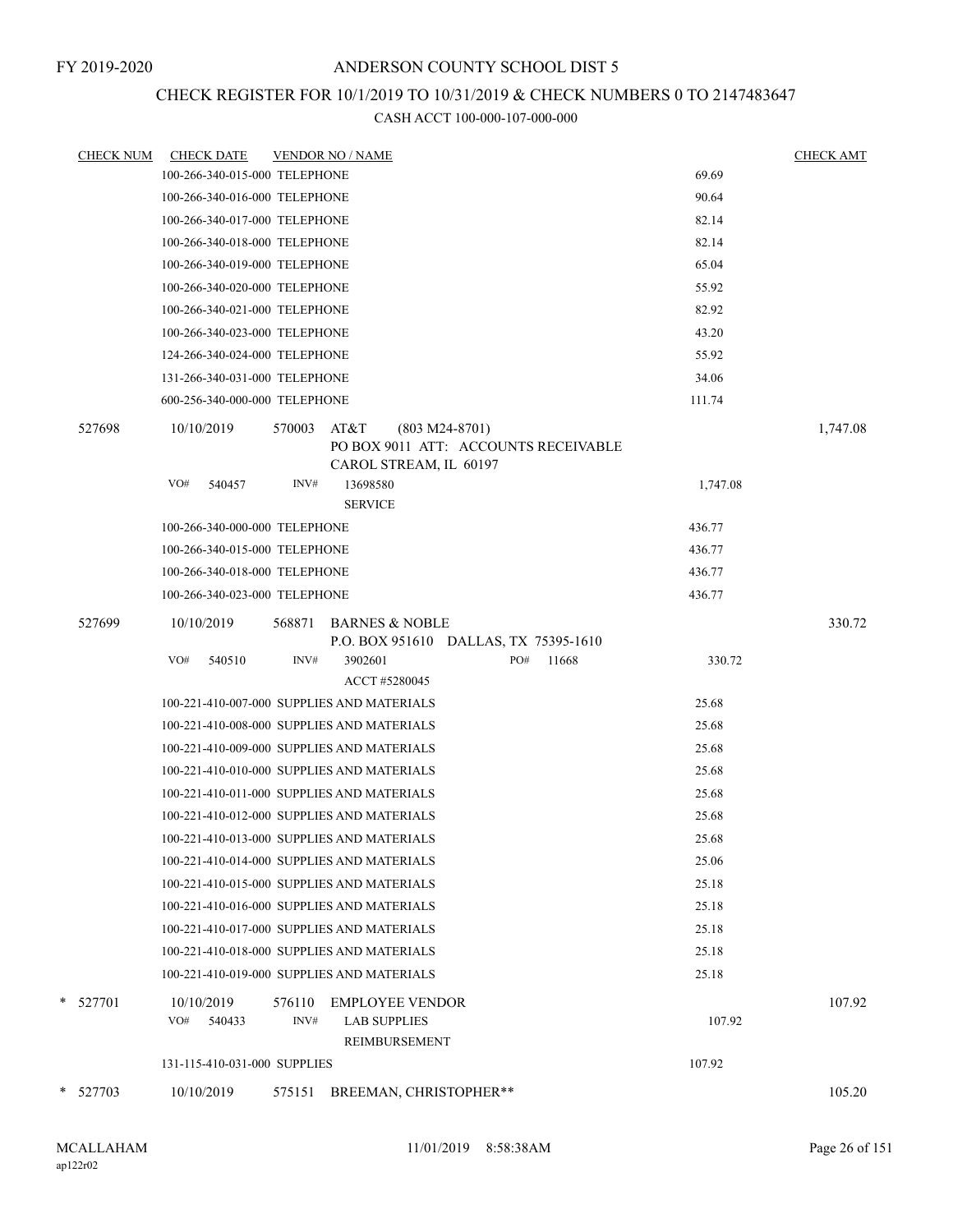FY 2019-2020

# ANDERSON COUNTY SCHOOL DIST 5

## CHECK REGISTER FOR 10/1/2019 TO 10/31/2019 & CHECK NUMBERS 0 TO 2147483647

### CASH ACCT 100-000-107-000-000

| CHECK NUM | CHECK DATE | VENDOR NO / NAME | | CHECK AMT |
|---|---|---|---|---|
| | 100-266-340-015-000 TELEPHONE | | 69.69 | |
| | 100-266-340-016-000 TELEPHONE | | 90.64 | |
| | 100-266-340-017-000 TELEPHONE | | 82.14 | |
| | 100-266-340-018-000 TELEPHONE | | 82.14 | |
| | 100-266-340-019-000 TELEPHONE | | 65.04 | |
| | 100-266-340-020-000 TELEPHONE | | 55.92 | |
| | 100-266-340-021-000 TELEPHONE | | 82.92 | |
| | 100-266-340-023-000 TELEPHONE | | 43.20 | |
| | 124-266-340-024-000 TELEPHONE | | 55.92 | |
| | 131-266-340-031-000 TELEPHONE | | 34.06 | |
| | 600-256-340-000-000 TELEPHONE | | 111.74 | |
| 527698 | 10/10/2019 | 570003 AT&T (803 M24-8701) PO BOX 9011 ATT: ACCOUNTS RECEIVABLE CAROL STREAM, IL 60197 | | 1,747.08 |
| | VO# 540457 | INV# 13698580 SERVICE | 1,747.08 | |
| | 100-266-340-000-000 TELEPHONE | | 436.77 | |
| | 100-266-340-015-000 TELEPHONE | | 436.77 | |
| | 100-266-340-018-000 TELEPHONE | | 436.77 | |
| | 100-266-340-023-000 TELEPHONE | | 436.77 | |
| 527699 | 10/10/2019 | 568871 BARNES & NOBLE P.O. BOX 951610 DALLAS, TX 75395-1610 | | 330.72 |
| | VO# 540510 | INV# 3902601 PO# 11668 ACCT #5280045 | 330.72 | |
| | 100-221-410-007-000 SUPPLIES AND MATERIALS | | 25.68 | |
| | 100-221-410-008-000 SUPPLIES AND MATERIALS | | 25.68 | |
| | 100-221-410-009-000 SUPPLIES AND MATERIALS | | 25.68 | |
| | 100-221-410-010-000 SUPPLIES AND MATERIALS | | 25.68 | |
| | 100-221-410-011-000 SUPPLIES AND MATERIALS | | 25.68 | |
| | 100-221-410-012-000 SUPPLIES AND MATERIALS | | 25.68 | |
| | 100-221-410-013-000 SUPPLIES AND MATERIALS | | 25.68 | |
| | 100-221-410-014-000 SUPPLIES AND MATERIALS | | 25.06 | |
| | 100-221-410-015-000 SUPPLIES AND MATERIALS | | 25.18 | |
| | 100-221-410-016-000 SUPPLIES AND MATERIALS | | 25.18 | |
| | 100-221-410-017-000 SUPPLIES AND MATERIALS | | 25.18 | |
| | 100-221-410-018-000 SUPPLIES AND MATERIALS | | 25.18 | |
| | 100-221-410-019-000 SUPPLIES AND MATERIALS | | 25.18 | |
| * 527701 | 10/10/2019 | 576110 EMPLOYEE VENDOR | | 107.92 |
| | VO# 540433 | INV# LAB SUPPLIES REIMBURSEMENT | 107.92 | |
| | 131-115-410-031-000 SUPPLIES | | 107.92 | |
| * 527703 | 10/10/2019 | 575151 BREEMAN, CHRISTOPHER** | | 105.20 |

MCALLAHAM ap122r02 11/01/2019 8:58:38AM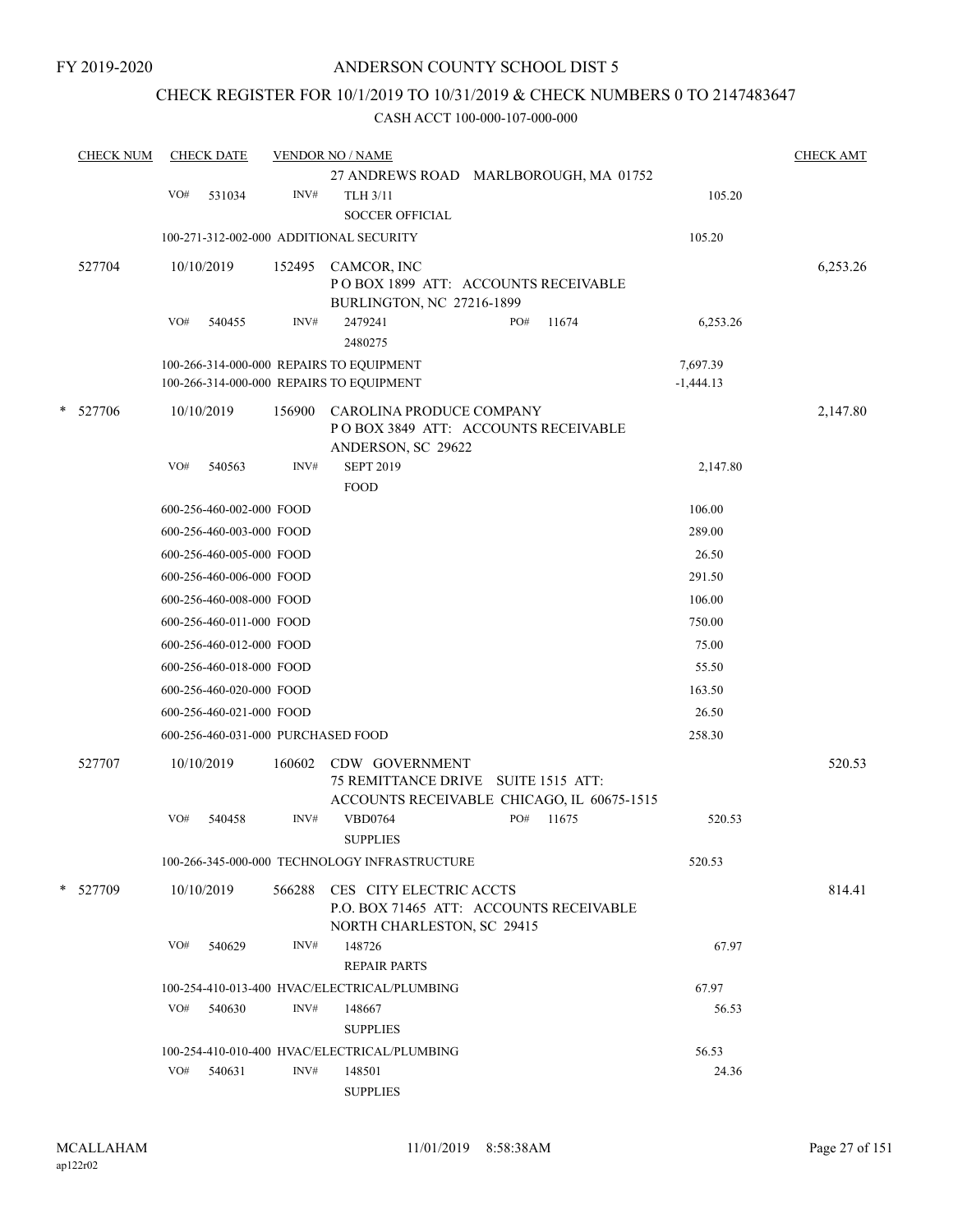FY 2019-2020

# ANDERSON COUNTY SCHOOL DIST 5

## CHECK REGISTER FOR 10/1/2019 TO 10/31/2019 & CHECK NUMBERS 0 TO 2147483647

CASH ACCT 100-000-107-000-000

| CHECK NUM | CHECK DATE | VENDOR NO / NAME | | CHECK AMT |
|---|---|---|---|---|
| | | 27 ANDREWS ROAD MARLBOROUGH, MA 01752 | | |
| | VO# 531034 | INV# TLH 3/11<br>SOCCER OFFICIAL | 105.20 | |
| | 100-271-312-002-000 ADDITIONAL SECURITY | | 105.20 | |
| 527704 | 10/10/2019 | 152495 CAMCOR, INC<br>P O BOX 1899 ATT: ACCOUNTS RECEIVABLE<br>BURLINGTON, NC 27216-1899 | | 6,253.26 |
| | VO# 540455 | INV# 2479241 PO# 11674<br>2480275 | 6,253.26 | |
| | 100-266-314-000-000 REPAIRS TO EQUIPMENT | | 7,697.39 | |
| | 100-266-314-000-000 REPAIRS TO EQUIPMENT | | -1,444.13 | |
| * 527706 | 10/10/2019 | 156900 CAROLINA PRODUCE COMPANY<br>P O BOX 3849 ATT: ACCOUNTS RECEIVABLE<br>ANDERSON, SC 29622 | | 2,147.80 |
| | VO# 540563 | INV# SEPT 2019<br>FOOD | 2,147.80 | |
| | 600-256-460-002-000 FOOD | | 106.00 | |
| | 600-256-460-003-000 FOOD | | 289.00 | |
| | 600-256-460-005-000 FOOD | | 26.50 | |
| | 600-256-460-006-000 FOOD | | 291.50 | |
| | 600-256-460-008-000 FOOD | | 106.00 | |
| | 600-256-460-011-000 FOOD | | 750.00 | |
| | 600-256-460-012-000 FOOD | | 75.00 | |
| | 600-256-460-018-000 FOOD | | 55.50 | |
| | 600-256-460-020-000 FOOD | | 163.50 | |
| | 600-256-460-021-000 FOOD | | 26.50 | |
| | 600-256-460-031-000 PURCHASED FOOD | | 258.30 | |
| 527707 | 10/10/2019 | 160602 CDW GOVERNMENT<br>75 REMITTANCE DRIVE SUITE 1515 ATT:<br>ACCOUNTS RECEIVABLE CHICAGO, IL 60675-1515 | | 520.53 |
| | VO# 540458 | INV# VBD0764 PO# 11675<br>SUPPLIES | 520.53 | |
| | 100-266-345-000-000 TECHNOLOGY INFRASTRUCTURE | | 520.53 | |
| * 527709 | 10/10/2019 | 566288 CES CITY ELECTRIC ACCTS<br>P.O. BOX 71465 ATT: ACCOUNTS RECEIVABLE<br>NORTH CHARLESTON, SC 29415 | | 814.41 |
| | VO# 540629 | INV# 148726<br>REPAIR PARTS | 67.97 | |
| | 100-254-410-013-400 HVAC/ELECTRICAL/PLUMBING | | 67.97 | |
| | VO# 540630 | INV# 148667<br>SUPPLIES | 56.53 | |
| | 100-254-410-010-400 HVAC/ELECTRICAL/PLUMBING | | 56.53 | |
| | VO# 540631 | INV# 148501<br>SUPPLIES | 24.36 | |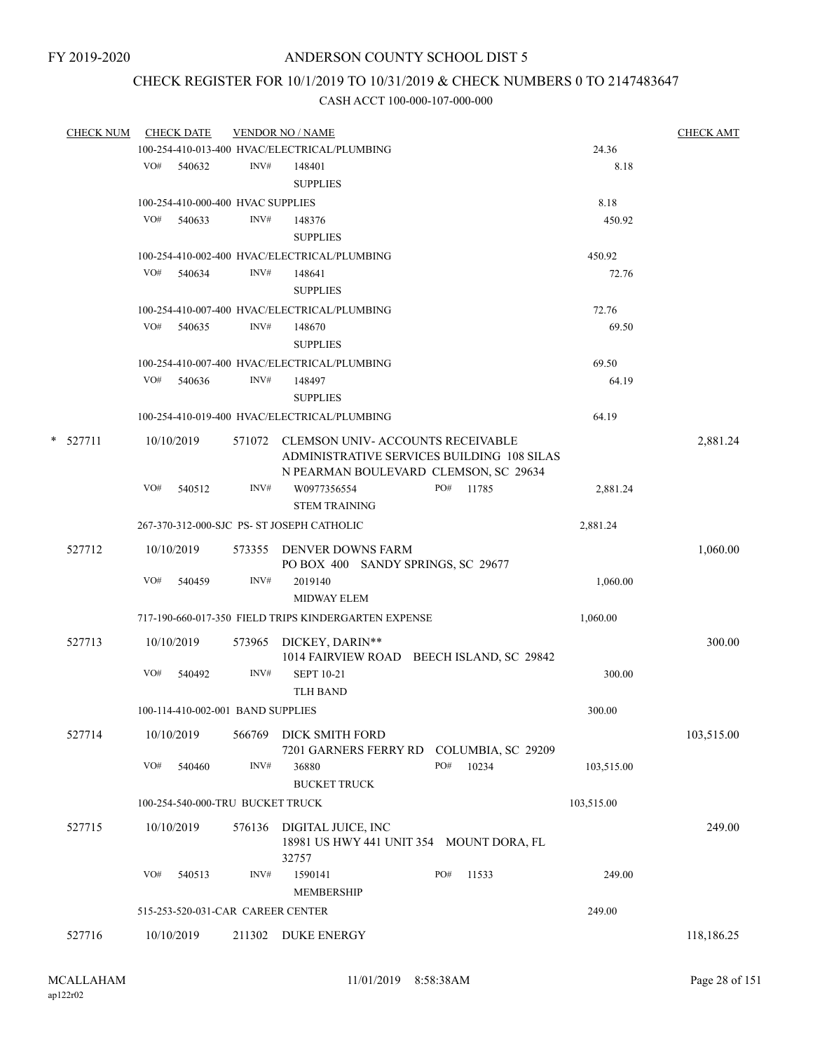FY 2019-2020

# ANDERSON COUNTY SCHOOL DIST 5

## CHECK REGISTER FOR 10/1/2019 TO 10/31/2019 & CHECK NUMBERS 0 TO 2147483647

### CASH ACCT 100-000-107-000-000

| CHECK NUM | CHECK DATE | VENDOR NO / NAME | | CHECK AMT |
|---|---|---|---|---|
| | | 100-254-410-013-400 HVAC/ELECTRICAL/PLUMBING | 24.36 | |
| | VO# 540632 | INV# 148401 SUPPLIES | 8.18 | |
| | | 100-254-410-000-400 HVAC SUPPLIES | 8.18 | |
| | VO# 540633 | INV# 148376 SUPPLIES | 450.92 | |
| | | 100-254-410-002-400 HVAC/ELECTRICAL/PLUMBING | 450.92 | |
| | VO# 540634 | INV# 148641 SUPPLIES | 72.76 | |
| | | 100-254-410-007-400 HVAC/ELECTRICAL/PLUMBING | 72.76 | |
| | VO# 540635 | INV# 148670 SUPPLIES | 69.50 | |
| | | 100-254-410-007-400 HVAC/ELECTRICAL/PLUMBING | 69.50 | |
| | VO# 540636 | INV# 148497 SUPPLIES | 64.19 | |
| | | 100-254-410-019-400 HVAC/ELECTRICAL/PLUMBING | 64.19 | |
| * 527711 | 10/10/2019 | 571072 CLEMSON UNIV- ACCOUNTS RECEIVABLE ADMINISTRATIVE SERVICES BUILDING 108 SILAS N PEARMAN BOULEVARD CLEMSON, SC 29634 | | 2,881.24 |
| | VO# 540512 | INV# W0977356554 PO# 11785 STEM TRAINING | 2,881.24 | |
| | | 267-370-312-000-SJC PS- ST JOSEPH CATHOLIC | 2,881.24 | |
| 527712 | 10/10/2019 | 573355 DENVER DOWNS FARM PO BOX 400 SANDY SPRINGS, SC 29677 | | 1,060.00 |
| | VO# 540459 | INV# 2019140 MIDWAY ELEM | 1,060.00 | |
| | | 717-190-660-017-350 FIELD TRIPS KINDERGARTEN EXPENSE | 1,060.00 | |
| 527713 | 10/10/2019 | 573965 DICKEY, DARIN** 1014 FAIRVIEW ROAD BEECH ISLAND, SC 29842 | | 300.00 |
| | VO# 540492 | INV# SEPT 10-21 TLH BAND | 300.00 | |
| | | 100-114-410-002-001 BAND SUPPLIES | 300.00 | |
| 527714 | 10/10/2019 | 566769 DICK SMITH FORD 7201 GARNERS FERRY RD COLUMBIA, SC 29209 | | 103,515.00 |
| | VO# 540460 | INV# 36880 PO# 10234 BUCKET TRUCK | 103,515.00 | |
| | | 100-254-540-000-TRU BUCKET TRUCK | 103,515.00 | |
| 527715 | 10/10/2019 | 576136 DIGITAL JUICE, INC 18981 US HWY 441 UNIT 354 MOUNT DORA, FL 32757 | | 249.00 |
| | VO# 540513 | INV# 1590141 PO# 11533 MEMBERSHIP | 249.00 | |
| | | 515-253-520-031-CAR CAREER CENTER | 249.00 | |
| 527716 | 10/10/2019 | 211302 DUKE ENERGY | | 118,186.25 |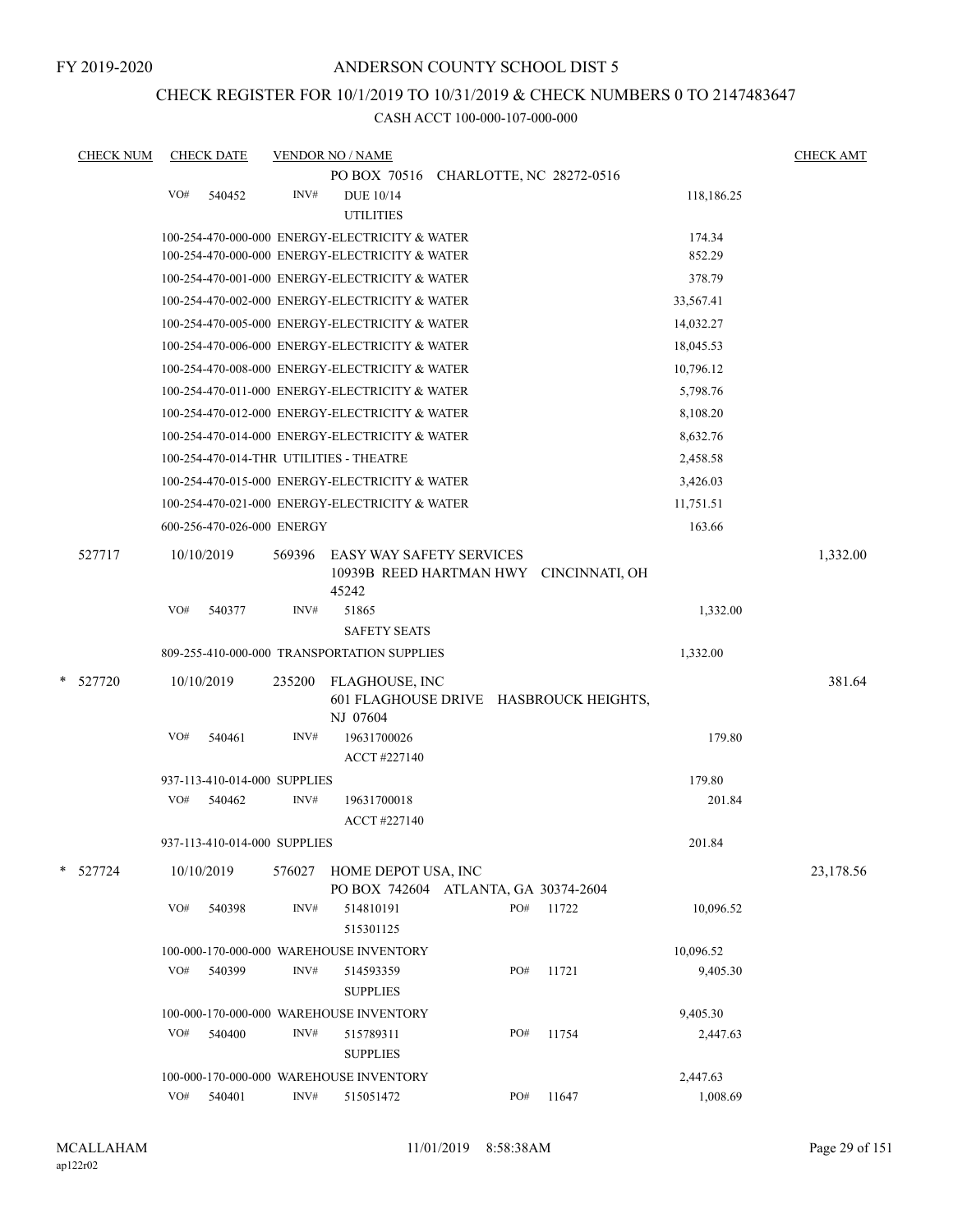FY 2019-2020

# ANDERSON COUNTY SCHOOL DIST 5

## CHECK REGISTER FOR 10/1/2019 TO 10/31/2019 & CHECK NUMBERS 0 TO 2147483647

### CASH ACCT 100-000-107-000-000

| CHECK NUM | CHECK DATE | VENDOR NO / NAME | | | CHECK AMT |
|---|---|---|---|---|---|
| | | PO BOX 70516 CHARLOTTE, NC 28272-0516 | | | |
| | VO# 540452 | INV# DUE 10/14 UTILITIES | | 118,186.25 | |
| | 100-254-470-000-000 ENERGY-ELECTRICITY & WATER | | | 174.34 | |
| | 100-254-470-000-000 ENERGY-ELECTRICITY & WATER | | | 852.29 | |
| | 100-254-470-001-000 ENERGY-ELECTRICITY & WATER | | | 378.79 | |
| | 100-254-470-002-000 ENERGY-ELECTRICITY & WATER | | | 33,567.41 | |
| | 100-254-470-005-000 ENERGY-ELECTRICITY & WATER | | | 14,032.27 | |
| | 100-254-470-006-000 ENERGY-ELECTRICITY & WATER | | | 18,045.53 | |
| | 100-254-470-008-000 ENERGY-ELECTRICITY & WATER | | | 10,796.12 | |
| | 100-254-470-011-000 ENERGY-ELECTRICITY & WATER | | | 5,798.76 | |
| | 100-254-470-012-000 ENERGY-ELECTRICITY & WATER | | | 8,108.20 | |
| | 100-254-470-014-000 ENERGY-ELECTRICITY & WATER | | | 8,632.76 | |
| | 100-254-470-014-THR UTILITIES - THEATRE | | | 2,458.58 | |
| | 100-254-470-015-000 ENERGY-ELECTRICITY & WATER | | | 3,426.03 | |
| | 100-254-470-021-000 ENERGY-ELECTRICITY & WATER | | | 11,751.51 | |
| | 600-256-470-026-000 ENERGY | | | 163.66 | |
| 527717 | 10/10/2019 | 569396 EASY WAY SAFETY SERVICES 10939B REED HARTMAN HWY CINCINNATI, OH 45242 | | | 1,332.00 |
| | VO# 540377 | INV# 51865 SAFETY SEATS | | 1,332.00 | |
| | 809-255-410-000-000 TRANSPORTATION SUPPLIES | | | 1,332.00 | |
| * 527720 | 10/10/2019 | 235200 FLAGHOUSE, INC 601 FLAGHOUSE DRIVE HASBROUCK HEIGHTS, NJ 07604 | | | 381.64 |
| | VO# 540461 | INV# 19631700026 ACCT #227140 | | 179.80 | |
| | 937-113-410-014-000 SUPPLIES | | | 179.80 | |
| | VO# 540462 | INV# 19631700018 ACCT #227140 | | 201.84 | |
| | 937-113-410-014-000 SUPPLIES | | | 201.84 | |
| * 527724 | 10/10/2019 | 576027 HOME DEPOT USA, INC PO BOX 742604 ATLANTA, GA 30374-2604 | | | 23,178.56 |
| | VO# 540398 | INV# 514810191 515301125 | PO# 11722 | 10,096.52 | |
| | 100-000-170-000-000 WAREHOUSE INVENTORY | | | 10,096.52 | |
| | VO# 540399 | INV# 514593359 SUPPLIES | PO# 11721 | 9,405.30 | |
| | 100-000-170-000-000 WAREHOUSE INVENTORY | | | 9,405.30 | |
| | VO# 540400 | INV# 515789311 SUPPLIES | PO# 11754 | 2,447.63 | |
| | 100-000-170-000-000 WAREHOUSE INVENTORY | | | 2,447.63 | |
| | VO# 540401 | INV# 515051472 | PO# 11647 | 1,008.69 | |

MCALLAHAM
ap122r02

11/01/2019 8:58:38AM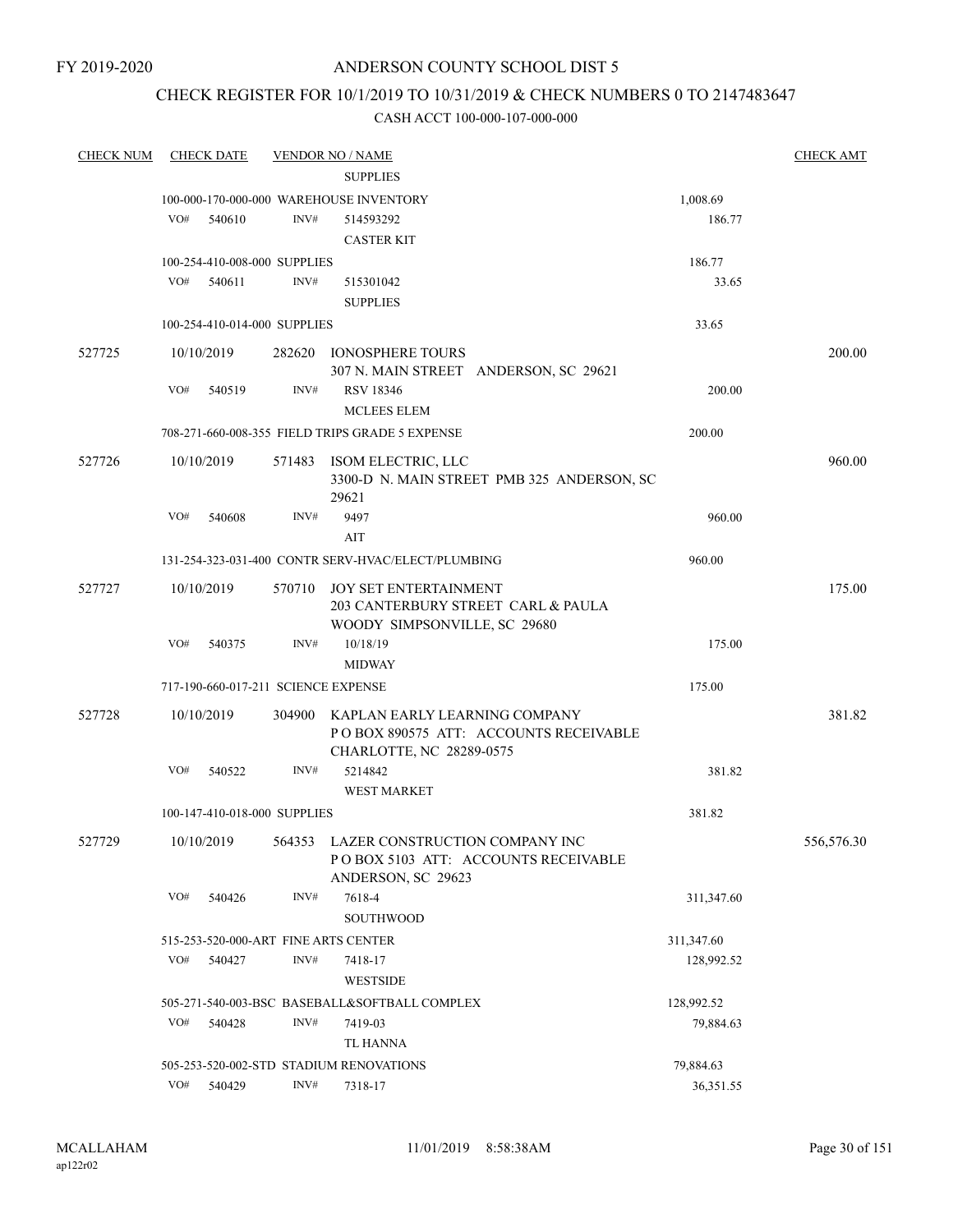FY 2019-2020

# ANDERSON COUNTY SCHOOL DIST 5

## CHECK REGISTER FOR 10/1/2019 TO 10/31/2019 & CHECK NUMBERS 0 TO 2147483647

### CASH ACCT 100-000-107-000-000

| CHECK NUM | CHECK DATE | VENDOR NO / NAME | | CHECK AMT |
|---|---|---|---|---|
| | | SUPPLIES | | |
| | 100-000-170-000-000 WAREHOUSE INVENTORY | | 1,008.69 | |
| | VO# 540610 | INV# 514593292<br>CASTER KIT | 186.77 | |
| | 100-254-410-008-000 SUPPLIES | | 186.77 | |
| | VO# 540611 | INV# 515301042<br>SUPPLIES | 33.65 | |
| | 100-254-410-014-000 SUPPLIES | | 33.65 | |
| 527725 | 10/10/2019 | 282620 IONOSPHERE TOURS<br>307 N. MAIN STREET ANDERSON, SC 29621 | | 200.00 |
| | VO# 540519 | INV# RSV 18346<br>MCLEES ELEM | 200.00 | |
| | 708-271-660-008-355 FIELD TRIPS GRADE 5 EXPENSE | | 200.00 | |
| 527726 | 10/10/2019 | 571483 ISOM ELECTRIC, LLC<br>3300-D N. MAIN STREET PMB 325 ANDERSON, SC 29621 | | 960.00 |
| | VO# 540608 | INV# 9497<br>AIT | 960.00 | |
| | 131-254-323-031-400 CONTR SERV-HVAC/ELECT/PLUMBING | | 960.00 | |
| 527727 | 10/10/2019 | 570710 JOY SET ENTERTAINMENT<br>203 CANTERBURY STREET CARL & PAULA WOODY SIMPSONVILLE, SC 29680 | | 175.00 |
| | VO# 540375 | INV# 10/18/19<br>MIDWAY | 175.00 | |
| | 717-190-660-017-211 SCIENCE EXPENSE | | 175.00 | |
| 527728 | 10/10/2019 | 304900 KAPLAN EARLY LEARNING COMPANY<br>P O BOX 890575 ATT: ACCOUNTS RECEIVABLE CHARLOTTE, NC 28289-0575 | | 381.82 |
| | VO# 540522 | INV# 5214842<br>WEST MARKET | 381.82 | |
| | 100-147-410-018-000 SUPPLIES | | 381.82 | |
| 527729 | 10/10/2019 | 564353 LAZER CONSTRUCTION COMPANY INC<br>P O BOX 5103 ATT: ACCOUNTS RECEIVABLE ANDERSON, SC 29623 | | 556,576.30 |
| | VO# 540426 | INV# 7618-4<br>SOUTHWOOD | 311,347.60 | |
| | 515-253-520-000-ART FINE ARTS CENTER | | 311,347.60 | |
| | VO# 540427 | INV# 7418-17<br>WESTSIDE | 128,992.52 | |
| | 505-271-540-003-BSC BASEBALL&SOFTBALL COMPLEX | | 128,992.52 | |
| | VO# 540428 | INV# 7419-03<br>TL HANNA | 79,884.63 | |
| | 505-253-520-002-STD STADIUM RENOVATIONS | | 79,884.63 | |
| | VO# 540429 | INV# 7318-17 | 36,351.55 | |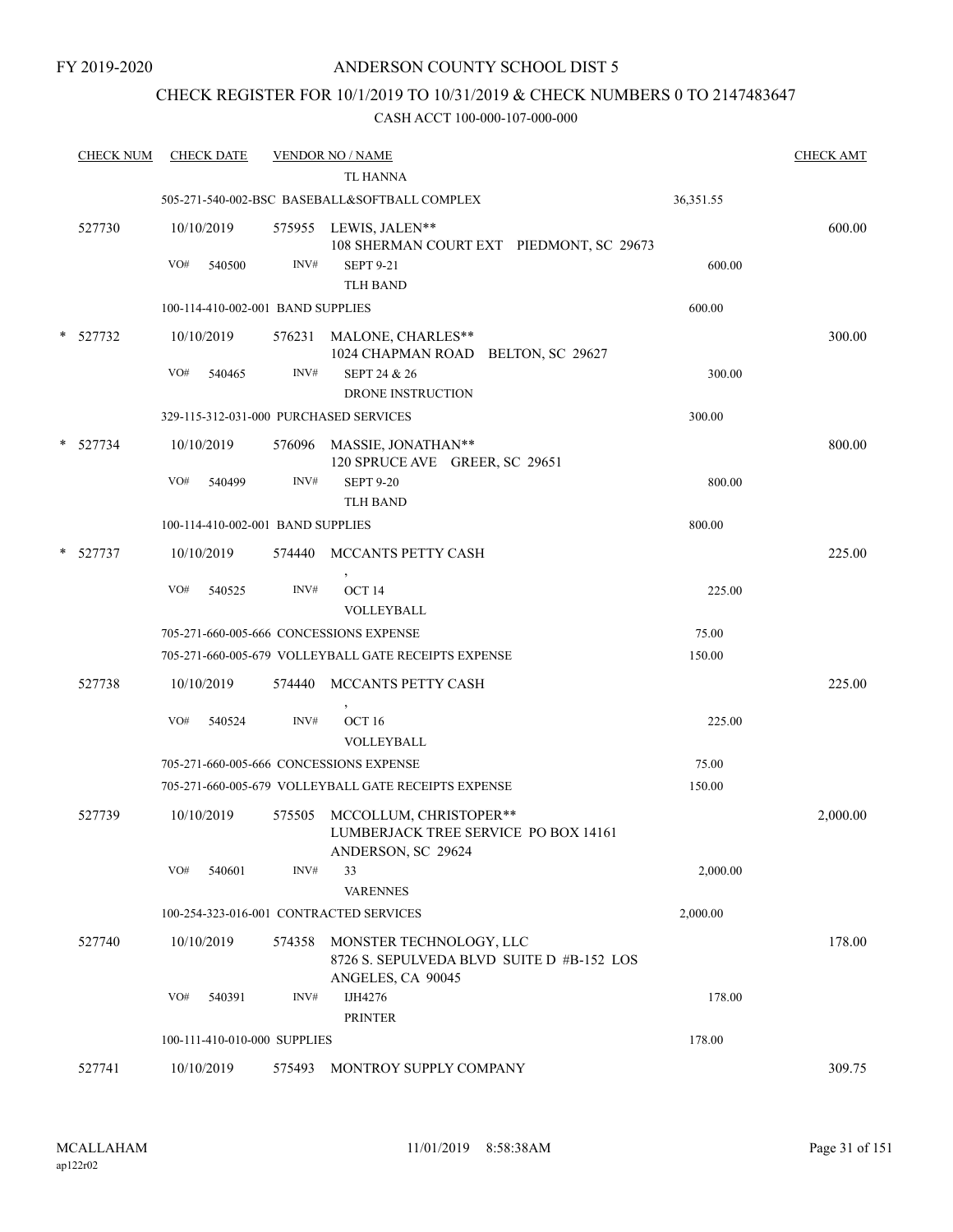FY 2019-2020

# ANDERSON COUNTY SCHOOL DIST 5

## CHECK REGISTER FOR 10/1/2019 TO 10/31/2019 & CHECK NUMBERS 0 TO 2147483647

### CASH ACCT 100-000-107-000-000

| CHECK NUM | CHECK DATE | VENDOR NO / NAME | | CHECK AMT |
|---|---|---|---|---|
| | | TL HANNA | | |
| | 505-271-540-002-BSC BASEBALL&SOFTBALL COMPLEX | | 36,351.55 | |
| 527730 | 10/10/2019 | 575955 LEWIS, JALEN** 108 SHERMAN COURT EXT PIEDMONT, SC 29673 | | 600.00 |
| | VO# 540500 INV# | SEPT 9-21 TLH BAND | 600.00 | |
| | 100-114-410-002-001 BAND SUPPLIES | | 600.00 | |
| * 527732 | 10/10/2019 | 576231 MALONE, CHARLES** 1024 CHAPMAN ROAD BELTON, SC 29627 | | 300.00 |
| | VO# 540465 INV# | SEPT 24 & 26 DRONE INSTRUCTION | 300.00 | |
| | 329-115-312-031-000 PURCHASED SERVICES | | 300.00 | |
| * 527734 | 10/10/2019 | 576096 MASSIE, JONATHAN** 120 SPRUCE AVE GREER, SC 29651 | | 800.00 |
| | VO# 540499 INV# | SEPT 9-20 TLH BAND | 800.00 | |
| | 100-114-410-002-001 BAND SUPPLIES | | 800.00 | |
| * 527737 | 10/10/2019 | 574440 MCCANTS PETTY CASH , | | 225.00 |
| | VO# 540525 INV# | OCT 14 VOLLEYBALL | 225.00 | |
| | 705-271-660-005-666 CONCESSIONS EXPENSE | | 75.00 | |
| | 705-271-660-005-679 VOLLEYBALL GATE RECEIPTS EXPENSE | | 150.00 | |
| 527738 | 10/10/2019 | 574440 MCCANTS PETTY CASH , | | 225.00 |
| | VO# 540524 INV# | OCT 16 VOLLEYBALL | 225.00 | |
| | 705-271-660-005-666 CONCESSIONS EXPENSE | | 75.00 | |
| | 705-271-660-005-679 VOLLEYBALL GATE RECEIPTS EXPENSE | | 150.00 | |
| 527739 | 10/10/2019 | 575505 MCCOLLUM, CHRISTOPER** LUMBERJACK TREE SERVICE PO BOX 14161 ANDERSON, SC 29624 | | 2,000.00 |
| | VO# 540601 INV# | 33 VARENNES | 2,000.00 | |
| | 100-254-323-016-001 CONTRACTED SERVICES | | 2,000.00 | |
| 527740 | 10/10/2019 | 574358 MONSTER TECHNOLOGY, LLC 8726 S. SEPULVEDA BLVD SUITE D #B-152 LOS ANGELES, CA 90045 | | 178.00 |
| | VO# 540391 INV# | IJH4276 PRINTER | 178.00 | |
| | 100-111-410-010-000 SUPPLIES | | 178.00 | |
| 527741 | 10/10/2019 | 575493 MONTROY SUPPLY COMPANY | | 309.75 |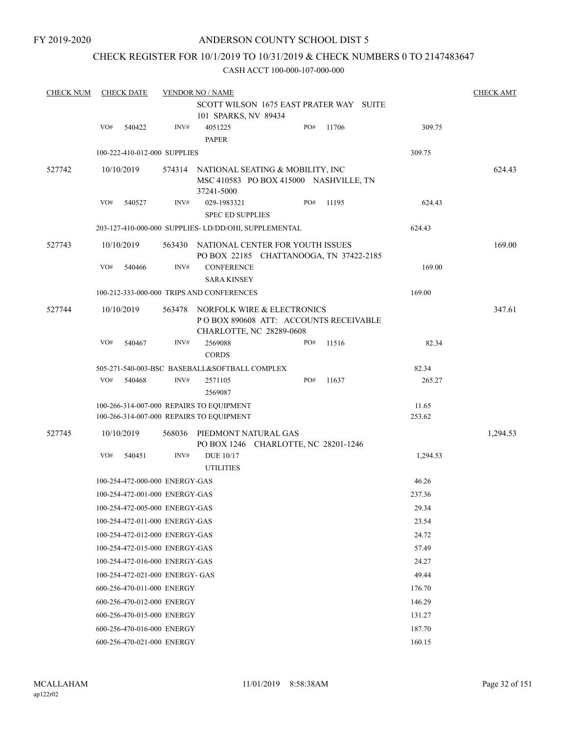FY 2019-2020

# ANDERSON COUNTY SCHOOL DIST 5

## CHECK REGISTER FOR 10/1/2019 TO 10/31/2019 & CHECK NUMBERS 0 TO 2147483647

CASH ACCT 100-000-107-000-000

| CHECK NUM | CHECK DATE | VENDOR NO / NAME | | | | CHECK AMT |
|---|---|---|---|---|---|---|
| | | SCOTT WILSON 1675 EAST PRATER WAY SUITE 101 SPARKS, NV 89434 | | | | |
| | VO# 540422 | INV# 4051225 PAPER | PO# 11706 | | 309.75 | |
| | | 100-222-410-012-000 SUPPLIES | | | 309.75 | |
| 527742 | 10/10/2019 | 574314 NATIONAL SEATING & MOBILITY, INC MSC 410583 PO BOX 415000 NASHVILLE, TN 37241-5000 | | | | 624.43 |
| | VO# 540527 | INV# 029-1983321 SPEC ED SUPPLIES | PO# 11195 | | 624.43 | |
| | | 203-127-410-000-000 SUPPLIES- LD/DD/OHI, SUPPLEMENTAL | | | 624.43 | |
| 527743 | 10/10/2019 | 563430 NATIONAL CENTER FOR YOUTH ISSUES PO BOX 22185 CHATTANOOGA, TN 37422-2185 | | | | 169.00 |
| | VO# 540466 | INV# CONFERENCE SARA KINSEY | | | 169.00 | |
| | | 100-212-333-000-000 TRIPS AND CONFERENCES | | | 169.00 | |
| 527744 | 10/10/2019 | 563478 NORFOLK WIRE & ELECTRONICS P O BOX 890608 ATT: ACCOUNTS RECEIVABLE CHARLOTTE, NC 28289-0608 | | | | 347.61 |
| | VO# 540467 | INV# 2569088 CORDS | PO# 11516 | | 82.34 | |
| | | 505-271-540-003-BSC BASEBALL&SOFTBALL COMPLEX | | | 82.34 | |
| | VO# 540468 | INV# 2571105 2569087 | PO# 11637 | | 265.27 | |
| | | 100-266-314-007-000 REPAIRS TO EQUIPMENT | | | 11.65 | |
| | | 100-266-314-007-000 REPAIRS TO EQUIPMENT | | | 253.62 | |
| 527745 | 10/10/2019 | 568036 PIEDMONT NATURAL GAS PO BOX 1246 CHARLOTTE, NC 28201-1246 | | | | 1,294.53 |
| | VO# 540451 | INV# DUE 10/17 UTILITIES | | | 1,294.53 | |
| | | 100-254-472-000-000 ENERGY-GAS | | | 46.26 | |
| | | 100-254-472-001-000 ENERGY-GAS | | | 237.36 | |
| | | 100-254-472-005-000 ENERGY-GAS | | | 29.34 | |
| | | 100-254-472-011-000 ENERGY-GAS | | | 23.54 | |
| | | 100-254-472-012-000 ENERGY-GAS | | | 24.72 | |
| | | 100-254-472-015-000 ENERGY-GAS | | | 57.49 | |
| | | 100-254-472-016-000 ENERGY-GAS | | | 24.27 | |
| | | 100-254-472-021-000 ENERGY- GAS | | | 49.44 | |
| | | 600-256-470-011-000 ENERGY | | | 176.70 | |
| | | 600-256-470-012-000 ENERGY | | | 146.29 | |
| | | 600-256-470-015-000 ENERGY | | | 131.27 | |
| | | 600-256-470-016-000 ENERGY | | | 187.70 | |
| | | 600-256-470-021-000 ENERGY | | | 160.15 | |

MCALLAHAM ap122r02 11/01/2019 8:58:38AM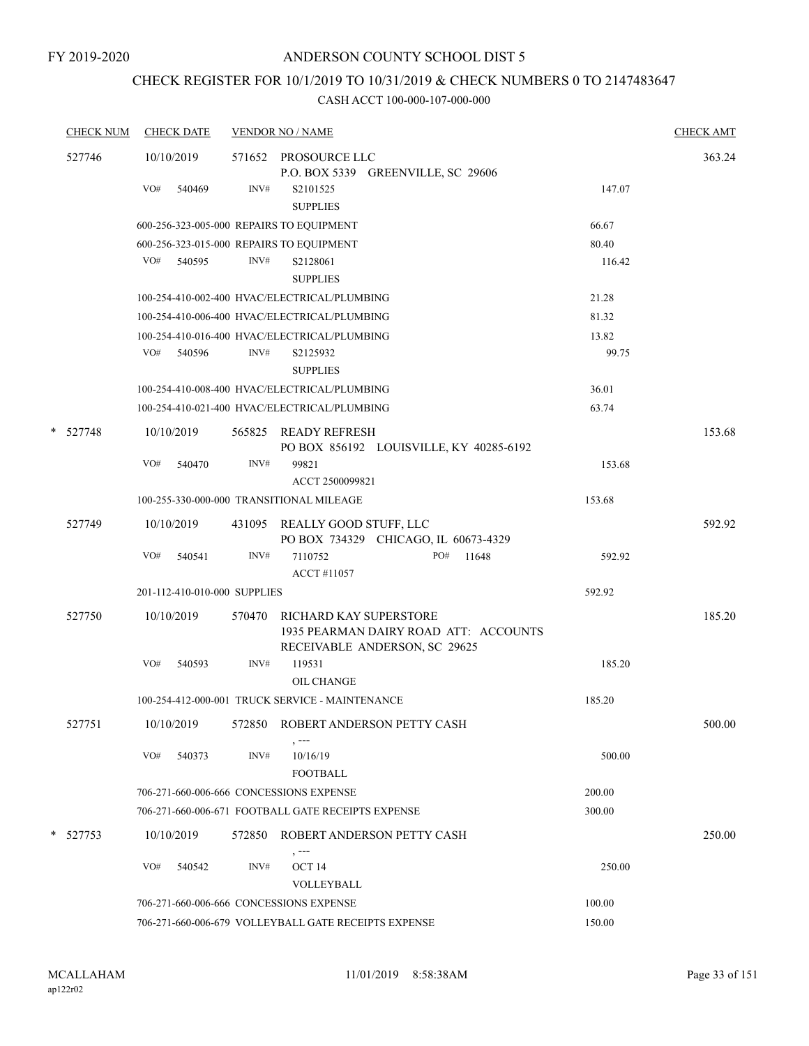FY 2019-2020

# ANDERSON COUNTY SCHOOL DIST 5

## CHECK REGISTER FOR 10/1/2019 TO 10/31/2019 & CHECK NUMBERS 0 TO 2147483647

CASH ACCT 100-000-107-000-000

| CHECK NUM | CHECK DATE | VENDOR NO / NAME | | CHECK AMT |
|---|---|---|---|---|
| 527746 | 10/10/2019 | 571652 PROSOURCE LLC<br>P.O. BOX 5339 GREENVILLE, SC 29606 | | 363.24 |
| | VO# 540469 | INV# S2101525<br>SUPPLIES | 147.07 | |
| | | 600-256-323-005-000 REPAIRS TO EQUIPMENT | 66.67 | |
| | | 600-256-323-015-000 REPAIRS TO EQUIPMENT | 80.40 | |
| | VO# 540595 | INV# S2128061<br>SUPPLIES | 116.42 | |
| | | 100-254-410-002-400 HVAC/ELECTRICAL/PLUMBING | 21.28 | |
| | | 100-254-410-006-400 HVAC/ELECTRICAL/PLUMBING | 81.32 | |
| | | 100-254-410-016-400 HVAC/ELECTRICAL/PLUMBING | 13.82 | |
| | VO# 540596 | INV# S2125932<br>SUPPLIES | 99.75 | |
| | | 100-254-410-008-400 HVAC/ELECTRICAL/PLUMBING | 36.01 | |
| | | 100-254-410-021-400 HVAC/ELECTRICAL/PLUMBING | 63.74 | |
| * 527748 | 10/10/2019 | 565825 READY REFRESH<br>PO BOX 856192 LOUISVILLE, KY 40285-6192 | | 153.68 |
| | VO# 540470 | INV# 99821<br>ACCT 2500099821 | 153.68 | |
| | | 100-255-330-000-000 TRANSITIONAL MILEAGE | 153.68 | |
| 527749 | 10/10/2019 | 431095 REALLY GOOD STUFF, LLC<br>PO BOX 734329 CHICAGO, IL 60673-4329 | | 592.92 |
| | VO# 540541 | INV# 7110752 PO# 11648<br>ACCT #11057 | 592.92 | |
| | | 201-112-410-010-000 SUPPLIES | 592.92 | |
| 527750 | 10/10/2019 | 570470 RICHARD KAY SUPERSTORE<br>1935 PEARMAN DAIRY ROAD ATT: ACCOUNTS RECEIVABLE ANDERSON, SC 29625 | | 185.20 |
| | VO# 540593 | INV# 119531<br>OIL CHANGE | 185.20 | |
| | | 100-254-412-000-001 TRUCK SERVICE - MAINTENANCE | 185.20 | |
| 527751 | 10/10/2019 | 572850 ROBERT ANDERSON PETTY CASH<br>, --- | | 500.00 |
| | VO# 540373 | INV# 10/16/19<br>FOOTBALL | 500.00 | |
| | | 706-271-660-006-666 CONCESSIONS EXPENSE | 200.00 | |
| | | 706-271-660-006-671 FOOTBALL GATE RECEIPTS EXPENSE | 300.00 | |
| * 527753 | 10/10/2019 | 572850 ROBERT ANDERSON PETTY CASH<br>, --- | | 250.00 |
| | VO# 540542 | INV# OCT 14<br>VOLLEYBALL | 250.00 | |
| | | 706-271-660-006-666 CONCESSIONS EXPENSE | 100.00 | |
| | | 706-271-660-006-679 VOLLEYBALL GATE RECEIPTS EXPENSE | 150.00 | |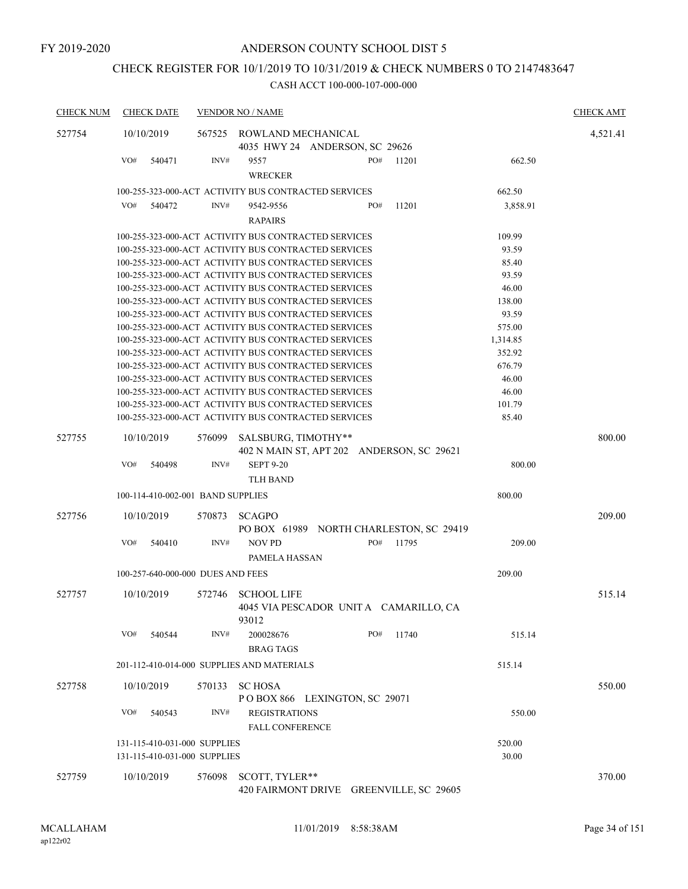FY 2019-2020

# ANDERSON COUNTY SCHOOL DIST 5

## CHECK REGISTER FOR 10/1/2019 TO 10/31/2019 & CHECK NUMBERS 0 TO 2147483647

### CASH ACCT 100-000-107-000-000

| CHECK NUM | CHECK DATE | VENDOR NO / NAME | | CHECK AMT |
|---|---|---|---|---|
| 527754 | 10/10/2019 | 567525 ROWLAND MECHANICAL<br>4035 HWY 24 ANDERSON, SC 29626 | | 4,521.41 |
| | VO# 540471 | INV# 9557 PO# 11201<br>WRECKER | 662.50 | |
| | | 100-255-323-000-ACT ACTIVITY BUS CONTRACTED SERVICES | 662.50 | |
| | VO# 540472 | INV# 9542-9556 PO# 11201<br>RAPAIRS | 3,858.91 | |
| | | 100-255-323-000-ACT ACTIVITY BUS CONTRACTED SERVICES | 109.99 | |
| | | 100-255-323-000-ACT ACTIVITY BUS CONTRACTED SERVICES | 93.59 | |
| | | 100-255-323-000-ACT ACTIVITY BUS CONTRACTED SERVICES | 85.40 | |
| | | 100-255-323-000-ACT ACTIVITY BUS CONTRACTED SERVICES | 93.59 | |
| | | 100-255-323-000-ACT ACTIVITY BUS CONTRACTED SERVICES | 46.00 | |
| | | 100-255-323-000-ACT ACTIVITY BUS CONTRACTED SERVICES | 138.00 | |
| | | 100-255-323-000-ACT ACTIVITY BUS CONTRACTED SERVICES | 93.59 | |
| | | 100-255-323-000-ACT ACTIVITY BUS CONTRACTED SERVICES | 575.00 | |
| | | 100-255-323-000-ACT ACTIVITY BUS CONTRACTED SERVICES | 1,314.85 | |
| | | 100-255-323-000-ACT ACTIVITY BUS CONTRACTED SERVICES | 352.92 | |
| | | 100-255-323-000-ACT ACTIVITY BUS CONTRACTED SERVICES | 676.79 | |
| | | 100-255-323-000-ACT ACTIVITY BUS CONTRACTED SERVICES | 46.00 | |
| | | 100-255-323-000-ACT ACTIVITY BUS CONTRACTED SERVICES | 46.00 | |
| | | 100-255-323-000-ACT ACTIVITY BUS CONTRACTED SERVICES | 101.79 | |
| | | 100-255-323-000-ACT ACTIVITY BUS CONTRACTED SERVICES | 85.40 | |
| 527755 | 10/10/2019 | 576099 SALSBURG, TIMOTHY**<br>402 N MAIN ST, APT 202 ANDERSON, SC 29621 | | 800.00 |
| | VO# 540498 | INV# SEPT 9-20<br>TLH BAND | 800.00 | |
| | | 100-114-410-002-001 BAND SUPPLIES | 800.00 | |
| 527756 | 10/10/2019 | 570873 SCAGPO<br>PO BOX 61989 NORTH CHARLESTON, SC 29419 | | 209.00 |
| | VO# 540410 | INV# NOV PD PO# 11795<br>PAMELA HASSAN | 209.00 | |
| | | 100-257-640-000-000 DUES AND FEES | 209.00 | |
| 527757 | 10/10/2019 | 572746 SCHOOL LIFE<br>4045 VIA PESCADOR UNIT A CAMARILLO, CA 93012 | | 515.14 |
| | VO# 540544 | INV# 200028676 PO# 11740<br>BRAG TAGS | 515.14 | |
| | | 201-112-410-014-000 SUPPLIES AND MATERIALS | 515.14 | |
| 527758 | 10/10/2019 | 570133 SC HOSA<br>P O BOX 866 LEXINGTON, SC 29071 | | 550.00 |
| | VO# 540543 | INV# REGISTRATIONS<br>FALL CONFERENCE | 550.00 | |
| | | 131-115-410-031-000 SUPPLIES | 520.00 | |
| | | 131-115-410-031-000 SUPPLIES | 30.00 | |
| 527759 | 10/10/2019 | 576098 SCOTT, TYLER**<br>420 FAIRMONT DRIVE GREENVILLE, SC 29605 | | 370.00 |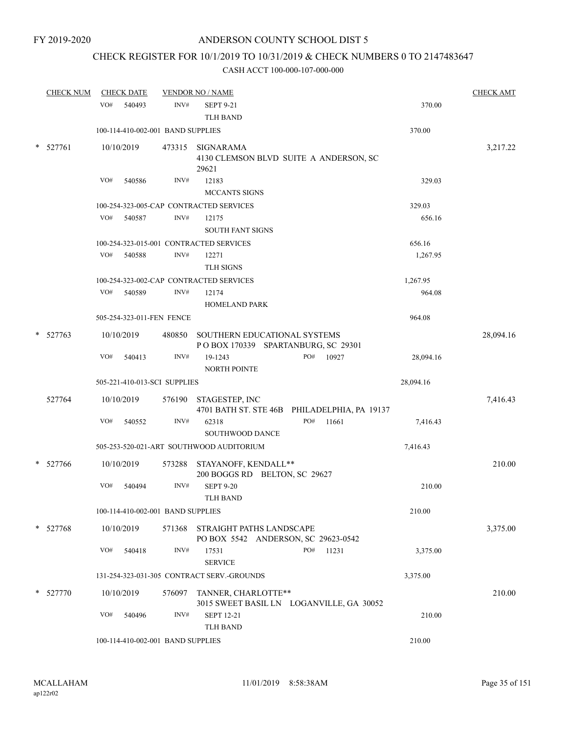FY 2019-2020

# ANDERSON COUNTY SCHOOL DIST 5

## CHECK REGISTER FOR 10/1/2019 TO 10/31/2019 & CHECK NUMBERS 0 TO 2147483647

### CASH ACCT 100-000-107-000-000

| CHECK NUM | CHECK DATE | VENDOR NO / NAME | | | CHECK AMT |
|---|---|---|---|---|---|
| | VO# 540493 | INV# | SEPT 9-21<br>TLH BAND | 370.00 | |
| | 100-114-410-002-001 BAND SUPPLIES | | | 370.00 | |
| * 527761 | 10/10/2019 | 473315 | SIGNARAMA<br>4130 CLEMSON BLVD SUITE A ANDERSON, SC 29621 | | 3,217.22 |
| | VO# 540586 | INV# | 12183<br>MCCANTS SIGNS | 329.03 | |
| | 100-254-323-005-CAP CONTRACTED SERVICES | | | 329.03 | |
| | VO# 540587 | INV# | 12175<br>SOUTH FANT SIGNS | 656.16 | |
| | 100-254-323-015-001 CONTRACTED SERVICES | | | 656.16 | |
| | VO# 540588 | INV# | 12271<br>TLH SIGNS | 1,267.95 | |
| | 100-254-323-002-CAP CONTRACTED SERVICES | | | 1,267.95 | |
| | VO# 540589 | INV# | 12174<br>HOMELAND PARK | 964.08 | |
| | 505-254-323-011-FEN FENCE | | | 964.08 | |
| * 527763 | 10/10/2019 | 480850 | SOUTHERN EDUCATIONAL SYSTEMS<br>P O BOX 170339 SPARTANBURG, SC 29301 | | 28,094.16 |
| | VO# 540413 | INV# | 19-1243 PO# 10927<br>NORTH POINTE | 28,094.16 | |
| | 505-221-410-013-SCI SUPPLIES | | | 28,094.16 | |
| 527764 | 10/10/2019 | 576190 | STAGESTEP, INC<br>4701 BATH ST. STE 46B PHILADELPHIA, PA 19137 | | 7,416.43 |
| | VO# 540552 | INV# | 62318 PO# 11661<br>SOUTHWOOD DANCE | 7,416.43 | |
| | 505-253-520-021-ART SOUTHWOOD AUDITORIUM | | | 7,416.43 | |
| * 527766 | 10/10/2019 | 573288 | STAYANOFF, KENDALL**<br>200 BOGGS RD BELTON, SC 29627 | | 210.00 |
| | VO# 540494 | INV# | SEPT 9-20<br>TLH BAND | 210.00 | |
| | 100-114-410-002-001 BAND SUPPLIES | | | 210.00 | |
| * 527768 | 10/10/2019 | 571368 | STRAIGHT PATHS LANDSCAPE<br>PO BOX 5542 ANDERSON, SC 29623-0542 | | 3,375.00 |
| | VO# 540418 | INV# | 17531 PO# 11231<br>SERVICE | 3,375.00 | |
| | 131-254-323-031-305 CONTRACT SERV.-GROUNDS | | | 3,375.00 | |
| * 527770 | 10/10/2019 | 576097 | TANNER, CHARLOTTE**<br>3015 SWEET BASIL LN LOGANVILLE, GA 30052 | | 210.00 |
| | VO# 540496 | INV# | SEPT 12-21<br>TLH BAND | 210.00 | |
| | 100-114-410-002-001 BAND SUPPLIES | | | 210.00 | |

MCALLAHAM
ap122r02

11/01/2019 8:58:38AM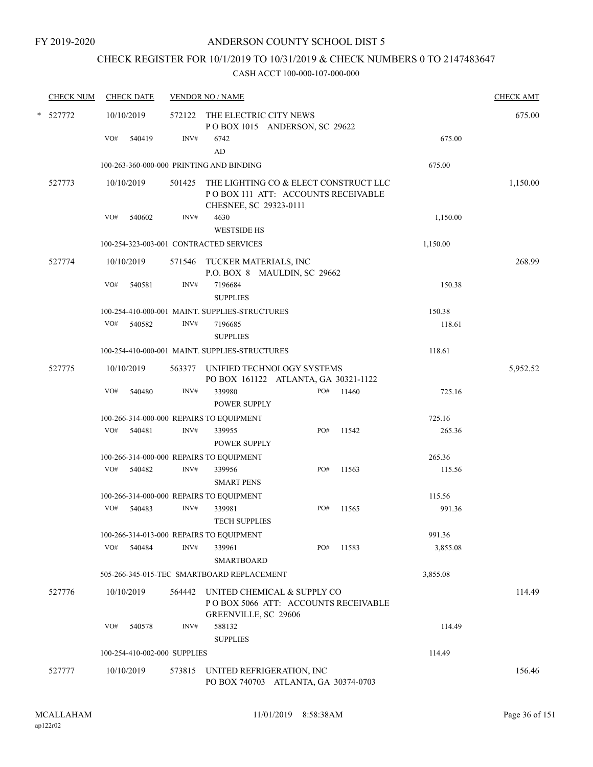FY 2019-2020

# ANDERSON COUNTY SCHOOL DIST 5

## CHECK REGISTER FOR 10/1/2019 TO 10/31/2019 & CHECK NUMBERS 0 TO 2147483647

### CASH ACCT 100-000-107-000-000

| CHECK NUM | CHECK DATE | VENDOR NO / NAME | | | CHECK AMT |
|---|---|---|---|---|---|
| * 527772 | 10/10/2019 | 572122 THE ELECTRIC CITY NEWS<br>P O BOX 1015 ANDERSON, SC 29622 | | | 675.00 |
| | VO# 540419 | INV# 6742<br>AD | | 675.00 | |
| | 100-263-360-000-000 PRINTING AND BINDING | | | 675.00 | |
| 527773 | 10/10/2019 | 501425 THE LIGHTING CO & ELECT CONSTRUCT LLC<br>P O BOX 111 ATT: ACCOUNTS RECEIVABLE<br>CHESNEE, SC 29323-0111 | | | 1,150.00 |
| | VO# 540602 | INV# 4630<br>WESTSIDE HS | | 1,150.00 | |
| | 100-254-323-003-001 CONTRACTED SERVICES | | | 1,150.00 | |
| 527774 | 10/10/2019 | 571546 TUCKER MATERIALS, INC<br>P.O. BOX 8 MAULDIN, SC 29662 | | | 268.99 |
| | VO# 540581 | INV# 7196684<br>SUPPLIES | | 150.38 | |
| | 100-254-410-000-001 MAINT. SUPPLIES-STRUCTURES | | | 150.38 | |
| | VO# 540582 | INV# 7196685<br>SUPPLIES | | 118.61 | |
| | 100-254-410-000-001 MAINT. SUPPLIES-STRUCTURES | | | 118.61 | |
| 527775 | 10/10/2019 | 563377 UNIFIED TECHNOLOGY SYSTEMS<br>PO BOX 161122 ATLANTA, GA 30321-1122 | | | 5,952.52 |
| | VO# 540480 | INV# 339980<br>POWER SUPPLY | PO# 11460 | 725.16 | |
| | 100-266-314-000-000 REPAIRS TO EQUIPMENT | | | 725.16 | |
| | VO# 540481 | INV# 339955<br>POWER SUPPLY | PO# 11542 | 265.36 | |
| | 100-266-314-000-000 REPAIRS TO EQUIPMENT | | | 265.36 | |
| | VO# 540482 | INV# 339956<br>SMART PENS | PO# 11563 | 115.56 | |
| | 100-266-314-000-000 REPAIRS TO EQUIPMENT | | | 115.56 | |
| | VO# 540483 | INV# 339981<br>TECH SUPPLIES | PO# 11565 | 991.36 | |
| | 100-266-314-013-000 REPAIRS TO EQUIPMENT | | | 991.36 | |
| | VO# 540484 | INV# 339961<br>SMARTBOARD | PO# 11583 | 3,855.08 | |
| | 505-266-345-015-TEC SMARTBOARD REPLACEMENT | | | 3,855.08 | |
| 527776 | 10/10/2019 | 564442 UNITED CHEMICAL & SUPPLY CO<br>P O BOX 5066 ATT: ACCOUNTS RECEIVABLE<br>GREENVILLE, SC 29606 | | | 114.49 |
| | VO# 540578 | INV# 588132<br>SUPPLIES | | 114.49 | |
| | 100-254-410-002-000 SUPPLIES | | | 114.49 | |
| 527777 | 10/10/2019 | 573815 UNITED REFRIGERATION, INC<br>PO BOX 740703 ATLANTA, GA 30374-0703 | | | 156.46 |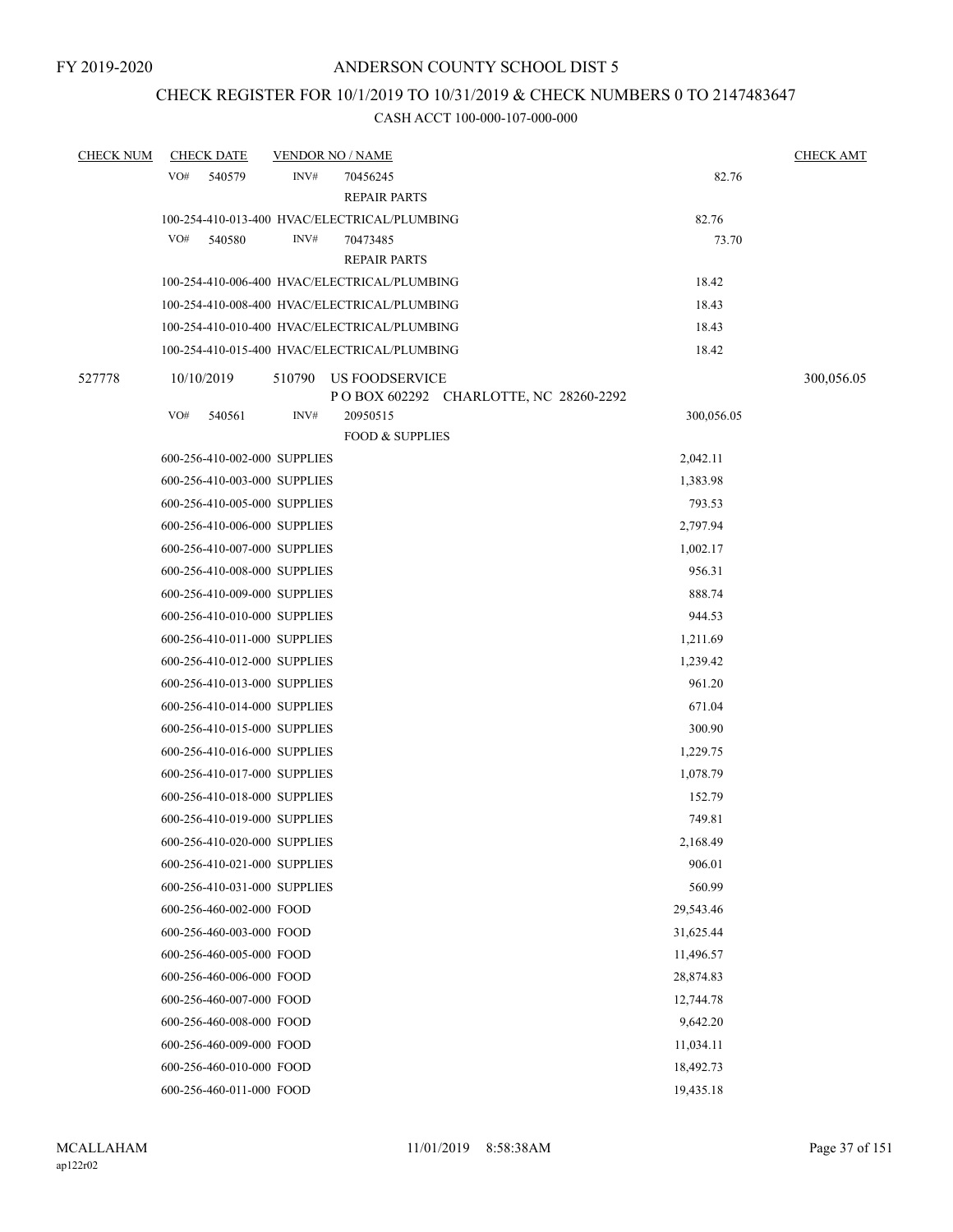FY 2019-2020

# ANDERSON COUNTY SCHOOL DIST 5

## CHECK REGISTER FOR 10/1/2019 TO 10/31/2019 & CHECK NUMBERS 0 TO 2147483647

### CASH ACCT 100-000-107-000-000

| CHECK NUM | CHECK DATE | VENDOR NO / NAME | | CHECK AMT |
|---|---|---|---|---|
| | VO# 540579 | INV# 70456245 REPAIR PARTS | 82.76 | |
| | 100-254-410-013-400 HVAC/ELECTRICAL/PLUMBING | | 82.76 | |
| | VO# 540580 | INV# 70473485 REPAIR PARTS | 73.70 | |
| | 100-254-410-006-400 HVAC/ELECTRICAL/PLUMBING | | 18.42 | |
| | 100-254-410-008-400 HVAC/ELECTRICAL/PLUMBING | | 18.43 | |
| | 100-254-410-010-400 HVAC/ELECTRICAL/PLUMBING | | 18.43 | |
| | 100-254-410-015-400 HVAC/ELECTRICAL/PLUMBING | | 18.42 | |
| 527778 | 10/10/2019 | 510790 US FOODSERVICE P O BOX 602292 CHARLOTTE, NC 28260-2292 | | 300,056.05 |
| | VO# 540561 | INV# 20950515 FOOD & SUPPLIES | 300,056.05 | |
| | 600-256-410-002-000 SUPPLIES | | 2,042.11 | |
| | 600-256-410-003-000 SUPPLIES | | 1,383.98 | |
| | 600-256-410-005-000 SUPPLIES | | 793.53 | |
| | 600-256-410-006-000 SUPPLIES | | 2,797.94 | |
| | 600-256-410-007-000 SUPPLIES | | 1,002.17 | |
| | 600-256-410-008-000 SUPPLIES | | 956.31 | |
| | 600-256-410-009-000 SUPPLIES | | 888.74 | |
| | 600-256-410-010-000 SUPPLIES | | 944.53 | |
| | 600-256-410-011-000 SUPPLIES | | 1,211.69 | |
| | 600-256-410-012-000 SUPPLIES | | 1,239.42 | |
| | 600-256-410-013-000 SUPPLIES | | 961.20 | |
| | 600-256-410-014-000 SUPPLIES | | 671.04 | |
| | 600-256-410-015-000 SUPPLIES | | 300.90 | |
| | 600-256-410-016-000 SUPPLIES | | 1,229.75 | |
| | 600-256-410-017-000 SUPPLIES | | 1,078.79 | |
| | 600-256-410-018-000 SUPPLIES | | 152.79 | |
| | 600-256-410-019-000 SUPPLIES | | 749.81 | |
| | 600-256-410-020-000 SUPPLIES | | 2,168.49 | |
| | 600-256-410-021-000 SUPPLIES | | 906.01 | |
| | 600-256-410-031-000 SUPPLIES | | 560.99 | |
| | 600-256-460-002-000 FOOD | | 29,543.46 | |
| | 600-256-460-003-000 FOOD | | 31,625.44 | |
| | 600-256-460-005-000 FOOD | | 11,496.57 | |
| | 600-256-460-006-000 FOOD | | 28,874.83 | |
| | 600-256-460-007-000 FOOD | | 12,744.78 | |
| | 600-256-460-008-000 FOOD | | 9,642.20 | |
| | 600-256-460-009-000 FOOD | | 11,034.11 | |
| | 600-256-460-010-000 FOOD | | 18,492.73 | |
| | 600-256-460-011-000 FOOD | | 19,435.18 | |

MCALLAHAM
ap122r02
11/01/2019 8:58:38AM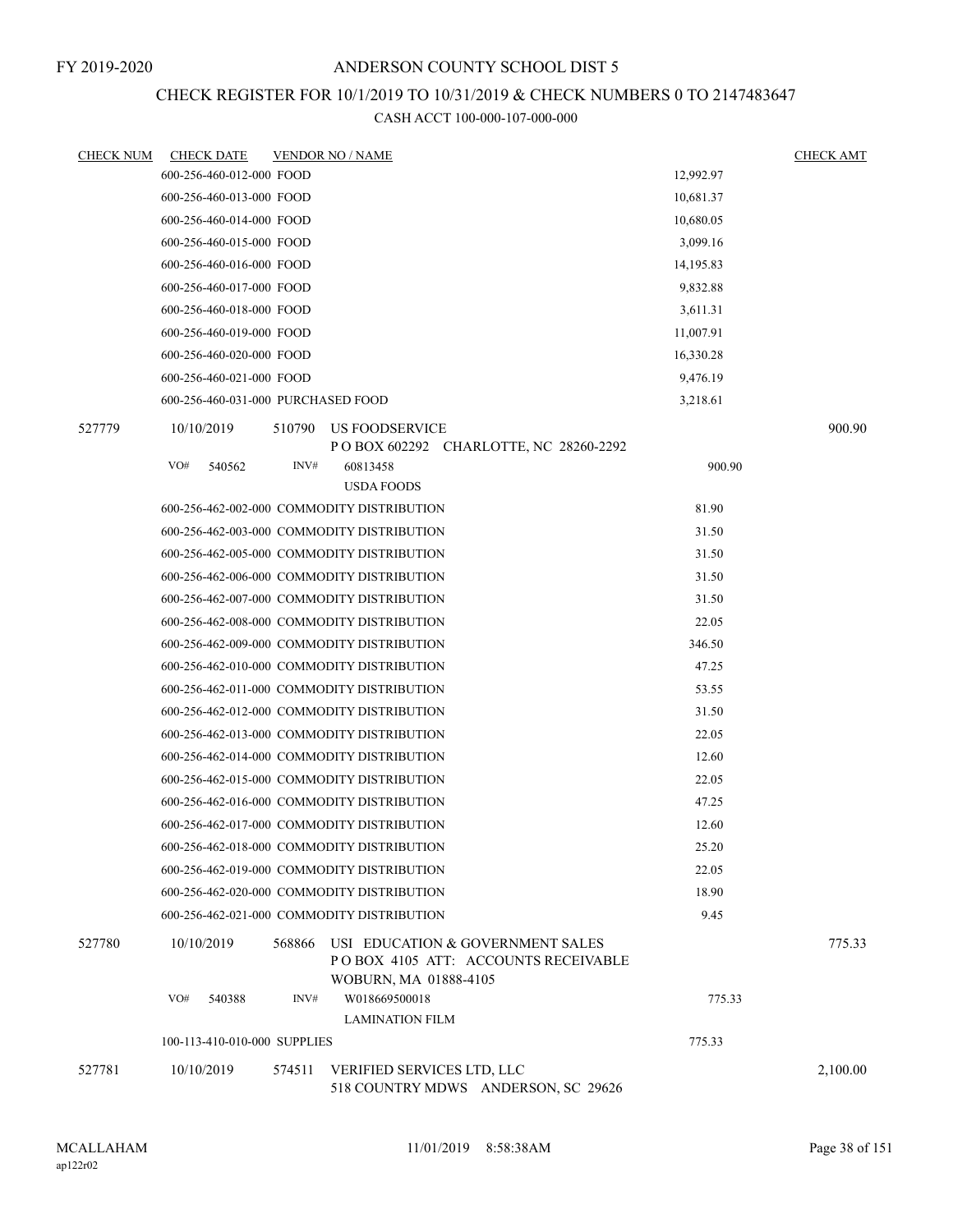FY 2019-2020

# ANDERSON COUNTY SCHOOL DIST 5

## CHECK REGISTER FOR 10/1/2019 TO 10/31/2019 & CHECK NUMBERS 0 TO 2147483647

### CASH ACCT 100-000-107-000-000

| CHECK NUM | CHECK DATE | VENDOR NO / NAME | | CHECK AMT |
|---|---|---|---|---|
| | 600-256-460-012-000 FOOD | | 12,992.97 | |
| | 600-256-460-013-000 FOOD | | 10,681.37 | |
| | 600-256-460-014-000 FOOD | | 10,680.05 | |
| | 600-256-460-015-000 FOOD | | 3,099.16 | |
| | 600-256-460-016-000 FOOD | | 14,195.83 | |
| | 600-256-460-017-000 FOOD | | 9,832.88 | |
| | 600-256-460-018-000 FOOD | | 3,611.31 | |
| | 600-256-460-019-000 FOOD | | 11,007.91 | |
| | 600-256-460-020-000 FOOD | | 16,330.28 | |
| | 600-256-460-021-000 FOOD | | 9,476.19 | |
| | 600-256-460-031-000 PURCHASED FOOD | | 3,218.61 | |
| 527779 | 10/10/2019 | 510790 US FOODSERVICE<br>P O BOX 602292 CHARLOTTE, NC 28260-2292 | | 900.90 |
| | VO# 540562 | INV# 60813458<br>USDA FOODS | 900.90 | |
| | 600-256-462-002-000 COMMODITY DISTRIBUTION | | 81.90 | |
| | 600-256-462-003-000 COMMODITY DISTRIBUTION | | 31.50 | |
| | 600-256-462-005-000 COMMODITY DISTRIBUTION | | 31.50 | |
| | 600-256-462-006-000 COMMODITY DISTRIBUTION | | 31.50 | |
| | 600-256-462-007-000 COMMODITY DISTRIBUTION | | 31.50 | |
| | 600-256-462-008-000 COMMODITY DISTRIBUTION | | 22.05 | |
| | 600-256-462-009-000 COMMODITY DISTRIBUTION | | 346.50 | |
| | 600-256-462-010-000 COMMODITY DISTRIBUTION | | 47.25 | |
| | 600-256-462-011-000 COMMODITY DISTRIBUTION | | 53.55 | |
| | 600-256-462-012-000 COMMODITY DISTRIBUTION | | 31.50 | |
| | 600-256-462-013-000 COMMODITY DISTRIBUTION | | 22.05 | |
| | 600-256-462-014-000 COMMODITY DISTRIBUTION | | 12.60 | |
| | 600-256-462-015-000 COMMODITY DISTRIBUTION | | 22.05 | |
| | 600-256-462-016-000 COMMODITY DISTRIBUTION | | 47.25 | |
| | 600-256-462-017-000 COMMODITY DISTRIBUTION | | 12.60 | |
| | 600-256-462-018-000 COMMODITY DISTRIBUTION | | 25.20 | |
| | 600-256-462-019-000 COMMODITY DISTRIBUTION | | 22.05 | |
| | 600-256-462-020-000 COMMODITY DISTRIBUTION | | 18.90 | |
| | 600-256-462-021-000 COMMODITY DISTRIBUTION | | 9.45 | |
| 527780 | 10/10/2019 | 568866 USI EDUCATION & GOVERNMENT SALES<br>P O BOX 4105 ATT: ACCOUNTS RECEIVABLE<br>WOBURN, MA 01888-4105 | | 775.33 |
| | VO# 540388 | INV# W018669500018<br>LAMINATION FILM | 775.33 | |
| | 100-113-410-010-000 SUPPLIES | | 775.33 | |
| 527781 | 10/10/2019 | 574511 VERIFIED SERVICES LTD, LLC<br>518 COUNTRY MDWS ANDERSON, SC 29626 | | 2,100.00 |

MCALLAHAM
ap122r02

11/01/2019 8:58:38AM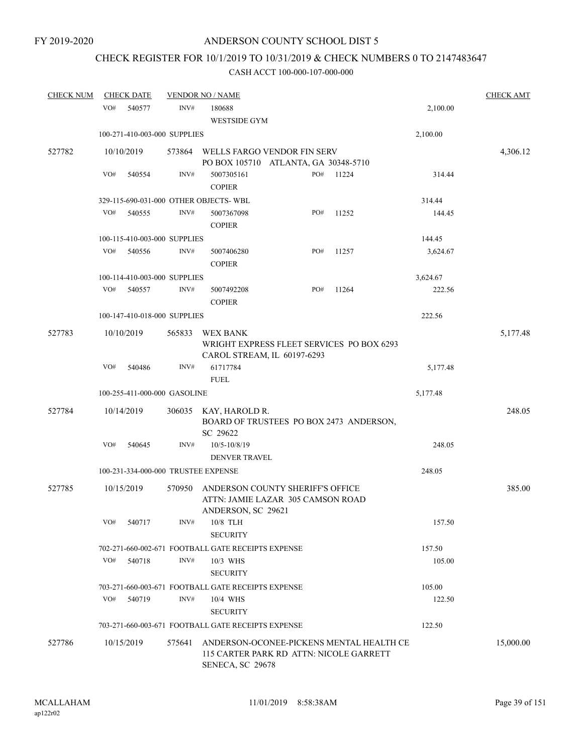FY 2019-2020

# ANDERSON COUNTY SCHOOL DIST 5

## CHECK REGISTER FOR 10/1/2019 TO 10/31/2019 & CHECK NUMBERS 0 TO 2147483647

### CASH ACCT 100-000-107-000-000

| CHECK NUM | CHECK DATE | VENDOR NO / NAME | | | CHECK AMT |
|---|---|---|---|---|---|
| | VO# 540577 | INV# 180688<br>WESTSIDE GYM | | 2,100.00 | |
| | 100-271-410-003-000 SUPPLIES | | | 2,100.00 | |
| 527782 | 10/10/2019 | 573864 WELLS FARGO VENDOR FIN SERV<br>PO BOX 105710 ATLANTA, GA 30348-5710 | | | 4,306.12 |
| | VO# 540554 | INV# 5007305161<br>COPIER | PO# 11224 | 314.44 | |
| | 329-115-690-031-000 OTHER OBJECTS- WBL | | | 314.44 | |
| | VO# 540555 | INV# 5007367098<br>COPIER | PO# 11252 | 144.45 | |
| | 100-115-410-003-000 SUPPLIES | | | 144.45 | |
| | VO# 540556 | INV# 5007406280<br>COPIER | PO# 11257 | 3,624.67 | |
| | 100-114-410-003-000 SUPPLIES | | | 3,624.67 | |
| | VO# 540557 | INV# 5007492208<br>COPIER | PO# 11264 | 222.56 | |
| | 100-147-410-018-000 SUPPLIES | | | 222.56 | |
| 527783 | 10/10/2019 | 565833 WEX BANK<br>WRIGHT EXPRESS FLEET SERVICES PO BOX 6293<br>CAROL STREAM, IL 60197-6293 | | | 5,177.48 |
| | VO# 540486 | INV# 61717784<br>FUEL | | 5,177.48 | |
| | 100-255-411-000-000 GASOLINE | | | 5,177.48 | |
| 527784 | 10/14/2019 | 306035 KAY, HAROLD R.<br>BOARD OF TRUSTEES PO BOX 2473 ANDERSON, SC 29622 | | | 248.05 |
| | VO# 540645 | INV# 10/5-10/8/19<br>DENVER TRAVEL | | 248.05 | |
| | 100-231-334-000-000 TRUSTEE EXPENSE | | | 248.05 | |
| 527785 | 10/15/2019 | 570950 ANDERSON COUNTY SHERIFF'S OFFICE<br>ATTN: JAMIE LAZAR 305 CAMSON ROAD<br>ANDERSON, SC 29621 | | | 385.00 |
| | VO# 540717 | INV# 10/8 TLH<br>SECURITY | | 157.50 | |
| | 702-271-660-002-671 FOOTBALL GATE RECEIPTS EXPENSE | | | 157.50 | |
| | VO# 540718 | INV# 10/3 WHS<br>SECURITY | | 105.00 | |
| | 703-271-660-003-671 FOOTBALL GATE RECEIPTS EXPENSE | | | 105.00 | |
| | VO# 540719 | INV# 10/4 WHS<br>SECURITY | | 122.50 | |
| | 703-271-660-003-671 FOOTBALL GATE RECEIPTS EXPENSE | | | 122.50 | |
| 527786 | 10/15/2019 | 575641 ANDERSON-OCONEE-PICKENS MENTAL HEALTH CE<br>115 CARTER PARK RD ATTN: NICOLE GARRETT<br>SENECA, SC 29678 | | | 15,000.00 |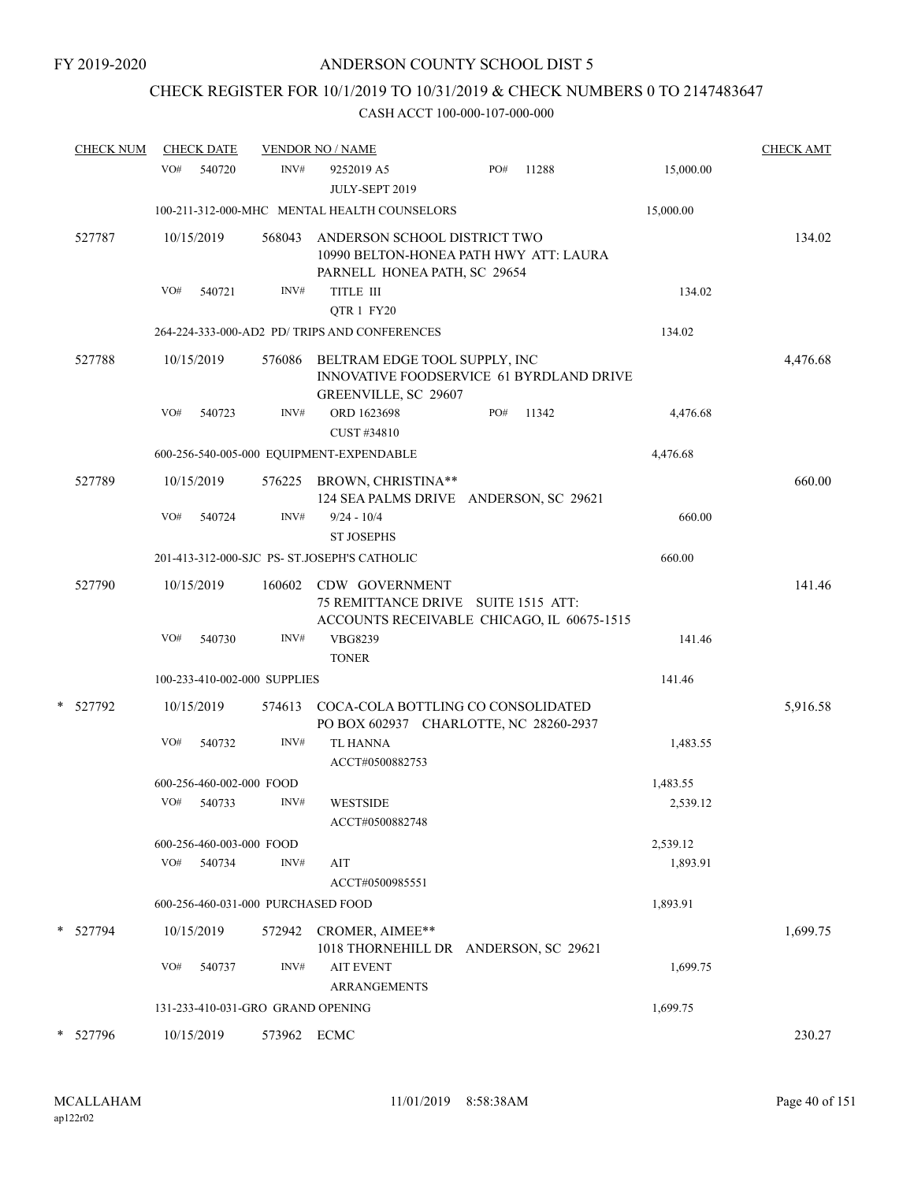FY 2019-2020

# ANDERSON COUNTY SCHOOL DIST 5

## CHECK REGISTER FOR 10/1/2019 TO 10/31/2019 & CHECK NUMBERS 0 TO 2147483647

### CASH ACCT 100-000-107-000-000

| CHECK NUM | CHECK DATE | VENDOR NO / NAME | | | CHECK AMT |
|---|---|---|---|---|---|
| | VO# 540720 | INV# | 9252019 A5 JULY-SEPT 2019 | PO# 11288 15,000.00 | |
| | 100-211-312-000-MHC MENTAL HEALTH COUNSELORS | | | 15,000.00 | |
| 527787 | 10/15/2019 | 568043 | ANDERSON SCHOOL DISTRICT TWO 10990 BELTON-HONEA PATH HWY ATT: LAURA PARNELL HONEA PATH, SC 29654 | | 134.02 |
| | VO# 540721 | INV# | TITLE III QTR 1 FY20 | 134.02 | |
| | 264-224-333-000-AD2 PD/ TRIPS AND CONFERENCES | | | 134.02 | |
| 527788 | 10/15/2019 | 576086 | BELTRAM EDGE TOOL SUPPLY, INC INNOVATIVE FOODSERVICE 61 BYRDLAND DRIVE GREENVILLE, SC 29607 | | 4,476.68 |
| | VO# 540723 | INV# | ORD 1623698 CUST #34810 | PO# 11342 4,476.68 | |
| | 600-256-540-005-000 EQUIPMENT-EXPENDABLE | | | 4,476.68 | |
| 527789 | 10/15/2019 | 576225 | BROWN, CHRISTINA** 124 SEA PALMS DRIVE ANDERSON, SC 29621 | | 660.00 |
| | VO# 540724 | INV# | 9/24 - 10/4 ST JOSEPHS | 660.00 | |
| | 201-413-312-000-SJC PS- ST.JOSEPH'S CATHOLIC | | | 660.00 | |
| 527790 | 10/15/2019 | 160602 | CDW GOVERNMENT 75 REMITTANCE DRIVE SUITE 1515 ATT: ACCOUNTS RECEIVABLE CHICAGO, IL 60675-1515 | | 141.46 |
| | VO# 540730 | INV# | VBG8239 TONER | 141.46 | |
| | 100-233-410-002-000 SUPPLIES | | | 141.46 | |
| * 527792 | 10/15/2019 | 574613 | COCA-COLA BOTTLING CO CONSOLIDATED PO BOX 602937 CHARLOTTE, NC 28260-2937 | | 5,916.58 |
| | VO# 540732 | INV# | TL HANNA ACCT#0500882753 | 1,483.55 | |
| | 600-256-460-002-000 FOOD | | | 1,483.55 | |
| | VO# 540733 | INV# | WESTSIDE ACCT#0500882748 | 2,539.12 | |
| | 600-256-460-003-000 FOOD | | | 2,539.12 | |
| | VO# 540734 | INV# | AIT ACCT#0500985551 | 1,893.91 | |
| | 600-256-460-031-000 PURCHASED FOOD | | | 1,893.91 | |
| * 527794 | 10/15/2019 | 572942 | CROMER, AIMEE** 1018 THORNEHILL DR ANDERSON, SC 29621 | | 1,699.75 |
| | VO# 540737 | INV# | AIT EVENT ARRANGEMENTS | 1,699.75 | |
| | 131-233-410-031-GRO GRAND OPENING | | | 1,699.75 | |
| * 527796 | 10/15/2019 | 573962 | ECMC | | 230.27 |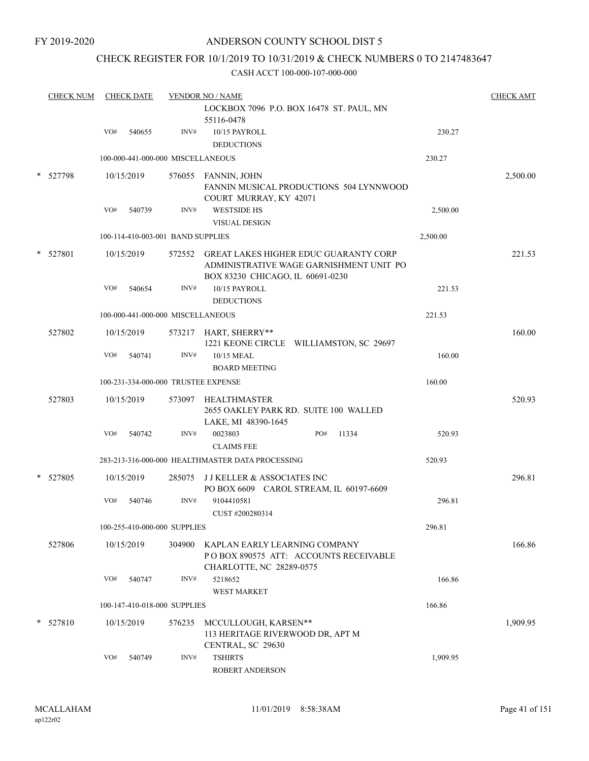FY 2019-2020

# ANDERSON COUNTY SCHOOL DIST 5

## CHECK REGISTER FOR 10/1/2019 TO 10/31/2019 & CHECK NUMBERS 0 TO 2147483647

CASH ACCT 100-000-107-000-000

| CHECK NUM | CHECK DATE | VENDOR NO / NAME | | CHECK AMT |
|---|---|---|---|---|
| | | LOCKBOX 7096 P.O. BOX 16478 ST. PAUL, MN 55116-0478 | | |
| | VO# 540655 | INV# 10/15 PAYROLL DEDUCTIONS | 230.27 | |
| | | 100-000-441-000-000 MISCELLANEOUS | 230.27 | |
| * 527798 | 10/15/2019 | 576055 FANNIN, JOHN<br>FANNIN MUSICAL PRODUCTIONS 504 LYNNWOOD COURT MURRAY, KY 42071 | | 2,500.00 |
| | VO# 540739 | INV# WESTSIDE HS VISUAL DESIGN | 2,500.00 | |
| | | 100-114-410-003-001 BAND SUPPLIES | 2,500.00 | |
| * 527801 | 10/15/2019 | 572552 GREAT LAKES HIGHER EDUC GUARANTY CORP<br>ADMINISTRATIVE WAGE GARNISHMENT UNIT PO BOX 83230 CHICAGO, IL 60691-0230 | | 221.53 |
| | VO# 540654 | INV# 10/15 PAYROLL DEDUCTIONS | 221.53 | |
| | | 100-000-441-000-000 MISCELLANEOUS | 221.53 | |
| 527802 | 10/15/2019 | 573217 HART, SHERRY**<br>1221 KEONE CIRCLE WILLIAMSTON, SC 29697 | | 160.00 |
| | VO# 540741 | INV# 10/15 MEAL BOARD MEETING | 160.00 | |
| | | 100-231-334-000-000 TRUSTEE EXPENSE | 160.00 | |
| 527803 | 10/15/2019 | 573097 HEALTHMASTER<br>2655 OAKLEY PARK RD. SUITE 100 WALLED LAKE, MI 48390-1645 | | 520.93 |
| | VO# 540742 | INV# 0023803 PO# 11334 CLAIMS FEE | 520.93 | |
| | | 283-213-316-000-000 HEALTHMASTER DATA PROCESSING | 520.93 | |
| * 527805 | 10/15/2019 | 285075 J J KELLER & ASSOCIATES INC<br>PO BOX 6609 CAROL STREAM, IL 60197-6609 | | 296.81 |
| | VO# 540746 | INV# 9104410581 CUST #200280314 | 296.81 | |
| | | 100-255-410-000-000 SUPPLIES | 296.81 | |
| 527806 | 10/15/2019 | 304900 KAPLAN EARLY LEARNING COMPANY<br>P O BOX 890575 ATT: ACCOUNTS RECEIVABLE CHARLOTTE, NC 28289-0575 | | 166.86 |
| | VO# 540747 | INV# 5218652 WEST MARKET | 166.86 | |
| | | 100-147-410-018-000 SUPPLIES | 166.86 | |
| * 527810 | 10/15/2019 | 576235 MCCULLOUGH, KARSEN**<br>113 HERITAGE RIVERWOOD DR, APT M CENTRAL, SC 29630 | | 1,909.95 |
| | VO# 540749 | INV# TSHIRTS ROBERT ANDERSON | 1,909.95 | |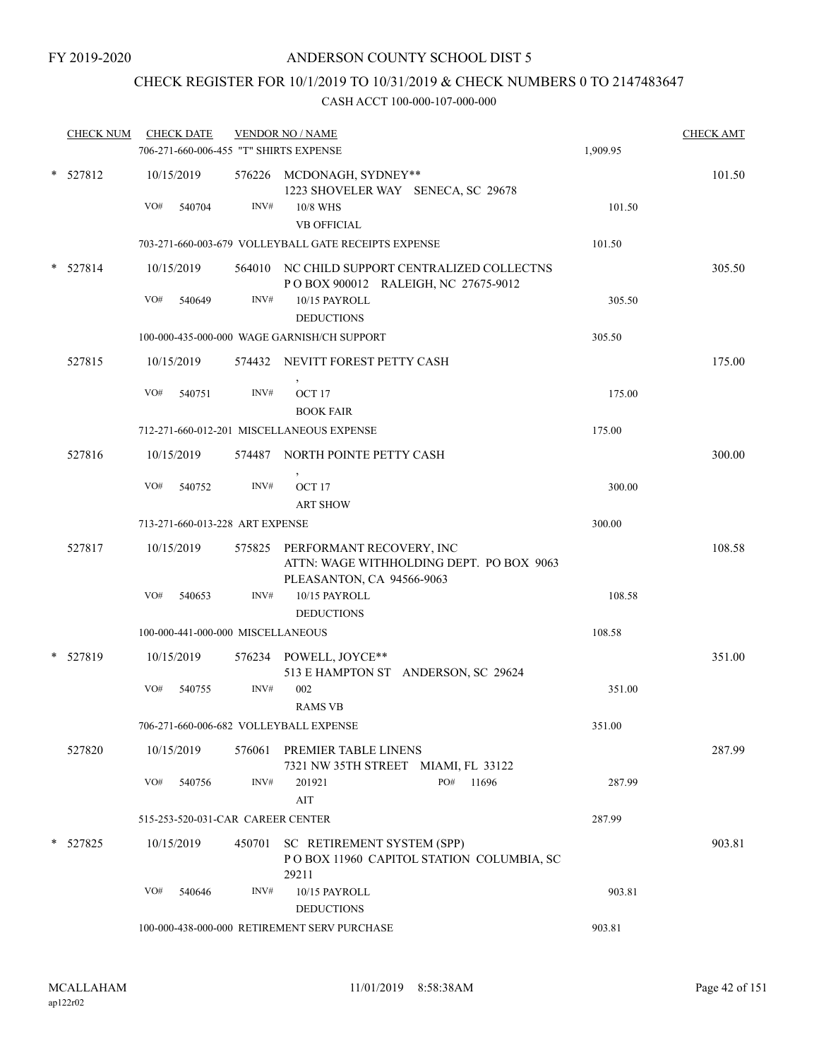FY 2019-2020

# ANDERSON COUNTY SCHOOL DIST 5

## CHECK REGISTER FOR 10/1/2019 TO 10/31/2019 & CHECK NUMBERS 0 TO 2147483647

### CASH ACCT 100-000-107-000-000

| CHECK NUM | CHECK DATE | VENDOR NO / NAME | | CHECK AMT |
|---|---|---|---|---|
| | 706-271-660-006-455 "T" SHIRTS EXPENSE | | 1,909.95 | |
| * 527812 | 10/15/2019 | 576226 MCDONAGH, SYDNEY** 1223 SHOVELER WAY SENECA, SC 29678 | | 101.50 |
| | VO# 540704 | INV# 10/8 WHS VB OFFICIAL | 101.50 | |
| | 703-271-660-003-679 VOLLEYBALL GATE RECEIPTS EXPENSE | | 101.50 | |
| * 527814 | 10/15/2019 | 564010 NC CHILD SUPPORT CENTRALIZED COLLECTNS P O BOX 900012 RALEIGH, NC 27675-9012 | | 305.50 |
| | VO# 540649 | INV# 10/15 PAYROLL DEDUCTIONS | 305.50 | |
| | 100-000-435-000-000 WAGE GARNISH/CH SUPPORT | | 305.50 | |
| 527815 | 10/15/2019 | 574432 NEVITT FOREST PETTY CASH , | | 175.00 |
| | VO# 540751 | INV# OCT 17 BOOK FAIR | 175.00 | |
| | 712-271-660-012-201 MISCELLANEOUS EXPENSE | | 175.00 | |
| 527816 | 10/15/2019 | 574487 NORTH POINTE PETTY CASH , | | 300.00 |
| | VO# 540752 | INV# OCT 17 ART SHOW | 300.00 | |
| | 713-271-660-013-228 ART EXPENSE | | 300.00 | |
| 527817 | 10/15/2019 | 575825 PERFORMANT RECOVERY, INC ATTN: WAGE WITHHOLDING DEPT. PO BOX 9063 PLEASANTON, CA 94566-9063 | | 108.58 |
| | VO# 540653 | INV# 10/15 PAYROLL DEDUCTIONS | 108.58 | |
| | 100-000-441-000-000 MISCELLANEOUS | | 108.58 | |
| * 527819 | 10/15/2019 | 576234 POWELL, JOYCE** 513 E HAMPTON ST ANDERSON, SC 29624 | | 351.00 |
| | VO# 540755 | INV# 002 RAMS VB | 351.00 | |
| | 706-271-660-006-682 VOLLEYBALL EXPENSE | | 351.00 | |
| 527820 | 10/15/2019 | 576061 PREMIER TABLE LINENS 7321 NW 35TH STREET MIAMI, FL 33122 | | 287.99 |
| | VO# 540756 | INV# 201921 AIT PO# 11696 | 287.99 | |
| | 515-253-520-031-CAR CAREER CENTER | | 287.99 | |
| * 527825 | 10/15/2019 | 450701 SC RETIREMENT SYSTEM (SPP) P O BOX 11960 CAPITOL STATION COLUMBIA, SC 29211 | | 903.81 |
| | VO# 540646 | INV# 10/15 PAYROLL DEDUCTIONS | 903.81 | |
| | 100-000-438-000-000 RETIREMENT SERV PURCHASE | | 903.81 | |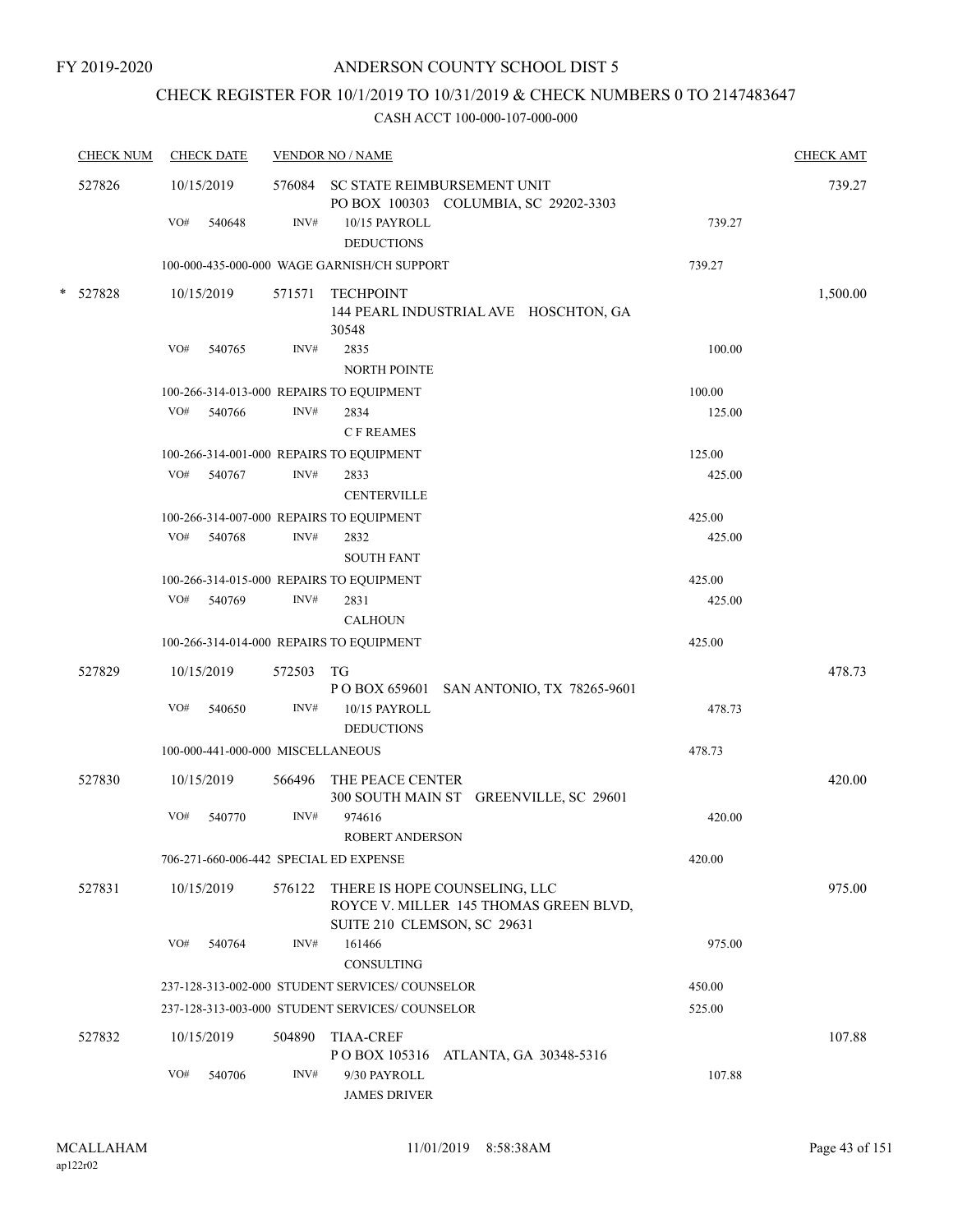FY 2019-2020

# ANDERSON COUNTY SCHOOL DIST 5

## CHECK REGISTER FOR 10/1/2019 TO 10/31/2019 & CHECK NUMBERS 0 TO 2147483647

### CASH ACCT 100-000-107-000-000

| CHECK NUM | CHECK DATE | VENDOR NO / NAME | | CHECK AMT |
|---|---|---|---|---|
| 527826 | 10/15/2019 | 576084 SC STATE REIMBURSEMENT UNIT PO BOX 100303 COLUMBIA, SC 29202-3303 | | 739.27 |
| | VO# 540648 | INV# 10/15 PAYROLL DEDUCTIONS | 739.27 | |
| | 100-000-435-000-000 WAGE GARNISH/CH SUPPORT | | 739.27 | |
| * 527828 | 10/15/2019 | 571571 TECHPOINT 144 PEARL INDUSTRIAL AVE HOSCHTON, GA 30548 | | 1,500.00 |
| | VO# 540765 | INV# 2835 NORTH POINTE | 100.00 | |
| | 100-266-314-013-000 REPAIRS TO EQUIPMENT | | 100.00 | |
| | VO# 540766 | INV# 2834 C F REAMES | 125.00 | |
| | 100-266-314-001-000 REPAIRS TO EQUIPMENT | | 125.00 | |
| | VO# 540767 | INV# 2833 CENTERVILLE | 425.00 | |
| | 100-266-314-007-000 REPAIRS TO EQUIPMENT | | 425.00 | |
| | VO# 540768 | INV# 2832 SOUTH FANT | 425.00 | |
| | 100-266-314-015-000 REPAIRS TO EQUIPMENT | | 425.00 | |
| | VO# 540769 | INV# 2831 CALHOUN | 425.00 | |
| | 100-266-314-014-000 REPAIRS TO EQUIPMENT | | 425.00 | |
| 527829 | 10/15/2019 | 572503 TG P O BOX 659601 SAN ANTONIO, TX 78265-9601 | | 478.73 |
| | VO# 540650 | INV# 10/15 PAYROLL DEDUCTIONS | 478.73 | |
| | 100-000-441-000-000 MISCELLANEOUS | | 478.73 | |
| 527830 | 10/15/2019 | 566496 THE PEACE CENTER 300 SOUTH MAIN ST GREENVILLE, SC 29601 | | 420.00 |
| | VO# 540770 | INV# 974616 ROBERT ANDERSON | 420.00 | |
| | 706-271-660-006-442 SPECIAL ED EXPENSE | | 420.00 | |
| 527831 | 10/15/2019 | 576122 THERE IS HOPE COUNSELING, LLC ROYCE V. MILLER 145 THOMAS GREEN BLVD, SUITE 210 CLEMSON, SC 29631 | | 975.00 |
| | VO# 540764 | INV# 161466 CONSULTING | 975.00 | |
| | 237-128-313-002-000 STUDENT SERVICES/ COUNSELOR | | 450.00 | |
| | 237-128-313-003-000 STUDENT SERVICES/ COUNSELOR | | 525.00 | |
| 527832 | 10/15/2019 | 504890 TIAA-CREF P O BOX 105316 ATLANTA, GA 30348-5316 | | 107.88 |
| | VO# 540706 | INV# 9/30 PAYROLL JAMES DRIVER | 107.88 | |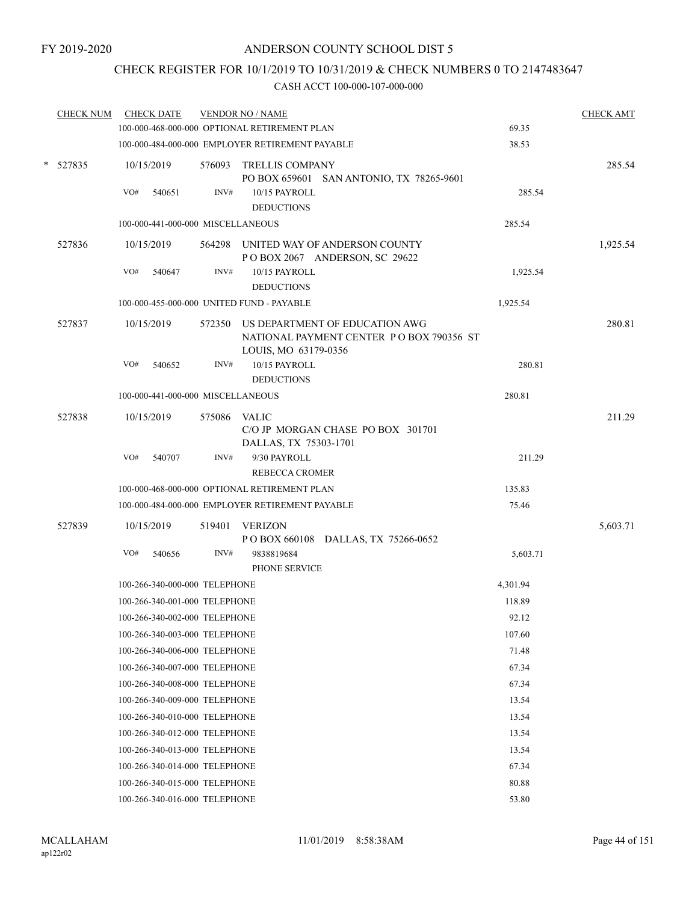FY 2019-2020

# ANDERSON COUNTY SCHOOL DIST 5

## CHECK REGISTER FOR 10/1/2019 TO 10/31/2019 & CHECK NUMBERS 0 TO 2147483647

### CASH ACCT 100-000-107-000-000

| CHECK NUM | CHECK DATE | VENDOR NO / NAME | | CHECK AMT |
|---|---|---|---|---|
| | 100-000-468-000-000 OPTIONAL RETIREMENT PLAN | | 69.35 | |
| | 100-000-484-000-000 EMPLOYER RETIREMENT PAYABLE | | 38.53 | |
| * 527835 | 10/15/2019 | 576093 TRELLIS COMPANY<br>PO BOX 659601 SAN ANTONIO, TX 78265-9601 | | 285.54 |
| | VO# 540651 | INV# 10/15 PAYROLL<br>DEDUCTIONS | 285.54 | |
| | 100-000-441-000-000 MISCELLANEOUS | | 285.54 | |
| 527836 | 10/15/2019 | 564298 UNITED WAY OF ANDERSON COUNTY<br>P O BOX 2067 ANDERSON, SC 29622 | | 1,925.54 |
| | VO# 540647 | INV# 10/15 PAYROLL<br>DEDUCTIONS | 1,925.54 | |
| | 100-000-455-000-000 UNITED FUND - PAYABLE | | 1,925.54 | |
| 527837 | 10/15/2019 | 572350 US DEPARTMENT OF EDUCATION AWG<br>NATIONAL PAYMENT CENTER P O BOX 790356 ST LOUIS, MO 63179-0356 | | 280.81 |
| | VO# 540652 | INV# 10/15 PAYROLL<br>DEDUCTIONS | 280.81 | |
| | 100-000-441-000-000 MISCELLANEOUS | | 280.81 | |
| 527838 | 10/15/2019 | 575086 VALIC<br>C/O JP MORGAN CHASE PO BOX 301701<br>DALLAS, TX 75303-1701 | | 211.29 |
| | VO# 540707 | INV# 9/30 PAYROLL<br>REBECCA CROMER | 211.29 | |
| | 100-000-468-000-000 OPTIONAL RETIREMENT PLAN | | 135.83 | |
| | 100-000-484-000-000 EMPLOYER RETIREMENT PAYABLE | | 75.46 | |
| 527839 | 10/15/2019 | 519401 VERIZON<br>P O BOX 660108 DALLAS, TX 75266-0652 | | 5,603.71 |
| | VO# 540656 | INV# 9838819684<br>PHONE SERVICE | 5,603.71 | |
| | 100-266-340-000-000 TELEPHONE | | 4,301.94 | |
| | 100-266-340-001-000 TELEPHONE | | 118.89 | |
| | 100-266-340-002-000 TELEPHONE | | 92.12 | |
| | 100-266-340-003-000 TELEPHONE | | 107.60 | |
| | 100-266-340-006-000 TELEPHONE | | 71.48 | |
| | 100-266-340-007-000 TELEPHONE | | 67.34 | |
| | 100-266-340-008-000 TELEPHONE | | 67.34 | |
| | 100-266-340-009-000 TELEPHONE | | 13.54 | |
| | 100-266-340-010-000 TELEPHONE | | 13.54 | |
| | 100-266-340-012-000 TELEPHONE | | 13.54 | |
| | 100-266-340-013-000 TELEPHONE | | 13.54 | |
| | 100-266-340-014-000 TELEPHONE | | 67.34 | |
| | 100-266-340-015-000 TELEPHONE | | 80.88 | |
| | 100-266-340-016-000 TELEPHONE | | 53.80 | |

MCALLAHAM
ap122r02
11/01/2019 8:58:38AM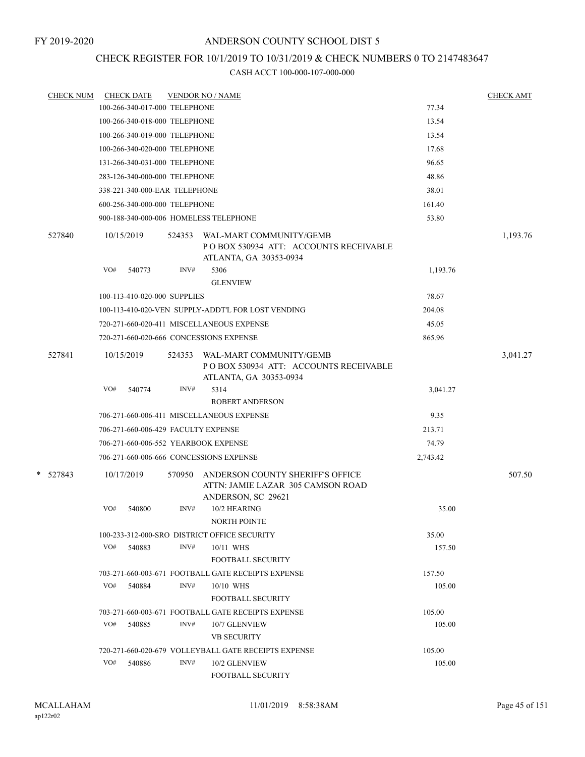FY 2019-2020

# ANDERSON COUNTY SCHOOL DIST 5

## CHECK REGISTER FOR 10/1/2019 TO 10/31/2019 & CHECK NUMBERS 0 TO 2147483647

### CASH ACCT 100-000-107-000-000

| CHECK NUM | CHECK DATE | VENDOR NO / NAME | | CHECK AMT |
|---|---|---|---|---|
| | 100-266-340-017-000 TELEPHONE | | 77.34 | |
| | 100-266-340-018-000 TELEPHONE | | 13.54 | |
| | 100-266-340-019-000 TELEPHONE | | 13.54 | |
| | 100-266-340-020-000 TELEPHONE | | 17.68 | |
| | 131-266-340-031-000 TELEPHONE | | 96.65 | |
| | 283-126-340-000-000 TELEPHONE | | 48.86 | |
| | 338-221-340-000-EAR TELEPHONE | | 38.01 | |
| | 600-256-340-000-000 TELEPHONE | | 161.40 | |
| | 900-188-340-000-006 HOMELESS TELEPHONE | | 53.80 | |
| 527840 | 10/15/2019 | 524353 WAL-MART COMMUNITY/GEMB<br>P O BOX 530934 ATT: ACCOUNTS RECEIVABLE<br>ATLANTA, GA 30353-0934 | | 1,193.76 |
| | VO# 540773 | INV# 5306<br>GLENVIEW | 1,193.76 | |
| | 100-113-410-020-000 SUPPLIES | | 78.67 | |
| | 100-113-410-020-VEN SUPPLY-ADDT'L FOR LOST VENDING | | 204.08 | |
| | 720-271-660-020-411 MISCELLANEOUS EXPENSE | | 45.05 | |
| | 720-271-660-020-666 CONCESSIONS EXPENSE | | 865.96 | |
| 527841 | 10/15/2019 | 524353 WAL-MART COMMUNITY/GEMB<br>P O BOX 530934 ATT: ACCOUNTS RECEIVABLE<br>ATLANTA, GA 30353-0934 | | 3,041.27 |
| | VO# 540774 | INV# 5314<br>ROBERT ANDERSON | 3,041.27 | |
| | 706-271-660-006-411 MISCELLANEOUS EXPENSE | | 9.35 | |
| | 706-271-660-006-429 FACULTY EXPENSE | | 213.71 | |
| | 706-271-660-006-552 YEARBOOK EXPENSE | | 74.79 | |
| | 706-271-660-006-666 CONCESSIONS EXPENSE | | 2,743.42 | |
| * 527843 | 10/17/2019 | 570950 ANDERSON COUNTY SHERIFF'S OFFICE<br>ATTN: JAMIE LAZAR 305 CAMSON ROAD<br>ANDERSON, SC 29621 | | 507.50 |
| | VO# 540800 | INV# 10/2 HEARING<br>NORTH POINTE | 35.00 | |
| | 100-233-312-000-SRO DISTRICT OFFICE SECURITY | | 35.00 | |
| | VO# 540883 | INV# 10/11 WHS<br>FOOTBALL SECURITY | 157.50 | |
| | 703-271-660-003-671 FOOTBALL GATE RECEIPTS EXPENSE | | 157.50 | |
| | VO# 540884 | INV# 10/10 WHS<br>FOOTBALL SECURITY | 105.00 | |
| | 703-271-660-003-671 FOOTBALL GATE RECEIPTS EXPENSE | | 105.00 | |
| | VO# 540885 | INV# 10/7 GLENVIEW<br>VB SECURITY | 105.00 | |
| | 720-271-660-020-679 VOLLEYBALL GATE RECEIPTS EXPENSE | | 105.00 | |
| | VO# 540886 | INV# 10/2 GLENVIEW<br>FOOTBALL SECURITY | 105.00 | |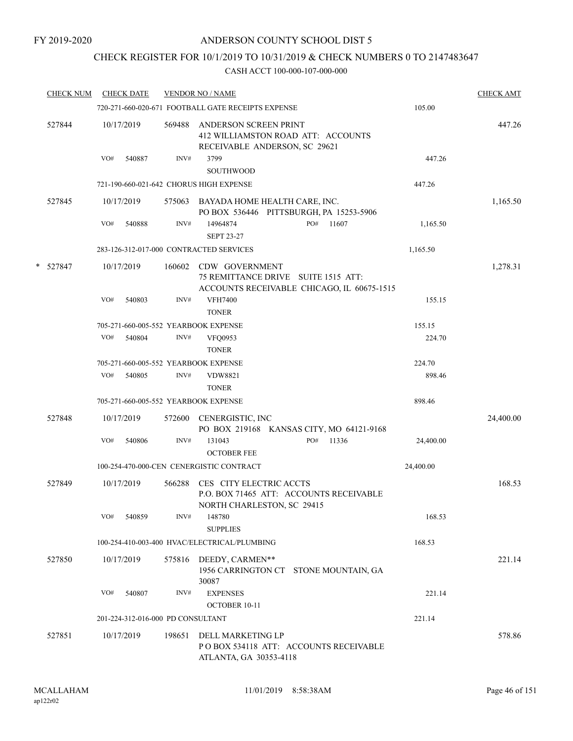FY 2019-2020

# ANDERSON COUNTY SCHOOL DIST 5

## CHECK REGISTER FOR 10/1/2019 TO 10/31/2019 & CHECK NUMBERS 0 TO 2147483647

CASH ACCT 100-000-107-000-000

| CHECK NUM | CHECK DATE | VENDOR NO / NAME | | CHECK AMT |
|---|---|---|---|---|
| | | 720-271-660-020-671 FOOTBALL GATE RECEIPTS EXPENSE | 105.00 | |
| 527844 | 10/17/2019 | 569488 ANDERSON SCREEN PRINT<br>412 WILLIAMSTON ROAD ATT: ACCOUNTS RECEIVABLE ANDERSON, SC 29621 | | 447.26 |
| | VO# 540887 | INV# 3799<br>SOUTHWOOD | 447.26 | |
| | | 721-190-660-021-642 CHORUS HIGH EXPENSE | 447.26 | |
| 527845 | 10/17/2019 | 575063 BAYADA HOME HEALTH CARE, INC.<br>PO BOX 536446 PITTSBURGH, PA 15253-5906 | | 1,165.50 |
| | VO# 540888 | INV# 14964874 PO# 11607<br>SEPT 23-27 | 1,165.50 | |
| | | 283-126-312-017-000 CONTRACTED SERVICES | 1,165.50 | |
| * 527847 | 10/17/2019 | 160602 CDW GOVERNMENT<br>75 REMITTANCE DRIVE SUITE 1515 ATT: ACCOUNTS RECEIVABLE CHICAGO, IL 60675-1515 | | 1,278.31 |
| | VO# 540803 | INV# VFH7400<br>TONER | 155.15 | |
| | | 705-271-660-005-552 YEARBOOK EXPENSE | 155.15 | |
| | VO# 540804 | INV# VFQ0953<br>TONER | 224.70 | |
| | | 705-271-660-005-552 YEARBOOK EXPENSE | 224.70 | |
| | VO# 540805 | INV# VDW8821<br>TONER | 898.46 | |
| | | 705-271-660-005-552 YEARBOOK EXPENSE | 898.46 | |
| 527848 | 10/17/2019 | 572600 CENERGISTIC, INC<br>PO BOX 219168 KANSAS CITY, MO 64121-9168 | | 24,400.00 |
| | VO# 540806 | INV# 131043 PO# 11336<br>OCTOBER FEE | 24,400.00 | |
| | | 100-254-470-000-CEN CENERGISTIC CONTRACT | 24,400.00 | |
| 527849 | 10/17/2019 | 566288 CES CITY ELECTRIC ACCTS<br>P.O. BOX 71465 ATT: ACCOUNTS RECEIVABLE NORTH CHARLESTON, SC 29415 | | 168.53 |
| | VO# 540859 | INV# 148780<br>SUPPLIES | 168.53 | |
| | | 100-254-410-003-400 HVAC/ELECTRICAL/PLUMBING | 168.53 | |
| 527850 | 10/17/2019 | 575816 DEEDY, CARMEN**<br>1956 CARRINGTON CT STONE MOUNTAIN, GA 30087 | | 221.14 |
| | VO# 540807 | INV# EXPENSES<br>OCTOBER 10-11 | 221.14 | |
| | | 201-224-312-016-000 PD CONSULTANT | 221.14 | |
| 527851 | 10/17/2019 | 198651 DELL MARKETING LP<br>P O BOX 534118 ATT: ACCOUNTS RECEIVABLE ATLANTA, GA 30353-4118 | | 578.86 |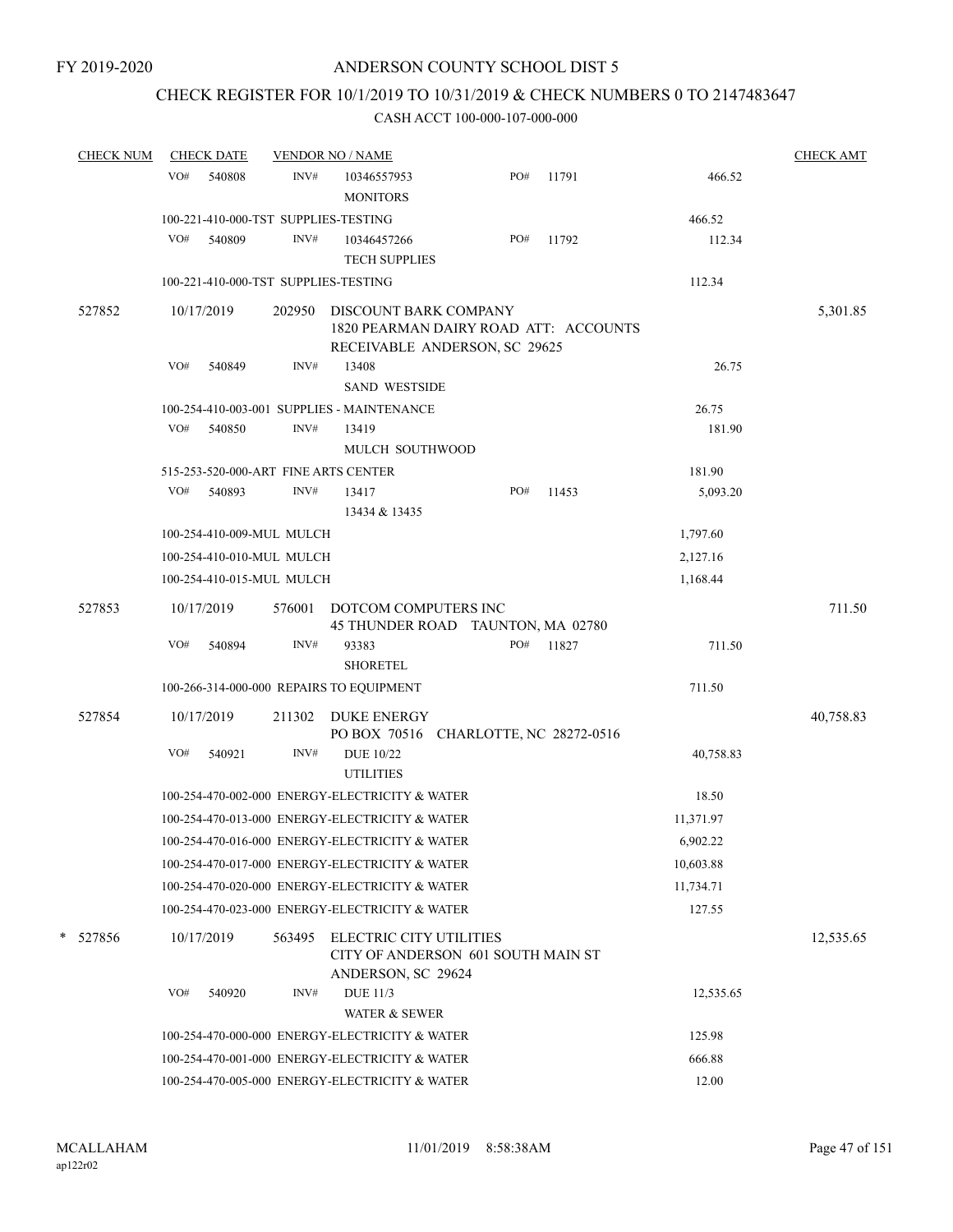FY 2019-2020

# ANDERSON COUNTY SCHOOL DIST 5

## CHECK REGISTER FOR 10/1/2019 TO 10/31/2019 & CHECK NUMBERS 0 TO 2147483647

### CASH ACCT 100-000-107-000-000

| CHECK NUM | CHECK DATE | VENDOR NO / NAME | | | CHECK AMT |
|---|---|---|---|---|---|
| | VO# 540808 | INV# 10346557953 MONITORS | PO# 11791 | 466.52 | |
| | 100-221-410-000-TST SUPPLIES-TESTING | | | 466.52 | |
| | VO# 540809 | INV# 10346457266 TECH SUPPLIES | PO# 11792 | 112.34 | |
| | 100-221-410-000-TST SUPPLIES-TESTING | | | 112.34 | |
| 527852 | 10/17/2019 | 202950 DISCOUNT BARK COMPANY 1820 PEARMAN DAIRY ROAD ATT: ACCOUNTS RECEIVABLE ANDERSON, SC 29625 | | | 5,301.85 |
| | VO# 540849 | INV# 13408 SAND WESTSIDE | | 26.75 | |
| | 100-254-410-003-001 SUPPLIES - MAINTENANCE | | | 26.75 | |
| | VO# 540850 | INV# 13419 MULCH SOUTHWOOD | | 181.90 | |
| | 515-253-520-000-ART FINE ARTS CENTER | | | 181.90 | |
| | VO# 540893 | INV# 13417 13434 & 13435 | PO# 11453 | 5,093.20 | |
| | 100-254-410-009-MUL MULCH | | | 1,797.60 | |
| | 100-254-410-010-MUL MULCH | | | 2,127.16 | |
| | 100-254-410-015-MUL MULCH | | | 1,168.44 | |
| 527853 | 10/17/2019 | 576001 DOTCOM COMPUTERS INC 45 THUNDER ROAD TAUNTON, MA 02780 | | | 711.50 |
| | VO# 540894 | INV# 93383 SHORETEL | PO# 11827 | 711.50 | |
| | 100-266-314-000-000 REPAIRS TO EQUIPMENT | | | 711.50 | |
| 527854 | 10/17/2019 | 211302 DUKE ENERGY PO BOX 70516 CHARLOTTE, NC 28272-0516 | | | 40,758.83 |
| | VO# 540921 | INV# DUE 10/22 UTILITIES | | 40,758.83 | |
| | 100-254-470-002-000 ENERGY-ELECTRICITY & WATER | | | 18.50 | |
| | 100-254-470-013-000 ENERGY-ELECTRICITY & WATER | | | 11,371.97 | |
| | 100-254-470-016-000 ENERGY-ELECTRICITY & WATER | | | 6,902.22 | |
| | 100-254-470-017-000 ENERGY-ELECTRICITY & WATER | | | 10,603.88 | |
| | 100-254-470-020-000 ENERGY-ELECTRICITY & WATER | | | 11,734.71 | |
| | 100-254-470-023-000 ENERGY-ELECTRICITY & WATER | | | 127.55 | |
| * 527856 | 10/17/2019 | 563495 ELECTRIC CITY UTILITIES CITY OF ANDERSON 601 SOUTH MAIN ST ANDERSON, SC 29624 | | | 12,535.65 |
| | VO# 540920 | INV# DUE 11/3 WATER & SEWER | | 12,535.65 | |
| | 100-254-470-000-000 ENERGY-ELECTRICITY & WATER | | | 125.98 | |
| | 100-254-470-001-000 ENERGY-ELECTRICITY & WATER | | | 666.88 | |
| | 100-254-470-005-000 ENERGY-ELECTRICITY & WATER | | | 12.00 | |

MCALLAHAM
ap122r02

11/01/2019 8:58:38AM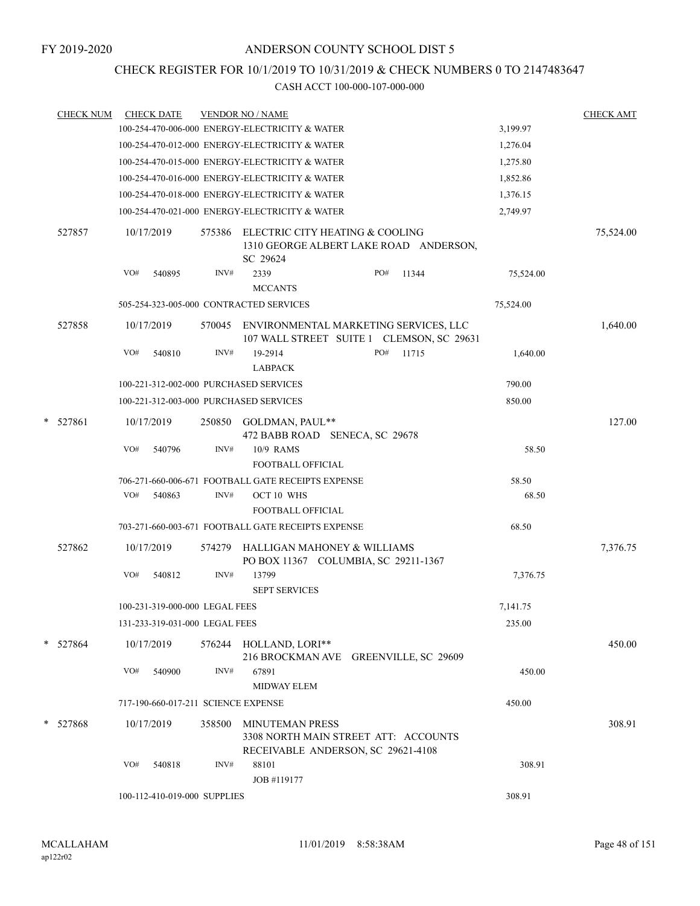FY 2019-2020

# ANDERSON COUNTY SCHOOL DIST 5

## CHECK REGISTER FOR 10/1/2019 TO 10/31/2019 & CHECK NUMBERS 0 TO 2147483647

### CASH ACCT 100-000-107-000-000

| CHECK NUM | CHECK DATE | VENDOR NO / NAME | | CHECK AMT |
|---|---|---|---|---|
| | | 100-254-470-006-000 ENERGY-ELECTRICITY & WATER | 3,199.97 | |
| | | 100-254-470-012-000 ENERGY-ELECTRICITY & WATER | 1,276.04 | |
| | | 100-254-470-015-000 ENERGY-ELECTRICITY & WATER | 1,275.80 | |
| | | 100-254-470-016-000 ENERGY-ELECTRICITY & WATER | 1,852.86 | |
| | | 100-254-470-018-000 ENERGY-ELECTRICITY & WATER | 1,376.15 | |
| | | 100-254-470-021-000 ENERGY-ELECTRICITY & WATER | 2,749.97 | |
| 527857 | 10/17/2019 | 575386 ELECTRIC CITY HEATING & COOLING 1310 GEORGE ALBERT LAKE ROAD ANDERSON, SC 29624 | | 75,524.00 |
| | VO# 540895 | INV# 2339 PO# 11344 MCCANTS | 75,524.00 | |
| | | 505-254-323-005-000 CONTRACTED SERVICES | 75,524.00 | |
| 527858 | 10/17/2019 | 570045 ENVIRONMENTAL MARKETING SERVICES, LLC 107 WALL STREET SUITE 1 CLEMSON, SC 29631 | | 1,640.00 |
| | VO# 540810 | INV# 19-2914 PO# 11715 LABPACK | 1,640.00 | |
| | | 100-221-312-002-000 PURCHASED SERVICES | 790.00 | |
| | | 100-221-312-003-000 PURCHASED SERVICES | 850.00 | |
| * 527861 | 10/17/2019 | 250850 GOLDMAN, PAUL** 472 BABB ROAD SENECA, SC 29678 | | 127.00 |
| | VO# 540796 | INV# 10/9 RAMS FOOTBALL OFFICIAL | 58.50 | |
| | | 706-271-660-006-671 FOOTBALL GATE RECEIPTS EXPENSE | 58.50 | |
| | VO# 540863 | INV# OCT 10 WHS FOOTBALL OFFICIAL | 68.50 | |
| | | 703-271-660-003-671 FOOTBALL GATE RECEIPTS EXPENSE | 68.50 | |
| 527862 | 10/17/2019 | 574279 HALLIGAN MAHONEY & WILLIAMS PO BOX 11367 COLUMBIA, SC 29211-1367 | | 7,376.75 |
| | VO# 540812 | INV# 13799 SEPT SERVICES | 7,376.75 | |
| | | 100-231-319-000-000 LEGAL FEES | 7,141.75 | |
| | | 131-233-319-031-000 LEGAL FEES | 235.00 | |
| * 527864 | 10/17/2019 | 576244 HOLLAND, LORI** 216 BROCKMAN AVE GREENVILLE, SC 29609 | | 450.00 |
| | VO# 540900 | INV# 67891 MIDWAY ELEM | 450.00 | |
| | | 717-190-660-017-211 SCIENCE EXPENSE | 450.00 | |
| * 527868 | 10/17/2019 | 358500 MINUTEMAN PRESS 3308 NORTH MAIN STREET ATT: ACCOUNTS RECEIVABLE ANDERSON, SC 29621-4108 | | 308.91 |
| | VO# 540818 | INV# 88101 JOB #119177 | 308.91 | |
| | | 100-112-410-019-000 SUPPLIES | 308.91 | |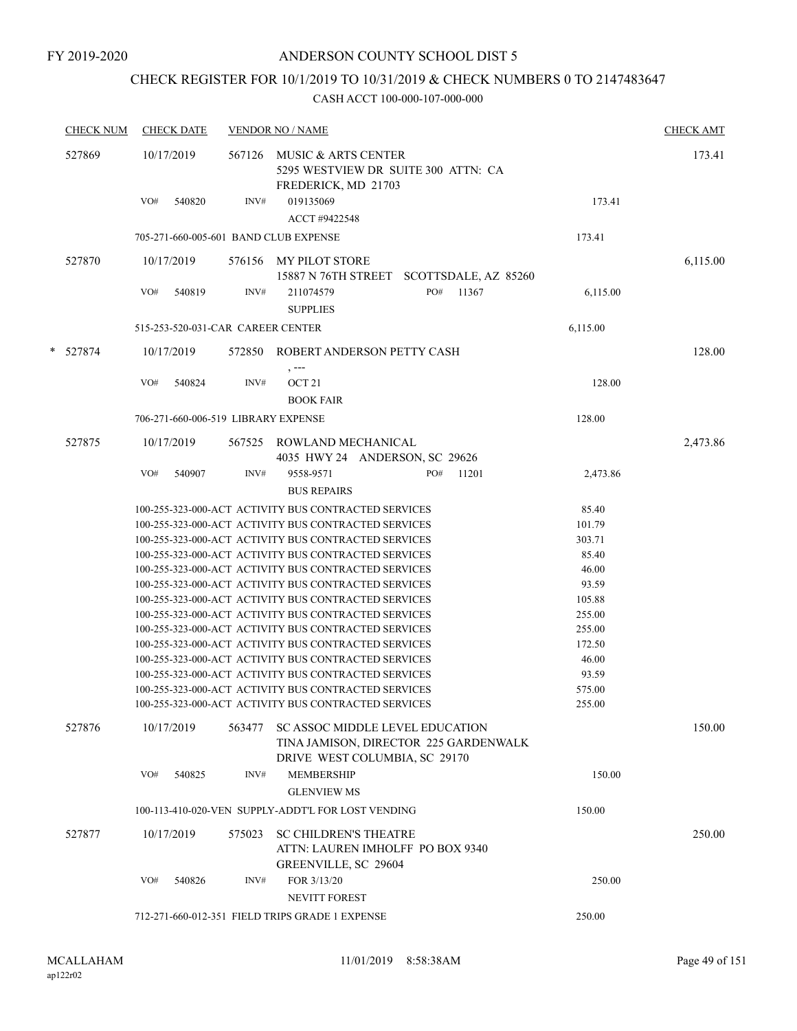FY 2019-2020

# ANDERSON COUNTY SCHOOL DIST 5

## CHECK REGISTER FOR 10/1/2019 TO 10/31/2019 & CHECK NUMBERS 0 TO 2147483647

CASH ACCT 100-000-107-000-000

| CHECK NUM | CHECK DATE | VENDOR NO / NAME | | CHECK AMT |
|---|---|---|---|---|
| 527869 | 10/17/2019 | 567126 MUSIC & ARTS CENTER<br>5295 WESTVIEW DR SUITE 300 ATTN: CA<br>FREDERICK, MD 21703 | | 173.41 |
| | VO# 540820 | INV# 019135069<br>ACCT #9422548 | 173.41 | |
| | | 705-271-660-005-601 BAND CLUB EXPENSE | 173.41 | |
| 527870 | 10/17/2019 | 576156 MY PILOT STORE<br>15887 N 76TH STREET SCOTTSDALE, AZ 85260 | | 6,115.00 |
| | VO# 540819 | INV# 211074579 PO# 11367<br>SUPPLIES | 6,115.00 | |
| | | 515-253-520-031-CAR CAREER CENTER | 6,115.00 | |
| * 527874 | 10/17/2019 | 572850 ROBERT ANDERSON PETTY CASH<br>, --- | | 128.00 |
| | VO# 540824 | INV# OCT 21<br>BOOK FAIR | 128.00 | |
| | | 706-271-660-006-519 LIBRARY EXPENSE | 128.00 | |
| 527875 | 10/17/2019 | 567525 ROWLAND MECHANICAL<br>4035 HWY 24 ANDERSON, SC 29626 | | 2,473.86 |
| | VO# 540907 | INV# 9558-9571 PO# 11201<br>BUS REPAIRS | 2,473.86 | |
| | | 100-255-323-000-ACT ACTIVITY BUS CONTRACTED SERVICES | 85.40 | |
| | | 100-255-323-000-ACT ACTIVITY BUS CONTRACTED SERVICES | 101.79 | |
| | | 100-255-323-000-ACT ACTIVITY BUS CONTRACTED SERVICES | 303.71 | |
| | | 100-255-323-000-ACT ACTIVITY BUS CONTRACTED SERVICES | 85.40 | |
| | | 100-255-323-000-ACT ACTIVITY BUS CONTRACTED SERVICES | 46.00 | |
| | | 100-255-323-000-ACT ACTIVITY BUS CONTRACTED SERVICES | 93.59 | |
| | | 100-255-323-000-ACT ACTIVITY BUS CONTRACTED SERVICES | 105.88 | |
| | | 100-255-323-000-ACT ACTIVITY BUS CONTRACTED SERVICES | 255.00 | |
| | | 100-255-323-000-ACT ACTIVITY BUS CONTRACTED SERVICES | 255.00 | |
| | | 100-255-323-000-ACT ACTIVITY BUS CONTRACTED SERVICES | 172.50 | |
| | | 100-255-323-000-ACT ACTIVITY BUS CONTRACTED SERVICES | 46.00 | |
| | | 100-255-323-000-ACT ACTIVITY BUS CONTRACTED SERVICES | 93.59 | |
| | | 100-255-323-000-ACT ACTIVITY BUS CONTRACTED SERVICES | 575.00 | |
| | | 100-255-323-000-ACT ACTIVITY BUS CONTRACTED SERVICES | 255.00 | |
| 527876 | 10/17/2019 | 563477 SC ASSOC MIDDLE LEVEL EDUCATION<br>TINA JAMISON, DIRECTOR 225 GARDENWALK<br>DRIVE WEST COLUMBIA, SC 29170 | | 150.00 |
| | VO# 540825 | INV# MEMBERSHIP<br>GLENVIEW MS | 150.00 | |
| | | 100-113-410-020-VEN SUPPLY-ADDT'L FOR LOST VENDING | 150.00 | |
| 527877 | 10/17/2019 | 575023 SC CHILDREN'S THEATRE<br>ATTN: LAUREN IMHOLFF PO BOX 9340<br>GREENVILLE, SC 29604 | | 250.00 |
| | VO# 540826 | INV# FOR 3/13/20<br>NEVITT FOREST | 250.00 | |
| | | 712-271-660-012-351 FIELD TRIPS GRADE 1 EXPENSE | 250.00 | |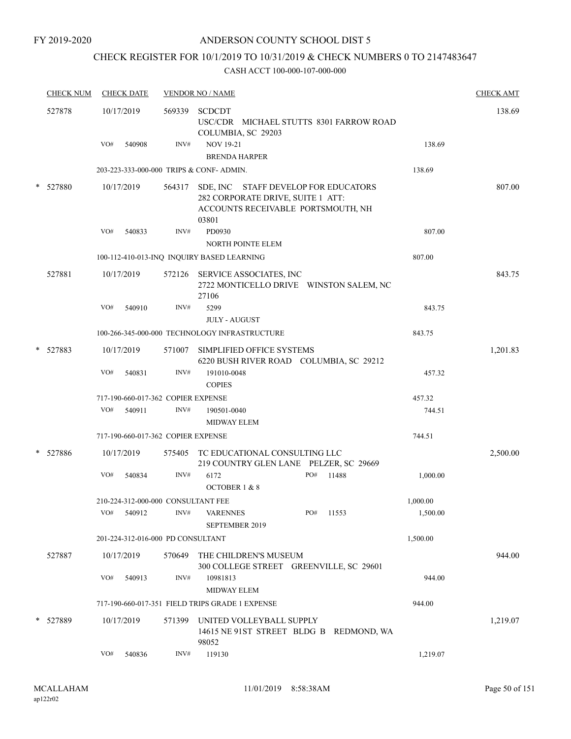FY 2019-2020

# ANDERSON COUNTY SCHOOL DIST 5

## CHECK REGISTER FOR 10/1/2019 TO 10/31/2019 & CHECK NUMBERS 0 TO 2147483647

### CASH ACCT 100-000-107-000-000

| CHECK NUM | CHECK DATE | VENDOR NO / NAME | | CHECK AMT |
|---|---|---|---|---|
| 527878 | 10/17/2019 | 569339 SCDCDT<br>USC/CDR MICHAEL STUTTS 8301 FARROW ROAD<br>COLUMBIA, SC 29203 | | 138.69 |
| | VO# 540908 | INV# NOV 19-21<br>BRENDA HARPER | 138.69 | |
| | 203-223-333-000-000 TRIPS & CONF- ADMIN. | | 138.69 | |
| * 527880 | 10/17/2019 | 564317 SDE, INC STAFF DEVELOP FOR EDUCATORS<br>282 CORPORATE DRIVE, SUITE 1 ATT:<br>ACCOUNTS RECEIVABLE PORTSMOUTH, NH<br>03801 | | 807.00 |
| | VO# 540833 | INV# PD0930<br>NORTH POINTE ELEM | 807.00 | |
| | 100-112-410-013-INQ INQUIRY BASED LEARNING | | 807.00 | |
| 527881 | 10/17/2019 | 572126 SERVICE ASSOCIATES, INC<br>2722 MONTICELLO DRIVE WINSTON SALEM, NC<br>27106 | | 843.75 |
| | VO# 540910 | INV# 5299<br>JULY - AUGUST | 843.75 | |
| | 100-266-345-000-000 TECHNOLOGY INFRASTRUCTURE | | 843.75 | |
| * 527883 | 10/17/2019 | 571007 SIMPLIFIED OFFICE SYSTEMS<br>6220 BUSH RIVER ROAD COLUMBIA, SC 29212 | | 1,201.83 |
| | VO# 540831 | INV# 191010-0048<br>COPIES | 457.32 | |
| | 717-190-660-017-362 COPIER EXPENSE | | 457.32 | |
| | VO# 540911 | INV# 190501-0040<br>MIDWAY ELEM | 744.51 | |
| | 717-190-660-017-362 COPIER EXPENSE | | 744.51 | |
| * 527886 | 10/17/2019 | 575405 TC EDUCATIONAL CONSULTING LLC<br>219 COUNTRY GLEN LANE PELZER, SC 29669 | | 2,500.00 |
| | VO# 540834 | INV# 6172 PO# 11488<br>OCTOBER 1 & 8 | 1,000.00 | |
| | 210-224-312-000-000 CONSULTANT FEE | | 1,000.00 | |
| | VO# 540912 | INV# VARENNES PO# 11553<br>SEPTEMBER 2019 | 1,500.00 | |
| | 201-224-312-016-000 PD CONSULTANT | | 1,500.00 | |
| 527887 | 10/17/2019 | 570649 THE CHILDREN'S MUSEUM<br>300 COLLEGE STREET GREENVILLE, SC 29601 | | 944.00 |
| | VO# 540913 | INV# 10981813<br>MIDWAY ELEM | 944.00 | |
| | 717-190-660-017-351 FIELD TRIPS GRADE 1 EXPENSE | | 944.00 | |
| * 527889 | 10/17/2019 | 571399 UNITED VOLLEYBALL SUPPLY<br>14615 NE 91ST STREET BLDG B REDMOND, WA<br>98052 | | 1,219.07 |
| | VO# 540836 | INV# 119130 | 1,219.07 | |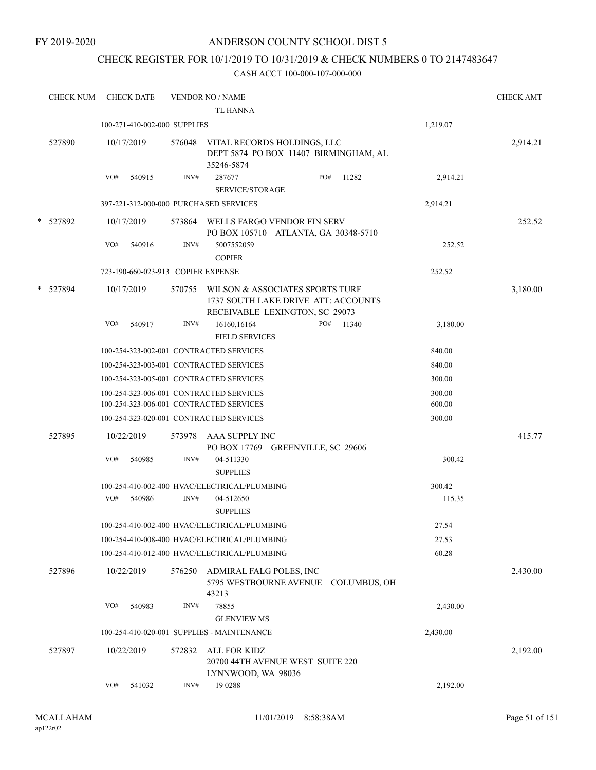FY 2019-2020

# ANDERSON COUNTY SCHOOL DIST 5

## CHECK REGISTER FOR 10/1/2019 TO 10/31/2019 & CHECK NUMBERS 0 TO 2147483647

### CASH ACCT 100-000-107-000-000

| CHECK NUM | CHECK DATE | VENDOR NO / NAME | | CHECK AMT |
|---|---|---|---|---|
| | | TL HANNA | | |
| | 100-271-410-002-000 SUPPLIES | | 1,219.07 | |
| 527890 | 10/17/2019 | 576048 VITAL RECORDS HOLDINGS, LLC DEPT 5874 PO BOX 11407 BIRMINGHAM, AL 35246-5874 | | 2,914.21 |
| | VO# 540915 | INV# 287677 PO# 11282 SERVICE/STORAGE | 2,914.21 | |
| | 397-221-312-000-000 PURCHASED SERVICES | | 2,914.21 | |
| * 527892 | 10/17/2019 | 573864 WELLS FARGO VENDOR FIN SERV PO BOX 105710 ATLANTA, GA 30348-5710 | | 252.52 |
| | VO# 540916 | INV# 5007552059 COPIER | 252.52 | |
| | 723-190-660-023-913 COPIER EXPENSE | | 252.52 | |
| * 527894 | 10/17/2019 | 570755 WILSON & ASSOCIATES SPORTS TURF 1737 SOUTH LAKE DRIVE ATT: ACCOUNTS RECEIVABLE LEXINGTON, SC 29073 | | 3,180.00 |
| | VO# 540917 | INV# 16160,16164 PO# 11340 FIELD SERVICES | 3,180.00 | |
| | 100-254-323-002-001 CONTRACTED SERVICES | | 840.00 | |
| | 100-254-323-003-001 CONTRACTED SERVICES | | 840.00 | |
| | 100-254-323-005-001 CONTRACTED SERVICES | | 300.00 | |
| | 100-254-323-006-001 CONTRACTED SERVICES | | 300.00 | |
| | 100-254-323-006-001 CONTRACTED SERVICES | | 600.00 | |
| | 100-254-323-020-001 CONTRACTED SERVICES | | 300.00 | |
| 527895 | 10/22/2019 | 573978 AAA SUPPLY INC PO BOX 17769 GREENVILLE, SC 29606 | | 415.77 |
| | VO# 540985 | INV# 04-511330 SUPPLIES | 300.42 | |
| | 100-254-410-002-400 HVAC/ELECTRICAL/PLUMBING | | 300.42 | |
| | VO# 540986 | INV# 04-512650 SUPPLIES | 115.35 | |
| | 100-254-410-002-400 HVAC/ELECTRICAL/PLUMBING | | 27.54 | |
| | 100-254-410-008-400 HVAC/ELECTRICAL/PLUMBING | | 27.53 | |
| | 100-254-410-012-400 HVAC/ELECTRICAL/PLUMBING | | 60.28 | |
| 527896 | 10/22/2019 | 576250 ADMIRAL FALG POLES, INC 5795 WESTBOURNE AVENUE COLUMBUS, OH 43213 | | 2,430.00 |
| | VO# 540983 | INV# 78855 GLENVIEW MS | 2,430.00 | |
| | 100-254-410-020-001 SUPPLIES - MAINTENANCE | | 2,430.00 | |
| 527897 | 10/22/2019 | 572832 ALL FOR KIDZ 20700 44TH AVENUE WEST SUITE 220 LYNNWOOD, WA 98036 | | 2,192.00 |
| | VO# 541032 | INV# 19 0288 | 2,192.00 | |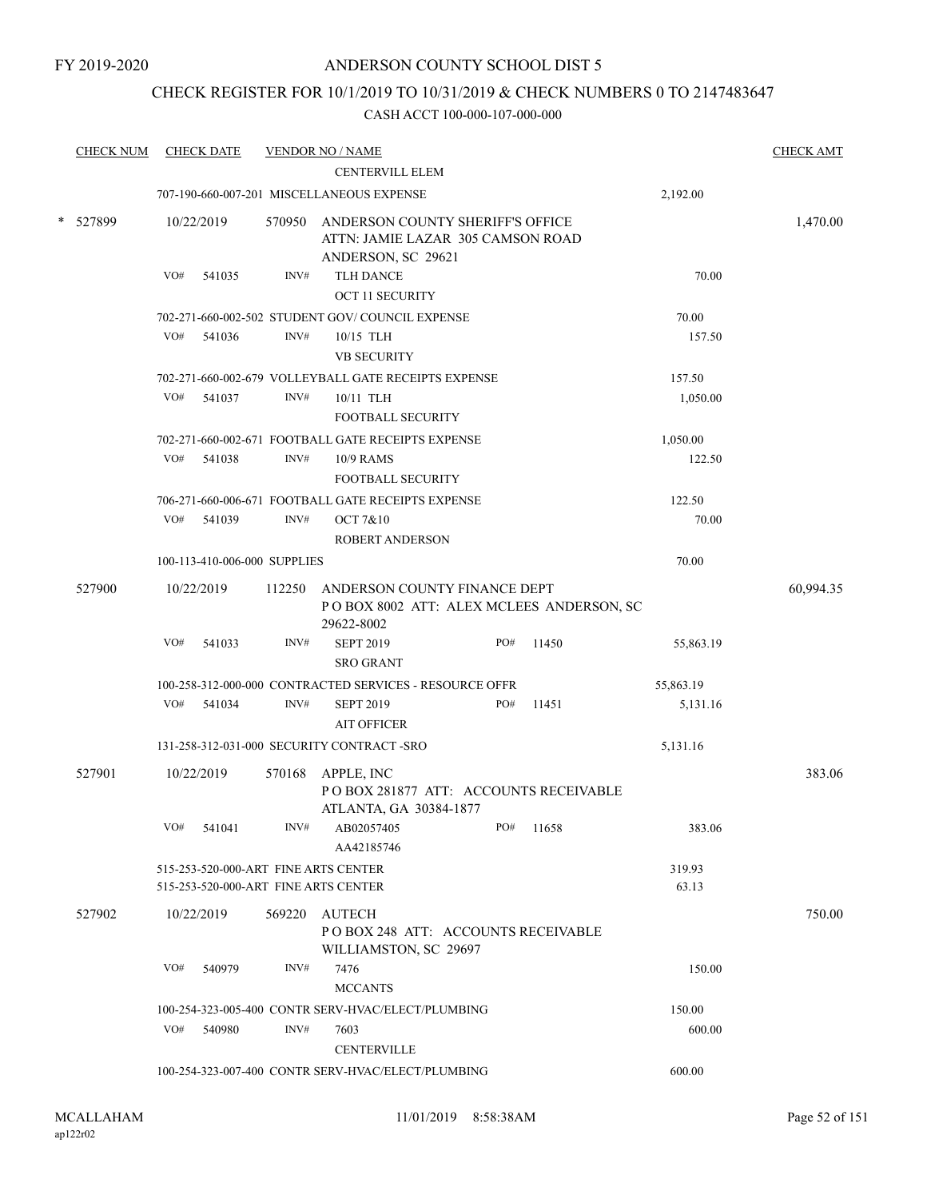FY 2019-2020

# ANDERSON COUNTY SCHOOL DIST 5

## CHECK REGISTER FOR 10/1/2019 TO 10/31/2019 & CHECK NUMBERS 0 TO 2147483647

### CASH ACCT 100-000-107-000-000

| CHECK NUM | CHECK DATE | VENDOR NO / NAME | | | | CHECK AMT |
|---|---|---|---|---|---|---|
| | | | CENTERVILL ELEM | | | |
| | 707-190-660-007-201 MISCELLANEOUS EXPENSE | | | | 2,192.00 | |
| * 527899 | 10/22/2019 | 570950 | ANDERSON COUNTY SHERIFF'S OFFICE ATTN: JAMIE LAZAR 305 CAMSON ROAD ANDERSON, SC 29621 | | | 1,470.00 |
| | VO# 541035 | INV# | TLH DANCE OCT 11 SECURITY | | 70.00 | |
| | 702-271-660-002-502 STUDENT GOV/ COUNCIL EXPENSE | | | | 70.00 | |
| | VO# 541036 | INV# | 10/15 TLH VB SECURITY | | 157.50 | |
| | 702-271-660-002-679 VOLLEYBALL GATE RECEIPTS EXPENSE | | | | 157.50 | |
| | VO# 541037 | INV# | 10/11 TLH FOOTBALL SECURITY | | 1,050.00 | |
| | 702-271-660-002-671 FOOTBALL GATE RECEIPTS EXPENSE | | | | 1,050.00 | |
| | VO# 541038 | INV# | 10/9 RAMS FOOTBALL SECURITY | | 122.50 | |
| | 706-271-660-006-671 FOOTBALL GATE RECEIPTS EXPENSE | | | | 122.50 | |
| | VO# 541039 | INV# | OCT 7&10 ROBERT ANDERSON | | 70.00 | |
| | 100-113-410-006-000 SUPPLIES | | | | 70.00 | |
| 527900 | 10/22/2019 | 112250 | ANDERSON COUNTY FINANCE DEPT P O BOX 8002 ATT: ALEX MCLEES ANDERSON, SC 29622-8002 | | | 60,994.35 |
| | VO# 541033 | INV# | SEPT 2019 SRO GRANT | PO# 11450 | 55,863.19 | |
| | 100-258-312-000-000 CONTRACTED SERVICES - RESOURCE OFFR | | | | 55,863.19 | |
| | VO# 541034 | INV# | SEPT 2019 AIT OFFICER | PO# 11451 | 5,131.16 | |
| | 131-258-312-031-000 SECURITY CONTRACT -SRO | | | | 5,131.16 | |
| 527901 | 10/22/2019 | 570168 | APPLE, INC P O BOX 281877 ATT: ACCOUNTS RECEIVABLE ATLANTA, GA 30384-1877 | | | 383.06 |
| | VO# 541041 | INV# | AB02057405 AA42185746 | PO# 11658 | 383.06 | |
| | 515-253-520-000-ART FINE ARTS CENTER | | | | 319.93 | |
| | 515-253-520-000-ART FINE ARTS CENTER | | | | 63.13 | |
| 527902 | 10/22/2019 | 569220 | AUTECH P O BOX 248 ATT: ACCOUNTS RECEIVABLE WILLIAMSTON, SC 29697 | | | 750.00 |
| | VO# 540979 | INV# | 7476 MCCANTS | | 150.00 | |
| | 100-254-323-005-400 CONTR SERV-HVAC/ELECT/PLUMBING | | | | 150.00 | |
| | VO# 540980 | INV# | 7603 CENTERVILLE | | 600.00 | |
| | 100-254-323-007-400 CONTR SERV-HVAC/ELECT/PLUMBING | | | | 600.00 | |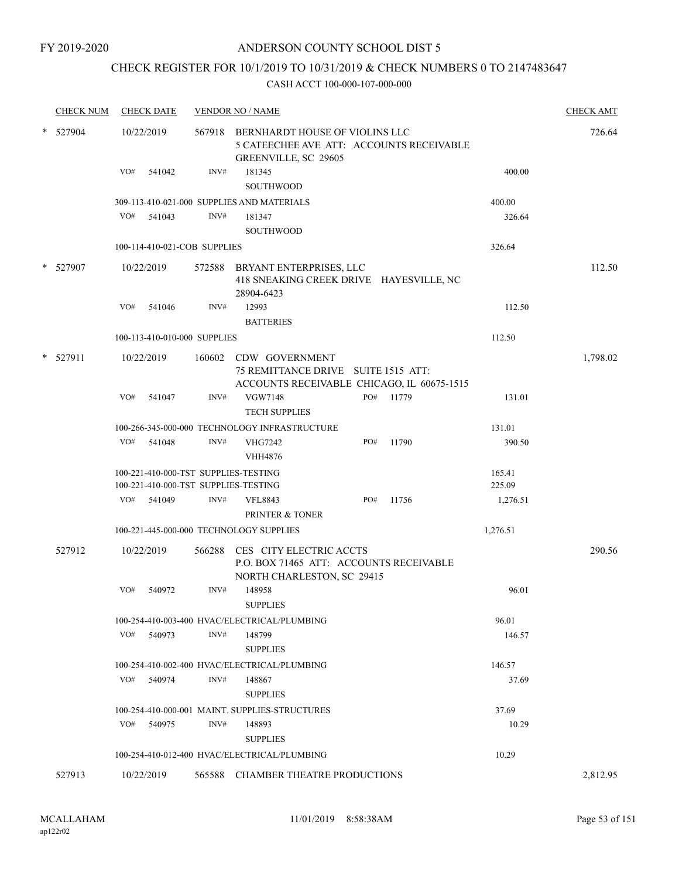FY 2019-2020

# ANDERSON COUNTY SCHOOL DIST 5

## CHECK REGISTER FOR 10/1/2019 TO 10/31/2019 & CHECK NUMBERS 0 TO 2147483647

CASH ACCT 100-000-107-000-000

| CHECK NUM | CHECK DATE | VENDOR NO / NAME | | | CHECK AMT |
|---|---|---|---|---|---|
| * 527904 | 10/22/2019 | 567918 BERNHARDT HOUSE OF VIOLINS LLC<br>5 CATEECHEE AVE ATT: ACCOUNTS RECEIVABLE<br>GREENVILLE, SC 29605 | | | 726.64 |
| | VO# 541042 | INV# 181345<br>SOUTHWOOD | | 400.00 | |
| | 309-113-410-021-000 SUPPLIES AND MATERIALS | | | 400.00 | |
| | VO# 541043 | INV# 181347<br>SOUTHWOOD | | 326.64 | |
| | 100-114-410-021-COB SUPPLIES | | | 326.64 | |
| * 527907 | 10/22/2019 | 572588 BRYANT ENTERPRISES, LLC<br>418 SNEAKING CREEK DRIVE HAYESVILLE, NC<br>28904-6423 | | | 112.50 |
| | VO# 541046 | INV# 12993<br>BATTERIES | | 112.50 | |
| | 100-113-410-010-000 SUPPLIES | | | 112.50 | |
| * 527911 | 10/22/2019 | 160602 CDW GOVERNMENT<br>75 REMITTANCE DRIVE SUITE 1515 ATT:<br>ACCOUNTS RECEIVABLE CHICAGO, IL 60675-1515 | | | 1,798.02 |
| | VO# 541047 | INV# VGW7148<br>TECH SUPPLIES | PO# 11779 | 131.01 | |
| | 100-266-345-000-000 TECHNOLOGY INFRASTRUCTURE | | | 131.01 | |
| | VO# 541048 | INV# VHG7242<br>VHH4876 | PO# 11790 | 390.50 | |
| | 100-221-410-000-TST SUPPLIES-TESTING | | | 165.41 | |
| | 100-221-410-000-TST SUPPLIES-TESTING | | | 225.09 | |
| | VO# 541049 | INV# VFL8843<br>PRINTER & TONER | PO# 11756 | 1,276.51 | |
| | 100-221-445-000-000 TECHNOLOGY SUPPLIES | | | 1,276.51 | |
| 527912 | 10/22/2019 | 566288 CES CITY ELECTRIC ACCTS<br>P.O. BOX 71465 ATT: ACCOUNTS RECEIVABLE<br>NORTH CHARLESTON, SC 29415 | | | 290.56 |
| | VO# 540972 | INV# 148958<br>SUPPLIES | | 96.01 | |
| | 100-254-410-003-400 HVAC/ELECTRICAL/PLUMBING | | | 96.01 | |
| | VO# 540973 | INV# 148799<br>SUPPLIES | | 146.57 | |
| | 100-254-410-002-400 HVAC/ELECTRICAL/PLUMBING | | | 146.57 | |
| | VO# 540974 | INV# 148867<br>SUPPLIES | | 37.69 | |
| | 100-254-410-000-001 MAINT. SUPPLIES-STRUCTURES | | | 37.69 | |
| | VO# 540975 | INV# 148893<br>SUPPLIES | | 10.29 | |
| | 100-254-410-012-400 HVAC/ELECTRICAL/PLUMBING | | | 10.29 | |
| 527913 | 10/22/2019 | 565588 CHAMBER THEATRE PRODUCTIONS | | | 2,812.95 |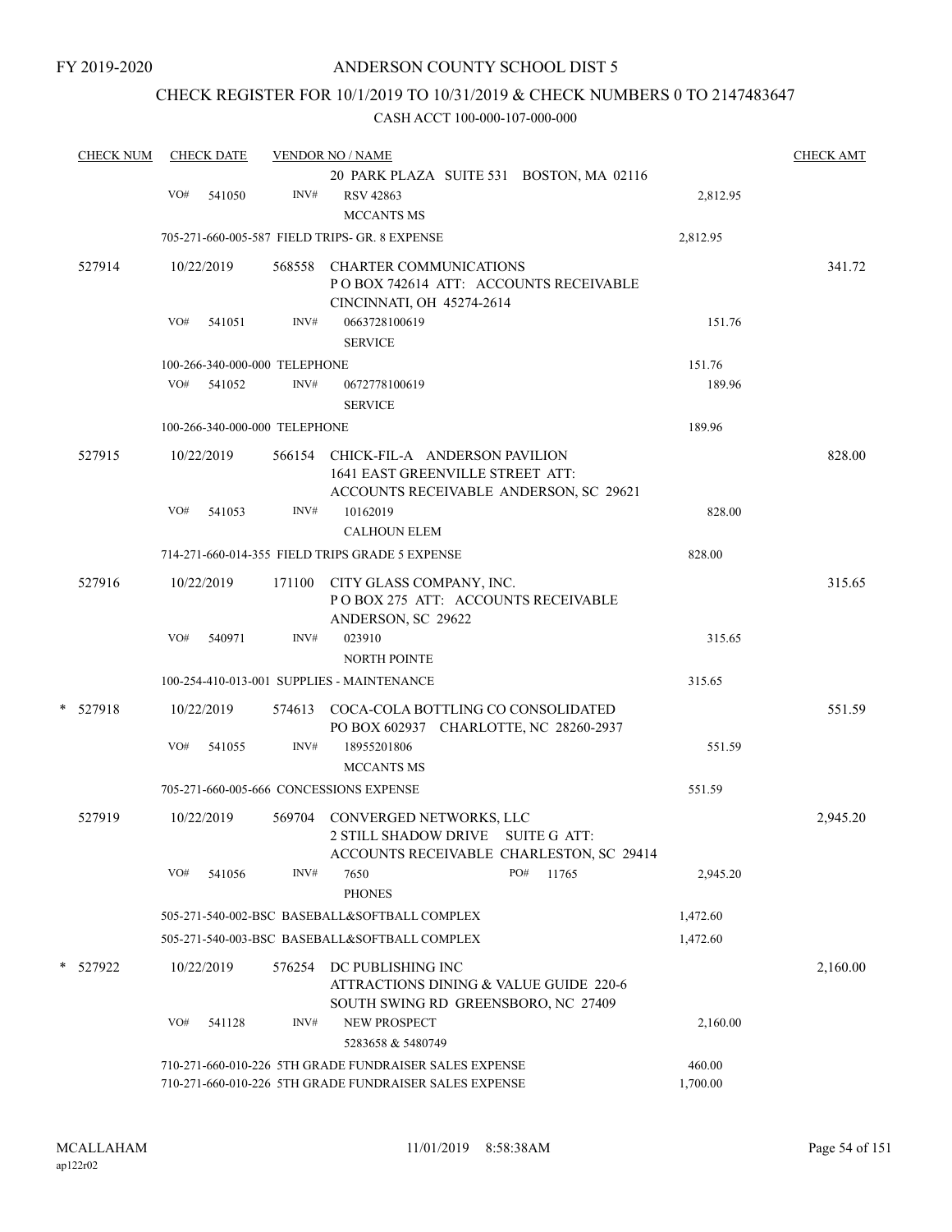FY 2019-2020

# ANDERSON COUNTY SCHOOL DIST 5

## CHECK REGISTER FOR 10/1/2019 TO 10/31/2019 & CHECK NUMBERS 0 TO 2147483647

### CASH ACCT 100-000-107-000-000

| CHECK NUM | CHECK DATE | VENDOR NO / NAME | | CHECK AMT |
|---|---|---|---|---|
| | | 20 PARK PLAZA SUITE 531 BOSTON, MA 02116 | | |
| | VO# 541050 | INV# RSV 42863<br>MCCANTS MS | 2,812.95 | |
| | 705-271-660-005-587 FIELD TRIPS- GR. 8 EXPENSE | | 2,812.95 | |
| 527914 | 10/22/2019 | 568558 CHARTER COMMUNICATIONS<br>P O BOX 742614 ATT: ACCOUNTS RECEIVABLE<br>CINCINNATI, OH 45274-2614 | | 341.72 |
| | VO# 541051 | INV# 0663728100619<br>SERVICE | 151.76 | |
| | 100-266-340-000-000 TELEPHONE | | 151.76 | |
| | VO# 541052 | INV# 0672778100619<br>SERVICE | 189.96 | |
| | 100-266-340-000-000 TELEPHONE | | 189.96 | |
| 527915 | 10/22/2019 | 566154 CHICK-FIL-A ANDERSON PAVILION<br>1641 EAST GREENVILLE STREET ATT:<br>ACCOUNTS RECEIVABLE ANDERSON, SC 29621 | | 828.00 |
| | VO# 541053 | INV# 10162019<br>CALHOUN ELEM | 828.00 | |
| | 714-271-660-014-355 FIELD TRIPS GRADE 5 EXPENSE | | 828.00 | |
| 527916 | 10/22/2019 | 171100 CITY GLASS COMPANY, INC.<br>P O BOX 275 ATT: ACCOUNTS RECEIVABLE<br>ANDERSON, SC 29622 | | 315.65 |
| | VO# 540971 | INV# 023910<br>NORTH POINTE | 315.65 | |
| | 100-254-410-013-001 SUPPLIES - MAINTENANCE | | 315.65 | |
| * 527918 | 10/22/2019 | 574613 COCA-COLA BOTTLING CO CONSOLIDATED<br>PO BOX 602937 CHARLOTTE, NC 28260-2937 | | 551.59 |
| | VO# 541055 | INV# 18955201806<br>MCCANTS MS | 551.59 | |
| | 705-271-660-005-666 CONCESSIONS EXPENSE | | 551.59 | |
| 527919 | 10/22/2019 | 569704 CONVERGED NETWORKS, LLC<br>2 STILL SHADOW DRIVE SUITE G ATT:<br>ACCOUNTS RECEIVABLE CHARLESTON, SC 29414 | | 2,945.20 |
| | VO# 541056 | INV# 7650 PO# 11765<br>PHONES | 2,945.20 | |
| | 505-271-540-002-BSC BASEBALL&SOFTBALL COMPLEX | | 1,472.60 | |
| | 505-271-540-003-BSC BASEBALL&SOFTBALL COMPLEX | | 1,472.60 | |
| * 527922 | 10/22/2019 | 576254 DC PUBLISHING INC<br>ATTRACTIONS DINING & VALUE GUIDE 220-6<br>SOUTH SWING RD GREENSBORO, NC 27409 | | 2,160.00 |
| | VO# 541128 | INV# NEW PROSPECT<br>5283658 & 5480749 | 2,160.00 | |
| | 710-271-660-010-226 5TH GRADE FUNDRAISER SALES EXPENSE | | 460.00 | |
| | 710-271-660-010-226 5TH GRADE FUNDRAISER SALES EXPENSE | | 1,700.00 | |

MCALLAHAM
ap122r02
11/01/2019 8:58:38AM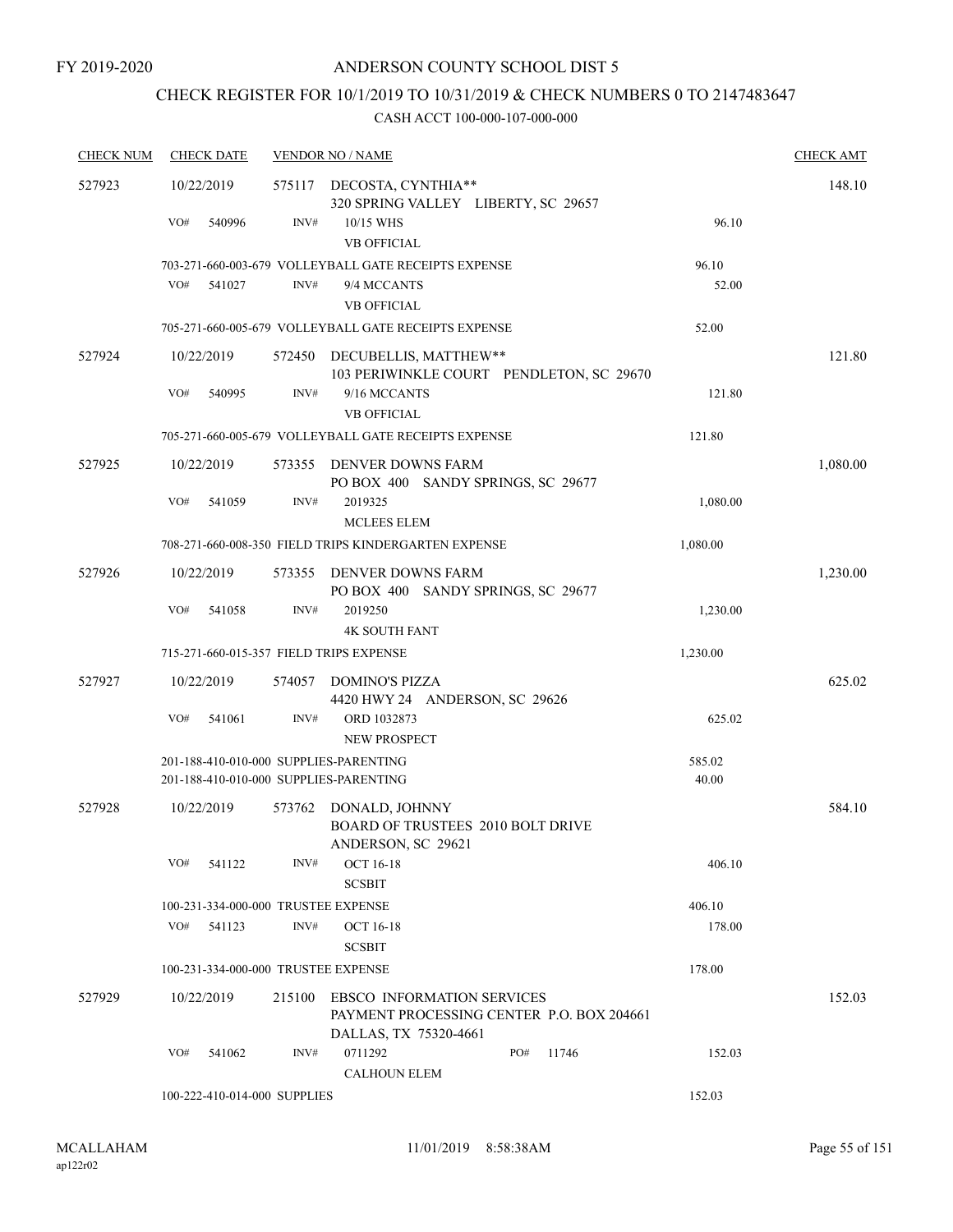FY 2019-2020

# ANDERSON COUNTY SCHOOL DIST 5

## CHECK REGISTER FOR 10/1/2019 TO 10/31/2019 & CHECK NUMBERS 0 TO 2147483647

### CASH ACCT 100-000-107-000-000

| CHECK NUM | CHECK DATE | VENDOR NO / NAME | | CHECK AMT |
|---|---|---|---|---|
| 527923 | 10/22/2019 | 575117 DECOSTA, CYNTHIA** 320 SPRING VALLEY LIBERTY, SC 29657 | | 148.10 |
| | VO# 540996 | INV# 10/15 WHS VB OFFICIAL | 96.10 | |
| | | 703-271-660-003-679 VOLLEYBALL GATE RECEIPTS EXPENSE | 96.10 | |
| | VO# 541027 | INV# 9/4 MCCANTS VB OFFICIAL | 52.00 | |
| | | 705-271-660-005-679 VOLLEYBALL GATE RECEIPTS EXPENSE | 52.00 | |
| 527924 | 10/22/2019 | 572450 DECUBELLIS, MATTHEW** 103 PERIWINKLE COURT PENDLETON, SC 29670 | | 121.80 |
| | VO# 540995 | INV# 9/16 MCCANTS VB OFFICIAL | 121.80 | |
| | | 705-271-660-005-679 VOLLEYBALL GATE RECEIPTS EXPENSE | 121.80 | |
| 527925 | 10/22/2019 | 573355 DENVER DOWNS FARM PO BOX 400 SANDY SPRINGS, SC 29677 | | 1,080.00 |
| | VO# 541059 | INV# 2019325 MCLEES ELEM | 1,080.00 | |
| | | 708-271-660-008-350 FIELD TRIPS KINDERGARTEN EXPENSE | 1,080.00 | |
| 527926 | 10/22/2019 | 573355 DENVER DOWNS FARM PO BOX 400 SANDY SPRINGS, SC 29677 | | 1,230.00 |
| | VO# 541058 | INV# 2019250 4K SOUTH FANT | 1,230.00 | |
| | | 715-271-660-015-357 FIELD TRIPS EXPENSE | 1,230.00 | |
| 527927 | 10/22/2019 | 574057 DOMINO'S PIZZA 4420 HWY 24 ANDERSON, SC 29626 | | 625.02 |
| | VO# 541061 | INV# ORD 1032873 NEW PROSPECT | 625.02 | |
| | | 201-188-410-010-000 SUPPLIES-PARENTING | 585.02 | |
| | | 201-188-410-010-000 SUPPLIES-PARENTING | 40.00 | |
| 527928 | 10/22/2019 | 573762 DONALD, JOHNNY BOARD OF TRUSTEES 2010 BOLT DRIVE ANDERSON, SC 29621 | | 584.10 |
| | VO# 541122 | INV# OCT 16-18 SCSBIT | 406.10 | |
| | | 100-231-334-000-000 TRUSTEE EXPENSE | 406.10 | |
| | VO# 541123 | INV# OCT 16-18 SCSBIT | 178.00 | |
| | | 100-231-334-000-000 TRUSTEE EXPENSE | 178.00 | |
| 527929 | 10/22/2019 | 215100 EBSCO INFORMATION SERVICES PAYMENT PROCESSING CENTER P.O. BOX 204661 DALLAS, TX 75320-4661 | | 152.03 |
| | VO# 541062 | INV# 0711292 PO# 11746 CALHOUN ELEM | 152.03 | |
| | | 100-222-410-014-000 SUPPLIES | 152.03 | |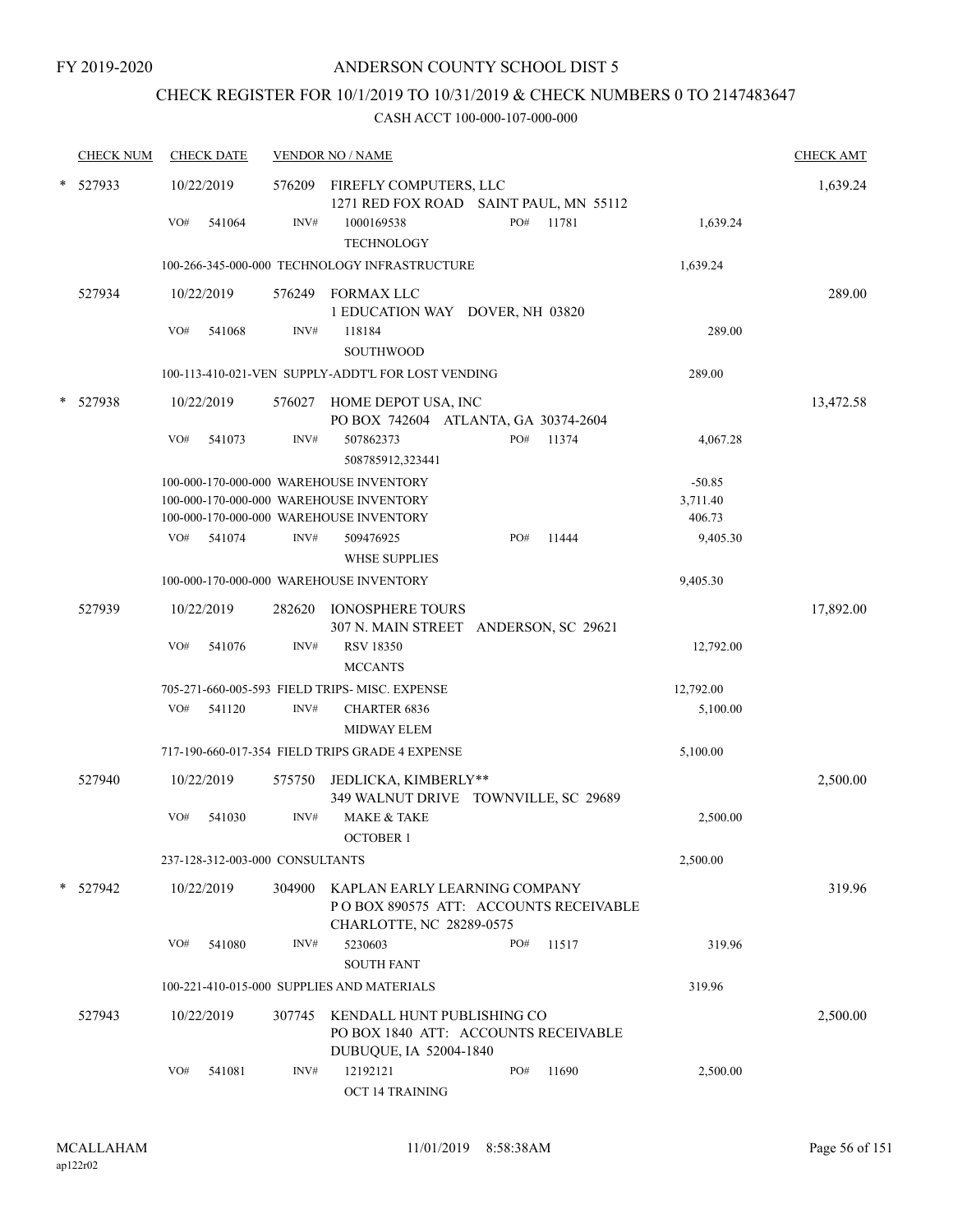FY 2019-2020

# ANDERSON COUNTY SCHOOL DIST 5

## CHECK REGISTER FOR 10/1/2019 TO 10/31/2019 & CHECK NUMBERS 0 TO 2147483647

### CASH ACCT 100-000-107-000-000

| CHECK NUM | CHECK DATE | VENDOR NO / NAME | | | CHECK AMT |
|---|---|---|---|---|---|
| * 527933 | 10/22/2019 | 576209 FIREFLY COMPUTERS, LLC<br>1271 RED FOX ROAD SAINT PAUL, MN 55112 | | | 1,639.24 |
| | VO# 541064 | INV# 1000169538<br>TECHNOLOGY | PO# 11781 | 1,639.24 | |
| | 100-266-345-000-000 TECHNOLOGY INFRASTRUCTURE | | | 1,639.24 | |
| 527934 | 10/22/2019 | 576249 FORMAX LLC<br>1 EDUCATION WAY DOVER, NH 03820 | | | 289.00 |
| | VO# 541068 | INV# 118184<br>SOUTHWOOD | | 289.00 | |
| | 100-113-410-021-VEN SUPPLY-ADDT'L FOR LOST VENDING | | | 289.00 | |
| * 527938 | 10/22/2019 | 576027 HOME DEPOT USA, INC<br>PO BOX 742604 ATLANTA, GA 30374-2604 | | | 13,472.58 |
| | VO# 541073 | INV# 507862373<br>508785912,323441 | PO# 11374 | 4,067.28 | |
| | 100-000-170-000-000 WAREHOUSE INVENTORY | | | -50.85 | |
| | 100-000-170-000-000 WAREHOUSE INVENTORY | | | 3,711.40 | |
| | 100-000-170-000-000 WAREHOUSE INVENTORY | | | 406.73 | |
| | VO# 541074 | INV# 509476925<br>WHSE SUPPLIES | PO# 11444 | 9,405.30 | |
| | 100-000-170-000-000 WAREHOUSE INVENTORY | | | 9,405.30 | |
| 527939 | 10/22/2019 | 282620 IONOSPHERE TOURS<br>307 N. MAIN STREET ANDERSON, SC 29621 | | | 17,892.00 |
| | VO# 541076 | INV# RSV 18350<br>MCCANTS | | 12,792.00 | |
| | 705-271-660-005-593 FIELD TRIPS- MISC. EXPENSE | | | 12,792.00 | |
| | VO# 541120 | INV# CHARTER 6836<br>MIDWAY ELEM | | 5,100.00 | |
| | 717-190-660-017-354 FIELD TRIPS GRADE 4 EXPENSE | | | 5,100.00 | |
| 527940 | 10/22/2019 | 575750 JEDLICKA, KIMBERLY**<br>349 WALNUT DRIVE TOWNVILLE, SC 29689 | | | 2,500.00 |
| | VO# 541030 | INV# MAKE & TAKE<br>OCTOBER 1 | | 2,500.00 | |
| | 237-128-312-003-000 CONSULTANTS | | | 2,500.00 | |
| * 527942 | 10/22/2019 | 304900 KAPLAN EARLY LEARNING COMPANY<br>P O BOX 890575 ATT: ACCOUNTS RECEIVABLE<br>CHARLOTTE, NC 28289-0575 | | | 319.96 |
| | VO# 541080 | INV# 5230603<br>SOUTH FANT | PO# 11517 | 319.96 | |
| | 100-221-410-015-000 SUPPLIES AND MATERIALS | | | 319.96 | |
| 527943 | 10/22/2019 | 307745 KENDALL HUNT PUBLISHING CO<br>PO BOX 1840 ATT: ACCOUNTS RECEIVABLE<br>DUBUQUE, IA 52004-1840 | | | 2,500.00 |
| | VO# 541081 | INV# 12192121<br>OCT 14 TRAINING | PO# 11690 | 2,500.00 | |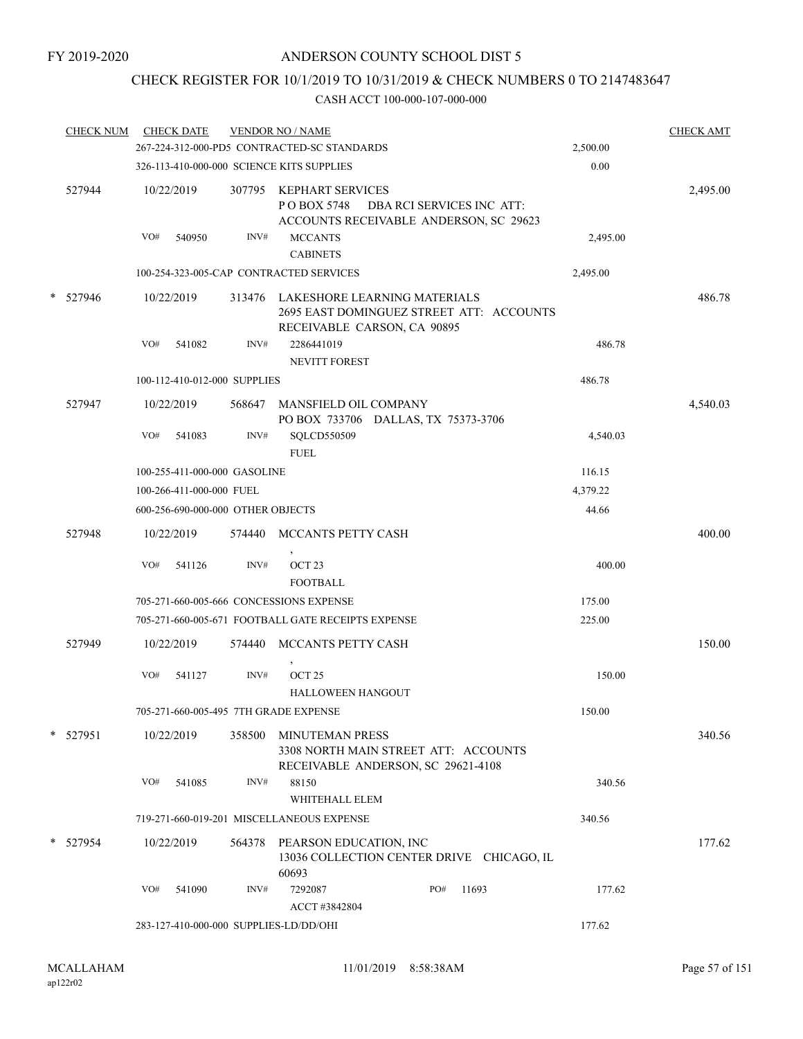FY 2019-2020

# ANDERSON COUNTY SCHOOL DIST 5

## CHECK REGISTER FOR 10/1/2019 TO 10/31/2019 & CHECK NUMBERS 0 TO 2147483647

### CASH ACCT 100-000-107-000-000

| CHECK NUM | CHECK DATE | VENDOR NO / NAME | | CHECK AMT |
|---|---|---|---|---|
| | 267-224-312-000-PD5 CONTRACTED-SC STANDARDS | | 2,500.00 | |
| | 326-113-410-000-000 SCIENCE KITS SUPPLIES | | 0.00 | |
| 527944 | 10/22/2019 | 307795 KEPHART SERVICES<br>P O BOX 5748 DBA RCI SERVICES INC ATT: ACCOUNTS RECEIVABLE ANDERSON, SC 29623 | | 2,495.00 |
| | VO# 540950 | INV# MCCANTS<br>CABINETS | 2,495.00 | |
| | 100-254-323-005-CAP CONTRACTED SERVICES | | 2,495.00 | |
| * 527946 | 10/22/2019 | 313476 LAKESHORE LEARNING MATERIALS<br>2695 EAST DOMINGUEZ STREET ATT: ACCOUNTS RECEIVABLE CARSON, CA 90895 | | 486.78 |
| | VO# 541082 | INV# 2286441019<br>NEVITT FOREST | 486.78 | |
| | 100-112-410-012-000 SUPPLIES | | 486.78 | |
| 527947 | 10/22/2019 | 568647 MANSFIELD OIL COMPANY<br>PO BOX 733706 DALLAS, TX 75373-3706 | | 4,540.03 |
| | VO# 541083 | INV# SQLCD550509<br>FUEL | 4,540.03 | |
| | 100-255-411-000-000 GASOLINE | | 116.15 | |
| | 100-266-411-000-000 FUEL | | 4,379.22 | |
| | 600-256-690-000-000 OTHER OBJECTS | | 44.66 | |
| 527948 | 10/22/2019 | 574440 MCCANTS PETTY CASH<br>, | | 400.00 |
| | VO# 541126 | INV# OCT 23<br>FOOTBALL | 400.00 | |
| | 705-271-660-005-666 CONCESSIONS EXPENSE | | 175.00 | |
| | 705-271-660-005-671 FOOTBALL GATE RECEIPTS EXPENSE | | 225.00 | |
| 527949 | 10/22/2019 | 574440 MCCANTS PETTY CASH<br>, | | 150.00 |
| | VO# 541127 | INV# OCT 25<br>HALLOWEEN HANGOUT | 150.00 | |
| | 705-271-660-005-495 7TH GRADE EXPENSE | | 150.00 | |
| * 527951 | 10/22/2019 | 358500 MINUTEMAN PRESS<br>3308 NORTH MAIN STREET ATT: ACCOUNTS RECEIVABLE ANDERSON, SC 29621-4108 | | 340.56 |
| | VO# 541085 | INV# 88150<br>WHITEHALL ELEM | 340.56 | |
| | 719-271-660-019-201 MISCELLANEOUS EXPENSE | | 340.56 | |
| * 527954 | 10/22/2019 | 564378 PEARSON EDUCATION, INC<br>13036 COLLECTION CENTER DRIVE CHICAGO, IL 60693 | | 177.62 |
| | VO# 541090 | INV# 7292087 PO# 11693<br>ACCT #3842804 | 177.62 | |
| | 283-127-410-000-000 SUPPLIES-LD/DD/OHI | | 177.62 | |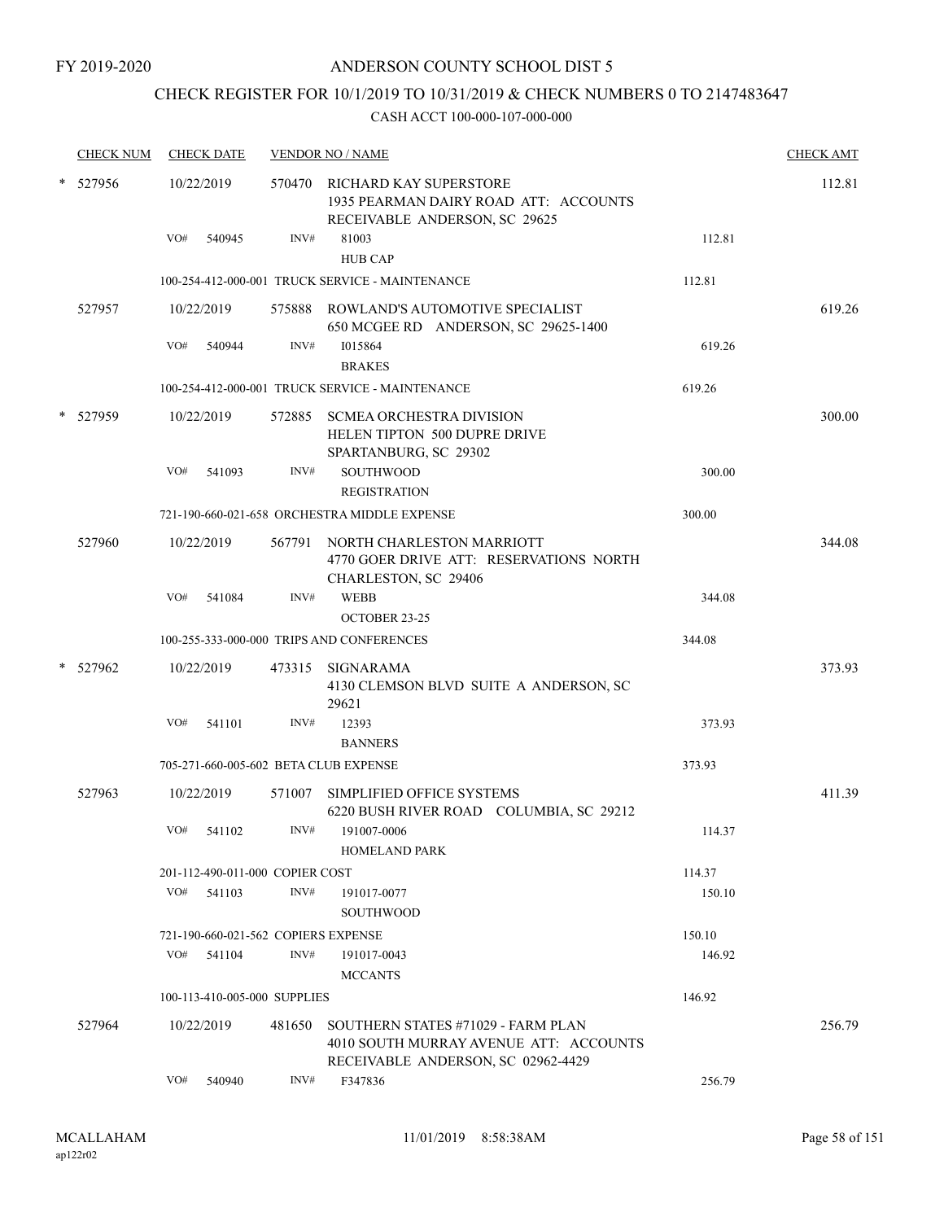FY 2019-2020

# ANDERSON COUNTY SCHOOL DIST 5

## CHECK REGISTER FOR 10/1/2019 TO 10/31/2019 & CHECK NUMBERS 0 TO 2147483647

### CASH ACCT 100-000-107-000-000

| CHECK NUM | CHECK DATE | VENDOR NO / NAME | | CHECK AMT |
|---|---|---|---|---|
| * 527956 | 10/22/2019 | 570470 RICHARD KAY SUPERSTORE<br>1935 PEARMAN DAIRY ROAD ATT: ACCOUNTS RECEIVABLE ANDERSON, SC 29625 | | 112.81 |
| | VO# 540945 | INV# 81003<br>HUB CAP | 112.81 | |
| | | 100-254-412-000-001 TRUCK SERVICE - MAINTENANCE | 112.81 | |
| 527957 | 10/22/2019 | 575888 ROWLAND'S AUTOMOTIVE SPECIALIST<br>650 MCGEE RD ANDERSON, SC 29625-1400 | | 619.26 |
| | VO# 540944 | INV# I015864<br>BRAKES | 619.26 | |
| | | 100-254-412-000-001 TRUCK SERVICE - MAINTENANCE | 619.26 | |
| * 527959 | 10/22/2019 | 572885 SCMEA ORCHESTRA DIVISION<br>HELEN TIPTON 500 DUPRE DRIVE SPARTANBURG, SC 29302 | | 300.00 |
| | VO# 541093 | INV# SOUTHWOOD<br>REGISTRATION | 300.00 | |
| | | 721-190-660-021-658 ORCHESTRA MIDDLE EXPENSE | 300.00 | |
| 527960 | 10/22/2019 | 567791 NORTH CHARLESTON MARRIOTT<br>4770 GOER DRIVE ATT: RESERVATIONS NORTH CHARLESTON, SC 29406 | | 344.08 |
| | VO# 541084 | INV# WEBB<br>OCTOBER 23-25 | 344.08 | |
| | | 100-255-333-000-000 TRIPS AND CONFERENCES | 344.08 | |
| * 527962 | 10/22/2019 | 473315 SIGNARAMA<br>4130 CLEMSON BLVD SUITE A ANDERSON, SC 29621 | | 373.93 |
| | VO# 541101 | INV# 12393<br>BANNERS | 373.93 | |
| | | 705-271-660-005-602 BETA CLUB EXPENSE | 373.93 | |
| 527963 | 10/22/2019 | 571007 SIMPLIFIED OFFICE SYSTEMS<br>6220 BUSH RIVER ROAD COLUMBIA, SC 29212 | | 411.39 |
| | VO# 541102 | INV# 191007-0006<br>HOMELAND PARK | 114.37 | |
| | | 201-112-490-011-000 COPIER COST | 114.37 | |
| | VO# 541103 | INV# 191017-0077<br>SOUTHWOOD | 150.10 | |
| | | 721-190-660-021-562 COPIERS EXPENSE | 150.10 | |
| | VO# 541104 | INV# 191017-0043<br>MCCANTS | 146.92 | |
| | | 100-113-410-005-000 SUPPLIES | 146.92 | |
| 527964 | 10/22/2019 | 481650 SOUTHERN STATES #71029 - FARM PLAN<br>4010 SOUTH MURRAY AVENUE ATT: ACCOUNTS RECEIVABLE ANDERSON, SC 02962-4429 | | 256.79 |
| | VO# 540940 | INV# F347836 | 256.79 | |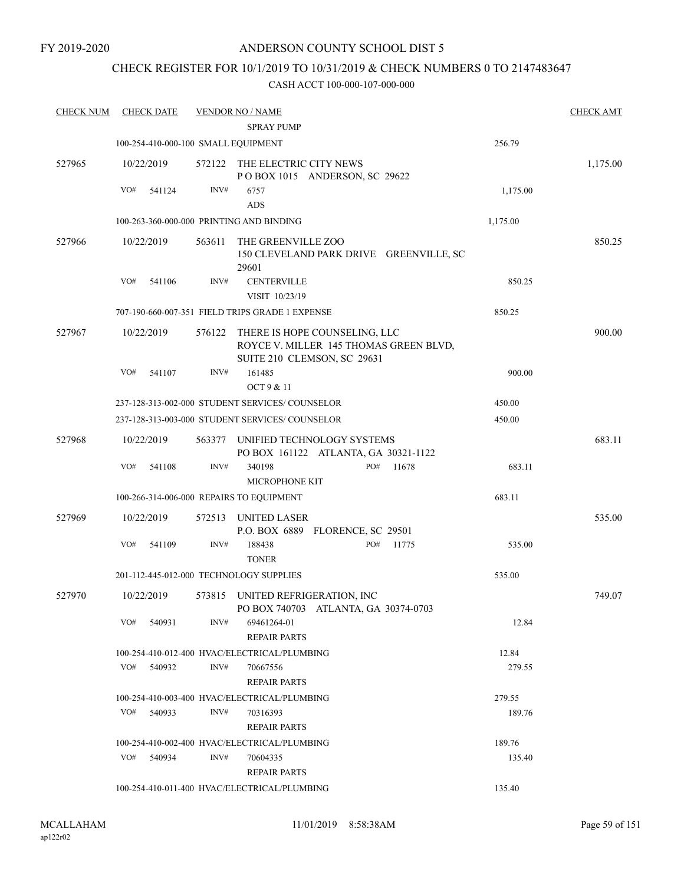FY 2019-2020

# ANDERSON COUNTY SCHOOL DIST 5

## CHECK REGISTER FOR 10/1/2019 TO 10/31/2019 & CHECK NUMBERS 0 TO 2147483647

### CASH ACCT 100-000-107-000-000

| CHECK NUM | CHECK DATE | VENDOR NO / NAME | | CHECK AMT |
|---|---|---|---|---|
| | | SPRAY PUMP | | |
| | 100-254-410-000-100 SMALL EQUIPMENT | | 256.79 | |
| 527965 | 10/22/2019 | 572122 THE ELECTRIC CITY NEWS P O BOX 1015 ANDERSON, SC 29622 | | 1,175.00 |
| | VO# 541124 | INV# 6757 ADS | 1,175.00 | |
| | 100-263-360-000-000 PRINTING AND BINDING | | 1,175.00 | |
| 527966 | 10/22/2019 | 563611 THE GREENVILLE ZOO 150 CLEVELAND PARK DRIVE GREENVILLE, SC 29601 | | 850.25 |
| | VO# 541106 | INV# CENTERVILLE VISIT 10/23/19 | 850.25 | |
| | 707-190-660-007-351 FIELD TRIPS GRADE 1 EXPENSE | | 850.25 | |
| 527967 | 10/22/2019 | 576122 THERE IS HOPE COUNSELING, LLC ROYCE V. MILLER 145 THOMAS GREEN BLVD, SUITE 210 CLEMSON, SC 29631 | | 900.00 |
| | VO# 541107 | INV# 161485 OCT 9 & 11 | 900.00 | |
| | 237-128-313-002-000 STUDENT SERVICES/ COUNSELOR | | 450.00 | |
| | 237-128-313-003-000 STUDENT SERVICES/ COUNSELOR | | 450.00 | |
| 527968 | 10/22/2019 | 563377 UNIFIED TECHNOLOGY SYSTEMS PO BOX 161122 ATLANTA, GA 30321-1122 | | 683.11 |
| | VO# 541108 | INV# 340198 PO# 11678 MICROPHONE KIT | 683.11 | |
| | 100-266-314-006-000 REPAIRS TO EQUIPMENT | | 683.11 | |
| 527969 | 10/22/2019 | 572513 UNITED LASER P.O. BOX 6889 FLORENCE, SC 29501 | | 535.00 |
| | VO# 541109 | INV# 188438 PO# 11775 TONER | 535.00 | |
| | 201-112-445-012-000 TECHNOLOGY SUPPLIES | | 535.00 | |
| 527970 | 10/22/2019 | 573815 UNITED REFRIGERATION, INC PO BOX 740703 ATLANTA, GA 30374-0703 | | 749.07 |
| | VO# 540931 | INV# 69461264-01 REPAIR PARTS | 12.84 | |
| | 100-254-410-012-400 HVAC/ELECTRICAL/PLUMBING | | 12.84 | |
| | VO# 540932 | INV# 70667556 REPAIR PARTS | 279.55 | |
| | 100-254-410-003-400 HVAC/ELECTRICAL/PLUMBING | | 279.55 | |
| | VO# 540933 | INV# 70316393 REPAIR PARTS | 189.76 | |
| | 100-254-410-002-400 HVAC/ELECTRICAL/PLUMBING | | 189.76 | |
| | VO# 540934 | INV# 70604335 REPAIR PARTS | 135.40 | |
| | 100-254-410-011-400 HVAC/ELECTRICAL/PLUMBING | | 135.40 | |

MCALLAHAM ap122r02 11/01/2019 8:58:38AM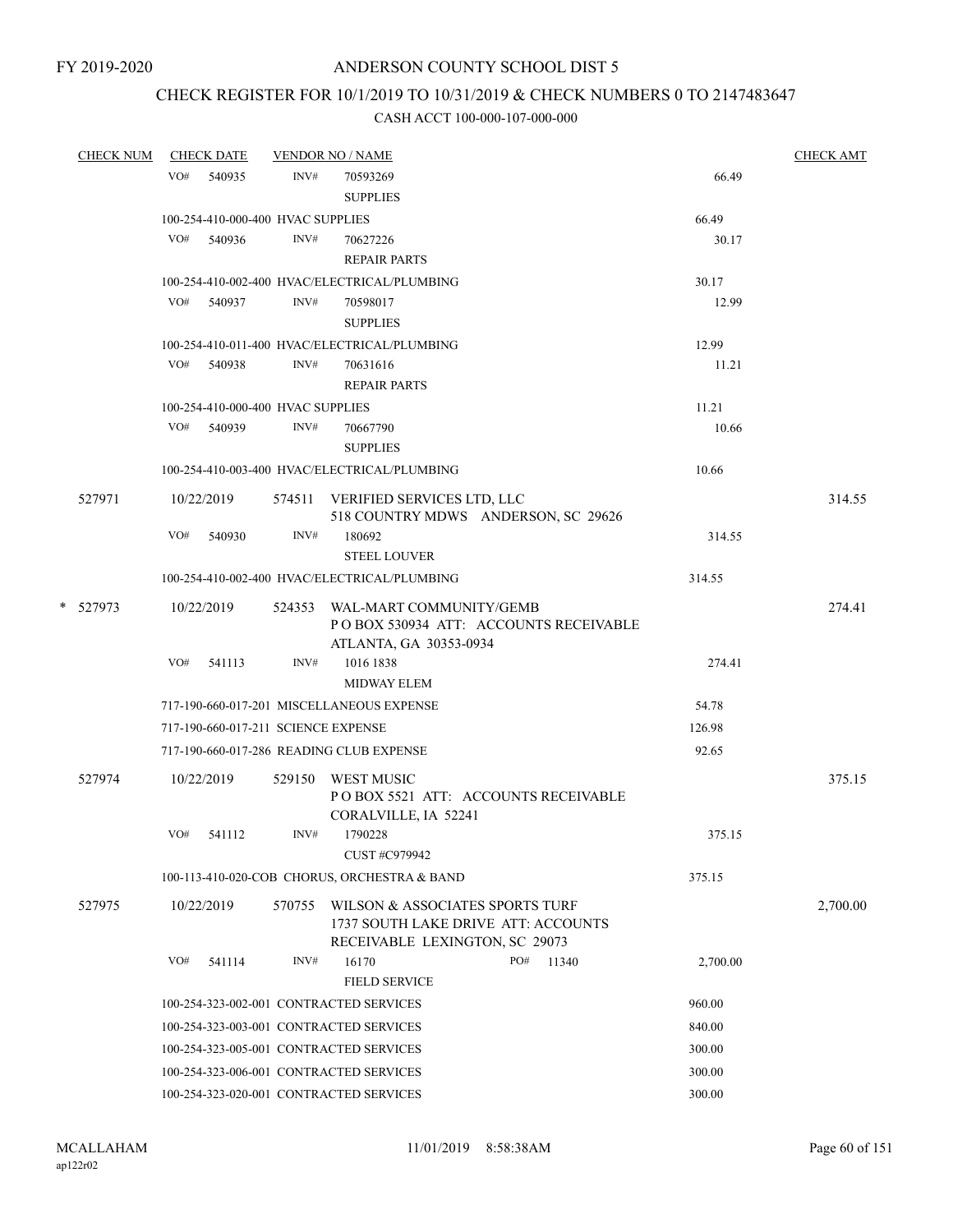FY 2019-2020

# ANDERSON COUNTY SCHOOL DIST 5

## CHECK REGISTER FOR 10/1/2019 TO 10/31/2019 & CHECK NUMBERS 0 TO 2147483647

### CASH ACCT 100-000-107-000-000

| CHECK NUM | CHECK DATE | VENDOR NO / NAME | | CHECK AMT |
|---|---|---|---|---|
| | VO# 540935 | INV# 70593269 SUPPLIES | 66.49 | |
| | 100-254-410-000-400 HVAC SUPPLIES | | 66.49 | |
| | VO# 540936 | INV# 70627226 REPAIR PARTS | 30.17 | |
| | 100-254-410-002-400 HVAC/ELECTRICAL/PLUMBING | | 30.17 | |
| | VO# 540937 | INV# 70598017 SUPPLIES | 12.99 | |
| | 100-254-410-011-400 HVAC/ELECTRICAL/PLUMBING | | 12.99 | |
| | VO# 540938 | INV# 70631616 REPAIR PARTS | 11.21 | |
| | 100-254-410-000-400 HVAC SUPPLIES | | 11.21 | |
| | VO# 540939 | INV# 70667790 SUPPLIES | 10.66 | |
| | 100-254-410-003-400 HVAC/ELECTRICAL/PLUMBING | | 10.66 | |
| 527971 | 10/22/2019 | 574511 VERIFIED SERVICES LTD, LLC 518 COUNTRY MDWS ANDERSON, SC 29626 | | 314.55 |
| | VO# 540930 | INV# 180692 STEEL LOUVER | 314.55 | |
| | 100-254-410-002-400 HVAC/ELECTRICAL/PLUMBING | | 314.55 | |
| * 527973 | 10/22/2019 | 524353 WAL-MART COMMUNITY/GEMB P O BOX 530934 ATT: ACCOUNTS RECEIVABLE ATLANTA, GA 30353-0934 | | 274.41 |
| | VO# 541113 | INV# 1016 1838 MIDWAY ELEM | 274.41 | |
| | 717-190-660-017-201 MISCELLANEOUS EXPENSE | | 54.78 | |
| | 717-190-660-017-211 SCIENCE EXPENSE | | 126.98 | |
| | 717-190-660-017-286 READING CLUB EXPENSE | | 92.65 | |
| 527974 | 10/22/2019 | 529150 WEST MUSIC P O BOX 5521 ATT: ACCOUNTS RECEIVABLE CORALVILLE, IA 52241 | | 375.15 |
| | VO# 541112 | INV# 1790228 CUST #C979942 | 375.15 | |
| | 100-113-410-020-COB CHORUS, ORCHESTRA & BAND | | 375.15 | |
| 527975 | 10/22/2019 | 570755 WILSON & ASSOCIATES SPORTS TURF 1737 SOUTH LAKE DRIVE ATT: ACCOUNTS RECEIVABLE LEXINGTON, SC 29073 | | 2,700.00 |
| | VO# 541114 | INV# 16170 PO# 11340 FIELD SERVICE | 2,700.00 | |
| | 100-254-323-002-001 CONTRACTED SERVICES | | 960.00 | |
| | 100-254-323-003-001 CONTRACTED SERVICES | | 840.00 | |
| | 100-254-323-005-001 CONTRACTED SERVICES | | 300.00 | |
| | 100-254-323-006-001 CONTRACTED SERVICES | | 300.00 | |
| | 100-254-323-020-001 CONTRACTED SERVICES | | 300.00 | |

MCALLAHAM ap122r02 11/01/2019 8:58:38AM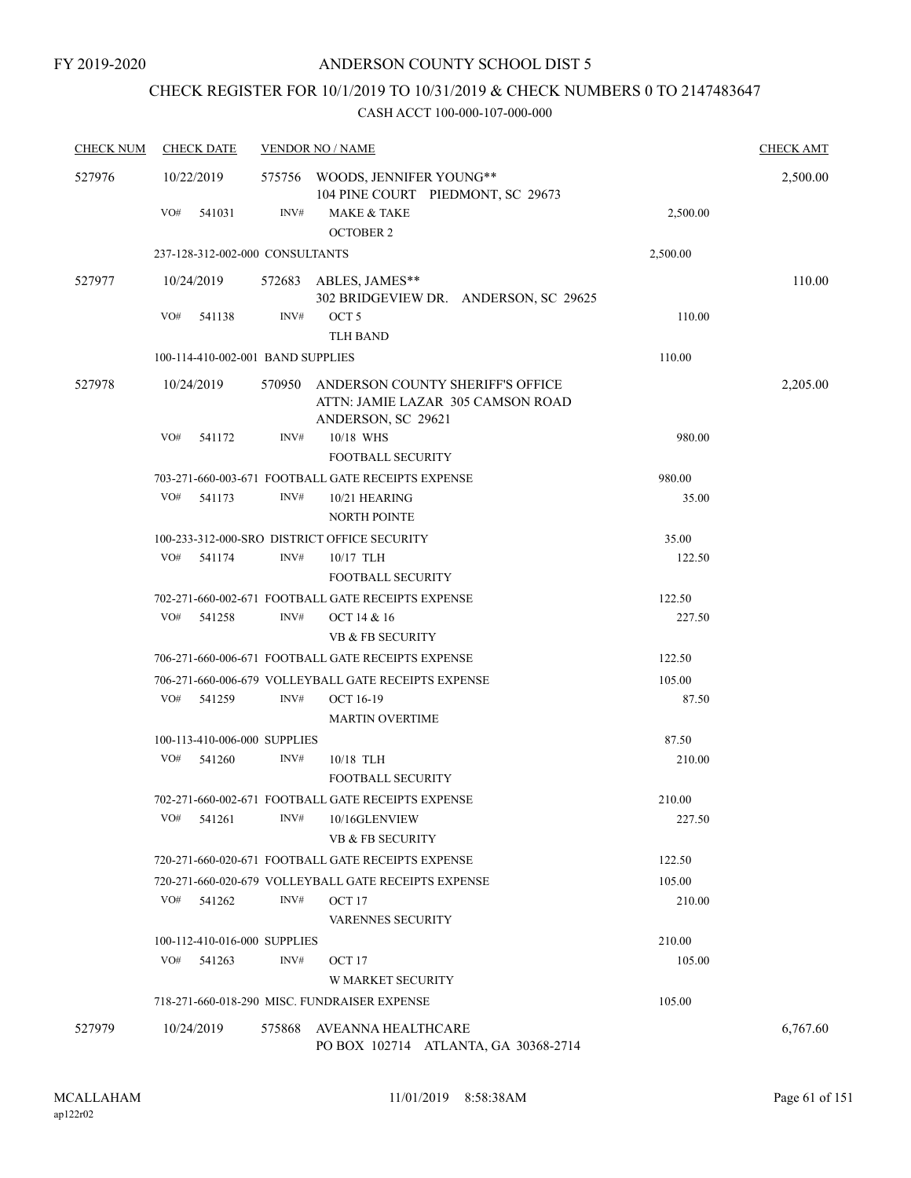FY 2019-2020

# ANDERSON COUNTY SCHOOL DIST 5

## CHECK REGISTER FOR 10/1/2019 TO 10/31/2019 & CHECK NUMBERS 0 TO 2147483647

### CASH ACCT 100-000-107-000-000

| CHECK NUM | CHECK DATE | VENDOR NO / NAME | | CHECK AMT |
|---|---|---|---|---|
| 527976 | 10/22/2019 | 575756 WOODS, JENNIFER YOUNG** 104 PINE COURT PIEDMONT, SC 29673 | | 2,500.00 |
| | VO# 541031 | INV# MAKE & TAKE OCTOBER 2 | 2,500.00 | |
| | 237-128-312-002-000 CONSULTANTS | | 2,500.00 | |
| 527977 | 10/24/2019 | 572683 ABLES, JAMES** 302 BRIDGEVIEW DR. ANDERSON, SC 29625 | | 110.00 |
| | VO# 541138 | INV# OCT 5 TLH BAND | 110.00 | |
| | 100-114-410-002-001 BAND SUPPLIES | | 110.00 | |
| 527978 | 10/24/2019 | 570950 ANDERSON COUNTY SHERIFF'S OFFICE ATTN: JAMIE LAZAR 305 CAMSON ROAD ANDERSON, SC 29621 | | 2,205.00 |
| | VO# 541172 | INV# 10/18 WHS FOOTBALL SECURITY | 980.00 | |
| | 703-271-660-003-671 FOOTBALL GATE RECEIPTS EXPENSE | | 980.00 | |
| | VO# 541173 | INV# 10/21 HEARING NORTH POINTE | 35.00 | |
| | 100-233-312-000-SRO DISTRICT OFFICE SECURITY | | 35.00 | |
| | VO# 541174 | INV# 10/17 TLH FOOTBALL SECURITY | 122.50 | |
| | 702-271-660-002-671 FOOTBALL GATE RECEIPTS EXPENSE | | 122.50 | |
| | VO# 541258 | INV# OCT 14 & 16 VB & FB SECURITY | 227.50 | |
| | 706-271-660-006-671 FOOTBALL GATE RECEIPTS EXPENSE | | 122.50 | |
| | 706-271-660-006-679 VOLLEYBALL GATE RECEIPTS EXPENSE | | 105.00 | |
| | VO# 541259 | INV# OCT 16-19 MARTIN OVERTIME | 87.50 | |
| | 100-113-410-006-000 SUPPLIES | | 87.50 | |
| | VO# 541260 | INV# 10/18 TLH FOOTBALL SECURITY | 210.00 | |
| | 702-271-660-002-671 FOOTBALL GATE RECEIPTS EXPENSE | | 210.00 | |
| | VO# 541261 | INV# 10/16GLENVIEW VB & FB SECURITY | 227.50 | |
| | 720-271-660-020-671 FOOTBALL GATE RECEIPTS EXPENSE | | 122.50 | |
| | 720-271-660-020-679 VOLLEYBALL GATE RECEIPTS EXPENSE | | 105.00 | |
| | VO# 541262 | INV# OCT 17 VARENNES SECURITY | 210.00 | |
| | 100-112-410-016-000 SUPPLIES | | 210.00 | |
| | VO# 541263 | INV# OCT 17 W MARKET SECURITY | 105.00 | |
| | 718-271-660-018-290 MISC. FUNDRAISER EXPENSE | | 105.00 | |
| 527979 | 10/24/2019 | 575868 AVEANNA HEALTHCARE PO BOX 102714 ATLANTA, GA 30368-2714 | | 6,767.60 |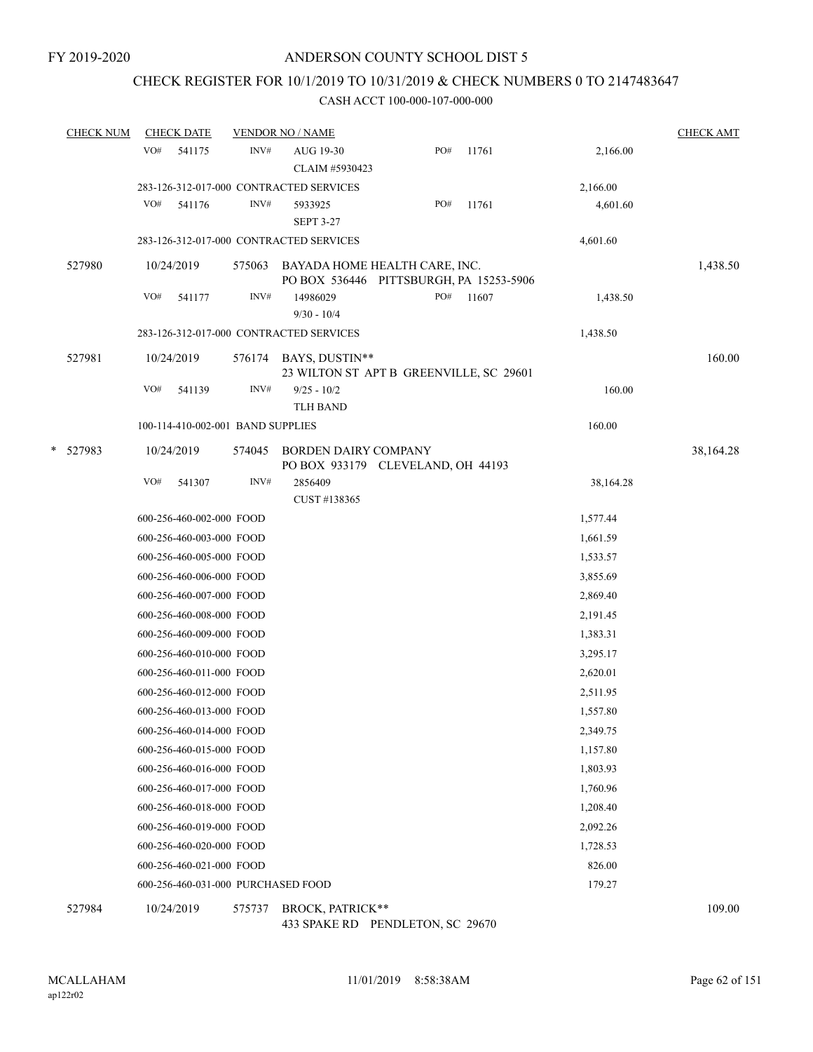FY 2019-2020

# ANDERSON COUNTY SCHOOL DIST 5

## CHECK REGISTER FOR 10/1/2019 TO 10/31/2019 & CHECK NUMBERS 0 TO 2147483647

### CASH ACCT 100-000-107-000-000

| CHECK NUM | CHECK DATE | VENDOR NO / NAME | | | CHECK AMT |
|---|---|---|---|---|---|
| | VO# 541175 | INV# AUG 19-30 CLAIM #5930423 | PO# 11761 | 2,166.00 | |
| | 283-126-312-017-000 CONTRACTED SERVICES | | | 2,166.00 | |
| | VO# 541176 | INV# 5933925 SEPT 3-27 | PO# 11761 | 4,601.60 | |
| | 283-126-312-017-000 CONTRACTED SERVICES | | | 4,601.60 | |
| 527980 | 10/24/2019 | 575063 BAYADA HOME HEALTH CARE, INC. PO BOX 536446 PITTSBURGH, PA 15253-5906 | | | 1,438.50 |
| | VO# 541177 | INV# 14986029 9/30 - 10/4 | PO# 11607 | 1,438.50 | |
| | 283-126-312-017-000 CONTRACTED SERVICES | | | 1,438.50 | |
| 527981 | 10/24/2019 | 576174 BAYS, DUSTIN** 23 WILTON ST APT B GREENVILLE, SC 29601 | | | 160.00 |
| | VO# 541139 | INV# 9/25 - 10/2 TLH BAND | | 160.00 | |
| | 100-114-410-002-001 BAND SUPPLIES | | | 160.00 | |
| * 527983 | 10/24/2019 | 574045 BORDEN DAIRY COMPANY PO BOX 933179 CLEVELAND, OH 44193 | | | 38,164.28 |
| | VO# 541307 | INV# 2856409 CUST #138365 | | 38,164.28 | |
| | 600-256-460-002-000 FOOD | | | 1,577.44 | |
| | 600-256-460-003-000 FOOD | | | 1,661.59 | |
| | 600-256-460-005-000 FOOD | | | 1,533.57 | |
| | 600-256-460-006-000 FOOD | | | 3,855.69 | |
| | 600-256-460-007-000 FOOD | | | 2,869.40 | |
| | 600-256-460-008-000 FOOD | | | 2,191.45 | |
| | 600-256-460-009-000 FOOD | | | 1,383.31 | |
| | 600-256-460-010-000 FOOD | | | 3,295.17 | |
| | 600-256-460-011-000 FOOD | | | 2,620.01 | |
| | 600-256-460-012-000 FOOD | | | 2,511.95 | |
| | 600-256-460-013-000 FOOD | | | 1,557.80 | |
| | 600-256-460-014-000 FOOD | | | 2,349.75 | |
| | 600-256-460-015-000 FOOD | | | 1,157.80 | |
| | 600-256-460-016-000 FOOD | | | 1,803.93 | |
| | 600-256-460-017-000 FOOD | | | 1,760.96 | |
| | 600-256-460-018-000 FOOD | | | 1,208.40 | |
| | 600-256-460-019-000 FOOD | | | 2,092.26 | |
| | 600-256-460-020-000 FOOD | | | 1,728.53 | |
| | 600-256-460-021-000 FOOD | | | 826.00 | |
| | 600-256-460-031-000 PURCHASED FOOD | | | 179.27 | |
| 527984 | 10/24/2019 | 575737 BROCK, PATRICK** 433 SPAKE RD PENDLETON, SC 29670 | | | 109.00 |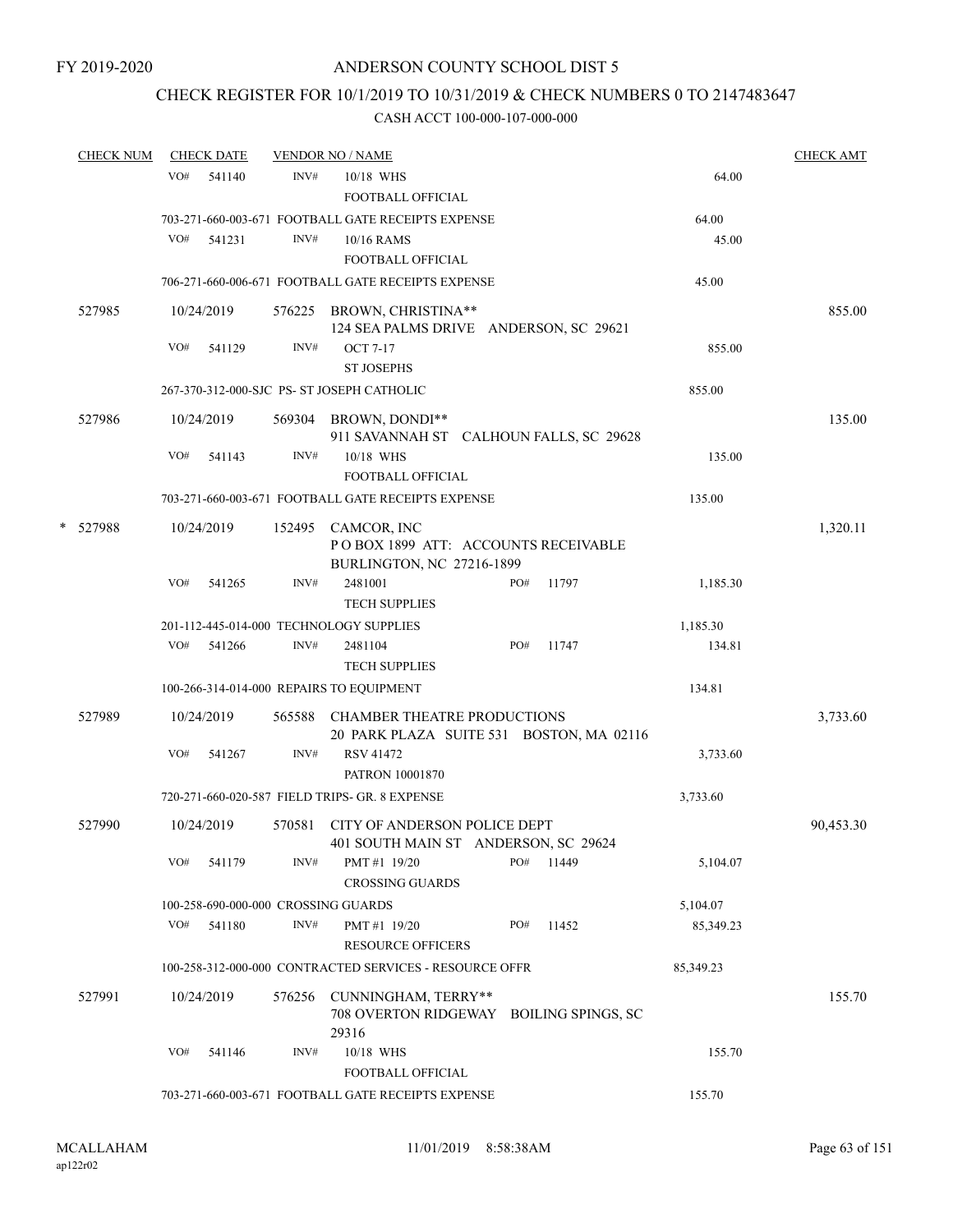FY 2019-2020

# ANDERSON COUNTY SCHOOL DIST 5

## CHECK REGISTER FOR 10/1/2019 TO 10/31/2019 & CHECK NUMBERS 0 TO 2147483647

CASH ACCT 100-000-107-000-000

| CHECK NUM | CHECK DATE | VENDOR NO / NAME | | CHECK AMT |
|---|---|---|---|---|
| | VO# 541140 | INV# 10/18 WHS<br>FOOTBALL OFFICIAL | 64.00 | |
| | | 703-271-660-003-671 FOOTBALL GATE RECEIPTS EXPENSE | 64.00 | |
| | VO# 541231 | INV# 10/16 RAMS<br>FOOTBALL OFFICIAL | 45.00 | |
| | | 706-271-660-006-671 FOOTBALL GATE RECEIPTS EXPENSE | 45.00 | |
| 527985 | 10/24/2019 | 576225 BROWN, CHRISTINA**<br>124 SEA PALMS DRIVE ANDERSON, SC 29621 | | 855.00 |
| | VO# 541129 | INV# OCT 7-17<br>ST JOSEPHS | 855.00 | |
| | | 267-370-312-000-SJC PS- ST JOSEPH CATHOLIC | 855.00 | |
| 527986 | 10/24/2019 | 569304 BROWN, DONDI**<br>911 SAVANNAH ST CALHOUN FALLS, SC 29628 | | 135.00 |
| | VO# 541143 | INV# 10/18 WHS<br>FOOTBALL OFFICIAL | 135.00 | |
| | | 703-271-660-003-671 FOOTBALL GATE RECEIPTS EXPENSE | 135.00 | |
| * 527988 | 10/24/2019 | 152495 CAMCOR, INC<br>P O BOX 1899 ATT: ACCOUNTS RECEIVABLE<br>BURLINGTON, NC 27216-1899 | | 1,320.11 |
| | VO# 541265 | INV# 2481001 PO# 11797<br>TECH SUPPLIES | 1,185.30 | |
| | | 201-112-445-014-000 TECHNOLOGY SUPPLIES | 1,185.30 | |
| | VO# 541266 | INV# 2481104 PO# 11747<br>TECH SUPPLIES | 134.81 | |
| | | 100-266-314-014-000 REPAIRS TO EQUIPMENT | 134.81 | |
| 527989 | 10/24/2019 | 565588 CHAMBER THEATRE PRODUCTIONS<br>20 PARK PLAZA SUITE 531 BOSTON, MA 02116 | | 3,733.60 |
| | VO# 541267 | INV# RSV 41472<br>PATRON 10001870 | 3,733.60 | |
| | | 720-271-660-020-587 FIELD TRIPS- GR. 8 EXPENSE | 3,733.60 | |
| 527990 | 10/24/2019 | 570581 CITY OF ANDERSON POLICE DEPT<br>401 SOUTH MAIN ST ANDERSON, SC 29624 | | 90,453.30 |
| | VO# 541179 | INV# PMT #1 19/20 PO# 11449<br>CROSSING GUARDS | 5,104.07 | |
| | | 100-258-690-000-000 CROSSING GUARDS | 5,104.07 | |
| | VO# 541180 | INV# PMT #1 19/20 PO# 11452<br>RESOURCE OFFICERS | 85,349.23 | |
| | | 100-258-312-000-000 CONTRACTED SERVICES - RESOURCE OFFR | 85,349.23 | |
| 527991 | 10/24/2019 | 576256 CUNNINGHAM, TERRY**<br>708 OVERTON RIDGEWAY BOILING SPINGS, SC 29316 | | 155.70 |
| | VO# 541146 | INV# 10/18 WHS<br>FOOTBALL OFFICIAL | 155.70 | |
| | | 703-271-660-003-671 FOOTBALL GATE RECEIPTS EXPENSE | 155.70 | |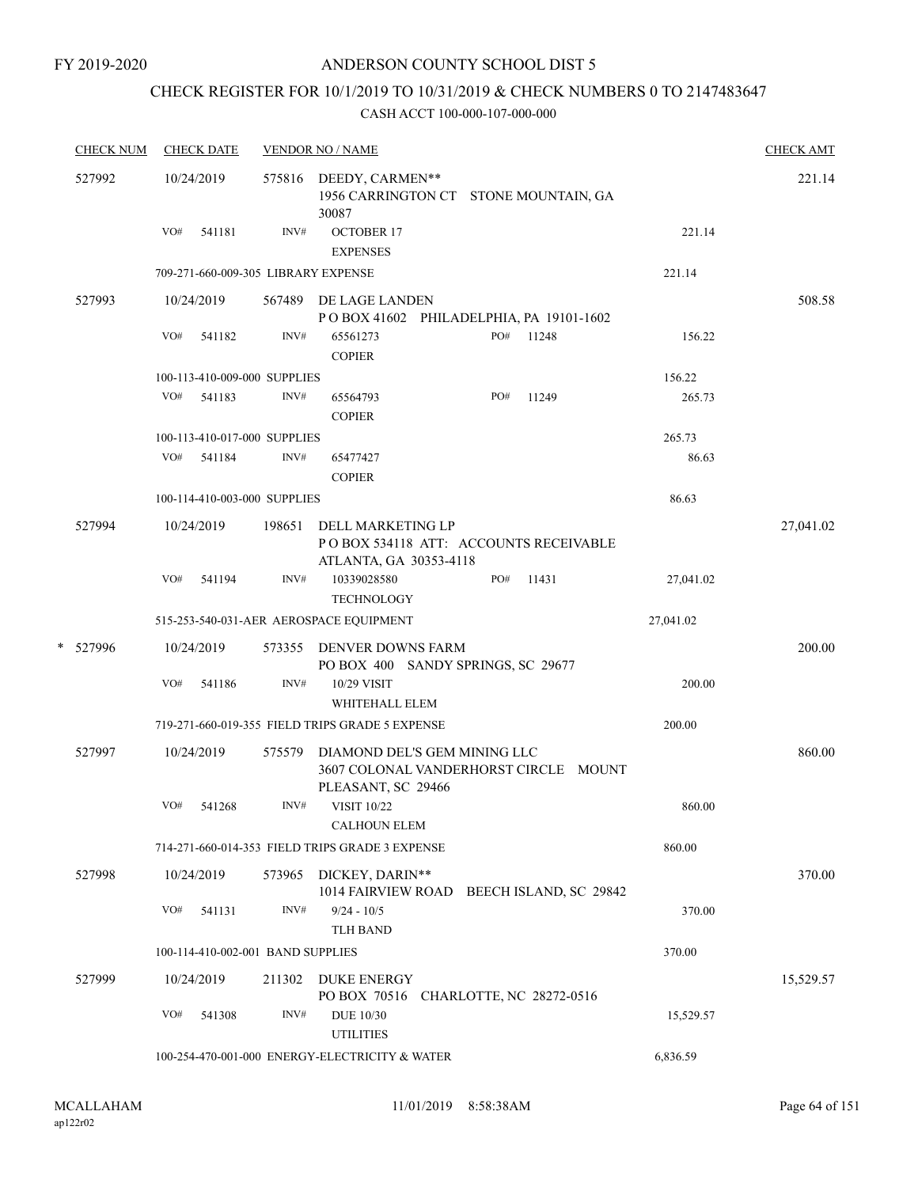FY 2019-2020

# ANDERSON COUNTY SCHOOL DIST 5

## CHECK REGISTER FOR 10/1/2019 TO 10/31/2019 & CHECK NUMBERS 0 TO 2147483647

CASH ACCT 100-000-107-000-000

| CHECK NUM | CHECK DATE | VENDOR NO / NAME | | CHECK AMT |
|---|---|---|---|---|
| 527992 | 10/24/2019 | 575816 DEEDY, CARMEN** 1956 CARRINGTON CT STONE MOUNTAIN, GA 30087 | | 221.14 |
| | VO# 541181 | INV# OCTOBER 17 EXPENSES | 221.14 | |
| | 709-271-660-009-305 LIBRARY EXPENSE | | 221.14 | |
| 527993 | 10/24/2019 | 567489 DE LAGE LANDEN P O BOX 41602 PHILADELPHIA, PA 19101-1602 | | 508.58 |
| | VO# 541182 | INV# 65561273 COPIER PO# 11248 | 156.22 | |
| | 100-113-410-009-000 SUPPLIES | | 156.22 | |
| | VO# 541183 | INV# 65564793 COPIER PO# 11249 | 265.73 | |
| | 100-113-410-017-000 SUPPLIES | | 265.73 | |
| | VO# 541184 | INV# 65477427 COPIER | 86.63 | |
| | 100-114-410-003-000 SUPPLIES | | 86.63 | |
| 527994 | 10/24/2019 | 198651 DELL MARKETING LP P O BOX 534118 ATT: ACCOUNTS RECEIVABLE ATLANTA, GA 30353-4118 | | 27,041.02 |
| | VO# 541194 | INV# 10339028580 TECHNOLOGY PO# 11431 | 27,041.02 | |
| | 515-253-540-031-AER AEROSPACE EQUIPMENT | | 27,041.02 | |
| * 527996 | 10/24/2019 | 573355 DENVER DOWNS FARM PO BOX 400 SANDY SPRINGS, SC 29677 | | 200.00 |
| | VO# 541186 | INV# 10/29 VISIT WHITEHALL ELEM | 200.00 | |
| | 719-271-660-019-355 FIELD TRIPS GRADE 5 EXPENSE | | 200.00 | |
| 527997 | 10/24/2019 | 575579 DIAMOND DEL'S GEM MINING LLC 3607 COLONAL VANDERHORST CIRCLE MOUNT PLEASANT, SC 29466 | | 860.00 |
| | VO# 541268 | INV# VISIT 10/22 CALHOUN ELEM | 860.00 | |
| | 714-271-660-014-353 FIELD TRIPS GRADE 3 EXPENSE | | 860.00 | |
| 527998 | 10/24/2019 | 573965 DICKEY, DARIN** 1014 FAIRVIEW ROAD BEECH ISLAND, SC 29842 | | 370.00 |
| | VO# 541131 | INV# 9/24 - 10/5 TLH BAND | 370.00 | |
| | 100-114-410-002-001 BAND SUPPLIES | | 370.00 | |
| 527999 | 10/24/2019 | 211302 DUKE ENERGY PO BOX 70516 CHARLOTTE, NC 28272-0516 | | 15,529.57 |
| | VO# 541308 | INV# DUE 10/30 UTILITIES | 15,529.57 | |
| | 100-254-470-001-000 ENERGY-ELECTRICITY & WATER | | 6,836.59 | |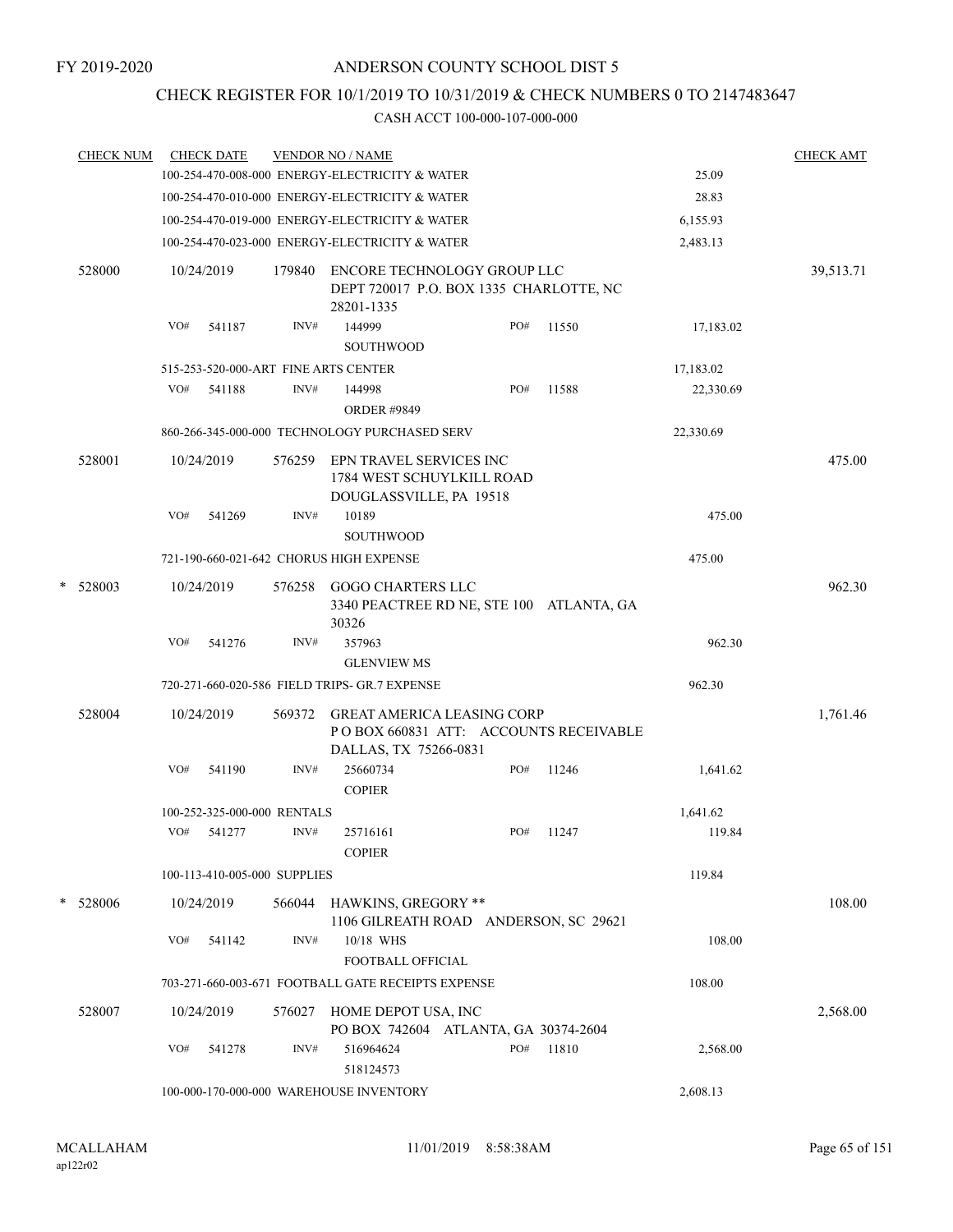FY 2019-2020

# ANDERSON COUNTY SCHOOL DIST 5

## CHECK REGISTER FOR 10/1/2019 TO 10/31/2019 & CHECK NUMBERS 0 TO 2147483647

### CASH ACCT 100-000-107-000-000

| CHECK NUM | CHECK DATE | VENDOR NO / NAME | | | | CHECK AMT |
|---|---|---|---|---|---|---|
| | 100-254-470-008-000 ENERGY-ELECTRICITY & WATER | | | | 25.09 | |
| | 100-254-470-010-000 ENERGY-ELECTRICITY & WATER | | | | 28.83 | |
| | 100-254-470-019-000 ENERGY-ELECTRICITY & WATER | | | | 6,155.93 | |
| | 100-254-470-023-000 ENERGY-ELECTRICITY & WATER | | | | 2,483.13 | |
| 528000 | 10/24/2019 | 179840 ENCORE TECHNOLOGY GROUP LLC DEPT 720017 P.O. BOX 1335 CHARLOTTE, NC 28201-1335 | | | | 39,513.71 |
| | VO# 541187 | INV# 144999 SOUTHWOOD | PO# 11550 | | 17,183.02 | |
| | 515-253-520-000-ART FINE ARTS CENTER | | | | 17,183.02 | |
| | VO# 541188 | INV# 144998 ORDER #9849 | PO# 11588 | | 22,330.69 | |
| | 860-266-345-000-000 TECHNOLOGY PURCHASED SERV | | | | 22,330.69 | |
| 528001 | 10/24/2019 | 576259 EPN TRAVEL SERVICES INC 1784 WEST SCHUYLKILL ROAD DOUGLASSVILLE, PA 19518 | | | | 475.00 |
| | VO# 541269 | INV# 10189 SOUTHWOOD | | | 475.00 | |
| | 721-190-660-021-642 CHORUS HIGH EXPENSE | | | | 475.00 | |
| * 528003 | 10/24/2019 | 576258 GOGO CHARTERS LLC 3340 PEACTREE RD NE, STE 100 ATLANTA, GA 30326 | | | | 962.30 |
| | VO# 541276 | INV# 357963 GLENVIEW MS | | | 962.30 | |
| | 720-271-660-020-586 FIELD TRIPS- GR.7 EXPENSE | | | | 962.30 | |
| 528004 | 10/24/2019 | 569372 GREAT AMERICA LEASING CORP P O BOX 660831 ATT: ACCOUNTS RECEIVABLE DALLAS, TX 75266-0831 | | | | 1,761.46 |
| | VO# 541190 | INV# 25660734 COPIER | PO# 11246 | | 1,641.62 | |
| | 100-252-325-000-000 RENTALS | | | | 1,641.62 | |
| | VO# 541277 | INV# 25716161 COPIER | PO# 11247 | | 119.84 | |
| | 100-113-410-005-000 SUPPLIES | | | | 119.84 | |
| * 528006 | 10/24/2019 | 566044 HAWKINS, GREGORY ** 1106 GILREATH ROAD ANDERSON, SC 29621 | | | | 108.00 |
| | VO# 541142 | INV# 10/18 WHS FOOTBALL OFFICIAL | | | 108.00 | |
| | 703-271-660-003-671 FOOTBALL GATE RECEIPTS EXPENSE | | | | 108.00 | |
| 528007 | 10/24/2019 | 576027 HOME DEPOT USA, INC PO BOX 742604 ATLANTA, GA 30374-2604 | | | | 2,568.00 |
| | VO# 541278 | INV# 516964624 518124573 | PO# 11810 | | 2,568.00 | |
| | 100-000-170-000-000 WAREHOUSE INVENTORY | | | | 2,608.13 | |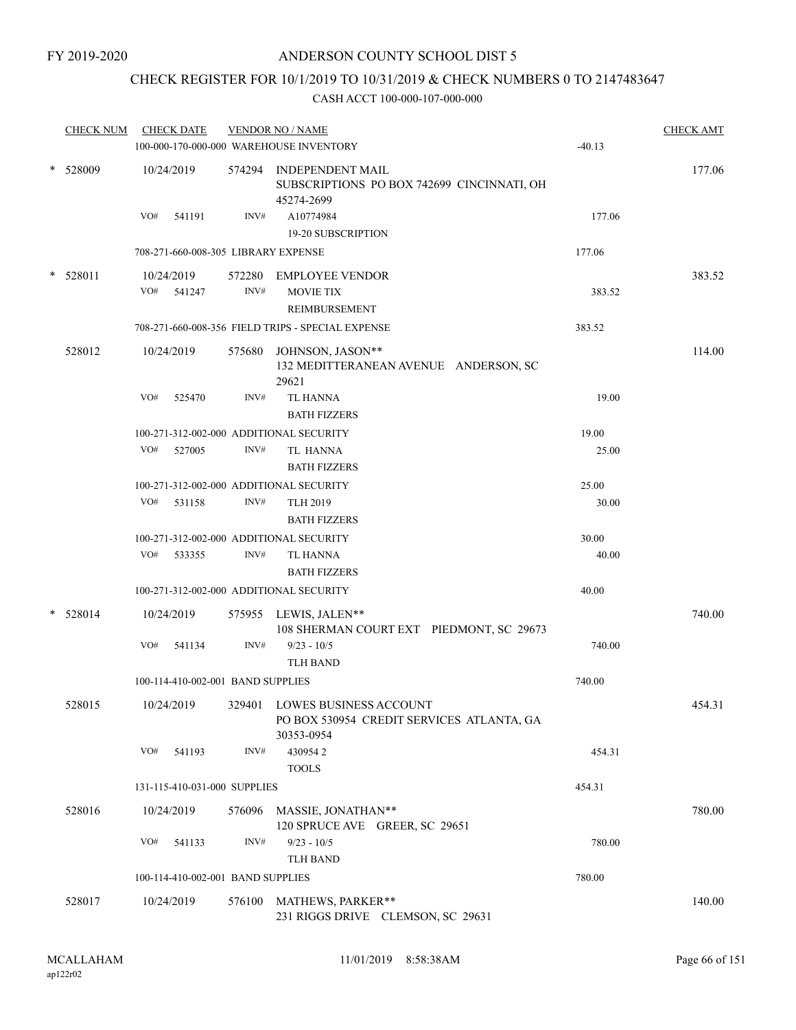FY 2019-2020

# ANDERSON COUNTY SCHOOL DIST 5

## CHECK REGISTER FOR 10/1/2019 TO 10/31/2019 & CHECK NUMBERS 0 TO 2147483647

### CASH ACCT 100-000-107-000-000

| CHECK NUM | CHECK DATE | VENDOR NO / NAME | | CHECK AMT |
|---|---|---|---|---|
| | 100-000-170-000-000 WAREHOUSE INVENTORY | | -40.13 | |
| * 528009 | 10/24/2019 | 574294 INDEPENDENT MAIL SUBSCRIPTIONS PO BOX 742699 CINCINNATI, OH 45274-2699 | | 177.06 |
| | VO# 541191 | INV# A10774984 19-20 SUBSCRIPTION | 177.06 | |
| | 708-271-660-008-305 LIBRARY EXPENSE | | 177.06 | |
| * 528011 | 10/24/2019 | 572280 EMPLOYEE VENDOR | | 383.52 |
| | VO# 541247 | INV# MOVIE TIX REIMBURSEMENT | 383.52 | |
| | 708-271-660-008-356 FIELD TRIPS - SPECIAL EXPENSE | | 383.52 | |
| 528012 | 10/24/2019 | 575680 JOHNSON, JASON** 132 MEDITTERANEAN AVENUE ANDERSON, SC 29621 | | 114.00 |
| | VO# 525470 | INV# TL HANNA BATH FIZZERS | 19.00 | |
| | 100-271-312-002-000 ADDITIONAL SECURITY | | 19.00 | |
| | VO# 527005 | INV# TL HANNA BATH FIZZERS | 25.00 | |
| | 100-271-312-002-000 ADDITIONAL SECURITY | | 25.00 | |
| | VO# 531158 | INV# TLH 2019 BATH FIZZERS | 30.00 | |
| | 100-271-312-002-000 ADDITIONAL SECURITY | | 30.00 | |
| | VO# 533355 | INV# TL HANNA BATH FIZZERS | 40.00 | |
| | 100-271-312-002-000 ADDITIONAL SECURITY | | 40.00 | |
| * 528014 | 10/24/2019 | 575955 LEWIS, JALEN** 108 SHERMAN COURT EXT PIEDMONT, SC 29673 | | 740.00 |
| | VO# 541134 | INV# 9/23 - 10/5 TLH BAND | 740.00 | |
| | 100-114-410-002-001 BAND SUPPLIES | | 740.00 | |
| 528015 | 10/24/2019 | 329401 LOWES BUSINESS ACCOUNT PO BOX 530954 CREDIT SERVICES ATLANTA, GA 30353-0954 | | 454.31 |
| | VO# 541193 | INV# 430954 2 TOOLS | 454.31 | |
| | 131-115-410-031-000 SUPPLIES | | 454.31 | |
| 528016 | 10/24/2019 | 576096 MASSIE, JONATHAN** 120 SPRUCE AVE GREER, SC 29651 | | 780.00 |
| | VO# 541133 | INV# 9/23 - 10/5 TLH BAND | 780.00 | |
| | 100-114-410-002-001 BAND SUPPLIES | | 780.00 | |
| 528017 | 10/24/2019 | 576100 MATHEWS, PARKER** 231 RIGGS DRIVE CLEMSON, SC 29631 | | 140.00 |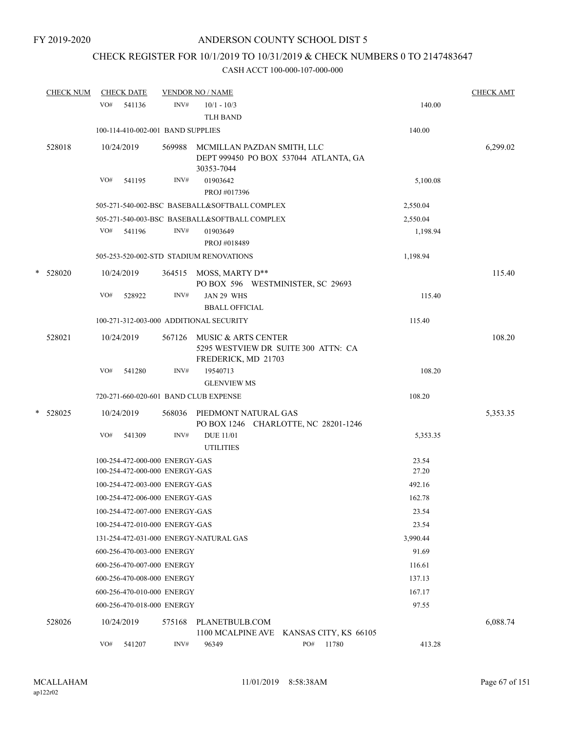FY 2019-2020

# ANDERSON COUNTY SCHOOL DIST 5

## CHECK REGISTER FOR 10/1/2019 TO 10/31/2019 & CHECK NUMBERS 0 TO 2147483647

CASH ACCT 100-000-107-000-000

| CHECK NUM | CHECK DATE | VENDOR NO / NAME | | CHECK AMT |
|---|---|---|---|---|
| | VO# 541136 | INV# 10/1 - 10/3<br>TLH BAND | 140.00 | |
| | 100-114-410-002-001 BAND SUPPLIES | | 140.00 | |
| 528018 | 10/24/2019 | 569988 MCMILLAN PAZDAN SMITH, LLC<br>DEPT 999450 PO BOX 537044 ATLANTA, GA 30353-7044 | | 6,299.02 |
| | VO# 541195 | INV# 01903642<br>PROJ #017396 | 5,100.08 | |
| | 505-271-540-002-BSC BASEBALL&SOFTBALL COMPLEX | | 2,550.04 | |
| | 505-271-540-003-BSC BASEBALL&SOFTBALL COMPLEX | | 2,550.04 | |
| | VO# 541196 | INV# 01903649<br>PROJ #018489 | 1,198.94 | |
| | 505-253-520-002-STD STADIUM RENOVATIONS | | 1,198.94 | |
| * 528020 | 10/24/2019 | 364515 MOSS, MARTY D**<br>PO BOX 596 WESTMINISTER, SC 29693 | | 115.40 |
| | VO# 528922 | INV# JAN 29 WHS<br>BBALL OFFICIAL | 115.40 | |
| | 100-271-312-003-000 ADDITIONAL SECURITY | | 115.40 | |
| 528021 | 10/24/2019 | 567126 MUSIC & ARTS CENTER<br>5295 WESTVIEW DR SUITE 300 ATTN: CA FREDERICK, MD 21703 | | 108.20 |
| | VO# 541280 | INV# 19540713<br>GLENVIEW MS | 108.20 | |
| | 720-271-660-020-601 BAND CLUB EXPENSE | | 108.20 | |
| * 528025 | 10/24/2019 | 568036 PIEDMONT NATURAL GAS<br>PO BOX 1246 CHARLOTTE, NC 28201-1246 | | 5,353.35 |
| | VO# 541309 | INV# DUE 11/01<br>UTILITIES | 5,353.35 | |
| | 100-254-472-000-000 ENERGY-GAS | | 23.54 | |
| | 100-254-472-000-000 ENERGY-GAS | | 27.20 | |
| | 100-254-472-003-000 ENERGY-GAS | | 492.16 | |
| | 100-254-472-006-000 ENERGY-GAS | | 162.78 | |
| | 100-254-472-007-000 ENERGY-GAS | | 23.54 | |
| | 100-254-472-010-000 ENERGY-GAS | | 23.54 | |
| | 131-254-472-031-000 ENERGY-NATURAL GAS | | 3,990.44 | |
| | 600-256-470-003-000 ENERGY | | 91.69 | |
| | 600-256-470-007-000 ENERGY | | 116.61 | |
| | 600-256-470-008-000 ENERGY | | 137.13 | |
| | 600-256-470-010-000 ENERGY | | 167.17 | |
| | 600-256-470-018-000 ENERGY | | 97.55 | |
| 528026 | 10/24/2019 | 575168 PLANETBULB.COM<br>1100 MCALPINE AVE KANSAS CITY, KS 66105 | | 6,088.74 |
| | VO# 541207 | INV# 96349 PO# 11780 | 413.28 | |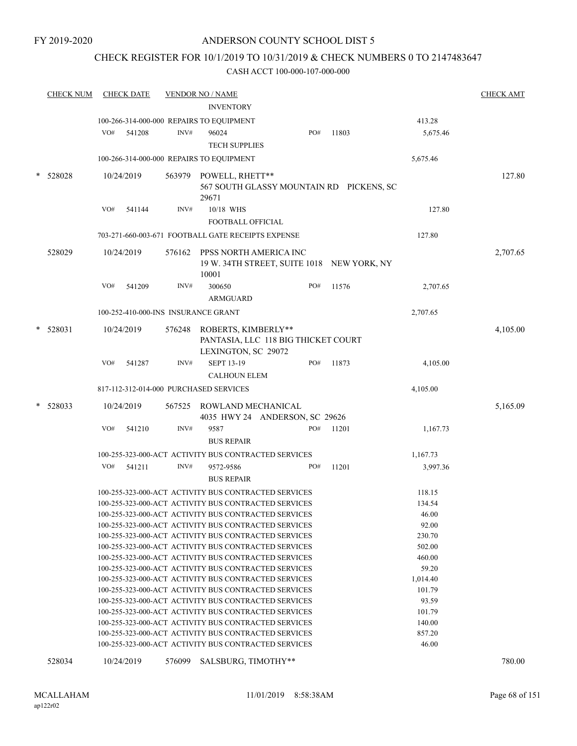FY 2019-2020

# ANDERSON COUNTY SCHOOL DIST 5

## CHECK REGISTER FOR 10/1/2019 TO 10/31/2019 & CHECK NUMBERS 0 TO 2147483647

CASH ACCT 100-000-107-000-000

| CHECK NUM | CHECK DATE | VENDOR NO / NAME | | | | CHECK AMT |
|---|---|---|---|---|---|---|
| | | INVENTORY | | | | |
| | | 100-266-314-000-000 REPAIRS TO EQUIPMENT | | | 413.28 | |
| | VO# 541208 | INV# 96024 | PO# | 11803 | 5,675.46 | |
| | | TECH SUPPLIES | | | | |
| | | 100-266-314-000-000 REPAIRS TO EQUIPMENT | | | 5,675.46 | |
| * 528028 | 10/24/2019 | 563979 POWELL, RHETT** 567 SOUTH GLASSY MOUNTAIN RD PICKENS, SC 29671 | | | | 127.80 |
| | VO# 541144 | INV# 10/18 WHS | | | 127.80 | |
| | | FOOTBALL OFFICIAL | | | | |
| | | 703-271-660-003-671 FOOTBALL GATE RECEIPTS EXPENSE | | | 127.80 | |
| 528029 | 10/24/2019 | 576162 PPSS NORTH AMERICA INC 19 W. 34TH STREET, SUITE 1018 NEW YORK, NY 10001 | | | | 2,707.65 |
| | VO# 541209 | INV# 300650 | PO# | 11576 | 2,707.65 | |
| | | ARMGUARD | | | | |
| | | 100-252-410-000-INS INSURANCE GRANT | | | 2,707.65 | |
| * 528031 | 10/24/2019 | 576248 ROBERTS, KIMBERLY** PANTASIA, LLC 118 BIG THICKET COURT LEXINGTON, SC 29072 | | | | 4,105.00 |
| | VO# 541287 | INV# SEPT 13-19 | PO# | 11873 | 4,105.00 | |
| | | CALHOUN ELEM | | | | |
| | | 817-112-312-014-000 PURCHASED SERVICES | | | 4,105.00 | |
| * 528033 | 10/24/2019 | 567525 ROWLAND MECHANICAL 4035 HWY 24 ANDERSON, SC 29626 | | | | 5,165.09 |
| | VO# 541210 | INV# 9587 | PO# | 11201 | 1,167.73 | |
| | | BUS REPAIR | | | | |
| | | 100-255-323-000-ACT ACTIVITY BUS CONTRACTED SERVICES | | | 1,167.73 | |
| | VO# 541211 | INV# 9572-9586 | PO# | 11201 | 3,997.36 | |
| | | BUS REPAIR | | | | |
| | | 100-255-323-000-ACT ACTIVITY BUS CONTRACTED SERVICES | | | 118.15 | |
| | | 100-255-323-000-ACT ACTIVITY BUS CONTRACTED SERVICES | | | 134.54 | |
| | | 100-255-323-000-ACT ACTIVITY BUS CONTRACTED SERVICES | | | 46.00 | |
| | | 100-255-323-000-ACT ACTIVITY BUS CONTRACTED SERVICES | | | 92.00 | |
| | | 100-255-323-000-ACT ACTIVITY BUS CONTRACTED SERVICES | | | 230.70 | |
| | | 100-255-323-000-ACT ACTIVITY BUS CONTRACTED SERVICES | | | 502.00 | |
| | | 100-255-323-000-ACT ACTIVITY BUS CONTRACTED SERVICES | | | 460.00 | |
| | | 100-255-323-000-ACT ACTIVITY BUS CONTRACTED SERVICES | | | 59.20 | |
| | | 100-255-323-000-ACT ACTIVITY BUS CONTRACTED SERVICES | | | 1,014.40 | |
| | | 100-255-323-000-ACT ACTIVITY BUS CONTRACTED SERVICES | | | 101.79 | |
| | | 100-255-323-000-ACT ACTIVITY BUS CONTRACTED SERVICES | | | 93.59 | |
| | | 100-255-323-000-ACT ACTIVITY BUS CONTRACTED SERVICES | | | 101.79 | |
| | | 100-255-323-000-ACT ACTIVITY BUS CONTRACTED SERVICES | | | 140.00 | |
| | | 100-255-323-000-ACT ACTIVITY BUS CONTRACTED SERVICES | | | 857.20 | |
| | | 100-255-323-000-ACT ACTIVITY BUS CONTRACTED SERVICES | | | 46.00 | |
| 528034 | 10/24/2019 | 576099 SALSBURG, TIMOTHY** | | | | 780.00 |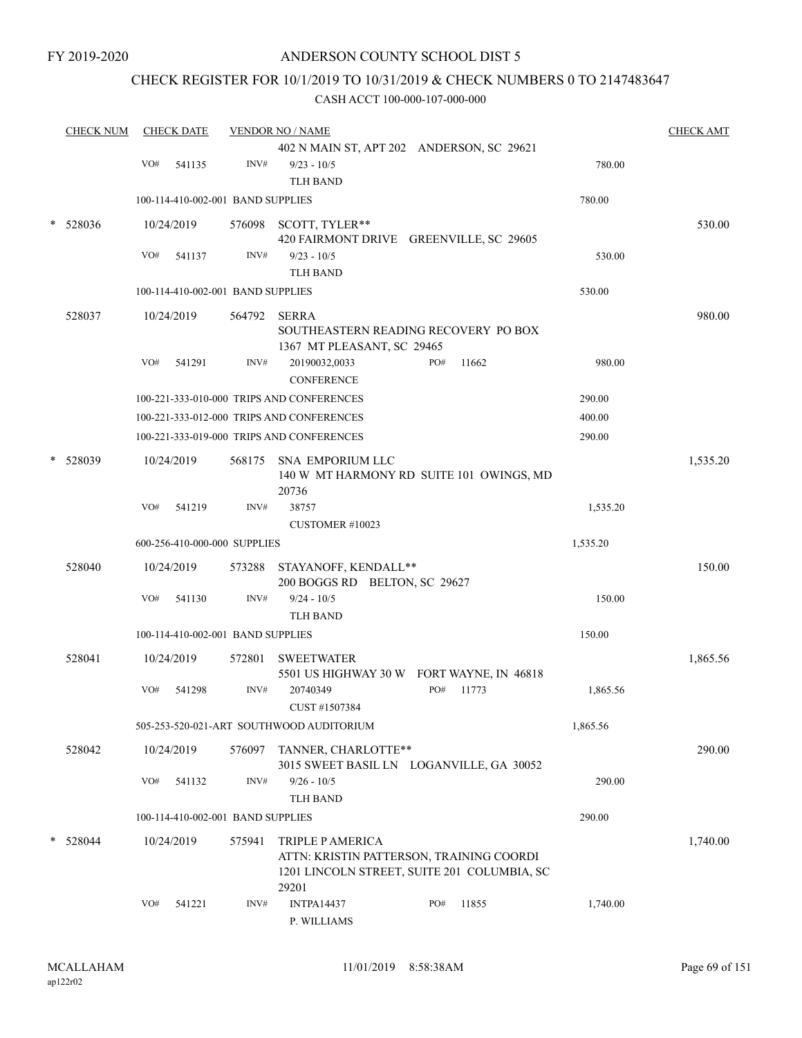FY 2019-2020

# ANDERSON COUNTY SCHOOL DIST 5

## CHECK REGISTER FOR 10/1/2019 TO 10/31/2019 & CHECK NUMBERS 0 TO 2147483647

### CASH ACCT 100-000-107-000-000

| CHECK NUM | CHECK DATE | VENDOR NO / NAME | | CHECK AMT |
|---|---|---|---|---|
| | | 402 N MAIN ST, APT 202 ANDERSON, SC 29621 | | |
| | VO# 541135 | INV# 9/23 - 10/5<br>TLH BAND | 780.00 | |
| | 100-114-410-002-001 BAND SUPPLIES | | 780.00 | |
| * 528036 | 10/24/2019 | 576098 SCOTT, TYLER**<br>420 FAIRMONT DRIVE GREENVILLE, SC 29605 | | 530.00 |
| | VO# 541137 | INV# 9/23 - 10/5<br>TLH BAND | 530.00 | |
| | 100-114-410-002-001 BAND SUPPLIES | | 530.00 | |
| 528037 | 10/24/2019 | 564792 SERRA<br>SOUTHEASTERN READING RECOVERY PO BOX 1367 MT PLEASANT, SC 29465 | | 980.00 |
| | VO# 541291 | INV# 20190032,0033 PO# 11662<br>CONFERENCE | 980.00 | |
| | 100-221-333-010-000 TRIPS AND CONFERENCES | | 290.00 | |
| | 100-221-333-012-000 TRIPS AND CONFERENCES | | 400.00 | |
| | 100-221-333-019-000 TRIPS AND CONFERENCES | | 290.00 | |
| * 528039 | 10/24/2019 | 568175 SNA EMPORIUM LLC<br>140 W MT HARMONY RD SUITE 101 OWINGS, MD 20736 | | 1,535.20 |
| | VO# 541219 | INV# 38757<br>CUSTOMER #10023 | 1,535.20 | |
| | 600-256-410-000-000 SUPPLIES | | 1,535.20 | |
| 528040 | 10/24/2019 | 573288 STAYANOFF, KENDALL**<br>200 BOGGS RD BELTON, SC 29627 | | 150.00 |
| | VO# 541130 | INV# 9/24 - 10/5<br>TLH BAND | 150.00 | |
| | 100-114-410-002-001 BAND SUPPLIES | | 150.00 | |
| 528041 | 10/24/2019 | 572801 SWEETWATER<br>5501 US HIGHWAY 30 W FORT WAYNE, IN 46818 | | 1,865.56 |
| | VO# 541298 | INV# 20740349 PO# 11773<br>CUST #1507384 | 1,865.56 | |
| | 505-253-520-021-ART SOUTHWOOD AUDITORIUM | | 1,865.56 | |
| 528042 | 10/24/2019 | 576097 TANNER, CHARLOTTE**<br>3015 SWEET BASIL LN LOGANVILLE, GA 30052 | | 290.00 |
| | VO# 541132 | INV# 9/26 - 10/5<br>TLH BAND | 290.00 | |
| | 100-114-410-002-001 BAND SUPPLIES | | 290.00 | |
| * 528044 | 10/24/2019 | 575941 TRIPLE P AMERICA<br>ATTN: KRISTIN PATTERSON, TRAINING COORDI<br>1201 LINCOLN STREET, SUITE 201 COLUMBIA, SC 29201 | | 1,740.00 |
| | VO# 541221 | INV# INTPA14437 PO# 11855<br>P. WILLIAMS | 1,740.00 | |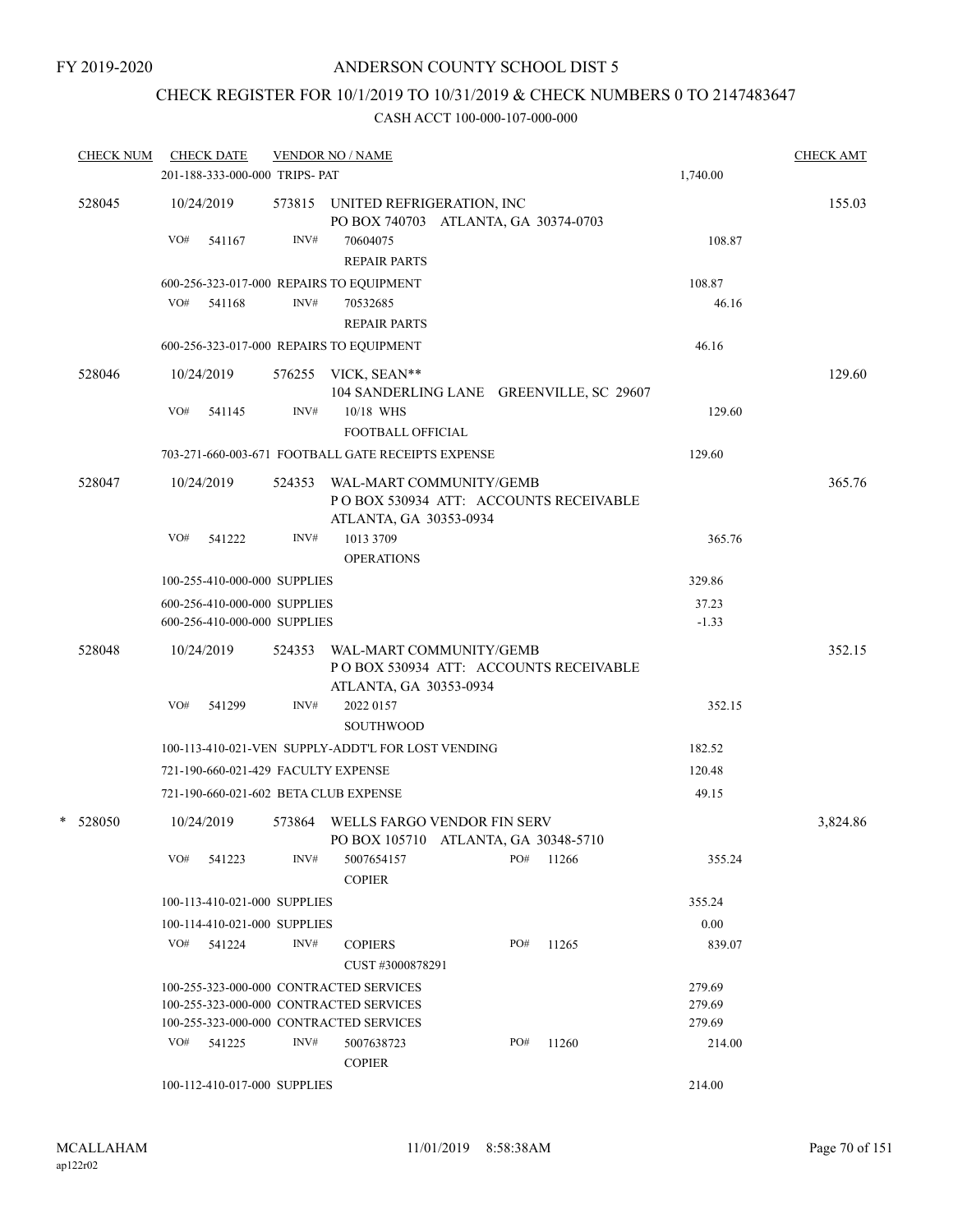FY 2019-2020

# ANDERSON COUNTY SCHOOL DIST 5

## CHECK REGISTER FOR 10/1/2019 TO 10/31/2019 & CHECK NUMBERS 0 TO 2147483647

CASH ACCT 100-000-107-000-000

| CHECK NUM | CHECK DATE | VENDOR NO / NAME | | CHECK AMT |
|---|---|---|---|---|
| | 201-188-333-000-000 TRIPS- PAT | | 1,740.00 | |
| 528045 | 10/24/2019 | 573815 UNITED REFRIGERATION, INC PO BOX 740703 ATLANTA, GA 30374-0703 | | 155.03 |
| | VO# 541167 | INV# 70604075 REPAIR PARTS | 108.87 | |
| | 600-256-323-017-000 REPAIRS TO EQUIPMENT | | 108.87 | |
| | VO# 541168 | INV# 70532685 REPAIR PARTS | 46.16 | |
| | 600-256-323-017-000 REPAIRS TO EQUIPMENT | | 46.16 | |
| 528046 | 10/24/2019 | 576255 VICK, SEAN** 104 SANDERLING LANE GREENVILLE, SC 29607 | | 129.60 |
| | VO# 541145 | INV# 10/18 WHS FOOTBALL OFFICIAL | 129.60 | |
| | 703-271-660-003-671 FOOTBALL GATE RECEIPTS EXPENSE | | 129.60 | |
| 528047 | 10/24/2019 | 524353 WAL-MART COMMUNITY/GEMB P O BOX 530934 ATT: ACCOUNTS RECEIVABLE ATLANTA, GA 30353-0934 | | 365.76 |
| | VO# 541222 | INV# 1013 3709 OPERATIONS | 365.76 | |
| | 100-255-410-000-000 SUPPLIES | | 329.86 | |
| | 600-256-410-000-000 SUPPLIES | | 37.23 | |
| | 600-256-410-000-000 SUPPLIES | | -1.33 | |
| 528048 | 10/24/2019 | 524353 WAL-MART COMMUNITY/GEMB P O BOX 530934 ATT: ACCOUNTS RECEIVABLE ATLANTA, GA 30353-0934 | | 352.15 |
| | VO# 541299 | INV# 2022 0157 SOUTHWOOD | 352.15 | |
| | 100-113-410-021-VEN SUPPLY-ADDT'L FOR LOST VENDING | | 182.52 | |
| | 721-190-660-021-429 FACULTY EXPENSE | | 120.48 | |
| | 721-190-660-021-602 BETA CLUB EXPENSE | | 49.15 | |
| * 528050 | 10/24/2019 | 573864 WELLS FARGO VENDOR FIN SERV PO BOX 105710 ATLANTA, GA 30348-5710 | | 3,824.86 |
| | VO# 541223 | INV# 5007654157 COPIER PO# 11266 | 355.24 | |
| | 100-113-410-021-000 SUPPLIES | | 355.24 | |
| | 100-114-410-021-000 SUPPLIES | | 0.00 | |
| | VO# 541224 | INV# COPIERS CUST #3000878291 PO# 11265 | 839.07 | |
| | 100-255-323-000-000 CONTRACTED SERVICES | | 279.69 | |
| | 100-255-323-000-000 CONTRACTED SERVICES | | 279.69 | |
| | 100-255-323-000-000 CONTRACTED SERVICES | | 279.69 | |
| | VO# 541225 | INV# 5007638723 COPIER PO# 11260 | 214.00 | |
| | 100-112-410-017-000 SUPPLIES | | 214.00 | |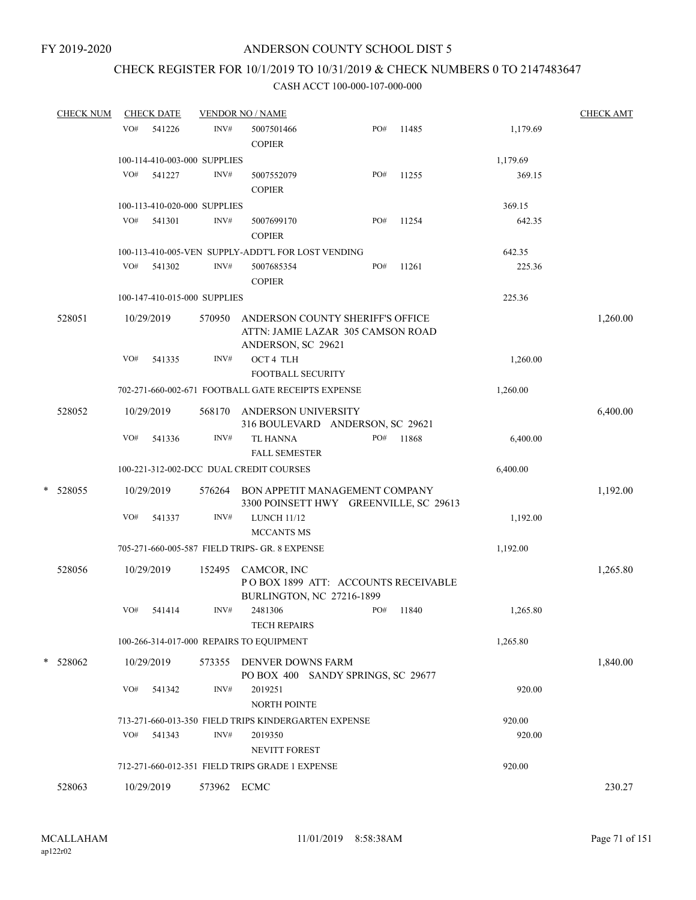FY 2019-2020

# ANDERSON COUNTY SCHOOL DIST 5

## CHECK REGISTER FOR 10/1/2019 TO 10/31/2019 & CHECK NUMBERS 0 TO 2147483647

### CASH ACCT 100-000-107-000-000

| CHECK NUM | CHECK DATE | VENDOR NO / NAME | | | | CHECK AMT |
|---|---|---|---|---|---|---|
| | VO# 541226 | INV# 5007501466 COPIER | PO# 11485 | | 1,179.69 | |
| | 100-114-410-003-000 SUPPLIES | | | | 1,179.69 | |
| | VO# 541227 | INV# 5007552079 COPIER | PO# 11255 | | 369.15 | |
| | 100-113-410-020-000 SUPPLIES | | | | 369.15 | |
| | VO# 541301 | INV# 5007699170 COPIER | PO# 11254 | | 642.35 | |
| | 100-113-410-005-VEN SUPPLY-ADDT'L FOR LOST VENDING | | | | 642.35 | |
| | VO# 541302 | INV# 5007685354 COPIER | PO# 11261 | | 225.36 | |
| | 100-147-410-015-000 SUPPLIES | | | | 225.36 | |
| 528051 | 10/29/2019 | 570950 ANDERSON COUNTY SHERIFF'S OFFICE ATTN: JAMIE LAZAR 305 CAMSON ROAD ANDERSON, SC 29621 | | | | 1,260.00 |
| | VO# 541335 | INV# OCT 4 TLH FOOTBALL SECURITY | | | 1,260.00 | |
| | 702-271-660-002-671 FOOTBALL GATE RECEIPTS EXPENSE | | | | 1,260.00 | |
| 528052 | 10/29/2019 | 568170 ANDERSON UNIVERSITY 316 BOULEVARD ANDERSON, SC 29621 | | | | 6,400.00 |
| | VO# 541336 | INV# TL HANNA FALL SEMESTER | PO# 11868 | | 6,400.00 | |
| | 100-221-312-002-DCC DUAL CREDIT COURSES | | | | 6,400.00 | |
| * 528055 | 10/29/2019 | 576264 BON APPETIT MANAGEMENT COMPANY 3300 POINSETT HWY GREENVILLE, SC 29613 | | | | 1,192.00 |
| | VO# 541337 | INV# LUNCH 11/12 MCCANTS MS | | | 1,192.00 | |
| | 705-271-660-005-587 FIELD TRIPS- GR. 8 EXPENSE | | | | 1,192.00 | |
| 528056 | 10/29/2019 | 152495 CAMCOR, INC P O BOX 1899 ATT: ACCOUNTS RECEIVABLE BURLINGTON, NC 27216-1899 | | | | 1,265.80 |
| | VO# 541414 | INV# 2481306 TECH REPAIRS | PO# 11840 | | 1,265.80 | |
| | 100-266-314-017-000 REPAIRS TO EQUIPMENT | | | | 1,265.80 | |
| * 528062 | 10/29/2019 | 573355 DENVER DOWNS FARM PO BOX 400 SANDY SPRINGS, SC 29677 | | | | 1,840.00 |
| | VO# 541342 | INV# 2019251 NORTH POINTE | | | 920.00 | |
| | 713-271-660-013-350 FIELD TRIPS KINDERGARTEN EXPENSE | | | | 920.00 | |
| | VO# 541343 | INV# 2019350 NEVITT FOREST | | | 920.00 | |
| | 712-271-660-012-351 FIELD TRIPS GRADE 1 EXPENSE | | | | 920.00 | |
| 528063 | 10/29/2019 | 573962 ECMC | | | | 230.27 |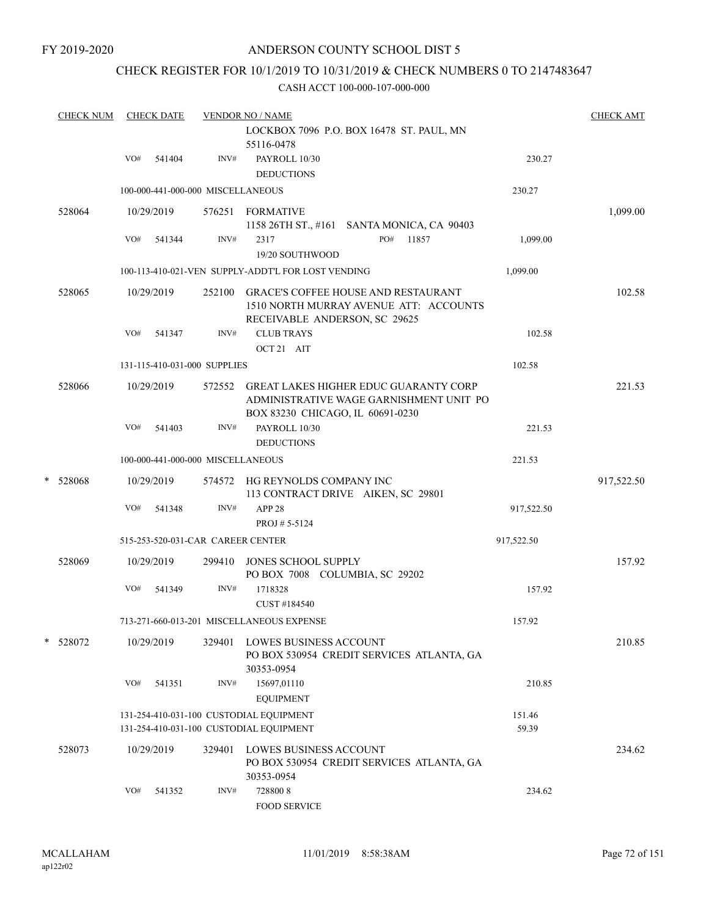FY 2019-2020

# ANDERSON COUNTY SCHOOL DIST 5

## CHECK REGISTER FOR 10/1/2019 TO 10/31/2019 & CHECK NUMBERS 0 TO 2147483647

CASH ACCT 100-000-107-000-000

| CHECK NUM | CHECK DATE | VENDOR NO / NAME | | | CHECK AMT |
|---|---|---|---|---|---|
| | | | LOCKBOX 7096 P.O. BOX 16478 ST. PAUL, MN 55116-0478 | | |
| | VO# 541404 | INV# | PAYROLL 10/30 DEDUCTIONS | 230.27 | |
| | 100-000-441-000-000 MISCELLANEOUS | | | 230.27 | |
| 528064 | 10/29/2019 | 576251 | FORMATIVE 1158 26TH ST., #161 SANTA MONICA, CA 90403 | | 1,099.00 |
| | VO# 541344 | INV# | 2317 PO# 11857 19/20 SOUTHWOOD | 1,099.00 | |
| | 100-113-410-021-VEN SUPPLY-ADDT'L FOR LOST VENDING | | | 1,099.00 | |
| 528065 | 10/29/2019 | 252100 | GRACE'S COFFEE HOUSE AND RESTAURANT 1510 NORTH MURRAY AVENUE ATT: ACCOUNTS RECEIVABLE ANDERSON, SC 29625 | | 102.58 |
| | VO# 541347 | INV# | CLUB TRAYS OCT 21 AIT | 102.58 | |
| | 131-115-410-031-000 SUPPLIES | | | 102.58 | |
| 528066 | 10/29/2019 | 572552 | GREAT LAKES HIGHER EDUC GUARANTY CORP ADMINISTRATIVE WAGE GARNISHMENT UNIT PO BOX 83230 CHICAGO, IL 60691-0230 | | 221.53 |
| | VO# 541403 | INV# | PAYROLL 10/30 DEDUCTIONS | 221.53 | |
| | 100-000-441-000-000 MISCELLANEOUS | | | 221.53 | |
| * 528068 | 10/29/2019 | 574572 | HG REYNOLDS COMPANY INC 113 CONTRACT DRIVE AIKEN, SC 29801 | | 917,522.50 |
| | VO# 541348 | INV# | APP 28 PROJ # 5-5124 | 917,522.50 | |
| | 515-253-520-031-CAR CAREER CENTER | | | 917,522.50 | |
| 528069 | 10/29/2019 | 299410 | JONES SCHOOL SUPPLY PO BOX 7008 COLUMBIA, SC 29202 | | 157.92 |
| | VO# 541349 | INV# | 1718328 CUST #184540 | 157.92 | |
| | 713-271-660-013-201 MISCELLANEOUS EXPENSE | | | 157.92 | |
| * 528072 | 10/29/2019 | 329401 | LOWES BUSINESS ACCOUNT PO BOX 530954 CREDIT SERVICES ATLANTA, GA 30353-0954 | | 210.85 |
| | VO# 541351 | INV# | 15697,01110 EQUIPMENT | 210.85 | |
| | 131-254-410-031-100 CUSTODIAL EQUIPMENT | | | 151.46 | |
| | 131-254-410-031-100 CUSTODIAL EQUIPMENT | | | 59.39 | |
| 528073 | 10/29/2019 | 329401 | LOWES BUSINESS ACCOUNT PO BOX 530954 CREDIT SERVICES ATLANTA, GA 30353-0954 | | 234.62 |
| | VO# 541352 | INV# | 728800 8 FOOD SERVICE | 234.62 | |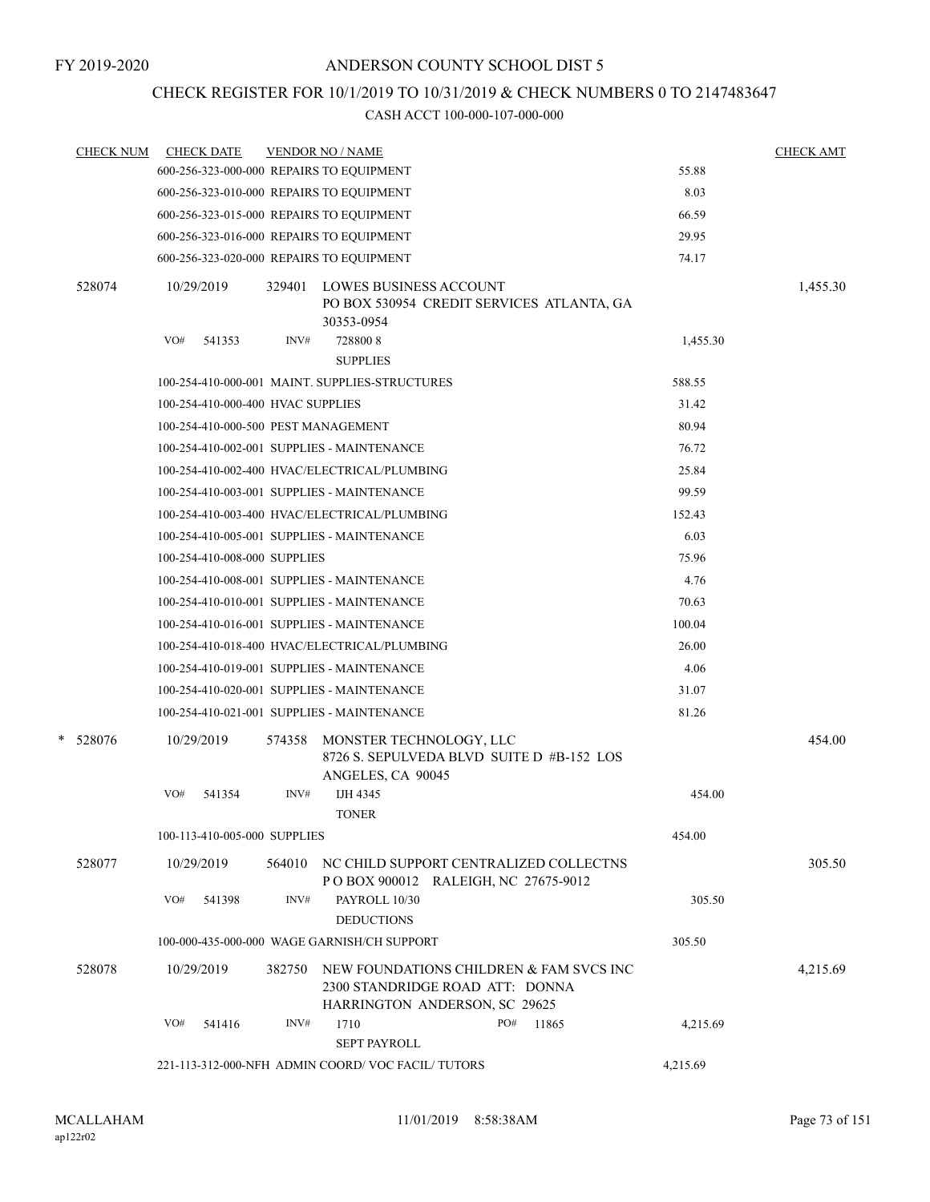FY 2019-2020

# ANDERSON COUNTY SCHOOL DIST 5

## CHECK REGISTER FOR 10/1/2019 TO 10/31/2019 & CHECK NUMBERS 0 TO 2147483647

### CASH ACCT 100-000-107-000-000

| CHECK NUM | CHECK DATE | VENDOR NO / NAME | | CHECK AMT |
|---|---|---|---|---|
| | | 600-256-323-000-000 REPAIRS TO EQUIPMENT | 55.88 | |
| | | 600-256-323-010-000 REPAIRS TO EQUIPMENT | 8.03 | |
| | | 600-256-323-015-000 REPAIRS TO EQUIPMENT | 66.59 | |
| | | 600-256-323-016-000 REPAIRS TO EQUIPMENT | 29.95 | |
| | | 600-256-323-020-000 REPAIRS TO EQUIPMENT | 74.17 | |
| 528074 | 10/29/2019 | 329401 LOWES BUSINESS ACCOUNT<br>PO BOX 530954 CREDIT SERVICES ATLANTA, GA 30353-0954 | | 1,455.30 |
| | VO# 541353 | INV# 728800 8<br>SUPPLIES | 1,455.30 | |
| | | 100-254-410-000-001 MAINT. SUPPLIES-STRUCTURES | 588.55 | |
| | | 100-254-410-000-400 HVAC SUPPLIES | 31.42 | |
| | | 100-254-410-000-500 PEST MANAGEMENT | 80.94 | |
| | | 100-254-410-002-001 SUPPLIES - MAINTENANCE | 76.72 | |
| | | 100-254-410-002-400 HVAC/ELECTRICAL/PLUMBING | 25.84 | |
| | | 100-254-410-003-001 SUPPLIES - MAINTENANCE | 99.59 | |
| | | 100-254-410-003-400 HVAC/ELECTRICAL/PLUMBING | 152.43 | |
| | | 100-254-410-005-001 SUPPLIES - MAINTENANCE | 6.03 | |
| | | 100-254-410-008-000 SUPPLIES | 75.96 | |
| | | 100-254-410-008-001 SUPPLIES - MAINTENANCE | 4.76 | |
| | | 100-254-410-010-001 SUPPLIES - MAINTENANCE | 70.63 | |
| | | 100-254-410-016-001 SUPPLIES - MAINTENANCE | 100.04 | |
| | | 100-254-410-018-400 HVAC/ELECTRICAL/PLUMBING | 26.00 | |
| | | 100-254-410-019-001 SUPPLIES - MAINTENANCE | 4.06 | |
| | | 100-254-410-020-001 SUPPLIES - MAINTENANCE | 31.07 | |
| | | 100-254-410-021-001 SUPPLIES - MAINTENANCE | 81.26 | |
| * 528076 | 10/29/2019 | 574358 MONSTER TECHNOLOGY, LLC<br>8726 S. SEPULVEDA BLVD SUITE D #B-152 LOS ANGELES, CA 90045 | | 454.00 |
| | VO# 541354 | INV# IJH 4345<br>TONER | 454.00 | |
| | | 100-113-410-005-000 SUPPLIES | 454.00 | |
| 528077 | 10/29/2019 | 564010 NC CHILD SUPPORT CENTRALIZED COLLECTNS<br>P O BOX 900012 RALEIGH, NC 27675-9012 | | 305.50 |
| | VO# 541398 | INV# PAYROLL 10/30<br>DEDUCTIONS | 305.50 | |
| | | 100-000-435-000-000 WAGE GARNISH/CH SUPPORT | 305.50 | |
| 528078 | 10/29/2019 | 382750 NEW FOUNDATIONS CHILDREN & FAM SVCS INC<br>2300 STANDRIDGE ROAD ATT: DONNA HARRINGTON ANDERSON, SC 29625 | | 4,215.69 |
| | VO# 541416 | INV# 1710 PO# 11865<br>SEPT PAYROLL | 4,215.69 | |
| | | 221-113-312-000-NFH ADMIN COORD/ VOC FACIL/ TUTORS | 4,215.69 | |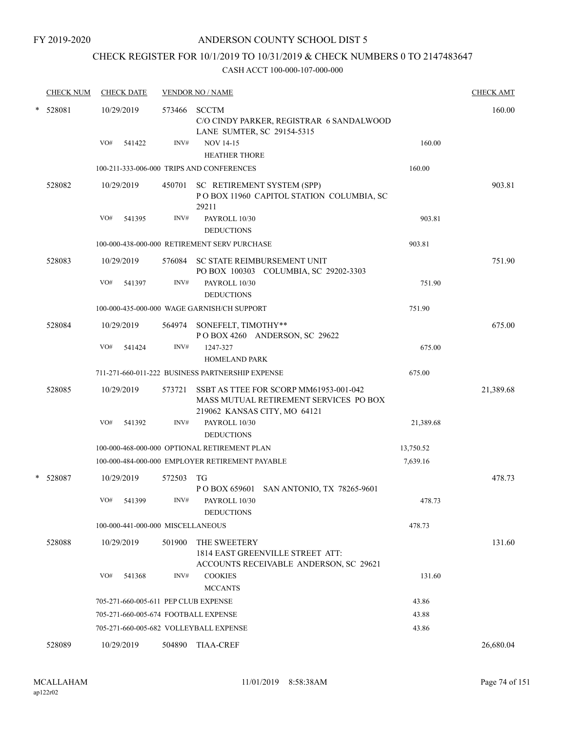FY 2019-2020

# ANDERSON COUNTY SCHOOL DIST 5

## CHECK REGISTER FOR 10/1/2019 TO 10/31/2019 & CHECK NUMBERS 0 TO 2147483647

CASH ACCT 100-000-107-000-000

| CHECK NUM | CHECK DATE | VENDOR NO / NAME | | CHECK AMT |
|---|---|---|---|---|
| * 528081 | 10/29/2019 | 573466 SCCTM<br>C/O CINDY PARKER, REGISTRAR 6 SANDALWOOD LANE SUMTER, SC 29154-5315 | | 160.00 |
| | VO# 541422 | INV# NOV 14-15<br>HEATHER THORE | 160.00 | |
| | | 100-211-333-006-000 TRIPS AND CONFERENCES | 160.00 | |
| 528082 | 10/29/2019 | 450701 SC RETIREMENT SYSTEM (SPP)<br>P O BOX 11960 CAPITOL STATION COLUMBIA, SC 29211 | | 903.81 |
| | VO# 541395 | INV# PAYROLL 10/30<br>DEDUCTIONS | 903.81 | |
| | | 100-000-438-000-000 RETIREMENT SERV PURCHASE | 903.81 | |
| 528083 | 10/29/2019 | 576084 SC STATE REIMBURSEMENT UNIT<br>PO BOX 100303 COLUMBIA, SC 29202-3303 | | 751.90 |
| | VO# 541397 | INV# PAYROLL 10/30<br>DEDUCTIONS | 751.90 | |
| | | 100-000-435-000-000 WAGE GARNISH/CH SUPPORT | 751.90 | |
| 528084 | 10/29/2019 | 564974 SONEFELT, TIMOTHY**<br>P O BOX 4260 ANDERSON, SC 29622 | | 675.00 |
| | VO# 541424 | INV# 1247-327<br>HOMELAND PARK | 675.00 | |
| | | 711-271-660-011-222 BUSINESS PARTNERSHIP EXPENSE | 675.00 | |
| 528085 | 10/29/2019 | 573721 SSBT AS TTEE FOR SCORP MM61953-001-042<br>MASS MUTUAL RETIREMENT SERVICES PO BOX 219062 KANSAS CITY, MO 64121 | | 21,389.68 |
| | VO# 541392 | INV# PAYROLL 10/30<br>DEDUCTIONS | 21,389.68 | |
| | | 100-000-468-000-000 OPTIONAL RETIREMENT PLAN | 13,750.52 | |
| | | 100-000-484-000-000 EMPLOYER RETIREMENT PAYABLE | 7,639.16 | |
| * 528087 | 10/29/2019 | 572503 TG<br>P O BOX 659601 SAN ANTONIO, TX 78265-9601 | | 478.73 |
| | VO# 541399 | INV# PAYROLL 10/30<br>DEDUCTIONS | 478.73 | |
| | | 100-000-441-000-000 MISCELLANEOUS | 478.73 | |
| 528088 | 10/29/2019 | 501900 THE SWEETERY<br>1814 EAST GREENVILLE STREET ATT: ACCOUNTS RECEIVABLE ANDERSON, SC 29621 | | 131.60 |
| | VO# 541368 | INV# COOKIES<br>MCCANTS | 131.60 | |
| | | 705-271-660-005-611 PEP CLUB EXPENSE | 43.86 | |
| | | 705-271-660-005-674 FOOTBALL EXPENSE | 43.88 | |
| | | 705-271-660-005-682 VOLLEYBALL EXPENSE | 43.86 | |
| 528089 | 10/29/2019 | 504890 TIAA-CREF | | 26,680.04 |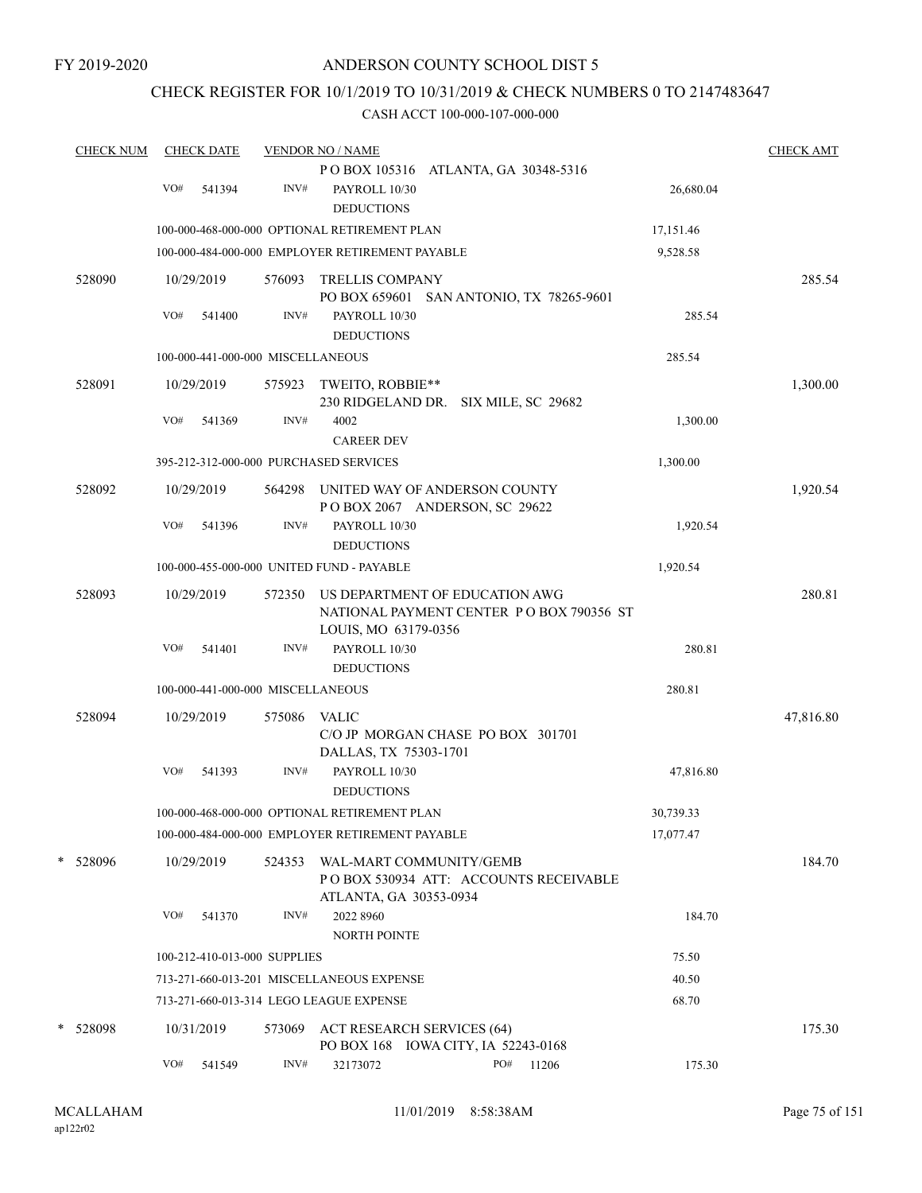FY 2019-2020

# ANDERSON COUNTY SCHOOL DIST 5

## CHECK REGISTER FOR 10/1/2019 TO 10/31/2019 & CHECK NUMBERS 0 TO 2147483647

### CASH ACCT 100-000-107-000-000

| CHECK NUM | CHECK DATE | VENDOR NO / NAME | | CHECK AMT |
|---|---|---|---|---|
| | | P O BOX 105316 ATLANTA, GA 30348-5316 | | |
| | VO# 541394 | INV# PAYROLL 10/30 DEDUCTIONS | 26,680.04 | |
| | 100-000-468-000-000 OPTIONAL RETIREMENT PLAN | | 17,151.46 | |
| | 100-000-484-000-000 EMPLOYER RETIREMENT PAYABLE | | 9,528.58 | |
| 528090 | 10/29/2019 | 576093 TRELLIS COMPANY PO BOX 659601 SAN ANTONIO, TX 78265-9601 | | 285.54 |
| | VO# 541400 | INV# PAYROLL 10/30 DEDUCTIONS | 285.54 | |
| | 100-000-441-000-000 MISCELLANEOUS | | 285.54 | |
| 528091 | 10/29/2019 | 575923 TWEITO, ROBBIE** 230 RIDGELAND DR. SIX MILE, SC 29682 | | 1,300.00 |
| | VO# 541369 | INV# 4002 CAREER DEV | 1,300.00 | |
| | 395-212-312-000-000 PURCHASED SERVICES | | 1,300.00 | |
| 528092 | 10/29/2019 | 564298 UNITED WAY OF ANDERSON COUNTY P O BOX 2067 ANDERSON, SC 29622 | | 1,920.54 |
| | VO# 541396 | INV# PAYROLL 10/30 DEDUCTIONS | 1,920.54 | |
| | 100-000-455-000-000 UNITED FUND - PAYABLE | | 1,920.54 | |
| 528093 | 10/29/2019 | 572350 US DEPARTMENT OF EDUCATION AWG NATIONAL PAYMENT CENTER P O BOX 790356 ST LOUIS, MO 63179-0356 | | 280.81 |
| | VO# 541401 | INV# PAYROLL 10/30 DEDUCTIONS | 280.81 | |
| | 100-000-441-000-000 MISCELLANEOUS | | 280.81 | |
| 528094 | 10/29/2019 | 575086 VALIC C/O JP MORGAN CHASE PO BOX 301701 DALLAS, TX 75303-1701 | | 47,816.80 |
| | VO# 541393 | INV# PAYROLL 10/30 DEDUCTIONS | 47,816.80 | |
| | 100-000-468-000-000 OPTIONAL RETIREMENT PLAN | | 30,739.33 | |
| | 100-000-484-000-000 EMPLOYER RETIREMENT PAYABLE | | 17,077.47 | |
| * 528096 | 10/29/2019 | 524353 WAL-MART COMMUNITY/GEMB P O BOX 530934 ATT: ACCOUNTS RECEIVABLE ATLANTA, GA 30353-0934 | | 184.70 |
| | VO# 541370 | INV# 2022 8960 NORTH POINTE | 184.70 | |
| | 100-212-410-013-000 SUPPLIES | | 75.50 | |
| | 713-271-660-013-201 MISCELLANEOUS EXPENSE | | 40.50 | |
| | 713-271-660-013-314 LEGO LEAGUE EXPENSE | | 68.70 | |
| * 528098 | 10/31/2019 | 573069 ACT RESEARCH SERVICES (64) PO BOX 168 IOWA CITY, IA 52243-0168 | | 175.30 |
| | VO# 541549 | INV# 32173072 PO# 11206 | 175.30 | |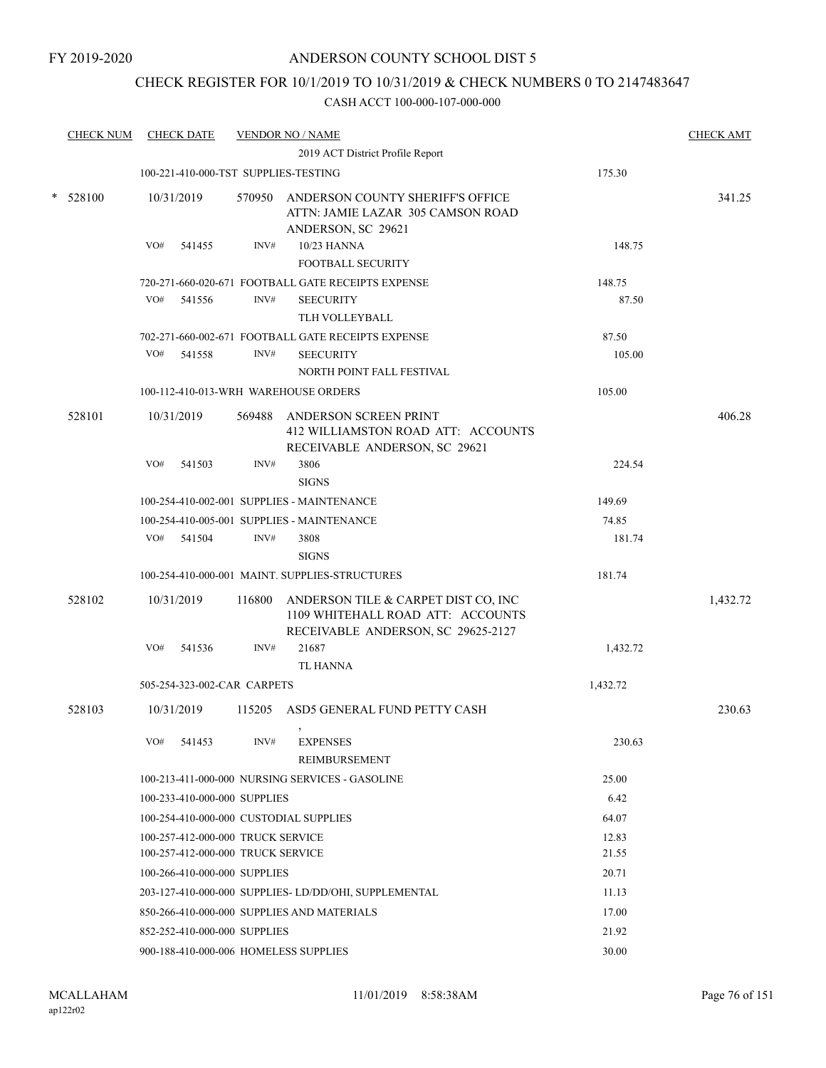FY 2019-2020

# ANDERSON COUNTY SCHOOL DIST 5

## CHECK REGISTER FOR 10/1/2019 TO 10/31/2019 & CHECK NUMBERS 0 TO 2147483647

### CASH ACCT 100-000-107-000-000

| CHECK NUM | CHECK DATE | VENDOR NO / NAME | | CHECK AMT |
|---|---|---|---|---|
| | | 2019 ACT District Profile Report | | |
| | | 100-221-410-000-TST SUPPLIES-TESTING | 175.30 | |
| * 528100 | 10/31/2019 | 570950 ANDERSON COUNTY SHERIFF'S OFFICE ATTN: JAMIE LAZAR 305 CAMSON ROAD ANDERSON, SC 29621 | | 341.25 |
| | VO# 541455 | INV# 10/23 HANNA FOOTBALL SECURITY | 148.75 | |
| | | 720-271-660-020-671 FOOTBALL GATE RECEIPTS EXPENSE | 148.75 | |
| | VO# 541556 | INV# SEECURITY TLH VOLLEYBALL | 87.50 | |
| | | 702-271-660-002-671 FOOTBALL GATE RECEIPTS EXPENSE | 87.50 | |
| | VO# 541558 | INV# SEECURITY NORTH POINT FALL FESTIVAL | 105.00 | |
| | | 100-112-410-013-WRH WAREHOUSE ORDERS | 105.00 | |
| 528101 | 10/31/2019 | 569488 ANDERSON SCREEN PRINT 412 WILLIAMSTON ROAD ATT: ACCOUNTS RECEIVABLE ANDERSON, SC 29621 | | 406.28 |
| | VO# 541503 | INV# 3806 SIGNS | 224.54 | |
| | | 100-254-410-002-001 SUPPLIES - MAINTENANCE | 149.69 | |
| | | 100-254-410-005-001 SUPPLIES - MAINTENANCE | 74.85 | |
| | VO# 541504 | INV# 3808 SIGNS | 181.74 | |
| | | 100-254-410-000-001 MAINT. SUPPLIES-STRUCTURES | 181.74 | |
| 528102 | 10/31/2019 | 116800 ANDERSON TILE & CARPET DIST CO, INC 1109 WHITEHALL ROAD ATT: ACCOUNTS RECEIVABLE ANDERSON, SC 29625-2127 | | 1,432.72 |
| | VO# 541536 | INV# 21687 TL HANNA | 1,432.72 | |
| | | 505-254-323-002-CAR CARPETS | 1,432.72 | |
| 528103 | 10/31/2019 | 115205 ASD5 GENERAL FUND PETTY CASH , | | 230.63 |
| | VO# 541453 | INV# EXPENSES REIMBURSEMENT | 230.63 | |
| | | 100-213-411-000-000 NURSING SERVICES - GASOLINE | 25.00 | |
| | | 100-233-410-000-000 SUPPLIES | 6.42 | |
| | | 100-254-410-000-000 CUSTODIAL SUPPLIES | 64.07 | |
| | | 100-257-412-000-000 TRUCK SERVICE | 12.83 | |
| | | 100-257-412-000-000 TRUCK SERVICE | 21.55 | |
| | | 100-266-410-000-000 SUPPLIES | 20.71 | |
| | | 203-127-410-000-000 SUPPLIES- LD/DD/OHI, SUPPLEMENTAL | 11.13 | |
| | | 850-266-410-000-000 SUPPLIES AND MATERIALS | 17.00 | |
| | | 852-252-410-000-000 SUPPLIES | 21.92 | |
| | | 900-188-410-000-006 HOMELESS SUPPLIES | 30.00 | |

MCALLAHAM ap122r02 11/01/2019 8:58:38AM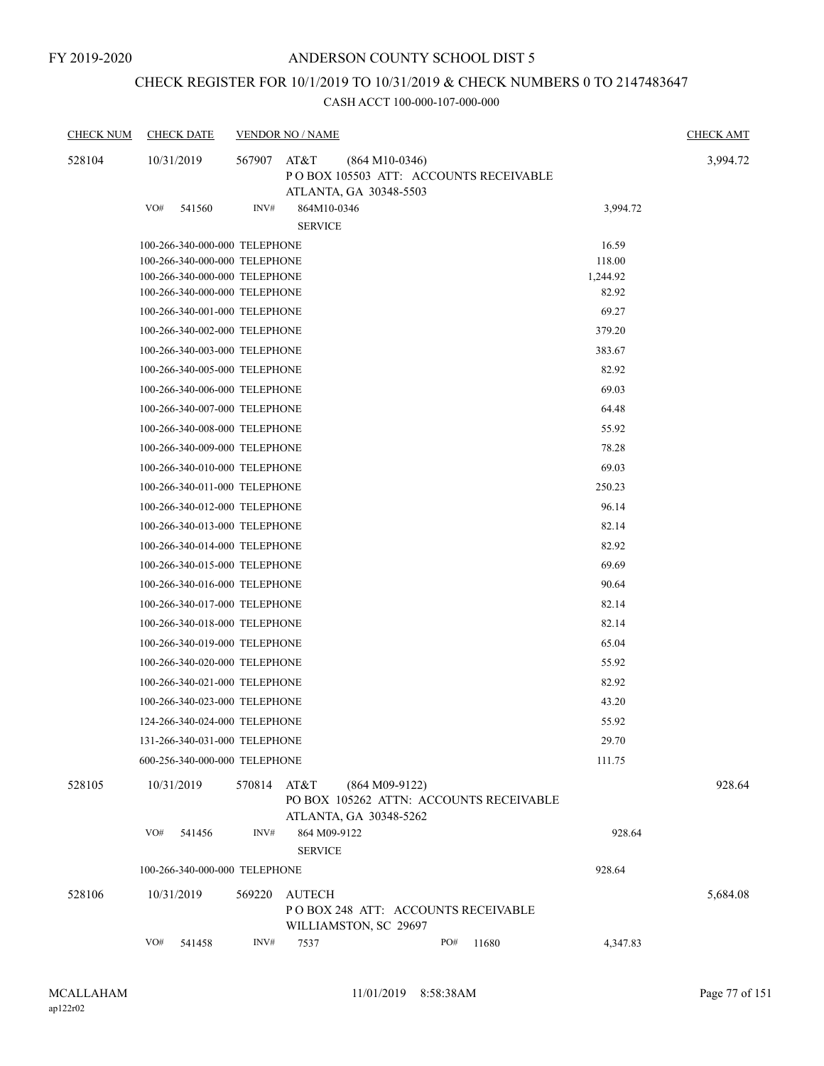FY 2019-2020

# ANDERSON COUNTY SCHOOL DIST 5

## CHECK REGISTER FOR 10/1/2019 TO 10/31/2019 & CHECK NUMBERS 0 TO 2147483647

CASH ACCT 100-000-107-000-000

| CHECK NUM | CHECK DATE | VENDOR NO / NAME | | CHECK AMT |
|---|---|---|---|---|
| 528104 | 10/31/2019 | 567907 AT&T (864 M10-0346) P O BOX 105503 ATT: ACCOUNTS RECEIVABLE ATLANTA, GA 30348-5503 | | 3,994.72 |
| | VO# 541560 | INV# 864M10-0346 SERVICE | 3,994.72 | |
| | 100-266-340-000-000 TELEPHONE | | 16.59 | |
| | 100-266-340-000-000 TELEPHONE | | 118.00 | |
| | 100-266-340-000-000 TELEPHONE | | 1,244.92 | |
| | 100-266-340-000-000 TELEPHONE | | 82.92 | |
| | 100-266-340-001-000 TELEPHONE | | 69.27 | |
| | 100-266-340-002-000 TELEPHONE | | 379.20 | |
| | 100-266-340-003-000 TELEPHONE | | 383.67 | |
| | 100-266-340-005-000 TELEPHONE | | 82.92 | |
| | 100-266-340-006-000 TELEPHONE | | 69.03 | |
| | 100-266-340-007-000 TELEPHONE | | 64.48 | |
| | 100-266-340-008-000 TELEPHONE | | 55.92 | |
| | 100-266-340-009-000 TELEPHONE | | 78.28 | |
| | 100-266-340-010-000 TELEPHONE | | 69.03 | |
| | 100-266-340-011-000 TELEPHONE | | 250.23 | |
| | 100-266-340-012-000 TELEPHONE | | 96.14 | |
| | 100-266-340-013-000 TELEPHONE | | 82.14 | |
| | 100-266-340-014-000 TELEPHONE | | 82.92 | |
| | 100-266-340-015-000 TELEPHONE | | 69.69 | |
| | 100-266-340-016-000 TELEPHONE | | 90.64 | |
| | 100-266-340-017-000 TELEPHONE | | 82.14 | |
| | 100-266-340-018-000 TELEPHONE | | 82.14 | |
| | 100-266-340-019-000 TELEPHONE | | 65.04 | |
| | 100-266-340-020-000 TELEPHONE | | 55.92 | |
| | 100-266-340-021-000 TELEPHONE | | 82.92 | |
| | 100-266-340-023-000 TELEPHONE | | 43.20 | |
| | 124-266-340-024-000 TELEPHONE | | 55.92 | |
| | 131-266-340-031-000 TELEPHONE | | 29.70 | |
| | 600-256-340-000-000 TELEPHONE | | 111.75 | |
| 528105 | 10/31/2019 | 570814 AT&T (864 M09-9122) PO BOX 105262 ATTN: ACCOUNTS RECEIVABLE ATLANTA, GA 30348-5262 | | 928.64 |
| | VO# 541456 | INV# 864 M09-9122 SERVICE | 928.64 | |
| | 100-266-340-000-000 TELEPHONE | | 928.64 | |
| 528106 | 10/31/2019 | 569220 AUTECH P O BOX 248 ATT: ACCOUNTS RECEIVABLE WILLIAMSTON, SC 29697 | | 5,684.08 |
| | VO# 541458 | INV# 7537 PO# 11680 | 4,347.83 | |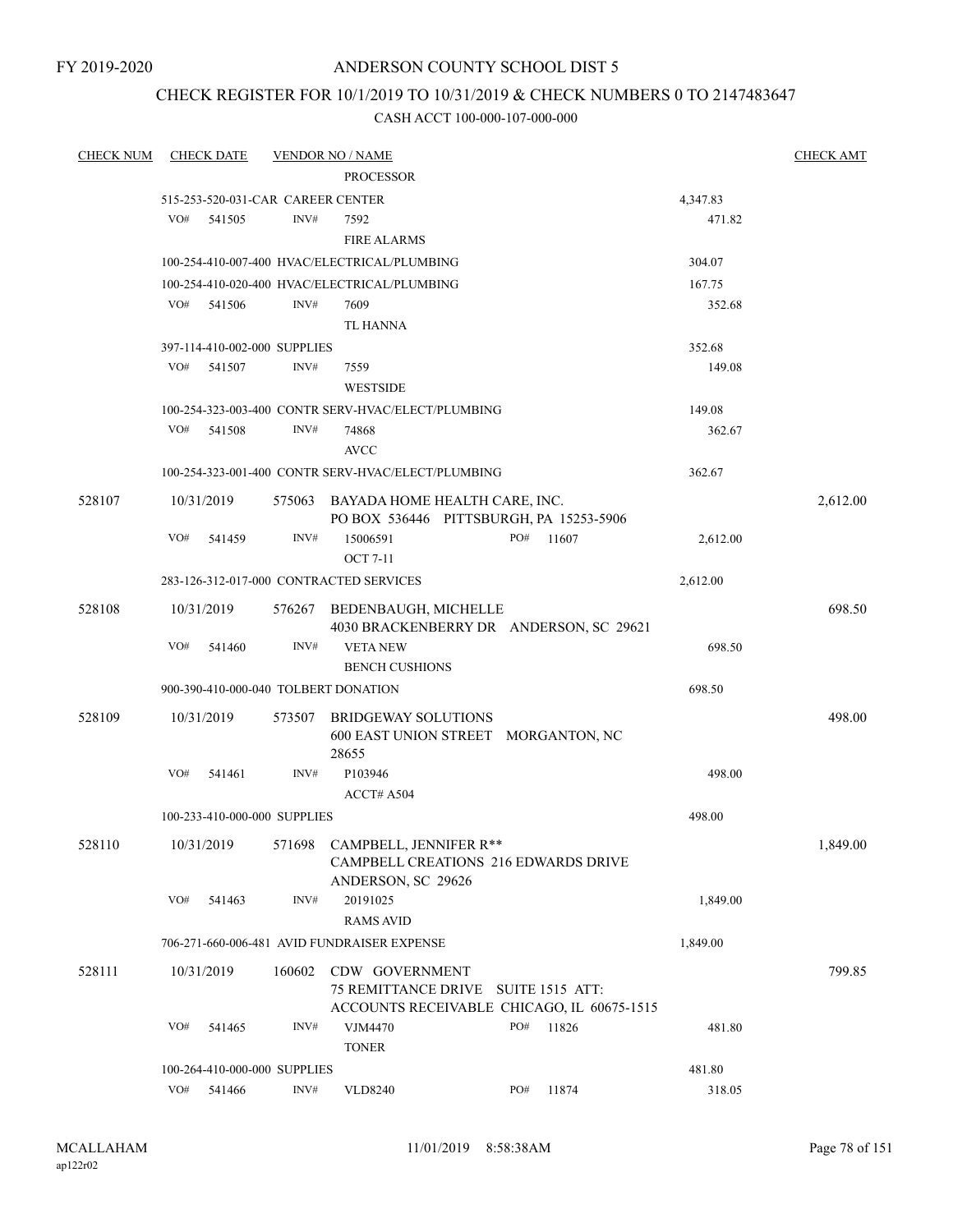FY 2019-2020

# ANDERSON COUNTY SCHOOL DIST 5

## CHECK REGISTER FOR 10/1/2019 TO 10/31/2019 & CHECK NUMBERS 0 TO 2147483647

### CASH ACCT 100-000-107-000-000

| CHECK NUM | CHECK DATE | VENDOR NO / NAME | | CHECK AMT |
|---|---|---|---|---|
| | | PROCESSOR | | |
| | 515-253-520-031-CAR CAREER CENTER | | 4,347.83 | |
| | VO# 541505 | INV# 7592 FIRE ALARMS | 471.82 | |
| | 100-254-410-007-400 HVAC/ELECTRICAL/PLUMBING | | 304.07 | |
| | 100-254-410-020-400 HVAC/ELECTRICAL/PLUMBING | | 167.75 | |
| | VO# 541506 | INV# 7609 TL HANNA | 352.68 | |
| | 397-114-410-002-000 SUPPLIES | | 352.68 | |
| | VO# 541507 | INV# 7559 WESTSIDE | 149.08 | |
| | 100-254-323-003-400 CONTR SERV-HVAC/ELECT/PLUMBING | | 149.08 | |
| | VO# 541508 | INV# 74868 AVCC | 362.67 | |
| | 100-254-323-001-400 CONTR SERV-HVAC/ELECT/PLUMBING | | 362.67 | |
| 528107 | 10/31/2019 | 575063 BAYADA HOME HEALTH CARE, INC. PO BOX 536446 PITTSBURGH, PA 15253-5906 | | 2,612.00 |
| | VO# 541459 | INV# 15006591 PO# 11607 OCT 7-11 | 2,612.00 | |
| | 283-126-312-017-000 CONTRACTED SERVICES | | 2,612.00 | |
| 528108 | 10/31/2019 | 576267 BEDENBAUGH, MICHELLE 4030 BRACKENBERRY DR ANDERSON, SC 29621 | | 698.50 |
| | VO# 541460 | INV# VETA NEW BENCH CUSHIONS | 698.50 | |
| | 900-390-410-000-040 TOLBERT DONATION | | 698.50 | |
| 528109 | 10/31/2019 | 573507 BRIDGEWAY SOLUTIONS 600 EAST UNION STREET MORGANTON, NC 28655 | | 498.00 |
| | VO# 541461 | INV# P103946 ACCT# A504 | 498.00 | |
| | 100-233-410-000-000 SUPPLIES | | 498.00 | |
| 528110 | 10/31/2019 | 571698 CAMPBELL, JENNIFER R** CAMPBELL CREATIONS 216 EDWARDS DRIVE ANDERSON, SC 29626 | | 1,849.00 |
| | VO# 541463 | INV# 20191025 RAMS AVID | 1,849.00 | |
| | 706-271-660-006-481 AVID FUNDRAISER EXPENSE | | 1,849.00 | |
| 528111 | 10/31/2019 | 160602 CDW GOVERNMENT 75 REMITTANCE DRIVE SUITE 1515 ATT: ACCOUNTS RECEIVABLE CHICAGO, IL 60675-1515 | | 799.85 |
| | VO# 541465 | INV# VJM4470 PO# 11826 TONER | 481.80 | |
| | 100-264-410-000-000 SUPPLIES | | 481.80 | |
| | VO# 541466 | INV# VLD8240 PO# 11874 | 318.05 | |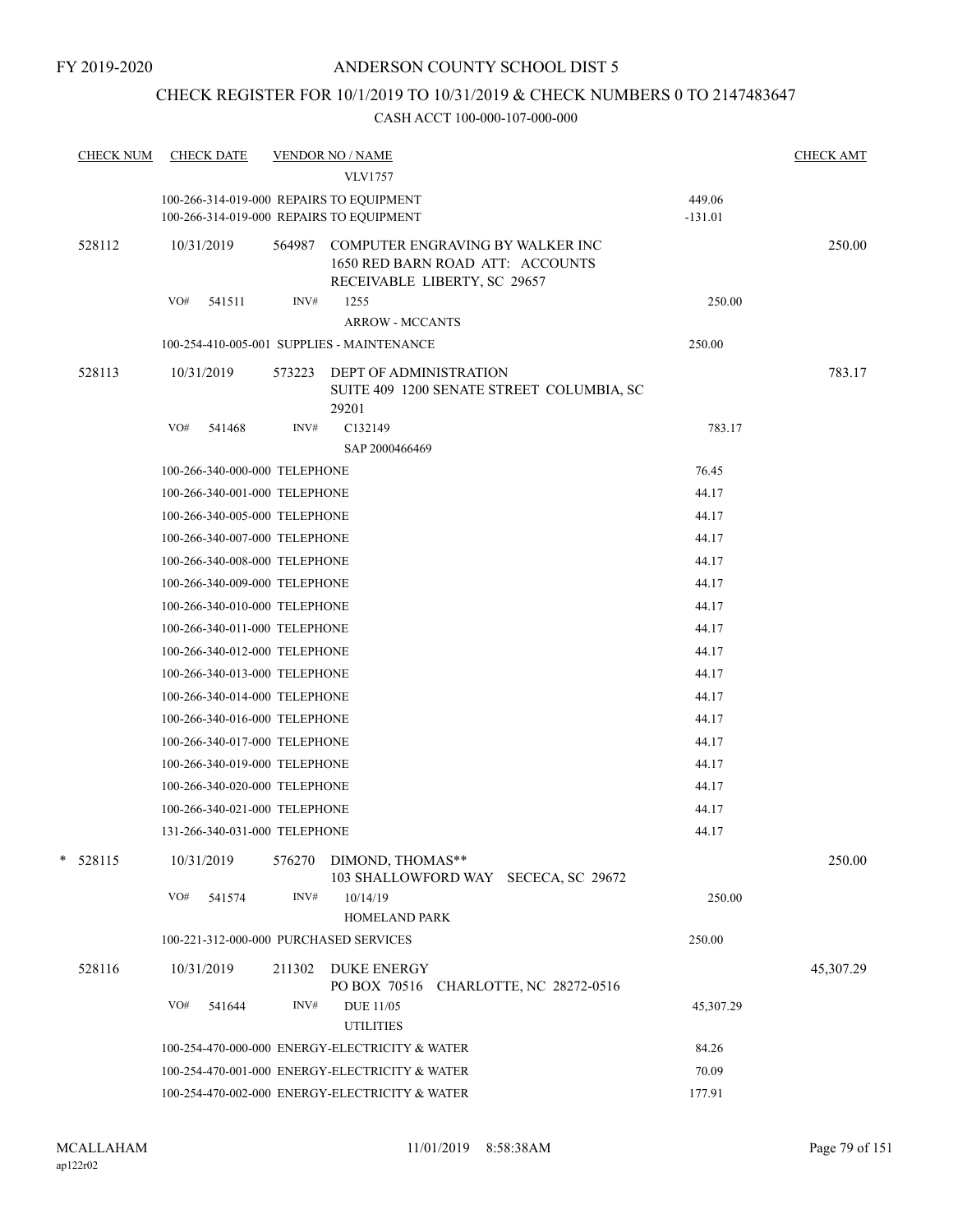FY 2019-2020

# ANDERSON COUNTY SCHOOL DIST 5

## CHECK REGISTER FOR 10/1/2019 TO 10/31/2019 & CHECK NUMBERS 0 TO 2147483647

### CASH ACCT 100-000-107-000-000

| CHECK NUM | CHECK DATE | VENDOR NO / NAME | | CHECK AMT |
|---|---|---|---|---|
| | | VLV1757 | | |
| | 100-266-314-019-000 REPAIRS TO EQUIPMENT | | 449.06 | |
| | 100-266-314-019-000 REPAIRS TO EQUIPMENT | | -131.01 | |
| 528112 | 10/31/2019 | 564987 COMPUTER ENGRAVING BY WALKER INC 1650 RED BARN ROAD ATT: ACCOUNTS RECEIVABLE LIBERTY, SC 29657 | | 250.00 |
| | VO# 541511 | INV# 1255 ARROW - MCCANTS | 250.00 | |
| | 100-254-410-005-001 SUPPLIES - MAINTENANCE | | 250.00 | |
| 528113 | 10/31/2019 | 573223 DEPT OF ADMINISTRATION SUITE 409 1200 SENATE STREET COLUMBIA, SC 29201 | | 783.17 |
| | VO# 541468 | INV# C132149 SAP 2000466469 | 783.17 | |
| | 100-266-340-000-000 TELEPHONE | | 76.45 | |
| | 100-266-340-001-000 TELEPHONE | | 44.17 | |
| | 100-266-340-005-000 TELEPHONE | | 44.17 | |
| | 100-266-340-007-000 TELEPHONE | | 44.17 | |
| | 100-266-340-008-000 TELEPHONE | | 44.17 | |
| | 100-266-340-009-000 TELEPHONE | | 44.17 | |
| | 100-266-340-010-000 TELEPHONE | | 44.17 | |
| | 100-266-340-011-000 TELEPHONE | | 44.17 | |
| | 100-266-340-012-000 TELEPHONE | | 44.17 | |
| | 100-266-340-013-000 TELEPHONE | | 44.17 | |
| | 100-266-340-014-000 TELEPHONE | | 44.17 | |
| | 100-266-340-016-000 TELEPHONE | | 44.17 | |
| | 100-266-340-017-000 TELEPHONE | | 44.17 | |
| | 100-266-340-019-000 TELEPHONE | | 44.17 | |
| | 100-266-340-020-000 TELEPHONE | | 44.17 | |
| | 100-266-340-021-000 TELEPHONE | | 44.17 | |
| | 131-266-340-031-000 TELEPHONE | | 44.17 | |
| * 528115 | 10/31/2019 | 576270 DIMOND, THOMAS** 103 SHALLOWFORD WAY SECECA, SC 29672 | | 250.00 |
| | VO# 541574 | INV# 10/14/19 HOMELAND PARK | 250.00 | |
| | 100-221-312-000-000 PURCHASED SERVICES | | 250.00 | |
| 528116 | 10/31/2019 | 211302 DUKE ENERGY PO BOX 70516 CHARLOTTE, NC 28272-0516 | | 45,307.29 |
| | VO# 541644 | INV# DUE 11/05 UTILITIES | 45,307.29 | |
| | 100-254-470-000-000 ENERGY-ELECTRICITY & WATER | | 84.26 | |
| | 100-254-470-001-000 ENERGY-ELECTRICITY & WATER | | 70.09 | |
| | 100-254-470-002-000 ENERGY-ELECTRICITY & WATER | | 177.91 | |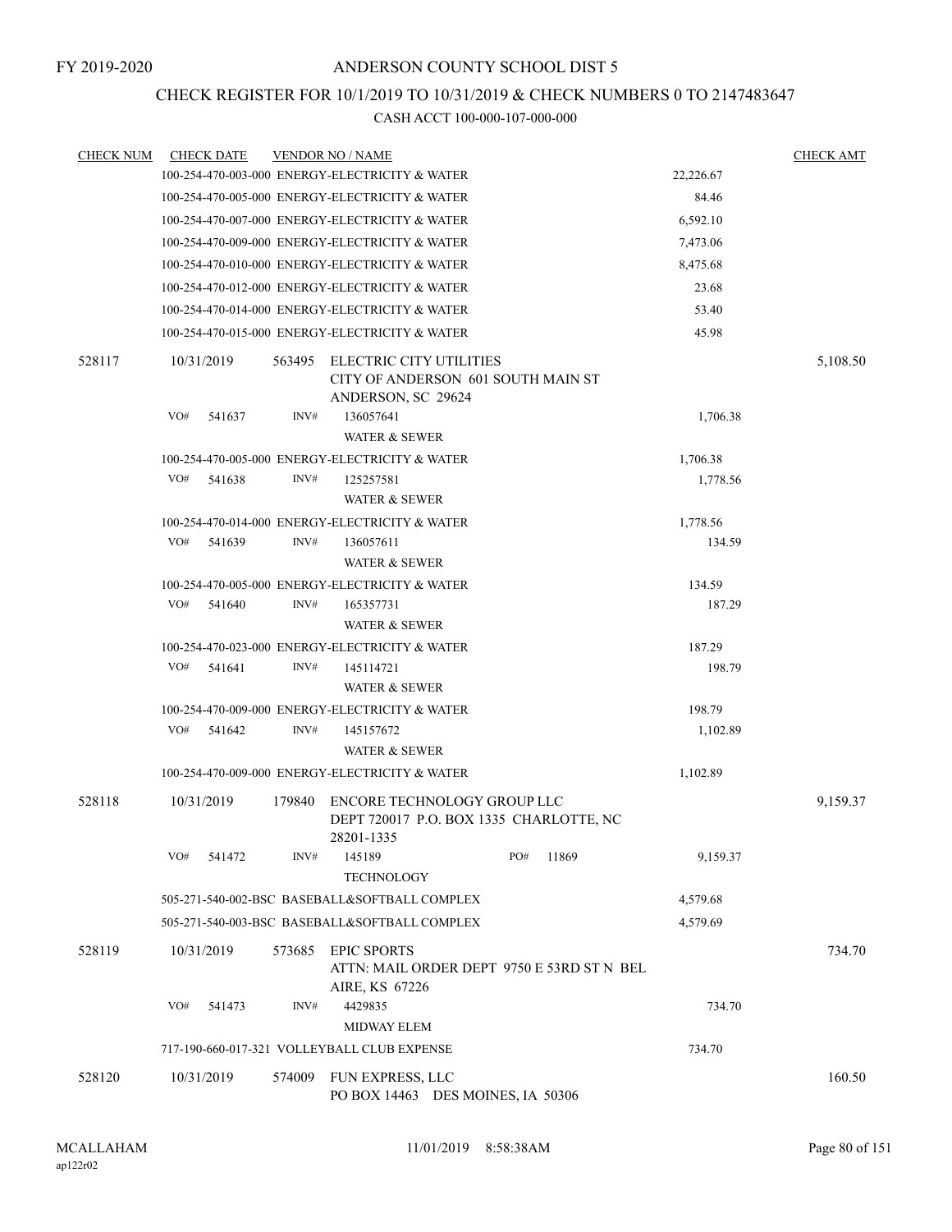FY 2019-2020

# ANDERSON COUNTY SCHOOL DIST 5

## CHECK REGISTER FOR 10/1/2019 TO 10/31/2019 & CHECK NUMBERS 0 TO 2147483647

CASH ACCT 100-000-107-000-000

| CHECK NUM | CHECK DATE | VENDOR NO / NAME | | CHECK AMT |
|---|---|---|---|---|
| | | 100-254-470-003-000 ENERGY-ELECTRICITY & WATER | 22,226.67 | |
| | | 100-254-470-005-000 ENERGY-ELECTRICITY & WATER | 84.46 | |
| | | 100-254-470-007-000 ENERGY-ELECTRICITY & WATER | 6,592.10 | |
| | | 100-254-470-009-000 ENERGY-ELECTRICITY & WATER | 7,473.06 | |
| | | 100-254-470-010-000 ENERGY-ELECTRICITY & WATER | 8,475.68 | |
| | | 100-254-470-012-000 ENERGY-ELECTRICITY & WATER | 23.68 | |
| | | 100-254-470-014-000 ENERGY-ELECTRICITY & WATER | 53.40 | |
| | | 100-254-470-015-000 ENERGY-ELECTRICITY & WATER | 45.98 | |
| 528117 | 10/31/2019 | 563495 ELECTRIC CITY UTILITIES CITY OF ANDERSON 601 SOUTH MAIN ST ANDERSON, SC 29624 | | 5,108.50 |
| | VO# 541637 | INV# 136057641 WATER & SEWER | 1,706.38 | |
| | | 100-254-470-005-000 ENERGY-ELECTRICITY & WATER | 1,706.38 | |
| | VO# 541638 | INV# 125257581 WATER & SEWER | 1,778.56 | |
| | | 100-254-470-014-000 ENERGY-ELECTRICITY & WATER | 1,778.56 | |
| | VO# 541639 | INV# 136057611 WATER & SEWER | 134.59 | |
| | | 100-254-470-005-000 ENERGY-ELECTRICITY & WATER | 134.59 | |
| | VO# 541640 | INV# 165357731 WATER & SEWER | 187.29 | |
| | | 100-254-470-023-000 ENERGY-ELECTRICITY & WATER | 187.29 | |
| | VO# 541641 | INV# 145114721 WATER & SEWER | 198.79 | |
| | | 100-254-470-009-000 ENERGY-ELECTRICITY & WATER | 198.79 | |
| | VO# 541642 | INV# 145157672 WATER & SEWER | 1,102.89 | |
| | | 100-254-470-009-000 ENERGY-ELECTRICITY & WATER | 1,102.89 | |
| 528118 | 10/31/2019 | 179840 ENCORE TECHNOLOGY GROUP LLC DEPT 720017 P.O. BOX 1335 CHARLOTTE, NC 28201-1335 | | 9,159.37 |
| | VO# 541472 | INV# 145189 PO# 11869 TECHNOLOGY | 9,159.37 | |
| | | 505-271-540-002-BSC BASEBALL&SOFTBALL COMPLEX | 4,579.68 | |
| | | 505-271-540-003-BSC BASEBALL&SOFTBALL COMPLEX | 4,579.69 | |
| 528119 | 10/31/2019 | 573685 EPIC SPORTS ATTN: MAIL ORDER DEPT 9750 E 53RD ST N BEL AIRE, KS 67226 | | 734.70 |
| | VO# 541473 | INV# 4429835 MIDWAY ELEM | 734.70 | |
| | | 717-190-660-017-321 VOLLEYBALL CLUB EXPENSE | 734.70 | |
| 528120 | 10/31/2019 | 574009 FUN EXPRESS, LLC PO BOX 14463 DES MOINES, IA 50306 | | 160.50 |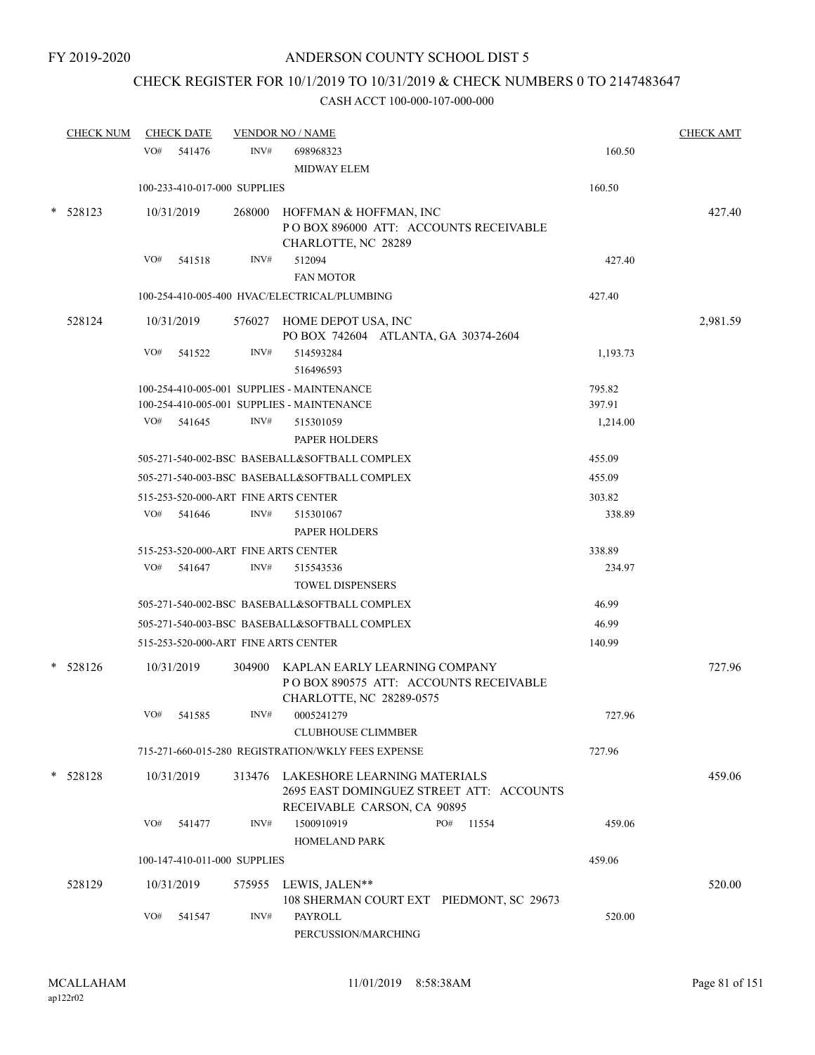FY 2019-2020

# ANDERSON COUNTY SCHOOL DIST 5

## CHECK REGISTER FOR 10/1/2019 TO 10/31/2019 & CHECK NUMBERS 0 TO 2147483647

### CASH ACCT 100-000-107-000-000

| CHECK NUM | CHECK DATE | VENDOR NO / NAME | | CHECK AMT |
|---|---|---|---|---|
| | VO# 541476 | INV# 698968323 MIDWAY ELEM | 160.50 | |
| | 100-233-410-017-000 SUPPLIES | | 160.50 | |
| * 528123 | 10/31/2019 | 268000 HOFFMAN & HOFFMAN, INC P O BOX 896000 ATT: ACCOUNTS RECEIVABLE CHARLOTTE, NC 28289 | | 427.40 |
| | VO# 541518 | INV# 512094 FAN MOTOR | 427.40 | |
| | 100-254-410-005-400 HVAC/ELECTRICAL/PLUMBING | | 427.40 | |
| 528124 | 10/31/2019 | 576027 HOME DEPOT USA, INC PO BOX 742604 ATLANTA, GA 30374-2604 | | 2,981.59 |
| | VO# 541522 | INV# 514593284 516496593 | 1,193.73 | |
| | 100-254-410-005-001 SUPPLIES - MAINTENANCE | | 795.82 | |
| | 100-254-410-005-001 SUPPLIES - MAINTENANCE | | 397.91 | |
| | VO# 541645 | INV# 515301059 PAPER HOLDERS | 1,214.00 | |
| | 505-271-540-002-BSC BASEBALL&SOFTBALL COMPLEX | | 455.09 | |
| | 505-271-540-003-BSC BASEBALL&SOFTBALL COMPLEX | | 455.09 | |
| | 515-253-520-000-ART FINE ARTS CENTER | | 303.82 | |
| | VO# 541646 | INV# 515301067 PAPER HOLDERS | 338.89 | |
| | 515-253-520-000-ART FINE ARTS CENTER | | 338.89 | |
| | VO# 541647 | INV# 515543536 TOWEL DISPENSERS | 234.97 | |
| | 505-271-540-002-BSC BASEBALL&SOFTBALL COMPLEX | | 46.99 | |
| | 505-271-540-003-BSC BASEBALL&SOFTBALL COMPLEX | | 46.99 | |
| | 515-253-520-000-ART FINE ARTS CENTER | | 140.99 | |
| * 528126 | 10/31/2019 | 304900 KAPLAN EARLY LEARNING COMPANY P O BOX 890575 ATT: ACCOUNTS RECEIVABLE CHARLOTTE, NC 28289-0575 | | 727.96 |
| | VO# 541585 | INV# 0005241279 CLUBHOUSE CLIMMBER | 727.96 | |
| | 715-271-660-015-280 REGISTRATION/WKLY FEES EXPENSE | | 727.96 | |
| * 528128 | 10/31/2019 | 313476 LAKESHORE LEARNING MATERIALS 2695 EAST DOMINGUEZ STREET ATT: ACCOUNTS RECEIVABLE CARSON, CA 90895 | | 459.06 |
| | VO# 541477 | INV# 1500910919 PO# 11554 HOMELAND PARK | 459.06 | |
| | 100-147-410-011-000 SUPPLIES | | 459.06 | |
| 528129 | 10/31/2019 | 575955 LEWIS, JALEN** 108 SHERMAN COURT EXT PIEDMONT, SC 29673 | | 520.00 |
| | VO# 541547 | INV# PAYROLL PERCUSSION/MARCHING | 520.00 | |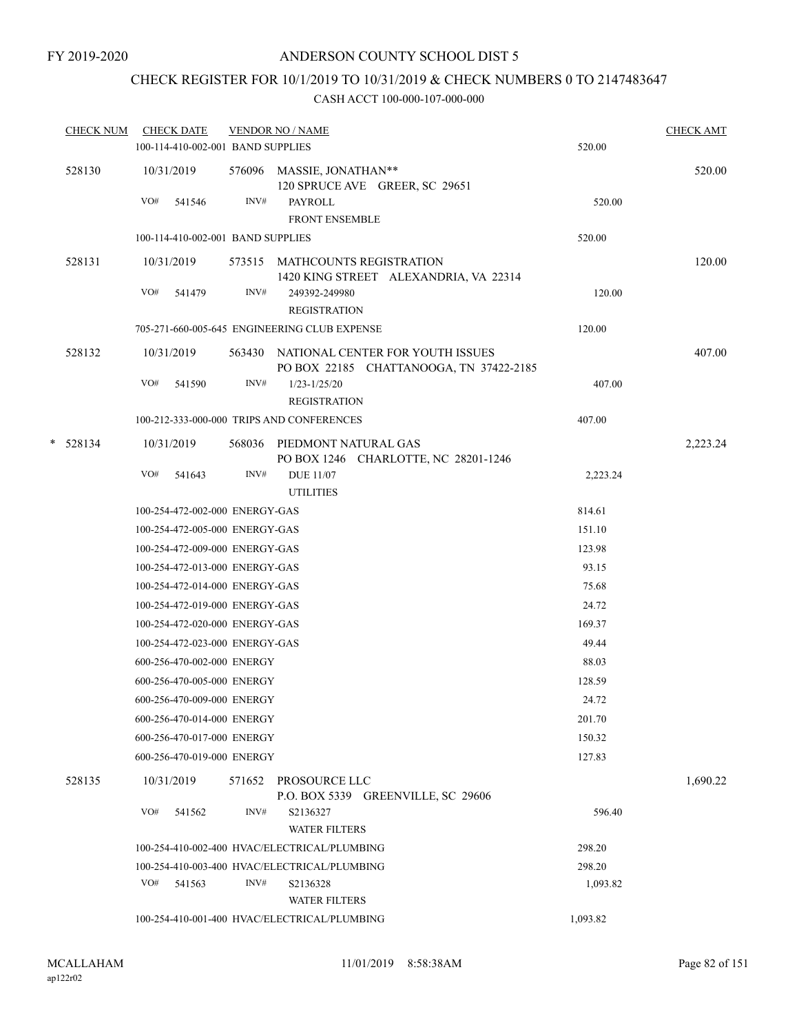FY 2019-2020

# ANDERSON COUNTY SCHOOL DIST 5

## CHECK REGISTER FOR 10/1/2019 TO 10/31/2019 & CHECK NUMBERS 0 TO 2147483647

### CASH ACCT 100-000-107-000-000

| CHECK NUM | CHECK DATE | VENDOR NO / NAME | | CHECK AMT |
|---|---|---|---|---|
| | 100-114-410-002-001 BAND SUPPLIES | | 520.00 | |
| 528130 | 10/31/2019 | 576096 MASSIE, JONATHAN** 120 SPRUCE AVE GREER, SC 29651 | | 520.00 |
| | VO# 541546 | INV# PAYROLL FRONT ENSEMBLE | 520.00 | |
| | 100-114-410-002-001 BAND SUPPLIES | | 520.00 | |
| 528131 | 10/31/2019 | 573515 MATHCOUNTS REGISTRATION 1420 KING STREET ALEXANDRIA, VA 22314 | | 120.00 |
| | VO# 541479 | INV# 249392-249980 REGISTRATION | 120.00 | |
| | 705-271-660-005-645 ENGINEERING CLUB EXPENSE | | 120.00 | |
| 528132 | 10/31/2019 | 563430 NATIONAL CENTER FOR YOUTH ISSUES PO BOX 22185 CHATTANOOGA, TN 37422-2185 | | 407.00 |
| | VO# 541590 | INV# 1/23-1/25/20 REGISTRATION | 407.00 | |
| | 100-212-333-000-000 TRIPS AND CONFERENCES | | 407.00 | |
| * 528134 | 10/31/2019 | 568036 PIEDMONT NATURAL GAS PO BOX 1246 CHARLOTTE, NC 28201-1246 | | 2,223.24 |
| | VO# 541643 | INV# DUE 11/07 UTILITIES | 2,223.24 | |
| | 100-254-472-002-000 ENERGY-GAS | | 814.61 | |
| | 100-254-472-005-000 ENERGY-GAS | | 151.10 | |
| | 100-254-472-009-000 ENERGY-GAS | | 123.98 | |
| | 100-254-472-013-000 ENERGY-GAS | | 93.15 | |
| | 100-254-472-014-000 ENERGY-GAS | | 75.68 | |
| | 100-254-472-019-000 ENERGY-GAS | | 24.72 | |
| | 100-254-472-020-000 ENERGY-GAS | | 169.37 | |
| | 100-254-472-023-000 ENERGY-GAS | | 49.44 | |
| | 600-256-470-002-000 ENERGY | | 88.03 | |
| | 600-256-470-005-000 ENERGY | | 128.59 | |
| | 600-256-470-009-000 ENERGY | | 24.72 | |
| | 600-256-470-014-000 ENERGY | | 201.70 | |
| | 600-256-470-017-000 ENERGY | | 150.32 | |
| | 600-256-470-019-000 ENERGY | | 127.83 | |
| 528135 | 10/31/2019 | 571652 PROSOURCE LLC P.O. BOX 5339 GREENVILLE, SC 29606 | | 1,690.22 |
| | VO# 541562 | INV# S2136327 WATER FILTERS | 596.40 | |
| | 100-254-410-002-400 HVAC/ELECTRICAL/PLUMBING | | 298.20 | |
| | 100-254-410-003-400 HVAC/ELECTRICAL/PLUMBING | | 298.20 | |
| | VO# 541563 | INV# S2136328 WATER FILTERS | 1,093.82 | |
| | 100-254-410-001-400 HVAC/ELECTRICAL/PLUMBING | | 1,093.82 | |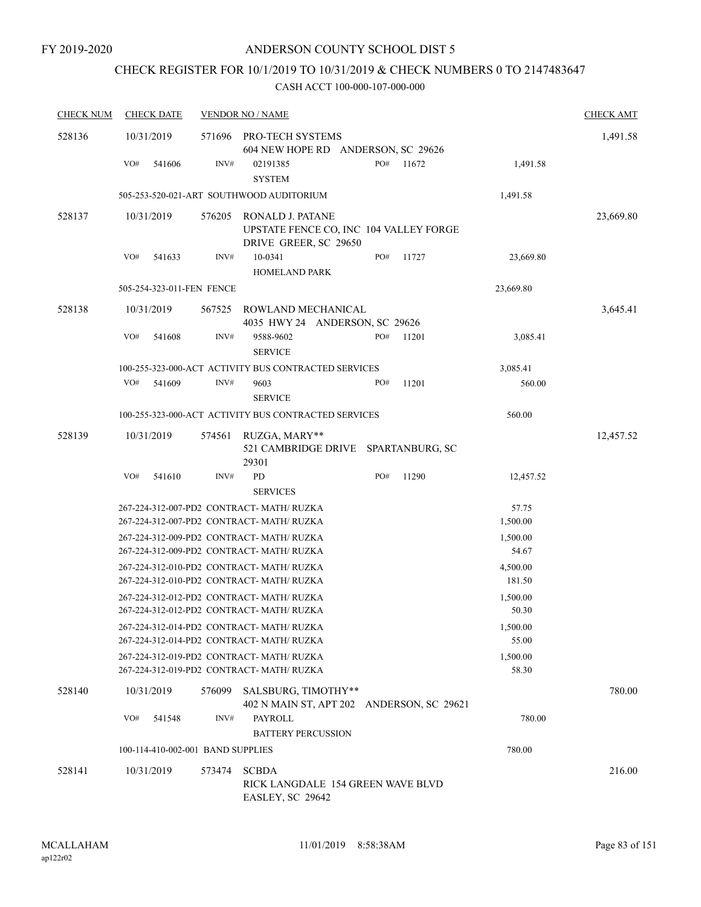FY 2019-2020

# ANDERSON COUNTY SCHOOL DIST 5

## CHECK REGISTER FOR 10/1/2019 TO 10/31/2019 & CHECK NUMBERS 0 TO 2147483647

### CASH ACCT 100-000-107-000-000

| CHECK NUM | CHECK DATE | VENDOR NO / NAME | | | CHECK AMT |
|---|---|---|---|---|---|
| 528136 | 10/31/2019 | 571696 PRO-TECH SYSTEMS 604 NEW HOPE RD ANDERSON, SC 29626 | | | 1,491.58 |
| | VO# 541606 | INV# 02191385 SYSTEM | PO# 11672 | 1,491.58 | |
| | 505-253-520-021-ART SOUTHWOOD AUDITORIUM | | | 1,491.58 | |
| 528137 | 10/31/2019 | 576205 RONALD J. PATANE UPSTATE FENCE CO, INC 104 VALLEY FORGE DRIVE GREER, SC 29650 | | | 23,669.80 |
| | VO# 541633 | INV# 10-0341 HOMELAND PARK | PO# 11727 | 23,669.80 | |
| | 505-254-323-011-FEN FENCE | | | 23,669.80 | |
| 528138 | 10/31/2019 | 567525 ROWLAND MECHANICAL 4035 HWY 24 ANDERSON, SC 29626 | | | 3,645.41 |
| | VO# 541608 | INV# 9588-9602 SERVICE | PO# 11201 | 3,085.41 | |
| | 100-255-323-000-ACT ACTIVITY BUS CONTRACTED SERVICES | | | 3,085.41 | |
| | VO# 541609 | INV# 9603 SERVICE | PO# 11201 | 560.00 | |
| | 100-255-323-000-ACT ACTIVITY BUS CONTRACTED SERVICES | | | 560.00 | |
| 528139 | 10/31/2019 | 574561 RUZGA, MARY** 521 CAMBRIDGE DRIVE SPARTANBURG, SC 29301 | | | 12,457.52 |
| | VO# 541610 | INV# PD SERVICES | PO# 11290 | 12,457.52 | |
| | 267-224-312-007-PD2 CONTRACT- MATH/ RUZKA | | | 57.75 | |
| | 267-224-312-007-PD2 CONTRACT- MATH/ RUZKA | | | 1,500.00 | |
| | 267-224-312-009-PD2 CONTRACT- MATH/ RUZKA | | | 1,500.00 | |
| | 267-224-312-009-PD2 CONTRACT- MATH/ RUZKA | | | 54.67 | |
| | 267-224-312-010-PD2 CONTRACT- MATH/ RUZKA | | | 4,500.00 | |
| | 267-224-312-010-PD2 CONTRACT- MATH/ RUZKA | | | 181.50 | |
| | 267-224-312-012-PD2 CONTRACT- MATH/ RUZKA | | | 1,500.00 | |
| | 267-224-312-012-PD2 CONTRACT- MATH/ RUZKA | | | 50.30 | |
| | 267-224-312-014-PD2 CONTRACT- MATH/ RUZKA | | | 1,500.00 | |
| | 267-224-312-014-PD2 CONTRACT- MATH/ RUZKA | | | 55.00 | |
| | 267-224-312-019-PD2 CONTRACT- MATH/ RUZKA | | | 1,500.00 | |
| | 267-224-312-019-PD2 CONTRACT- MATH/ RUZKA | | | 58.30 | |
| 528140 | 10/31/2019 | 576099 SALSBURG, TIMOTHY** 402 N MAIN ST, APT 202 ANDERSON, SC 29621 | | | 780.00 |
| | VO# 541548 | INV# PAYROLL BATTERY PERCUSSION | | 780.00 | |
| | 100-114-410-002-001 BAND SUPPLIES | | | 780.00 | |
| 528141 | 10/31/2019 | 573474 SCBDA RICK LANGDALE 154 GREEN WAVE BLVD EASLEY, SC 29642 | | | 216.00 |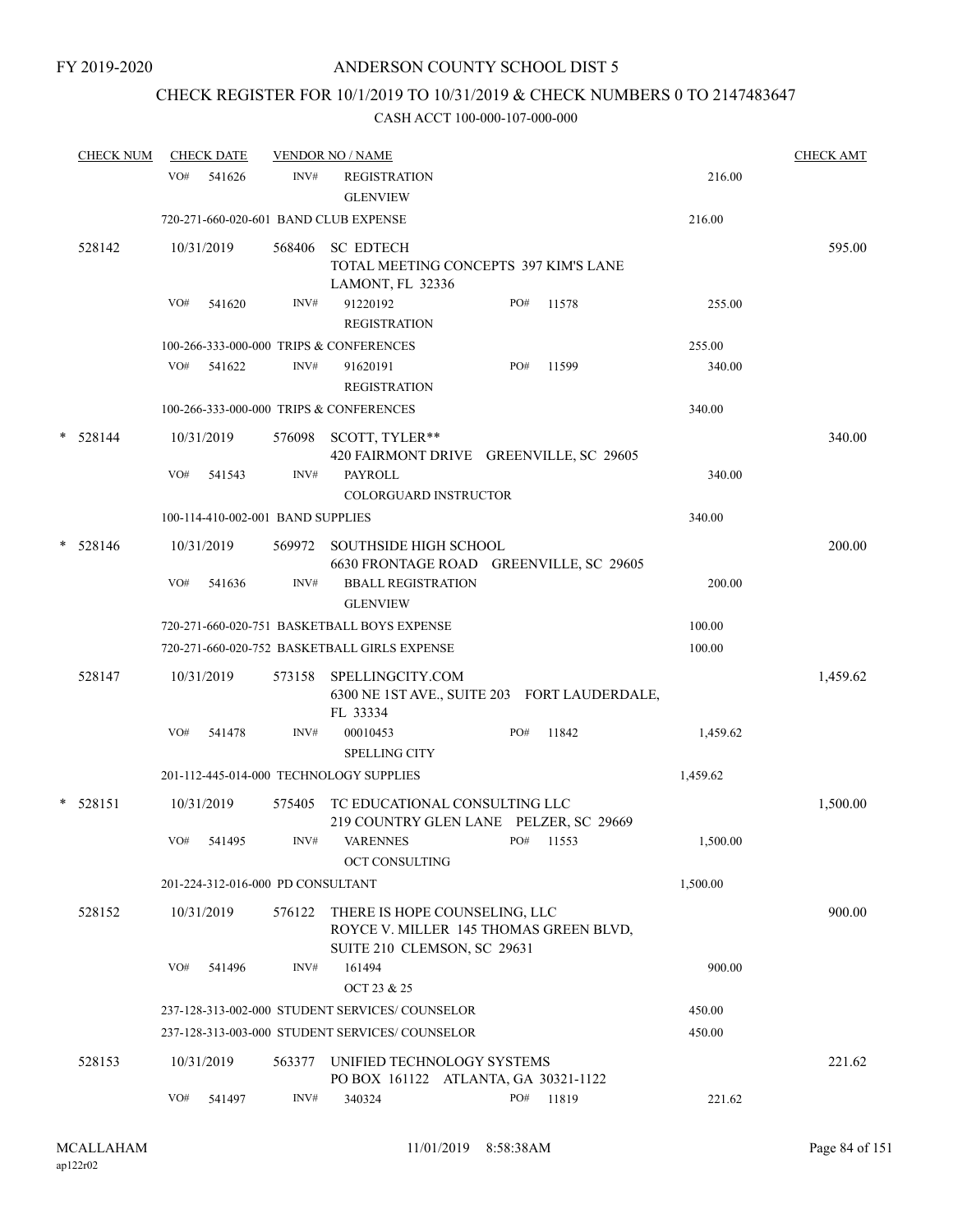FY 2019-2020

# ANDERSON COUNTY SCHOOL DIST 5

## CHECK REGISTER FOR 10/1/2019 TO 10/31/2019 & CHECK NUMBERS 0 TO 2147483647

### CASH ACCT 100-000-107-000-000

| CHECK NUM | CHECK DATE | VENDOR NO / NAME | | | CHECK AMT |
|---|---|---|---|---|---|
| | VO# 541626 | INV# | REGISTRATION<br>GLENVIEW | 216.00 | |
| | 720-271-660-020-601 BAND CLUB EXPENSE | | | 216.00 | |
| 528142 | 10/31/2019 | 568406 | SC EDTECH<br>TOTAL MEETING CONCEPTS 397 KIM'S LANE<br>LAMONT, FL 32336 | | 595.00 |
| | VO# 541620 | INV# | 91220192 PO# 11578<br>REGISTRATION | 255.00 | |
| | 100-266-333-000-000 TRIPS & CONFERENCES | | | 255.00 | |
| | VO# 541622 | INV# | 91620191 PO# 11599<br>REGISTRATION | 340.00 | |
| | 100-266-333-000-000 TRIPS & CONFERENCES | | | 340.00 | |
| * 528144 | 10/31/2019 | 576098 | SCOTT, TYLER**<br>420 FAIRMONT DRIVE GREENVILLE, SC 29605 | | 340.00 |
| | VO# 541543 | INV# | PAYROLL<br>COLORGUARD INSTRUCTOR | 340.00 | |
| | 100-114-410-002-001 BAND SUPPLIES | | | 340.00 | |
| * 528146 | 10/31/2019 | 569972 | SOUTHSIDE HIGH SCHOOL<br>6630 FRONTAGE ROAD GREENVILLE, SC 29605 | | 200.00 |
| | VO# 541636 | INV# | BBALL REGISTRATION<br>GLENVIEW | 200.00 | |
| | 720-271-660-020-751 BASKETBALL BOYS EXPENSE | | | 100.00 | |
| | 720-271-660-020-752 BASKETBALL GIRLS EXPENSE | | | 100.00 | |
| 528147 | 10/31/2019 | 573158 | SPELLINGCITY.COM<br>6300 NE 1ST AVE., SUITE 203 FORT LAUDERDALE, FL 33334 | | 1,459.62 |
| | VO# 541478 | INV# | 00010453 PO# 11842<br>SPELLING CITY | 1,459.62 | |
| | 201-112-445-014-000 TECHNOLOGY SUPPLIES | | | 1,459.62 | |
| * 528151 | 10/31/2019 | 575405 | TC EDUCATIONAL CONSULTING LLC<br>219 COUNTRY GLEN LANE PELZER, SC 29669 | | 1,500.00 |
| | VO# 541495 | INV# | VARENNES PO# 11553<br>OCT CONSULTING | 1,500.00 | |
| | 201-224-312-016-000 PD CONSULTANT | | | 1,500.00 | |
| 528152 | 10/31/2019 | 576122 | THERE IS HOPE COUNSELING, LLC<br>ROYCE V. MILLER 145 THOMAS GREEN BLVD, SUITE 210 CLEMSON, SC 29631 | | 900.00 |
| | VO# 541496 | INV# | 161494<br>OCT 23 & 25 | 900.00 | |
| | 237-128-313-002-000 STUDENT SERVICES/ COUNSELOR | | | 450.00 | |
| | 237-128-313-003-000 STUDENT SERVICES/ COUNSELOR | | | 450.00 | |
| 528153 | 10/31/2019 | 563377 | UNIFIED TECHNOLOGY SYSTEMS<br>PO BOX 161122 ATLANTA, GA 30321-1122 | | 221.62 |
| | VO# 541497 | INV# | 340324 PO# 11819 | 221.62 | |

MCALLAHAM ap122r02 11/01/2019 8:58:38AM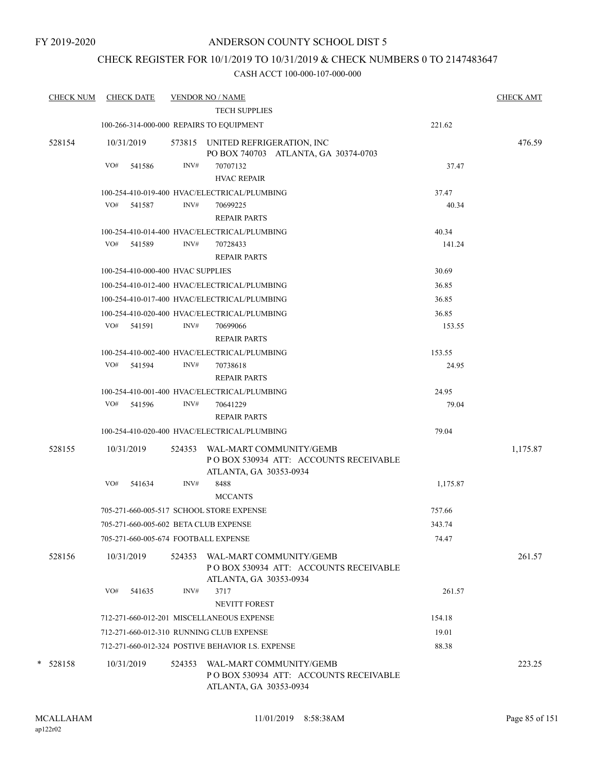FY 2019-2020

# ANDERSON COUNTY SCHOOL DIST 5

## CHECK REGISTER FOR 10/1/2019 TO 10/31/2019 & CHECK NUMBERS 0 TO 2147483647

### CASH ACCT 100-000-107-000-000

| CHECK NUM | CHECK DATE | VENDOR NO / NAME | | CHECK AMT |
|---|---|---|---|---|
| | | TECH SUPPLIES | | |
| | 100-266-314-000-000 REPAIRS TO EQUIPMENT | | 221.62 | |
| 528154 | 10/31/2019 | 573815 UNITED REFRIGERATION, INC<br>PO BOX 740703 ATLANTA, GA 30374-0703 | | 476.59 |
| | VO# 541586 | INV# 70707132<br>HVAC REPAIR | 37.47 | |
| | 100-254-410-019-400 HVAC/ELECTRICAL/PLUMBING | | 37.47 | |
| | VO# 541587 | INV# 70699225<br>REPAIR PARTS | 40.34 | |
| | 100-254-410-014-400 HVAC/ELECTRICAL/PLUMBING | | 40.34 | |
| | VO# 541589 | INV# 70728433<br>REPAIR PARTS | 141.24 | |
| | 100-254-410-000-400 HVAC SUPPLIES | | 30.69 | |
| | 100-254-410-012-400 HVAC/ELECTRICAL/PLUMBING | | 36.85 | |
| | 100-254-410-017-400 HVAC/ELECTRICAL/PLUMBING | | 36.85 | |
| | 100-254-410-020-400 HVAC/ELECTRICAL/PLUMBING | | 36.85 | |
| | VO# 541591 | INV# 70699066<br>REPAIR PARTS | 153.55 | |
| | 100-254-410-002-400 HVAC/ELECTRICAL/PLUMBING | | 153.55 | |
| | VO# 541594 | INV# 70738618<br>REPAIR PARTS | 24.95 | |
| | 100-254-410-001-400 HVAC/ELECTRICAL/PLUMBING | | 24.95 | |
| | VO# 541596 | INV# 70641229<br>REPAIR PARTS | 79.04 | |
| | 100-254-410-020-400 HVAC/ELECTRICAL/PLUMBING | | 79.04 | |
| 528155 | 10/31/2019 | 524353 WAL-MART COMMUNITY/GEMB<br>P O BOX 530934 ATT: ACCOUNTS RECEIVABLE<br>ATLANTA, GA 30353-0934 | | 1,175.87 |
| | VO# 541634 | INV# 8488<br>MCCANTS | 1,175.87 | |
| | 705-271-660-005-517 SCHOOL STORE EXPENSE | | 757.66 | |
| | 705-271-660-005-602 BETA CLUB EXPENSE | | 343.74 | |
| | 705-271-660-005-674 FOOTBALL EXPENSE | | 74.47 | |
| 528156 | 10/31/2019 | 524353 WAL-MART COMMUNITY/GEMB<br>P O BOX 530934 ATT: ACCOUNTS RECEIVABLE<br>ATLANTA, GA 30353-0934 | | 261.57 |
| | VO# 541635 | INV# 3717<br>NEVITT FOREST | 261.57 | |
| | 712-271-660-012-201 MISCELLANEOUS EXPENSE | | 154.18 | |
| | 712-271-660-012-310 RUNNING CLUB EXPENSE | | 19.01 | |
| | 712-271-660-012-324 POSTIVE BEHAVIOR I.S. EXPENSE | | 88.38 | |
| * 528158 | 10/31/2019 | 524353 WAL-MART COMMUNITY/GEMB<br>P O BOX 530934 ATT: ACCOUNTS RECEIVABLE<br>ATLANTA, GA 30353-0934 | | 223.25 |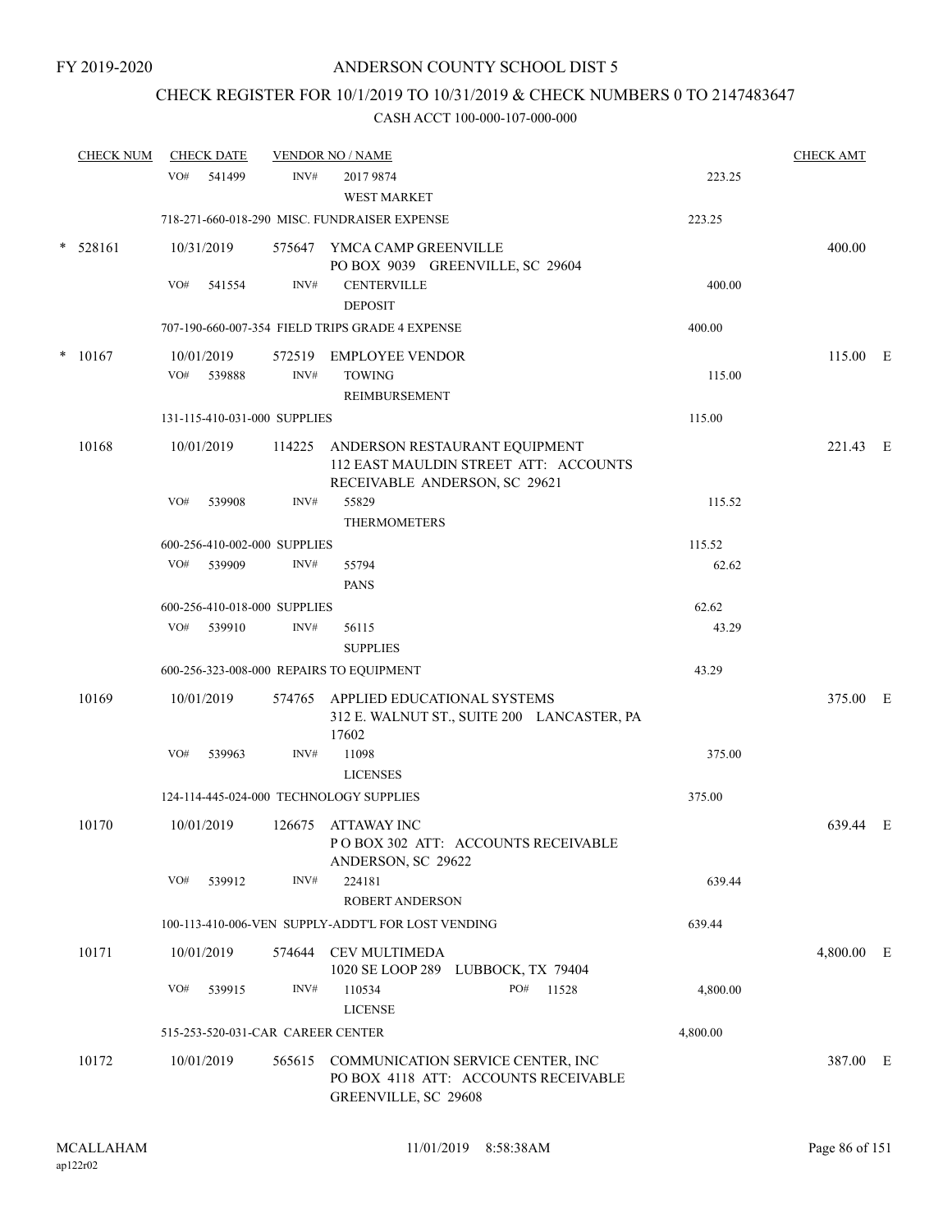FY 2019-2020

# ANDERSON COUNTY SCHOOL DIST 5

## CHECK REGISTER FOR 10/1/2019 TO 10/31/2019 & CHECK NUMBERS 0 TO 2147483647

### CASH ACCT 100-000-107-000-000

| CHECK NUM | CHECK DATE | VENDOR NO / NAME | | CHECK AMT |
|---|---|---|---|---|
| | VO# 541499 | INV# 2017 9874 WEST MARKET | 223.25 | |
| | 718-271-660-018-290 MISC. FUNDRAISER EXPENSE | | 223.25 | |
| * 528161 | 10/31/2019 | 575647 YMCA CAMP GREENVILLE PO BOX 9039 GREENVILLE, SC 29604 | | 400.00 |
| | VO# 541554 | INV# CENTERVILLE DEPOSIT | 400.00 | |
| | 707-190-660-007-354 FIELD TRIPS GRADE 4 EXPENSE | | 400.00 | |
| * 10167 | 10/01/2019 | 572519 EMPLOYEE VENDOR | | 115.00 E |
| | VO# 539888 | INV# TOWING REIMBURSEMENT | 115.00 | |
| | 131-115-410-031-000 SUPPLIES | | 115.00 | |
| 10168 | 10/01/2019 | 114225 ANDERSON RESTAURANT EQUIPMENT 112 EAST MAULDIN STREET ATT: ACCOUNTS RECEIVABLE ANDERSON, SC 29621 | | 221.43 E |
| | VO# 539908 | INV# 55829 THERMOMETERS | 115.52 | |
| | 600-256-410-002-000 SUPPLIES | | 115.52 | |
| | VO# 539909 | INV# 55794 PANS | 62.62 | |
| | 600-256-410-018-000 SUPPLIES | | 62.62 | |
| | VO# 539910 | INV# 56115 SUPPLIES | 43.29 | |
| | 600-256-323-008-000 REPAIRS TO EQUIPMENT | | 43.29 | |
| 10169 | 10/01/2019 | 574765 APPLIED EDUCATIONAL SYSTEMS 312 E. WALNUT ST., SUITE 200 LANCASTER, PA 17602 | | 375.00 E |
| | VO# 539963 | INV# 11098 LICENSES | 375.00 | |
| | 124-114-445-024-000 TECHNOLOGY SUPPLIES | | 375.00 | |
| 10170 | 10/01/2019 | 126675 ATTAWAY INC P O BOX 302 ATT: ACCOUNTS RECEIVABLE ANDERSON, SC 29622 | | 639.44 E |
| | VO# 539912 | INV# 224181 ROBERT ANDERSON | 639.44 | |
| | 100-113-410-006-VEN SUPPLY-ADDT'L FOR LOST VENDING | | 639.44 | |
| 10171 | 10/01/2019 | 574644 CEV MULTIMEDA 1020 SE LOOP 289 LUBBOCK, TX 79404 | | 4,800.00 E |
| | VO# 539915 | INV# 110534 PO# 11528 LICENSE | 4,800.00 | |
| | 515-253-520-031-CAR CAREER CENTER | | 4,800.00 | |
| 10172 | 10/01/2019 | 565615 COMMUNICATION SERVICE CENTER, INC PO BOX 4118 ATT: ACCOUNTS RECEIVABLE GREENVILLE, SC 29608 | | 387.00 E |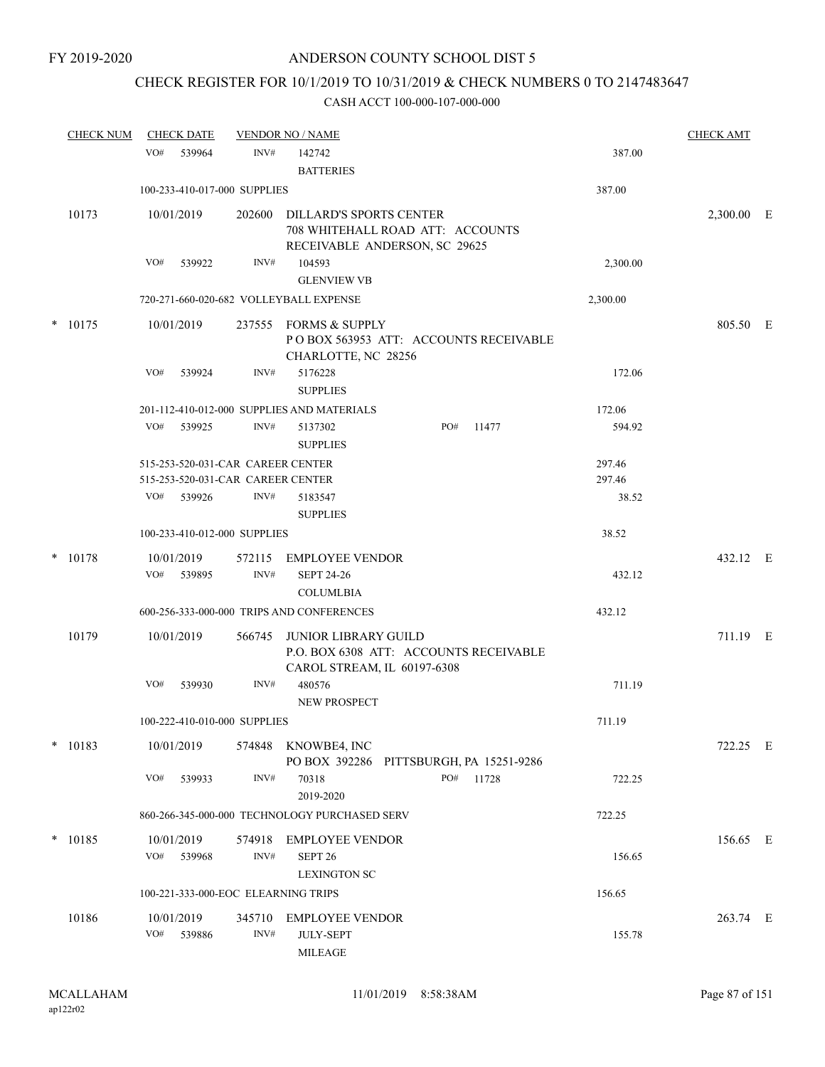FY 2019-2020

# ANDERSON COUNTY SCHOOL DIST 5

## CHECK REGISTER FOR 10/1/2019 TO 10/31/2019 & CHECK NUMBERS 0 TO 2147483647

### CASH ACCT 100-000-107-000-000

| CHECK NUM | CHECK DATE | VENDOR NO / NAME | | | CHECK AMT |
|---|---|---|---|---|---|
| | VO# 539964 | INV# 142742 BATTERIES | | 387.00 | |
| | 100-233-410-017-000 SUPPLIES | | | 387.00 | |
| 10173 | 10/01/2019 | 202600 DILLARD'S SPORTS CENTER 708 WHITEHALL ROAD ATT: ACCOUNTS RECEIVABLE ANDERSON, SC 29625 | | | 2,300.00 E |
| | VO# 539922 | INV# 104593 GLENVIEW VB | | 2,300.00 | |
| | 720-271-660-020-682 VOLLEYBALL EXPENSE | | | 2,300.00 | |
| * 10175 | 10/01/2019 | 237555 FORMS & SUPPLY P O BOX 563953 ATT: ACCOUNTS RECEIVABLE CHARLOTTE, NC 28256 | | | 805.50 E |
| | VO# 539924 | INV# 5176228 SUPPLIES | | 172.06 | |
| | 201-112-410-012-000 SUPPLIES AND MATERIALS | | | 172.06 | |
| | VO# 539925 | INV# 5137302 SUPPLIES | PO# 11477 | 594.92 | |
| | 515-253-520-031-CAR CAREER CENTER | | | 297.46 | |
| | 515-253-520-031-CAR CAREER CENTER | | | 297.46 | |
| | VO# 539926 | INV# 5183547 SUPPLIES | | 38.52 | |
| | 100-233-410-012-000 SUPPLIES | | | 38.52 | |
| * 10178 | 10/01/2019 | 572115 EMPLOYEE VENDOR | | | 432.12 E |
| | VO# 539895 | INV# SEPT 24-26 COLUMLBIA | | 432.12 | |
| | 600-256-333-000-000 TRIPS AND CONFERENCES | | | 432.12 | |
| 10179 | 10/01/2019 | 566745 JUNIOR LIBRARY GUILD P.O. BOX 6308 ATT: ACCOUNTS RECEIVABLE CAROL STREAM, IL 60197-6308 | | | 711.19 E |
| | VO# 539930 | INV# 480576 NEW PROSPECT | | 711.19 | |
| | 100-222-410-010-000 SUPPLIES | | | 711.19 | |
| * 10183 | 10/01/2019 | 574848 KNOWBE4, INC PO BOX 392286 PITTSBURGH, PA 15251-9286 | | | 722.25 E |
| | VO# 539933 | INV# 70318 2019-2020 | PO# 11728 | 722.25 | |
| | 860-266-345-000-000 TECHNOLOGY PURCHASED SERV | | | 722.25 | |
| * 10185 | 10/01/2019 | 574918 EMPLOYEE VENDOR | | | 156.65 E |
| | VO# 539968 | INV# SEPT 26 LEXINGTON SC | | 156.65 | |
| | 100-221-333-000-EOC ELEARNING TRIPS | | | 156.65 | |
| 10186 | 10/01/2019 | 345710 EMPLOYEE VENDOR | | | 263.74 E |
| | VO# 539886 | INV# JULY-SEPT MILEAGE | | 155.78 | |

MCALLAHAM ap122r02 11/01/2019 8:58:38AM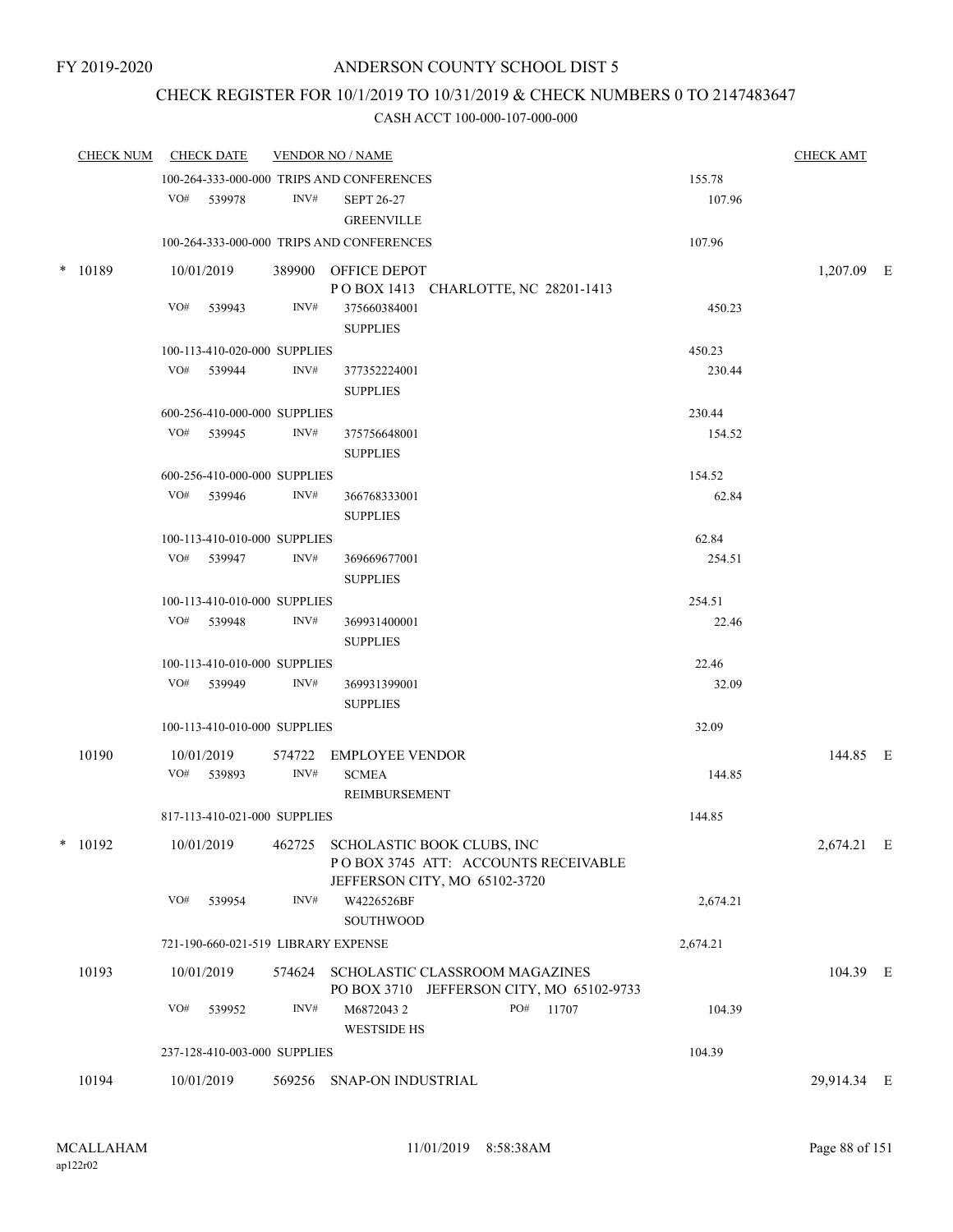# ANDERSON COUNTY SCHOOL DIST 5

## CHECK REGISTER FOR 10/1/2019 TO 10/31/2019 & CHECK NUMBERS 0 TO 2147483647

CASH ACCT 100-000-107-000-000

| CHECK NUM | CHECK DATE | VENDOR NO / NAME | | CHECK AMT |
|---|---|---|---|---|
| | 100-264-333-000-000 TRIPS AND CONFERENCES | | 155.78 | |
| | VO# 539978 | INV# SEPT 26-27 GREENVILLE | 107.96 | |
| | 100-264-333-000-000 TRIPS AND CONFERENCES | | 107.96 | |
| * 10189 | 10/01/2019 | 389900 OFFICE DEPOT P O BOX 1413 CHARLOTTE, NC 28201-1413 | | 1,207.09 E |
| | VO# 539943 | INV# 375660384001 SUPPLIES | 450.23 | |
| | 100-113-410-020-000 SUPPLIES | | 450.23 | |
| | VO# 539944 | INV# 377352224001 SUPPLIES | 230.44 | |
| | 600-256-410-000-000 SUPPLIES | | 230.44 | |
| | VO# 539945 | INV# 375756648001 SUPPLIES | 154.52 | |
| | 600-256-410-000-000 SUPPLIES | | 154.52 | |
| | VO# 539946 | INV# 366768333001 SUPPLIES | 62.84 | |
| | 100-113-410-010-000 SUPPLIES | | 62.84 | |
| | VO# 539947 | INV# 369669677001 SUPPLIES | 254.51 | |
| | 100-113-410-010-000 SUPPLIES | | 254.51 | |
| | VO# 539948 | INV# 369931400001 SUPPLIES | 22.46 | |
| | 100-113-410-010-000 SUPPLIES | | 22.46 | |
| | VO# 539949 | INV# 369931399001 SUPPLIES | 32.09 | |
| | 100-113-410-010-000 SUPPLIES | | 32.09 | |
| 10190 | 10/01/2019 | 574722 EMPLOYEE VENDOR | | 144.85 E |
| | VO# 539893 | INV# SCMEA REIMBURSEMENT | 144.85 | |
| | 817-113-410-021-000 SUPPLIES | | 144.85 | |
| * 10192 | 10/01/2019 | 462725 SCHOLASTIC BOOK CLUBS, INC P O BOX 3745 ATT: ACCOUNTS RECEIVABLE JEFFERSON CITY, MO 65102-3720 | | 2,674.21 E |
| | VO# 539954 | INV# W4226526BF SOUTHWOOD | 2,674.21 | |
| | 721-190-660-021-519 LIBRARY EXPENSE | | 2,674.21 | |
| 10193 | 10/01/2019 | 574624 SCHOLASTIC CLASSROOM MAGAZINES PO BOX 3710 JEFFERSON CITY, MO 65102-9733 | | 104.39 E |
| | VO# 539952 | INV# M6872043 2 PO# 11707 WESTSIDE HS | 104.39 | |
| | 237-128-410-003-000 SUPPLIES | | 104.39 | |
| 10194 | 10/01/2019 | 569256 SNAP-ON INDUSTRIAL | | 29,914.34 E |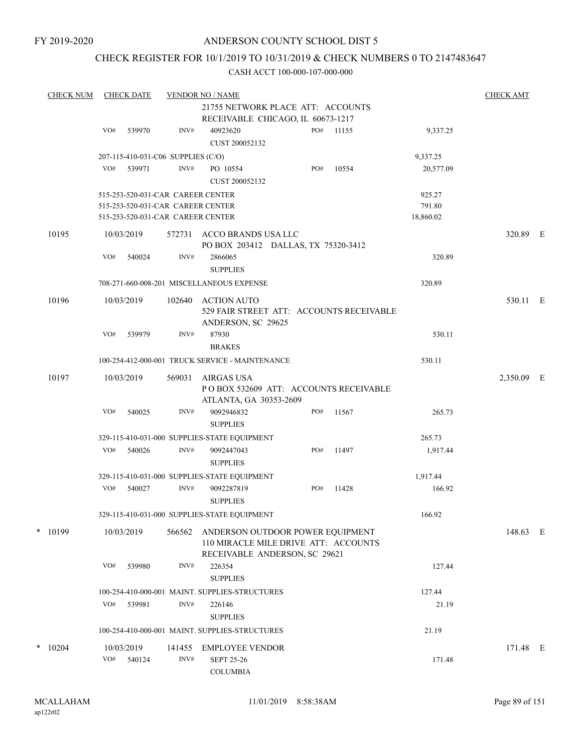FY 2019-2020

# ANDERSON COUNTY SCHOOL DIST 5

## CHECK REGISTER FOR 10/1/2019 TO 10/31/2019 & CHECK NUMBERS 0 TO 2147483647

### CASH ACCT 100-000-107-000-000

| CHECK NUM | CHECK DATE | VENDOR NO / NAME | | | CHECK AMT |
|---|---|---|---|---|---|
| | | 21755 NETWORK PLACE ATT: ACCOUNTS RECEIVABLE CHICAGO, IL 60673-1217 | | | |
| | VO# 539970 | INV# 40923620 CUST 200052132 | PO# 11155 | 9,337.25 | |
| | 207-115-410-031-C06 SUPPLIES (C/O) | | | 9,337.25 | |
| | VO# 539971 | INV# PO 10554 CUST 200052132 | PO# 10554 | 20,577.09 | |
| | 515-253-520-031-CAR CAREER CENTER | | | 925.27 | |
| | 515-253-520-031-CAR CAREER CENTER | | | 791.80 | |
| | 515-253-520-031-CAR CAREER CENTER | | | 18,860.02 | |
| 10195 | 10/03/2019 | 572731 ACCO BRANDS USA LLC PO BOX 203412 DALLAS, TX 75320-3412 | | | 320.89 E |
| | VO# 540024 | INV# 2866065 SUPPLIES | | 320.89 | |
| | 708-271-660-008-201 MISCELLANEOUS EXPENSE | | | 320.89 | |
| 10196 | 10/03/2019 | 102640 ACTION AUTO 529 FAIR STREET ATT: ACCOUNTS RECEIVABLE ANDERSON, SC 29625 | | | 530.11 E |
| | VO# 539979 | INV# 87930 BRAKES | | 530.11 | |
| | 100-254-412-000-001 TRUCK SERVICE - MAINTENANCE | | | 530.11 | |
| 10197 | 10/03/2019 | 569031 AIRGAS USA P O BOX 532609 ATT: ACCOUNTS RECEIVABLE ATLANTA, GA 30353-2609 | | | 2,350.09 E |
| | VO# 540025 | INV# 9092946832 SUPPLIES | PO# 11567 | 265.73 | |
| | 329-115-410-031-000 SUPPLIES-STATE EQUIPMENT | | | 265.73 | |
| | VO# 540026 | INV# 9092447043 SUPPLIES | PO# 11497 | 1,917.44 | |
| | 329-115-410-031-000 SUPPLIES-STATE EQUIPMENT | | | 1,917.44 | |
| | VO# 540027 | INV# 9092287819 SUPPLIES | PO# 11428 | 166.92 | |
| | 329-115-410-031-000 SUPPLIES-STATE EQUIPMENT | | | 166.92 | |
| * 10199 | 10/03/2019 | 566562 ANDERSON OUTDOOR POWER EQUIPMENT 110 MIRACLE MILE DRIVE ATT: ACCOUNTS RECEIVABLE ANDERSON, SC 29621 | | | 148.63 E |
| | VO# 539980 | INV# 226354 SUPPLIES | | 127.44 | |
| | 100-254-410-000-001 MAINT. SUPPLIES-STRUCTURES | | | 127.44 | |
| | VO# 539981 | INV# 226146 SUPPLIES | | 21.19 | |
| | 100-254-410-000-001 MAINT. SUPPLIES-STRUCTURES | | | 21.19 | |
| * 10204 | 10/03/2019 | 141455 EMPLOYEE VENDOR | | | 171.48 E |
| | VO# 540124 | INV# SEPT 25-26 COLUMBIA | | 171.48 | |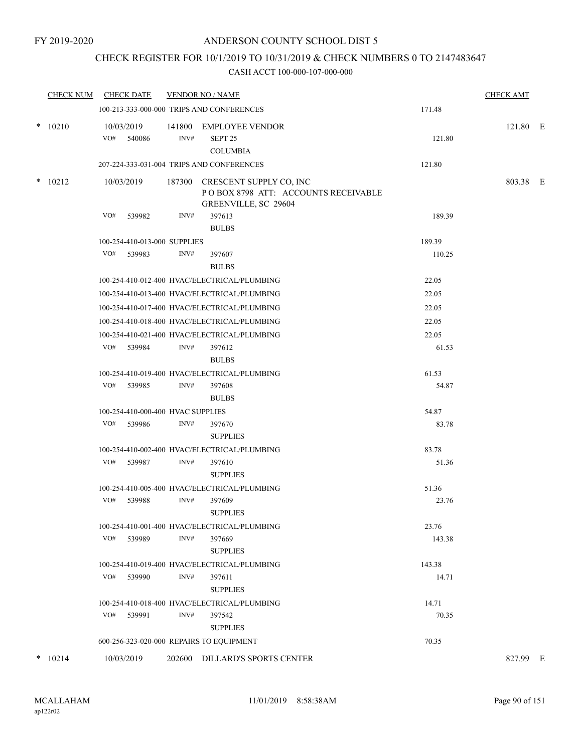FY 2019-2020

# ANDERSON COUNTY SCHOOL DIST 5

## CHECK REGISTER FOR 10/1/2019 TO 10/31/2019 & CHECK NUMBERS 0 TO 2147483647

### CASH ACCT 100-000-107-000-000

| CHECK NUM | CHECK DATE | VENDOR NO / NAME | | CHECK AMT |
|---|---|---|---|---|
| | 100-213-333-000-000 TRIPS AND CONFERENCES | | 171.48 | |
| * 10210 | 10/03/2019 | 141800 EMPLOYEE VENDOR | | 121.80 E |
| | VO# 540086 | INV# SEPT 25<br>COLUMBIA | 121.80 | |
| | 207-224-333-031-004 TRIPS AND CONFERENCES | | 121.80 | |
| * 10212 | 10/03/2019 | 187300 CRESCENT SUPPLY CO, INC<br>P O BOX 8798 ATT: ACCOUNTS RECEIVABLE<br>GREENVILLE, SC 29604 | | 803.38 E |
| | VO# 539982 | INV# 397613<br>BULBS | 189.39 | |
| | 100-254-410-013-000 SUPPLIES | | 189.39 | |
| | VO# 539983 | INV# 397607<br>BULBS | 110.25 | |
| | 100-254-410-012-400 HVAC/ELECTRICAL/PLUMBING | | 22.05 | |
| | 100-254-410-013-400 HVAC/ELECTRICAL/PLUMBING | | 22.05 | |
| | 100-254-410-017-400 HVAC/ELECTRICAL/PLUMBING | | 22.05 | |
| | 100-254-410-018-400 HVAC/ELECTRICAL/PLUMBING | | 22.05 | |
| | 100-254-410-021-400 HVAC/ELECTRICAL/PLUMBING | | 22.05 | |
| | VO# 539984 | INV# 397612<br>BULBS | 61.53 | |
| | 100-254-410-019-400 HVAC/ELECTRICAL/PLUMBING | | 61.53 | |
| | VO# 539985 | INV# 397608<br>BULBS | 54.87 | |
| | 100-254-410-000-400 HVAC SUPPLIES | | 54.87 | |
| | VO# 539986 | INV# 397670<br>SUPPLIES | 83.78 | |
| | 100-254-410-002-400 HVAC/ELECTRICAL/PLUMBING | | 83.78 | |
| | VO# 539987 | INV# 397610<br>SUPPLIES | 51.36 | |
| | 100-254-410-005-400 HVAC/ELECTRICAL/PLUMBING | | 51.36 | |
| | VO# 539988 | INV# 397609<br>SUPPLIES | 23.76 | |
| | 100-254-410-001-400 HVAC/ELECTRICAL/PLUMBING | | 23.76 | |
| | VO# 539989 | INV# 397669<br>SUPPLIES | 143.38 | |
| | 100-254-410-019-400 HVAC/ELECTRICAL/PLUMBING | | 143.38 | |
| | VO# 539990 | INV# 397611<br>SUPPLIES | 14.71 | |
| | 100-254-410-018-400 HVAC/ELECTRICAL/PLUMBING | | 14.71 | |
| | VO# 539991 | INV# 397542<br>SUPPLIES | 70.35 | |
| | 600-256-323-020-000 REPAIRS TO EQUIPMENT | | 70.35 | |
| * 10214 | 10/03/2019 | 202600 DILLARD'S SPORTS CENTER | | 827.99 E |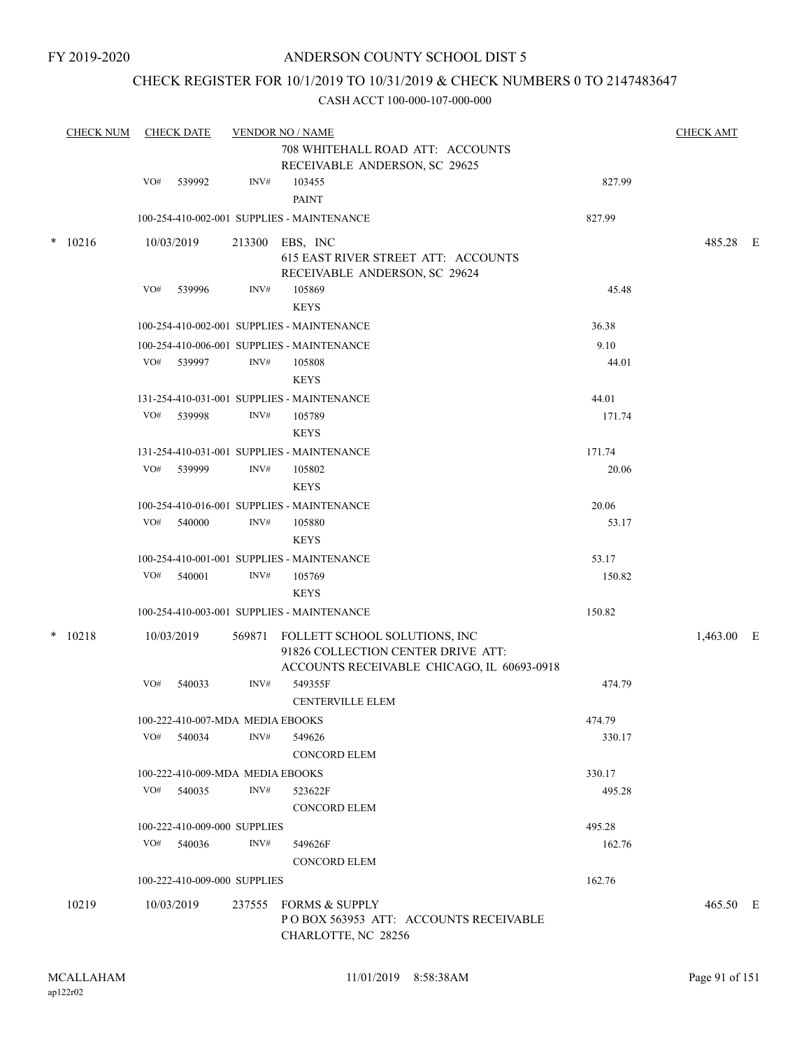FY 2019-2020

# ANDERSON COUNTY SCHOOL DIST 5

## CHECK REGISTER FOR 10/1/2019 TO 10/31/2019 & CHECK NUMBERS 0 TO 2147483647

### CASH ACCT 100-000-107-000-000

| CHECK NUM | CHECK DATE | VENDOR NO / NAME | | CHECK AMT |
|---|---|---|---|---|
| | | 708 WHITEHALL ROAD ATT: ACCOUNTS RECEIVABLE ANDERSON, SC 29625 | | |
| | VO# 539992 | INV# 103455 PAINT | 827.99 | |
| | | 100-254-410-002-001 SUPPLIES - MAINTENANCE | 827.99 | |
| * 10216 | 10/03/2019 | 213300 EBS, INC 615 EAST RIVER STREET ATT: ACCOUNTS RECEIVABLE ANDERSON, SC 29624 | | 485.28 E |
| | VO# 539996 | INV# 105869 KEYS | 45.48 | |
| | | 100-254-410-002-001 SUPPLIES - MAINTENANCE | 36.38 | |
| | | 100-254-410-006-001 SUPPLIES - MAINTENANCE | 9.10 | |
| | VO# 539997 | INV# 105808 KEYS | 44.01 | |
| | | 131-254-410-031-001 SUPPLIES - MAINTENANCE | 44.01 | |
| | VO# 539998 | INV# 105789 KEYS | 171.74 | |
| | | 131-254-410-031-001 SUPPLIES - MAINTENANCE | 171.74 | |
| | VO# 539999 | INV# 105802 KEYS | 20.06 | |
| | | 100-254-410-016-001 SUPPLIES - MAINTENANCE | 20.06 | |
| | VO# 540000 | INV# 105880 KEYS | 53.17 | |
| | | 100-254-410-001-001 SUPPLIES - MAINTENANCE | 53.17 | |
| | VO# 540001 | INV# 105769 KEYS | 150.82 | |
| | | 100-254-410-003-001 SUPPLIES - MAINTENANCE | 150.82 | |
| * 10218 | 10/03/2019 | 569871 FOLLETT SCHOOL SOLUTIONS, INC 91826 COLLECTION CENTER DRIVE ATT: ACCOUNTS RECEIVABLE CHICAGO, IL 60693-0918 | | 1,463.00 E |
| | VO# 540033 | INV# 549355F CENTERVILLE ELEM | 474.79 | |
| | | 100-222-410-007-MDA MEDIA EBOOKS | 474.79 | |
| | VO# 540034 | INV# 549626 CONCORD ELEM | 330.17 | |
| | | 100-222-410-009-MDA MEDIA EBOOKS | 330.17 | |
| | VO# 540035 | INV# 523622F CONCORD ELEM | 495.28 | |
| | | 100-222-410-009-000 SUPPLIES | 495.28 | |
| | VO# 540036 | INV# 549626F CONCORD ELEM | 162.76 | |
| | | 100-222-410-009-000 SUPPLIES | 162.76 | |
| 10219 | 10/03/2019 | 237555 FORMS & SUPPLY P O BOX 563953 ATT: ACCOUNTS RECEIVABLE CHARLOTTE, NC 28256 | | 465.50 E |

MCALLAHAM ap122r02 11/01/2019 8:58:38AM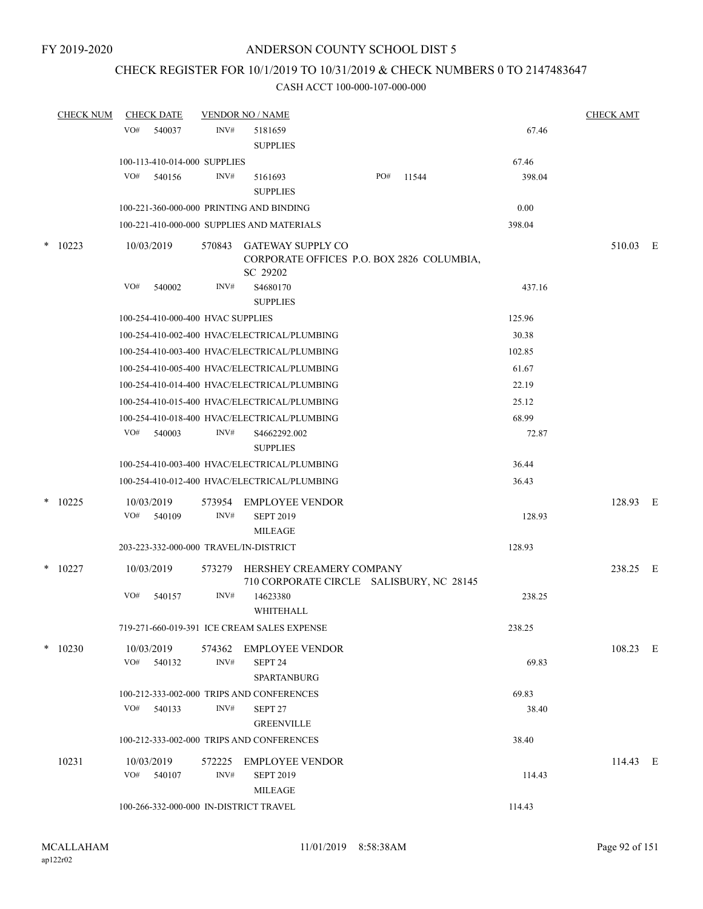FY 2019-2020

ANDERSON COUNTY SCHOOL DIST 5

CHECK REGISTER FOR 10/1/2019 TO 10/31/2019 & CHECK NUMBERS 0 TO 2147483647

CASH ACCT 100-000-107-000-000

| CHECK NUM | CHECK DATE | VENDOR NO / NAME | | CHECK AMT |
|---|---|---|---|---|
| | VO# 540037 | INV# 5181659 SUPPLIES | 67.46 | |
| | 100-113-410-014-000 SUPPLIES | | 67.46 | |
| | VO# 540156 | INV# 5161693 SUPPLIES PO# 11544 | 398.04 | |
| | 100-221-360-000-000 PRINTING AND BINDING | | 0.00 | |
| | 100-221-410-000-000 SUPPLIES AND MATERIALS | | 398.04 | |
| * 10223 | 10/03/2019 | 570843 GATEWAY SUPPLY CO CORPORATE OFFICES P.O. BOX 2826 COLUMBIA, SC 29202 | | 510.03 E |
| | VO# 540002 | INV# S4680170 SUPPLIES | 437.16 | |
| | 100-254-410-000-400 HVAC SUPPLIES | | 125.96 | |
| | 100-254-410-002-400 HVAC/ELECTRICAL/PLUMBING | | 30.38 | |
| | 100-254-410-003-400 HVAC/ELECTRICAL/PLUMBING | | 102.85 | |
| | 100-254-410-005-400 HVAC/ELECTRICAL/PLUMBING | | 61.67 | |
| | 100-254-410-014-400 HVAC/ELECTRICAL/PLUMBING | | 22.19 | |
| | 100-254-410-015-400 HVAC/ELECTRICAL/PLUMBING | | 25.12 | |
| | 100-254-410-018-400 HVAC/ELECTRICAL/PLUMBING | | 68.99 | |
| | VO# 540003 | INV# S4662292.002 SUPPLIES | 72.87 | |
| | 100-254-410-003-400 HVAC/ELECTRICAL/PLUMBING | | 36.44 | |
| | 100-254-410-012-400 HVAC/ELECTRICAL/PLUMBING | | 36.43 | |
| * 10225 | 10/03/2019 | 573954 EMPLOYEE VENDOR | | 128.93 E |
| | VO# 540109 | INV# SEPT 2019 MILEAGE | 128.93 | |
| | 203-223-332-000-000 TRAVEL/IN-DISTRICT | | 128.93 | |
| * 10227 | 10/03/2019 | 573279 HERSHEY CREAMERY COMPANY 710 CORPORATE CIRCLE SALISBURY, NC 28145 | | 238.25 E |
| | VO# 540157 | INV# 14623380 WHITEHALL | 238.25 | |
| | 719-271-660-019-391 ICE CREAM SALES EXPENSE | | 238.25 | |
| * 10230 | 10/03/2019 | 574362 EMPLOYEE VENDOR | | 108.23 E |
| | VO# 540132 | INV# SEPT 24 SPARTANBURG | 69.83 | |
| | 100-212-333-002-000 TRIPS AND CONFERENCES | | 69.83 | |
| | VO# 540133 | INV# SEPT 27 GREENVILLE | 38.40 | |
| | 100-212-333-002-000 TRIPS AND CONFERENCES | | 38.40 | |
| 10231 | 10/03/2019 | 572225 EMPLOYEE VENDOR | | 114.43 E |
| | VO# 540107 | INV# SEPT 2019 MILEAGE | 114.43 | |
| | 100-266-332-000-000 IN-DISTRICT TRAVEL | | 114.43 | |

MCALLAHAM ap122r02 11/01/2019 8:58:38AM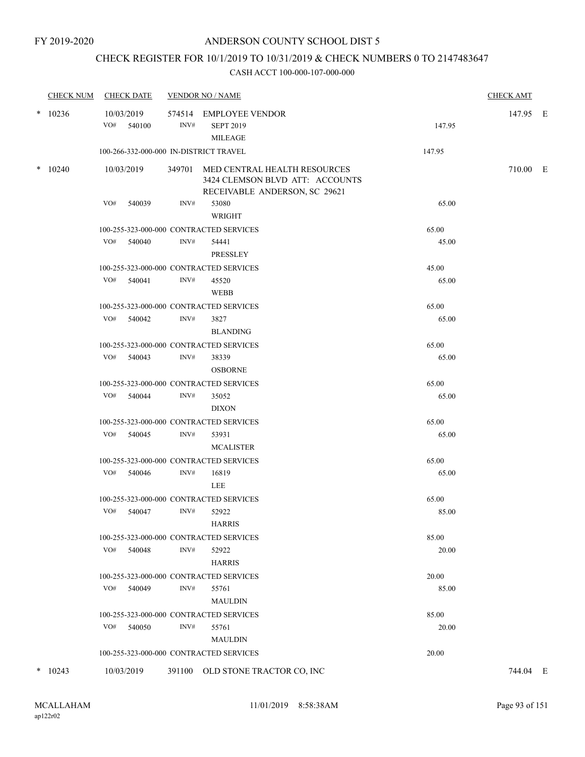FY 2019-2020

# ANDERSON COUNTY SCHOOL DIST 5

## CHECK REGISTER FOR 10/1/2019 TO 10/31/2019 & CHECK NUMBERS 0 TO 2147483647

### CASH ACCT 100-000-107-000-000

| CHECK NUM | CHECK DATE | VENDOR NO / NAME | | CHECK AMT | |
|---|---|---|---|---|---|
| * 10236 | 10/03/2019 | 574514 EMPLOYEE VENDOR | | 147.95 | E |
| | VO# 540100 | INV# SEPT 2019 MILEAGE | 147.95 | | |
| | 100-266-332-000-000 IN-DISTRICT TRAVEL | | 147.95 | | |
| * 10240 | 10/03/2019 | 349701 MED CENTRAL HEALTH RESOURCES 3424 CLEMSON BLVD ATT: ACCOUNTS RECEIVABLE ANDERSON, SC 29621 | | 710.00 | E |
| | VO# 540039 | INV# 53080 WRIGHT | 65.00 | | |
| | 100-255-323-000-000 CONTRACTED SERVICES | | 65.00 | | |
| | VO# 540040 | INV# 54441 PRESSLEY | 45.00 | | |
| | 100-255-323-000-000 CONTRACTED SERVICES | | 45.00 | | |
| | VO# 540041 | INV# 45520 WEBB | 65.00 | | |
| | 100-255-323-000-000 CONTRACTED SERVICES | | 65.00 | | |
| | VO# 540042 | INV# 3827 BLANDING | 65.00 | | |
| | 100-255-323-000-000 CONTRACTED SERVICES | | 65.00 | | |
| | VO# 540043 | INV# 38339 OSBORNE | 65.00 | | |
| | 100-255-323-000-000 CONTRACTED SERVICES | | 65.00 | | |
| | VO# 540044 | INV# 35052 DIXON | 65.00 | | |
| | 100-255-323-000-000 CONTRACTED SERVICES | | 65.00 | | |
| | VO# 540045 | INV# 53931 MCALISTER | 65.00 | | |
| | 100-255-323-000-000 CONTRACTED SERVICES | | 65.00 | | |
| | VO# 540046 | INV# 16819 LEE | 65.00 | | |
| | 100-255-323-000-000 CONTRACTED SERVICES | | 65.00 | | |
| | VO# 540047 | INV# 52922 HARRIS | 85.00 | | |
| | 100-255-323-000-000 CONTRACTED SERVICES | | 85.00 | | |
| | VO# 540048 | INV# 52922 HARRIS | 20.00 | | |
| | 100-255-323-000-000 CONTRACTED SERVICES | | 20.00 | | |
| | VO# 540049 | INV# 55761 MAULDIN | 85.00 | | |
| | 100-255-323-000-000 CONTRACTED SERVICES | | 85.00 | | |
| | VO# 540050 | INV# 55761 MAULDIN | 20.00 | | |
| | 100-255-323-000-000 CONTRACTED SERVICES | | 20.00 | | |
| * 10243 | 10/03/2019 | 391100 OLD STONE TRACTOR CO, INC | | 744.04 | E |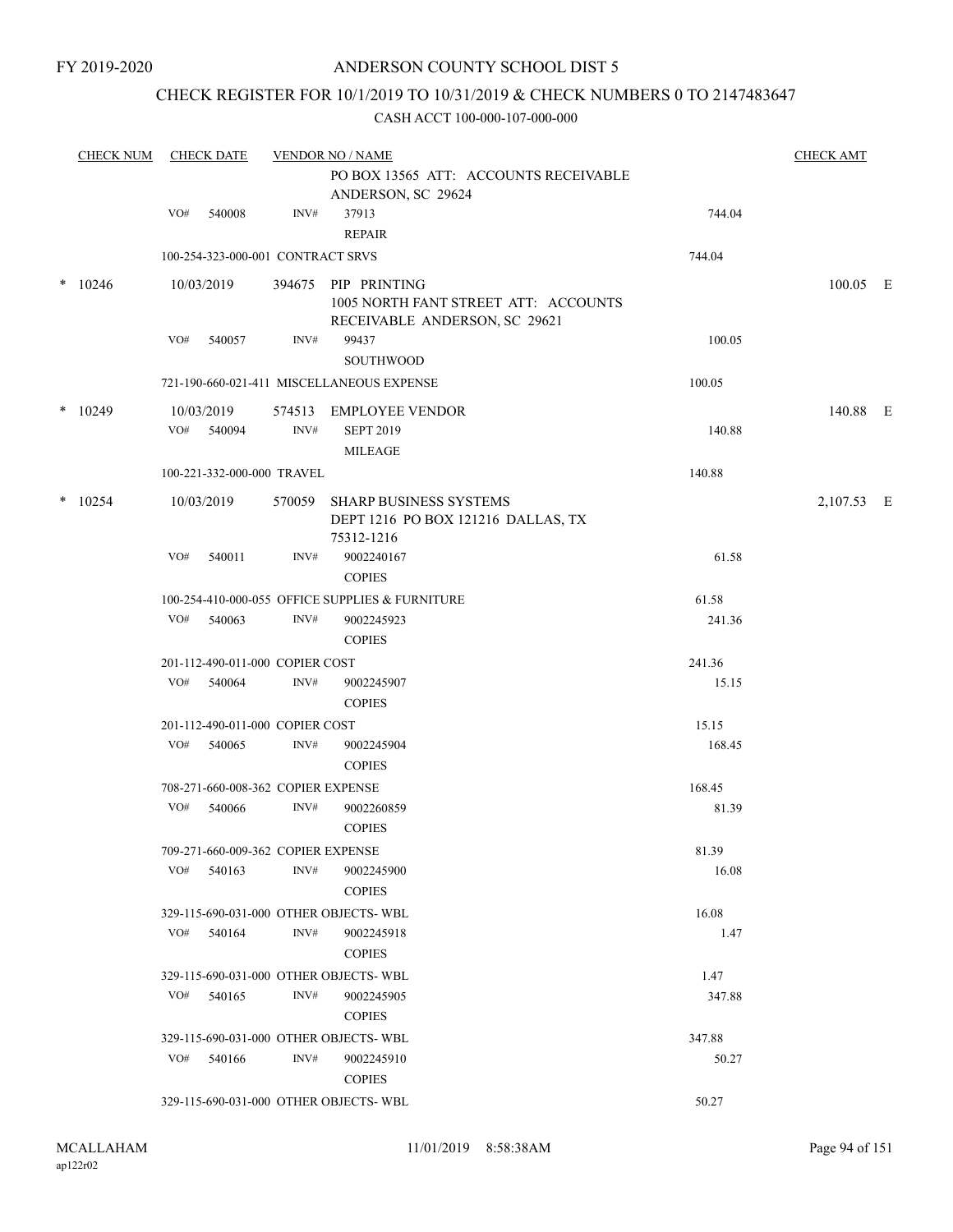FY 2019-2020

# ANDERSON COUNTY SCHOOL DIST 5

## CHECK REGISTER FOR 10/1/2019 TO 10/31/2019 & CHECK NUMBERS 0 TO 2147483647

### CASH ACCT 100-000-107-000-000

| CHECK NUM | CHECK DATE | VENDOR NO / NAME | | CHECK AMT |
|---|---|---|---|---|
| | | PO BOX 13565 ATT: ACCOUNTS RECEIVABLE ANDERSON, SC 29624 | | |
| | VO# 540008 | INV# 37913 REPAIR | 744.04 | |
| | 100-254-323-000-001 CONTRACT SRVS | | 744.04 | |
| * 10246 | 10/03/2019 | 394675 PIP PRINTING 1005 NORTH FANT STREET ATT: ACCOUNTS RECEIVABLE ANDERSON, SC 29621 | | 100.05 E |
| | VO# 540057 | INV# 99437 SOUTHWOOD | 100.05 | |
| | 721-190-660-021-411 MISCELLANEOUS EXPENSE | | 100.05 | |
| * 10249 | 10/03/2019 | 574513 EMPLOYEE VENDOR | | 140.88 E |
| | VO# 540094 | INV# SEPT 2019 MILEAGE | 140.88 | |
| | 100-221-332-000-000 TRAVEL | | 140.88 | |
| * 10254 | 10/03/2019 | 570059 SHARP BUSINESS SYSTEMS DEPT 1216 PO BOX 121216 DALLAS, TX 75312-1216 | | 2,107.53 E |
| | VO# 540011 | INV# 9002240167 COPIES | 61.58 | |
| | 100-254-410-000-055 OFFICE SUPPLIES & FURNITURE | | 61.58 | |
| | VO# 540063 | INV# 9002245923 COPIES | 241.36 | |
| | 201-112-490-011-000 COPIER COST | | 241.36 | |
| | VO# 540064 | INV# 9002245907 COPIES | 15.15 | |
| | 201-112-490-011-000 COPIER COST | | 15.15 | |
| | VO# 540065 | INV# 9002245904 COPIES | 168.45 | |
| | 708-271-660-008-362 COPIER EXPENSE | | 168.45 | |
| | VO# 540066 | INV# 9002260859 COPIES | 81.39 | |
| | 709-271-660-009-362 COPIER EXPENSE | | 81.39 | |
| | VO# 540163 | INV# 9002245900 COPIES | 16.08 | |
| | 329-115-690-031-000 OTHER OBJECTS- WBL | | 16.08 | |
| | VO# 540164 | INV# 9002245918 COPIES | 1.47 | |
| | 329-115-690-031-000 OTHER OBJECTS- WBL | | 1.47 | |
| | VO# 540165 | INV# 9002245905 COPIES | 347.88 | |
| | 329-115-690-031-000 OTHER OBJECTS- WBL | | 347.88 | |
| | VO# 540166 | INV# 9002245910 COPIES | 50.27 | |
| | 329-115-690-031-000 OTHER OBJECTS- WBL | | 50.27 | |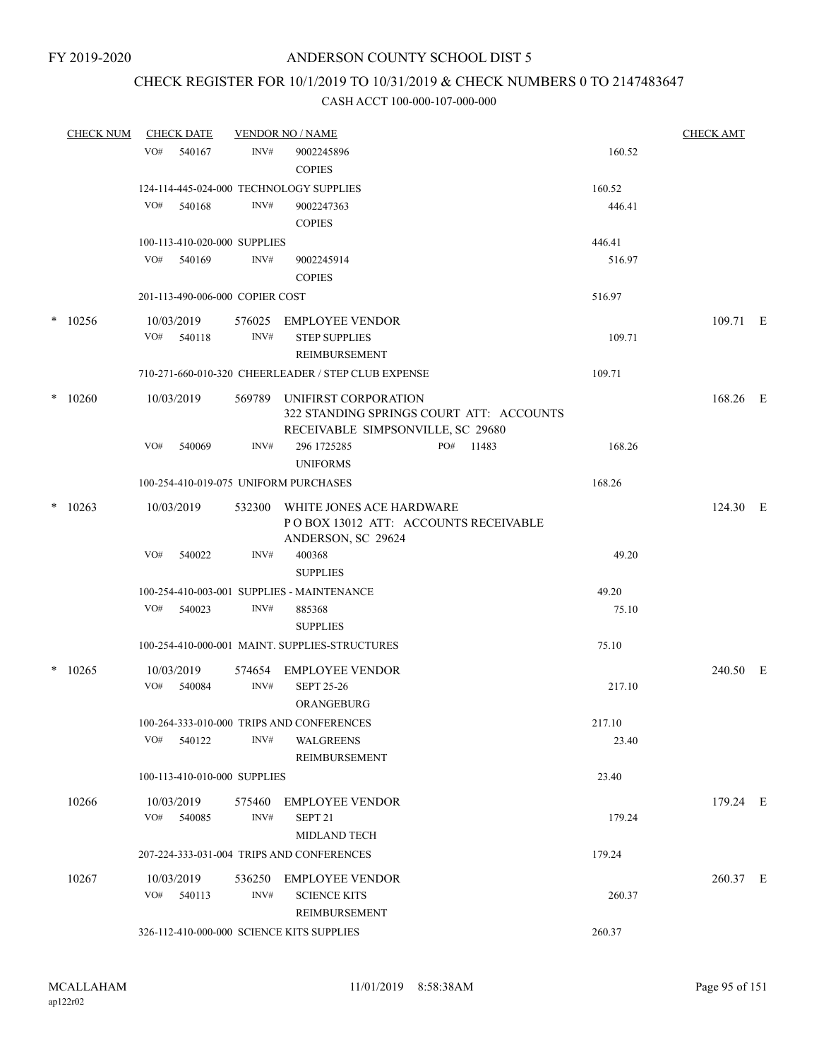FY 2019-2020

# ANDERSON COUNTY SCHOOL DIST 5

## CHECK REGISTER FOR 10/1/2019 TO 10/31/2019 & CHECK NUMBERS 0 TO 2147483647

### CASH ACCT 100-000-107-000-000

| CHECK NUM | CHECK DATE | VENDOR NO / NAME | | | CHECK AMT |
|---|---|---|---|---|---|
| | VO# 540167 | INV# | 9002245896<br>COPIES | 160.52 | |
| | 124-114-445-024-000 TECHNOLOGY SUPPLIES | | | 160.52 | |
| | VO# 540168 | INV# | 9002247363<br>COPIES | 446.41 | |
| | 100-113-410-020-000 SUPPLIES | | | 446.41 | |
| | VO# 540169 | INV# | 9002245914<br>COPIES | 516.97 | |
| | 201-113-490-006-000 COPIER COST | | | 516.97 | |
| * 10256 | 10/03/2019 | 576025 | EMPLOYEE VENDOR | | 109.71 E |
| | VO# 540118 | INV# | STEP SUPPLIES<br>REIMBURSEMENT | 109.71 | |
| | 710-271-660-010-320 CHEERLEADER / STEP CLUB EXPENSE | | | 109.71 | |
| * 10260 | 10/03/2019 | 569789 | UNIFIRST CORPORATION<br>322 STANDING SPRINGS COURT ATT: ACCOUNTS RECEIVABLE SIMPSONVILLE, SC 29680 | | 168.26 E |
| | VO# 540069 | INV# | 296 1725285 PO# 11483<br>UNIFORMS | 168.26 | |
| | 100-254-410-019-075 UNIFORM PURCHASES | | | 168.26 | |
| * 10263 | 10/03/2019 | 532300 | WHITE JONES ACE HARDWARE<br>P O BOX 13012 ATT: ACCOUNTS RECEIVABLE ANDERSON, SC 29624 | | 124.30 E |
| | VO# 540022 | INV# | 400368<br>SUPPLIES | 49.20 | |
| | 100-254-410-003-001 SUPPLIES - MAINTENANCE | | | 49.20 | |
| | VO# 540023 | INV# | 885368<br>SUPPLIES | 75.10 | |
| | 100-254-410-000-001 MAINT. SUPPLIES-STRUCTURES | | | 75.10 | |
| * 10265 | 10/03/2019 | 574654 | EMPLOYEE VENDOR | | 240.50 E |
| | VO# 540084 | INV# | SEPT 25-26<br>ORANGEBURG | 217.10 | |
| | 100-264-333-010-000 TRIPS AND CONFERENCES | | | 217.10 | |
| | VO# 540122 | INV# | WALGREENS<br>REIMBURSEMENT | 23.40 | |
| | 100-113-410-010-000 SUPPLIES | | | 23.40 | |
| 10266 | 10/03/2019 | 575460 | EMPLOYEE VENDOR | | 179.24 E |
| | VO# 540085 | INV# | SEPT 21<br>MIDLAND TECH | 179.24 | |
| | 207-224-333-031-004 TRIPS AND CONFERENCES | | | 179.24 | |
| 10267 | 10/03/2019 | 536250 | EMPLOYEE VENDOR | | 260.37 E |
| | VO# 540113 | INV# | SCIENCE KITS<br>REIMBURSEMENT | 260.37 | |
| | 326-112-410-000-000 SCIENCE KITS SUPPLIES | | | 260.37 | |

MCALLAHAM
ap122r02

11/01/2019 8:58:38AM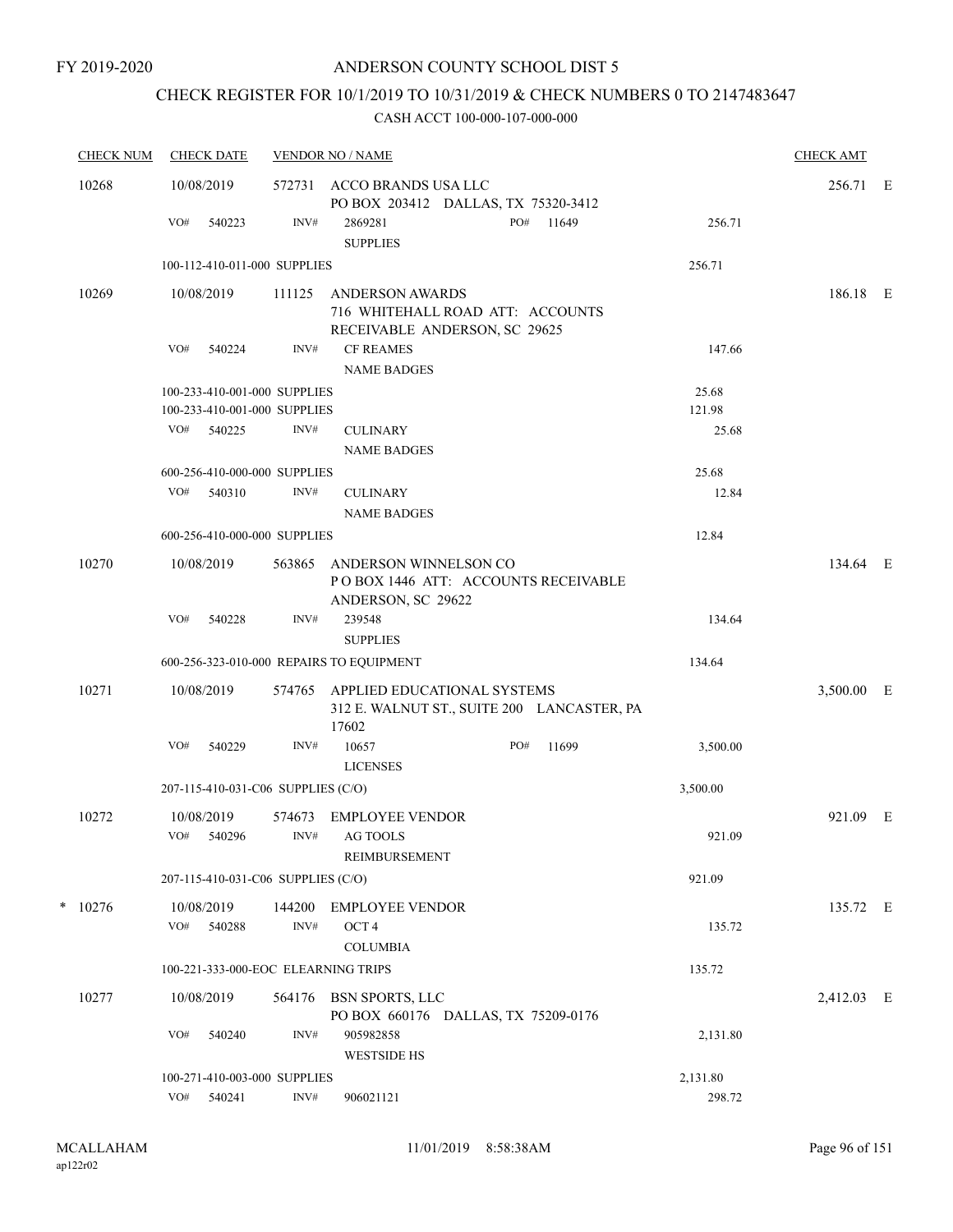FY 2019-2020

# ANDERSON COUNTY SCHOOL DIST 5

## CHECK REGISTER FOR 10/1/2019 TO 10/31/2019 & CHECK NUMBERS 0 TO 2147483647

CASH ACCT 100-000-107-000-000

| CHECK NUM | CHECK DATE | VENDOR NO / NAME | | CHECK AMT |
|---|---|---|---|---|
| 10268 | 10/08/2019 | 572731 ACCO BRANDS USA LLC<br>PO BOX 203412 DALLAS, TX 75320-3412 | | 256.71 E |
| | VO# 540223 | INV# 2869281 PO# 11649<br>SUPPLIES | 256.71 | |
| | 100-112-410-011-000 SUPPLIES | | 256.71 | |
| 10269 | 10/08/2019 | 111125 ANDERSON AWARDS<br>716 WHITEHALL ROAD ATT: ACCOUNTS RECEIVABLE ANDERSON, SC 29625 | | 186.18 E |
| | VO# 540224 | INV# CF REAMES<br>NAME BADGES | 147.66 | |
| | 100-233-410-001-000 SUPPLIES | | 25.68 | |
| | 100-233-410-001-000 SUPPLIES | | 121.98 | |
| | VO# 540225 | INV# CULINARY<br>NAME BADGES | 25.68 | |
| | 600-256-410-000-000 SUPPLIES | | 25.68 | |
| | VO# 540310 | INV# CULINARY<br>NAME BADGES | 12.84 | |
| | 600-256-410-000-000 SUPPLIES | | 12.84 | |
| 10270 | 10/08/2019 | 563865 ANDERSON WINNELSON CO<br>P O BOX 1446 ATT: ACCOUNTS RECEIVABLE ANDERSON, SC 29622 | | 134.64 E |
| | VO# 540228 | INV# 239548<br>SUPPLIES | 134.64 | |
| | 600-256-323-010-000 REPAIRS TO EQUIPMENT | | 134.64 | |
| 10271 | 10/08/2019 | 574765 APPLIED EDUCATIONAL SYSTEMS<br>312 E. WALNUT ST., SUITE 200 LANCASTER, PA 17602 | | 3,500.00 E |
| | VO# 540229 | INV# 10657 PO# 11699<br>LICENSES | 3,500.00 | |
| | 207-115-410-031-C06 SUPPLIES (C/O) | | 3,500.00 | |
| 10272 | 10/08/2019 | 574673 EMPLOYEE VENDOR | | 921.09 E |
| | VO# 540296 | INV# AG TOOLS<br>REIMBURSEMENT | 921.09 | |
| | 207-115-410-031-C06 SUPPLIES (C/O) | | 921.09 | |
| * 10276 | 10/08/2019 | 144200 EMPLOYEE VENDOR | | 135.72 E |
| | VO# 540288 | INV# OCT 4<br>COLUMBIA | 135.72 | |
| | 100-221-333-000-EOC ELEARNING TRIPS | | 135.72 | |
| 10277 | 10/08/2019 | 564176 BSN SPORTS, LLC<br>PO BOX 660176 DALLAS, TX 75209-0176 | | 2,412.03 E |
| | VO# 540240 | INV# 905982858<br>WESTSIDE HS | 2,131.80 | |
| | 100-271-410-003-000 SUPPLIES | | 2,131.80 | |
| | VO# 540241 | INV# 906021121 | 298.72 | |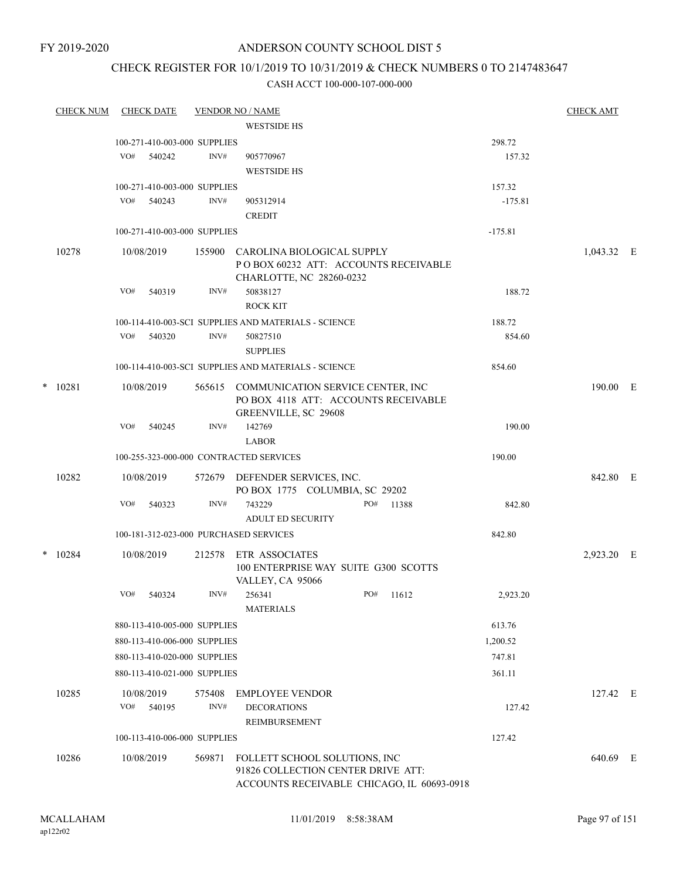FY 2019-2020

# ANDERSON COUNTY SCHOOL DIST 5

## CHECK REGISTER FOR 10/1/2019 TO 10/31/2019 & CHECK NUMBERS 0 TO 2147483647

CASH ACCT 100-000-107-000-000

| CHECK NUM | CHECK DATE | VENDOR NO / NAME | | CHECK AMT |
|---|---|---|---|---|
| | | WESTSIDE HS | | |
| | 100-271-410-003-000 SUPPLIES | | 298.72 | |
| | VO# 540242 | INV# 905770967 WESTSIDE HS | 157.32 | |
| | 100-271-410-003-000 SUPPLIES | | 157.32 | |
| | VO# 540243 | INV# 905312914 CREDIT | -175.81 | |
| | 100-271-410-003-000 SUPPLIES | | -175.81 | |
| 10278 | 10/08/2019 | 155900 CAROLINA BIOLOGICAL SUPPLY P O BOX 60232 ATT: ACCOUNTS RECEIVABLE CHARLOTTE, NC 28260-0232 | | 1,043.32 E |
| | VO# 540319 | INV# 50838127 ROCK KIT | 188.72 | |
| | 100-114-410-003-SCI SUPPLIES AND MATERIALS - SCIENCE | | 188.72 | |
| | VO# 540320 | INV# 50827510 SUPPLIES | 854.60 | |
| | 100-114-410-003-SCI SUPPLIES AND MATERIALS - SCIENCE | | 854.60 | |
| * 10281 | 10/08/2019 | 565615 COMMUNICATION SERVICE CENTER, INC PO BOX 4118 ATT: ACCOUNTS RECEIVABLE GREENVILLE, SC 29608 | | 190.00 E |
| | VO# 540245 | INV# 142769 LABOR | 190.00 | |
| | 100-255-323-000-000 CONTRACTED SERVICES | | 190.00 | |
| 10282 | 10/08/2019 | 572679 DEFENDER SERVICES, INC. PO BOX 1775 COLUMBIA, SC 29202 | | 842.80 E |
| | VO# 540323 | INV# 743229 PO# 11388 ADULT ED SECURITY | 842.80 | |
| | 100-181-312-023-000 PURCHASED SERVICES | | 842.80 | |
| * 10284 | 10/08/2019 | 212578 ETR ASSOCIATES 100 ENTERPRISE WAY SUITE G300 SCOTTS VALLEY, CA 95066 | | 2,923.20 E |
| | VO# 540324 | INV# 256341 PO# 11612 MATERIALS | 2,923.20 | |
| | 880-113-410-005-000 SUPPLIES | | 613.76 | |
| | 880-113-410-006-000 SUPPLIES | | 1,200.52 | |
| | 880-113-410-020-000 SUPPLIES | | 747.81 | |
| | 880-113-410-021-000 SUPPLIES | | 361.11 | |
| 10285 | 10/08/2019 | 575408 EMPLOYEE VENDOR | | 127.42 E |
| | VO# 540195 | INV# DECORATIONS REIMBURSEMENT | 127.42 | |
| | 100-113-410-006-000 SUPPLIES | | 127.42 | |
| 10286 | 10/08/2019 | 569871 FOLLETT SCHOOL SOLUTIONS, INC 91826 COLLECTION CENTER DRIVE ATT: ACCOUNTS RECEIVABLE CHICAGO, IL 60693-0918 | | 640.69 E |

MCALLAHAM ap122r02 11/01/2019 8:58:38AM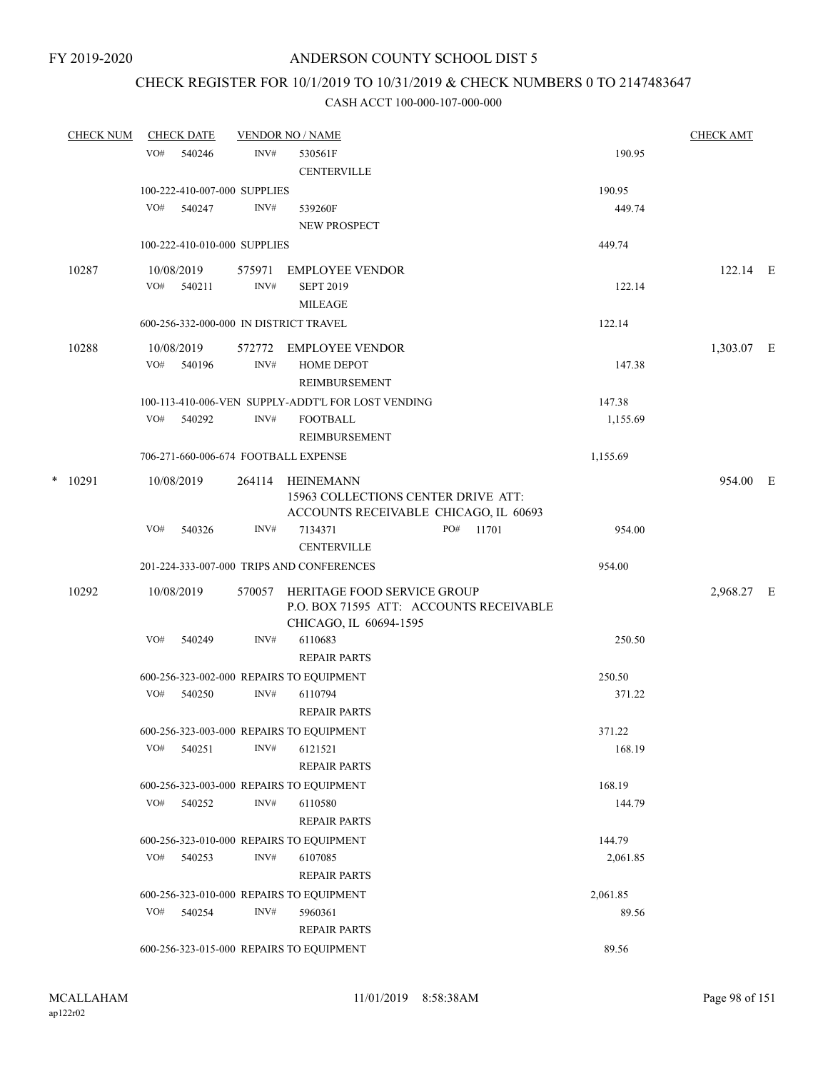FY 2019-2020

# ANDERSON COUNTY SCHOOL DIST 5

## CHECK REGISTER FOR 10/1/2019 TO 10/31/2019 & CHECK NUMBERS 0 TO 2147483647

### CASH ACCT 100-000-107-000-000

| CHECK NUM | CHECK DATE | VENDOR NO / NAME | | CHECK AMT |
|---|---|---|---|---|
| | VO# 540246 | INV# 530561F CENTERVILLE | 190.95 | |
| | 100-222-410-007-000 SUPPLIES | | 190.95 | |
| | VO# 540247 | INV# 539260F NEW PROSPECT | 449.74 | |
| | 100-222-410-010-000 SUPPLIES | | 449.74 | |
| 10287 | 10/08/2019 | 575971 EMPLOYEE VENDOR | | 122.14 E |
| | VO# 540211 | INV# SEPT 2019 MILEAGE | 122.14 | |
| | 600-256-332-000-000 IN DISTRICT TRAVEL | | 122.14 | |
| 10288 | 10/08/2019 | 572772 EMPLOYEE VENDOR | | 1,303.07 E |
| | VO# 540196 | INV# HOME DEPOT REIMBURSEMENT | 147.38 | |
| | 100-113-410-006-VEN SUPPLY-ADDT'L FOR LOST VENDING | | 147.38 | |
| | VO# 540292 | INV# FOOTBALL REIMBURSEMENT | 1,155.69 | |
| | 706-271-660-006-674 FOOTBALL EXPENSE | | 1,155.69 | |
| * 10291 | 10/08/2019 | 264114 HEINEMANN 15963 COLLECTIONS CENTER DRIVE ATT: ACCOUNTS RECEIVABLE CHICAGO, IL 60693 | | 954.00 E |
| | VO# 540326 | INV# 7134371 PO# 11701 CENTERVILLE | 954.00 | |
| | 201-224-333-007-000 TRIPS AND CONFERENCES | | 954.00 | |
| 10292 | 10/08/2019 | 570057 HERITAGE FOOD SERVICE GROUP P.O. BOX 71595 ATT: ACCOUNTS RECEIVABLE CHICAGO, IL 60694-1595 | | 2,968.27 E |
| | VO# 540249 | INV# 6110683 REPAIR PARTS | 250.50 | |
| | 600-256-323-002-000 REPAIRS TO EQUIPMENT | | 250.50 | |
| | VO# 540250 | INV# 6110794 REPAIR PARTS | 371.22 | |
| | 600-256-323-003-000 REPAIRS TO EQUIPMENT | | 371.22 | |
| | VO# 540251 | INV# 6121521 REPAIR PARTS | 168.19 | |
| | 600-256-323-003-000 REPAIRS TO EQUIPMENT | | 168.19 | |
| | VO# 540252 | INV# 6110580 REPAIR PARTS | 144.79 | |
| | 600-256-323-010-000 REPAIRS TO EQUIPMENT | | 144.79 | |
| | VO# 540253 | INV# 6107085 REPAIR PARTS | 2,061.85 | |
| | 600-256-323-010-000 REPAIRS TO EQUIPMENT | | 2,061.85 | |
| | VO# 540254 | INV# 5960361 REPAIR PARTS | 89.56 | |
| | 600-256-323-015-000 REPAIRS TO EQUIPMENT | | 89.56 | |

MCALLAHAM ap122r02 11/01/2019 8:58:38AM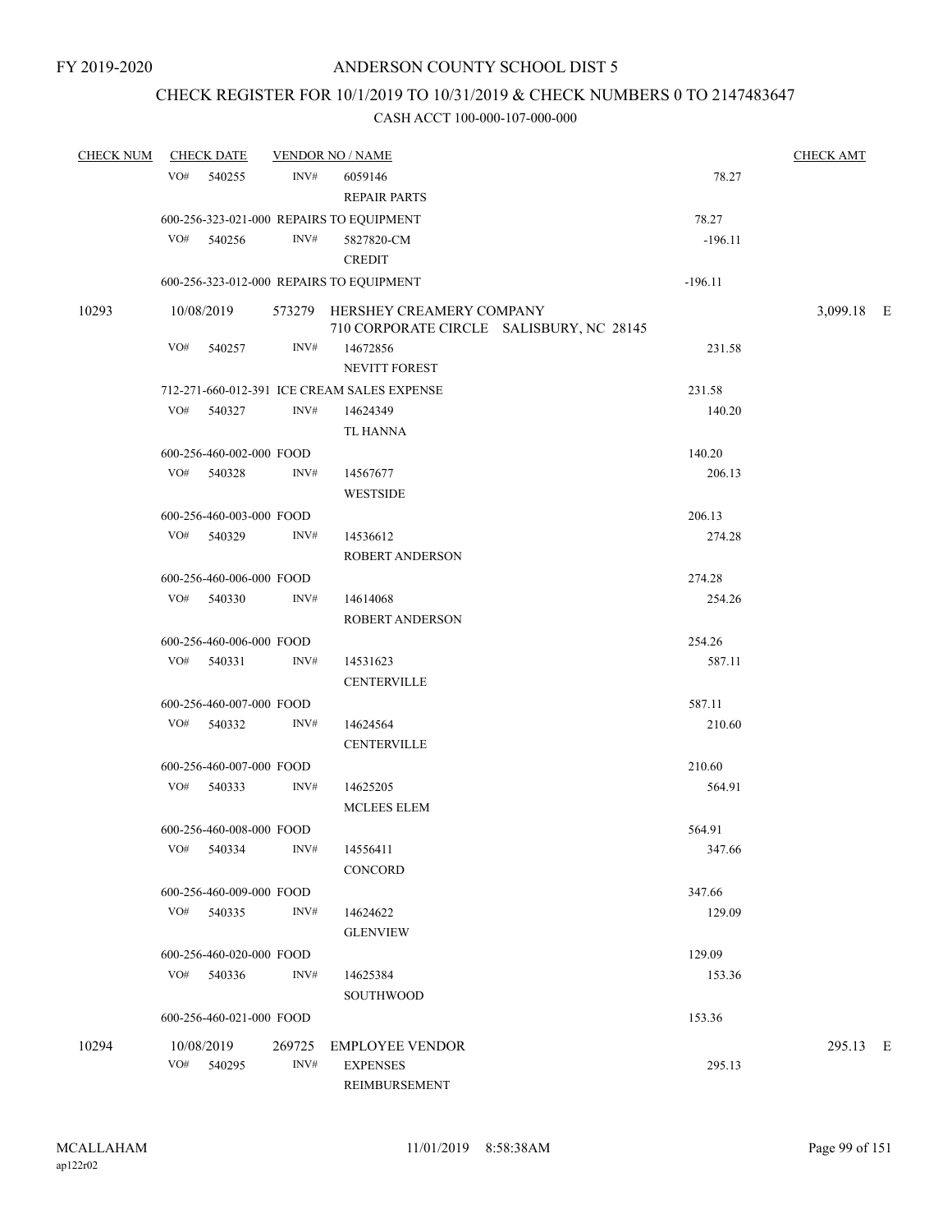FY 2019-2020

# ANDERSON COUNTY SCHOOL DIST 5

## CHECK REGISTER FOR 10/1/2019 TO 10/31/2019 & CHECK NUMBERS 0 TO 2147483647

### CASH ACCT 100-000-107-000-000

| CHECK NUM | CHECK DATE | VENDOR NO / NAME | | CHECK AMT |
|---|---|---|---|---|
| | VO# 540255 | INV# 6059146<br>REPAIR PARTS | 78.27 | |
| | 600-256-323-021-000 REPAIRS TO EQUIPMENT | | 78.27 | |
| | VO# 540256 | INV# 5827820-CM<br>CREDIT | -196.11 | |
| | 600-256-323-012-000 REPAIRS TO EQUIPMENT | | -196.11 | |
| 10293 | 10/08/2019 | 573279 HERSHEY CREAMERY COMPANY<br>710 CORPORATE CIRCLE SALISBURY, NC 28145 | | 3,099.18 E |
| | VO# 540257 | INV# 14672856<br>NEVITT FOREST | 231.58 | |
| | 712-271-660-012-391 ICE CREAM SALES EXPENSE | | 231.58 | |
| | VO# 540327 | INV# 14624349<br>TL HANNA | 140.20 | |
| | 600-256-460-002-000 FOOD | | 140.20 | |
| | VO# 540328 | INV# 14567677<br>WESTSIDE | 206.13 | |
| | 600-256-460-003-000 FOOD | | 206.13 | |
| | VO# 540329 | INV# 14536612<br>ROBERT ANDERSON | 274.28 | |
| | 600-256-460-006-000 FOOD | | 274.28 | |
| | VO# 540330 | INV# 14614068<br>ROBERT ANDERSON | 254.26 | |
| | 600-256-460-006-000 FOOD | | 254.26 | |
| | VO# 540331 | INV# 14531623<br>CENTERVILLE | 587.11 | |
| | 600-256-460-007-000 FOOD | | 587.11 | |
| | VO# 540332 | INV# 14624564<br>CENTERVILLE | 210.60 | |
| | 600-256-460-007-000 FOOD | | 210.60 | |
| | VO# 540333 | INV# 14625205<br>MCLEES ELEM | 564.91 | |
| | 600-256-460-008-000 FOOD | | 564.91 | |
| | VO# 540334 | INV# 14556411<br>CONCORD | 347.66 | |
| | 600-256-460-009-000 FOOD | | 347.66 | |
| | VO# 540335 | INV# 14624622<br>GLENVIEW | 129.09 | |
| | 600-256-460-020-000 FOOD | | 129.09 | |
| | VO# 540336 | INV# 14625384<br>SOUTHWOOD | 153.36 | |
| | 600-256-460-021-000 FOOD | | 153.36 | |
| 10294 | 10/08/2019 | 269725 EMPLOYEE VENDOR | | 295.13 E |
| | VO# 540295 | INV# EXPENSES<br>REIMBURSEMENT | 295.13 | |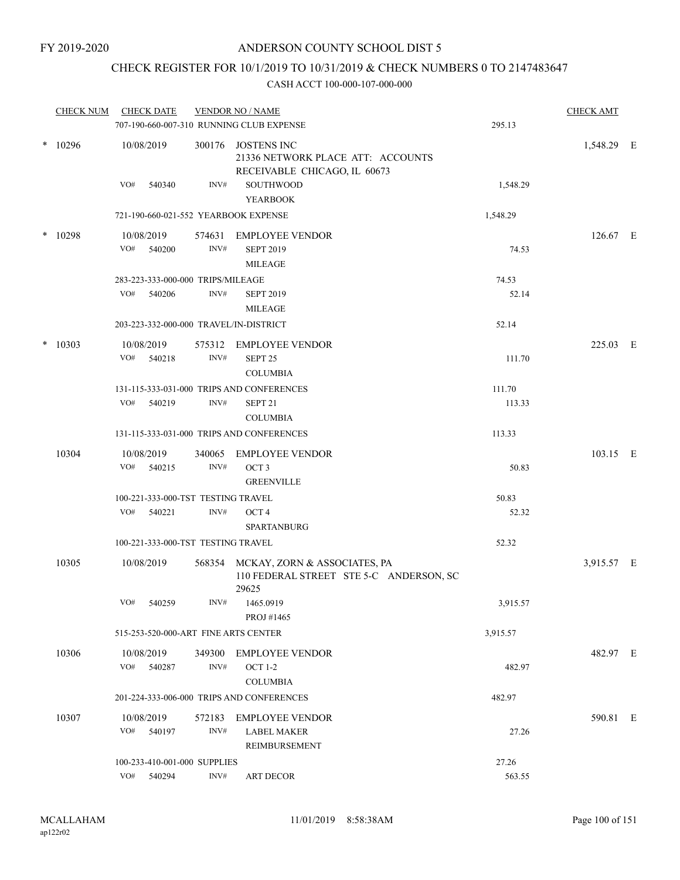FY 2019-2020

# ANDERSON COUNTY SCHOOL DIST 5

## CHECK REGISTER FOR 10/1/2019 TO 10/31/2019 & CHECK NUMBERS 0 TO 2147483647

### CASH ACCT 100-000-107-000-000

| CHECK NUM | CHECK DATE | VENDOR NO / NAME | | CHECK AMT | |
|---|---|---|---|---|---|
| | 707-190-660-007-310 RUNNING CLUB EXPENSE | | 295.13 | | |
| * 10296 | 10/08/2019 | 300176 JOSTENS INC 21336 NETWORK PLACE ATT: ACCOUNTS RECEIVABLE CHICAGO, IL 60673 | | 1,548.29 | E |
| | VO# 540340 | INV# SOUTHWOOD YEARBOOK | 1,548.29 | | |
| | 721-190-660-021-552 YEARBOOK EXPENSE | | 1,548.29 | | |
| * 10298 | 10/08/2019 | 574631 EMPLOYEE VENDOR | | 126.67 | E |
| | VO# 540200 | INV# SEPT 2019 MILEAGE | 74.53 | | |
| | 283-223-333-000-000 TRIPS/MILEAGE | | 74.53 | | |
| | VO# 540206 | INV# SEPT 2019 MILEAGE | 52.14 | | |
| | 203-223-332-000-000 TRAVEL/IN-DISTRICT | | 52.14 | | |
| * 10303 | 10/08/2019 | 575312 EMPLOYEE VENDOR | | 225.03 | E |
| | VO# 540218 | INV# SEPT 25 COLUMBIA | 111.70 | | |
| | 131-115-333-031-000 TRIPS AND CONFERENCES | | 111.70 | | |
| | VO# 540219 | INV# SEPT 21 COLUMBIA | 113.33 | | |
| | 131-115-333-031-000 TRIPS AND CONFERENCES | | 113.33 | | |
| 10304 | 10/08/2019 | 340065 EMPLOYEE VENDOR | | 103.15 | E |
| | VO# 540215 | INV# OCT 3 GREENVILLE | 50.83 | | |
| | 100-221-333-000-TST TESTING TRAVEL | | 50.83 | | |
| | VO# 540221 | INV# OCT 4 SPARTANBURG | 52.32 | | |
| | 100-221-333-000-TST TESTING TRAVEL | | 52.32 | | |
| 10305 | 10/08/2019 | 568354 MCKAY, ZORN & ASSOCIATES, PA 110 FEDERAL STREET STE 5-C ANDERSON, SC 29625 | | 3,915.57 | E |
| | VO# 540259 | INV# 1465.0919 PROJ #1465 | 3,915.57 | | |
| | 515-253-520-000-ART FINE ARTS CENTER | | 3,915.57 | | |
| 10306 | 10/08/2019 | 349300 EMPLOYEE VENDOR | | 482.97 | E |
| | VO# 540287 | INV# OCT 1-2 COLUMBIA | 482.97 | | |
| | 201-224-333-006-000 TRIPS AND CONFERENCES | | 482.97 | | |
| 10307 | 10/08/2019 | 572183 EMPLOYEE VENDOR | | 590.81 | E |
| | VO# 540197 | INV# LABEL MAKER REIMBURSEMENT | 27.26 | | |
| | 100-233-410-001-000 SUPPLIES | | 27.26 | | |
| | VO# 540294 | INV# ART DECOR | 563.55 | | |

MCALLAHAM
ap122r02

11/01/2019 8:58:38AM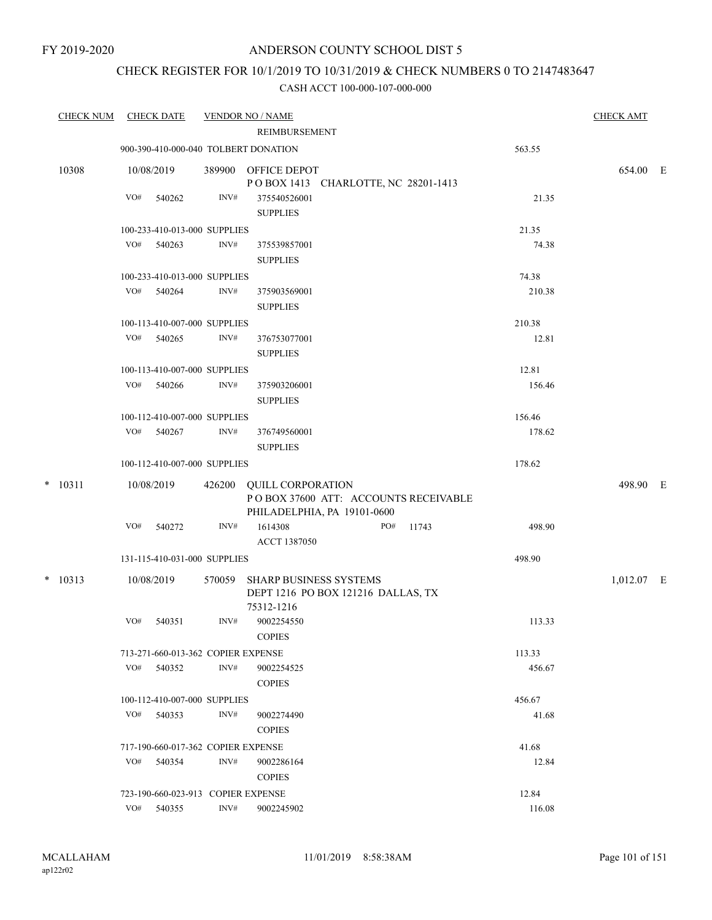FY 2019-2020

# ANDERSON COUNTY SCHOOL DIST 5

## CHECK REGISTER FOR 10/1/2019 TO 10/31/2019 & CHECK NUMBERS 0 TO 2147483647

### CASH ACCT 100-000-107-000-000

| CHECK NUM | CHECK DATE | VENDOR NO / NAME | | | CHECK AMT | |
|---|---|---|---|---|---|---|
| | | REIMBURSEMENT | | | | |
| | 900-390-410-000-040 TOLBERT DONATION | | | 563.55 | | |
| 10308 | 10/08/2019 | 389900 OFFICE DEPOT<br>P O BOX 1413 CHARLOTTE, NC 28201-1413 | | | 654.00 | E |
| | VO# 540262 | INV# 375540526001<br>SUPPLIES | | 21.35 | | |
| | 100-233-410-013-000 SUPPLIES | | | 21.35 | | |
| | VO# 540263 | INV# 375539857001<br>SUPPLIES | | 74.38 | | |
| | 100-233-410-013-000 SUPPLIES | | | 74.38 | | |
| | VO# 540264 | INV# 375903569001<br>SUPPLIES | | 210.38 | | |
| | 100-113-410-007-000 SUPPLIES | | | 210.38 | | |
| | VO# 540265 | INV# 376753077001<br>SUPPLIES | | 12.81 | | |
| | 100-113-410-007-000 SUPPLIES | | | 12.81 | | |
| | VO# 540266 | INV# 375903206001<br>SUPPLIES | | 156.46 | | |
| | 100-112-410-007-000 SUPPLIES | | | 156.46 | | |
| | VO# 540267 | INV# 376749560001<br>SUPPLIES | | 178.62 | | |
| | 100-112-410-007-000 SUPPLIES | | | 178.62 | | |
| * 10311 | 10/08/2019 | 426200 QUILL CORPORATION<br>P O BOX 37600 ATT: ACCOUNTS RECEIVABLE<br>PHILADELPHIA, PA 19101-0600 | | | 498.90 | E |
| | VO# 540272 | INV# 1614308<br>ACCT 1387050 | PO# 11743 | 498.90 | | |
| | 131-115-410-031-000 SUPPLIES | | | 498.90 | | |
| * 10313 | 10/08/2019 | 570059 SHARP BUSINESS SYSTEMS<br>DEPT 1216 PO BOX 121216 DALLAS, TX<br>75312-1216 | | | 1,012.07 | E |
| | VO# 540351 | INV# 9002254550<br>COPIES | | 113.33 | | |
| | 713-271-660-013-362 COPIER EXPENSE | | | 113.33 | | |
| | VO# 540352 | INV# 9002254525<br>COPIES | | 456.67 | | |
| | 100-112-410-007-000 SUPPLIES | | | 456.67 | | |
| | VO# 540353 | INV# 9002274490<br>COPIES | | 41.68 | | |
| | 717-190-660-017-362 COPIER EXPENSE | | | 41.68 | | |
| | VO# 540354 | INV# 9002286164<br>COPIES | | 12.84 | | |
| | 723-190-660-023-913 COPIER EXPENSE | | | 12.84 | | |
| | VO# 540355 | INV# 9002245902 | | 116.08 | | |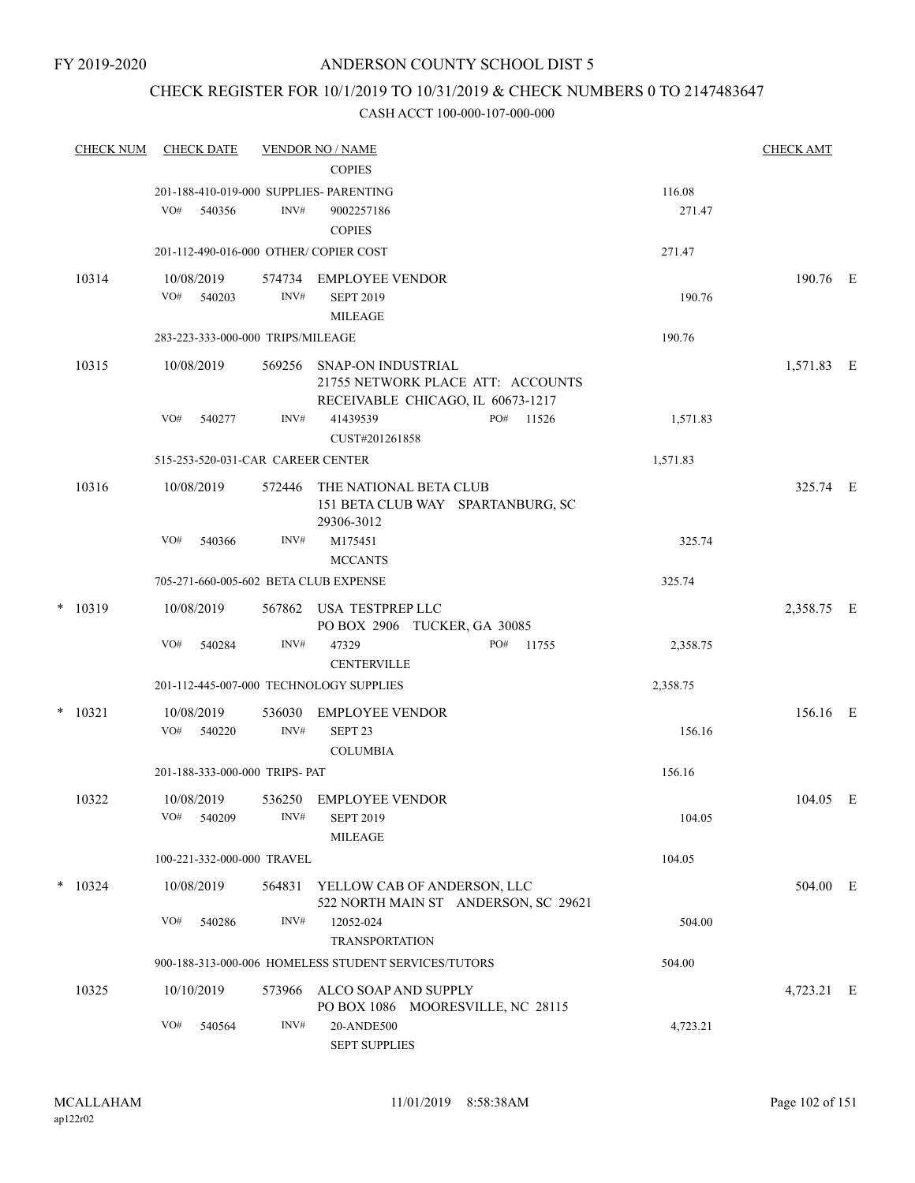FY 2019-2020

# ANDERSON COUNTY SCHOOL DIST 5

## CHECK REGISTER FOR 10/1/2019 TO 10/31/2019 & CHECK NUMBERS 0 TO 2147483647

### CASH ACCT 100-000-107-000-000

| CHECK NUM | CHECK DATE | VENDOR NO / NAME | | CHECK AMT | |
|---|---|---|---|---|---|
| | | COPIES | | | |
| | 201-188-410-019-000 SUPPLIES- PARENTING | | 116.08 | | |
| | VO# 540356 | INV# 9002257186<br>COPIES | 271.47 | | |
| | 201-112-490-016-000 OTHER/ COPIER COST | | 271.47 | | |
| 10314 | 10/08/2019 | 574734 EMPLOYEE VENDOR | | 190.76 | E |
| | VO# 540203 | INV# SEPT 2019<br>MILEAGE | 190.76 | | |
| | 283-223-333-000-000 TRIPS/MILEAGE | | 190.76 | | |
| 10315 | 10/08/2019 | 569256 SNAP-ON INDUSTRIAL<br>21755 NETWORK PLACE ATT: ACCOUNTS RECEIVABLE CHICAGO, IL 60673-1217 | | 1,571.83 | E |
| | VO# 540277 | INV# 41439539 PO# 11526<br>CUST#201261858 | 1,571.83 | | |
| | 515-253-520-031-CAR CAREER CENTER | | 1,571.83 | | |
| 10316 | 10/08/2019 | 572446 THE NATIONAL BETA CLUB<br>151 BETA CLUB WAY SPARTANBURG, SC 29306-3012 | | 325.74 | E |
| | VO# 540366 | INV# M175451<br>MCCANTS | 325.74 | | |
| | 705-271-660-005-602 BETA CLUB EXPENSE | | 325.74 | | |
| * 10319 | 10/08/2019 | 567862 USA TESTPREP LLC<br>PO BOX 2906 TUCKER, GA 30085 | | 2,358.75 | E |
| | VO# 540284 | INV# 47329 PO# 11755<br>CENTERVILLE | 2,358.75 | | |
| | 201-112-445-007-000 TECHNOLOGY SUPPLIES | | 2,358.75 | | |
| * 10321 | 10/08/2019 | 536030 EMPLOYEE VENDOR | | 156.16 | E |
| | VO# 540220 | INV# SEPT 23<br>COLUMBIA | 156.16 | | |
| | 201-188-333-000-000 TRIPS- PAT | | 156.16 | | |
| 10322 | 10/08/2019 | 536250 EMPLOYEE VENDOR | | 104.05 | E |
| | VO# 540209 | INV# SEPT 2019<br>MILEAGE | 104.05 | | |
| | 100-221-332-000-000 TRAVEL | | 104.05 | | |
| * 10324 | 10/08/2019 | 564831 YELLOW CAB OF ANDERSON, LLC<br>522 NORTH MAIN ST ANDERSON, SC 29621 | | 504.00 | E |
| | VO# 540286 | INV# 12052-024<br>TRANSPORTATION | 504.00 | | |
| | 900-188-313-000-006 HOMELESS STUDENT SERVICES/TUTORS | | 504.00 | | |
| 10325 | 10/10/2019 | 573966 ALCO SOAP AND SUPPLY<br>PO BOX 1086 MOORESVILLE, NC 28115 | | 4,723.21 | E |
| | VO# 540564 | INV# 20-ANDE500<br>SEPT SUPPLIES | 4,723.21 | | |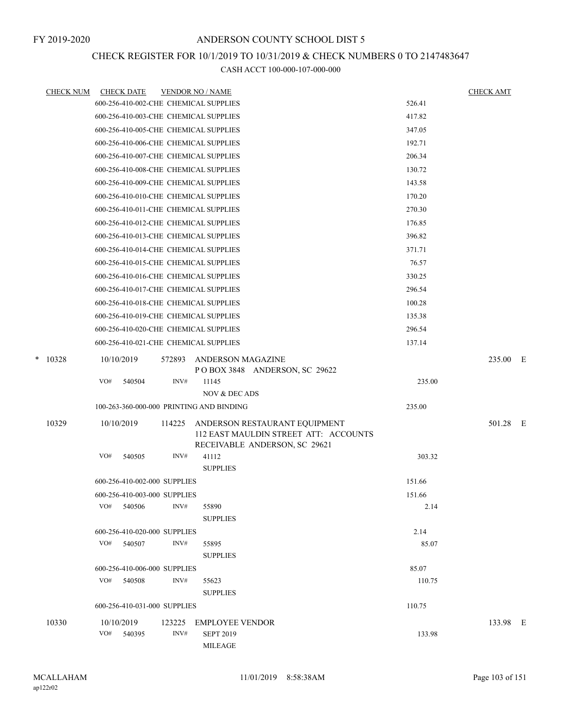FY 2019-2020

# ANDERSON COUNTY SCHOOL DIST 5

## CHECK REGISTER FOR 10/1/2019 TO 10/31/2019 & CHECK NUMBERS 0 TO 2147483647

### CASH ACCT 100-000-107-000-000

| CHECK NUM | CHECK DATE | VENDOR NO / NAME | | CHECK AMT |
|---|---|---|---|---|
| | 600-256-410-002-CHE CHEMICAL SUPPLIES | | 526.41 | |
| | 600-256-410-003-CHE CHEMICAL SUPPLIES | | 417.82 | |
| | 600-256-410-005-CHE CHEMICAL SUPPLIES | | 347.05 | |
| | 600-256-410-006-CHE CHEMICAL SUPPLIES | | 192.71 | |
| | 600-256-410-007-CHE CHEMICAL SUPPLIES | | 206.34 | |
| | 600-256-410-008-CHE CHEMICAL SUPPLIES | | 130.72 | |
| | 600-256-410-009-CHE CHEMICAL SUPPLIES | | 143.58 | |
| | 600-256-410-010-CHE CHEMICAL SUPPLIES | | 170.20 | |
| | 600-256-410-011-CHE CHEMICAL SUPPLIES | | 270.30 | |
| | 600-256-410-012-CHE CHEMICAL SUPPLIES | | 176.85 | |
| | 600-256-410-013-CHE CHEMICAL SUPPLIES | | 396.82 | |
| | 600-256-410-014-CHE CHEMICAL SUPPLIES | | 371.71 | |
| | 600-256-410-015-CHE CHEMICAL SUPPLIES | | 76.57 | |
| | 600-256-410-016-CHE CHEMICAL SUPPLIES | | 330.25 | |
| | 600-256-410-017-CHE CHEMICAL SUPPLIES | | 296.54 | |
| | 600-256-410-018-CHE CHEMICAL SUPPLIES | | 100.28 | |
| | 600-256-410-019-CHE CHEMICAL SUPPLIES | | 135.38 | |
| | 600-256-410-020-CHE CHEMICAL SUPPLIES | | 296.54 | |
| | 600-256-410-021-CHE CHEMICAL SUPPLIES | | 137.14 | |
| * 10328 | 10/10/2019 | 572893 ANDERSON MAGAZINE<br>P O BOX 3848 ANDERSON, SC 29622 | | 235.00 E |
| | VO# 540504 | INV# 11145<br>NOV & DEC ADS | 235.00 | |
| | 100-263-360-000-000 PRINTING AND BINDING | | 235.00 | |
| 10329 | 10/10/2019 | 114225 ANDERSON RESTAURANT EQUIPMENT<br>112 EAST MAULDIN STREET ATT: ACCOUNTS<br>RECEIVABLE ANDERSON, SC 29621 | | 501.28 E |
| | VO# 540505 | INV# 41112<br>SUPPLIES | 303.32 | |
| | 600-256-410-002-000 SUPPLIES | | 151.66 | |
| | 600-256-410-003-000 SUPPLIES | | 151.66 | |
| | VO# 540506 | INV# 55890<br>SUPPLIES | 2.14 | |
| | 600-256-410-020-000 SUPPLIES | | 2.14 | |
| | VO# 540507 | INV# 55895<br>SUPPLIES | 85.07 | |
| | 600-256-410-006-000 SUPPLIES | | 85.07 | |
| | VO# 540508 | INV# 55623<br>SUPPLIES | 110.75 | |
| | 600-256-410-031-000 SUPPLIES | | 110.75 | |
| 10330 | 10/10/2019 | 123225 EMPLOYEE VENDOR | | 133.98 E |
| | VO# 540395 | INV# SEPT 2019<br>MILEAGE | 133.98 | |

MCALLAHAM
ap122r02

11/01/2019 8:58:38AM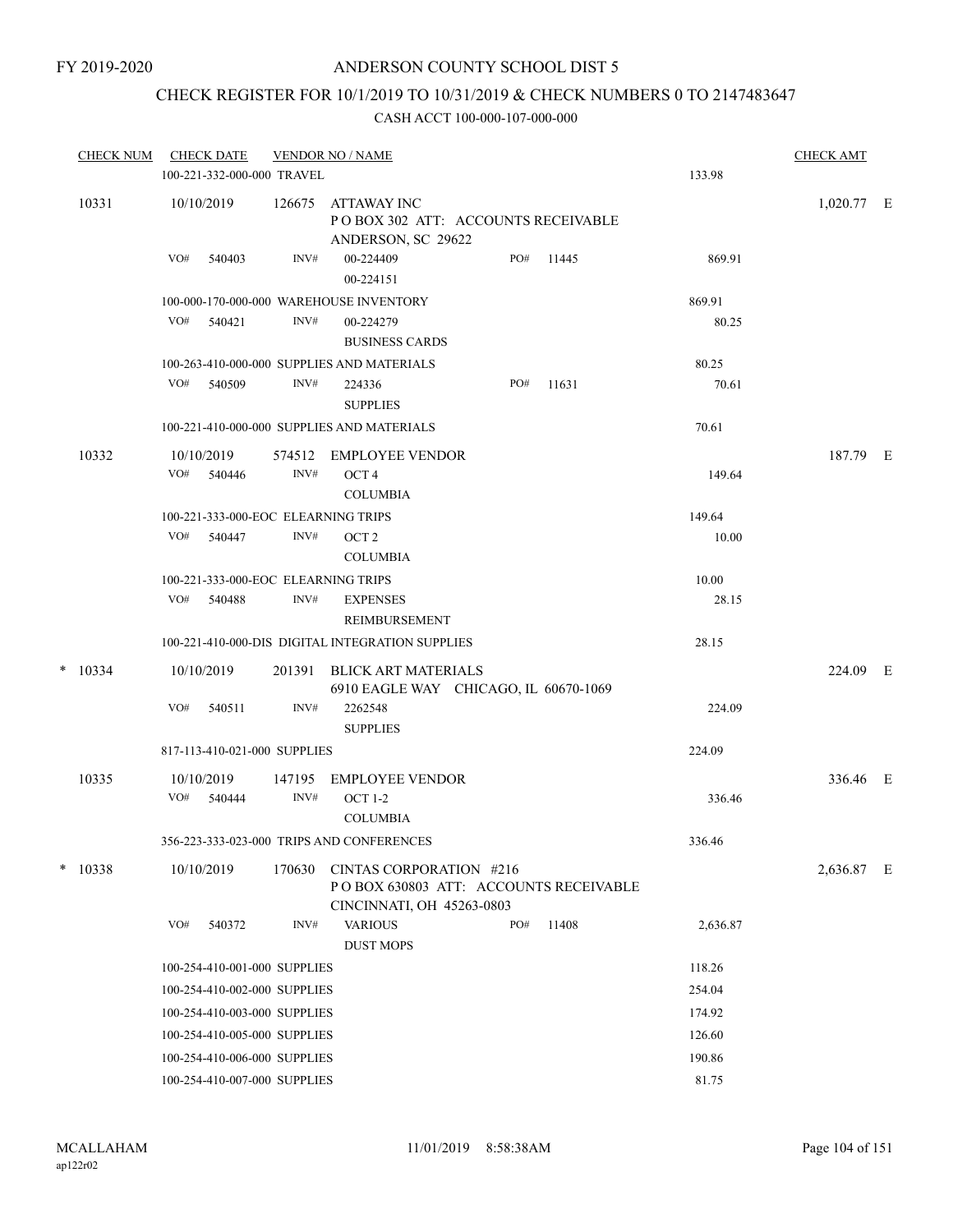FY 2019-2020

# ANDERSON COUNTY SCHOOL DIST 5

## CHECK REGISTER FOR 10/1/2019 TO 10/31/2019 & CHECK NUMBERS 0 TO 2147483647

### CASH ACCT 100-000-107-000-000

| CHECK NUM | CHECK DATE | VENDOR NO / NAME | | | CHECK AMT | |
|---|---|---|---|---|---|---|
| | 100-221-332-000-000 TRAVEL | | | 133.98 | | |
| 10331 | 10/10/2019 | 126675 ATTAWAY INC<br>P O BOX 302 ATT: ACCOUNTS RECEIVABLE<br>ANDERSON, SC 29622 | | | 1,020.77 | E |
| | VO# 540403 | INV# 00-224409<br>00-224151 | PO# 11445 | 869.91 | | |
| | 100-000-170-000-000 WAREHOUSE INVENTORY | | | 869.91 | | |
| | VO# 540421 | INV# 00-224279<br>BUSINESS CARDS | | 80.25 | | |
| | 100-263-410-000-000 SUPPLIES AND MATERIALS | | | 80.25 | | |
| | VO# 540509 | INV# 224336<br>SUPPLIES | PO# 11631 | 70.61 | | |
| | 100-221-410-000-000 SUPPLIES AND MATERIALS | | | 70.61 | | |
| 10332 | 10/10/2019 | 574512 EMPLOYEE VENDOR | | | 187.79 | E |
| | VO# 540446 | INV# OCT 4<br>COLUMBIA | | 149.64 | | |
| | 100-221-333-000-EOC ELEARNING TRIPS | | | 149.64 | | |
| | VO# 540447 | INV# OCT 2<br>COLUMBIA | | 10.00 | | |
| | 100-221-333-000-EOC ELEARNING TRIPS | | | 10.00 | | |
| | VO# 540488 | INV# EXPENSES<br>REIMBURSEMENT | | 28.15 | | |
| | 100-221-410-000-DIS DIGITAL INTEGRATION SUPPLIES | | | 28.15 | | |
| * 10334 | 10/10/2019 | 201391 BLICK ART MATERIALS<br>6910 EAGLE WAY CHICAGO, IL 60670-1069 | | | 224.09 | E |
| | VO# 540511 | INV# 2262548<br>SUPPLIES | | 224.09 | | |
| | 817-113-410-021-000 SUPPLIES | | | 224.09 | | |
| 10335 | 10/10/2019 | 147195 EMPLOYEE VENDOR | | | 336.46 | E |
| | VO# 540444 | INV# OCT 1-2<br>COLUMBIA | | 336.46 | | |
| | 356-223-333-023-000 TRIPS AND CONFERENCES | | | 336.46 | | |
| * 10338 | 10/10/2019 | 170630 CINTAS CORPORATION #216<br>P O BOX 630803 ATT: ACCOUNTS RECEIVABLE<br>CINCINNATI, OH 45263-0803 | | | 2,636.87 | E |
| | VO# 540372 | INV# VARIOUS<br>DUST MOPS | PO# 11408 | 2,636.87 | | |
| | 100-254-410-001-000 SUPPLIES | | | 118.26 | | |
| | 100-254-410-002-000 SUPPLIES | | | 254.04 | | |
| | 100-254-410-003-000 SUPPLIES | | | 174.92 | | |
| | 100-254-410-005-000 SUPPLIES | | | 126.60 | | |
| | 100-254-410-006-000 SUPPLIES | | | 190.86 | | |
| | 100-254-410-007-000 SUPPLIES | | | 81.75 | | |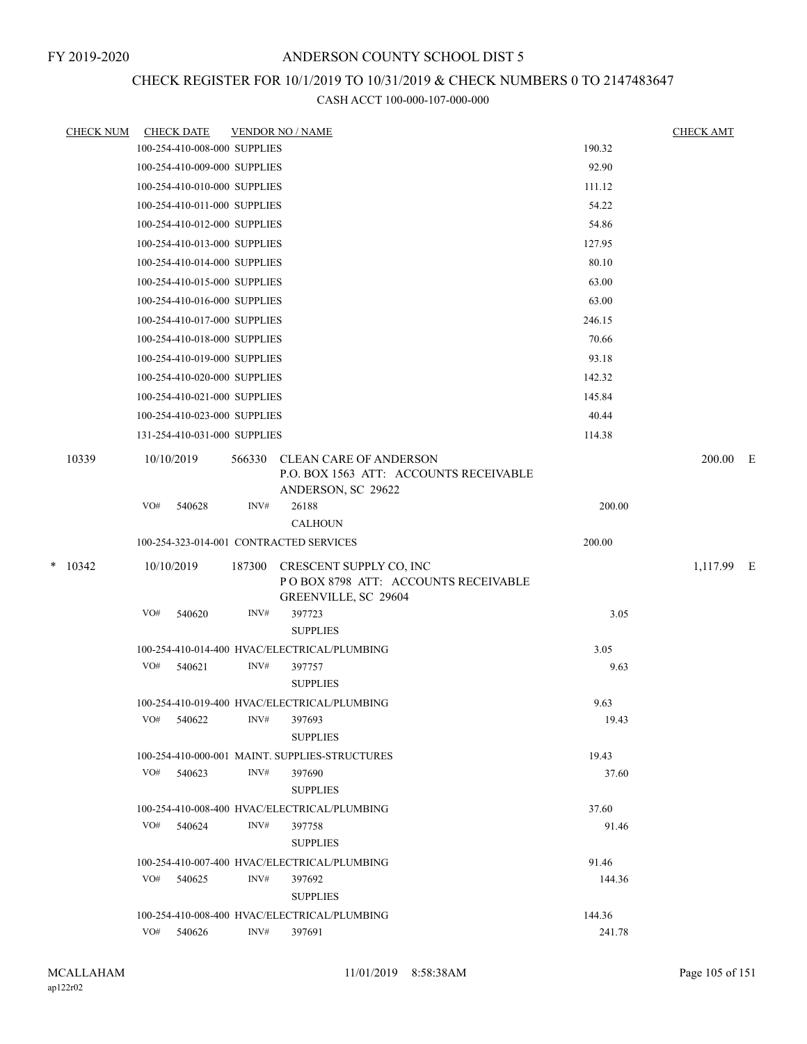FY 2019-2020

# ANDERSON COUNTY SCHOOL DIST 5

## CHECK REGISTER FOR 10/1/2019 TO 10/31/2019 & CHECK NUMBERS 0 TO 2147483647

### CASH ACCT 100-000-107-000-000

| CHECK NUM | CHECK DATE | VENDOR NO / NAME | | CHECK AMT |
|---|---|---|---|---|
| | 100-254-410-008-000 SUPPLIES | | 190.32 | |
| | 100-254-410-009-000 SUPPLIES | | 92.90 | |
| | 100-254-410-010-000 SUPPLIES | | 111.12 | |
| | 100-254-410-011-000 SUPPLIES | | 54.22 | |
| | 100-254-410-012-000 SUPPLIES | | 54.86 | |
| | 100-254-410-013-000 SUPPLIES | | 127.95 | |
| | 100-254-410-014-000 SUPPLIES | | 80.10 | |
| | 100-254-410-015-000 SUPPLIES | | 63.00 | |
| | 100-254-410-016-000 SUPPLIES | | 63.00 | |
| | 100-254-410-017-000 SUPPLIES | | 246.15 | |
| | 100-254-410-018-000 SUPPLIES | | 70.66 | |
| | 100-254-410-019-000 SUPPLIES | | 93.18 | |
| | 100-254-410-020-000 SUPPLIES | | 142.32 | |
| | 100-254-410-021-000 SUPPLIES | | 145.84 | |
| | 100-254-410-023-000 SUPPLIES | | 40.44 | |
| | 131-254-410-031-000 SUPPLIES | | 114.38 | |
| 10339 | 10/10/2019 | 566330 CLEAN CARE OF ANDERSON<br>P.O. BOX 1563 ATT: ACCOUNTS RECEIVABLE<br>ANDERSON, SC 29622 | | 200.00 E |
| | VO# 540628 | INV# 26188<br>CALHOUN | 200.00 | |
| | 100-254-323-014-001 CONTRACTED SERVICES | | 200.00 | |
| * 10342 | 10/10/2019 | 187300 CRESCENT SUPPLY CO, INC<br>P O BOX 8798 ATT: ACCOUNTS RECEIVABLE<br>GREENVILLE, SC 29604 | | 1,117.99 E |
| | VO# 540620 | INV# 397723<br>SUPPLIES | 3.05 | |
| | 100-254-410-014-400 HVAC/ELECTRICAL/PLUMBING | | 3.05 | |
| | VO# 540621 | INV# 397757<br>SUPPLIES | 9.63 | |
| | 100-254-410-019-400 HVAC/ELECTRICAL/PLUMBING | | 9.63 | |
| | VO# 540622 | INV# 397693<br>SUPPLIES | 19.43 | |
| | 100-254-410-000-001 MAINT. SUPPLIES-STRUCTURES | | 19.43 | |
| | VO# 540623 | INV# 397690<br>SUPPLIES | 37.60 | |
| | 100-254-410-008-400 HVAC/ELECTRICAL/PLUMBING | | 37.60 | |
| | VO# 540624 | INV# 397758<br>SUPPLIES | 91.46 | |
| | 100-254-410-007-400 HVAC/ELECTRICAL/PLUMBING | | 91.46 | |
| | VO# 540625 | INV# 397692<br>SUPPLIES | 144.36 | |
| | 100-254-410-008-400 HVAC/ELECTRICAL/PLUMBING | | 144.36 | |
| | VO# 540626 | INV# 397691 | 241.78 | |

MCALLAHAM ap122r02 11/01/2019 8:58:38AM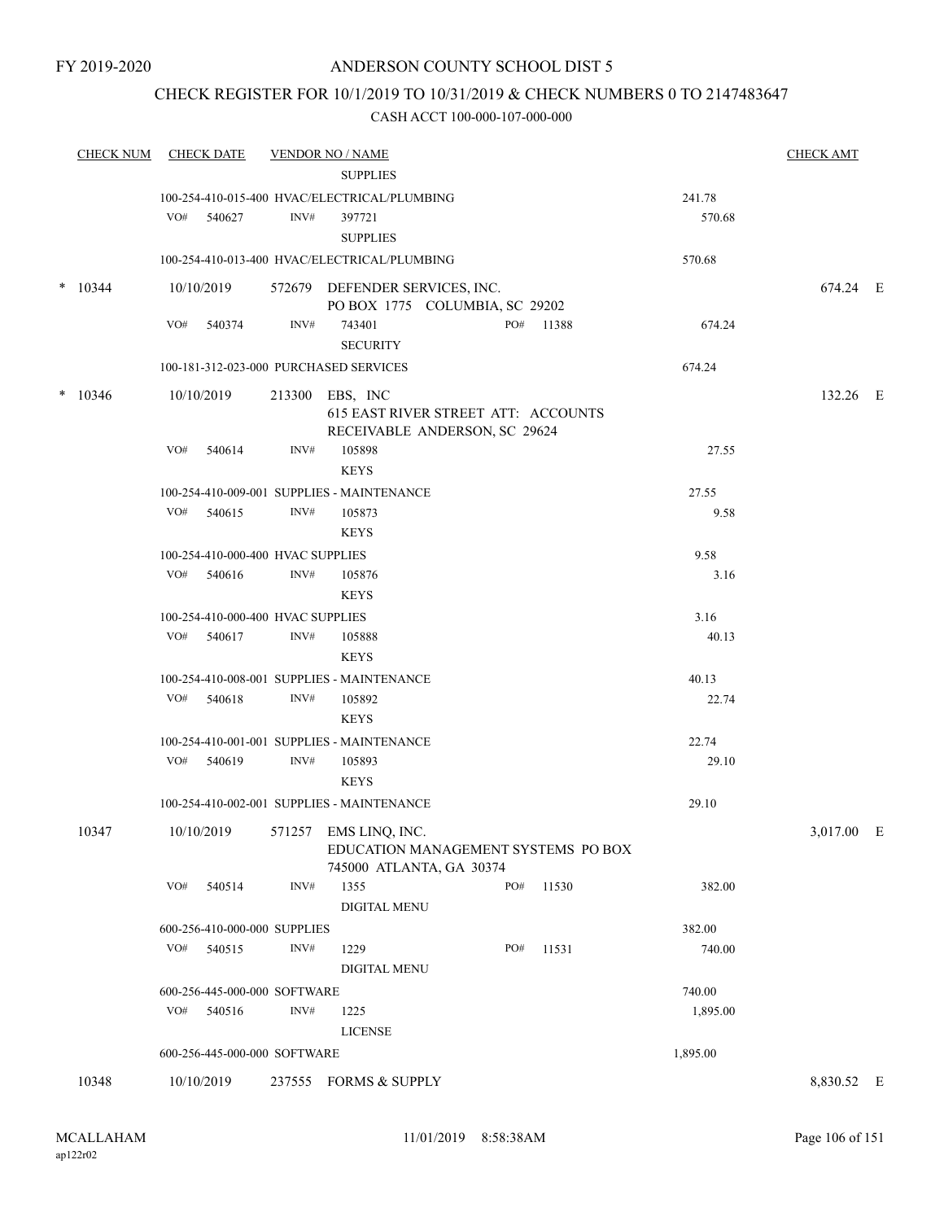FY 2019-2020

# ANDERSON COUNTY SCHOOL DIST 5

## CHECK REGISTER FOR 10/1/2019 TO 10/31/2019 & CHECK NUMBERS 0 TO 2147483647

CASH ACCT 100-000-107-000-000

| CHECK NUM | CHECK DATE | VENDOR NO / NAME | | CHECK AMT |
|---|---|---|---|---|
| | | SUPPLIES | | |
| | 100-254-410-015-400 HVAC/ELECTRICAL/PLUMBING | | 241.78 | |
| | VO# 540627 | INV# 397721 SUPPLIES | 570.68 | |
| | 100-254-410-013-400 HVAC/ELECTRICAL/PLUMBING | | 570.68 | |
| * 10344 | 10/10/2019 | 572679 DEFENDER SERVICES, INC. PO BOX 1775 COLUMBIA, SC 29202 | | 674.24 E |
| | VO# 540374 | INV# 743401 PO# 11388 SECURITY | 674.24 | |
| | 100-181-312-023-000 PURCHASED SERVICES | | 674.24 | |
| * 10346 | 10/10/2019 | 213300 EBS, INC 615 EAST RIVER STREET ATT: ACCOUNTS RECEIVABLE ANDERSON, SC 29624 | | 132.26 E |
| | VO# 540614 | INV# 105898 KEYS | 27.55 | |
| | 100-254-410-009-001 SUPPLIES - MAINTENANCE | | 27.55 | |
| | VO# 540615 | INV# 105873 KEYS | 9.58 | |
| | 100-254-410-000-400 HVAC SUPPLIES | | 9.58 | |
| | VO# 540616 | INV# 105876 KEYS | 3.16 | |
| | 100-254-410-000-400 HVAC SUPPLIES | | 3.16 | |
| | VO# 540617 | INV# 105888 KEYS | 40.13 | |
| | 100-254-410-008-001 SUPPLIES - MAINTENANCE | | 40.13 | |
| | VO# 540618 | INV# 105892 KEYS | 22.74 | |
| | 100-254-410-001-001 SUPPLIES - MAINTENANCE | | 22.74 | |
| | VO# 540619 | INV# 105893 KEYS | 29.10 | |
| | 100-254-410-002-001 SUPPLIES - MAINTENANCE | | 29.10 | |
| 10347 | 10/10/2019 | 571257 EMS LINQ, INC. EDUCATION MANAGEMENT SYSTEMS PO BOX 745000 ATLANTA, GA 30374 | | 3,017.00 E |
| | VO# 540514 | INV# 1355 PO# 11530 DIGITAL MENU | 382.00 | |
| | 600-256-410-000-000 SUPPLIES | | 382.00 | |
| | VO# 540515 | INV# 1229 PO# 11531 DIGITAL MENU | 740.00 | |
| | 600-256-445-000-000 SOFTWARE | | 740.00 | |
| | VO# 540516 | INV# 1225 LICENSE | 1,895.00 | |
| | 600-256-445-000-000 SOFTWARE | | 1,895.00 | |
| 10348 | 10/10/2019 | 237555 FORMS & SUPPLY | | 8,830.52 E |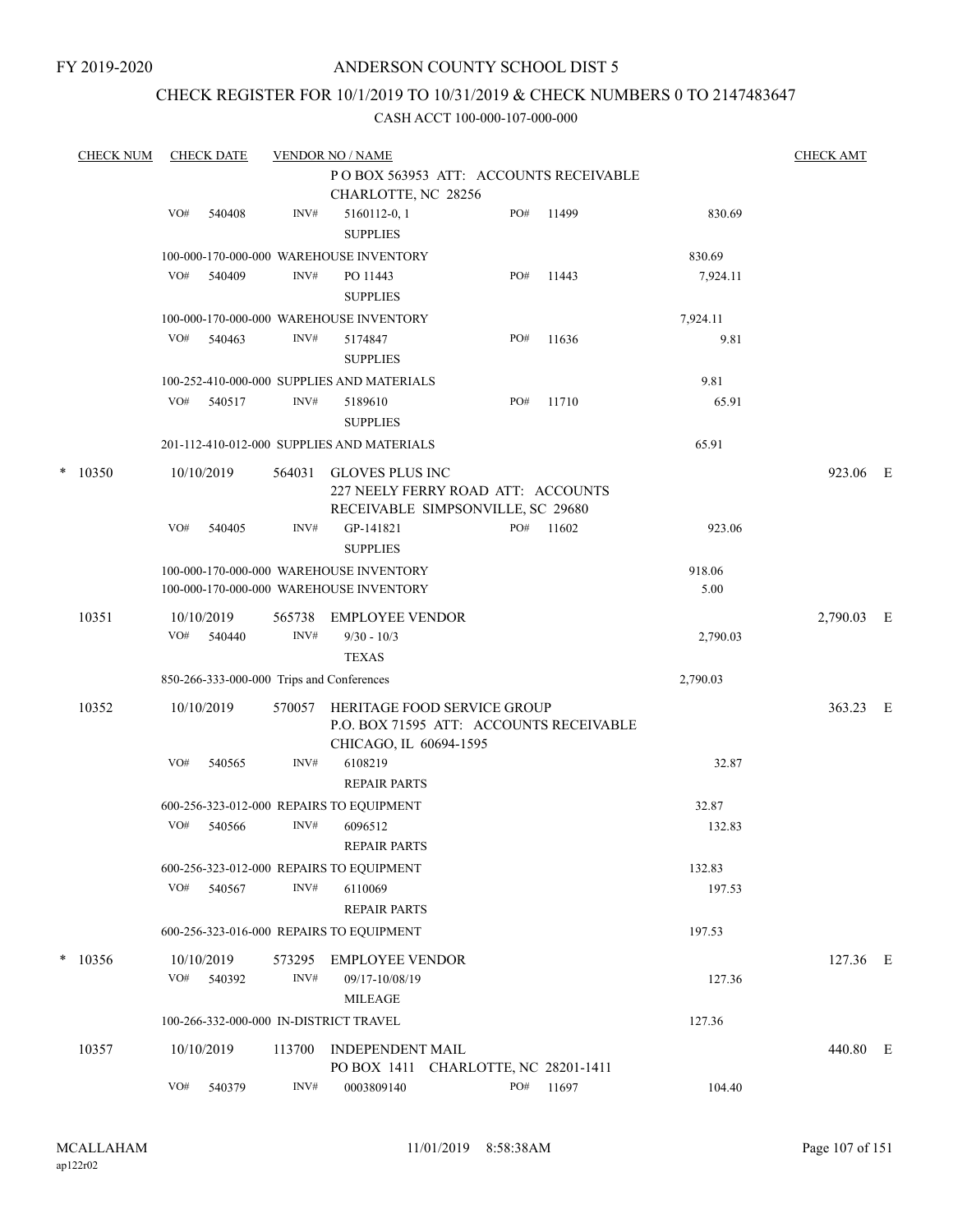FY 2019-2020

# ANDERSON COUNTY SCHOOL DIST 5

## CHECK REGISTER FOR 10/1/2019 TO 10/31/2019 & CHECK NUMBERS 0 TO 2147483647

### CASH ACCT 100-000-107-000-000

| CHECK NUM | CHECK DATE | VENDOR NO / NAME | | | | CHECK AMT |
|---|---|---|---|---|---|---|
| | | | P O BOX 563953 ATT: ACCOUNTS RECEIVABLE CHARLOTTE, NC 28256 | | | |
| | VO# 540408 | INV# | 5160112-0, 1 SUPPLIES | PO# 11499 | 830.69 | |
| | 100-000-170-000-000 WAREHOUSE INVENTORY | | | | 830.69 | |
| | VO# 540409 | INV# | PO 11443 SUPPLIES | PO# 11443 | 7,924.11 | |
| | 100-000-170-000-000 WAREHOUSE INVENTORY | | | | 7,924.11 | |
| | VO# 540463 | INV# | 5174847 SUPPLIES | PO# 11636 | 9.81 | |
| | 100-252-410-000-000 SUPPLIES AND MATERIALS | | | | 9.81 | |
| | VO# 540517 | INV# | 5189610 SUPPLIES | PO# 11710 | 65.91 | |
| | 201-112-410-012-000 SUPPLIES AND MATERIALS | | | | 65.91 | |
| * 10350 | 10/10/2019 | 564031 | GLOVES PLUS INC 227 NEELY FERRY ROAD ATT: ACCOUNTS RECEIVABLE SIMPSONVILLE, SC 29680 | | | 923.06 E |
| | VO# 540405 | INV# | GP-141821 SUPPLIES | PO# 11602 | 923.06 | |
| | 100-000-170-000-000 WAREHOUSE INVENTORY | | | | 918.06 | |
| | 100-000-170-000-000 WAREHOUSE INVENTORY | | | | 5.00 | |
| 10351 | 10/10/2019 | 565738 | EMPLOYEE VENDOR | | | 2,790.03 E |
| | VO# 540440 | INV# | 9/30 - 10/3 TEXAS | | 2,790.03 | |
| | 850-266-333-000-000 Trips and Conferences | | | | 2,790.03 | |
| 10352 | 10/10/2019 | 570057 | HERITAGE FOOD SERVICE GROUP P.O. BOX 71595 ATT: ACCOUNTS RECEIVABLE CHICAGO, IL 60694-1595 | | | 363.23 E |
| | VO# 540565 | INV# | 6108219 REPAIR PARTS | | 32.87 | |
| | 600-256-323-012-000 REPAIRS TO EQUIPMENT | | | | 32.87 | |
| | VO# 540566 | INV# | 6096512 REPAIR PARTS | | 132.83 | |
| | 600-256-323-012-000 REPAIRS TO EQUIPMENT | | | | 132.83 | |
| | VO# 540567 | INV# | 6110069 REPAIR PARTS | | 197.53 | |
| | 600-256-323-016-000 REPAIRS TO EQUIPMENT | | | | 197.53 | |
| * 10356 | 10/10/2019 | 573295 | EMPLOYEE VENDOR | | | 127.36 E |
| | VO# 540392 | INV# | 09/17-10/08/19 MILEAGE | | 127.36 | |
| | 100-266-332-000-000 IN-DISTRICT TRAVEL | | | | 127.36 | |
| 10357 | 10/10/2019 | 113700 | INDEPENDENT MAIL PO BOX 1411 CHARLOTTE, NC 28201-1411 | | | 440.80 E |
| | VO# 540379 | INV# | 0003809140 | PO# 11697 | 104.40 | |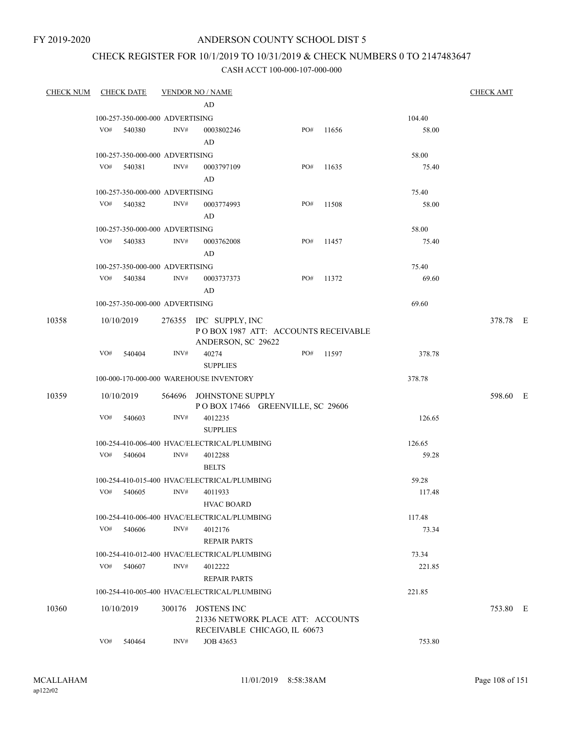FY 2019-2020

# ANDERSON COUNTY SCHOOL DIST 5

## CHECK REGISTER FOR 10/1/2019 TO 10/31/2019 & CHECK NUMBERS 0 TO 2147483647

CASH ACCT 100-000-107-000-000

| CHECK NUM | CHECK DATE | VENDOR NO / NAME | | | | CHECK AMT |
|---|---|---|---|---|---|---|
| | | AD | | | | |
| | 100-257-350-000-000 ADVERTISING | | | | 104.40 | |
| | VO# 540380 | INV# 0003802246 AD | PO# 11656 | | 58.00 | |
| | 100-257-350-000-000 ADVERTISING | | | | 58.00 | |
| | VO# 540381 | INV# 0003797109 AD | PO# 11635 | | 75.40 | |
| | 100-257-350-000-000 ADVERTISING | | | | 75.40 | |
| | VO# 540382 | INV# 0003774993 AD | PO# 11508 | | 58.00 | |
| | 100-257-350-000-000 ADVERTISING | | | | 58.00 | |
| | VO# 540383 | INV# 0003762008 AD | PO# 11457 | | 75.40 | |
| | 100-257-350-000-000 ADVERTISING | | | | 75.40 | |
| | VO# 540384 | INV# 0003737373 AD | PO# 11372 | | 69.60 | |
| | 100-257-350-000-000 ADVERTISING | | | | 69.60 | |
| 10358 | 10/10/2019 | 276355 IPC SUPPLY, INC P O BOX 1987 ATT: ACCOUNTS RECEIVABLE ANDERSON, SC 29622 | | | | 378.78 E |
| | VO# 540404 | INV# 40274 SUPPLIES | PO# 11597 | | 378.78 | |
| | 100-000-170-000-000 WAREHOUSE INVENTORY | | | | 378.78 | |
| 10359 | 10/10/2019 | 564696 JOHNSTONE SUPPLY P O BOX 17466 GREENVILLE, SC 29606 | | | | 598.60 E |
| | VO# 540603 | INV# 4012235 SUPPLIES | | | 126.65 | |
| | 100-254-410-006-400 HVAC/ELECTRICAL/PLUMBING | | | | 126.65 | |
| | VO# 540604 | INV# 4012288 BELTS | | | 59.28 | |
| | 100-254-410-015-400 HVAC/ELECTRICAL/PLUMBING | | | | 59.28 | |
| | VO# 540605 | INV# 4011933 HVAC BOARD | | | 117.48 | |
| | 100-254-410-006-400 HVAC/ELECTRICAL/PLUMBING | | | | 117.48 | |
| | VO# 540606 | INV# 4012176 REPAIR PARTS | | | 73.34 | |
| | 100-254-410-012-400 HVAC/ELECTRICAL/PLUMBING | | | | 73.34 | |
| | VO# 540607 | INV# 4012222 REPAIR PARTS | | | 221.85 | |
| | 100-254-410-005-400 HVAC/ELECTRICAL/PLUMBING | | | | 221.85 | |
| 10360 | 10/10/2019 | 300176 JOSTENS INC 21336 NETWORK PLACE ATT: ACCOUNTS RECEIVABLE CHICAGO, IL 60673 | | | | 753.80 E |
| | VO# 540464 | INV# JOB 43653 | | | 753.80 | |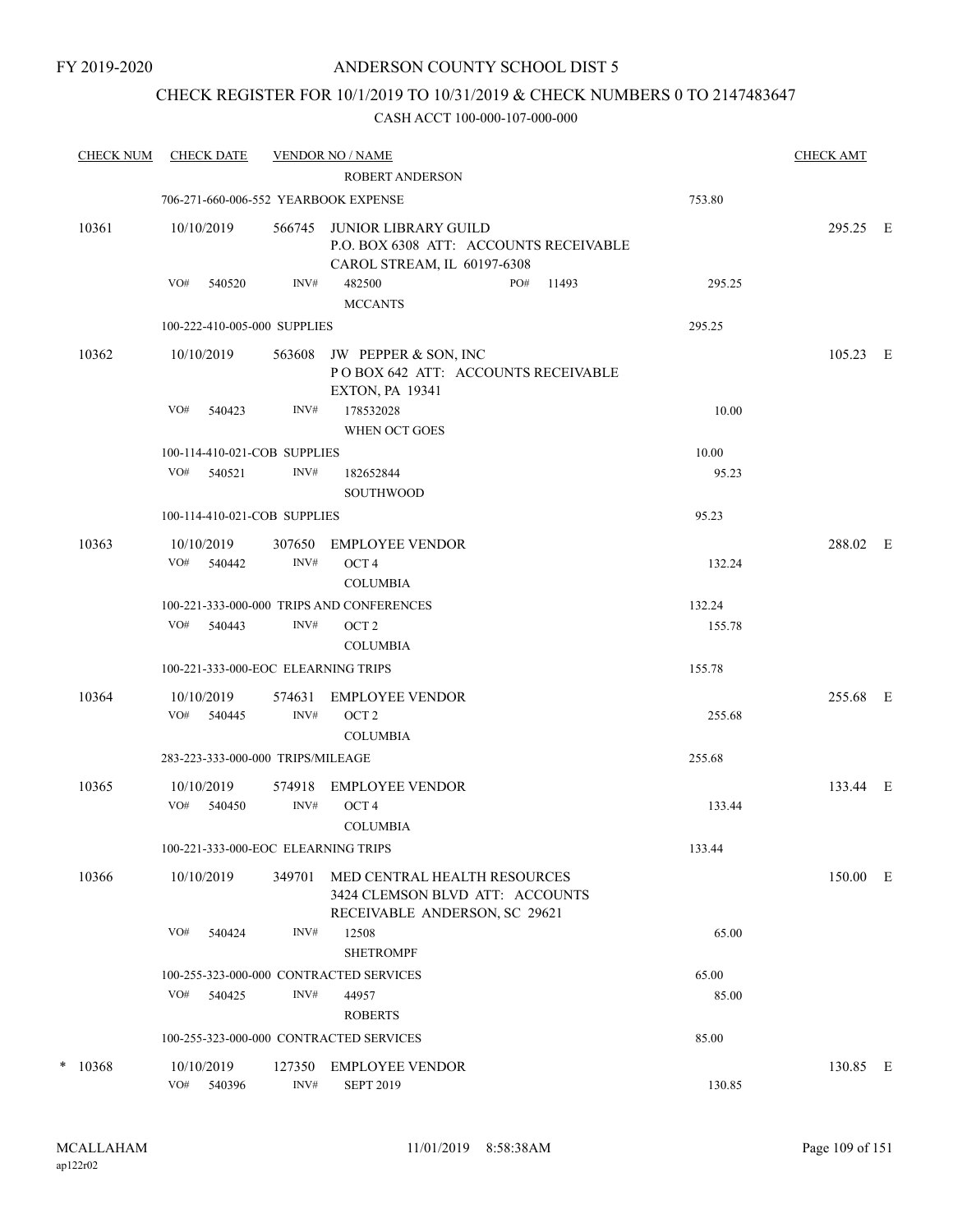FY 2019-2020

# ANDERSON COUNTY SCHOOL DIST 5

## CHECK REGISTER FOR 10/1/2019 TO 10/31/2019 & CHECK NUMBERS 0 TO 2147483647

### CASH ACCT 100-000-107-000-000

| CHECK NUM | CHECK DATE | VENDOR NO / NAME | | CHECK AMT |
|---|---|---|---|---|
| | | ROBERT ANDERSON | | |
| | 706-271-660-006-552 YEARBOOK EXPENSE | | 753.80 | |
| 10361 | 10/10/2019 | 566745 JUNIOR LIBRARY GUILD<br>P.O. BOX 6308 ATT: ACCOUNTS RECEIVABLE<br>CAROL STREAM, IL 60197-6308 | | 295.25 E |
| | VO# 540520 | INV# 482500 PO# 11493<br>MCCANTS | 295.25 | |
| | 100-222-410-005-000 SUPPLIES | | 295.25 | |
| 10362 | 10/10/2019 | 563608 JW PEPPER & SON, INC<br>P O BOX 642 ATT: ACCOUNTS RECEIVABLE<br>EXTON, PA 19341 | | 105.23 E |
| | VO# 540423 | INV# 178532028<br>WHEN OCT GOES | 10.00 | |
| | 100-114-410-021-COB SUPPLIES | | 10.00 | |
| | VO# 540521 | INV# 182652844<br>SOUTHWOOD | 95.23 | |
| | 100-114-410-021-COB SUPPLIES | | 95.23 | |
| 10363 | 10/10/2019 | 307650 EMPLOYEE VENDOR | | 288.02 E |
| | VO# 540442 | INV# OCT 4<br>COLUMBIA | 132.24 | |
| | 100-221-333-000-000 TRIPS AND CONFERENCES | | 132.24 | |
| | VO# 540443 | INV# OCT 2<br>COLUMBIA | 155.78 | |
| | 100-221-333-000-EOC ELEARNING TRIPS | | 155.78 | |
| 10364 | 10/10/2019 | 574631 EMPLOYEE VENDOR | | 255.68 E |
| | VO# 540445 | INV# OCT 2<br>COLUMBIA | 255.68 | |
| | 283-223-333-000-000 TRIPS/MILEAGE | | 255.68 | |
| 10365 | 10/10/2019 | 574918 EMPLOYEE VENDOR | | 133.44 E |
| | VO# 540450 | INV# OCT 4<br>COLUMBIA | 133.44 | |
| | 100-221-333-000-EOC ELEARNING TRIPS | | 133.44 | |
| 10366 | 10/10/2019 | 349701 MED CENTRAL HEALTH RESOURCES<br>3424 CLEMSON BLVD ATT: ACCOUNTS<br>RECEIVABLE ANDERSON, SC 29621 | | 150.00 E |
| | VO# 540424 | INV# 12508<br>SHETROMPF | 65.00 | |
| | 100-255-323-000-000 CONTRACTED SERVICES | | 65.00 | |
| | VO# 540425 | INV# 44957<br>ROBERTS | 85.00 | |
| | 100-255-323-000-000 CONTRACTED SERVICES | | 85.00 | |
| * 10368 | 10/10/2019 | 127350 EMPLOYEE VENDOR | | 130.85 E |
| | VO# 540396 | INV# SEPT 2019 | 130.85 | |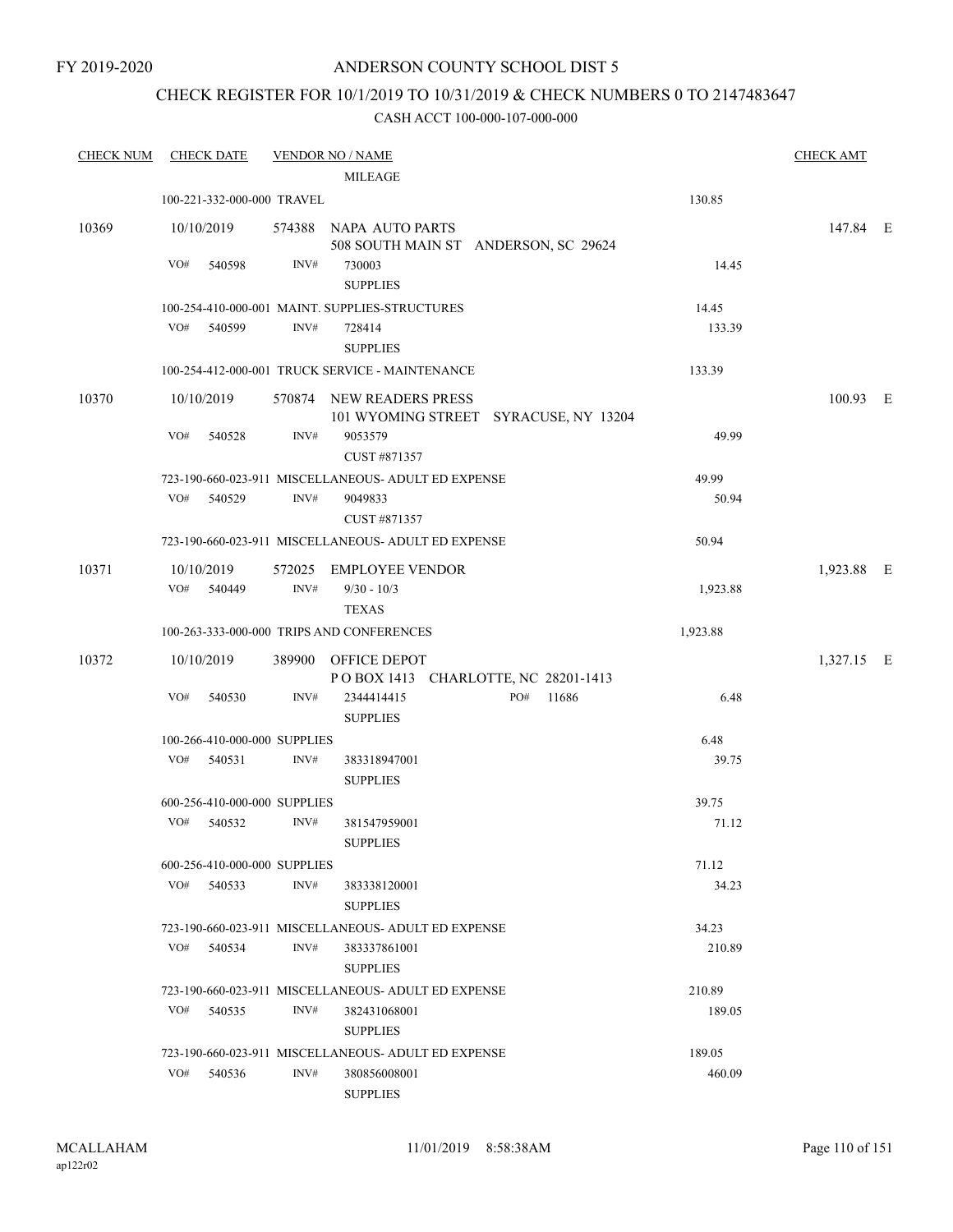FY 2019-2020

# ANDERSON COUNTY SCHOOL DIST 5

## CHECK REGISTER FOR 10/1/2019 TO 10/31/2019 & CHECK NUMBERS 0 TO 2147483647

### CASH ACCT 100-000-107-000-000

| CHECK NUM | CHECK DATE | VENDOR NO / NAME | | CHECK AMT |
|---|---|---|---|---|
| | | MILEAGE | | |
| | 100-221-332-000-000 TRAVEL | | 130.85 | |
| 10369 | 10/10/2019 | 574388 NAPA AUTO PARTS<br>508 SOUTH MAIN ST ANDERSON, SC 29624 | | 147.84 E |
| | VO# 540598 | INV# 730003<br>SUPPLIES | 14.45 | |
| | 100-254-410-000-001 MAINT. SUPPLIES-STRUCTURES | | 14.45 | |
| | VO# 540599 | INV# 728414<br>SUPPLIES | 133.39 | |
| | 100-254-412-000-001 TRUCK SERVICE - MAINTENANCE | | 133.39 | |
| 10370 | 10/10/2019 | 570874 NEW READERS PRESS<br>101 WYOMING STREET SYRACUSE, NY 13204 | | 100.93 E |
| | VO# 540528 | INV# 9053579<br>CUST #871357 | 49.99 | |
| | 723-190-660-023-911 MISCELLANEOUS- ADULT ED EXPENSE | | 49.99 | |
| | VO# 540529 | INV# 9049833<br>CUST #871357 | 50.94 | |
| | 723-190-660-023-911 MISCELLANEOUS- ADULT ED EXPENSE | | 50.94 | |
| 10371 | 10/10/2019 | 572025 EMPLOYEE VENDOR | | 1,923.88 E |
| | VO# 540449 | INV# 9/30 - 10/3<br>TEXAS | 1,923.88 | |
| | 100-263-333-000-000 TRIPS AND CONFERENCES | | 1,923.88 | |
| 10372 | 10/10/2019 | 389900 OFFICE DEPOT<br>P O BOX 1413 CHARLOTTE, NC 28201-1413 | | 1,327.15 E |
| | VO# 540530 | INV# 2344414415 PO# 11686<br>SUPPLIES | 6.48 | |
| | 100-266-410-000-000 SUPPLIES | | 6.48 | |
| | VO# 540531 | INV# 383318947001<br>SUPPLIES | 39.75 | |
| | 600-256-410-000-000 SUPPLIES | | 39.75 | |
| | VO# 540532 | INV# 381547959001<br>SUPPLIES | 71.12 | |
| | 600-256-410-000-000 SUPPLIES | | 71.12 | |
| | VO# 540533 | INV# 383338120001<br>SUPPLIES | 34.23 | |
| | 723-190-660-023-911 MISCELLANEOUS- ADULT ED EXPENSE | | 34.23 | |
| | VO# 540534 | INV# 383337861001<br>SUPPLIES | 210.89 | |
| | 723-190-660-023-911 MISCELLANEOUS- ADULT ED EXPENSE | | 210.89 | |
| | VO# 540535 | INV# 382431068001<br>SUPPLIES | 189.05 | |
| | 723-190-660-023-911 MISCELLANEOUS- ADULT ED EXPENSE | | 189.05 | |
| | VO# 540536 | INV# 380856008001<br>SUPPLIES | 460.09 | |

MCALLAHAM
ap122r02

11/01/2019 8:58:38AM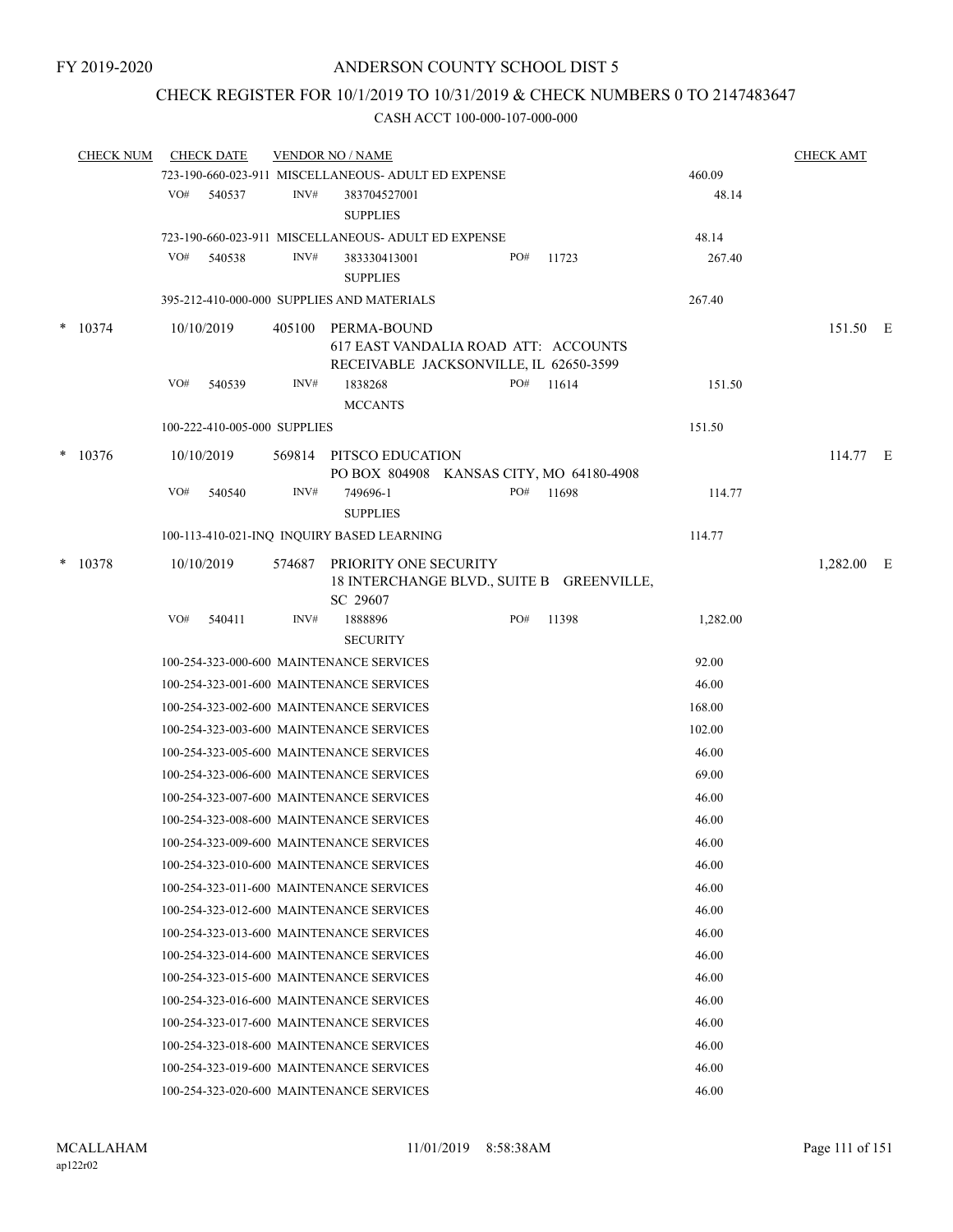FY 2019-2020

# ANDERSON COUNTY SCHOOL DIST 5

## CHECK REGISTER FOR 10/1/2019 TO 10/31/2019 & CHECK NUMBERS 0 TO 2147483647

### CASH ACCT 100-000-107-000-000

| CHECK NUM | CHECK DATE | VENDOR NO / NAME | | | CHECK AMT | |
|---|---|---|---|---|---|---|
| | 723-190-660-023-911 MISCELLANEOUS- ADULT ED EXPENSE | | | 460.09 | | |
| | VO# 540537 | INV# 383704527001 SUPPLIES | | 48.14 | | |
| | 723-190-660-023-911 MISCELLANEOUS- ADULT ED EXPENSE | | | 48.14 | | |
| | VO# 540538 | INV# 383330413001 SUPPLIES | PO# 11723 | 267.40 | | |
| | 395-212-410-000-000 SUPPLIES AND MATERIALS | | | 267.40 | | |
| * 10374 | 10/10/2019 | 405100 PERMA-BOUND 617 EAST VANDALIA ROAD ATT: ACCOUNTS RECEIVABLE JACKSONVILLE, IL 62650-3599 | | | 151.50 | E |
| | VO# 540539 | INV# 1838268 MCCANTS | PO# 11614 | 151.50 | | |
| | 100-222-410-005-000 SUPPLIES | | | 151.50 | | |
| * 10376 | 10/10/2019 | 569814 PITSCO EDUCATION PO BOX 804908 KANSAS CITY, MO 64180-4908 | | | 114.77 | E |
| | VO# 540540 | INV# 749696-1 SUPPLIES | PO# 11698 | 114.77 | | |
| | 100-113-410-021-INQ INQUIRY BASED LEARNING | | | 114.77 | | |
| * 10378 | 10/10/2019 | 574687 PRIORITY ONE SECURITY 18 INTERCHANGE BLVD., SUITE B GREENVILLE, SC 29607 | | | 1,282.00 | E |
| | VO# 540411 | INV# 1888896 SECURITY | PO# 11398 | 1,282.00 | | |
| | 100-254-323-000-600 MAINTENANCE SERVICES | | | 92.00 | | |
| | 100-254-323-001-600 MAINTENANCE SERVICES | | | 46.00 | | |
| | 100-254-323-002-600 MAINTENANCE SERVICES | | | 168.00 | | |
| | 100-254-323-003-600 MAINTENANCE SERVICES | | | 102.00 | | |
| | 100-254-323-005-600 MAINTENANCE SERVICES | | | 46.00 | | |
| | 100-254-323-006-600 MAINTENANCE SERVICES | | | 69.00 | | |
| | 100-254-323-007-600 MAINTENANCE SERVICES | | | 46.00 | | |
| | 100-254-323-008-600 MAINTENANCE SERVICES | | | 46.00 | | |
| | 100-254-323-009-600 MAINTENANCE SERVICES | | | 46.00 | | |
| | 100-254-323-010-600 MAINTENANCE SERVICES | | | 46.00 | | |
| | 100-254-323-011-600 MAINTENANCE SERVICES | | | 46.00 | | |
| | 100-254-323-012-600 MAINTENANCE SERVICES | | | 46.00 | | |
| | 100-254-323-013-600 MAINTENANCE SERVICES | | | 46.00 | | |
| | 100-254-323-014-600 MAINTENANCE SERVICES | | | 46.00 | | |
| | 100-254-323-015-600 MAINTENANCE SERVICES | | | 46.00 | | |
| | 100-254-323-016-600 MAINTENANCE SERVICES | | | 46.00 | | |
| | 100-254-323-017-600 MAINTENANCE SERVICES | | | 46.00 | | |
| | 100-254-323-018-600 MAINTENANCE SERVICES | | | 46.00 | | |
| | 100-254-323-019-600 MAINTENANCE SERVICES | | | 46.00 | | |
| | 100-254-323-020-600 MAINTENANCE SERVICES | | | 46.00 | | |

MCALLAHAM
ap122r02
11/01/2019 8:58:38AM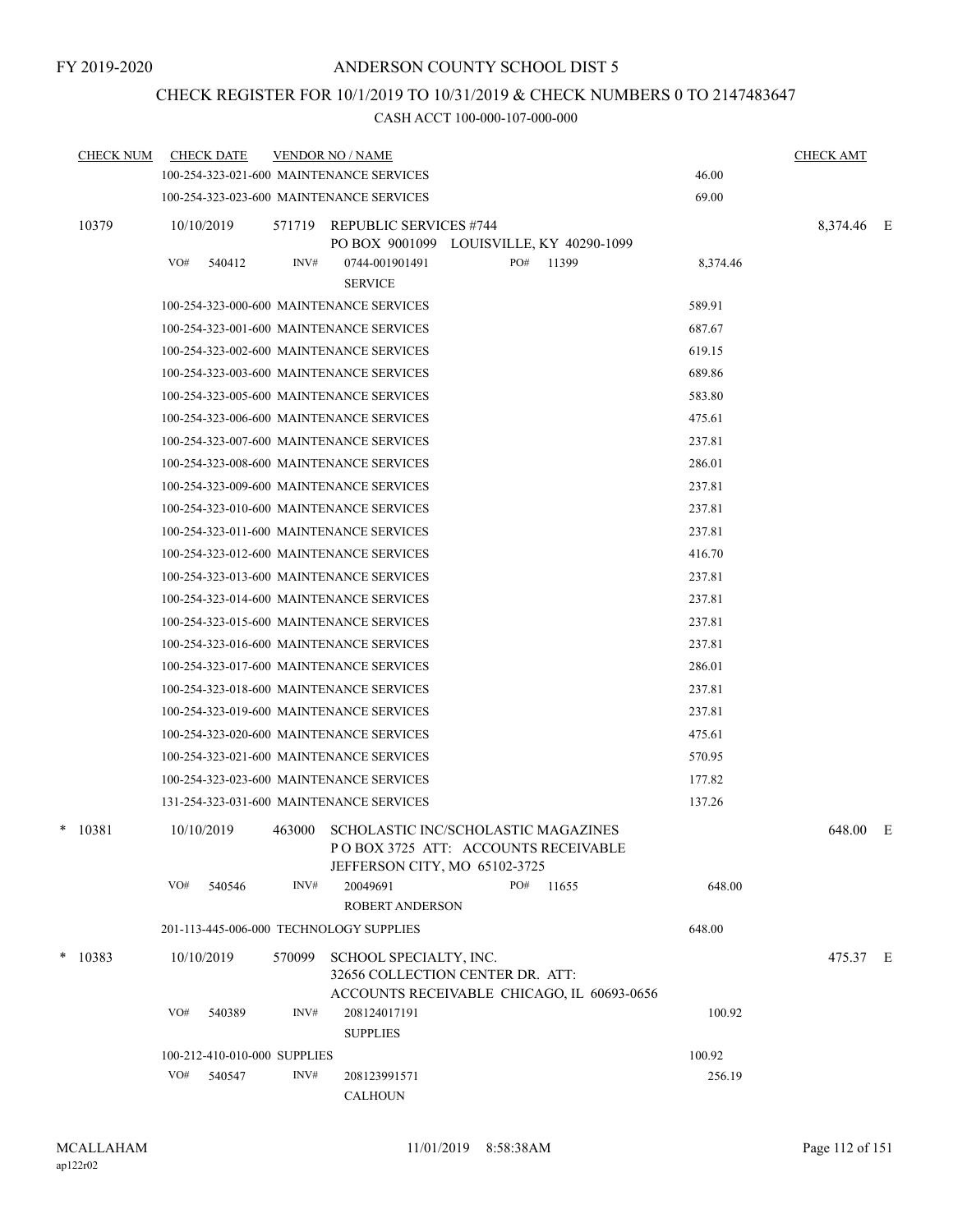FY 2019-2020

# ANDERSON COUNTY SCHOOL DIST 5

## CHECK REGISTER FOR 10/1/2019 TO 10/31/2019 & CHECK NUMBERS 0 TO 2147483647

### CASH ACCT 100-000-107-000-000

| CHECK NUM | CHECK DATE | VENDOR NO / NAME | | CHECK AMT | |
|---|---|---|---|---|---|
| | 100-254-323-021-600 MAINTENANCE SERVICES | | 46.00 | | |
| | 100-254-323-023-600 MAINTENANCE SERVICES | | 69.00 | | |
| 10379 | 10/10/2019 | 571719 REPUBLIC SERVICES #744<br>PO BOX 9001099 LOUISVILLE, KY 40290-1099 | | 8,374.46 | E |
| | VO# 540412 | INV# 0744-001901491 SERVICE PO# 11399 | 8,374.46 | | |
| | 100-254-323-000-600 MAINTENANCE SERVICES | | 589.91 | | |
| | 100-254-323-001-600 MAINTENANCE SERVICES | | 687.67 | | |
| | 100-254-323-002-600 MAINTENANCE SERVICES | | 619.15 | | |
| | 100-254-323-003-600 MAINTENANCE SERVICES | | 689.86 | | |
| | 100-254-323-005-600 MAINTENANCE SERVICES | | 583.80 | | |
| | 100-254-323-006-600 MAINTENANCE SERVICES | | 475.61 | | |
| | 100-254-323-007-600 MAINTENANCE SERVICES | | 237.81 | | |
| | 100-254-323-008-600 MAINTENANCE SERVICES | | 286.01 | | |
| | 100-254-323-009-600 MAINTENANCE SERVICES | | 237.81 | | |
| | 100-254-323-010-600 MAINTENANCE SERVICES | | 237.81 | | |
| | 100-254-323-011-600 MAINTENANCE SERVICES | | 237.81 | | |
| | 100-254-323-012-600 MAINTENANCE SERVICES | | 416.70 | | |
| | 100-254-323-013-600 MAINTENANCE SERVICES | | 237.81 | | |
| | 100-254-323-014-600 MAINTENANCE SERVICES | | 237.81 | | |
| | 100-254-323-015-600 MAINTENANCE SERVICES | | 237.81 | | |
| | 100-254-323-016-600 MAINTENANCE SERVICES | | 237.81 | | |
| | 100-254-323-017-600 MAINTENANCE SERVICES | | 286.01 | | |
| | 100-254-323-018-600 MAINTENANCE SERVICES | | 237.81 | | |
| | 100-254-323-019-600 MAINTENANCE SERVICES | | 237.81 | | |
| | 100-254-323-020-600 MAINTENANCE SERVICES | | 475.61 | | |
| | 100-254-323-021-600 MAINTENANCE SERVICES | | 570.95 | | |
| | 100-254-323-023-600 MAINTENANCE SERVICES | | 177.82 | | |
| | 131-254-323-031-600 MAINTENANCE SERVICES | | 137.26 | | |
| * 10381 | 10/10/2019 | 463000 SCHOLASTIC INC/SCHOLASTIC MAGAZINES<br>P O BOX 3725 ATT: ACCOUNTS RECEIVABLE<br>JEFFERSON CITY, MO 65102-3725 | | 648.00 | E |
| | VO# 540546 | INV# 20049691 ROBERT ANDERSON PO# 11655 | 648.00 | | |
| | 201-113-445-006-000 TECHNOLOGY SUPPLIES | | 648.00 | | |
| * 10383 | 10/10/2019 | 570099 SCHOOL SPECIALTY, INC.<br>32656 COLLECTION CENTER DR. ATT:<br>ACCOUNTS RECEIVABLE CHICAGO, IL 60693-0656 | | 475.37 | E |
| | VO# 540389 | INV# 208124017191 SUPPLIES | 100.92 | | |
| | 100-212-410-010-000 SUPPLIES | | 100.92 | | |
| | VO# 540547 | INV# 208123991571 CALHOUN | 256.19 | | |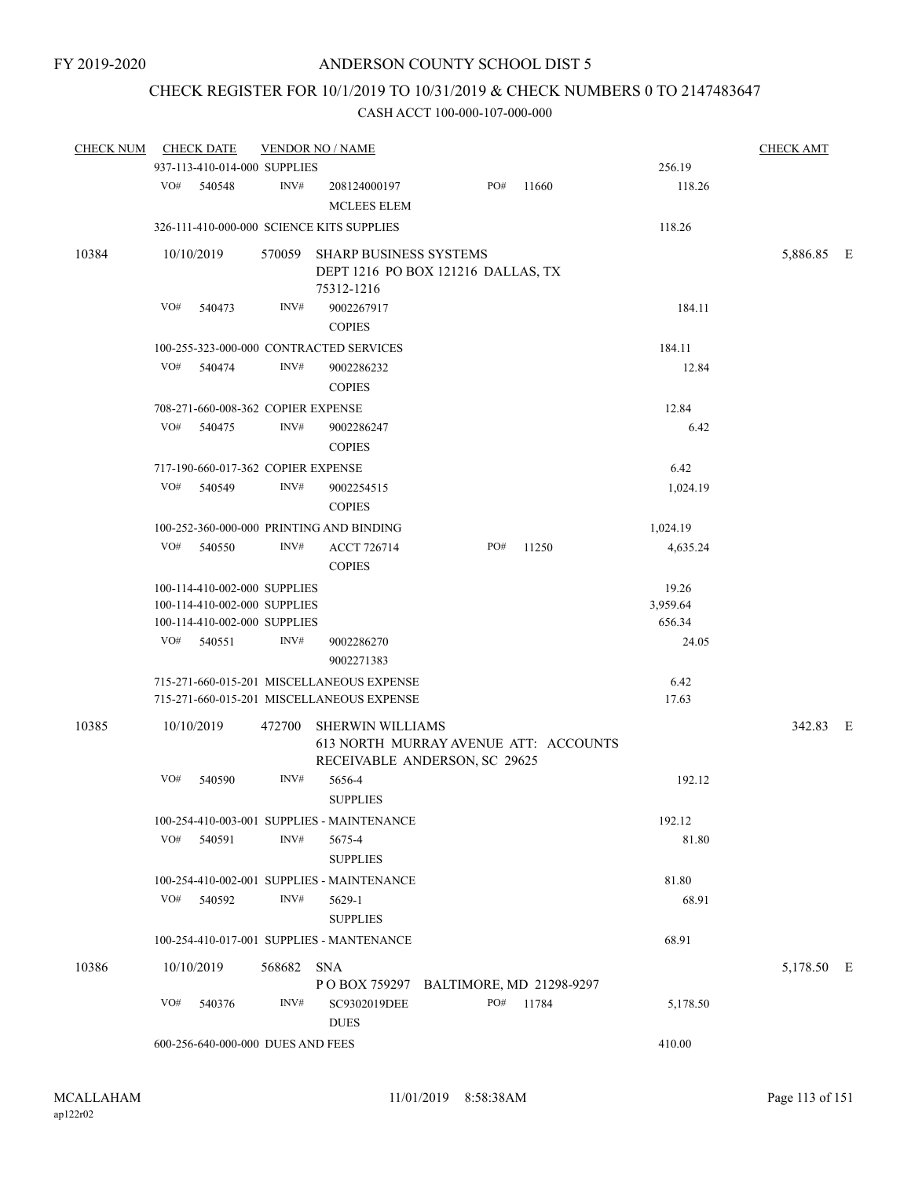FY 2019-2020

# ANDERSON COUNTY SCHOOL DIST 5

## CHECK REGISTER FOR 10/1/2019 TO 10/31/2019 & CHECK NUMBERS 0 TO 2147483647

### CASH ACCT 100-000-107-000-000

| CHECK NUM | CHECK DATE | VENDOR NO / NAME | | | | CHECK AMT |
|---|---|---|---|---|---|---|
| | 937-113-410-014-000 SUPPLIES | | | | 256.19 | |
| | VO# 540548 | INV# 208124000197 MCLEES ELEM | PO# 11660 | | 118.26 | |
| | 326-111-410-000-000 SCIENCE KITS SUPPLIES | | | | 118.26 | |
| 10384 | 10/10/2019 | 570059 SHARP BUSINESS SYSTEMS DEPT 1216 PO BOX 121216 DALLAS, TX 75312-1216 | | | | 5,886.85 E |
| | VO# 540473 | INV# 9002267917 COPIES | | | 184.11 | |
| | 100-255-323-000-000 CONTRACTED SERVICES | | | | 184.11 | |
| | VO# 540474 | INV# 9002286232 COPIES | | | 12.84 | |
| | 708-271-660-008-362 COPIER EXPENSE | | | | 12.84 | |
| | VO# 540475 | INV# 9002286247 COPIES | | | 6.42 | |
| | 717-190-660-017-362 COPIER EXPENSE | | | | 6.42 | |
| | VO# 540549 | INV# 9002254515 COPIES | | | 1,024.19 | |
| | 100-252-360-000-000 PRINTING AND BINDING | | | | 1,024.19 | |
| | VO# 540550 | INV# ACCT 726714 COPIES | PO# 11250 | | 4,635.24 | |
| | 100-114-410-002-000 SUPPLIES | | | | 19.26 | |
| | 100-114-410-002-000 SUPPLIES | | | | 3,959.64 | |
| | 100-114-410-002-000 SUPPLIES | | | | 656.34 | |
| | VO# 540551 | INV# 9002286270 9002271383 | | | 24.05 | |
| | 715-271-660-015-201 MISCELLANEOUS EXPENSE | | | | 6.42 | |
| | 715-271-660-015-201 MISCELLANEOUS EXPENSE | | | | 17.63 | |
| 10385 | 10/10/2019 | 472700 SHERWIN WILLIAMS 613 NORTH MURRAY AVENUE ATT: ACCOUNTS RECEIVABLE ANDERSON, SC 29625 | | | | 342.83 E |
| | VO# 540590 | INV# 5656-4 SUPPLIES | | | 192.12 | |
| | 100-254-410-003-001 SUPPLIES - MAINTENANCE | | | | 192.12 | |
| | VO# 540591 | INV# 5675-4 SUPPLIES | | | 81.80 | |
| | 100-254-410-002-001 SUPPLIES - MAINTENANCE | | | | 81.80 | |
| | VO# 540592 | INV# 5629-1 SUPPLIES | | | 68.91 | |
| | 100-254-410-017-001 SUPPLIES - MANTENANCE | | | | 68.91 | |
| 10386 | 10/10/2019 | 568682 SNA P O BOX 759297 BALTIMORE, MD 21298-9297 | | | | 5,178.50 E |
| | VO# 540376 | INV# SC9302019DEE DUES | PO# 11784 | | 5,178.50 | |
| | 600-256-640-000-000 DUES AND FEES | | | | 410.00 | |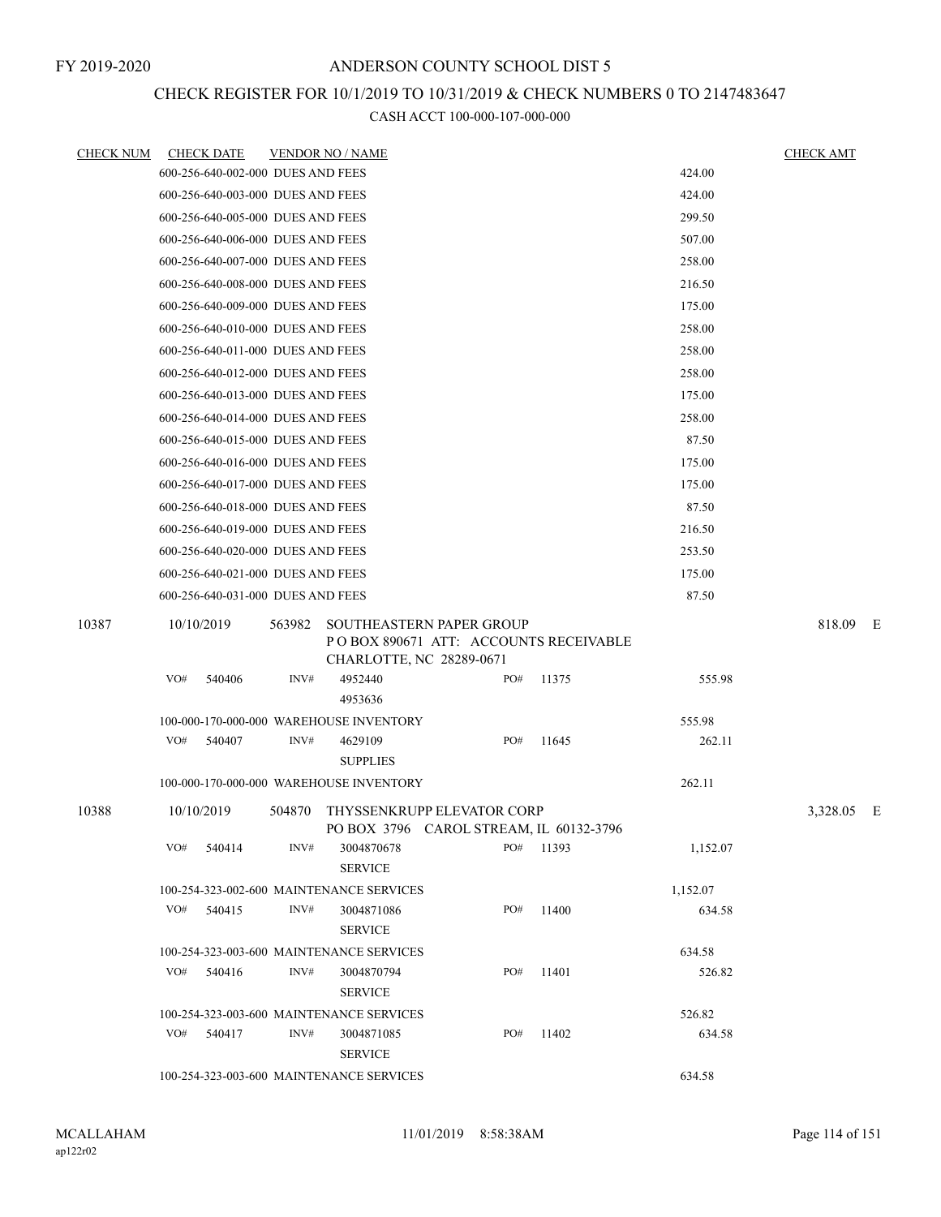FY 2019-2020

# ANDERSON COUNTY SCHOOL DIST 5

## CHECK REGISTER FOR 10/1/2019 TO 10/31/2019 & CHECK NUMBERS 0 TO 2147483647

### CASH ACCT 100-000-107-000-000

| CHECK NUM | CHECK DATE | VENDOR NO / NAME | | | CHECK AMT |
|---|---|---|---|---|---|
| | 600-256-640-002-000 DUES AND FEES | | | 424.00 | |
| | 600-256-640-003-000 DUES AND FEES | | | 424.00 | |
| | 600-256-640-005-000 DUES AND FEES | | | 299.50 | |
| | 600-256-640-006-000 DUES AND FEES | | | 507.00 | |
| | 600-256-640-007-000 DUES AND FEES | | | 258.00 | |
| | 600-256-640-008-000 DUES AND FEES | | | 216.50 | |
| | 600-256-640-009-000 DUES AND FEES | | | 175.00 | |
| | 600-256-640-010-000 DUES AND FEES | | | 258.00 | |
| | 600-256-640-011-000 DUES AND FEES | | | 258.00 | |
| | 600-256-640-012-000 DUES AND FEES | | | 258.00 | |
| | 600-256-640-013-000 DUES AND FEES | | | 175.00 | |
| | 600-256-640-014-000 DUES AND FEES | | | 258.00 | |
| | 600-256-640-015-000 DUES AND FEES | | | 87.50 | |
| | 600-256-640-016-000 DUES AND FEES | | | 175.00 | |
| | 600-256-640-017-000 DUES AND FEES | | | 175.00 | |
| | 600-256-640-018-000 DUES AND FEES | | | 87.50 | |
| | 600-256-640-019-000 DUES AND FEES | | | 216.50 | |
| | 600-256-640-020-000 DUES AND FEES | | | 253.50 | |
| | 600-256-640-021-000 DUES AND FEES | | | 175.00 | |
| | 600-256-640-031-000 DUES AND FEES | | | 87.50 | |
| 10387 | 10/10/2019 | 563982 SOUTHEASTERN PAPER GROUP<br>P O BOX 890671 ATT: ACCOUNTS RECEIVABLE<br>CHARLOTTE, NC 28289-0671 | | | 818.09 E |
| | VO# 540406 | INV# 4952440<br>4953636 | PO# 11375 | 555.98 | |
| | 100-000-170-000-000 WAREHOUSE INVENTORY | | | 555.98 | |
| | VO# 540407 | INV# 4629109<br>SUPPLIES | PO# 11645 | 262.11 | |
| | 100-000-170-000-000 WAREHOUSE INVENTORY | | | 262.11 | |
| 10388 | 10/10/2019 | 504870 THYSSENKRUPP ELEVATOR CORP<br>PO BOX 3796 CAROL STREAM, IL 60132-3796 | | | 3,328.05 E |
| | VO# 540414 | INV# 3004870678<br>SERVICE | PO# 11393 | 1,152.07 | |
| | 100-254-323-002-600 MAINTENANCE SERVICES | | | 1,152.07 | |
| | VO# 540415 | INV# 3004871086<br>SERVICE | PO# 11400 | 634.58 | |
| | 100-254-323-003-600 MAINTENANCE SERVICES | | | 634.58 | |
| | VO# 540416 | INV# 3004870794<br>SERVICE | PO# 11401 | 526.82 | |
| | 100-254-323-003-600 MAINTENANCE SERVICES | | | 526.82 | |
| | VO# 540417 | INV# 3004871085<br>SERVICE | PO# 11402 | 634.58 | |
| | 100-254-323-003-600 MAINTENANCE SERVICES | | | 634.58 | |

MCALLAHAM
ap122r02
11/01/2019 8:58:38AM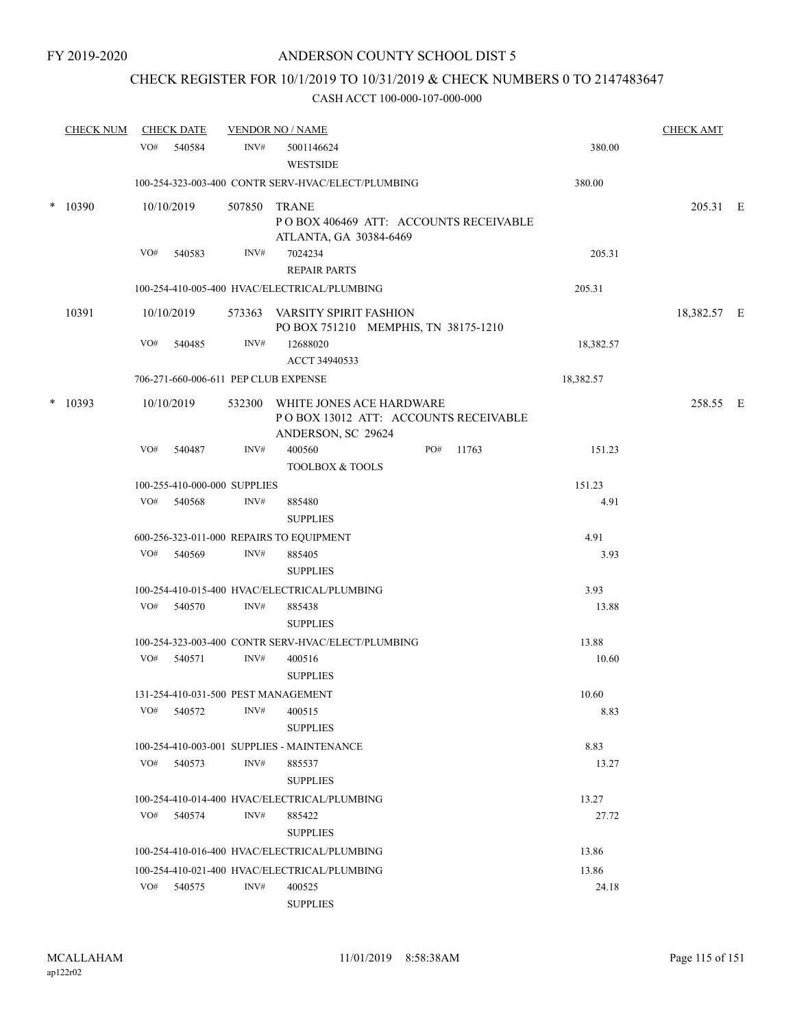FY 2019-2020

ANDERSON COUNTY SCHOOL DIST 5

CHECK REGISTER FOR 10/1/2019 TO 10/31/2019 & CHECK NUMBERS 0 TO 2147483647

CASH ACCT 100-000-107-000-000

| CHECK NUM | CHECK DATE | VENDOR NO / NAME | | CHECK AMT |
|---|---|---|---|---|
| | VO# 540584 | INV# 5001146624 WESTSIDE | 380.00 | |
| | 100-254-323-003-400 CONTR SERV-HVAC/ELECT/PLUMBING | | 380.00 | |
| * 10390 | 10/10/2019 | 507850 TRANE P O BOX 406469 ATT: ACCOUNTS RECEIVABLE ATLANTA, GA 30384-6469 | | 205.31 E |
| | VO# 540583 | INV# 7024234 REPAIR PARTS | 205.31 | |
| | 100-254-410-005-400 HVAC/ELECTRICAL/PLUMBING | | 205.31 | |
| 10391 | 10/10/2019 | 573363 VARSITY SPIRIT FASHION PO BOX 751210 MEMPHIS, TN 38175-1210 | | 18,382.57 E |
| | VO# 540485 | INV# 12688020 ACCT 34940533 | 18,382.57 | |
| | 706-271-660-006-611 PEP CLUB EXPENSE | | 18,382.57 | |
| * 10393 | 10/10/2019 | 532300 WHITE JONES ACE HARDWARE P O BOX 13012 ATT: ACCOUNTS RECEIVABLE ANDERSON, SC 29624 | | 258.55 E |
| | VO# 540487 | INV# 400560 PO# 11763 TOOLBOX & TOOLS | 151.23 | |
| | 100-255-410-000-000 SUPPLIES | | 151.23 | |
| | VO# 540568 | INV# 885480 SUPPLIES | 4.91 | |
| | 600-256-323-011-000 REPAIRS TO EQUIPMENT | | 4.91 | |
| | VO# 540569 | INV# 885405 SUPPLIES | 3.93 | |
| | 100-254-410-015-400 HVAC/ELECTRICAL/PLUMBING | | 3.93 | |
| | VO# 540570 | INV# 885438 SUPPLIES | 13.88 | |
| | 100-254-323-003-400 CONTR SERV-HVAC/ELECT/PLUMBING | | 13.88 | |
| | VO# 540571 | INV# 400516 SUPPLIES | 10.60 | |
| | 131-254-410-031-500 PEST MANAGEMENT | | 10.60 | |
| | VO# 540572 | INV# 400515 SUPPLIES | 8.83 | |
| | 100-254-410-003-001 SUPPLIES - MAINTENANCE | | 8.83 | |
| | VO# 540573 | INV# 885537 SUPPLIES | 13.27 | |
| | 100-254-410-014-400 HVAC/ELECTRICAL/PLUMBING | | 13.27 | |
| | VO# 540574 | INV# 885422 SUPPLIES | 27.72 | |
| | 100-254-410-016-400 HVAC/ELECTRICAL/PLUMBING | | 13.86 | |
| | 100-254-410-021-400 HVAC/ELECTRICAL/PLUMBING | | 13.86 | |
| | VO# 540575 | INV# 400525 SUPPLIES | 24.18 | |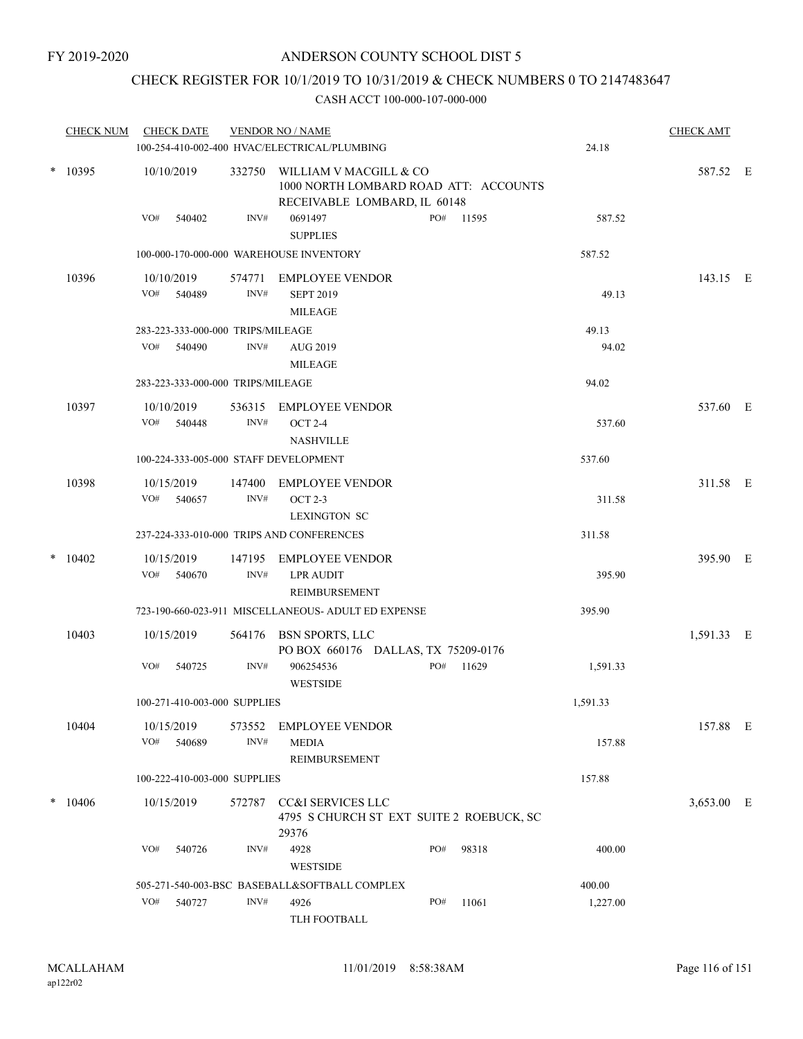FY 2019-2020

# ANDERSON COUNTY SCHOOL DIST 5

## CHECK REGISTER FOR 10/1/2019 TO 10/31/2019 & CHECK NUMBERS 0 TO 2147483647

### CASH ACCT 100-000-107-000-000

| CHECK NUM | CHECK DATE | VENDOR NO / NAME | | CHECK AMT |
|---|---|---|---|---|
| | 100-254-410-002-400 HVAC/ELECTRICAL/PLUMBING | | 24.18 | |
| * 10395 | 10/10/2019 | 332750 WILLIAM V MACGILL & CO 1000 NORTH LOMBARD ROAD ATT: ACCOUNTS RECEIVABLE LOMBARD, IL 60148 | | 587.52 E |
| | VO# 540402 | INV# 0691497 SUPPLIES PO# 11595 | 587.52 | |
| | 100-000-170-000-000 WAREHOUSE INVENTORY | | 587.52 | |
| 10396 | 10/10/2019 | 574771 EMPLOYEE VENDOR | | 143.15 E |
| | VO# 540489 | INV# SEPT 2019 MILEAGE | 49.13 | |
| | 283-223-333-000-000 TRIPS/MILEAGE | | 49.13 | |
| | VO# 540490 | INV# AUG 2019 MILEAGE | 94.02 | |
| | 283-223-333-000-000 TRIPS/MILEAGE | | 94.02 | |
| 10397 | 10/10/2019 | 536315 EMPLOYEE VENDOR | | 537.60 E |
| | VO# 540448 | INV# OCT 2-4 NASHVILLE | 537.60 | |
| | 100-224-333-005-000 STAFF DEVELOPMENT | | 537.60 | |
| 10398 | 10/15/2019 | 147400 EMPLOYEE VENDOR | | 311.58 E |
| | VO# 540657 | INV# OCT 2-3 LEXINGTON SC | 311.58 | |
| | 237-224-333-010-000 TRIPS AND CONFERENCES | | 311.58 | |
| * 10402 | 10/15/2019 | 147195 EMPLOYEE VENDOR | | 395.90 E |
| | VO# 540670 | INV# LPR AUDIT REIMBURSEMENT | 395.90 | |
| | 723-190-660-023-911 MISCELLANEOUS- ADULT ED EXPENSE | | 395.90 | |
| 10403 | 10/15/2019 | 564176 BSN SPORTS, LLC PO BOX 660176 DALLAS, TX 75209-0176 | | 1,591.33 E |
| | VO# 540725 | INV# 906254536 WESTSIDE PO# 11629 | 1,591.33 | |
| | 100-271-410-003-000 SUPPLIES | | 1,591.33 | |
| 10404 | 10/15/2019 | 573552 EMPLOYEE VENDOR | | 157.88 E |
| | VO# 540689 | INV# MEDIA REIMBURSEMENT | 157.88 | |
| | 100-222-410-003-000 SUPPLIES | | 157.88 | |
| * 10406 | 10/15/2019 | 572787 CC&I SERVICES LLC 4795 S CHURCH ST EXT SUITE 2 ROEBUCK, SC 29376 | | 3,653.00 E |
| | VO# 540726 | INV# 4928 WESTSIDE PO# 98318 | 400.00 | |
| | 505-271-540-003-BSC BASEBALL&SOFTBALL COMPLEX | | 400.00 | |
| | VO# 540727 | INV# 4926 TLH FOOTBALL PO# 11061 | 1,227.00 | |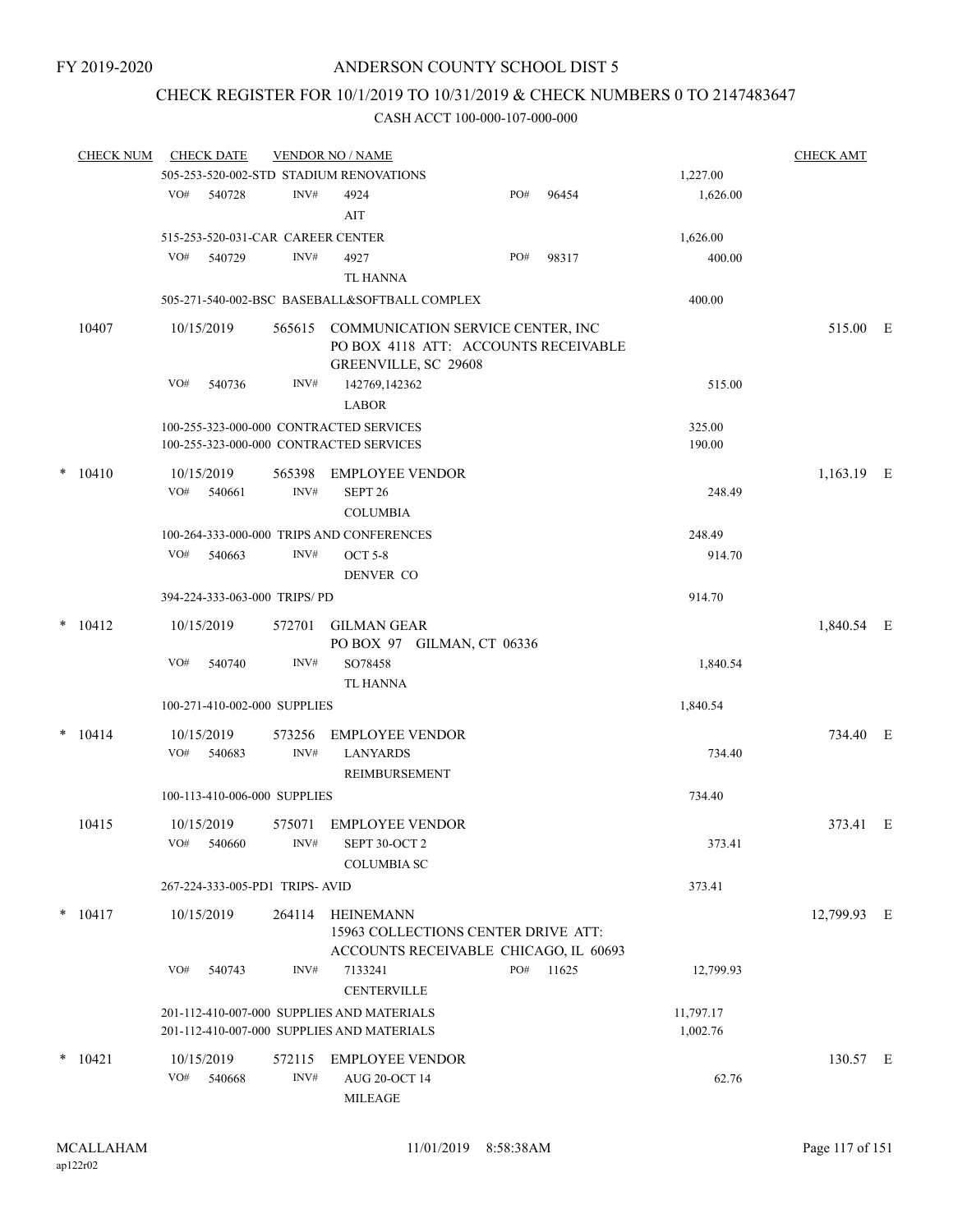FY 2019-2020

# ANDERSON COUNTY SCHOOL DIST 5

## CHECK REGISTER FOR 10/1/2019 TO 10/31/2019 & CHECK NUMBERS 0 TO 2147483647

### CASH ACCT 100-000-107-000-000

| CHECK NUM | CHECK DATE | VENDOR NO / NAME | | | CHECK AMT |
|---|---|---|---|---|---|
| | 505-253-520-002-STD STADIUM RENOVATIONS | | | 1,227.00 | |
| | VO# 540728 | INV# 4924 AIT | PO# 96454 | 1,626.00 | |
| | 515-253-520-031-CAR CAREER CENTER | | | 1,626.00 | |
| | VO# 540729 | INV# 4927 TL HANNA | PO# 98317 | 400.00 | |
| | 505-271-540-002-BSC BASEBALL&SOFTBALL COMPLEX | | | 400.00 | |
| 10407 | 10/15/2019 | 565615 COMMUNICATION SERVICE CENTER, INC PO BOX 4118 ATT: ACCOUNTS RECEIVABLE GREENVILLE, SC 29608 | | | 515.00 E |
| | VO# 540736 | INV# 142769,142362 LABOR | | 515.00 | |
| | 100-255-323-000-000 CONTRACTED SERVICES | | | 325.00 | |
| | 100-255-323-000-000 CONTRACTED SERVICES | | | 190.00 | |
| * 10410 | 10/15/2019 | 565398 EMPLOYEE VENDOR | | | 1,163.19 E |
| | VO# 540661 | INV# SEPT 26 COLUMBIA | | 248.49 | |
| | 100-264-333-000-000 TRIPS AND CONFERENCES | | | 248.49 | |
| | VO# 540663 | INV# OCT 5-8 DENVER CO | | 914.70 | |
| | 394-224-333-063-000 TRIPS/ PD | | | 914.70 | |
| * 10412 | 10/15/2019 | 572701 GILMAN GEAR PO BOX 97 GILMAN, CT 06336 | | | 1,840.54 E |
| | VO# 540740 | INV# SO78458 TL HANNA | | 1,840.54 | |
| | 100-271-410-002-000 SUPPLIES | | | 1,840.54 | |
| * 10414 | 10/15/2019 | 573256 EMPLOYEE VENDOR | | | 734.40 E |
| | VO# 540683 | INV# LANYARDS REIMBURSEMENT | | 734.40 | |
| | 100-113-410-006-000 SUPPLIES | | | 734.40 | |
| 10415 | 10/15/2019 | 575071 EMPLOYEE VENDOR | | | 373.41 E |
| | VO# 540660 | INV# SEPT 30-OCT 2 COLUMBIA SC | | 373.41 | |
| | 267-224-333-005-PD1 TRIPS- AVID | | | 373.41 | |
| * 10417 | 10/15/2019 | 264114 HEINEMANN 15963 COLLECTIONS CENTER DRIVE ATT: ACCOUNTS RECEIVABLE CHICAGO, IL 60693 | | | 12,799.93 E |
| | VO# 540743 | INV# 7133241 CENTERVILLE | PO# 11625 | 12,799.93 | |
| | 201-112-410-007-000 SUPPLIES AND MATERIALS | | | 11,797.17 | |
| | 201-112-410-007-000 SUPPLIES AND MATERIALS | | | 1,002.76 | |
| * 10421 | 10/15/2019 | 572115 EMPLOYEE VENDOR | | | 130.57 E |
| | VO# 540668 | INV# AUG 20-OCT 14 MILEAGE | | 62.76 | |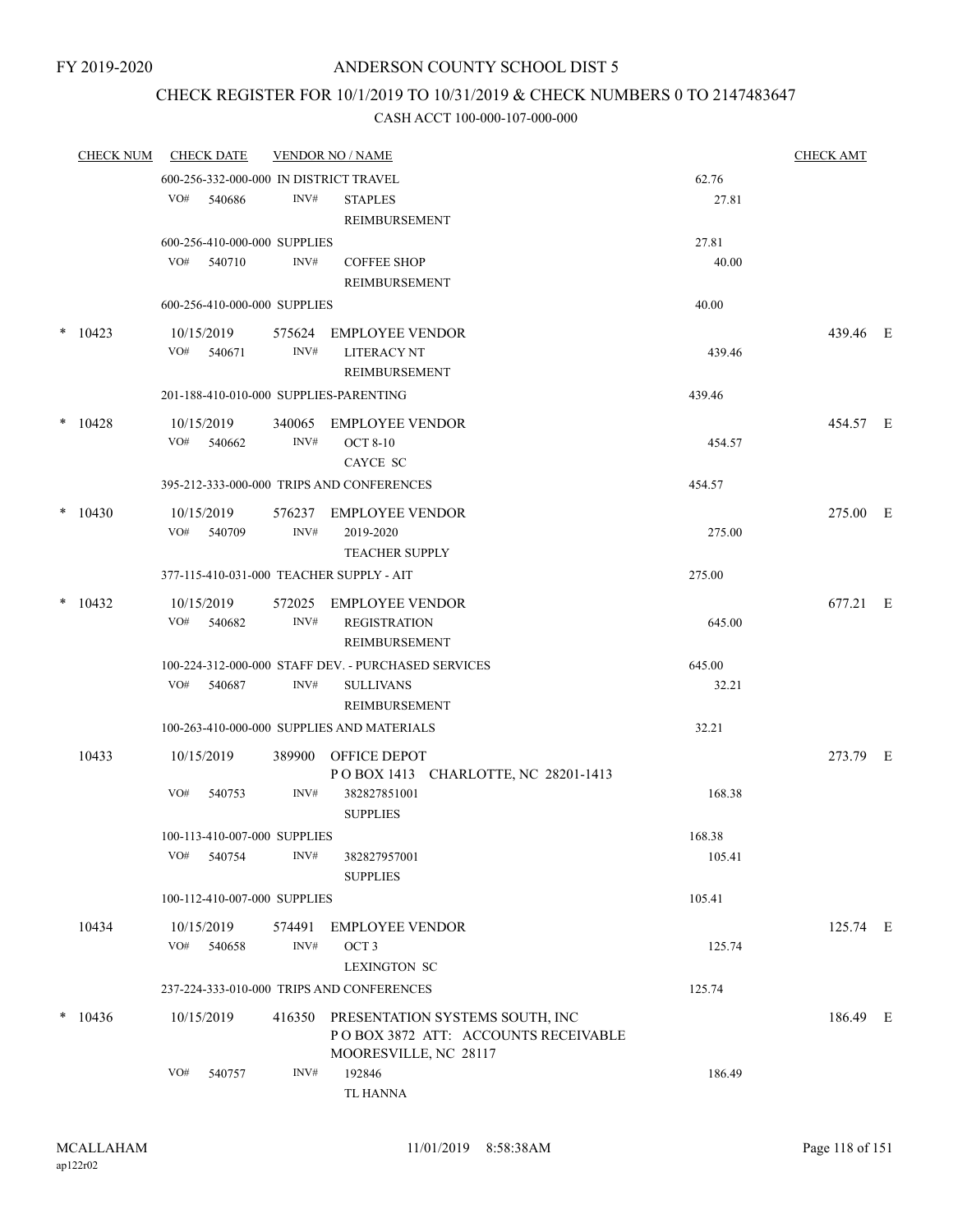FY 2019-2020

# ANDERSON COUNTY SCHOOL DIST 5

## CHECK REGISTER FOR 10/1/2019 TO 10/31/2019 & CHECK NUMBERS 0 TO 2147483647

### CASH ACCT 100-000-107-000-000

| CHECK NUM | CHECK DATE | VENDOR NO / NAME | | CHECK AMT |
|---|---|---|---|---|
| | 600-256-332-000-000 IN DISTRICT TRAVEL | | 62.76 | |
| | VO# 540686 | INV# STAPLES REIMBURSEMENT | 27.81 | |
| | 600-256-410-000-000 SUPPLIES | | 27.81 | |
| | VO# 540710 | INV# COFFEE SHOP REIMBURSEMENT | 40.00 | |
| | 600-256-410-000-000 SUPPLIES | | 40.00 | |
| * 10423 | 10/15/2019 | 575624 EMPLOYEE VENDOR | | 439.46 E |
| | VO# 540671 | INV# LITERACY NT REIMBURSEMENT | 439.46 | |
| | 201-188-410-010-000 SUPPLIES-PARENTING | | 439.46 | |
| * 10428 | 10/15/2019 | 340065 EMPLOYEE VENDOR | | 454.57 E |
| | VO# 540662 | INV# OCT 8-10 CAYCE SC | 454.57 | |
| | 395-212-333-000-000 TRIPS AND CONFERENCES | | 454.57 | |
| * 10430 | 10/15/2019 | 576237 EMPLOYEE VENDOR | | 275.00 E |
| | VO# 540709 | INV# 2019-2020 TEACHER SUPPLY | 275.00 | |
| | 377-115-410-031-000 TEACHER SUPPLY - AIT | | 275.00 | |
| * 10432 | 10/15/2019 | 572025 EMPLOYEE VENDOR | | 677.21 E |
| | VO# 540682 | INV# REGISTRATION REIMBURSEMENT | 645.00 | |
| | 100-224-312-000-000 STAFF DEV. - PURCHASED SERVICES | | 645.00 | |
| | VO# 540687 | INV# SULLIVANS REIMBURSEMENT | 32.21 | |
| | 100-263-410-000-000 SUPPLIES AND MATERIALS | | 32.21 | |
| 10433 | 10/15/2019 | 389900 OFFICE DEPOT P O BOX 1413 CHARLOTTE, NC 28201-1413 | | 273.79 E |
| | VO# 540753 | INV# 382827851001 SUPPLIES | 168.38 | |
| | 100-113-410-007-000 SUPPLIES | | 168.38 | |
| | VO# 540754 | INV# 382827957001 SUPPLIES | 105.41 | |
| | 100-112-410-007-000 SUPPLIES | | 105.41 | |
| 10434 | 10/15/2019 | 574491 EMPLOYEE VENDOR | | 125.74 E |
| | VO# 540658 | INV# OCT 3 LEXINGTON SC | 125.74 | |
| | 237-224-333-010-000 TRIPS AND CONFERENCES | | 125.74 | |
| * 10436 | 10/15/2019 | 416350 PRESENTATION SYSTEMS SOUTH, INC P O BOX 3872 ATT: ACCOUNTS RECEIVABLE MOORESVILLE, NC 28117 | | 186.49 E |
| | VO# 540757 | INV# 192846 TL HANNA | 186.49 | |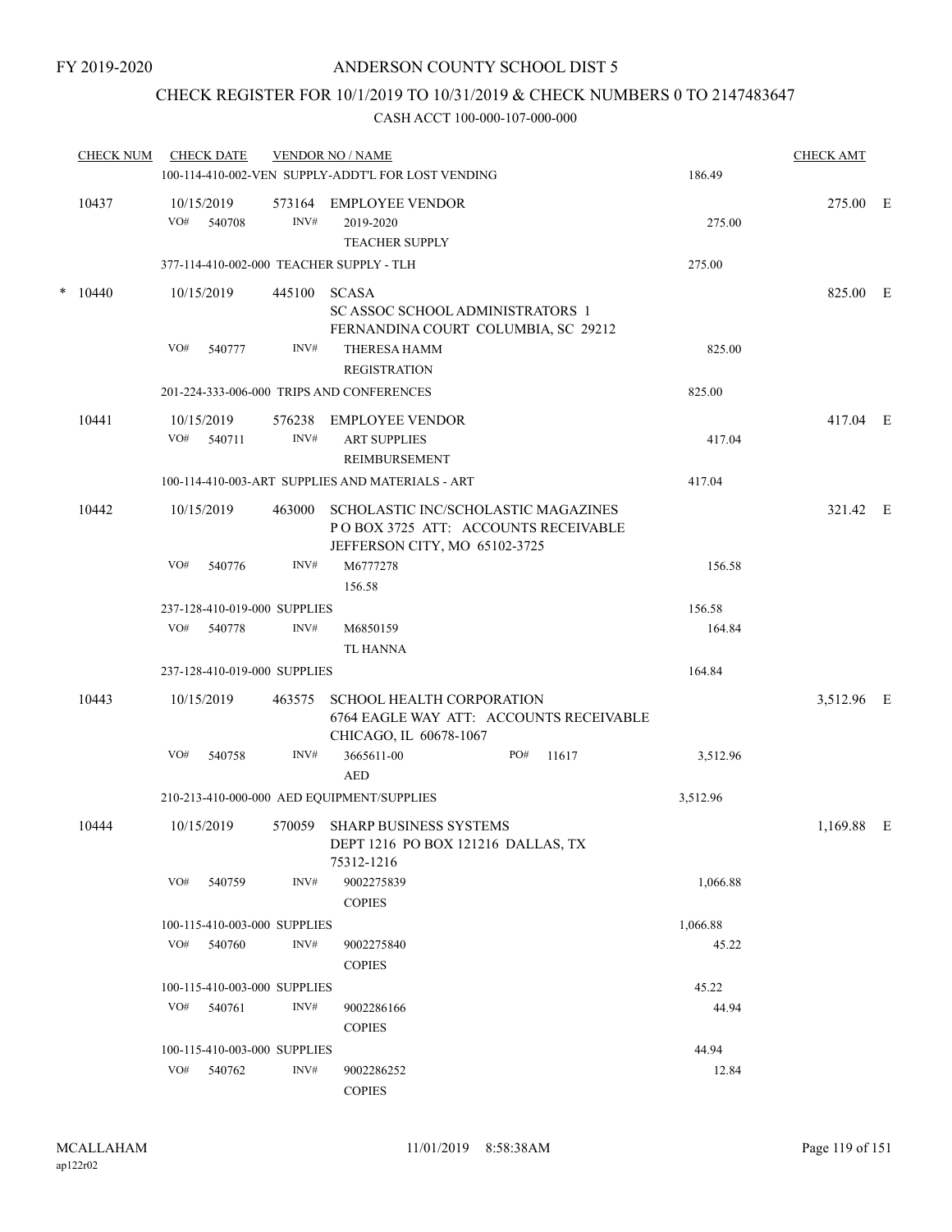FY 2019-2020

ANDERSON COUNTY SCHOOL DIST 5

CHECK REGISTER FOR 10/1/2019 TO 10/31/2019 & CHECK NUMBERS 0 TO 2147483647

CASH ACCT 100-000-107-000-000

| CHECK NUM | CHECK DATE | VENDOR NO / NAME | | CHECK AMT | |
|---|---|---|---|---|---|
| | 100-114-410-002-VEN SUPPLY-ADDT'L FOR LOST VENDING | | 186.49 | | |
| 10437 | 10/15/2019 | 573164 EMPLOYEE VENDOR | | 275.00 | E |
| | VO# 540708 INV# | 2019-2020 TEACHER SUPPLY | 275.00 | | |
| | 377-114-410-002-000 TEACHER SUPPLY - TLH | | 275.00 | | |
| * 10440 | 10/15/2019 | 445100 SCASA SC ASSOC SCHOOL ADMINISTRATORS 1 FERNANDINA COURT COLUMBIA, SC 29212 | | 825.00 | E |
| | VO# 540777 INV# | THERESA HAMM REGISTRATION | 825.00 | | |
| | 201-224-333-006-000 TRIPS AND CONFERENCES | | 825.00 | | |
| 10441 | 10/15/2019 | 576238 EMPLOYEE VENDOR | | 417.04 | E |
| | VO# 540711 INV# | ART SUPPLIES REIMBURSEMENT | 417.04 | | |
| | 100-114-410-003-ART SUPPLIES AND MATERIALS - ART | | 417.04 | | |
| 10442 | 10/15/2019 | 463000 SCHOLASTIC INC/SCHOLASTIC MAGAZINES P O BOX 3725 ATT: ACCOUNTS RECEIVABLE JEFFERSON CITY, MO 65102-3725 | | 321.42 | E |
| | VO# 540776 INV# | M6777278 156.58 | 156.58 | | |
| | 237-128-410-019-000 SUPPLIES | | 156.58 | | |
| | VO# 540778 INV# | M6850159 TL HANNA | 164.84 | | |
| | 237-128-410-019-000 SUPPLIES | | 164.84 | | |
| 10443 | 10/15/2019 | 463575 SCHOOL HEALTH CORPORATION 6764 EAGLE WAY ATT: ACCOUNTS RECEIVABLE CHICAGO, IL 60678-1067 | | 3,512.96 | E |
| | VO# 540758 INV# | 3665611-00 PO# 11617 AED | 3,512.96 | | |
| | 210-213-410-000-000 AED EQUIPMENT/SUPPLIES | | 3,512.96 | | |
| 10444 | 10/15/2019 | 570059 SHARP BUSINESS SYSTEMS DEPT 1216 PO BOX 121216 DALLAS, TX 75312-1216 | | 1,169.88 | E |
| | VO# 540759 INV# | 9002275839 COPIES | 1,066.88 | | |
| | 100-115-410-003-000 SUPPLIES | | 1,066.88 | | |
| | VO# 540760 INV# | 9002275840 COPIES | 45.22 | | |
| | 100-115-410-003-000 SUPPLIES | | 45.22 | | |
| | VO# 540761 INV# | 9002286166 COPIES | 44.94 | | |
| | 100-115-410-003-000 SUPPLIES | | 44.94 | | |
| | VO# 540762 INV# | 9002286252 COPIES | 12.84 | | |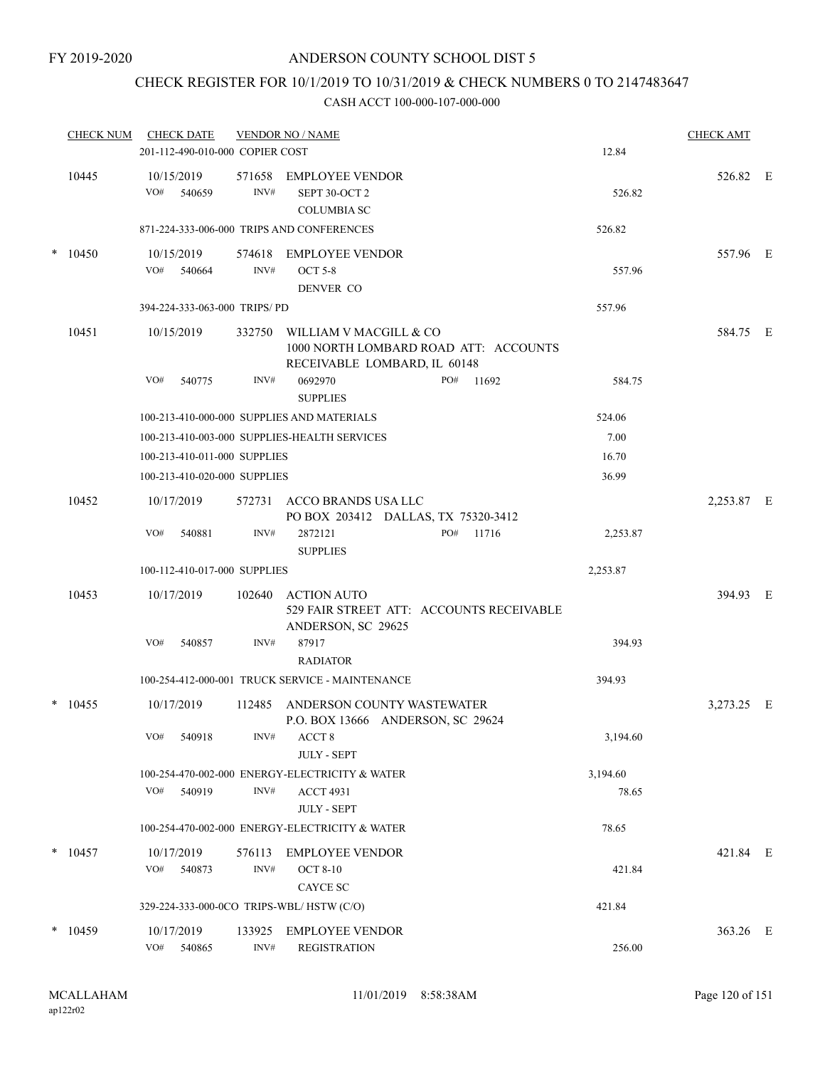FY 2019-2020

# ANDERSON COUNTY SCHOOL DIST 5

## CHECK REGISTER FOR 10/1/2019 TO 10/31/2019 & CHECK NUMBERS 0 TO 2147483647

### CASH ACCT 100-000-107-000-000

| CHECK NUM | CHECK DATE | VENDOR NO / NAME | | CHECK AMT | |
|---|---|---|---|---|---|
| | 201-112-490-010-000 COPIER COST | | 12.84 | | |
| 10445 | 10/15/2019 | 571658 EMPLOYEE VENDOR | | 526.82 | E |
| | VO# 540659 | INV# SEPT 30-OCT 2<br>COLUMBIA SC | 526.82 | | |
| | 871-224-333-006-000 TRIPS AND CONFERENCES | | 526.82 | | |
| * 10450 | 10/15/2019 | 574618 EMPLOYEE VENDOR | | 557.96 | E |
| | VO# 540664 | INV# OCT 5-8<br>DENVER CO | 557.96 | | |
| | 394-224-333-063-000 TRIPS/ PD | | 557.96 | | |
| 10451 | 10/15/2019 | 332750 WILLIAM V MACGILL & CO<br>1000 NORTH LOMBARD ROAD ATT: ACCOUNTS RECEIVABLE LOMBARD, IL 60148 | | 584.75 | E |
| | VO# 540775 | INV# 0692970 PO# 11692<br>SUPPLIES | 584.75 | | |
| | 100-213-410-000-000 SUPPLIES AND MATERIALS | | 524.06 | | |
| | 100-213-410-003-000 SUPPLIES-HEALTH SERVICES | | 7.00 | | |
| | 100-213-410-011-000 SUPPLIES | | 16.70 | | |
| | 100-213-410-020-000 SUPPLIES | | 36.99 | | |
| 10452 | 10/17/2019 | 572731 ACCO BRANDS USA LLC<br>PO BOX 203412 DALLAS, TX 75320-3412 | | 2,253.87 | E |
| | VO# 540881 | INV# 2872121 PO# 11716<br>SUPPLIES | 2,253.87 | | |
| | 100-112-410-017-000 SUPPLIES | | 2,253.87 | | |
| 10453 | 10/17/2019 | 102640 ACTION AUTO<br>529 FAIR STREET ATT: ACCOUNTS RECEIVABLE ANDERSON, SC 29625 | | 394.93 | E |
| | VO# 540857 | INV# 87917<br>RADIATOR | 394.93 | | |
| | 100-254-412-000-001 TRUCK SERVICE - MAINTENANCE | | 394.93 | | |
| * 10455 | 10/17/2019 | 112485 ANDERSON COUNTY WASTEWATER<br>P.O. BOX 13666 ANDERSON, SC 29624 | | 3,273.25 | E |
| | VO# 540918 | INV# ACCT 8<br>JULY - SEPT | 3,194.60 | | |
| | 100-254-470-002-000 ENERGY-ELECTRICITY & WATER | | 3,194.60 | | |
| | VO# 540919 | INV# ACCT 4931<br>JULY - SEPT | 78.65 | | |
| | 100-254-470-002-000 ENERGY-ELECTRICITY & WATER | | 78.65 | | |
| * 10457 | 10/17/2019 | 576113 EMPLOYEE VENDOR | | 421.84 | E |
| | VO# 540873 | INV# OCT 8-10<br>CAYCE SC | 421.84 | | |
| | 329-224-333-000-0CO TRIPS-WBL/ HSTW (C/O) | | 421.84 | | |
| * 10459 | 10/17/2019 | 133925 EMPLOYEE VENDOR | | 363.26 | E |
| | VO# 540865 | INV# REGISTRATION | 256.00 | | |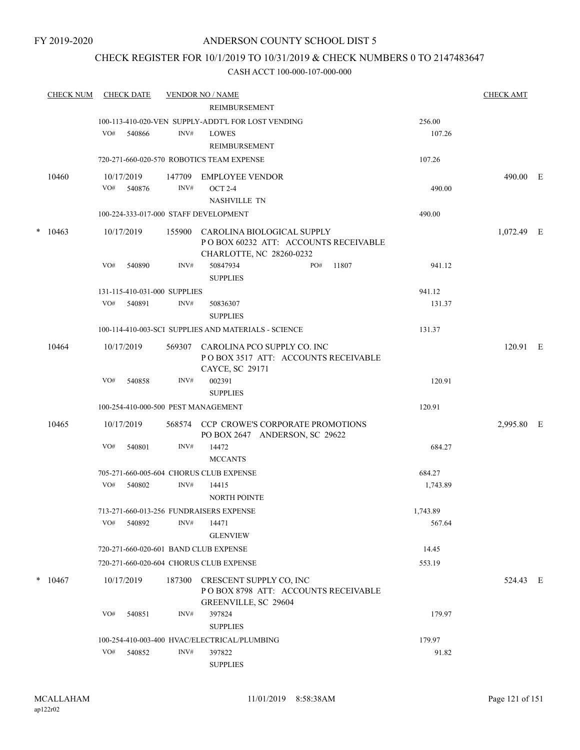FY 2019-2020

# ANDERSON COUNTY SCHOOL DIST 5

## CHECK REGISTER FOR 10/1/2019 TO 10/31/2019 & CHECK NUMBERS 0 TO 2147483647

CASH ACCT 100-000-107-000-000

| CHECK NUM | CHECK DATE | VENDOR NO / NAME | | CHECK AMT |
|---|---|---|---|---|
| | | REIMBURSEMENT | | |
| | 100-113-410-020-VEN SUPPLY-ADDT'L FOR LOST VENDING | | 256.00 | |
| | VO# 540866 INV# | LOWES<br>REIMBURSEMENT | 107.26 | |
| | 720-271-660-020-570 ROBOTICS TEAM EXPENSE | | 107.26 | |
| 10460 | 10/17/2019 | 147709 EMPLOYEE VENDOR | | 490.00 E |
| | VO# 540876 INV# | OCT 2-4<br>NASHVILLE TN | 490.00 | |
| | 100-224-333-017-000 STAFF DEVELOPMENT | | 490.00 | |
| * 10463 | 10/17/2019 | 155900 CAROLINA BIOLOGICAL SUPPLY<br>P O BOX 60232 ATT: ACCOUNTS RECEIVABLE<br>CHARLOTTE, NC 28260-0232 | | 1,072.49 E |
| | VO# 540890 INV# | 50847934 PO# 11807<br>SUPPLIES | 941.12 | |
| | 131-115-410-031-000 SUPPLIES | | 941.12 | |
| | VO# 540891 INV# | 50836307<br>SUPPLIES | 131.37 | |
| | 100-114-410-003-SCI SUPPLIES AND MATERIALS - SCIENCE | | 131.37 | |
| 10464 | 10/17/2019 | 569307 CAROLINA PCO SUPPLY CO. INC<br>P O BOX 3517 ATT: ACCOUNTS RECEIVABLE<br>CAYCE, SC 29171 | | 120.91 E |
| | VO# 540858 INV# | 002391<br>SUPPLIES | 120.91 | |
| | 100-254-410-000-500 PEST MANAGEMENT | | 120.91 | |
| 10465 | 10/17/2019 | 568574 CCP CROWE'S CORPORATE PROMOTIONS<br>PO BOX 2647 ANDERSON, SC 29622 | | 2,995.80 E |
| | VO# 540801 INV# | 14472<br>MCCANTS | 684.27 | |
| | 705-271-660-005-604 CHORUS CLUB EXPENSE | | 684.27 | |
| | VO# 540802 INV# | 14415<br>NORTH POINTE | 1,743.89 | |
| | 713-271-660-013-256 FUNDRAISERS EXPENSE | | 1,743.89 | |
| | VO# 540892 INV# | 14471<br>GLENVIEW | 567.64 | |
| | 720-271-660-020-601 BAND CLUB EXPENSE | | 14.45 | |
| | 720-271-660-020-604 CHORUS CLUB EXPENSE | | 553.19 | |
| * 10467 | 10/17/2019 | 187300 CRESCENT SUPPLY CO, INC<br>P O BOX 8798 ATT: ACCOUNTS RECEIVABLE<br>GREENVILLE, SC 29604 | | 524.43 E |
| | VO# 540851 INV# | 397824<br>SUPPLIES | 179.97 | |
| | 100-254-410-003-400 HVAC/ELECTRICAL/PLUMBING | | 179.97 | |
| | VO# 540852 INV# | 397822<br>SUPPLIES | 91.82 | |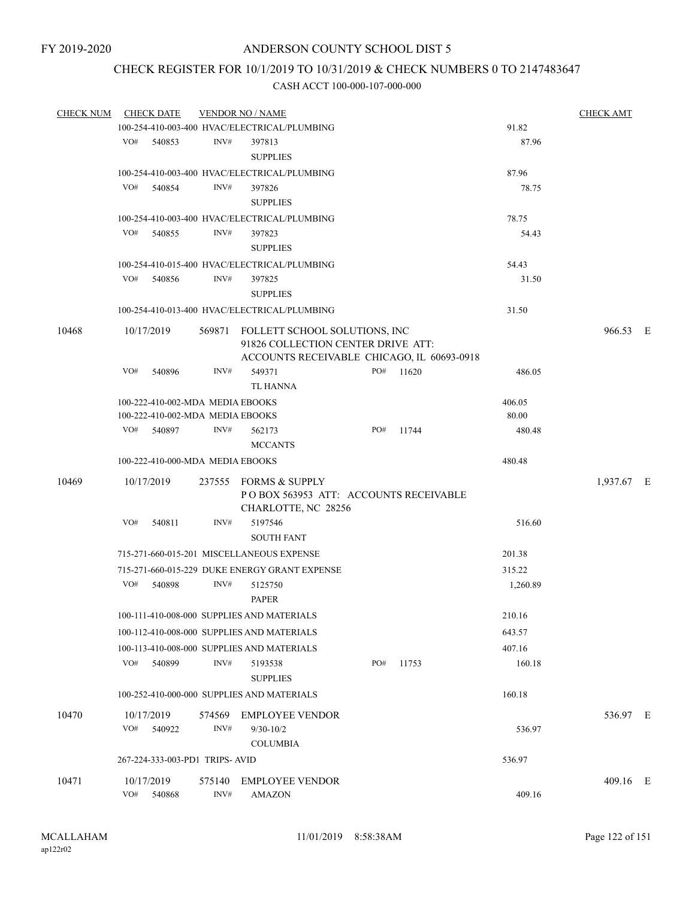FY 2019-2020

# ANDERSON COUNTY SCHOOL DIST 5

## CHECK REGISTER FOR 10/1/2019 TO 10/31/2019 & CHECK NUMBERS 0 TO 2147483647

### CASH ACCT 100-000-107-000-000

| CHECK NUM | CHECK DATE | VENDOR NO / NAME | | CHECK AMT | |
|---|---|---|---|---|---|
| | 100-254-410-003-400 HVAC/ELECTRICAL/PLUMBING | | 91.82 | | |
| | VO# 540853 | INV# 397813 SUPPLIES | 87.96 | | |
| | 100-254-410-003-400 HVAC/ELECTRICAL/PLUMBING | | 87.96 | | |
| | VO# 540854 | INV# 397826 SUPPLIES | 78.75 | | |
| | 100-254-410-003-400 HVAC/ELECTRICAL/PLUMBING | | 78.75 | | |
| | VO# 540855 | INV# 397823 SUPPLIES | 54.43 | | |
| | 100-254-410-015-400 HVAC/ELECTRICAL/PLUMBING | | 54.43 | | |
| | VO# 540856 | INV# 397825 SUPPLIES | 31.50 | | |
| | 100-254-410-013-400 HVAC/ELECTRICAL/PLUMBING | | 31.50 | | |
| 10468 | 10/17/2019 | 569871 FOLLETT SCHOOL SOLUTIONS, INC 91826 COLLECTION CENTER DRIVE ATT: ACCOUNTS RECEIVABLE CHICAGO, IL 60693-0918 | | 966.53 | E |
| | VO# 540896 | INV# 549371 TL HANNA PO# 11620 | 486.05 | | |
| | 100-222-410-002-MDA MEDIA EBOOKS | | 406.05 | | |
| | 100-222-410-002-MDA MEDIA EBOOKS | | 80.00 | | |
| | VO# 540897 | INV# 562173 MCCANTS PO# 11744 | 480.48 | | |
| | 100-222-410-000-MDA MEDIA EBOOKS | | 480.48 | | |
| 10469 | 10/17/2019 | 237555 FORMS & SUPPLY P O BOX 563953 ATT: ACCOUNTS RECEIVABLE CHARLOTTE, NC 28256 | | 1,937.67 | E |
| | VO# 540811 | INV# 5197546 SOUTH FANT | 516.60 | | |
| | 715-271-660-015-201 MISCELLANEOUS EXPENSE | | 201.38 | | |
| | 715-271-660-015-229 DUKE ENERGY GRANT EXPENSE | | 315.22 | | |
| | VO# 540898 | INV# 5125750 PAPER | 1,260.89 | | |
| | 100-111-410-008-000 SUPPLIES AND MATERIALS | | 210.16 | | |
| | 100-112-410-008-000 SUPPLIES AND MATERIALS | | 643.57 | | |
| | 100-113-410-008-000 SUPPLIES AND MATERIALS | | 407.16 | | |
| | VO# 540899 | INV# 5193538 SUPPLIES PO# 11753 | 160.18 | | |
| | 100-252-410-000-000 SUPPLIES AND MATERIALS | | 160.18 | | |
| 10470 | 10/17/2019 | 574569 EMPLOYEE VENDOR | | 536.97 | E |
| | VO# 540922 | INV# 9/30-10/2 COLUMBIA | 536.97 | | |
| | 267-224-333-003-PD1 TRIPS- AVID | | 536.97 | | |
| 10471 | 10/17/2019 | 575140 EMPLOYEE VENDOR | | 409.16 | E |
| | VO# 540868 | INV# AMAZON | 409.16 | | |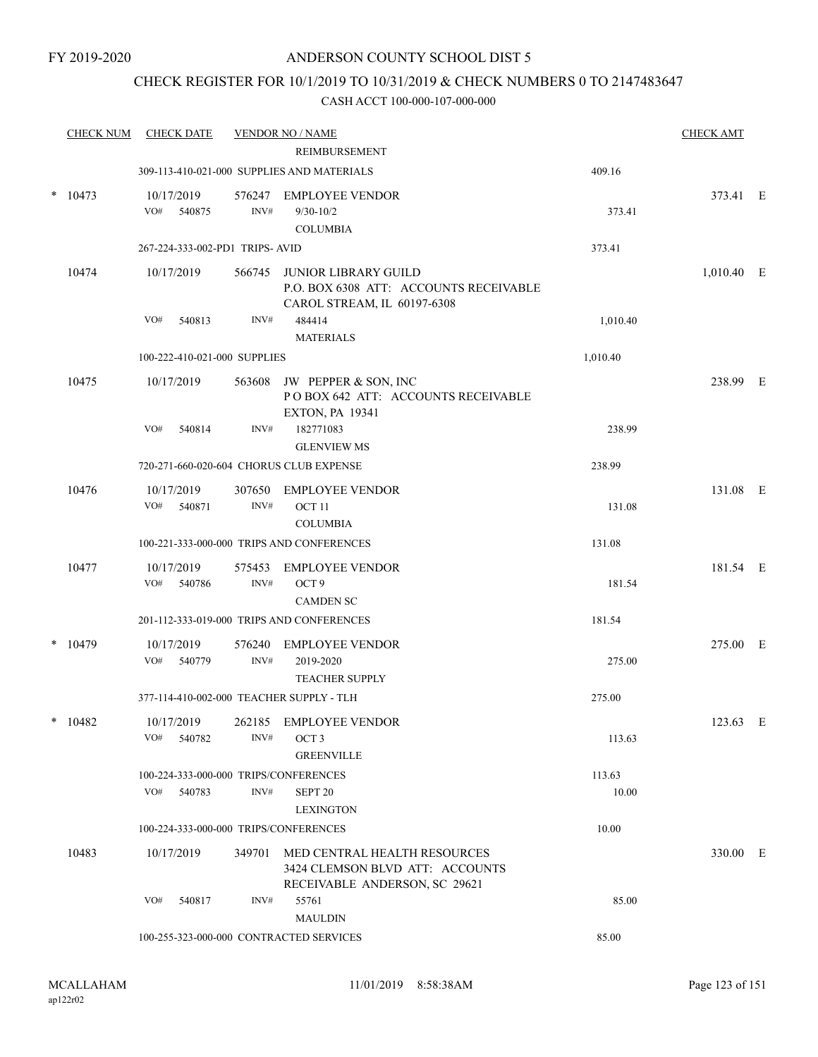FY 2019-2020

# ANDERSON COUNTY SCHOOL DIST 5

## CHECK REGISTER FOR 10/1/2019 TO 10/31/2019 & CHECK NUMBERS 0 TO 2147483647

### CASH ACCT 100-000-107-000-000

| CHECK NUM | CHECK DATE | VENDOR NO / NAME | | CHECK AMT | |
|---|---|---|---|---|---|
| | | REIMBURSEMENT | | | |
| | 309-113-410-021-000 SUPPLIES AND MATERIALS | | 409.16 | | |
| * 10473 | 10/17/2019 | 576247 EMPLOYEE VENDOR | | 373.41 | E |
| | VO# 540875 | INV# 9/30-10/2<br>COLUMBIA | 373.41 | | |
| | 267-224-333-002-PD1 TRIPS- AVID | | 373.41 | | |
| 10474 | 10/17/2019 | 566745 JUNIOR LIBRARY GUILD<br>P.O. BOX 6308 ATT: ACCOUNTS RECEIVABLE<br>CAROL STREAM, IL 60197-6308 | | 1,010.40 | E |
| | VO# 540813 | INV# 484414<br>MATERIALS | 1,010.40 | | |
| | 100-222-410-021-000 SUPPLIES | | 1,010.40 | | |
| 10475 | 10/17/2019 | 563608 JW PEPPER & SON, INC<br>P O BOX 642 ATT: ACCOUNTS RECEIVABLE<br>EXTON, PA 19341 | | 238.99 | E |
| | VO# 540814 | INV# 182771083<br>GLENVIEW MS | 238.99 | | |
| | 720-271-660-020-604 CHORUS CLUB EXPENSE | | 238.99 | | |
| 10476 | 10/17/2019 | 307650 EMPLOYEE VENDOR | | 131.08 | E |
| | VO# 540871 | INV# OCT 11<br>COLUMBIA | 131.08 | | |
| | 100-221-333-000-000 TRIPS AND CONFERENCES | | 131.08 | | |
| 10477 | 10/17/2019 | 575453 EMPLOYEE VENDOR | | 181.54 | E |
| | VO# 540786 | INV# OCT 9<br>CAMDEN SC | 181.54 | | |
| | 201-112-333-019-000 TRIPS AND CONFERENCES | | 181.54 | | |
| * 10479 | 10/17/2019 | 576240 EMPLOYEE VENDOR | | 275.00 | E |
| | VO# 540779 | INV# 2019-2020<br>TEACHER SUPPLY | 275.00 | | |
| | 377-114-410-002-000 TEACHER SUPPLY - TLH | | 275.00 | | |
| * 10482 | 10/17/2019 | 262185 EMPLOYEE VENDOR | | 123.63 | E |
| | VO# 540782 | INV# OCT 3<br>GREENVILLE | 113.63 | | |
| | 100-224-333-000-000 TRIPS/CONFERENCES | | 113.63 | | |
| | VO# 540783 | INV# SEPT 20<br>LEXINGTON | 10.00 | | |
| | 100-224-333-000-000 TRIPS/CONFERENCES | | 10.00 | | |
| 10483 | 10/17/2019 | 349701 MED CENTRAL HEALTH RESOURCES<br>3424 CLEMSON BLVD ATT: ACCOUNTS<br>RECEIVABLE ANDERSON, SC 29621 | | 330.00 | E |
| | VO# 540817 | INV# 55761<br>MAULDIN | 85.00 | | |
| | 100-255-323-000-000 CONTRACTED SERVICES | | 85.00 | | |

MCALLAHAM
ap122r02

11/01/2019 8:58:38AM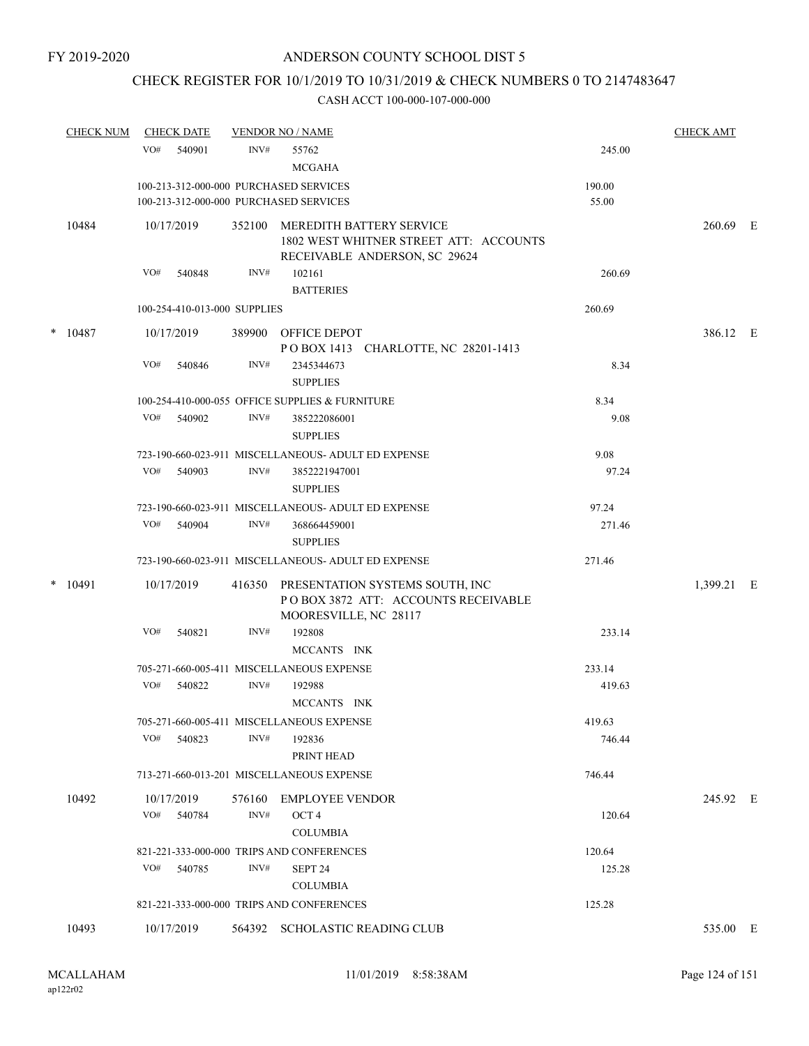FY 2019-2020

ANDERSON COUNTY SCHOOL DIST 5

CHECK REGISTER FOR 10/1/2019 TO 10/31/2019 & CHECK NUMBERS 0 TO 2147483647

CASH ACCT 100-000-107-000-000

| CHECK NUM | CHECK DATE | VENDOR NO / NAME | | CHECK AMT |
|---|---|---|---|---|
| | VO# 540901 | INV# 55762 MCGAHA | 245.00 | |
| | 100-213-312-000-000 PURCHASED SERVICES | | 190.00 | |
| | 100-213-312-000-000 PURCHASED SERVICES | | 55.00 | |
| 10484 | 10/17/2019 | 352100 MEREDITH BATTERY SERVICE 1802 WEST WHITNER STREET ATT: ACCOUNTS RECEIVABLE ANDERSON, SC 29624 | | 260.69 E |
| | VO# 540848 | INV# 102161 BATTERIES | 260.69 | |
| | 100-254-410-013-000 SUPPLIES | | 260.69 | |
| * 10487 | 10/17/2019 | 389900 OFFICE DEPOT P O BOX 1413 CHARLOTTE, NC 28201-1413 | | 386.12 E |
| | VO# 540846 | INV# 2345344673 SUPPLIES | 8.34 | |
| | 100-254-410-000-055 OFFICE SUPPLIES & FURNITURE | | 8.34 | |
| | VO# 540902 | INV# 385222086001 SUPPLIES | 9.08 | |
| | 723-190-660-023-911 MISCELLANEOUS- ADULT ED EXPENSE | | 9.08 | |
| | VO# 540903 | INV# 3852221947001 SUPPLIES | 97.24 | |
| | 723-190-660-023-911 MISCELLANEOUS- ADULT ED EXPENSE | | 97.24 | |
| | VO# 540904 | INV# 368664459001 SUPPLIES | 271.46 | |
| | 723-190-660-023-911 MISCELLANEOUS- ADULT ED EXPENSE | | 271.46 | |
| * 10491 | 10/17/2019 | 416350 PRESENTATION SYSTEMS SOUTH, INC P O BOX 3872 ATT: ACCOUNTS RECEIVABLE MOORESVILLE, NC 28117 | | 1,399.21 E |
| | VO# 540821 | INV# 192808 MCCANTS INK | 233.14 | |
| | 705-271-660-005-411 MISCELLANEOUS EXPENSE | | 233.14 | |
| | VO# 540822 | INV# 192988 MCCANTS INK | 419.63 | |
| | 705-271-660-005-411 MISCELLANEOUS EXPENSE | | 419.63 | |
| | VO# 540823 | INV# 192836 PRINT HEAD | 746.44 | |
| | 713-271-660-013-201 MISCELLANEOUS EXPENSE | | 746.44 | |
| 10492 | 10/17/2019 | 576160 EMPLOYEE VENDOR | | 245.92 E |
| | VO# 540784 | INV# OCT 4 COLUMBIA | 120.64 | |
| | 821-221-333-000-000 TRIPS AND CONFERENCES | | 120.64 | |
| | VO# 540785 | INV# SEPT 24 COLUMBIA | 125.28 | |
| | 821-221-333-000-000 TRIPS AND CONFERENCES | | 125.28 | |
| 10493 | 10/17/2019 | 564392 SCHOLASTIC READING CLUB | | 535.00 E |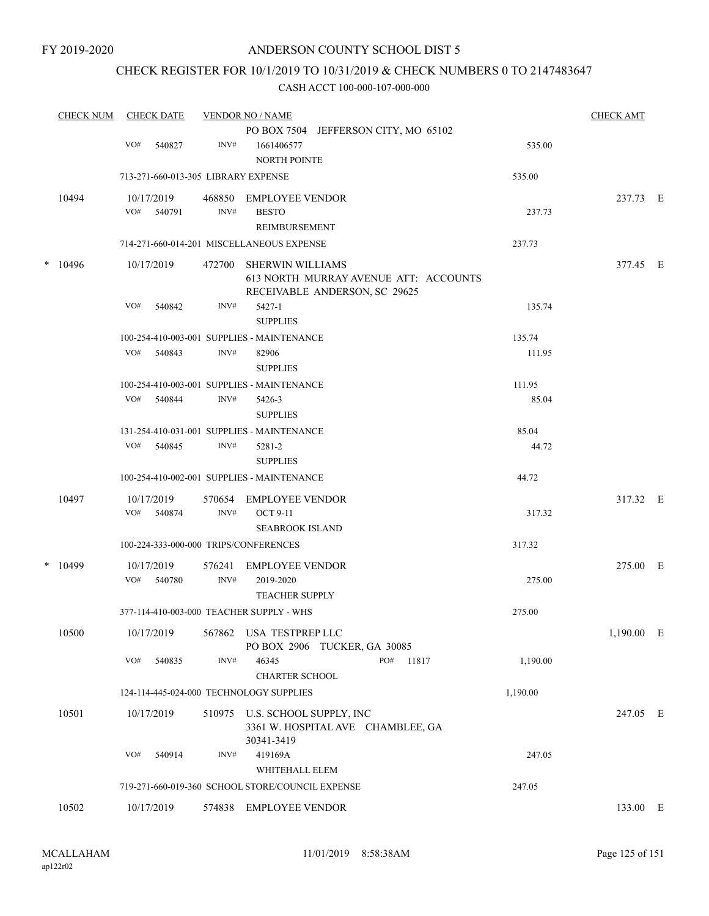FY 2019-2020

# ANDERSON COUNTY SCHOOL DIST 5

## CHECK REGISTER FOR 10/1/2019 TO 10/31/2019 & CHECK NUMBERS 0 TO 2147483647

### CASH ACCT 100-000-107-000-000

| CHECK NUM | CHECK DATE | VENDOR NO / NAME | | CHECK AMT |
|---|---|---|---|---|
| | | PO BOX 7504 JEFFERSON CITY, MO 65102 | | |
| | VO# 540827 | INV# 1661406577 NORTH POINTE | 535.00 | |
| | 713-271-660-013-305 LIBRARY EXPENSE | | 535.00 | |
| 10494 | 10/17/2019 | 468850 EMPLOYEE VENDOR | | 237.73 E |
| | VO# 540791 | INV# BESTO REIMBURSEMENT | 237.73 | |
| | 714-271-660-014-201 MISCELLANEOUS EXPENSE | | 237.73 | |
| * 10496 | 10/17/2019 | 472700 SHERWIN WILLIAMS 613 NORTH MURRAY AVENUE ATT: ACCOUNTS RECEIVABLE ANDERSON, SC 29625 | | 377.45 E |
| | VO# 540842 | INV# 5427-1 SUPPLIES | 135.74 | |
| | 100-254-410-003-001 SUPPLIES - MAINTENANCE | | 135.74 | |
| | VO# 540843 | INV# 82906 SUPPLIES | 111.95 | |
| | 100-254-410-003-001 SUPPLIES - MAINTENANCE | | 111.95 | |
| | VO# 540844 | INV# 5426-3 SUPPLIES | 85.04 | |
| | 131-254-410-031-001 SUPPLIES - MAINTENANCE | | 85.04 | |
| | VO# 540845 | INV# 5281-2 SUPPLIES | 44.72 | |
| | 100-254-410-002-001 SUPPLIES - MAINTENANCE | | 44.72 | |
| 10497 | 10/17/2019 | 570654 EMPLOYEE VENDOR | | 317.32 E |
| | VO# 540874 | INV# OCT 9-11 SEABROOK ISLAND | 317.32 | |
| | 100-224-333-000-000 TRIPS/CONFERENCES | | 317.32 | |
| * 10499 | 10/17/2019 | 576241 EMPLOYEE VENDOR | | 275.00 E |
| | VO# 540780 | INV# 2019-2020 TEACHER SUPPLY | 275.00 | |
| | 377-114-410-003-000 TEACHER SUPPLY - WHS | | 275.00 | |
| 10500 | 10/17/2019 | 567862 USA TESTPREP LLC PO BOX 2906 TUCKER, GA 30085 | | 1,190.00 E |
| | VO# 540835 | INV# 46345 PO# 11817 CHARTER SCHOOL | 1,190.00 | |
| | 124-114-445-024-000 TECHNOLOGY SUPPLIES | | 1,190.00 | |
| 10501 | 10/17/2019 | 510975 U.S. SCHOOL SUPPLY, INC 3361 W. HOSPITAL AVE CHAMBLEE, GA 30341-3419 | | 247.05 E |
| | VO# 540914 | INV# 419169A WHITEHALL ELEM | 247.05 | |
| | 719-271-660-019-360 SCHOOL STORE/COUNCIL EXPENSE | | 247.05 | |
| 10502 | 10/17/2019 | 574838 EMPLOYEE VENDOR | | 133.00 E |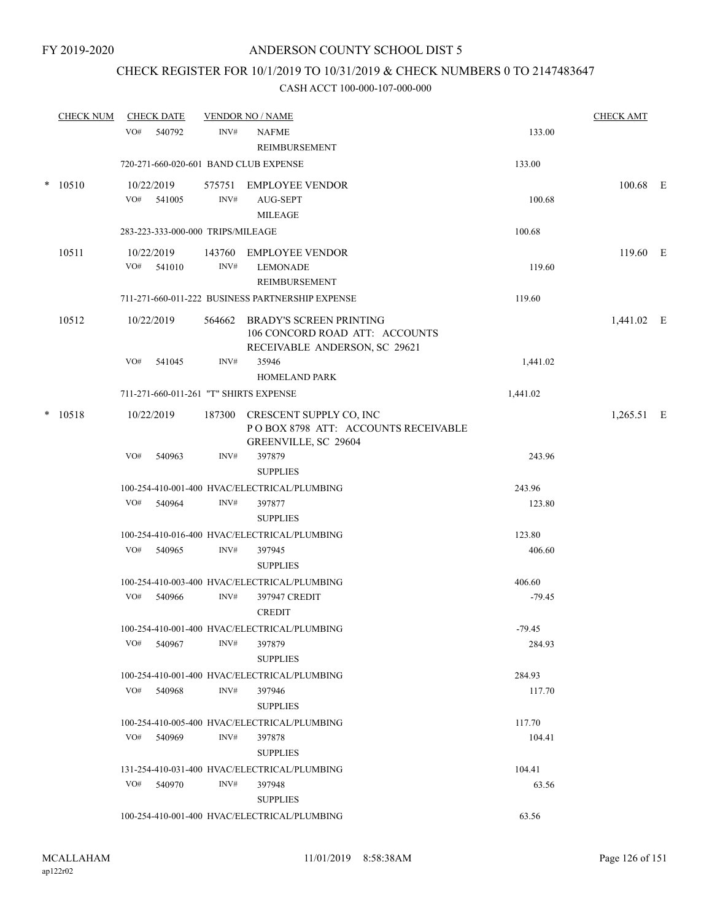FY 2019-2020

# ANDERSON COUNTY SCHOOL DIST 5

## CHECK REGISTER FOR 10/1/2019 TO 10/31/2019 & CHECK NUMBERS 0 TO 2147483647

### CASH ACCT 100-000-107-000-000

| CHECK NUM | CHECK DATE | VENDOR NO / NAME | | CHECK AMT | |
|---|---|---|---|---|---|
| | VO# 540792 | INV# NAFME REIMBURSEMENT | 133.00 | | |
| | 720-271-660-020-601 BAND CLUB EXPENSE | | 133.00 | | |
| * 10510 | 10/22/2019 | 575751 EMPLOYEE VENDOR | | 100.68 | E |
| | VO# 541005 | INV# AUG-SEPT MILEAGE | 100.68 | | |
| | 283-223-333-000-000 TRIPS/MILEAGE | | 100.68 | | |
| 10511 | 10/22/2019 | 143760 EMPLOYEE VENDOR | | 119.60 | E |
| | VO# 541010 | INV# LEMONADE REIMBURSEMENT | 119.60 | | |
| | 711-271-660-011-222 BUSINESS PARTNERSHIP EXPENSE | | 119.60 | | |
| 10512 | 10/22/2019 | 564662 BRADY'S SCREEN PRINTING 106 CONCORD ROAD ATT: ACCOUNTS RECEIVABLE ANDERSON, SC 29621 | | 1,441.02 | E |
| | VO# 541045 | INV# 35946 HOMELAND PARK | 1,441.02 | | |
| | 711-271-660-011-261 "T" SHIRTS EXPENSE | | 1,441.02 | | |
| * 10518 | 10/22/2019 | 187300 CRESCENT SUPPLY CO, INC P O BOX 8798 ATT: ACCOUNTS RECEIVABLE GREENVILLE, SC 29604 | | 1,265.51 | E |
| | VO# 540963 | INV# 397879 SUPPLIES | 243.96 | | |
| | 100-254-410-001-400 HVAC/ELECTRICAL/PLUMBING | | 243.96 | | |
| | VO# 540964 | INV# 397877 SUPPLIES | 123.80 | | |
| | 100-254-410-016-400 HVAC/ELECTRICAL/PLUMBING | | 123.80 | | |
| | VO# 540965 | INV# 397945 SUPPLIES | 406.60 | | |
| | 100-254-410-003-400 HVAC/ELECTRICAL/PLUMBING | | 406.60 | | |
| | VO# 540966 | INV# 397947 CREDIT CREDIT | -79.45 | | |
| | 100-254-410-001-400 HVAC/ELECTRICAL/PLUMBING | | -79.45 | | |
| | VO# 540967 | INV# 397879 SUPPLIES | 284.93 | | |
| | 100-254-410-001-400 HVAC/ELECTRICAL/PLUMBING | | 284.93 | | |
| | VO# 540968 | INV# 397946 SUPPLIES | 117.70 | | |
| | 100-254-410-005-400 HVAC/ELECTRICAL/PLUMBING | | 117.70 | | |
| | VO# 540969 | INV# 397878 SUPPLIES | 104.41 | | |
| | 131-254-410-031-400 HVAC/ELECTRICAL/PLUMBING | | 104.41 | | |
| | VO# 540970 | INV# 397948 SUPPLIES | 63.56 | | |
| | 100-254-410-001-400 HVAC/ELECTRICAL/PLUMBING | | 63.56 | | |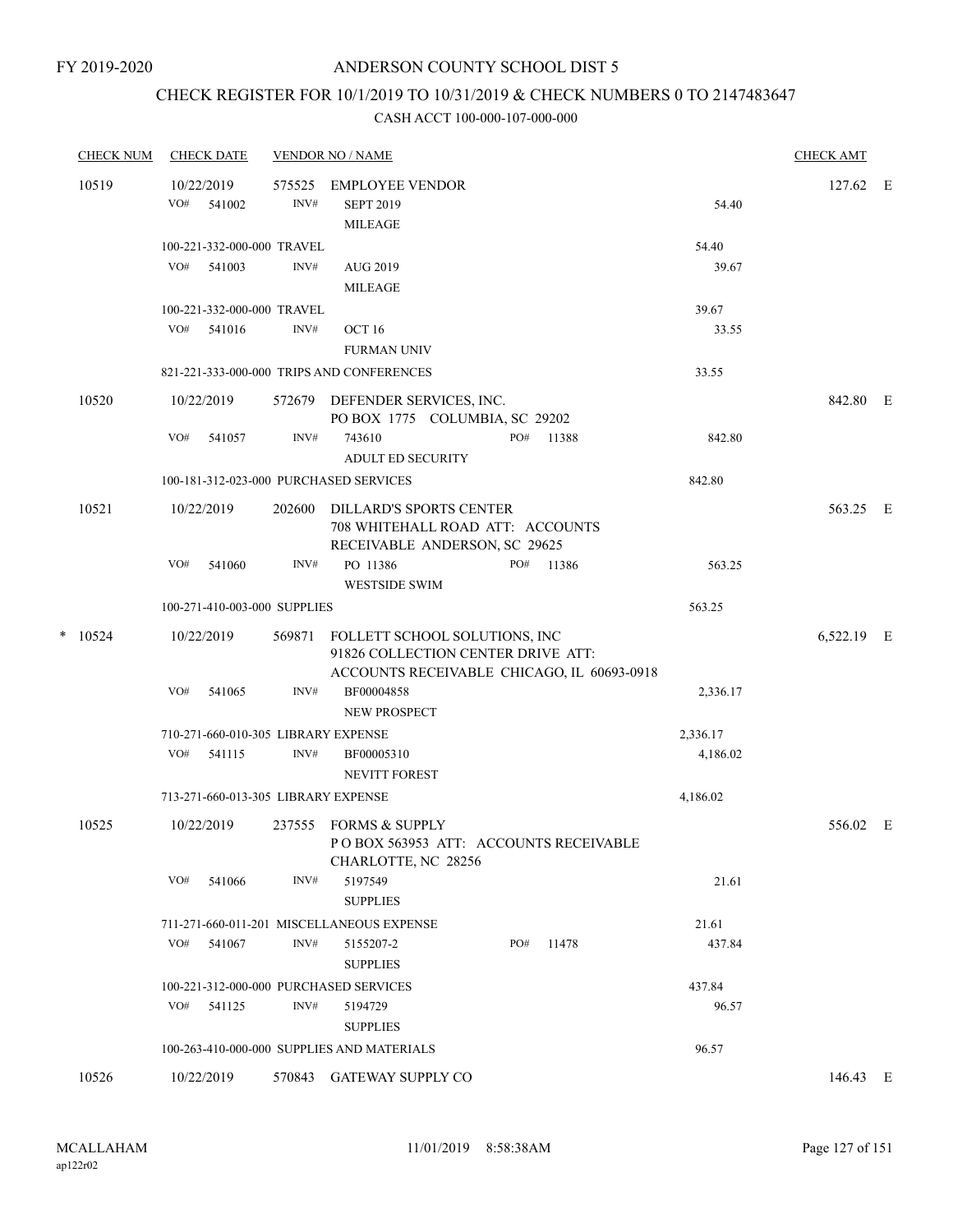FY 2019-2020

# ANDERSON COUNTY SCHOOL DIST 5

## CHECK REGISTER FOR 10/1/2019 TO 10/31/2019 & CHECK NUMBERS 0 TO 2147483647

### CASH ACCT 100-000-107-000-000

| CHECK NUM | CHECK DATE | VENDOR NO / NAME | | CHECK AMT | |
|---|---|---|---|---|---|
| 10519 | 10/22/2019 | 575525 EMPLOYEE VENDOR | | 127.62 | E |
| | VO# 541002 | INV# SEPT 2019 MILEAGE | 54.40 | | |
| | 100-221-332-000-000 TRAVEL | | 54.40 | | |
| | VO# 541003 | INV# AUG 2019 MILEAGE | 39.67 | | |
| | 100-221-332-000-000 TRAVEL | | 39.67 | | |
| | VO# 541016 | INV# OCT 16 FURMAN UNIV | 33.55 | | |
| | 821-221-333-000-000 TRIPS AND CONFERENCES | | 33.55 | | |
| 10520 | 10/22/2019 | 572679 DEFENDER SERVICES, INC. PO BOX 1775 COLUMBIA, SC 29202 | | 842.80 | E |
| | VO# 541057 | INV# 743610 PO# 11388 ADULT ED SECURITY | 842.80 | | |
| | 100-181-312-023-000 PURCHASED SERVICES | | 842.80 | | |
| 10521 | 10/22/2019 | 202600 DILLARD'S SPORTS CENTER 708 WHITEHALL ROAD ATT: ACCOUNTS RECEIVABLE ANDERSON, SC 29625 | | 563.25 | E |
| | VO# 541060 | INV# PO 11386 PO# 11386 WESTSIDE SWIM | 563.25 | | |
| | 100-271-410-003-000 SUPPLIES | | 563.25 | | |
| * 10524 | 10/22/2019 | 569871 FOLLETT SCHOOL SOLUTIONS, INC 91826 COLLECTION CENTER DRIVE ATT: ACCOUNTS RECEIVABLE CHICAGO, IL 60693-0918 | | 6,522.19 | E |
| | VO# 541065 | INV# BF00004858 NEW PROSPECT | 2,336.17 | | |
| | 710-271-660-010-305 LIBRARY EXPENSE | | 2,336.17 | | |
| | VO# 541115 | INV# BF00005310 NEVITT FOREST | 4,186.02 | | |
| | 713-271-660-013-305 LIBRARY EXPENSE | | 4,186.02 | | |
| 10525 | 10/22/2019 | 237555 FORMS & SUPPLY P O BOX 563953 ATT: ACCOUNTS RECEIVABLE CHARLOTTE, NC 28256 | | 556.02 | E |
| | VO# 541066 | INV# 5197549 SUPPLIES | 21.61 | | |
| | 711-271-660-011-201 MISCELLANEOUS EXPENSE | | 21.61 | | |
| | VO# 541067 | INV# 5155207-2 PO# 11478 SUPPLIES | 437.84 | | |
| | 100-221-312-000-000 PURCHASED SERVICES | | 437.84 | | |
| | VO# 541125 | INV# 5194729 SUPPLIES | 96.57 | | |
| | 100-263-410-000-000 SUPPLIES AND MATERIALS | | 96.57 | | |
| 10526 | 10/22/2019 | 570843 GATEWAY SUPPLY CO | | 146.43 | E |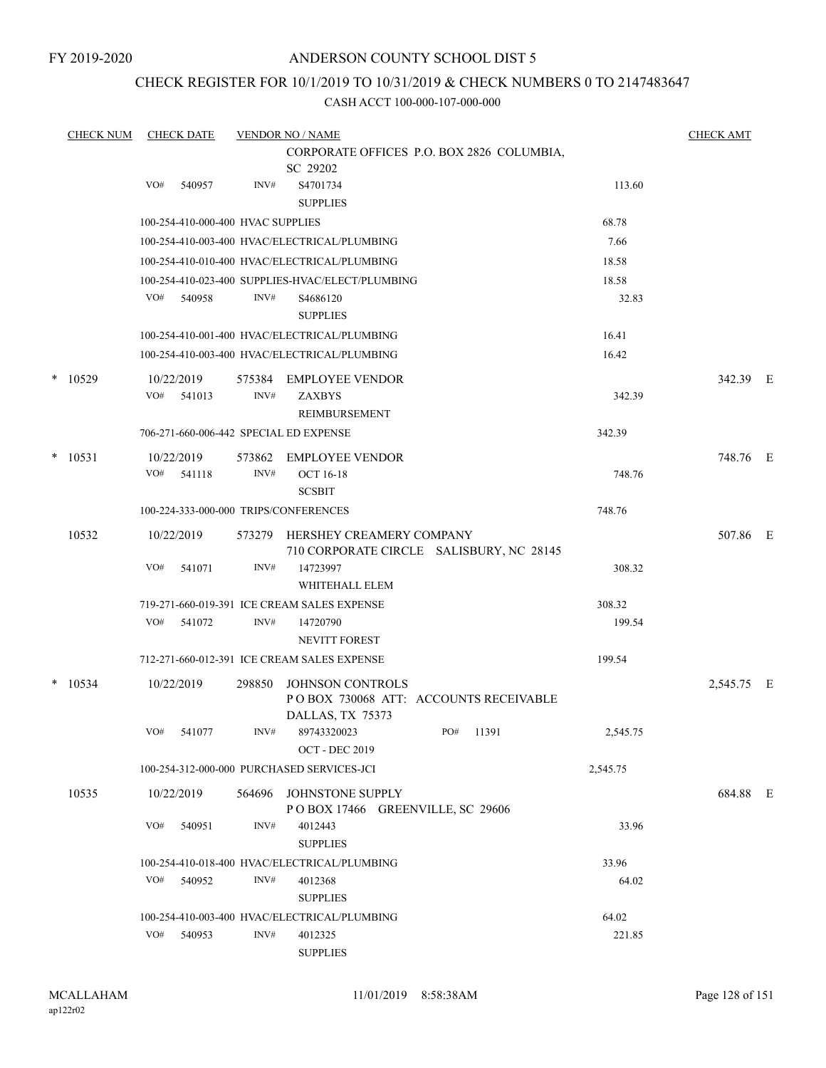FY 2019-2020

# ANDERSON COUNTY SCHOOL DIST 5

## CHECK REGISTER FOR 10/1/2019 TO 10/31/2019 & CHECK NUMBERS 0 TO 2147483647

CASH ACCT 100-000-107-000-000

| CHECK NUM | CHECK DATE | VENDOR NO / NAME | | CHECK AMT |
|---|---|---|---|---|
| | | CORPORATE OFFICES P.O. BOX 2826 COLUMBIA, SC 29202 | | |
| | VO# 540957 | INV# S4701734 SUPPLIES | 113.60 | |
| | 100-254-410-000-400 HVAC SUPPLIES | | 68.78 | |
| | 100-254-410-003-400 HVAC/ELECTRICAL/PLUMBING | | 7.66 | |
| | 100-254-410-010-400 HVAC/ELECTRICAL/PLUMBING | | 18.58 | |
| | 100-254-410-023-400 SUPPLIES-HVAC/ELECT/PLUMBING | | 18.58 | |
| | VO# 540958 | INV# S4686120 SUPPLIES | 32.83 | |
| | 100-254-410-001-400 HVAC/ELECTRICAL/PLUMBING | | 16.41 | |
| | 100-254-410-003-400 HVAC/ELECTRICAL/PLUMBING | | 16.42 | |
| * 10529 | 10/22/2019 | 575384 EMPLOYEE VENDOR | | 342.39 E |
| | VO# 541013 | INV# ZAXBYS REIMBURSEMENT | 342.39 | |
| | 706-271-660-006-442 SPECIAL ED EXPENSE | | 342.39 | |
| * 10531 | 10/22/2019 | 573862 EMPLOYEE VENDOR | | 748.76 E |
| | VO# 541118 | INV# OCT 16-18 SCSBIT | 748.76 | |
| | 100-224-333-000-000 TRIPS/CONFERENCES | | 748.76 | |
| 10532 | 10/22/2019 | 573279 HERSHEY CREAMERY COMPANY 710 CORPORATE CIRCLE SALISBURY, NC 28145 | | 507.86 E |
| | VO# 541071 | INV# 14723997 WHITEHALL ELEM | 308.32 | |
| | 719-271-660-019-391 ICE CREAM SALES EXPENSE | | 308.32 | |
| | VO# 541072 | INV# 14720790 NEVITT FOREST | 199.54 | |
| | 712-271-660-012-391 ICE CREAM SALES EXPENSE | | 199.54 | |
| * 10534 | 10/22/2019 | 298850 JOHNSON CONTROLS P O BOX 730068 ATT: ACCOUNTS RECEIVABLE DALLAS, TX 75373 | | 2,545.75 E |
| | VO# 541077 | INV# 89743320023 PO# 11391 OCT - DEC 2019 | 2,545.75 | |
| | 100-254-312-000-000 PURCHASED SERVICES-JCI | | 2,545.75 | |
| 10535 | 10/22/2019 | 564696 JOHNSTONE SUPPLY P O BOX 17466 GREENVILLE, SC 29606 | | 684.88 E |
| | VO# 540951 | INV# 4012443 SUPPLIES | 33.96 | |
| | 100-254-410-018-400 HVAC/ELECTRICAL/PLUMBING | | 33.96 | |
| | VO# 540952 | INV# 4012368 SUPPLIES | 64.02 | |
| | 100-254-410-003-400 HVAC/ELECTRICAL/PLUMBING | | 64.02 | |
| | VO# 540953 | INV# 4012325 SUPPLIES | 221.85 | |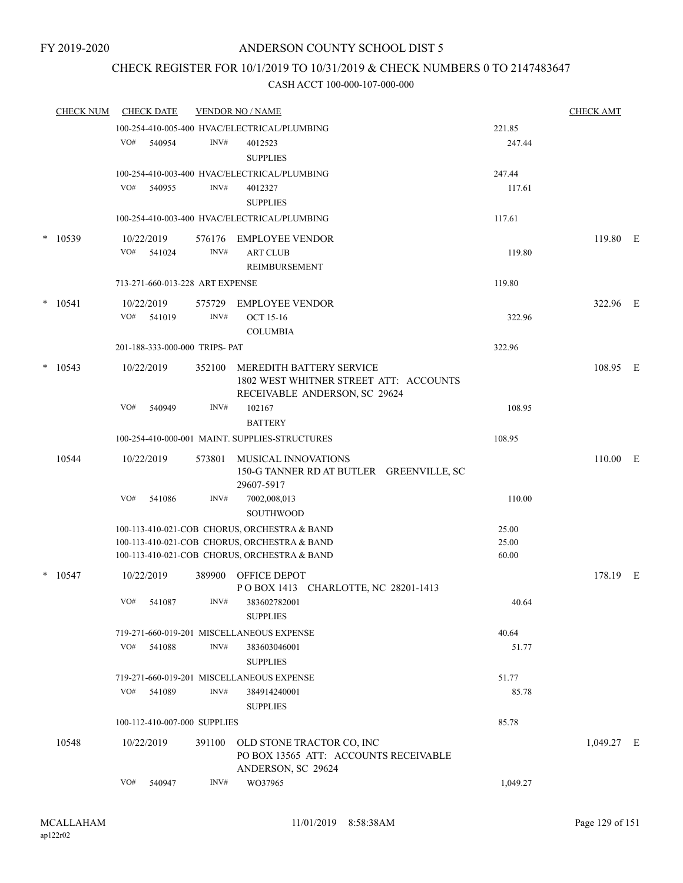FY 2019-2020

# ANDERSON COUNTY SCHOOL DIST 5

## CHECK REGISTER FOR 10/1/2019 TO 10/31/2019 & CHECK NUMBERS 0 TO 2147483647

### CASH ACCT 100-000-107-000-000

| CHECK NUM | CHECK DATE | VENDOR NO / NAME | | CHECK AMT |
|---|---|---|---|---|
| | 100-254-410-005-400 HVAC/ELECTRICAL/PLUMBING | | 221.85 | |
| | VO# 540954 INV# 4012523 SUPPLIES | | 247.44 | |
| | 100-254-410-003-400 HVAC/ELECTRICAL/PLUMBING | | 247.44 | |
| | VO# 540955 INV# 4012327 SUPPLIES | | 117.61 | |
| | 100-254-410-003-400 HVAC/ELECTRICAL/PLUMBING | | 117.61 | |
| * 10539 | 10/22/2019 | 576176 EMPLOYEE VENDOR | | 119.80 E |
| | VO# 541024 INV# ART CLUB REIMBURSEMENT | | 119.80 | |
| | 713-271-660-013-228 ART EXPENSE | | 119.80 | |
| * 10541 | 10/22/2019 | 575729 EMPLOYEE VENDOR | | 322.96 E |
| | VO# 541019 INV# OCT 15-16 COLUMBIA | | 322.96 | |
| | 201-188-333-000-000 TRIPS- PAT | | 322.96 | |
| * 10543 | 10/22/2019 | 352100 MEREDITH BATTERY SERVICE 1802 WEST WHITNER STREET ATT: ACCOUNTS RECEIVABLE ANDERSON, SC 29624 | | 108.95 E |
| | VO# 540949 INV# 102167 BATTERY | | 108.95 | |
| | 100-254-410-000-001 MAINT. SUPPLIES-STRUCTURES | | 108.95 | |
| 10544 | 10/22/2019 | 573801 MUSICAL INNOVATIONS 150-G TANNER RD AT BUTLER GREENVILLE, SC 29607-5917 | | 110.00 E |
| | VO# 541086 INV# 7002,008,013 SOUTHWOOD | | 110.00 | |
| | 100-113-410-021-COB CHORUS, ORCHESTRA & BAND | | 25.00 | |
| | 100-113-410-021-COB CHORUS, ORCHESTRA & BAND | | 25.00 | |
| | 100-113-410-021-COB CHORUS, ORCHESTRA & BAND | | 60.00 | |
| * 10547 | 10/22/2019 | 389900 OFFICE DEPOT P O BOX 1413 CHARLOTTE, NC 28201-1413 | | 178.19 E |
| | VO# 541087 INV# 383602782001 SUPPLIES | | 40.64 | |
| | 719-271-660-019-201 MISCELLANEOUS EXPENSE | | 40.64 | |
| | VO# 541088 INV# 383603046001 SUPPLIES | | 51.77 | |
| | 719-271-660-019-201 MISCELLANEOUS EXPENSE | | 51.77 | |
| | VO# 541089 INV# 384914240001 SUPPLIES | | 85.78 | |
| | 100-112-410-007-000 SUPPLIES | | 85.78 | |
| 10548 | 10/22/2019 | 391100 OLD STONE TRACTOR CO, INC PO BOX 13565 ATT: ACCOUNTS RECEIVABLE ANDERSON, SC 29624 | | 1,049.27 E |
| | VO# 540947 INV# WO37965 | | 1,049.27 | |

MCALLAHAM ap122r02 11/01/2019 8:58:38AM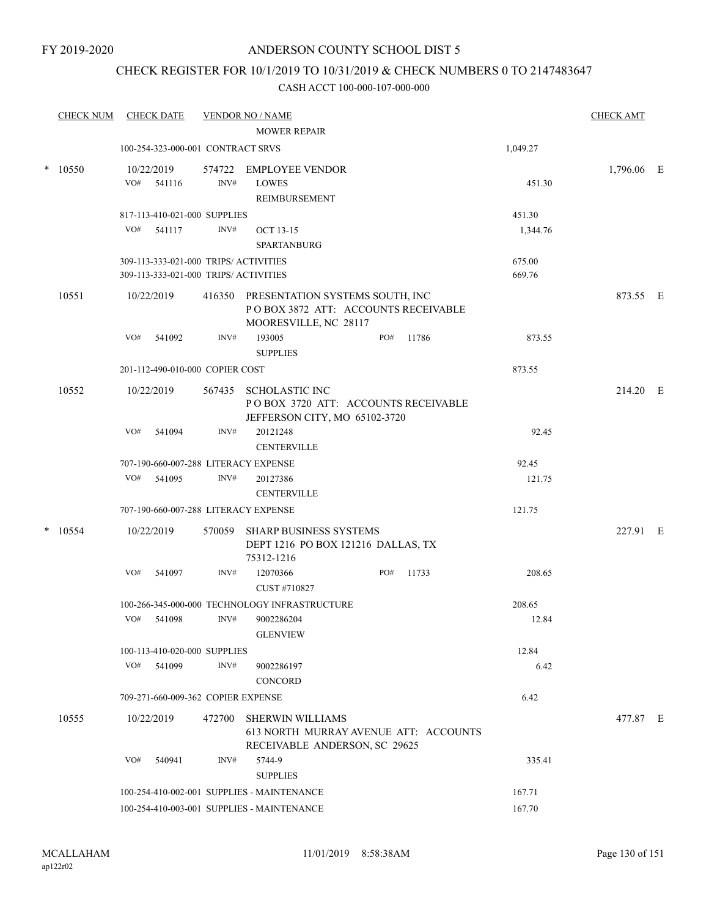# ANDERSON COUNTY SCHOOL DIST 5

FY 2019-2020

## CHECK REGISTER FOR 10/1/2019 TO 10/31/2019 & CHECK NUMBERS 0 TO 2147483647

CASH ACCT 100-000-107-000-000

| CHECK NUM | CHECK DATE | VENDOR NO / NAME | | CHECK AMT |
|---|---|---|---|---|
| | | MOWER REPAIR | | |
| | 100-254-323-000-001 CONTRACT SRVS | | 1,049.27 | |
| * 10550 | 10/22/2019 | 574722 EMPLOYEE VENDOR | | 1,796.06 E |
| | VO# 541116 | INV# LOWES REIMBURSEMENT | 451.30 | |
| | 817-113-410-021-000 SUPPLIES | | 451.30 | |
| | VO# 541117 | INV# OCT 13-15 SPARTANBURG | 1,344.76 | |
| | 309-113-333-021-000 TRIPS/ ACTIVITIES | | 675.00 | |
| | 309-113-333-021-000 TRIPS/ ACTIVITIES | | 669.76 | |
| 10551 | 10/22/2019 | 416350 PRESENTATION SYSTEMS SOUTH, INC P O BOX 3872 ATT: ACCOUNTS RECEIVABLE MOORESVILLE, NC 28117 | | 873.55 E |
| | VO# 541092 | INV# 193005 PO# 11786 SUPPLIES | 873.55 | |
| | 201-112-490-010-000 COPIER COST | | 873.55 | |
| 10552 | 10/22/2019 | 567435 SCHOLASTIC INC P O BOX 3720 ATT: ACCOUNTS RECEIVABLE JEFFERSON CITY, MO 65102-3720 | | 214.20 E |
| | VO# 541094 | INV# 20121248 CENTERVILLE | 92.45 | |
| | 707-190-660-007-288 LITERACY EXPENSE | | 92.45 | |
| | VO# 541095 | INV# 20127386 CENTERVILLE | 121.75 | |
| | 707-190-660-007-288 LITERACY EXPENSE | | 121.75 | |
| * 10554 | 10/22/2019 | 570059 SHARP BUSINESS SYSTEMS DEPT 1216 PO BOX 121216 DALLAS, TX 75312-1216 | | 227.91 E |
| | VO# 541097 | INV# 12070366 PO# 11733 CUST #710827 | 208.65 | |
| | 100-266-345-000-000 TECHNOLOGY INFRASTRUCTURE | | 208.65 | |
| | VO# 541098 | INV# 9002286204 GLENVIEW | 12.84 | |
| | 100-113-410-020-000 SUPPLIES | | 12.84 | |
| | VO# 541099 | INV# 9002286197 CONCORD | 6.42 | |
| | 709-271-660-009-362 COPIER EXPENSE | | 6.42 | |
| 10555 | 10/22/2019 | 472700 SHERWIN WILLIAMS 613 NORTH MURRAY AVENUE ATT: ACCOUNTS RECEIVABLE ANDERSON, SC 29625 | | 477.87 E |
| | VO# 540941 | INV# 5744-9 SUPPLIES | 335.41 | |
| | 100-254-410-002-001 SUPPLIES - MAINTENANCE | | 167.71 | |
| | 100-254-410-003-001 SUPPLIES - MAINTENANCE | | 167.70 | |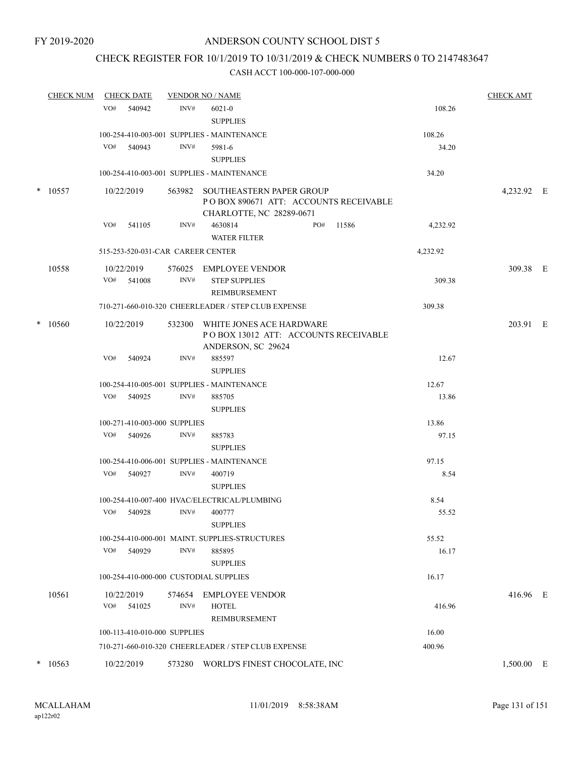FY 2019-2020

# ANDERSON COUNTY SCHOOL DIST 5

## CHECK REGISTER FOR 10/1/2019 TO 10/31/2019 & CHECK NUMBERS 0 TO 2147483647

### CASH ACCT 100-000-107-000-000

| CHECK NUM | CHECK DATE | VENDOR NO / NAME | | CHECK AMT |
|---|---|---|---|---|
| | VO# 540942 | INV# 6021-0 SUPPLIES | 108.26 | |
| | 100-254-410-003-001 SUPPLIES - MAINTENANCE | | 108.26 | |
| | VO# 540943 | INV# 5981-6 SUPPLIES | 34.20 | |
| | 100-254-410-003-001 SUPPLIES - MAINTENANCE | | 34.20 | |
| * 10557 | 10/22/2019 | 563982 SOUTHEASTERN PAPER GROUP P O BOX 890671 ATT: ACCOUNTS RECEIVABLE CHARLOTTE, NC 28289-0671 | | 4,232.92 E |
| | VO# 541105 | INV# 4630814 PO# 11586 WATER FILTER | 4,232.92 | |
| | 515-253-520-031-CAR CAREER CENTER | | 4,232.92 | |
| 10558 | 10/22/2019 | 576025 EMPLOYEE VENDOR | | 309.38 E |
| | VO# 541008 | INV# STEP SUPPLIES REIMBURSEMENT | 309.38 | |
| | 710-271-660-010-320 CHEERLEADER / STEP CLUB EXPENSE | | 309.38 | |
| * 10560 | 10/22/2019 | 532300 WHITE JONES ACE HARDWARE P O BOX 13012 ATT: ACCOUNTS RECEIVABLE ANDERSON, SC 29624 | | 203.91 E |
| | VO# 540924 | INV# 885597 SUPPLIES | 12.67 | |
| | 100-254-410-005-001 SUPPLIES - MAINTENANCE | | 12.67 | |
| | VO# 540925 | INV# 885705 SUPPLIES | 13.86 | |
| | 100-271-410-003-000 SUPPLIES | | 13.86 | |
| | VO# 540926 | INV# 885783 SUPPLIES | 97.15 | |
| | 100-254-410-006-001 SUPPLIES - MAINTENANCE | | 97.15 | |
| | VO# 540927 | INV# 400719 SUPPLIES | 8.54 | |
| | 100-254-410-007-400 HVAC/ELECTRICAL/PLUMBING | | 8.54 | |
| | VO# 540928 | INV# 400777 SUPPLIES | 55.52 | |
| | 100-254-410-000-001 MAINT. SUPPLIES-STRUCTURES | | 55.52 | |
| | VO# 540929 | INV# 885895 SUPPLIES | 16.17 | |
| | 100-254-410-000-000 CUSTODIAL SUPPLIES | | 16.17 | |
| 10561 | 10/22/2019 | 574654 EMPLOYEE VENDOR | | 416.96 E |
| | VO# 541025 | INV# HOTEL REIMBURSEMENT | 416.96 | |
| | 100-113-410-010-000 SUPPLIES | | 16.00 | |
| | 710-271-660-010-320 CHEERLEADER / STEP CLUB EXPENSE | | 400.96 | |
| * 10563 | 10/22/2019 | 573280 WORLD'S FINEST CHOCOLATE, INC | | 1,500.00 E |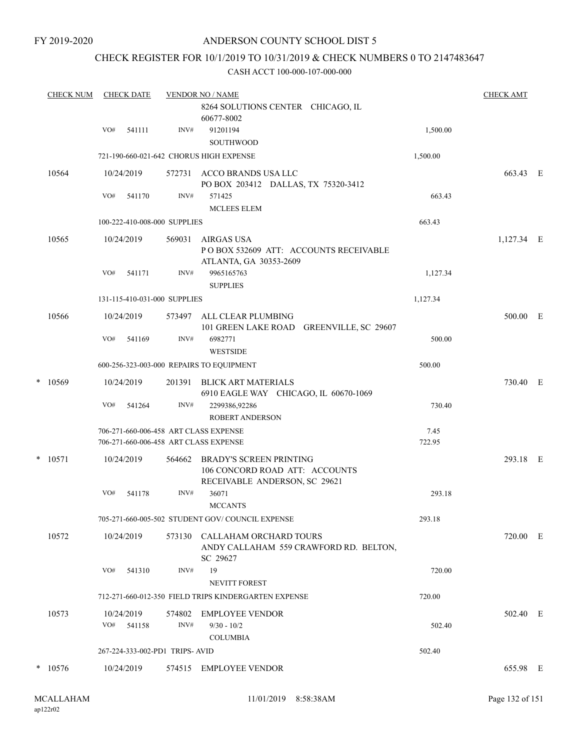FY 2019-2020

# ANDERSON COUNTY SCHOOL DIST 5

## CHECK REGISTER FOR 10/1/2019 TO 10/31/2019 & CHECK NUMBERS 0 TO 2147483647

CASH ACCT 100-000-107-000-000

| CHECK NUM | CHECK DATE | VENDOR NO / NAME | | CHECK AMT |
|---|---|---|---|---|
| | | 8264 SOLUTIONS CENTER CHICAGO, IL 60677-8002 | | |
| | VO# 541111 | INV# 91201194 SOUTHWOOD | 1,500.00 | |
| | | 721-190-660-021-642 CHORUS HIGH EXPENSE | 1,500.00 | |
| 10564 | 10/24/2019 | 572731 ACCO BRANDS USA LLC PO BOX 203412 DALLAS, TX 75320-3412 | | 663.43 E |
| | VO# 541170 | INV# 571425 MCLEES ELEM | 663.43 | |
| | | 100-222-410-008-000 SUPPLIES | 663.43 | |
| 10565 | 10/24/2019 | 569031 AIRGAS USA P O BOX 532609 ATT: ACCOUNTS RECEIVABLE ATLANTA, GA 30353-2609 | | 1,127.34 E |
| | VO# 541171 | INV# 9965165763 SUPPLIES | 1,127.34 | |
| | | 131-115-410-031-000 SUPPLIES | 1,127.34 | |
| 10566 | 10/24/2019 | 573497 ALL CLEAR PLUMBING 101 GREEN LAKE ROAD GREENVILLE, SC 29607 | | 500.00 E |
| | VO# 541169 | INV# 6982771 WESTSIDE | 500.00 | |
| | | 600-256-323-003-000 REPAIRS TO EQUIPMENT | 500.00 | |
| * 10569 | 10/24/2019 | 201391 BLICK ART MATERIALS 6910 EAGLE WAY CHICAGO, IL 60670-1069 | | 730.40 E |
| | VO# 541264 | INV# 2299386,92286 ROBERT ANDERSON | 730.40 | |
| | | 706-271-660-006-458 ART CLASS EXPENSE | 7.45 | |
| | | 706-271-660-006-458 ART CLASS EXPENSE | 722.95 | |
| * 10571 | 10/24/2019 | 564662 BRADY'S SCREEN PRINTING 106 CONCORD ROAD ATT: ACCOUNTS RECEIVABLE ANDERSON, SC 29621 | | 293.18 E |
| | VO# 541178 | INV# 36071 MCCANTS | 293.18 | |
| | | 705-271-660-005-502 STUDENT GOV/ COUNCIL EXPENSE | 293.18 | |
| 10572 | 10/24/2019 | 573130 CALLAHAM ORCHARD TOURS ANDY CALLAHAM 559 CRAWFORD RD. BELTON, SC 29627 | | 720.00 E |
| | VO# 541310 | INV# 19 NEVITT FOREST | 720.00 | |
| | | 712-271-660-012-350 FIELD TRIPS KINDERGARTEN EXPENSE | 720.00 | |
| 10573 | 10/24/2019 | 574802 EMPLOYEE VENDOR | | 502.40 E |
| | VO# 541158 | INV# 9/30 - 10/2 COLUMBIA | 502.40 | |
| | | 267-224-333-002-PD1 TRIPS- AVID | 502.40 | |
| * 10576 | 10/24/2019 | 574515 EMPLOYEE VENDOR | | 655.98 E |

MCALLAHAM
ap122r02

11/01/2019 8:58:38AM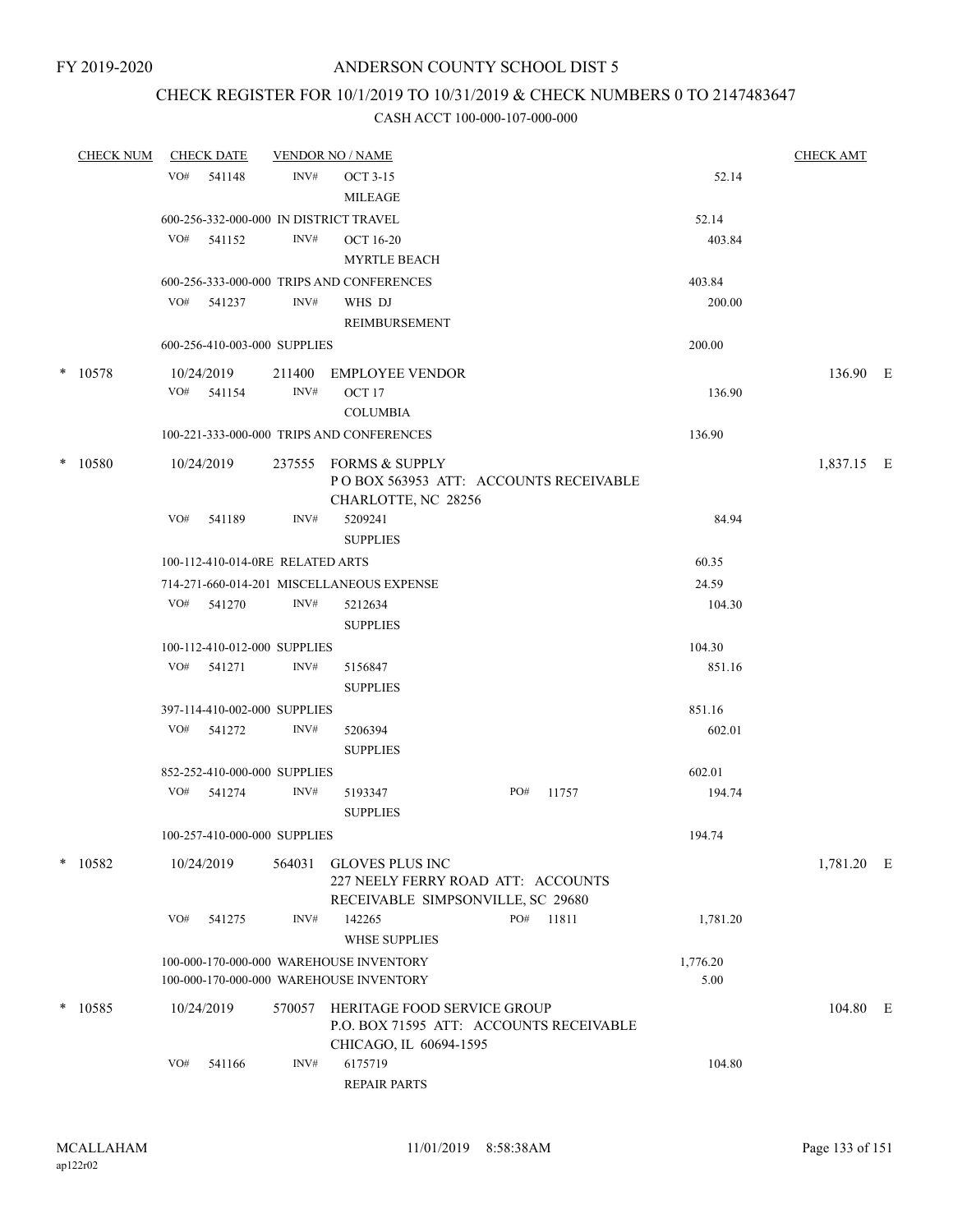FY 2019-2020

# ANDERSON COUNTY SCHOOL DIST 5

## CHECK REGISTER FOR 10/1/2019 TO 10/31/2019 & CHECK NUMBERS 0 TO 2147483647

### CASH ACCT 100-000-107-000-000

| CHECK NUM | CHECK DATE | VENDOR NO / NAME | | | CHECK AMT |
|---|---|---|---|---|---|
| | VO# 541148 | INV# | OCT 3-15<br>MILEAGE | 52.14 | |
| | 600-256-332-000-000 IN DISTRICT TRAVEL | | | 52.14 | |
| | VO# 541152 | INV# | OCT 16-20<br>MYRTLE BEACH | 403.84 | |
| | 600-256-333-000-000 TRIPS AND CONFERENCES | | | 403.84 | |
| | VO# 541237 | INV# | WHS DJ<br>REIMBURSEMENT | 200.00 | |
| | 600-256-410-003-000 SUPPLIES | | | 200.00 | |
| * 10578 | 10/24/2019 | 211400 | EMPLOYEE VENDOR | | 136.90 E |
| | VO# 541154 | INV# | OCT 17<br>COLUMBIA | 136.90 | |
| | 100-221-333-000-000 TRIPS AND CONFERENCES | | | 136.90 | |
| * 10580 | 10/24/2019 | 237555 | FORMS & SUPPLY<br>P O BOX 563953 ATT: ACCOUNTS RECEIVABLE<br>CHARLOTTE, NC 28256 | | 1,837.15 E |
| | VO# 541189 | INV# | 5209241<br>SUPPLIES | 84.94 | |
| | 100-112-410-014-0RE RELATED ARTS | | | 60.35 | |
| | 714-271-660-014-201 MISCELLANEOUS EXPENSE | | | 24.59 | |
| | VO# 541270 | INV# | 5212634<br>SUPPLIES | 104.30 | |
| | 100-112-410-012-000 SUPPLIES | | | 104.30 | |
| | VO# 541271 | INV# | 5156847<br>SUPPLIES | 851.16 | |
| | 397-114-410-002-000 SUPPLIES | | | 851.16 | |
| | VO# 541272 | INV# | 5206394<br>SUPPLIES | 602.01 | |
| | 852-252-410-000-000 SUPPLIES | | | 602.01 | |
| | VO# 541274 | INV# | 5193347 PO# 11757<br>SUPPLIES | 194.74 | |
| | 100-257-410-000-000 SUPPLIES | | | 194.74 | |
| * 10582 | 10/24/2019 | 564031 | GLOVES PLUS INC<br>227 NEELY FERRY ROAD ATT: ACCOUNTS<br>RECEIVABLE SIMPSONVILLE, SC 29680 | | 1,781.20 E |
| | VO# 541275 | INV# | 142265 PO# 11811<br>WHSE SUPPLIES | 1,781.20 | |
| | 100-000-170-000-000 WAREHOUSE INVENTORY | | | 1,776.20 | |
| | 100-000-170-000-000 WAREHOUSE INVENTORY | | | 5.00 | |
| * 10585 | 10/24/2019 | 570057 | HERITAGE FOOD SERVICE GROUP<br>P.O. BOX 71595 ATT: ACCOUNTS RECEIVABLE<br>CHICAGO, IL 60694-1595 | | 104.80 E |
| | VO# 541166 | INV# | 6175719<br>REPAIR PARTS | 104.80 | |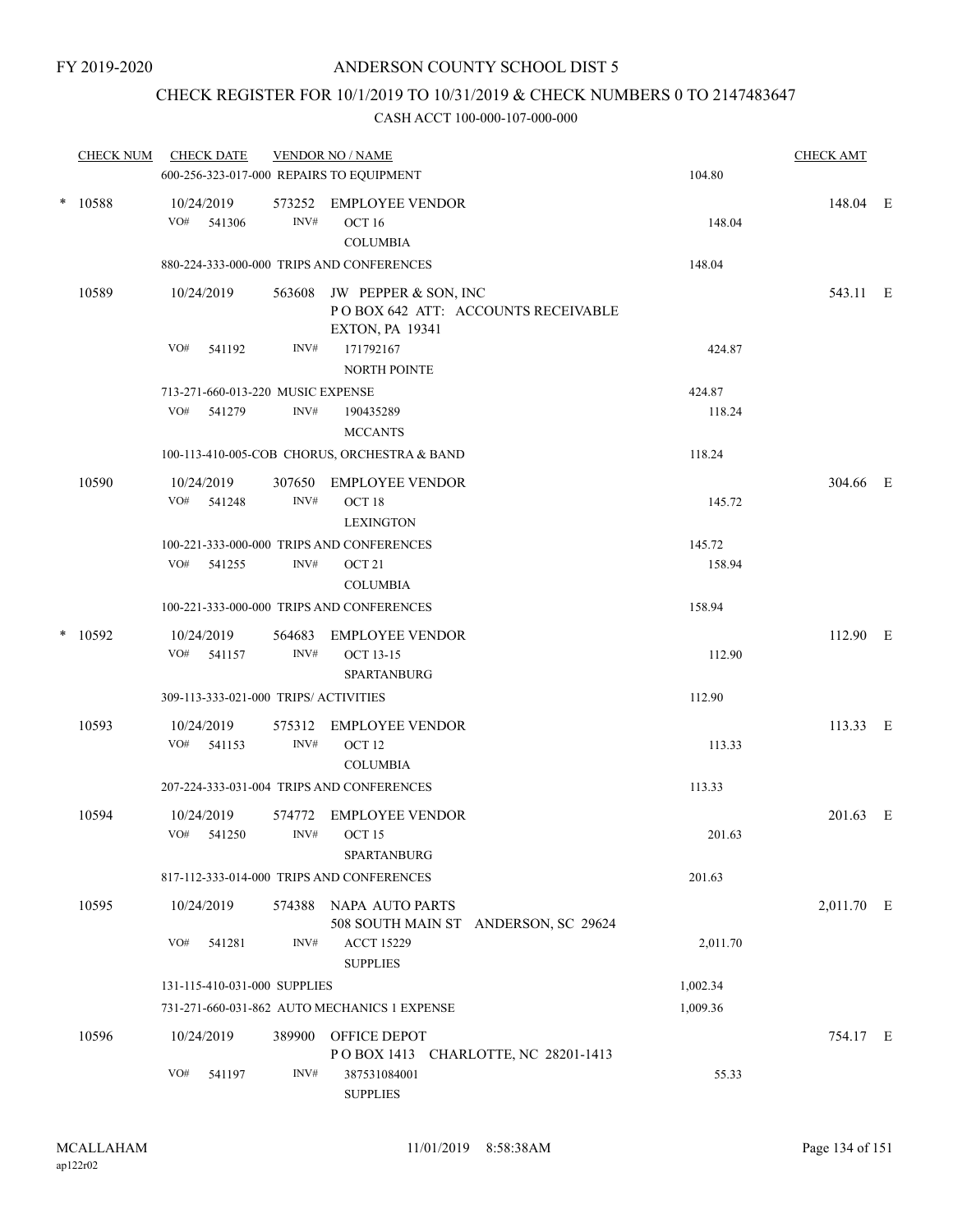FY 2019-2020

# ANDERSON COUNTY SCHOOL DIST 5

## CHECK REGISTER FOR 10/1/2019 TO 10/31/2019 & CHECK NUMBERS 0 TO 2147483647

### CASH ACCT 100-000-107-000-000

| CHECK NUM | CHECK DATE | VENDOR NO / NAME | | CHECK AMT | |
|---|---|---|---|---|---|
| | 600-256-323-017-000 REPAIRS TO EQUIPMENT | | 104.80 | | |
| * 10588 | 10/24/2019 | 573252 EMPLOYEE VENDOR | | 148.04 | E |
| | VO# 541306 | INV# OCT 16 COLUMBIA | 148.04 | | |
| | 880-224-333-000-000 TRIPS AND CONFERENCES | | 148.04 | | |
| 10589 | 10/24/2019 | 563608 JW PEPPER & SON, INC P O BOX 642 ATT: ACCOUNTS RECEIVABLE EXTON, PA 19341 | | 543.11 | E |
| | VO# 541192 | INV# 171792167 NORTH POINTE | 424.87 | | |
| | 713-271-660-013-220 MUSIC EXPENSE | | 424.87 | | |
| | VO# 541279 | INV# 190435289 MCCANTS | 118.24 | | |
| | 100-113-410-005-COB CHORUS, ORCHESTRA & BAND | | 118.24 | | |
| 10590 | 10/24/2019 | 307650 EMPLOYEE VENDOR | | 304.66 | E |
| | VO# 541248 | INV# OCT 18 LEXINGTON | 145.72 | | |
| | 100-221-333-000-000 TRIPS AND CONFERENCES | | 145.72 | | |
| | VO# 541255 | INV# OCT 21 COLUMBIA | 158.94 | | |
| | 100-221-333-000-000 TRIPS AND CONFERENCES | | 158.94 | | |
| * 10592 | 10/24/2019 | 564683 EMPLOYEE VENDOR | | 112.90 | E |
| | VO# 541157 | INV# OCT 13-15 SPARTANBURG | 112.90 | | |
| | 309-113-333-021-000 TRIPS/ ACTIVITIES | | 112.90 | | |
| 10593 | 10/24/2019 | 575312 EMPLOYEE VENDOR | | 113.33 | E |
| | VO# 541153 | INV# OCT 12 COLUMBIA | 113.33 | | |
| | 207-224-333-031-004 TRIPS AND CONFERENCES | | 113.33 | | |
| 10594 | 10/24/2019 | 574772 EMPLOYEE VENDOR | | 201.63 | E |
| | VO# 541250 | INV# OCT 15 SPARTANBURG | 201.63 | | |
| | 817-112-333-014-000 TRIPS AND CONFERENCES | | 201.63 | | |
| 10595 | 10/24/2019 | 574388 NAPA AUTO PARTS 508 SOUTH MAIN ST ANDERSON, SC 29624 | | 2,011.70 | E |
| | VO# 541281 | INV# ACCT 15229 SUPPLIES | 2,011.70 | | |
| | 131-115-410-031-000 SUPPLIES | | 1,002.34 | | |
| | 731-271-660-031-862 AUTO MECHANICS 1 EXPENSE | | 1,009.36 | | |
| 10596 | 10/24/2019 | 389900 OFFICE DEPOT P O BOX 1413 CHARLOTTE, NC 28201-1413 | | 754.17 | E |
| | VO# 541197 | INV# 387531084001 SUPPLIES | 55.33 | | |

MCALLAHAM ap122r02 11/01/2019 8:58:38AM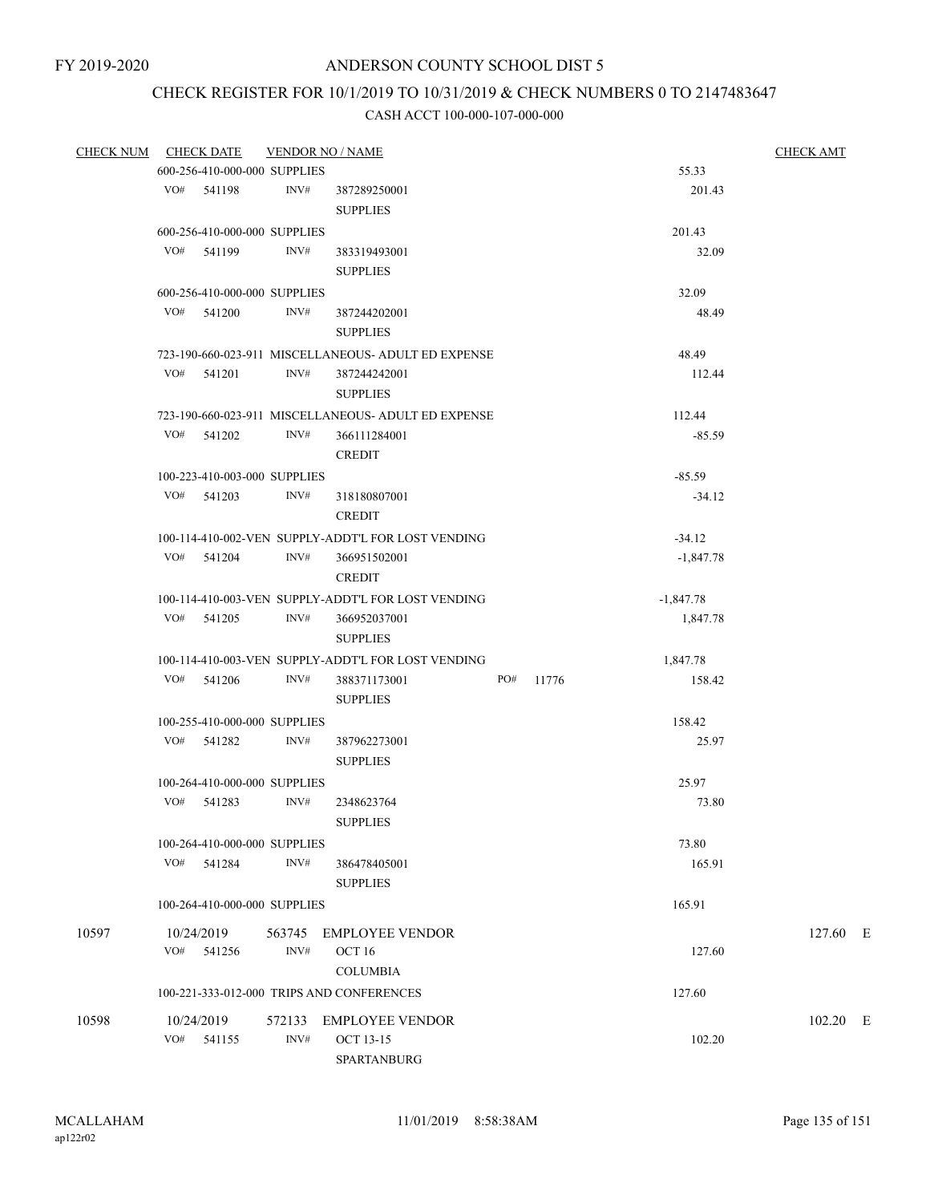FY 2019-2020

# ANDERSON COUNTY SCHOOL DIST 5

## CHECK REGISTER FOR 10/1/2019 TO 10/31/2019 & CHECK NUMBERS 0 TO 2147483647

### CASH ACCT 100-000-107-000-000

| CHECK NUM | CHECK DATE | VENDOR NO / NAME | | | CHECK AMT |
|---|---|---|---|---|---|
| | 600-256-410-000-000 SUPPLIES | | | 55.33 | |
| | VO# 541198 | INV# 387289250001 SUPPLIES | | 201.43 | |
| | 600-256-410-000-000 SUPPLIES | | | 201.43 | |
| | VO# 541199 | INV# 383319493001 SUPPLIES | | 32.09 | |
| | 600-256-410-000-000 SUPPLIES | | | 32.09 | |
| | VO# 541200 | INV# 387244202001 SUPPLIES | | 48.49 | |
| | 723-190-660-023-911 MISCELLANEOUS- ADULT ED EXPENSE | | | 48.49 | |
| | VO# 541201 | INV# 387244242001 SUPPLIES | | 112.44 | |
| | 723-190-660-023-911 MISCELLANEOUS- ADULT ED EXPENSE | | | 112.44 | |
| | VO# 541202 | INV# 366111284001 CREDIT | | -85.59 | |
| | 100-223-410-003-000 SUPPLIES | | | -85.59 | |
| | VO# 541203 | INV# 318180807001 CREDIT | | -34.12 | |
| | 100-114-410-002-VEN SUPPLY-ADDT'L FOR LOST VENDING | | | -34.12 | |
| | VO# 541204 | INV# 366951502001 CREDIT | | -1,847.78 | |
| | 100-114-410-003-VEN SUPPLY-ADDT'L FOR LOST VENDING | | | -1,847.78 | |
| | VO# 541205 | INV# 366952037001 SUPPLIES | | 1,847.78 | |
| | 100-114-410-003-VEN SUPPLY-ADDT'L FOR LOST VENDING | | | 1,847.78 | |
| | VO# 541206 | INV# 388371173001 SUPPLIES | PO# 11776 | 158.42 | |
| | 100-255-410-000-000 SUPPLIES | | | 158.42 | |
| | VO# 541282 | INV# 387962273001 SUPPLIES | | 25.97 | |
| | 100-264-410-000-000 SUPPLIES | | | 25.97 | |
| | VO# 541283 | INV# 2348623764 SUPPLIES | | 73.80 | |
| | 100-264-410-000-000 SUPPLIES | | | 73.80 | |
| | VO# 541284 | INV# 386478405001 SUPPLIES | | 165.91 | |
| | 100-264-410-000-000 SUPPLIES | | | 165.91 | |
| 10597 | 10/24/2019 | 563745 EMPLOYEE VENDOR | | | 127.60 E |
| | VO# 541256 | INV# OCT 16 COLUMBIA | | 127.60 | |
| | 100-221-333-012-000 TRIPS AND CONFERENCES | | | 127.60 | |
| 10598 | 10/24/2019 | 572133 EMPLOYEE VENDOR | | | 102.20 E |
| | VO# 541155 | INV# OCT 13-15 SPARTANBURG | | 102.20 | |

MCALLAHAM
ap122r02

11/01/2019 8:58:38AM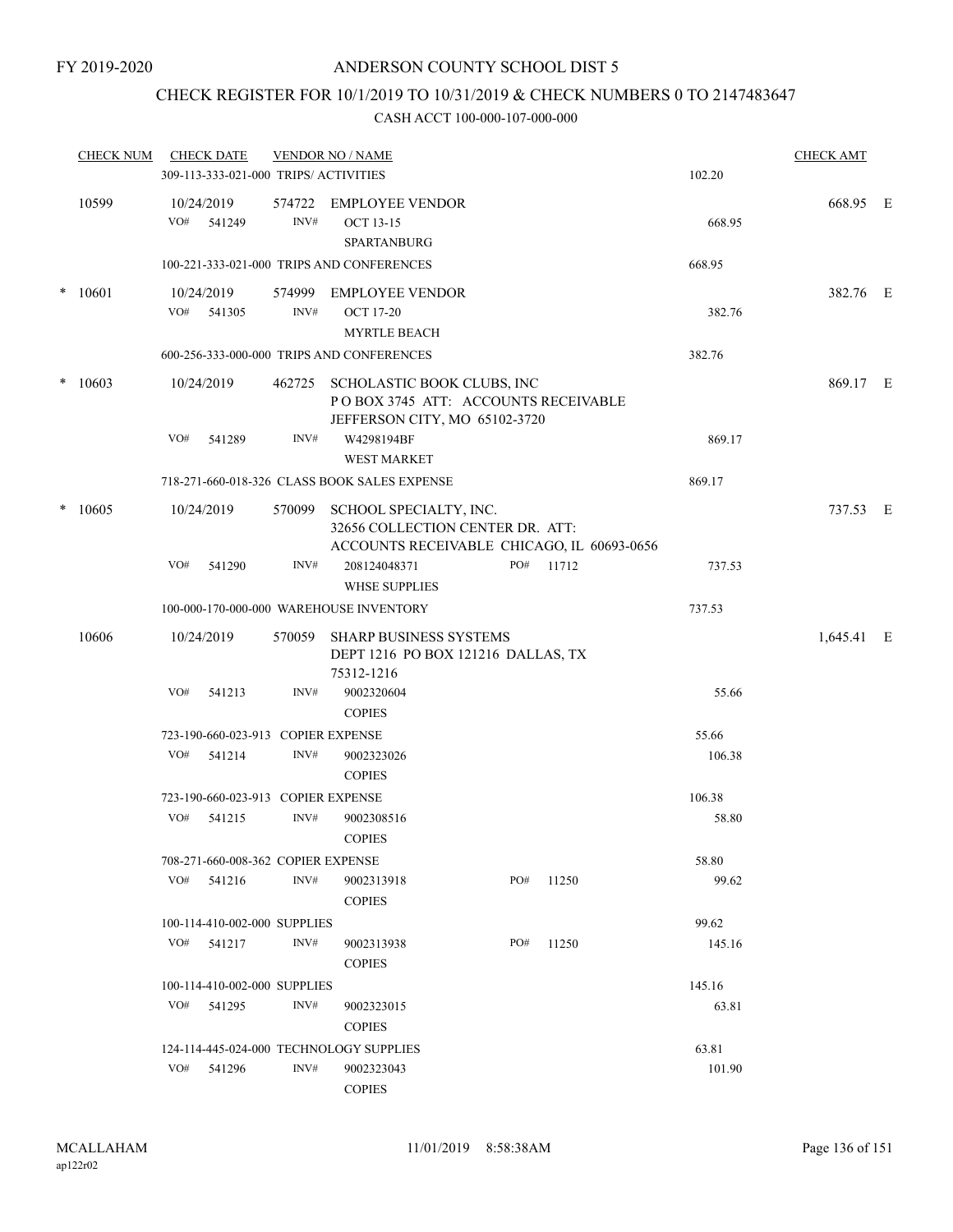FY 2019-2020

# ANDERSON COUNTY SCHOOL DIST 5

## CHECK REGISTER FOR 10/1/2019 TO 10/31/2019 & CHECK NUMBERS 0 TO 2147483647

### CASH ACCT 100-000-107-000-000

| CHECK NUM | CHECK DATE | VENDOR NO / NAME | | CHECK AMT | |
|---|---|---|---|---|---|
| | 309-113-333-021-000 TRIPS/ ACTIVITIES | | 102.20 | | |
| 10599 | 10/24/2019 | 574722 EMPLOYEE VENDOR | | 668.95 | E |
| | VO# 541249 | INV# OCT 13-15 SPARTANBURG | 668.95 | | |
| | 100-221-333-021-000 TRIPS AND CONFERENCES | | 668.95 | | |
| * 10601 | 10/24/2019 | 574999 EMPLOYEE VENDOR | | 382.76 | E |
| | VO# 541305 | INV# OCT 17-20 MYRTLE BEACH | 382.76 | | |
| | 600-256-333-000-000 TRIPS AND CONFERENCES | | 382.76 | | |
| * 10603 | 10/24/2019 | 462725 SCHOLASTIC BOOK CLUBS, INC P O BOX 3745 ATT: ACCOUNTS RECEIVABLE JEFFERSON CITY, MO 65102-3720 | | 869.17 | E |
| | VO# 541289 | INV# W4298194BF WEST MARKET | 869.17 | | |
| | 718-271-660-018-326 CLASS BOOK SALES EXPENSE | | 869.17 | | |
| * 10605 | 10/24/2019 | 570099 SCHOOL SPECIALTY, INC. 32656 COLLECTION CENTER DR. ATT: ACCOUNTS RECEIVABLE CHICAGO, IL 60693-0656 | | 737.53 | E |
| | VO# 541290 | INV# 208124048371 PO# 11712 WHSE SUPPLIES | 737.53 | | |
| | 100-000-170-000-000 WAREHOUSE INVENTORY | | 737.53 | | |
| 10606 | 10/24/2019 | 570059 SHARP BUSINESS SYSTEMS DEPT 1216 PO BOX 121216 DALLAS, TX 75312-1216 | | 1,645.41 | E |
| | VO# 541213 | INV# 9002320604 COPIES | 55.66 | | |
| | 723-190-660-023-913 COPIER EXPENSE | | 55.66 | | |
| | VO# 541214 | INV# 9002323026 COPIES | 106.38 | | |
| | 723-190-660-023-913 COPIER EXPENSE | | 106.38 | | |
| | VO# 541215 | INV# 9002308516 COPIES | 58.80 | | |
| | 708-271-660-008-362 COPIER EXPENSE | | 58.80 | | |
| | VO# 541216 | INV# 9002313918 PO# 11250 COPIES | 99.62 | | |
| | 100-114-410-002-000 SUPPLIES | | 99.62 | | |
| | VO# 541217 | INV# 9002313938 PO# 11250 COPIES | 145.16 | | |
| | 100-114-410-002-000 SUPPLIES | | 145.16 | | |
| | VO# 541295 | INV# 9002323015 COPIES | 63.81 | | |
| | 124-114-445-024-000 TECHNOLOGY SUPPLIES | | 63.81 | | |
| | VO# 541296 | INV# 9002323043 COPIES | 101.90 | | |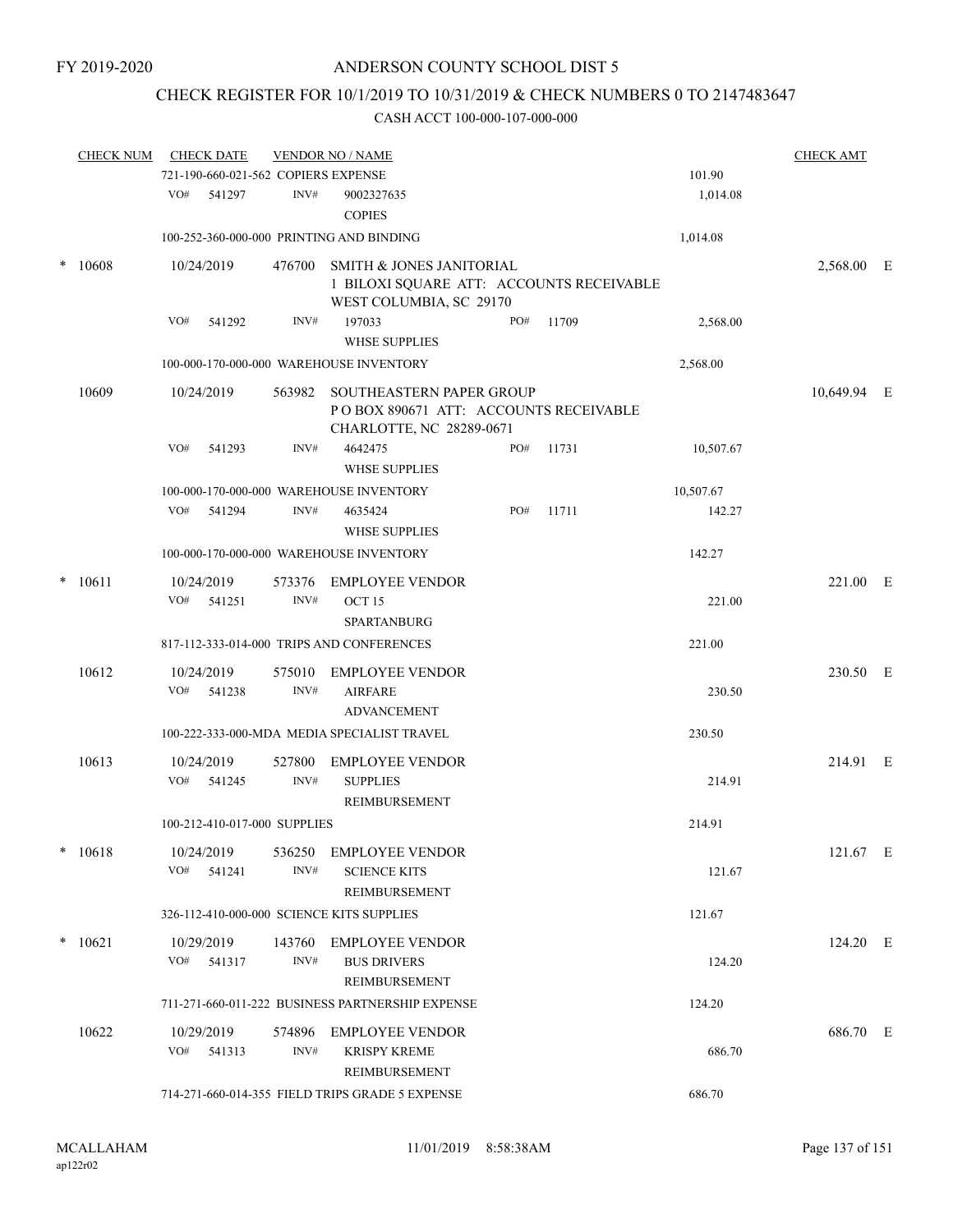FY 2019-2020

# ANDERSON COUNTY SCHOOL DIST 5

## CHECK REGISTER FOR 10/1/2019 TO 10/31/2019 & CHECK NUMBERS 0 TO 2147483647

### CASH ACCT 100-000-107-000-000

| CHECK NUM | CHECK DATE | VENDOR NO / NAME | | | CHECK AMT | |
|---|---|---|---|---|---|---|
| | 721-190-660-021-562 COPIERS EXPENSE | | | 101.90 | | |
| | VO# 541297 | INV# 9002327635 COPIES | | 1,014.08 | | |
| | 100-252-360-000-000 PRINTING AND BINDING | | | 1,014.08 | | |
| * 10608 | 10/24/2019 | 476700 SMITH & JONES JANITORIAL 1 BILOXI SQUARE ATT: ACCOUNTS RECEIVABLE WEST COLUMBIA, SC 29170 | | | 2,568.00 | E |
| | VO# 541292 | INV# 197033 WHSE SUPPLIES | PO# 11709 | 2,568.00 | | |
| | 100-000-170-000-000 WAREHOUSE INVENTORY | | | 2,568.00 | | |
| 10609 | 10/24/2019 | 563982 SOUTHEASTERN PAPER GROUP P O BOX 890671 ATT: ACCOUNTS RECEIVABLE CHARLOTTE, NC 28289-0671 | | | 10,649.94 | E |
| | VO# 541293 | INV# 4642475 WHSE SUPPLIES | PO# 11731 | 10,507.67 | | |
| | 100-000-170-000-000 WAREHOUSE INVENTORY | | | 10,507.67 | | |
| | VO# 541294 | INV# 4635424 WHSE SUPPLIES | PO# 11711 | 142.27 | | |
| | 100-000-170-000-000 WAREHOUSE INVENTORY | | | 142.27 | | |
| * 10611 | 10/24/2019 | 573376 EMPLOYEE VENDOR | | | 221.00 | E |
| | VO# 541251 | INV# OCT 15 SPARTANBURG | | 221.00 | | |
| | 817-112-333-014-000 TRIPS AND CONFERENCES | | | 221.00 | | |
| 10612 | 10/24/2019 | 575010 EMPLOYEE VENDOR | | | 230.50 | E |
| | VO# 541238 | INV# AIRFARE ADVANCEMENT | | 230.50 | | |
| | 100-222-333-000-MDA MEDIA SPECIALIST TRAVEL | | | 230.50 | | |
| 10613 | 10/24/2019 | 527800 EMPLOYEE VENDOR | | | 214.91 | E |
| | VO# 541245 | INV# SUPPLIES REIMBURSEMENT | | 214.91 | | |
| | 100-212-410-017-000 SUPPLIES | | | 214.91 | | |
| * 10618 | 10/24/2019 | 536250 EMPLOYEE VENDOR | | | 121.67 | E |
| | VO# 541241 | INV# SCIENCE KITS REIMBURSEMENT | | 121.67 | | |
| | 326-112-410-000-000 SCIENCE KITS SUPPLIES | | | 121.67 | | |
| * 10621 | 10/29/2019 | 143760 EMPLOYEE VENDOR | | | 124.20 | E |
| | VO# 541317 | INV# BUS DRIVERS REIMBURSEMENT | | 124.20 | | |
| | 711-271-660-011-222 BUSINESS PARTNERSHIP EXPENSE | | | 124.20 | | |
| 10622 | 10/29/2019 | 574896 EMPLOYEE VENDOR | | | 686.70 | E |
| | VO# 541313 | INV# KRISPY KREME REIMBURSEMENT | | 686.70 | | |
| | 714-271-660-014-355 FIELD TRIPS GRADE 5 EXPENSE | | | 686.70 | | |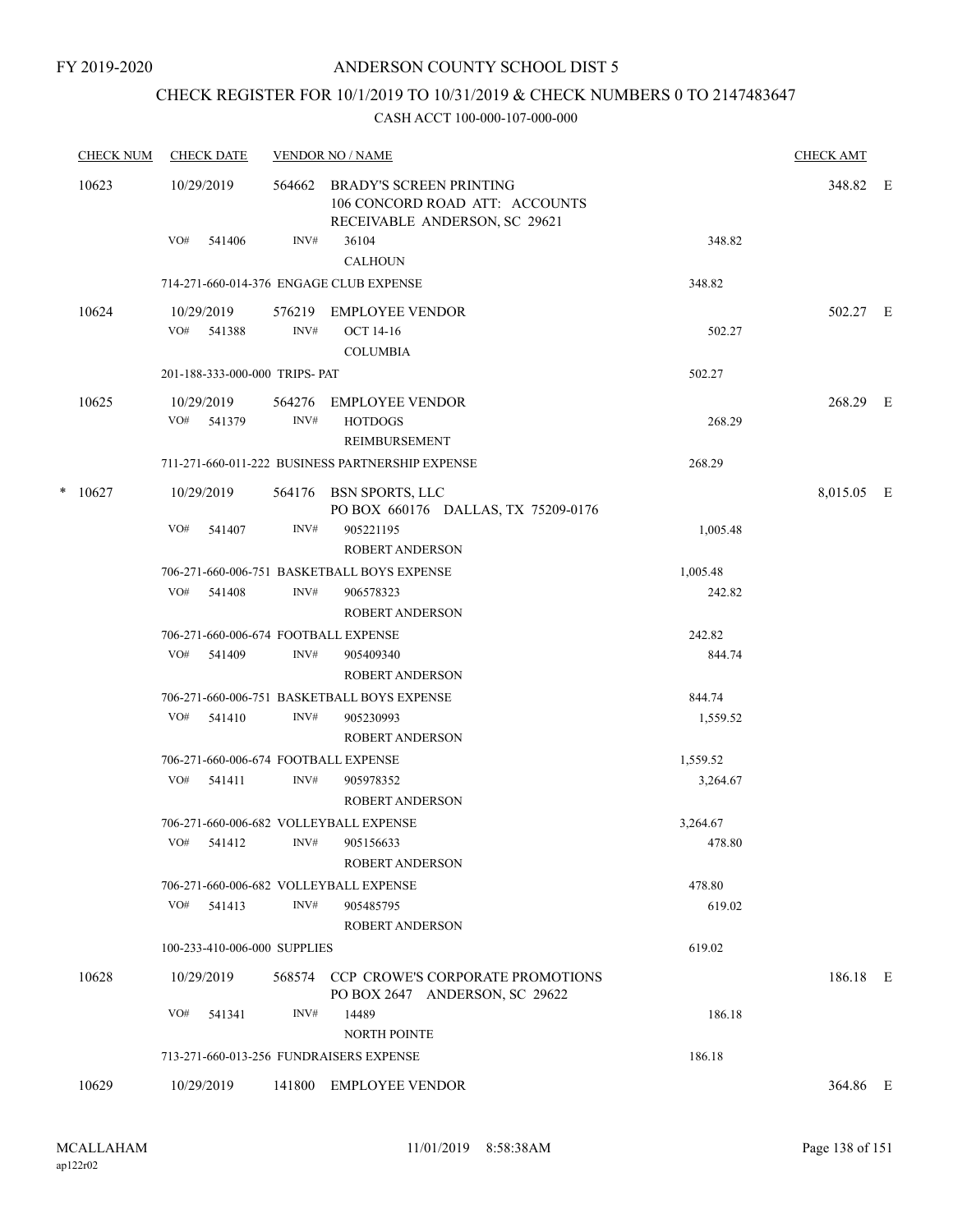FY 2019-2020

# ANDERSON COUNTY SCHOOL DIST 5

## CHECK REGISTER FOR 10/1/2019 TO 10/31/2019 & CHECK NUMBERS 0 TO 2147483647

CASH ACCT 100-000-107-000-000

| CHECK NUM | CHECK DATE | VENDOR NO / NAME | | CHECK AMT |
|---|---|---|---|---|
| 10623 | 10/29/2019 | 564662 BRADY'S SCREEN PRINTING 106 CONCORD ROAD ATT: ACCOUNTS RECEIVABLE ANDERSON, SC 29621 | | 348.82 E |
| | VO# 541406 | INV# 36104 CALHOUN | 348.82 | |
| | 714-271-660-014-376 ENGAGE CLUB EXPENSE | | 348.82 | |
| 10624 | 10/29/2019 | 576219 EMPLOYEE VENDOR | | 502.27 E |
| | VO# 541388 | INV# OCT 14-16 COLUMBIA | 502.27 | |
| | 201-188-333-000-000 TRIPS- PAT | | 502.27 | |
| 10625 | 10/29/2019 | 564276 EMPLOYEE VENDOR | | 268.29 E |
| | VO# 541379 | INV# HOTDOGS REIMBURSEMENT | 268.29 | |
| | 711-271-660-011-222 BUSINESS PARTNERSHIP EXPENSE | | 268.29 | |
| * 10627 | 10/29/2019 | 564176 BSN SPORTS, LLC PO BOX 660176 DALLAS, TX 75209-0176 | | 8,015.05 E |
| | VO# 541407 | INV# 905221195 ROBERT ANDERSON | 1,005.48 | |
| | 706-271-660-006-751 BASKETBALL BOYS EXPENSE | | 1,005.48 | |
| | VO# 541408 | INV# 906578323 ROBERT ANDERSON | 242.82 | |
| | 706-271-660-006-674 FOOTBALL EXPENSE | | 242.82 | |
| | VO# 541409 | INV# 905409340 ROBERT ANDERSON | 844.74 | |
| | 706-271-660-006-751 BASKETBALL BOYS EXPENSE | | 844.74 | |
| | VO# 541410 | INV# 905230993 ROBERT ANDERSON | 1,559.52 | |
| | 706-271-660-006-674 FOOTBALL EXPENSE | | 1,559.52 | |
| | VO# 541411 | INV# 905978352 ROBERT ANDERSON | 3,264.67 | |
| | 706-271-660-006-682 VOLLEYBALL EXPENSE | | 3,264.67 | |
| | VO# 541412 | INV# 905156633 ROBERT ANDERSON | 478.80 | |
| | 706-271-660-006-682 VOLLEYBALL EXPENSE | | 478.80 | |
| | VO# 541413 | INV# 905485795 ROBERT ANDERSON | 619.02 | |
| | 100-233-410-006-000 SUPPLIES | | 619.02 | |
| 10628 | 10/29/2019 | 568574 CCP CROWE'S CORPORATE PROMOTIONS PO BOX 2647 ANDERSON, SC 29622 | | 186.18 E |
| | VO# 541341 | INV# 14489 NORTH POINTE | 186.18 | |
| | 713-271-660-013-256 FUNDRAISERS EXPENSE | | 186.18 | |
| 10629 | 10/29/2019 | 141800 EMPLOYEE VENDOR | | 364.86 E |

MCALLAHAM
ap122r02

11/01/2019 8:58:38AM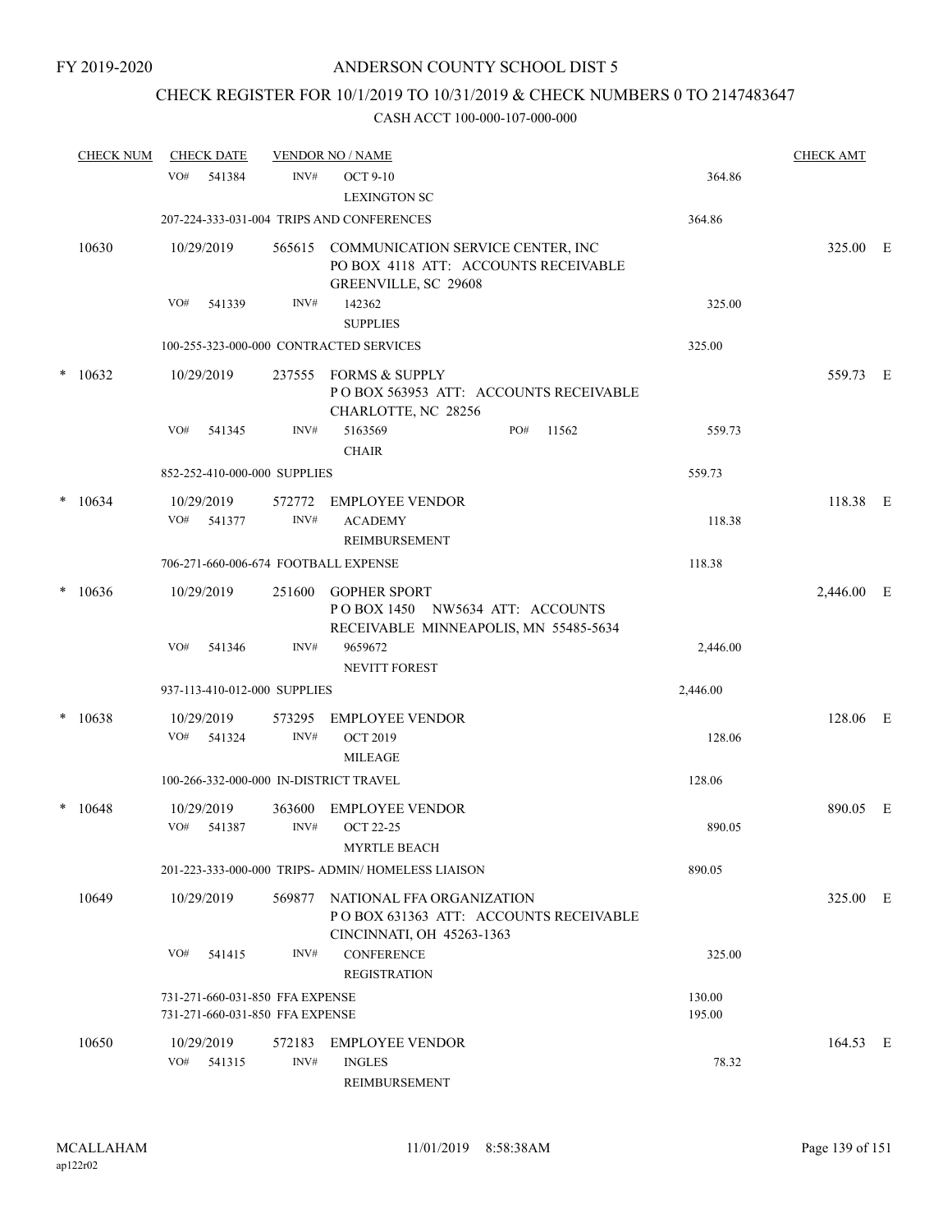FY 2019-2020

# ANDERSON COUNTY SCHOOL DIST 5

## CHECK REGISTER FOR 10/1/2019 TO 10/31/2019 & CHECK NUMBERS 0 TO 2147483647

### CASH ACCT 100-000-107-000-000

| CHECK NUM | CHECK DATE | VENDOR NO / NAME | | | CHECK AMT | |
|---|---|---|---|---|---|---|
| | VO# 541384 | INV# OCT 9-10 LEXINGTON SC | | 364.86 | | |
| | 207-224-333-031-004 TRIPS AND CONFERENCES | | | 364.86 | | |
| 10630 | 10/29/2019 | 565615 COMMUNICATION SERVICE CENTER, INC PO BOX 4118 ATT: ACCOUNTS RECEIVABLE GREENVILLE, SC 29608 | | | 325.00 | E |
| | VO# 541339 | INV# 142362 SUPPLIES | | 325.00 | | |
| | 100-255-323-000-000 CONTRACTED SERVICES | | | 325.00 | | |
| * 10632 | 10/29/2019 | 237555 FORMS & SUPPLY P O BOX 563953 ATT: ACCOUNTS RECEIVABLE CHARLOTTE, NC 28256 | | | 559.73 | E |
| | VO# 541345 | INV# 5163569 CHAIR | PO# 11562 | 559.73 | | |
| | 852-252-410-000-000 SUPPLIES | | | 559.73 | | |
| * 10634 | 10/29/2019 | 572772 EMPLOYEE VENDOR | | | 118.38 | E |
| | VO# 541377 | INV# ACADEMY REIMBURSEMENT | | 118.38 | | |
| | 706-271-660-006-674 FOOTBALL EXPENSE | | | 118.38 | | |
| * 10636 | 10/29/2019 | 251600 GOPHER SPORT P O BOX 1450 NW5634 ATT: ACCOUNTS RECEIVABLE MINNEAPOLIS, MN 55485-5634 | | | 2,446.00 | E |
| | VO# 541346 | INV# 9659672 NEVITT FOREST | | 2,446.00 | | |
| | 937-113-410-012-000 SUPPLIES | | | 2,446.00 | | |
| * 10638 | 10/29/2019 | 573295 EMPLOYEE VENDOR | | | 128.06 | E |
| | VO# 541324 | INV# OCT 2019 MILEAGE | | 128.06 | | |
| | 100-266-332-000-000 IN-DISTRICT TRAVEL | | | 128.06 | | |
| * 10648 | 10/29/2019 | 363600 EMPLOYEE VENDOR | | | 890.05 | E |
| | VO# 541387 | INV# OCT 22-25 MYRTLE BEACH | | 890.05 | | |
| | 201-223-333-000-000 TRIPS- ADMIN/ HOMELESS LIAISON | | | 890.05 | | |
| 10649 | 10/29/2019 | 569877 NATIONAL FFA ORGANIZATION P O BOX 631363 ATT: ACCOUNTS RECEIVABLE CINCINNATI, OH 45263-1363 | | | 325.00 | E |
| | VO# 541415 | INV# CONFERENCE REGISTRATION | | 325.00 | | |
| | 731-271-660-031-850 FFA EXPENSE | | | 130.00 | | |
| | 731-271-660-031-850 FFA EXPENSE | | | 195.00 | | |
| 10650 | 10/29/2019 | 572183 EMPLOYEE VENDOR | | | 164.53 | E |
| | VO# 541315 | INV# INGLES REIMBURSEMENT | | 78.32 | | |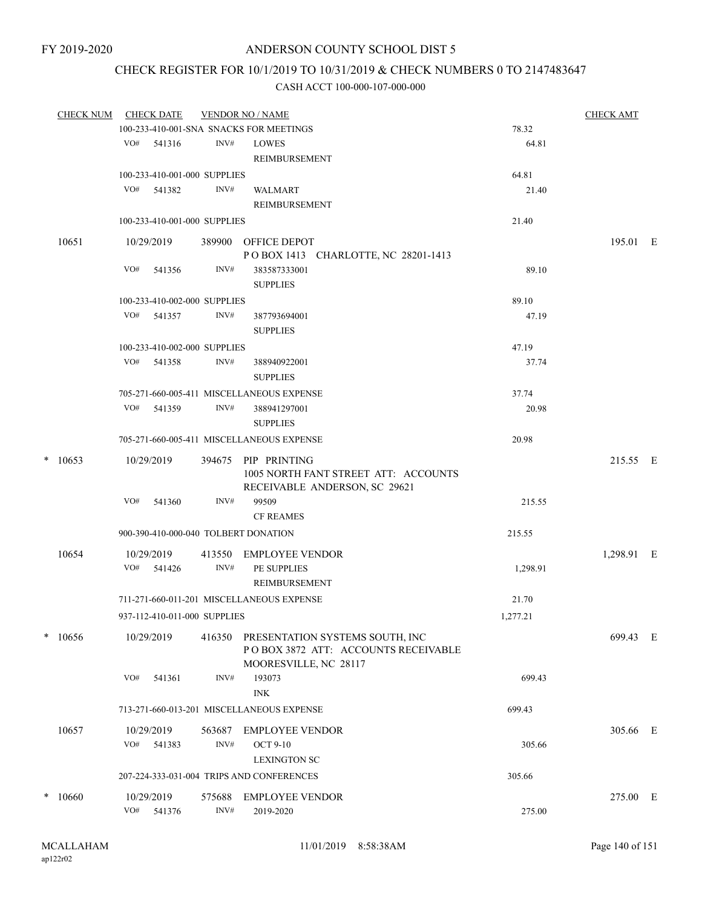FY 2019-2020

# ANDERSON COUNTY SCHOOL DIST 5

## CHECK REGISTER FOR 10/1/2019 TO 10/31/2019 & CHECK NUMBERS 0 TO 2147483647

### CASH ACCT 100-000-107-000-000

| CHECK NUM | CHECK DATE | VENDOR NO / NAME | | CHECK AMT |
|---|---|---|---|---|
| | 100-233-410-001-SNA SNACKS FOR MEETINGS | | 78.32 | |
| | VO# 541316 INV# | LOWES REIMBURSEMENT | 64.81 | |
| | 100-233-410-001-000 SUPPLIES | | 64.81 | |
| | VO# 541382 INV# | WALMART REIMBURSEMENT | 21.40 | |
| | 100-233-410-001-000 SUPPLIES | | 21.40 | |
| 10651 | 10/29/2019 | 389900 OFFICE DEPOT<br>P O BOX 1413 CHARLOTTE, NC 28201-1413 | | 195.01 E |
| | VO# 541356 INV# | 383587333001 SUPPLIES | 89.10 | |
| | 100-233-410-002-000 SUPPLIES | | 89.10 | |
| | VO# 541357 INV# | 387793694001 SUPPLIES | 47.19 | |
| | 100-233-410-002-000 SUPPLIES | | 47.19 | |
| | VO# 541358 INV# | 388940922001 SUPPLIES | 37.74 | |
| | 705-271-660-005-411 MISCELLANEOUS EXPENSE | | 37.74 | |
| | VO# 541359 INV# | 388941297001 SUPPLIES | 20.98 | |
| | 705-271-660-005-411 MISCELLANEOUS EXPENSE | | 20.98 | |
| * 10653 | 10/29/2019 | 394675 PIP PRINTING<br>1005 NORTH FANT STREET ATT: ACCOUNTS RECEIVABLE ANDERSON, SC 29621 | | 215.55 E |
| | VO# 541360 INV# | 99509 CF REAMES | 215.55 | |
| | 900-390-410-000-040 TOLBERT DONATION | | 215.55 | |
| 10654 | 10/29/2019 | 413550 EMPLOYEE VENDOR | | 1,298.91 E |
| | VO# 541426 INV# | PE SUPPLIES REIMBURSEMENT | 1,298.91 | |
| | 711-271-660-011-201 MISCELLANEOUS EXPENSE | | 21.70 | |
| | 937-112-410-011-000 SUPPLIES | | 1,277.21 | |
| * 10656 | 10/29/2019 | 416350 PRESENTATION SYSTEMS SOUTH, INC<br>P O BOX 3872 ATT: ACCOUNTS RECEIVABLE MOORESVILLE, NC 28117 | | 699.43 E |
| | VO# 541361 INV# | 193073 INK | 699.43 | |
| | 713-271-660-013-201 MISCELLANEOUS EXPENSE | | 699.43 | |
| 10657 | 10/29/2019 | 563687 EMPLOYEE VENDOR | | 305.66 E |
| | VO# 541383 INV# | OCT 9-10 LEXINGTON SC | 305.66 | |
| | 207-224-333-031-004 TRIPS AND CONFERENCES | | 305.66 | |
| * 10660 | 10/29/2019 | 575688 EMPLOYEE VENDOR | | 275.00 E |
| | VO# 541376 INV# | 2019-2020 | 275.00 | |

MCALLAHAM ap122r02 11/01/2019 8:58:38AM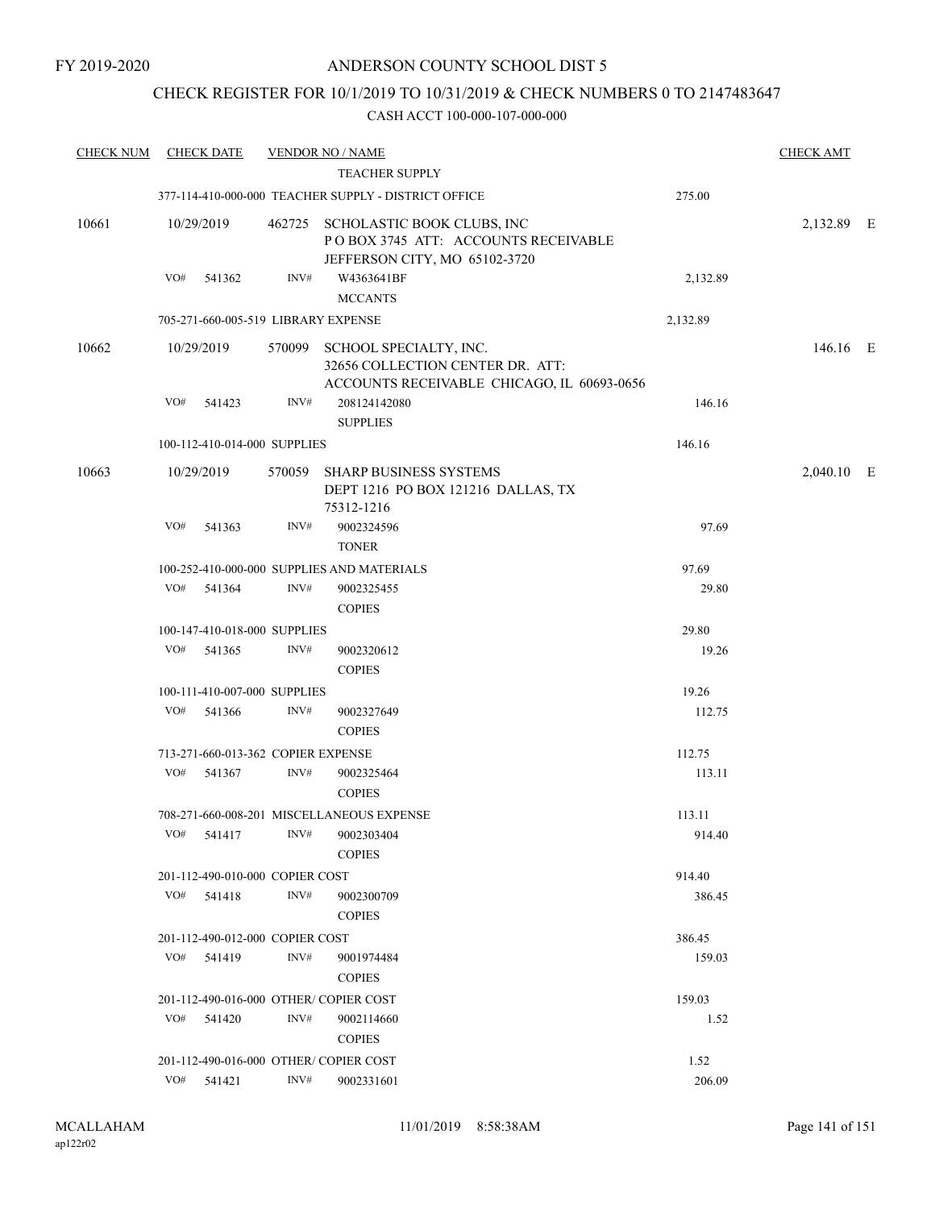FY 2019-2020

# ANDERSON COUNTY SCHOOL DIST 5

## CHECK REGISTER FOR 10/1/2019 TO 10/31/2019 & CHECK NUMBERS 0 TO 2147483647

### CASH ACCT 100-000-107-000-000

| CHECK NUM | CHECK DATE | VENDOR NO / NAME | | CHECK AMT |
|---|---|---|---|---|
| | | TEACHER SUPPLY | | |
| | | 377-114-410-000-000 TEACHER SUPPLY - DISTRICT OFFICE | 275.00 | |
| 10661 | 10/29/2019 | 462725 SCHOLASTIC BOOK CLUBS, INC<br>P O BOX 3745 ATT: ACCOUNTS RECEIVABLE<br>JEFFERSON CITY, MO 65102-3720 | | 2,132.89 E |
| | VO# 541362 | INV# W4363641BF<br>MCCANTS | 2,132.89 | |
| | | 705-271-660-005-519 LIBRARY EXPENSE | 2,132.89 | |
| 10662 | 10/29/2019 | 570099 SCHOOL SPECIALTY, INC.<br>32656 COLLECTION CENTER DR. ATT:<br>ACCOUNTS RECEIVABLE CHICAGO, IL 60693-0656 | | 146.16 E |
| | VO# 541423 | INV# 208124142080<br>SUPPLIES | 146.16 | |
| | | 100-112-410-014-000 SUPPLIES | 146.16 | |
| 10663 | 10/29/2019 | 570059 SHARP BUSINESS SYSTEMS<br>DEPT 1216 PO BOX 121216 DALLAS, TX<br>75312-1216 | | 2,040.10 E |
| | VO# 541363 | INV# 9002324596<br>TONER | 97.69 | |
| | | 100-252-410-000-000 SUPPLIES AND MATERIALS | 97.69 | |
| | VO# 541364 | INV# 9002325455<br>COPIES | 29.80 | |
| | | 100-147-410-018-000 SUPPLIES | 29.80 | |
| | VO# 541365 | INV# 9002320612<br>COPIES | 19.26 | |
| | | 100-111-410-007-000 SUPPLIES | 19.26 | |
| | VO# 541366 | INV# 9002327649<br>COPIES | 112.75 | |
| | | 713-271-660-013-362 COPIER EXPENSE | 112.75 | |
| | VO# 541367 | INV# 9002325464<br>COPIES | 113.11 | |
| | | 708-271-660-008-201 MISCELLANEOUS EXPENSE | 113.11 | |
| | VO# 541417 | INV# 9002303404<br>COPIES | 914.40 | |
| | | 201-112-490-010-000 COPIER COST | 914.40 | |
| | VO# 541418 | INV# 9002300709<br>COPIES | 386.45 | |
| | | 201-112-490-012-000 COPIER COST | 386.45 | |
| | VO# 541419 | INV# 9001974484<br>COPIES | 159.03 | |
| | | 201-112-490-016-000 OTHER/ COPIER COST | 159.03 | |
| | VO# 541420 | INV# 9002114660<br>COPIES | 1.52 | |
| | | 201-112-490-016-000 OTHER/ COPIER COST | 1.52 | |
| | VO# 541421 | INV# 9002331601 | 206.09 | |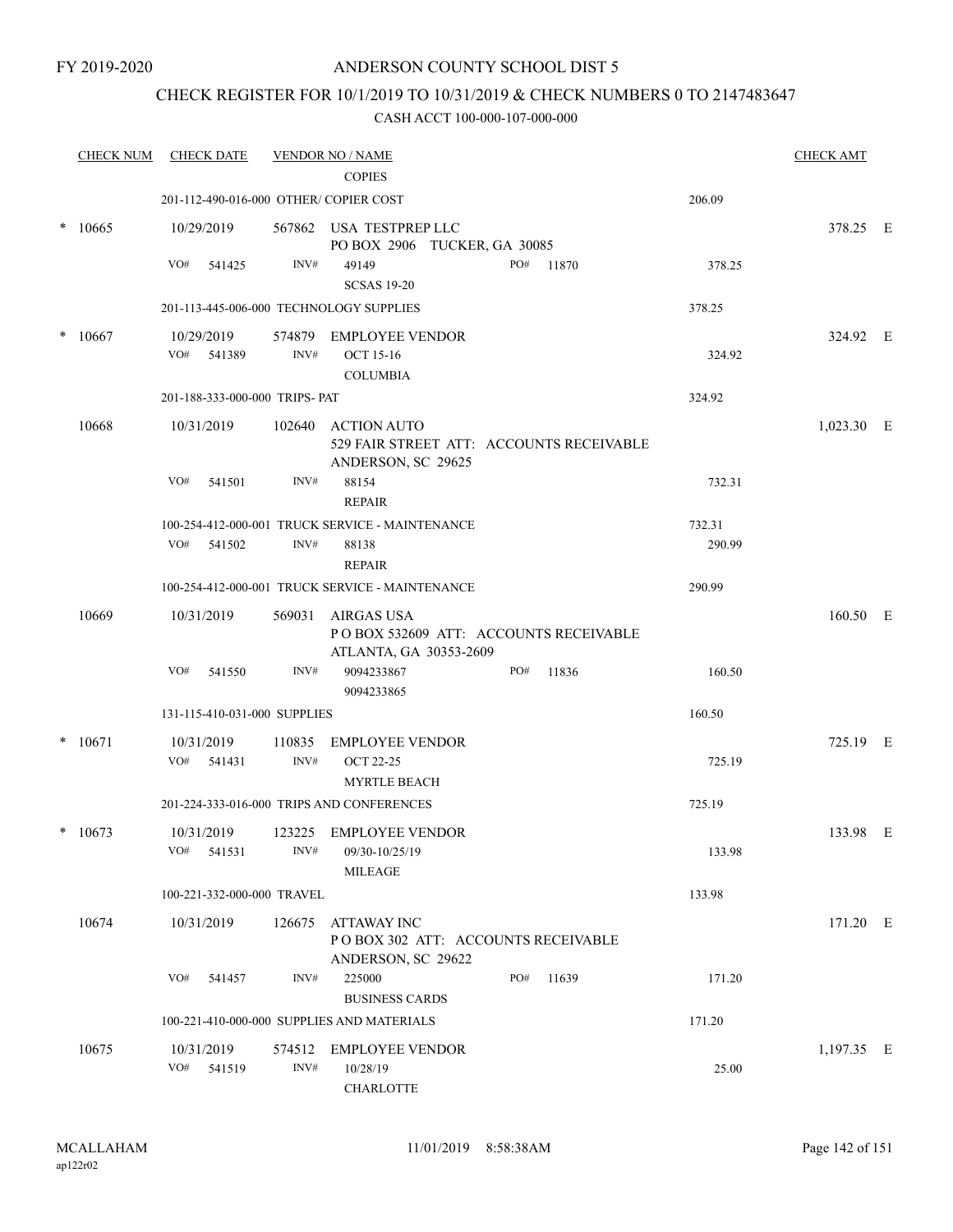FY 2019-2020

# ANDERSON COUNTY SCHOOL DIST 5

## CHECK REGISTER FOR 10/1/2019 TO 10/31/2019 & CHECK NUMBERS 0 TO 2147483647

### CASH ACCT 100-000-107-000-000

| CHECK NUM | CHECK DATE | VENDOR NO / NAME | | | CHECK AMT |
|---|---|---|---|---|---|
| | | COPIES | | | |
| | 201-112-490-016-000 OTHER/ COPIER COST | | | 206.09 | |
| * 10665 | 10/29/2019 | 567862 USA TESTPREP LLC<br>PO BOX 2906 TUCKER, GA 30085 | | | 378.25 E |
| | VO# 541425 | INV# 49149<br>SCSAS 19-20 | PO# 11870 | 378.25 | |
| | 201-113-445-006-000 TECHNOLOGY SUPPLIES | | | 378.25 | |
| * 10667 | 10/29/2019 | 574879 EMPLOYEE VENDOR | | | 324.92 E |
| | VO# 541389 | INV# OCT 15-16<br>COLUMBIA | | 324.92 | |
| | 201-188-333-000-000 TRIPS- PAT | | | 324.92 | |
| 10668 | 10/31/2019 | 102640 ACTION AUTO<br>529 FAIR STREET ATT: ACCOUNTS RECEIVABLE<br>ANDERSON, SC 29625 | | | 1,023.30 E |
| | VO# 541501 | INV# 88154<br>REPAIR | | 732.31 | |
| | 100-254-412-000-001 TRUCK SERVICE - MAINTENANCE | | | 732.31 | |
| | VO# 541502 | INV# 88138<br>REPAIR | | 290.99 | |
| | 100-254-412-000-001 TRUCK SERVICE - MAINTENANCE | | | 290.99 | |
| 10669 | 10/31/2019 | 569031 AIRGAS USA<br>P O BOX 532609 ATT: ACCOUNTS RECEIVABLE<br>ATLANTA, GA 30353-2609 | | | 160.50 E |
| | VO# 541550 | INV# 9094233867<br>9094233865 | PO# 11836 | 160.50 | |
| | 131-115-410-031-000 SUPPLIES | | | 160.50 | |
| * 10671 | 10/31/2019 | 110835 EMPLOYEE VENDOR | | | 725.19 E |
| | VO# 541431 | INV# OCT 22-25<br>MYRTLE BEACH | | 725.19 | |
| | 201-224-333-016-000 TRIPS AND CONFERENCES | | | 725.19 | |
| * 10673 | 10/31/2019 | 123225 EMPLOYEE VENDOR | | | 133.98 E |
| | VO# 541531 | INV# 09/30-10/25/19<br>MILEAGE | | 133.98 | |
| | 100-221-332-000-000 TRAVEL | | | 133.98 | |
| 10674 | 10/31/2019 | 126675 ATTAWAY INC<br>P O BOX 302 ATT: ACCOUNTS RECEIVABLE<br>ANDERSON, SC 29622 | | | 171.20 E |
| | VO# 541457 | INV# 225000<br>BUSINESS CARDS | PO# 11639 | 171.20 | |
| | 100-221-410-000-000 SUPPLIES AND MATERIALS | | | 171.20 | |
| 10675 | 10/31/2019 | 574512 EMPLOYEE VENDOR | | | 1,197.35 E |
| | VO# 541519 | INV# 10/28/19<br>CHARLOTTE | | 25.00 | |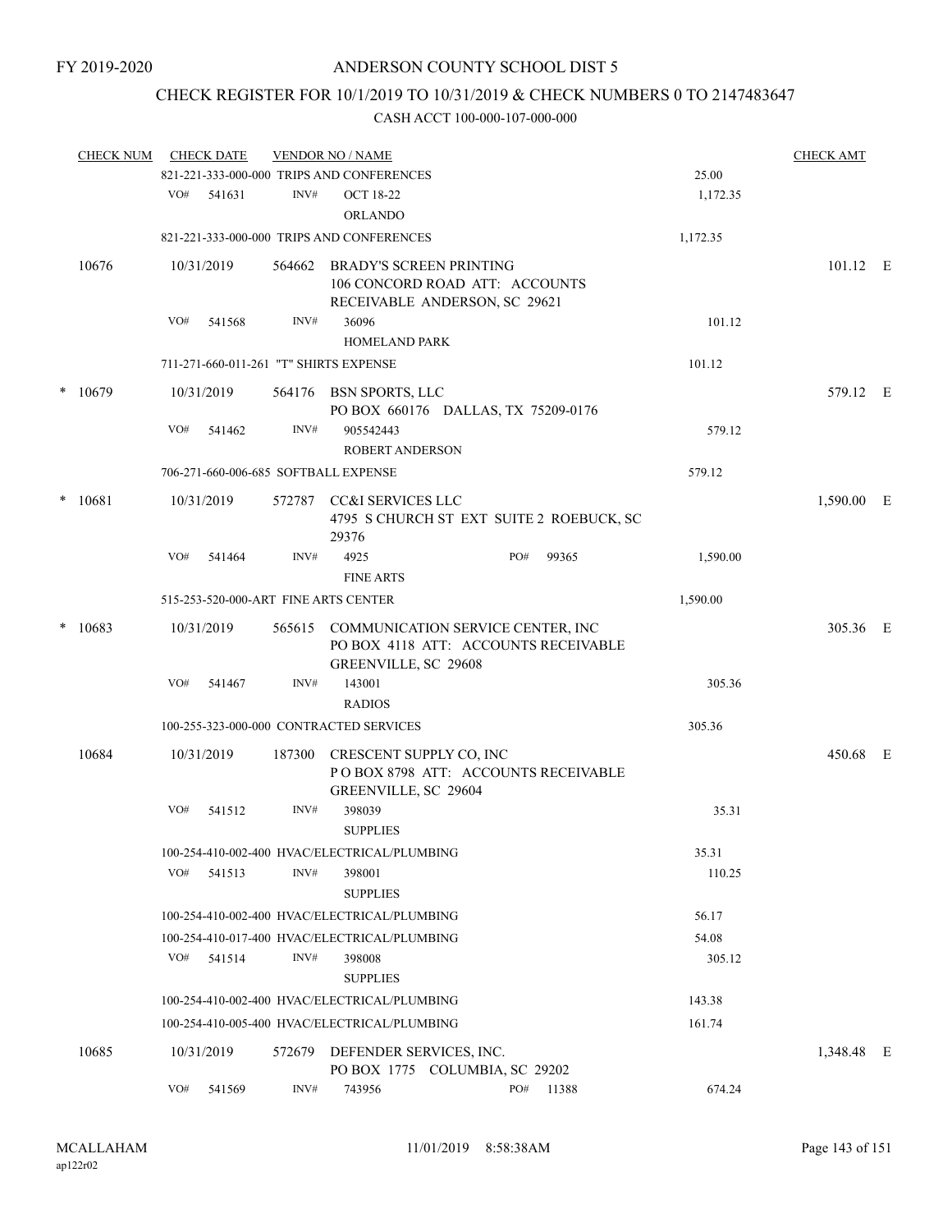FY 2019-2020

# ANDERSON COUNTY SCHOOL DIST 5

## CHECK REGISTER FOR 10/1/2019 TO 10/31/2019 & CHECK NUMBERS 0 TO 2147483647

### CASH ACCT 100-000-107-000-000

| CHECK NUM | CHECK DATE | VENDOR NO / NAME | | CHECK AMT |
|---|---|---|---|---|
| | 821-221-333-000-000 TRIPS AND CONFERENCES | | 25.00 | |
| | VO# 541631 | INV# OCT 18-22<br>ORLANDO | 1,172.35 | |
| | 821-221-333-000-000 TRIPS AND CONFERENCES | | 1,172.35 | |
| 10676 | 10/31/2019 | 564662 BRADY'S SCREEN PRINTING<br>106 CONCORD ROAD ATT: ACCOUNTS RECEIVABLE ANDERSON, SC 29621 | | 101.12 E |
| | VO# 541568 | INV# 36096<br>HOMELAND PARK | 101.12 | |
| | 711-271-660-011-261 "T" SHIRTS EXPENSE | | 101.12 | |
| * 10679 | 10/31/2019 | 564176 BSN SPORTS, LLC<br>PO BOX 660176 DALLAS, TX 75209-0176 | | 579.12 E |
| | VO# 541462 | INV# 905542443<br>ROBERT ANDERSON | 579.12 | |
| | 706-271-660-006-685 SOFTBALL EXPENSE | | 579.12 | |
| * 10681 | 10/31/2019 | 572787 CC&I SERVICES LLC<br>4795 S CHURCH ST EXT SUITE 2 ROEBUCK, SC 29376 | | 1,590.00 E |
| | VO# 541464 | INV# 4925 PO# 99365<br>FINE ARTS | 1,590.00 | |
| | 515-253-520-000-ART FINE ARTS CENTER | | 1,590.00 | |
| * 10683 | 10/31/2019 | 565615 COMMUNICATION SERVICE CENTER, INC<br>PO BOX 4118 ATT: ACCOUNTS RECEIVABLE GREENVILLE, SC 29608 | | 305.36 E |
| | VO# 541467 | INV# 143001<br>RADIOS | 305.36 | |
| | 100-255-323-000-000 CONTRACTED SERVICES | | 305.36 | |
| 10684 | 10/31/2019 | 187300 CRESCENT SUPPLY CO, INC<br>P O BOX 8798 ATT: ACCOUNTS RECEIVABLE GREENVILLE, SC 29604 | | 450.68 E |
| | VO# 541512 | INV# 398039<br>SUPPLIES | 35.31 | |
| | 100-254-410-002-400 HVAC/ELECTRICAL/PLUMBING | | 35.31 | |
| | VO# 541513 | INV# 398001<br>SUPPLIES | 110.25 | |
| | 100-254-410-002-400 HVAC/ELECTRICAL/PLUMBING | | 56.17 | |
| | 100-254-410-017-400 HVAC/ELECTRICAL/PLUMBING | | 54.08 | |
| | VO# 541514 | INV# 398008<br>SUPPLIES | 305.12 | |
| | 100-254-410-002-400 HVAC/ELECTRICAL/PLUMBING | | 143.38 | |
| | 100-254-410-005-400 HVAC/ELECTRICAL/PLUMBING | | 161.74 | |
| 10685 | 10/31/2019 | 572679 DEFENDER SERVICES, INC.<br>PO BOX 1775 COLUMBIA, SC 29202 | | 1,348.48 E |
| | VO# 541569 | INV# 743956 PO# 11388 | 674.24 | |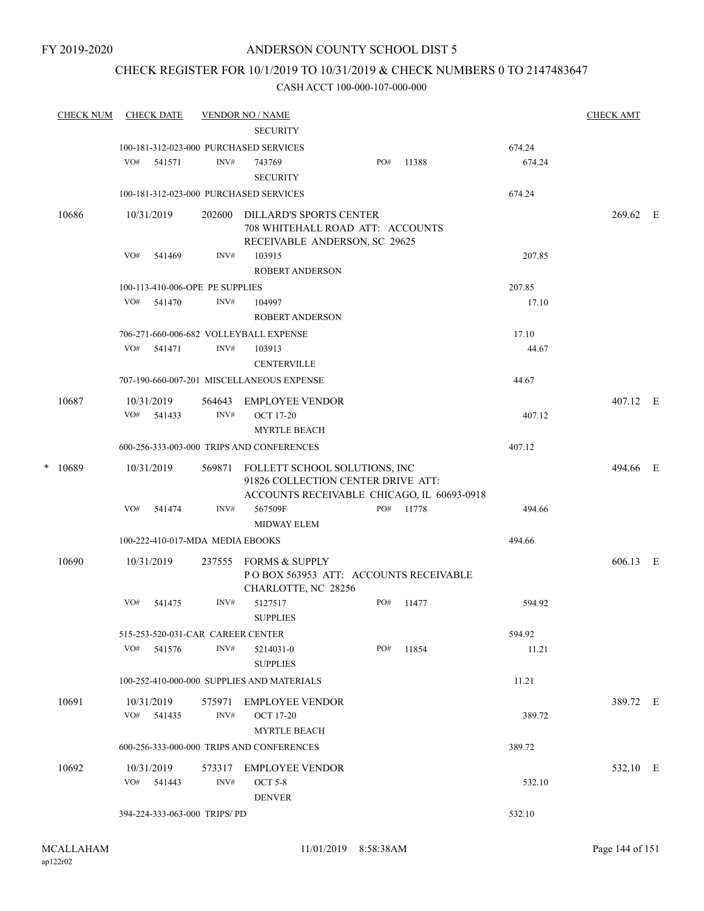FY 2019-2020

# ANDERSON COUNTY SCHOOL DIST 5

## CHECK REGISTER FOR 10/1/2019 TO 10/31/2019 & CHECK NUMBERS 0 TO 2147483647

CASH ACCT 100-000-107-000-000

| CHECK NUM | CHECK DATE | VENDOR NO / NAME | | | | CHECK AMT |
|---|---|---|---|---|---|---|
| | | SECURITY | | | | |
| | 100-181-312-023-000 PURCHASED SERVICES | | | | 674.24 | |
| | VO# 541571 | INV# 743769 SECURITY | PO# 11388 | | 674.24 | |
| | 100-181-312-023-000 PURCHASED SERVICES | | | | 674.24 | |
| 10686 | 10/31/2019 | 202600 DILLARD'S SPORTS CENTER 708 WHITEHALL ROAD ATT: ACCOUNTS RECEIVABLE ANDERSON, SC 29625 | | | | 269.62 E |
| | VO# 541469 | INV# 103915 ROBERT ANDERSON | | | 207.85 | |
| | 100-113-410-006-OPE PE SUPPLIES | | | | 207.85 | |
| | VO# 541470 | INV# 104997 ROBERT ANDERSON | | | 17.10 | |
| | 706-271-660-006-682 VOLLEYBALL EXPENSE | | | | 17.10 | |
| | VO# 541471 | INV# 103913 CENTERVILLE | | | 44.67 | |
| | 707-190-660-007-201 MISCELLANEOUS EXPENSE | | | | 44.67 | |
| 10687 | 10/31/2019 VO# 541433 | 564643 EMPLOYEE VENDOR INV# OCT 17-20 MYRTLE BEACH | | | 407.12 | 407.12 E |
| | 600-256-333-003-000 TRIPS AND CONFERENCES | | | | 407.12 | |
| * 10689 | 10/31/2019 | 569871 FOLLETT SCHOOL SOLUTIONS, INC 91826 COLLECTION CENTER DRIVE ATT: ACCOUNTS RECEIVABLE CHICAGO, IL 60693-0918 | | | | 494.66 E |
| | VO# 541474 | INV# 567509F MIDWAY ELEM | PO# 11778 | | 494.66 | |
| | 100-222-410-017-MDA MEDIA EBOOKS | | | | 494.66 | |
| 10690 | 10/31/2019 | 237555 FORMS & SUPPLY P O BOX 563953 ATT: ACCOUNTS RECEIVABLE CHARLOTTE, NC 28256 | | | | 606.13 E |
| | VO# 541475 | INV# 5127517 SUPPLIES | PO# 11477 | | 594.92 | |
| | 515-253-520-031-CAR CAREER CENTER | | | | 594.92 | |
| | VO# 541576 | INV# 5214031-0 SUPPLIES | PO# 11854 | | 11.21 | |
| | 100-252-410-000-000 SUPPLIES AND MATERIALS | | | | 11.21 | |
| 10691 | 10/31/2019 VO# 541435 | 575971 EMPLOYEE VENDOR INV# OCT 17-20 MYRTLE BEACH | | | 389.72 | 389.72 E |
| | 600-256-333-000-000 TRIPS AND CONFERENCES | | | | 389.72 | |
| 10692 | 10/31/2019 VO# 541443 | 573317 EMPLOYEE VENDOR INV# OCT 5-8 DENVER | | | 532.10 | 532.10 E |
| | 394-224-333-063-000 TRIPS/ PD | | | | 532.10 | |

MCALLAHAM ap122r02 11/01/2019 8:58:38AM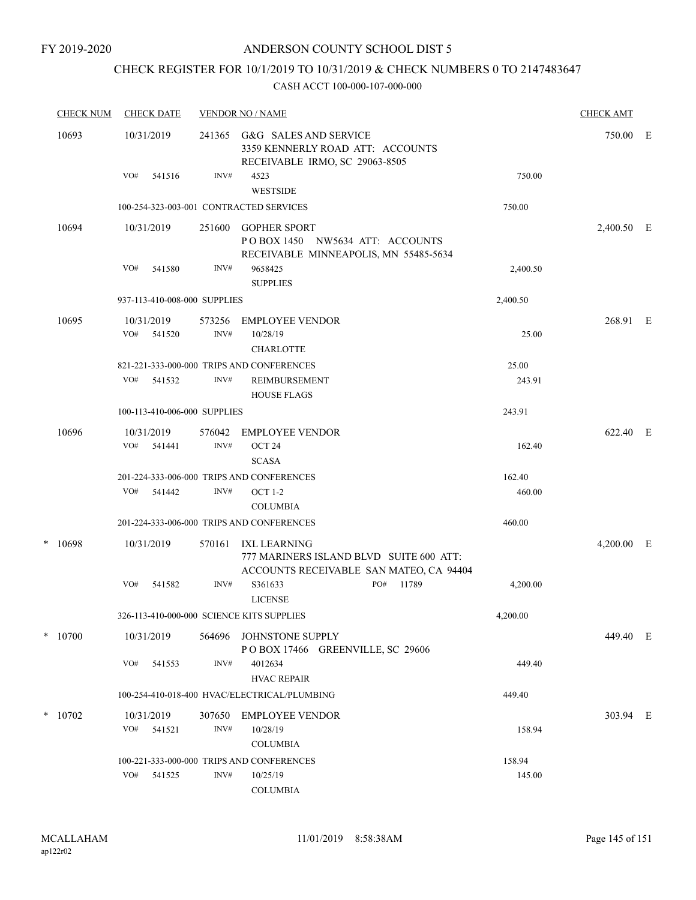FY 2019-2020

# ANDERSON COUNTY SCHOOL DIST 5

## CHECK REGISTER FOR 10/1/2019 TO 10/31/2019 & CHECK NUMBERS 0 TO 2147483647

### CASH ACCT 100-000-107-000-000

| CHECK NUM | CHECK DATE | VENDOR NO / NAME | | CHECK AMT | |
|---|---|---|---|---|---|
| 10693 | 10/31/2019 | 241365 G&G SALES AND SERVICE 3359 KENNERLY ROAD ATT: ACCOUNTS RECEIVABLE IRMO, SC 29063-8505 | | 750.00 | E |
| | VO# 541516 | INV# 4523 WESTSIDE | 750.00 | | |
| | | 100-254-323-003-001 CONTRACTED SERVICES | 750.00 | | |
| 10694 | 10/31/2019 | 251600 GOPHER SPORT P O BOX 1450 NW5634 ATT: ACCOUNTS RECEIVABLE MINNEAPOLIS, MN 55485-5634 | | 2,400.50 | E |
| | VO# 541580 | INV# 9658425 SUPPLIES | 2,400.50 | | |
| | | 937-113-410-008-000 SUPPLIES | 2,400.50 | | |
| 10695 | 10/31/2019 | 573256 EMPLOYEE VENDOR | | 268.91 | E |
| | VO# 541520 | INV# 10/28/19 CHARLOTTE | 25.00 | | |
| | | 821-221-333-000-000 TRIPS AND CONFERENCES | 25.00 | | |
| | VO# 541532 | INV# REIMBURSEMENT HOUSE FLAGS | 243.91 | | |
| | | 100-113-410-006-000 SUPPLIES | 243.91 | | |
| 10696 | 10/31/2019 | 576042 EMPLOYEE VENDOR | | 622.40 | E |
| | VO# 541441 | INV# OCT 24 SCASA | 162.40 | | |
| | | 201-224-333-006-000 TRIPS AND CONFERENCES | 162.40 | | |
| | VO# 541442 | INV# OCT 1-2 COLUMBIA | 460.00 | | |
| | | 201-224-333-006-000 TRIPS AND CONFERENCES | 460.00 | | |
| * 10698 | 10/31/2019 | 570161 IXL LEARNING 777 MARINERS ISLAND BLVD SUITE 600 ATT: ACCOUNTS RECEIVABLE SAN MATEO, CA 94404 | | 4,200.00 | E |
| | VO# 541582 | INV# S361633 PO# 11789 LICENSE | 4,200.00 | | |
| | | 326-113-410-000-000 SCIENCE KITS SUPPLIES | 4,200.00 | | |
| * 10700 | 10/31/2019 | 564696 JOHNSTONE SUPPLY P O BOX 17466 GREENVILLE, SC 29606 | | 449.40 | E |
| | VO# 541553 | INV# 4012634 HVAC REPAIR | 449.40 | | |
| | | 100-254-410-018-400 HVAC/ELECTRICAL/PLUMBING | 449.40 | | |
| * 10702 | 10/31/2019 | 307650 EMPLOYEE VENDOR | | 303.94 | E |
| | VO# 541521 | INV# 10/28/19 COLUMBIA | 158.94 | | |
| | | 100-221-333-000-000 TRIPS AND CONFERENCES | 158.94 | | |
| | VO# 541525 | INV# 10/25/19 COLUMBIA | 145.00 | | |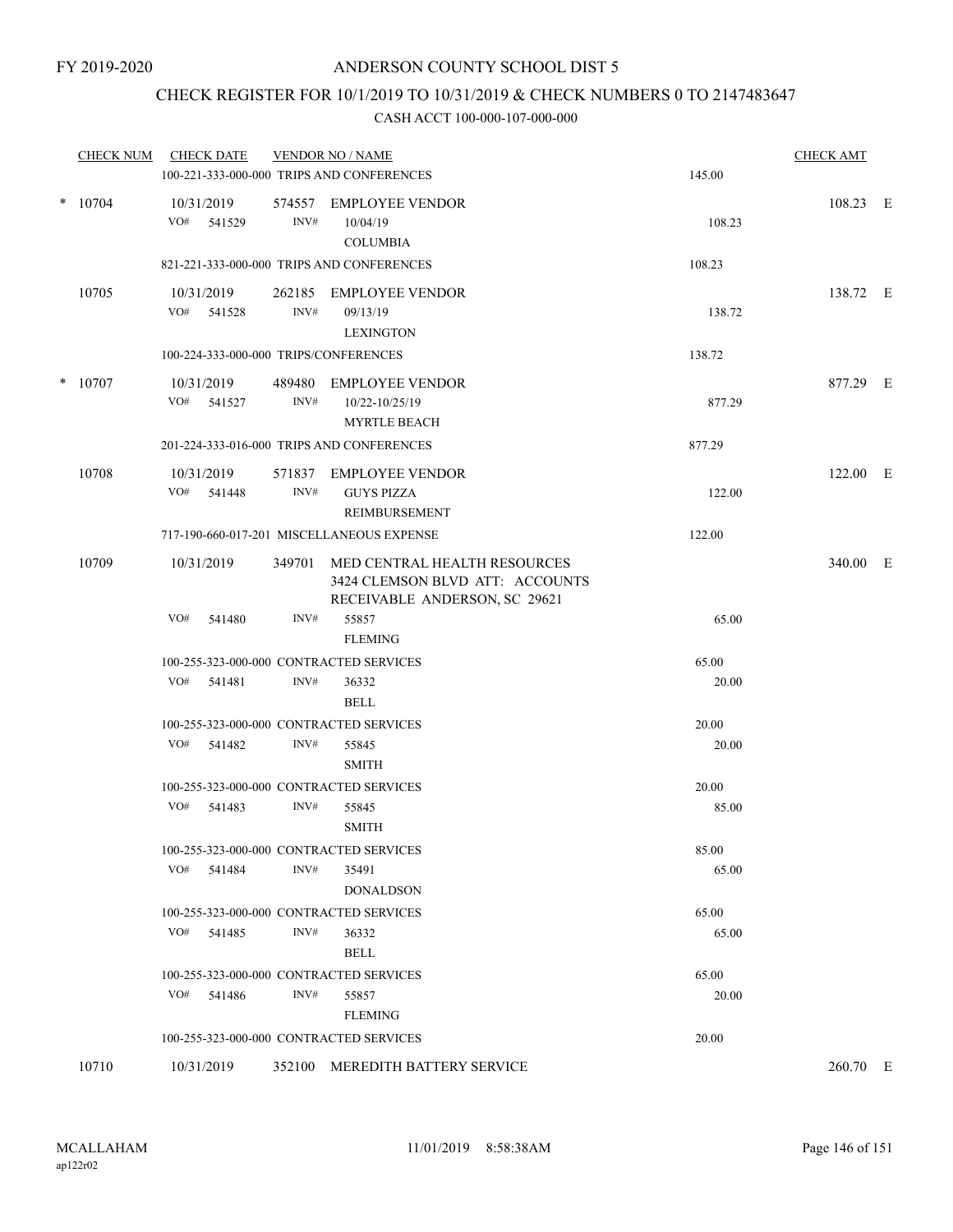FY 2019-2020

# ANDERSON COUNTY SCHOOL DIST 5

## CHECK REGISTER FOR 10/1/2019 TO 10/31/2019 & CHECK NUMBERS 0 TO 2147483647

### CASH ACCT 100-000-107-000-000

| CHECK NUM | CHECK DATE | VENDOR NO / NAME | | CHECK AMT | |
|---|---|---|---|---|---|
| | 100-221-333-000-000 TRIPS AND CONFERENCES | | 145.00 | | |
| * 10704 | 10/31/2019 | 574557 EMPLOYEE VENDOR | | 108.23 | E |
| | VO# 541529 | INV# 10/04/19 COLUMBIA | 108.23 | | |
| | 821-221-333-000-000 TRIPS AND CONFERENCES | | 108.23 | | |
| 10705 | 10/31/2019 | 262185 EMPLOYEE VENDOR | | 138.72 | E |
| | VO# 541528 | INV# 09/13/19 LEXINGTON | 138.72 | | |
| | 100-224-333-000-000 TRIPS/CONFERENCES | | 138.72 | | |
| * 10707 | 10/31/2019 | 489480 EMPLOYEE VENDOR | | 877.29 | E |
| | VO# 541527 | INV# 10/22-10/25/19 MYRTLE BEACH | 877.29 | | |
| | 201-224-333-016-000 TRIPS AND CONFERENCES | | 877.29 | | |
| 10708 | 10/31/2019 | 571837 EMPLOYEE VENDOR | | 122.00 | E |
| | VO# 541448 | INV# GUYS PIZZA REIMBURSEMENT | 122.00 | | |
| | 717-190-660-017-201 MISCELLANEOUS EXPENSE | | 122.00 | | |
| 10709 | 10/31/2019 | 349701 MED CENTRAL HEALTH RESOURCES 3424 CLEMSON BLVD ATT: ACCOUNTS RECEIVABLE ANDERSON, SC 29621 | | 340.00 | E |
| | VO# 541480 | INV# 55857 FLEMING | 65.00 | | |
| | 100-255-323-000-000 CONTRACTED SERVICES | | 65.00 | | |
| | VO# 541481 | INV# 36332 BELL | 20.00 | | |
| | 100-255-323-000-000 CONTRACTED SERVICES | | 20.00 | | |
| | VO# 541482 | INV# 55845 SMITH | 20.00 | | |
| | 100-255-323-000-000 CONTRACTED SERVICES | | 20.00 | | |
| | VO# 541483 | INV# 55845 SMITH | 85.00 | | |
| | 100-255-323-000-000 CONTRACTED SERVICES | | 85.00 | | |
| | VO# 541484 | INV# 35491 DONALDSON | 65.00 | | |
| | 100-255-323-000-000 CONTRACTED SERVICES | | 65.00 | | |
| | VO# 541485 | INV# 36332 BELL | 65.00 | | |
| | 100-255-323-000-000 CONTRACTED SERVICES | | 65.00 | | |
| | VO# 541486 | INV# 55857 FLEMING | 20.00 | | |
| | 100-255-323-000-000 CONTRACTED SERVICES | | 20.00 | | |
| 10710 | 10/31/2019 | 352100 MEREDITH BATTERY SERVICE | | 260.70 | E |

MCALLAHAM
ap122r02

11/01/2019 8:58:38AM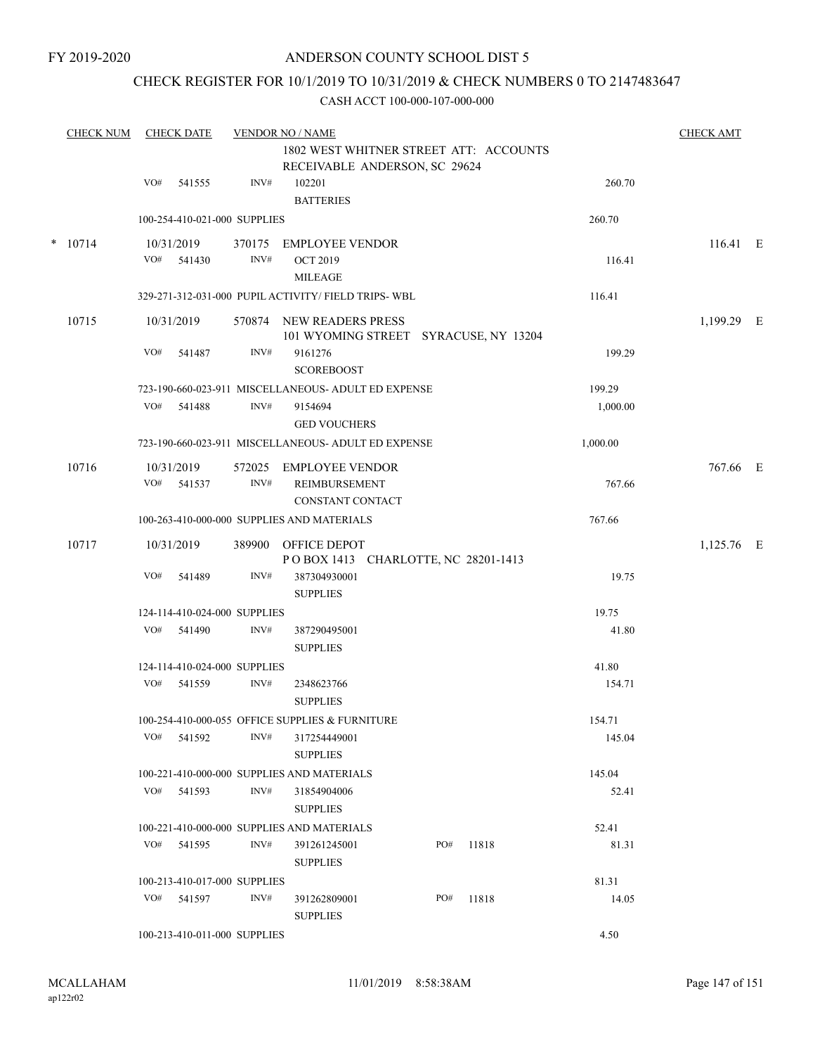FY 2019-2020

# ANDERSON COUNTY SCHOOL DIST 5

## CHECK REGISTER FOR 10/1/2019 TO 10/31/2019 & CHECK NUMBERS 0 TO 2147483647

CASH ACCT 100-000-107-000-000

| CHECK NUM | CHECK DATE | VENDOR NO / NAME | | | CHECK AMT |
|---|---|---|---|---|---|
| | | 1802 WEST WHITNER STREET ATT: ACCOUNTS RECEIVABLE ANDERSON, SC 29624 | | | |
| | VO# 541555 | INV# 102201 BATTERIES | | 260.70 | |
| | 100-254-410-021-000 SUPPLIES | | | 260.70 | |
| * 10714 | 10/31/2019 | 370175 EMPLOYEE VENDOR | | | 116.41 E |
| | VO# 541430 | INV# OCT 2019 MILEAGE | | 116.41 | |
| | 329-271-312-031-000 PUPIL ACTIVITY/ FIELD TRIPS- WBL | | | 116.41 | |
| 10715 | 10/31/2019 | 570874 NEW READERS PRESS 101 WYOMING STREET SYRACUSE, NY 13204 | | | 1,199.29 E |
| | VO# 541487 | INV# 9161276 SCOREBOOST | | 199.29 | |
| | 723-190-660-023-911 MISCELLANEOUS- ADULT ED EXPENSE | | | 199.29 | |
| | VO# 541488 | INV# 9154694 GED VOUCHERS | | 1,000.00 | |
| | 723-190-660-023-911 MISCELLANEOUS- ADULT ED EXPENSE | | | 1,000.00 | |
| 10716 | 10/31/2019 | 572025 EMPLOYEE VENDOR | | | 767.66 E |
| | VO# 541537 | INV# REIMBURSEMENT CONSTANT CONTACT | | 767.66 | |
| | 100-263-410-000-000 SUPPLIES AND MATERIALS | | | 767.66 | |
| 10717 | 10/31/2019 | 389900 OFFICE DEPOT P O BOX 1413 CHARLOTTE, NC 28201-1413 | | | 1,125.76 E |
| | VO# 541489 | INV# 387304930001 SUPPLIES | | 19.75 | |
| | 124-114-410-024-000 SUPPLIES | | | 19.75 | |
| | VO# 541490 | INV# 387290495001 SUPPLIES | | 41.80 | |
| | 124-114-410-024-000 SUPPLIES | | | 41.80 | |
| | VO# 541559 | INV# 2348623766 SUPPLIES | | 154.71 | |
| | 100-254-410-000-055 OFFICE SUPPLIES & FURNITURE | | | 154.71 | |
| | VO# 541592 | INV# 317254449001 SUPPLIES | | 145.04 | |
| | 100-221-410-000-000 SUPPLIES AND MATERIALS | | | 145.04 | |
| | VO# 541593 | INV# 31854904006 SUPPLIES | | 52.41 | |
| | 100-221-410-000-000 SUPPLIES AND MATERIALS | | | 52.41 | |
| | VO# 541595 | INV# 391261245001 SUPPLIES | PO# 11818 | 81.31 | |
| | 100-213-410-017-000 SUPPLIES | | | 81.31 | |
| | VO# 541597 | INV# 391262809001 SUPPLIES | PO# 11818 | 14.05 | |
| | 100-213-410-011-000 SUPPLIES | | | 4.50 | |

MCALLAHAM
ap122r02

11/01/2019 8:58:38AM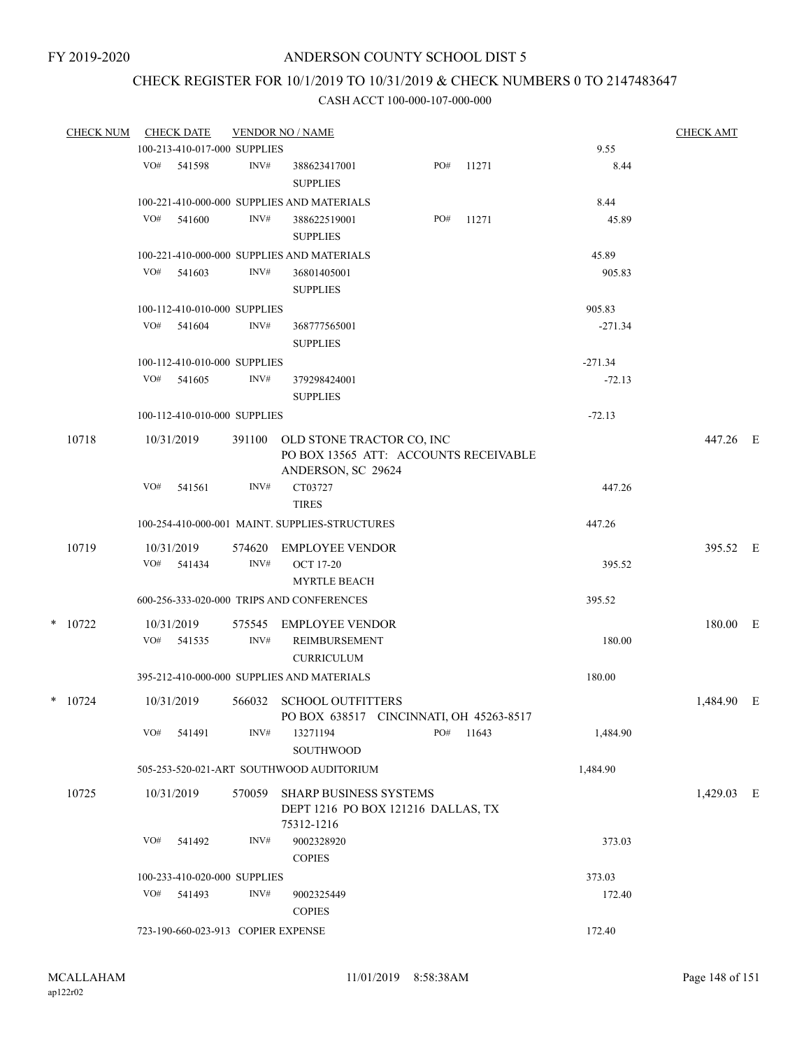FY 2019-2020

# ANDERSON COUNTY SCHOOL DIST 5

## CHECK REGISTER FOR 10/1/2019 TO 10/31/2019 & CHECK NUMBERS 0 TO 2147483647

### CASH ACCT 100-000-107-000-000

| CHECK NUM | CHECK DATE | VENDOR NO / NAME | | | CHECK AMT |
|---|---|---|---|---|---|
| | 100-213-410-017-000 SUPPLIES | | | 9.55 | |
| | VO# 541598 | INV# 388623417001 SUPPLIES | PO# 11271 | 8.44 | |
| | 100-221-410-000-000 SUPPLIES AND MATERIALS | | | 8.44 | |
| | VO# 541600 | INV# 388622519001 SUPPLIES | PO# 11271 | 45.89 | |
| | 100-221-410-000-000 SUPPLIES AND MATERIALS | | | 45.89 | |
| | VO# 541603 | INV# 36801405001 SUPPLIES | | 905.83 | |
| | 100-112-410-010-000 SUPPLIES | | | 905.83 | |
| | VO# 541604 | INV# 368777565001 SUPPLIES | | -271.34 | |
| | 100-112-410-010-000 SUPPLIES | | | -271.34 | |
| | VO# 541605 | INV# 379298424001 SUPPLIES | | -72.13 | |
| | 100-112-410-010-000 SUPPLIES | | | -72.13 | |
| 10718 | 10/31/2019 | 391100 OLD STONE TRACTOR CO, INC<br>PO BOX 13565 ATT: ACCOUNTS RECEIVABLE<br>ANDERSON, SC 29624 | | | 447.26 E |
| | VO# 541561 | INV# CT03727 TIRES | | 447.26 | |
| | 100-254-410-000-001 MAINT. SUPPLIES-STRUCTURES | | | 447.26 | |
| 10719 | 10/31/2019 | 574620 EMPLOYEE VENDOR | | | 395.52 E |
| | VO# 541434 | INV# OCT 17-20 MYRTLE BEACH | | 395.52 | |
| | 600-256-333-020-000 TRIPS AND CONFERENCES | | | 395.52 | |
| * 10722 | 10/31/2019 | 575545 EMPLOYEE VENDOR | | | 180.00 E |
| | VO# 541535 | INV# REIMBURSEMENT CURRICULUM | | 180.00 | |
| | 395-212-410-000-000 SUPPLIES AND MATERIALS | | | 180.00 | |
| * 10724 | 10/31/2019 | 566032 SCHOOL OUTFITTERS<br>PO BOX 638517 CINCINNATI, OH 45263-8517 | | | 1,484.90 E |
| | VO# 541491 | INV# 13271194 SOUTHWOOD | PO# 11643 | 1,484.90 | |
| | 505-253-520-021-ART SOUTHWOOD AUDITORIUM | | | 1,484.90 | |
| 10725 | 10/31/2019 | 570059 SHARP BUSINESS SYSTEMS<br>DEPT 1216 PO BOX 121216 DALLAS, TX<br>75312-1216 | | | 1,429.03 E |
| | VO# 541492 | INV# 9002328920 COPIES | | 373.03 | |
| | 100-233-410-020-000 SUPPLIES | | | 373.03 | |
| | VO# 541493 | INV# 9002325449 COPIES | | 172.40 | |
| | 723-190-660-023-913 COPIER EXPENSE | | | 172.40 | |

MCALLAHAM
ap122r02

11/01/2019 8:58:38AM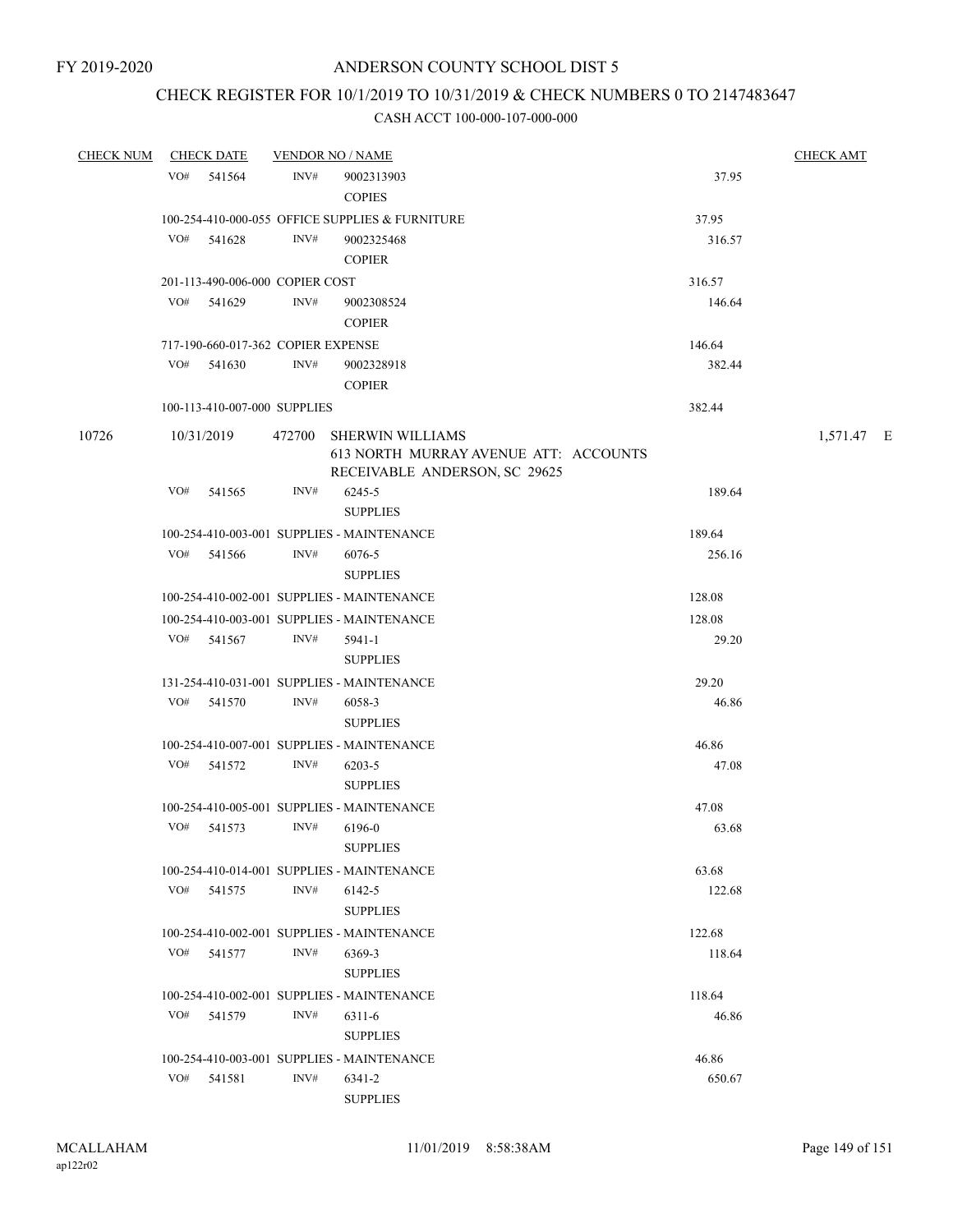FY 2019-2020

# ANDERSON COUNTY SCHOOL DIST 5

## CHECK REGISTER FOR 10/1/2019 TO 10/31/2019 & CHECK NUMBERS 0 TO 2147483647

### CASH ACCT 100-000-107-000-000

| CHECK NUM | CHECK DATE | VENDOR NO / NAME | | | CHECK AMT |
|---|---|---|---|---|---|
| | VO# 541564 | INV# | 9002313903 COPIES | 37.95 | |
| | 100-254-410-000-055 OFFICE SUPPLIES & FURNITURE | | | 37.95 | |
| | VO# 541628 | INV# | 9002325468 COPIER | 316.57 | |
| | 201-113-490-006-000 COPIER COST | | | 316.57 | |
| | VO# 541629 | INV# | 9002308524 COPIER | 146.64 | |
| | 717-190-660-017-362 COPIER EXPENSE | | | 146.64 | |
| | VO# 541630 | INV# | 9002328918 COPIER | 382.44 | |
| | 100-113-410-007-000 SUPPLIES | | | 382.44 | |
| 10726 | 10/31/2019 | 472700 | SHERWIN WILLIAMS 613 NORTH MURRAY AVENUE ATT: ACCOUNTS RECEIVABLE ANDERSON, SC 29625 | | 1,571.47 E |
| | VO# 541565 | INV# | 6245-5 SUPPLIES | 189.64 | |
| | 100-254-410-003-001 SUPPLIES - MAINTENANCE | | | 189.64 | |
| | VO# 541566 | INV# | 6076-5 SUPPLIES | 256.16 | |
| | 100-254-410-002-001 SUPPLIES - MAINTENANCE | | | 128.08 | |
| | 100-254-410-003-001 SUPPLIES - MAINTENANCE | | | 128.08 | |
| | VO# 541567 | INV# | 5941-1 SUPPLIES | 29.20 | |
| | 131-254-410-031-001 SUPPLIES - MAINTENANCE | | | 29.20 | |
| | VO# 541570 | INV# | 6058-3 SUPPLIES | 46.86 | |
| | 100-254-410-007-001 SUPPLIES - MAINTENANCE | | | 46.86 | |
| | VO# 541572 | INV# | 6203-5 SUPPLIES | 47.08 | |
| | 100-254-410-005-001 SUPPLIES - MAINTENANCE | | | 47.08 | |
| | VO# 541573 | INV# | 6196-0 SUPPLIES | 63.68 | |
| | 100-254-410-014-001 SUPPLIES - MAINTENANCE | | | 63.68 | |
| | VO# 541575 | INV# | 6142-5 SUPPLIES | 122.68 | |
| | 100-254-410-002-001 SUPPLIES - MAINTENANCE | | | 122.68 | |
| | VO# 541577 | INV# | 6369-3 SUPPLIES | 118.64 | |
| | 100-254-410-002-001 SUPPLIES - MAINTENANCE | | | 118.64 | |
| | VO# 541579 | INV# | 6311-6 SUPPLIES | 46.86 | |
| | 100-254-410-003-001 SUPPLIES - MAINTENANCE | | | 46.86 | |
| | VO# 541581 | INV# | 6341-2 SUPPLIES | 650.67 | |

MCALLAHAM ap122r02 11/01/2019 8:58:38AM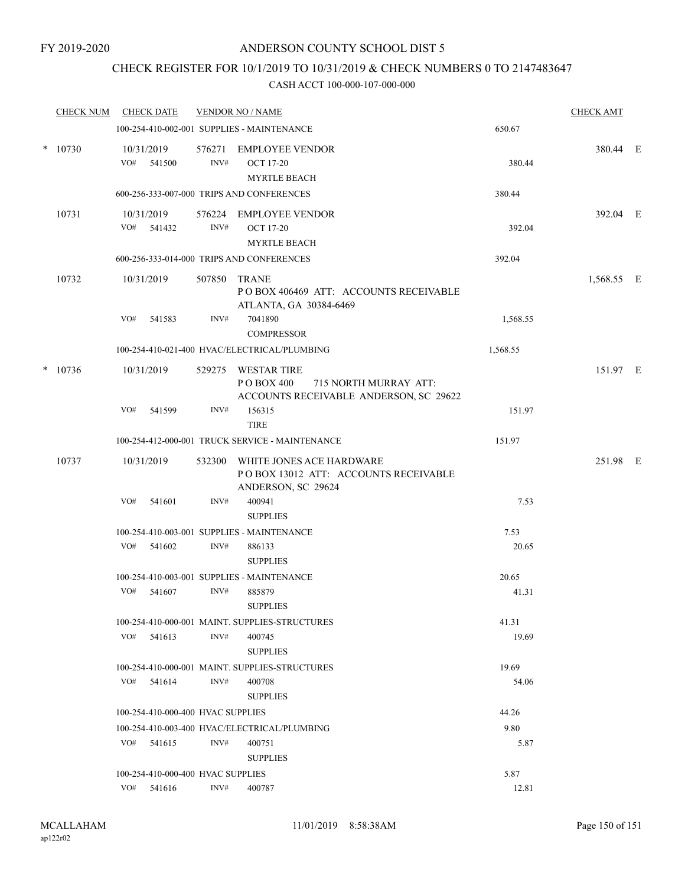FY 2019-2020

# ANDERSON COUNTY SCHOOL DIST 5

## CHECK REGISTER FOR 10/1/2019 TO 10/31/2019 & CHECK NUMBERS 0 TO 2147483647

### CASH ACCT 100-000-107-000-000

| CHECK NUM | CHECK DATE | VENDOR NO / NAME | | CHECK AMT | |
|---|---|---|---|---|---|
| | | 100-254-410-002-001 SUPPLIES - MAINTENANCE | 650.67 | | |
| * 10730 | 10/31/2019 | 576271 EMPLOYEE VENDOR | | 380.44 | E |
| | VO# 541500 | INV# OCT 17-20 MYRTLE BEACH | 380.44 | | |
| | | 600-256-333-007-000 TRIPS AND CONFERENCES | 380.44 | | |
| 10731 | 10/31/2019 | 576224 EMPLOYEE VENDOR | | 392.04 | E |
| | VO# 541432 | INV# OCT 17-20 MYRTLE BEACH | 392.04 | | |
| | | 600-256-333-014-000 TRIPS AND CONFERENCES | 392.04 | | |
| 10732 | 10/31/2019 | 507850 TRANE P O BOX 406469 ATT: ACCOUNTS RECEIVABLE ATLANTA, GA 30384-6469 | | 1,568.55 | E |
| | VO# 541583 | INV# 7041890 COMPRESSOR | 1,568.55 | | |
| | | 100-254-410-021-400 HVAC/ELECTRICAL/PLUMBING | 1,568.55 | | |
| * 10736 | 10/31/2019 | 529275 WESTAR TIRE P O BOX 400 715 NORTH MURRAY ATT: ACCOUNTS RECEIVABLE ANDERSON, SC 29622 | | 151.97 | E |
| | VO# 541599 | INV# 156315 TIRE | 151.97 | | |
| | | 100-254-412-000-001 TRUCK SERVICE - MAINTENANCE | 151.97 | | |
| 10737 | 10/31/2019 | 532300 WHITE JONES ACE HARDWARE P O BOX 13012 ATT: ACCOUNTS RECEIVABLE ANDERSON, SC 29624 | | 251.98 | E |
| | VO# 541601 | INV# 400941 SUPPLIES | 7.53 | | |
| | | 100-254-410-003-001 SUPPLIES - MAINTENANCE | 7.53 | | |
| | VO# 541602 | INV# 886133 SUPPLIES | 20.65 | | |
| | | 100-254-410-003-001 SUPPLIES - MAINTENANCE | 20.65 | | |
| | VO# 541607 | INV# 885879 SUPPLIES | 41.31 | | |
| | | 100-254-410-000-001 MAINT. SUPPLIES-STRUCTURES | 41.31 | | |
| | VO# 541613 | INV# 400745 SUPPLIES | 19.69 | | |
| | | 100-254-410-000-001 MAINT. SUPPLIES-STRUCTURES | 19.69 | | |
| | VO# 541614 | INV# 400708 SUPPLIES | 54.06 | | |
| | | 100-254-410-000-400 HVAC SUPPLIES | 44.26 | | |
| | | 100-254-410-003-400 HVAC/ELECTRICAL/PLUMBING | 9.80 | | |
| | VO# 541615 | INV# 400751 SUPPLIES | 5.87 | | |
| | | 100-254-410-000-400 HVAC SUPPLIES | 5.87 | | |
| | VO# 541616 | INV# 400787 | 12.81 | | |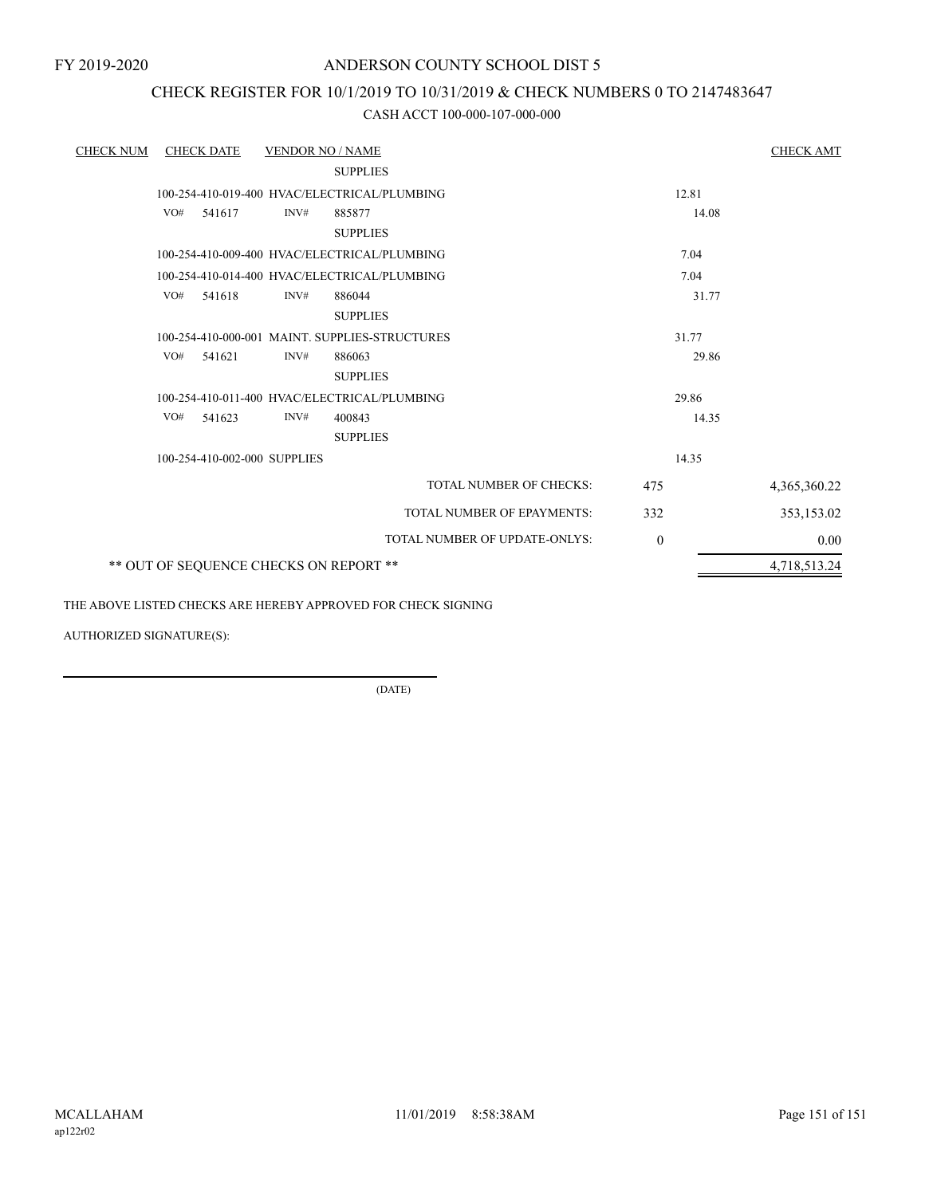FY 2019-2020

# ANDERSON COUNTY SCHOOL DIST 5

## CHECK REGISTER FOR 10/1/2019 TO 10/31/2019 & CHECK NUMBERS 0 TO 2147483647

CASH ACCT 100-000-107-000-000

| CHECK NUM | CHECK DATE | VENDOR NO / NAME | | | CHECK AMT |
|---|---|---|---|---|---|
| | | | SUPPLIES | | |
| | 100-254-410-019-400 HVAC/ELECTRICAL/PLUMBING | | | 12.81 | |
| | VO# 541617 | INV# | 885877 | 14.08 | |
| | | | SUPPLIES | | |
| | 100-254-410-009-400 HVAC/ELECTRICAL/PLUMBING | | | 7.04 | |
| | 100-254-410-014-400 HVAC/ELECTRICAL/PLUMBING | | | 7.04 | |
| | VO# 541618 | INV# | 886044 | 31.77 | |
| | | | SUPPLIES | | |
| | 100-254-410-000-001 MAINT. SUPPLIES-STRUCTURES | | | 31.77 | |
| | VO# 541621 | INV# | 886063 | 29.86 | |
| | | | SUPPLIES | | |
| | 100-254-410-011-400 HVAC/ELECTRICAL/PLUMBING | | | 29.86 | |
| | VO# 541623 | INV# | 400843 | 14.35 | |
| | | | SUPPLIES | | |
| | 100-254-410-002-000 SUPPLIES | | | 14.35 | |
| | | | TOTAL NUMBER OF CHECKS: | 475 | 4,365,360.22 |
| | | | TOTAL NUMBER OF EPAYMENTS: | 332 | 353,153.02 |
| | | | TOTAL NUMBER OF UPDATE-ONLYS: | 0 | 0.00 |
| ** OUT OF SEQUENCE CHECKS ON REPORT ** | | | | | 4,718,513.24 |

THE ABOVE LISTED CHECKS ARE HEREBY APPROVED FOR CHECK SIGNING

AUTHORIZED SIGNATURE(S):

(DATE)

MCALLAHAM
ap122r02

11/01/2019 8:58:38AM